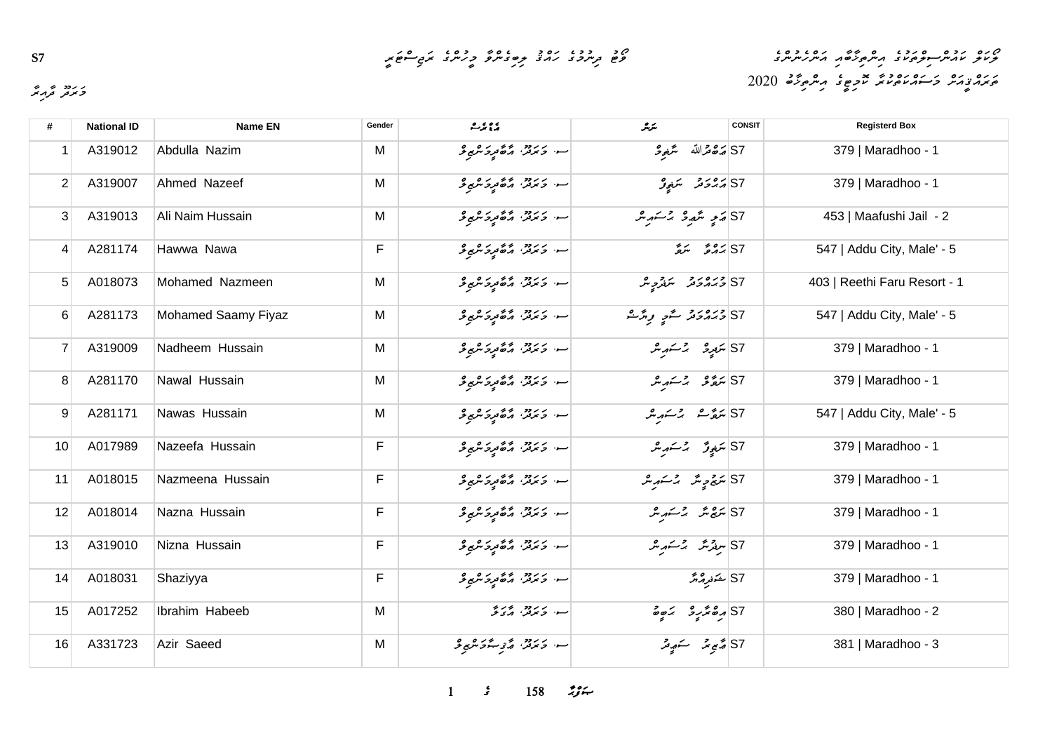S7 ރިޔާސީ ކަންތައްތަކާ ގުޅޭ ޤާނޫނު ދަށުން ރަޖިސްޓަރީ ކުރުމަށް ހުށަހަޅާ ފޯމު މަޖިލީހުގެ އިންތިޚާބު 2020 ވަނަ އަހަރު ވޯޓުލާ ފަރާތްތަކުގެ ލިސްޓު

މަރަދޫ ދާއިރާ

| # | National ID | Name EN | Gender | ޖެންޑަރ | ނަން | CONSIT | Registerd Box |
|---|---|---|---|---|---|---|---|
| 1 | A319012 | Abdulla Nazim | M | ސ. މަރަދޫ، އާބާދީމަންޒިލް | އަބްދުﷲ ނާޒިމް | S7 | 379 \| Maradhoo - 1 |
| 2 | A319007 | Ahmed Nazeef | M | ސ. މަރަދޫ، އާބާދީމަންޒިލް | އަޙްމަދު ނަޒީފް | S7 | 379 \| Maradhoo - 1 |
| 3 | A319013 | Ali Naim Hussain | M | ސ. މަރަދޫ، އާބާދީމަންޒިލް | ޢަލީ ނާޢިމް ޙުސައިން | S7 | 453 \| Maafushi Jail - 2 |
| 4 | A281174 | Hawwa Nawa | F | ސ. މަރަދޫ، އާބާދީމަންޒިލް | ޙައްވާ ނަވާ | S7 | 547 \| Addu City, Male' - 5 |
| 5 | A018073 | Mohamed Nazmeen | M | ސ. މަރަދޫ، އާބާދީމަންޒިލް | މުޙައްމަދު ނަޒްމީން | S7 | 403 \| Reethi Faru Resort - 1 |
| 6 | A281173 | Mohamed Saamy Fiyaz | M | ސ. މަރަދޫ، އާބާދީމަންޒިލް | މުޙައްމަދު ސާމީ ފިޔާޒް | S7 | 547 \| Addu City, Male' - 5 |
| 7 | A319009 | Nadheem Hussain | M | ސ. މަރަދޫ، އާބާދީމަންޒިލް | ނަދީމް ޙުސައިން | S7 | 379 \| Maradhoo - 1 |
| 8 | A281170 | Nawal Hussain | M | ސ. މަރަދޫ، އާބާދީމަންޒިލް | ނަވާލް ޙުސައިން | S7 | 379 \| Maradhoo - 1 |
| 9 | A281171 | Nawas Hussain | M | ސ. މަރަދޫ، އާބާދީމަންޒިލް | ނަވާސް ޙުސައިން | S7 | 547 \| Addu City, Male' - 5 |
| 10 | A017989 | Nazeefa Hussain | F | ސ. މަރަދޫ، އާބާދީމަންޒިލް | ނަޒީފާ ޙުސައިން | S7 | 379 \| Maradhoo - 1 |
| 11 | A018015 | Nazmeena Hussain | F | ސ. މަރަދޫ، އާބާދީމަންޒިލް | ނަޒްމީނާ ޙުސައިން | S7 | 379 \| Maradhoo - 1 |
| 12 | A018014 | Nazna Hussain | F | ސ. މަރަދޫ، އާބާދީމަންޒިލް | ނަޒްނާ ޙުސައިން | S7 | 379 \| Maradhoo - 1 |
| 13 | A319010 | Nizna Hussain | F | ސ. މަރަދޫ، އާބާދީމަންޒިލް | ނިޒްނާ ޙުސައިން | S7 | 379 \| Maradhoo - 1 |
| 14 | A018031 | Shaziyya | F | ސ. މަރަދޫ، އާބާދީމަންޒިލް | ޝާޒިއްޔާ | S7 | 379 \| Maradhoo - 1 |
| 15 | A017252 | Ibrahim Habeeb | M | ސ. މަރަދޫ، އާޒާދާ | އިބްރާހީމް ޙަބީބު | S7 | 380 \| Maradhoo - 2 |
| 16 | A331723 | Azir Saeed | M | ސ. މަރަދޫ، އާބިސާމަންޒިލް | އާޒިރު ސަޢީދު | S7 | 381 \| Maradhoo - 3 |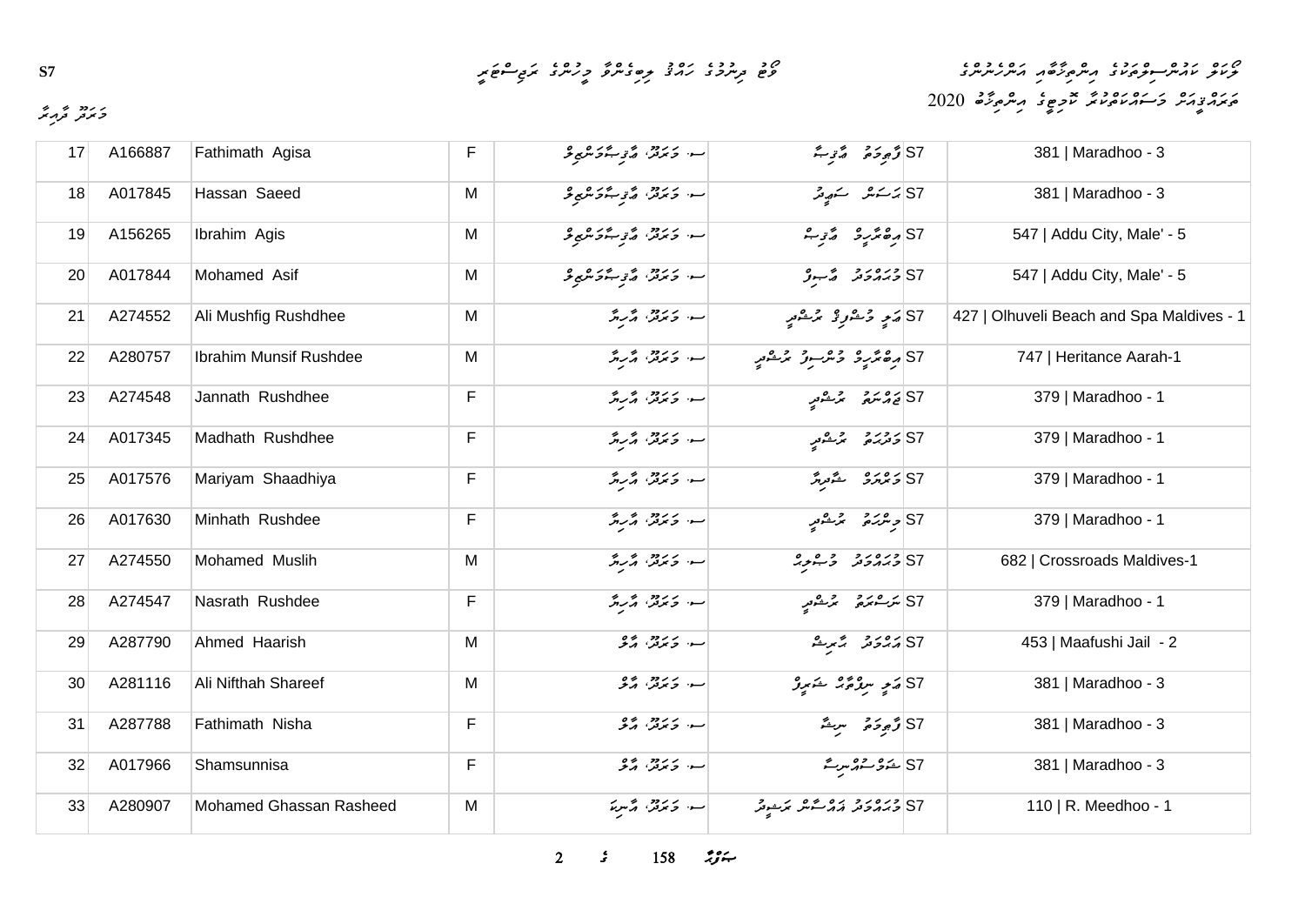| 17 | A166887 | Fathimath Agisa | F | ސ. މަރަދޫ، އާގިސާމަންޒިލް | S7 ފާތިމަތު އާގިސާ | 381 \| Maradhoo - 3 |
|---|---|---|---|---|---|---|
| 18 | A017845 | Hassan Saeed | M | ސ. މަރަދޫ، އާގިސާމަންޒިލް | S7 ހަސަން ސައީދު | 381 \| Maradhoo - 3 |
| 19 | A156265 | Ibrahim Agis | M | ސ. މަރަދޫ، އާގިސާމަންޒިލް | S7 އިބްރާހީމް އާގިސް | 547 \| Addu City, Male' - 5 |
| 20 | A017844 | Mohamed Asif | M | ސ. މަރަދޫ، އާގިސާމަންޒިލް | S7 މުޙައްމަދު އާސިފު | 547 \| Addu City, Male' - 5 |
| 21 | A274552 | Ali Mushfig Rushdhee | M | ސ. މަރަދޫ، އާރިޔާ | S7 އަލި މުޝްފިޤު ރުޝްދީ | 427 \| Olhuveli Beach and Spa Maldives - 1 |
| 22 | A280757 | Ibrahim Munsif Rushdee | M | ސ. މަރަދޫ، އާރިޔާ | S7 އިބްރާހީމް މުންސިފު ރުޝްދީ | 747 \| Heritance Aarah-1 |
| 23 | A274548 | Jannath Rushdhee | F | ސ. މަރަދޫ، އާރިޔާ | S7 ޖަންނަތު ރުޝްދީ | 379 \| Maradhoo - 1 |
| 24 | A017345 | Madhath Rushdhee | F | ސ. މަރަދޫ، އާރިޔާ | S7 މަދަޙަތު ރުޝްދީ | 379 \| Maradhoo - 1 |
| 25 | A017576 | Mariyam Shaadhiya | F | ސ. މަރަދޫ، އާރިޔާ | S7 މަރިޔަމް ޝާދިޔާ | 379 \| Maradhoo - 1 |
| 26 | A017630 | Minhath Rushdee | F | ސ. މަރަދޫ، އާރިޔާ | S7 މިންހަތު ރުޝްދީ | 379 \| Maradhoo - 1 |
| 27 | A274550 | Mohamed Muslih | M | ސ. މަރަދޫ، އާރިޔާ | S7 މުޙައްމަދު މުޞްލިޙް | 682 \| Crossroads Maldives-1 |
| 28 | A274547 | Nasrath Rushdee | F | ސ. މަރަދޫ، އާރިޔާ | S7 ނަސްރަތު ރުޝްދީ | 379 \| Maradhoo - 1 |
| 29 | A287790 | Ahmed Haarish | M | ސ. މަރަދޫ، އާލާ | S7 އަޙްމަދު ހާރިޝް | 453 \| Maafushi Jail - 2 |
| 30 | A281116 | Ali Nifthah Shareef | M | ސ. މަރަދޫ، އާލާ | S7 އަލި ނިފްތާޙް ޝަރީފު | 381 \| Maradhoo - 3 |
| 31 | A287788 | Fathimath Nisha | F | ސ. މަރަދޫ، އާލާ | S7 ފާތިމަތު ނިޝާ | 381 \| Maradhoo - 3 |
| 32 | A017966 | Shamsunnisa | F | ސ. މަރަދޫ، އާލާ | S7 ޝަމްސުންނިސާ | 381 \| Maradhoo - 3 |
| 33 | A280907 | Mohamed Ghassan Rasheed | M | ސ. މަރަދޫ، އާނިކަ | S7 މުޙައްމަދު ޣައްސާން ރަޝީދު | 110 \| R. Meedhoo - 1 |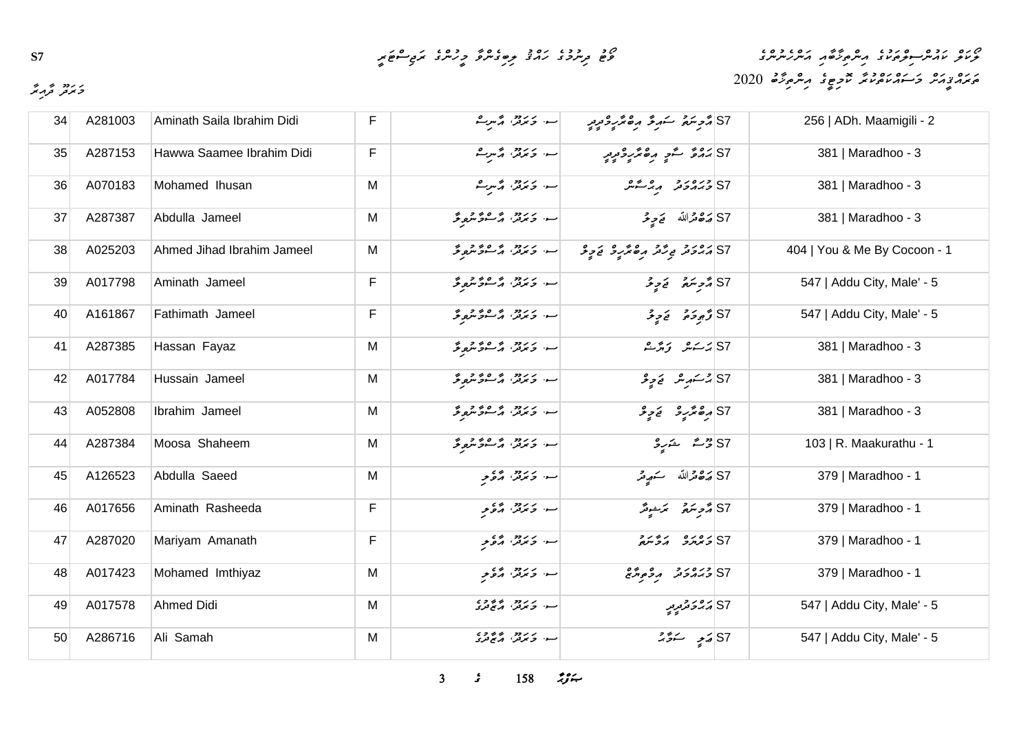| 34 | A281003 | Aminath Saila Ibrahim Didi | F | ސ. މަރަދޫ، އާނިސާ | S7 އާމިނަތު ސައިލާ އިބްރާހީމްދީދީ | 256 \| ADh. Maamigili - 2 |
|---|---|---|---|---|---|---|
| 35 | A287153 | Hawwa Saamee Ibrahim Didi | F | ސ. މަރަދޫ، އާނިސާ | S7 ހައްވާ ސާމީ އިބްރާހީމްދީދީ | 381 \| Maradhoo - 3 |
| 36 | A070183 | Mohamed Ihusan | M | ސ. މަރަދޫ، އާނިސާ | S7 މުހައްމަދު އިހުސާން | 381 \| Maradhoo - 3 |
| 37 | A287387 | Abdulla Jameel | M | ސ. މަރަދޫ، އާސްމާނީވިލާ | S7 އަބްދުﷲ ޖަމީލް | 381 \| Maradhoo - 3 |
| 38 | A025203 | Ahmed Jihad Ibrahim Jameel | M | ސ. މަރަދޫ، އާސްމާނީވިލާ | S7 އަހުމަދު ޖިހާދު އިބްރާހީމް ޖަމީލް | 404 \| You & Me By Cocoon - 1 |
| 39 | A017798 | Aminath Jameel | F | ސ. މަރަދޫ، އާސްމާނީވިލާ | S7 އާމިނަތު ޖަމީލް | 547 \| Addu City, Male' - 5 |
| 40 | A161867 | Fathimath Jameel | F | ސ. މަރަދޫ، އާސްމާނީވިލާ | S7 ފާތިމަތު ޖަމީލް | 547 \| Addu City, Male' - 5 |
| 41 | A287385 | Hassan Fayaz | M | ސ. މަރަދޫ، އާސްމާނީވިލާ | S7 ހަސަން ފައްޔާޒް | 381 \| Maradhoo - 3 |
| 42 | A017784 | Hussain Jameel | M | ސ. މަރަދޫ، އާސްމާނީވިލާ | S7 ހުސައިން ޖަމީލް | 381 \| Maradhoo - 3 |
| 43 | A052808 | Ibrahim Jameel | M | ސ. މަރަދޫ، އާސްމާނީވިލާ | S7 އިބްރާހީމް ޖަމީލް | 381 \| Maradhoo - 3 |
| 44 | A287384 | Moosa Shaheem | M | ސ. މަރަދޫ، އާސްމާނީވިލާ | S7 މޫސާ ޝަހީމް | 103 \| R. Maakurathu - 1 |
| 45 | A126523 | Abdulla Saeed | M | ސ. މަރަދޫ، އާލަމް | S7 އަބްދުﷲ ސައީދު | 379 \| Maradhoo - 1 |
| 46 | A017656 | Aminath Rasheeda | F | ސ. މަރަދޫ، އާލަމް | S7 އާމިނަތު ރަޝީދާ | 379 \| Maradhoo - 1 |
| 47 | A287020 | Mariyam Amanath | F | ސ. މަރަދޫ، އާލަމް | S7 މަރިޔަމް އަމާނަތު | 379 \| Maradhoo - 1 |
| 48 | A017423 | Mohamed Imthiyaz | M | ސ. މަރަދޫ، އާލަމް | S7 މުހައްމަދު އިމްތިޔާޒް | 379 \| Maradhoo - 1 |
| 49 | A017578 | Ahmed Didi | M | ސ. މަރަދޫ، އާޒާދީ | S7 އަހުމަދުދީދީ | 547 \| Addu City, Male' - 5 |
| 50 | A286716 | Ali Samah | M | ސ. މަރަދޫ، އާޒާދީ | S7 އަލީ ސަމާހު | 547 \| Addu City, Male' - 5 |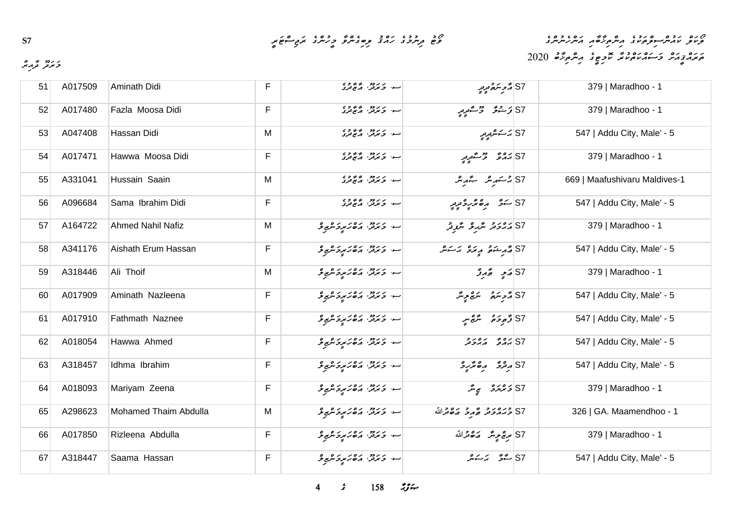| 51 | A017509 | Aminath Didi | F | ސ. މަރަދޫ، އާޒާދީގެ | S7 އާމިނަތުދީދީ | 379 \| Maradhoo - 1 |
|---|---|---|---|---|---|---|
| 52 | A017480 | Fazla Moosa Didi | F | ސ. މަރަދޫ، އާޒާދީގެ | S7 ފަޟްލާ މޫސާދީދީ | 379 \| Maradhoo - 1 |
| 53 | A047408 | Hassan Didi | M | ސ. މަރަދޫ، އާޒާދީގެ | S7 ހަސަންދީދީ | 547 \| Addu City, Male' - 5 |
| 54 | A017471 | Hawwa Moosa Didi | F | ސ. މަރަދޫ، އާޒާދީގެ | S7 ހައްވާ މޫސާދީދީ | 379 \| Maradhoo - 1 |
| 55 | A331041 | Hussain Saain | M | ސ. މަރަދޫ، އާޒާދީގެ | S7 ހުސައިން ސާއިން | 669 \| Maafushivaru Maldives-1 |
| 56 | A096684 | Sama Ibrahim Didi | F | ސ. މަރަދޫ، އާޒާދީގެ | S7 ސަމާ އިބްރާހީމްދީދީ | 547 \| Addu City, Male' - 5 |
| 57 | A164722 | Ahmed Nahil Nafiz | M | ސ. މަރަދޫ، އަބަރަކީމަންޒިލް | S7 އަޙްމަދު ނާހިލް ނާފިޒު | 379 \| Maradhoo - 1 |
| 58 | A341176 | Aishath Erum Hassan | F | ސ. މަރަދޫ، އަބަރަކީމަންޒިލް | S7 އާއިޝަތު އިރަމް ހަސަން | 547 \| Addu City, Male' - 5 |
| 59 | A318446 | Ali Thoif | M | ސ. މަރަދޫ، އަބަރަކީމަންޒިލް | S7 އަލީ ޠާއިފް | 379 \| Maradhoo - 1 |
| 60 | A017909 | Aminath Nazleena | F | ސ. މަރަދޫ، އަބަރަކީމަންޒިލް | S7 އާމިނަތު ނަޒްލީނާ | 547 \| Addu City, Male' - 5 |
| 61 | A017910 | Fathmath Naznee | F | ސ. މަރަދޫ، އަބަރަކީމަންޒިލް | S7 ފާތިމަތު ނާޒްނީ | 547 \| Addu City, Male' - 5 |
| 62 | A018054 | Hawwa Ahmed | F | ސ. މަރަދޫ، އަބަރަކީމަންޒިލް | S7 ހައްވާ އަޙްމަދު | 547 \| Addu City, Male' - 5 |
| 63 | A318457 | Idhma Ibrahim | F | ސ. މަރަދޫ، އަބަރަކީމަންޒިލް | S7 އިދްމާ އިބްރާހީމް | 547 \| Addu City, Male' - 5 |
| 64 | A018093 | Mariyam Zeena | F | ސ. މަރަދޫ، އަބަރަކީމަންޒިލް | S7 މަރިޔަމް ޒީނާ | 379 \| Maradhoo - 1 |
| 65 | A298623 | Mohamed Thaim Abdulla | M | ސ. މަރަދޫ، އަބަރަކީމަންޒިލް | S7 މުޙައްމަދު ތާއިމް އަބްދުﷲ | 326 \| GA. Maamendhoo - 1 |
| 66 | A017850 | Rizleena Abdulla | F | ސ. މަރަދޫ، އަބަރަކީމަންޒިލް | S7 ރިޒްލީނާ އަބްދުﷲ | 379 \| Maradhoo - 1 |
| 67 | A318447 | Saama Hassan | F | ސ. މަރަދޫ، އަބަރަކީމަންޒިލް | S7 ސާމާ ހަސަން | 547 \| Addu City, Male' - 5 |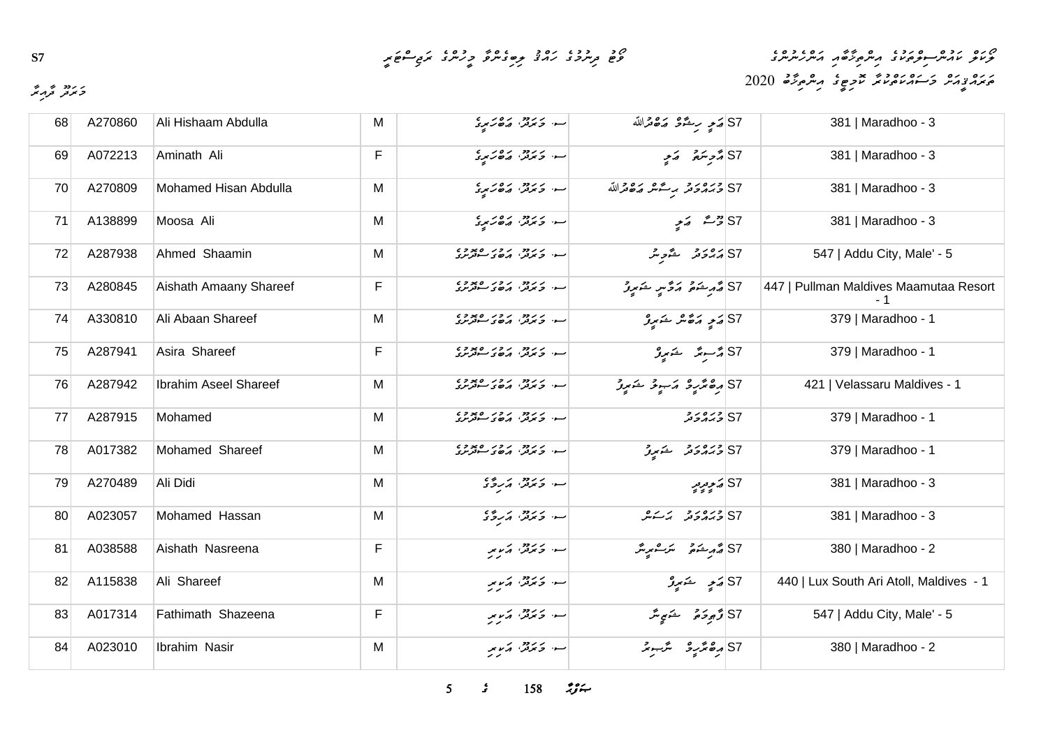| 68 | A270860 | Ali Hishaam Abdulla | M | ސ. މަރަދޫ، އަބުހަރީގެ | S7 | އަލި ހިޝާމް އަބްދުއްﷲ | 381 \| Maradhoo - 3 |
|---|---|---|---|---|---|---|---|
| 69 | A072213 | Aminath Ali | F | ސ. މަރަދޫ، އަބުހަރީގެ | S7 | އާމިނަތު އަލި | 381 \| Maradhoo - 3 |
| 70 | A270809 | Mohamed Hisan Abdulla | M | ސ. މަރަދޫ، އަބުހަރީގެ | S7 | މުހައްމަދު ހިސާން އަބްދުއްﷲ | 381 \| Maradhoo - 3 |
| 71 | A138899 | Moosa Ali | M | ސ. މަރަދޫ، އަބުހަރީގެ | S7 | މޫސާ އަލި | 381 \| Maradhoo - 3 |
| 72 | A287938 | Ahmed Shaamin | M | ސ. މަރަދޫ، އަބުހަރުސްޓޯރުގެ | S7 | އަހުމަދު ޝާމިން | 547 \| Addu City, Male' - 5 |
| 73 | A280845 | Aishath Amaany Shareef | F | ސ. މަރަދޫ، އަބުހަރުސްޓޯރުގެ | S7 | އާއިޝަތު އަމާނީ ޝަރީފު | 447 \| Pullman Maldives Maamutaa Resort - 1 |
| 74 | A330810 | Ali Abaan Shareef | M | ސ. މަރަދޫ، އަބުހަރުސްޓޯރުގެ | S7 | އަލި އަބާން ޝަރީފު | 379 \| Maradhoo - 1 |
| 75 | A287941 | Asira Shareef | F | ސ. މަރަދޫ، އަބުހަރުސްޓޯރުގެ | S7 | އާސިރާ ޝަރީފު | 379 \| Maradhoo - 1 |
| 76 | A287942 | Ibrahim Aseel Shareef | M | ސ. މަރަދޫ، އަބުހަރުސްޓޯރުގެ | S7 | އިބްރާހީމް އަސީލް ޝަރީފު | 421 \| Velassaru Maldives - 1 |
| 77 | A287915 | Mohamed | M | ސ. މަރަދޫ، އަބުހަރުސްޓޯރުގެ | S7 | މުހައްމަދު | 379 \| Maradhoo - 1 |
| 78 | A017382 | Mohamed Shareef | M | ސ. މަރަދޫ، އަބުހަރުސްޓޯރުގެ | S7 | މުހައްމަދު ޝަރީފު | 379 \| Maradhoo - 1 |
| 79 | A270489 | Ali Didi | M | ސ. މަރަދޫ، އަރިމާގެ | S7 | އަލިދީދީ | 381 \| Maradhoo - 3 |
| 80 | A023057 | Mohamed Hassan | M | ސ. މަރަދޫ، އަރިމާގެ | S7 | މުހައްމަދު ހަސަން | 381 \| Maradhoo - 3 |
| 81 | A038588 | Aishath Nasreena | F | ސ. މަރަދޫ، އަޔަރި | S7 | އާއިޝަތު ނަސްރީނާ | 380 \| Maradhoo - 2 |
| 82 | A115838 | Ali Shareef | M | ސ. މަރަދޫ، އަޔަރި | S7 | އަލި ޝަރީފު | 440 \| Lux South Ari Atoll, Maldives - 1 |
| 83 | A017314 | Fathimath Shazeena | F | ސ. މަރަދޫ، އަޔަރި | S7 | ފާތިމަތު ޝަޒީނާ | 547 \| Addu City, Male' - 5 |
| 84 | A023010 | Ibrahim Nasir | M | ސ. މަރަދޫ، އަޔަރި | S7 | އިބްރާހީމް ނާސިރު | 380 \| Maradhoo - 2 |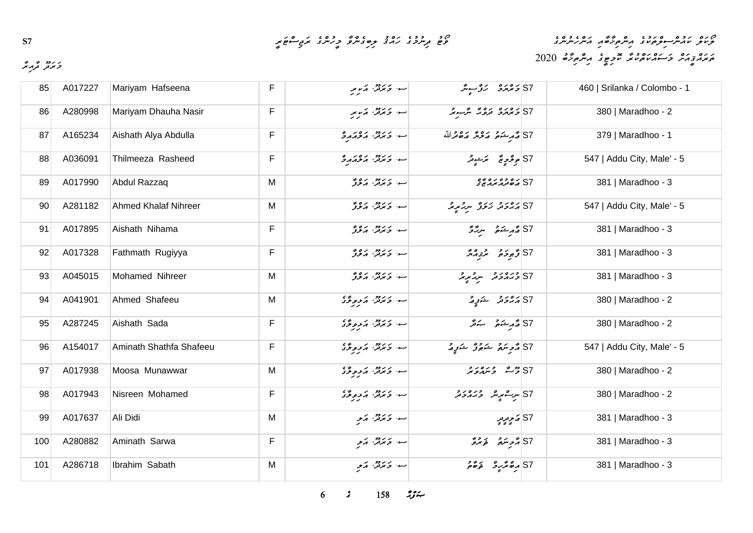| 85 | A017227 | Mariyam Hafseena | F | ސ. މަރަދޫ، އަކިރި | S7 މަރިޔަމް ހަފްސީނާ | 460 \| Srilanka / Colombo - 1 |
|---|---|---|---|---|---|---|
| 86 | A280998 | Mariyam Dhauha Nasir | F | ސ. މަރަދޫ، އަކިރި | S7 މަރިޔަމް ދަޢުހާ ނާސިރު | 380 \| Maradhoo - 2 |
| 87 | A165234 | Aishath Alya Abdulla | F | ސ. މަރަދޫ، އަލިއާމިލް | S7 އާއިޝަތު އަލްޔާ އަބްދުالله | 379 \| Maradhoo - 1 |
| 88 | A036091 | Thilmeeza Rasheed | F | ސ. މަރަދޫ، އަލިއާމިލް | S7 ތިލްމީޒާ ރަޝީދު | 547 \| Addu City, Male' - 5 |
| 89 | A017990 | Abdul Razzaq | M | ސ. މަރަދޫ، އަލްފާ | S7 އަބްދުއްރައްޒާގު | 381 \| Maradhoo - 3 |
| 90 | A281182 | Ahmed Khalaf Nihreer | M | ސ. މަރަދޫ، އަލްފާ | S7 އަޙްމަދު ޚަލަފް ނިހްރީރު | 547 \| Addu City, Male' - 5 |
| 91 | A017895 | Aishath Nihama | F | ސ. މަރަދޫ، އަލްފާ | S7 އާއިޝަތު ނިހާމާ | 381 \| Maradhoo - 3 |
| 92 | A017328 | Fathmath Rugiyya | F | ސ. މަރަދޫ، އަލްފާ | S7 ފާތިމަތު ރުގިއްޔާ | 381 \| Maradhoo - 3 |
| 93 | A045015 | Mohamed Nihreer | M | ސ. މަރަދޫ، އަލްފާ | S7 މުޙައްމަދު ނިހްރީރު | 381 \| Maradhoo - 3 |
| 94 | A041901 | Ahmed Shafeeu | M | ސ. މަރަދޫ، އަރިވިލާގެ | S7 އަޙްމަދު ޝަފީޢު | 380 \| Maradhoo - 2 |
| 95 | A287245 | Aishath Sada | F | ސ. މަރަދޫ، އަރިވިލާގެ | S7 އާއިޝަތު ސަދާ | 380 \| Maradhoo - 2 |
| 96 | A154017 | Aminath Shathfa Shafeeu | F | ސ. މަރަދޫ، އަރިވިލާގެ | S7 އާމިނަތު ޝަތުފާ ޝަފީޢު | 547 \| Addu City, Male' - 5 |
| 97 | A017938 | Moosa Munawwar | M | ސ. މަރަދޫ، އަރިވިލާގެ | S7 މޫސާ މުނައްވަރު | 380 \| Maradhoo - 2 |
| 98 | A017943 | Nisreen Mohamed | F | ސ. މަރަދޫ، އަރިވިލާގެ | S7 ނިސްރީން މުޙައްމަދު | 380 \| Maradhoo - 2 |
| 99 | A017637 | Ali Didi | M | ސ. މަރަދޫ، އަލި | S7 އަލިދީދީ | 381 \| Maradhoo - 3 |
| 100 | A280882 | Aminath Sarwa | F | ސ. މަރަދޫ، އަލި | S7 އާމިނަތު ޞަރްވާ | 381 \| Maradhoo - 3 |
| 101 | A286718 | Ibrahim Sabath | M | ސ. މަރަދޫ، އަލި | S7 އިބްރާހީމް ޞަބާތު | 381 \| Maradhoo - 3 |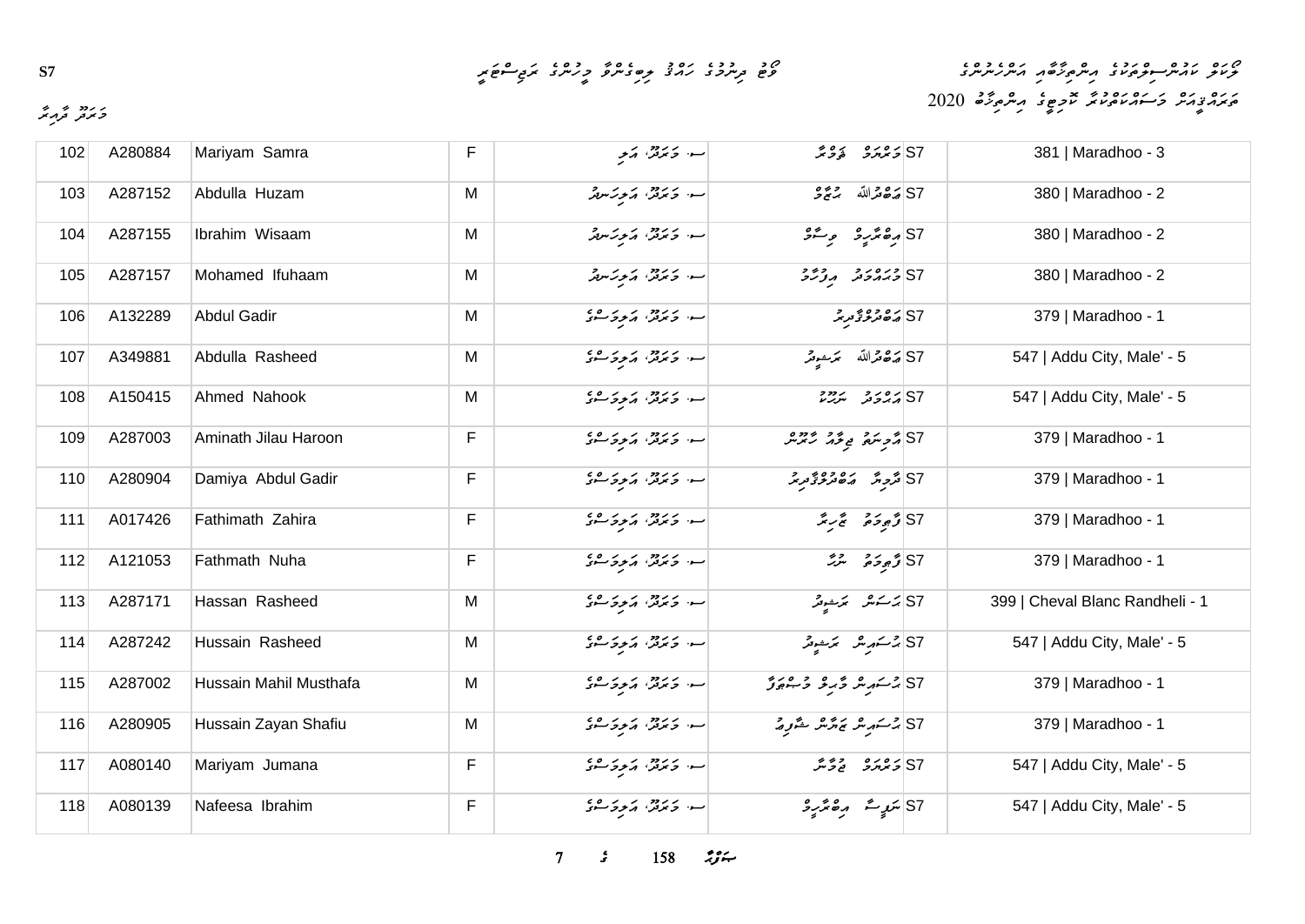| 102 | A280884 | Mariyam Samra | F | ސ. މަރަދޫ، އަލި | S7 މަރިޔަމް ޝަމްރާ | 381 \| Maradhoo - 3 |
|---|---|---|---|---|---|---|
| 103 | A287152 | Abdulla Huzam | M | ސ. މަރަދޫ، އަލިމަސްދު | S7 އަބްދުﷲ ހުޒާމް | 380 \| Maradhoo - 2 |
| 104 | A287155 | Ibrahim Wisaam | M | ސ. މަރަދޫ، އަލިމަސްދު | S7 އިބްރާހީމް ވިސާމް | 380 \| Maradhoo - 2 |
| 105 | A287157 | Mohamed Ifuhaam | M | ސ. މަރަދޫ، އަލިމަސްދު | S7 މުހައްމަދު އިފްހާމް | 380 \| Maradhoo - 2 |
| 106 | A132289 | Abdul Gadir | M | ސ. މަރަދޫ، އަލިވަސްގެ | S7 އަބްދުލްޤާދިރު | 379 \| Maradhoo - 1 |
| 107 | A349881 | Abdulla Rasheed | M | ސ. މަރަދޫ، އަލިވަސްގެ | S7 އަބްދުﷲ ރަޝީދު | 547 \| Addu City, Male' - 5 |
| 108 | A150415 | Ahmed Nahook | M | ސ. މަރަދޫ، އަލިވަސްގެ | S7 އަޙްމަދު ނަހޫކު | 547 \| Addu City, Male' - 5 |
| 109 | A287003 | Aminath Jilau Haroon | F | ސ. މަރަދޫ، އަލިވަސްގެ | S7 އާމިނަތު ޖިލާއު ހާރޫން | 379 \| Maradhoo - 1 |
| 110 | A280904 | Damiya Abdul Gadir | F | ސ. މަރަދޫ، އަލިވަސްގެ | S7 ދާމިޔާ އަބްދުލްޤާދިރު | 379 \| Maradhoo - 1 |
| 111 | A017426 | Fathimath Zahira | F | ސ. މަރަދޫ، އަލިވަސްގެ | S7 ފާތިމަތު ޒާހިރާ | 379 \| Maradhoo - 1 |
| 112 | A121053 | Fathmath Nuha | F | ސ. މަރަދޫ، އަލިވަސްގެ | S7 ފާތިމަތު ނުހާ | 379 \| Maradhoo - 1 |
| 113 | A287171 | Hassan Rasheed | M | ސ. މަރަދޫ، އަލިވަސްގެ | S7 ހަސަން ރަޝީދު | 399 \| Cheval Blanc Randheli - 1 |
| 114 | A287242 | Hussain Rasheed | M | ސ. މަރަދޫ، އަލިވަސްގެ | S7 ހުސައިން ރަޝީދު | 547 \| Addu City, Male' - 5 |
| 115 | A287002 | Hussain Mahil Musthafa | M | ސ. މަރަދޫ، އަލިވަސްގެ | S7 ހުސައިން މާހިލް މުސްތަފާ | 379 \| Maradhoo - 1 |
| 116 | A280905 | Hussain Zayan Shafiu | M | ސ. މަރަދޫ، އަލިވަސްގެ | S7 ހުސައިން ޒަޔާން ޝާފިއު | 379 \| Maradhoo - 1 |
| 117 | A080140 | Mariyam Jumana | F | ސ. މަރަދޫ، އަލިވަސްގެ | S7 މަރިޔަމް ޖުމާނާ | 547 \| Addu City, Male' - 5 |
| 118 | A080139 | Nafeesa Ibrahim | F | ސ. މަރަދޫ، އަލިވަސްގެ | S7 ނަފީސާ އިބްރާހީމް | 547 \| Addu City, Male' - 5 |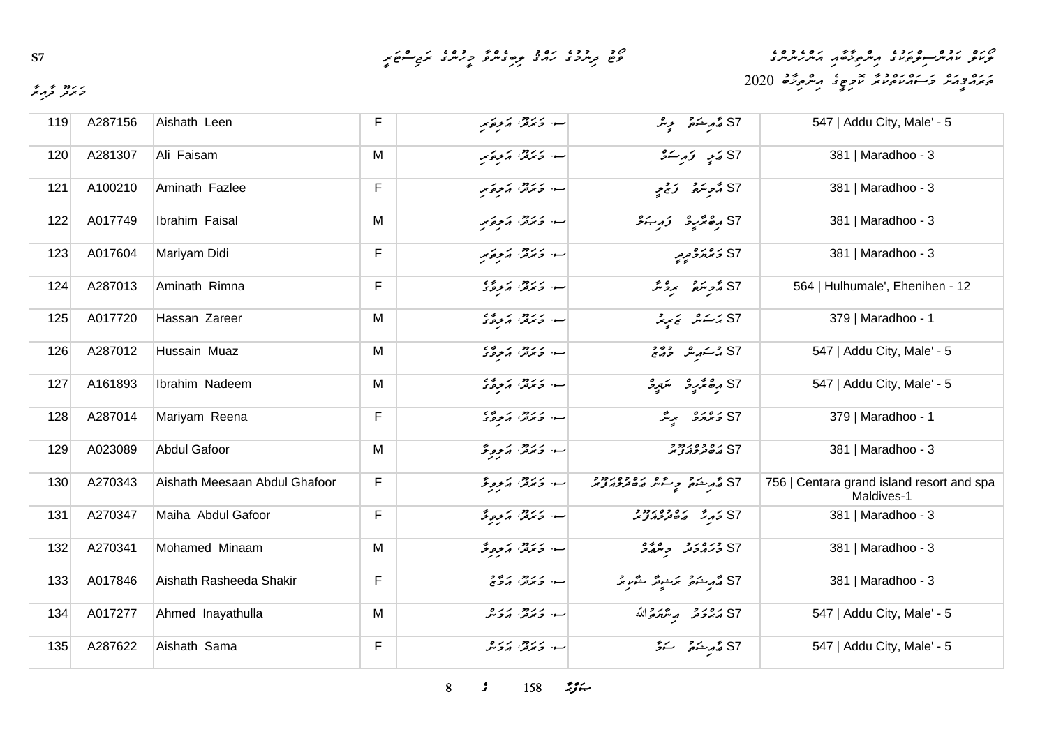| 119 | A287156 | Aishath Leen | F | ސ. މަރަދޫ، އަލިވަކި | S7 އާއިޝަތު ލީން | 547 \| Addu City, Male' - 5 |
|---|---|---|---|---|---|---|
| 120 | A281307 | Ali Faisam | M | ސ. މަރަދޫ، އަލިވަކި | S7 އަލި ފައިސަމް | 381 \| Maradhoo - 3 |
| 121 | A100210 | Aminath Fazlee | F | ސ. މަރަދޫ، އަލިވަކި | S7 އާމިނަތު ފަޟްލީ | 381 \| Maradhoo - 3 |
| 122 | A017749 | Ibrahim Faisal | M | ސ. މަރަދޫ، އަލިވަކި | S7 އިބްރާހީމް ފައިސަލް | 381 \| Maradhoo - 3 |
| 123 | A017604 | Mariyam Didi | F | ސ. މަރަދޫ، އަލިވަކި | S7 މަރިޔަމްދީދީ | 381 \| Maradhoo - 3 |
| 124 | A287013 | Aminath Rimna | F | ސ. މަރަދޫ، އަލިވާގޭ | S7 އާމިނަތު ރިމްނާ | 564 \| Hulhumale', Ehenihen - 12 |
| 125 | A017720 | Hassan Zareer | M | ސ. މަރަދޫ، އަލިވާގޭ | S7 ހަސަން ޒަރީރު | 379 \| Maradhoo - 1 |
| 126 | A287012 | Hussain Muaz | M | ސ. މަރަދޫ، އަލިވާގޭ | S7 ހުސައިން މުއާޒު | 547 \| Addu City, Male' - 5 |
| 127 | A161893 | Ibrahim Nadeem | M | ސ. މަރަދޫ، އަލިވާގޭ | S7 އިބްރާހީމް ނަދީމް | 547 \| Addu City, Male' - 5 |
| 128 | A287014 | Mariyam Reena | F | ސ. މަރަދޫ، އަލިވާގޭ | S7 މަރިޔަމް ރީނާ | 379 \| Maradhoo - 1 |
| 129 | A023089 | Abdul Gafoor | M | ސ. މަރަދޫ، އަލިވިލާ | S7 އަބްދުލްޣަފޫރު | 381 \| Maradhoo - 3 |
| 130 | A270343 | Aishath Meesaan Abdul Ghafoor | F | ސ. މަރަދޫ، އަލިވިލާ | S7 އާއިޝަތު މީސާން އަބްދުލްޣަފޫރު | 756 \| Centara grand island resort and spa Maldives-1 |
| 131 | A270347 | Maiha Abdul Gafoor | F | ސ. މަރަދޫ، އަލިވިލާ | S7 މައިހާ އަބްދުލްޣަފޫރު | 381 \| Maradhoo - 3 |
| 132 | A270341 | Mohamed Minaam | M | ސ. މަރަދޫ، އަލިވިލާ | S7 މުޙައްމަދު މިނާމް | 381 \| Maradhoo - 3 |
| 133 | A017846 | Aishath Rasheeda Shakir | F | ސ. މަރަދޫ، އަމާޒް | S7 އާއިޝަތު ރަޝީދާ ޝާކިރު | 381 \| Maradhoo - 3 |
| 134 | A017277 | Ahmed Inayathulla | M | ސ. މަރަދޫ، އަމަން | S7 އަޙްމަދު އިނާޔަތުﷲ | 547 \| Addu City, Male' - 5 |
| 135 | A287622 | Aishath Sama | F | ސ. މަރަދޫ، އަމަން | S7 އާއިޝަތު ސަމާ | 547 \| Addu City, Male' - 5 |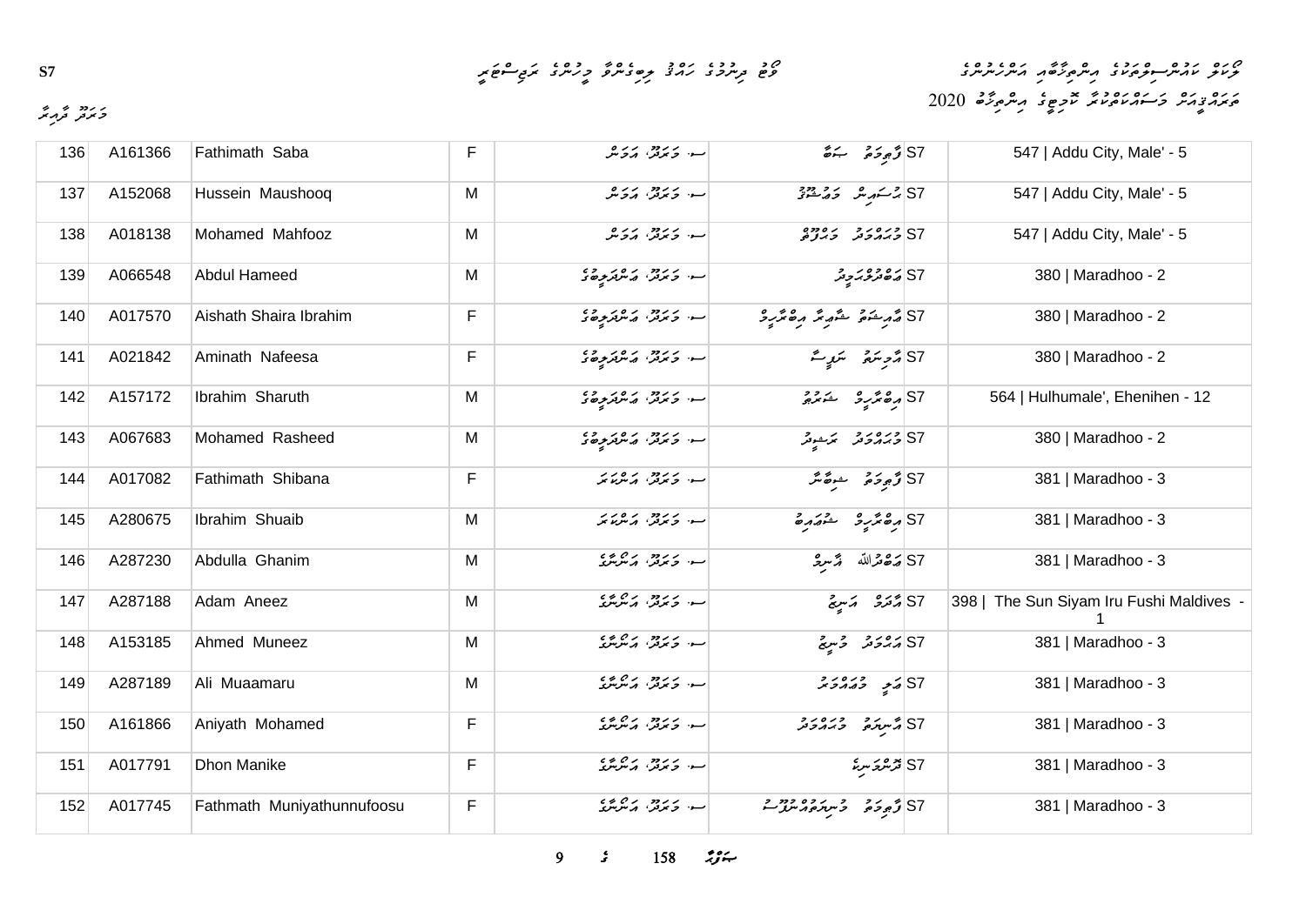| 136 | A161366 | Fathimath Saba | F | ސ. މަރަދޫ، އަމަން | S7 ފާތިމަތު ސަބާ | 547 \| Addu City, Male' - 5 |
|---|---|---|---|---|---|---|
| 137 | A152068 | Hussein Maushooq | M | ސ. މަރަދޫ، އަމަން | S7 ހުސައިން މައުޝޫގު | 547 \| Addu City, Male' - 5 |
| 138 | A018138 | Mohamed Mahfooz | M | ސ. މަރަދޫ، އަމަން | S7 މުހައްމަދު މަޙްފޫޒު | 547 \| Addu City, Male' - 5 |
| 139 | A066548 | Abdul Hameed | M | ސ. މަރަދޫ، އަންދަލީބުގެ | S7 އަބްދުލްޙަމީދު | 380 \| Maradhoo - 2 |
| 140 | A017570 | Aishath Shaira Ibrahim | F | ސ. މަރަދޫ، އަންދަލީބުގެ | S7 އާއިޝަތު ޝާއިރާ އިބްރާހީމް | 380 \| Maradhoo - 2 |
| 141 | A021842 | Aminath Nafeesa | F | ސ. މަރަދޫ، އަންދަލީބުގެ | S7 އާމިނަތު ނަފީސާ | 380 \| Maradhoo - 2 |
| 142 | A157172 | Ibrahim Sharuth | M | ސ. މަރަދޫ، އަންދަލީބުގެ | S7 އިބްރާހީމް ޝަރުތު | 564 \| Hulhumale', Ehenihen - 12 |
| 143 | A067683 | Mohamed Rasheed | M | ސ. މަރަދޫ، އަންދަލީބުގެ | S7 މުހައްމަދު ރަޝީދު | 380 \| Maradhoo - 2 |
| 144 | A017082 | Fathimath Shibana | F | ސ. މަރަދޫ، އަންބަރު | S7 ފާތިމަތު ޝިބާނާ | 381 \| Maradhoo - 3 |
| 145 | A280675 | Ibrahim Shuaib | M | ސ. މަރަދޫ، އަންބަރު | S7 އިބްރާހީމް ޝުޢައިބު | 381 \| Maradhoo - 3 |
| 146 | A287230 | Abdulla Ghanim | M | ސ. މަރަދޫ، އަންނާރާ | S7 އަބްދުﷲ ޣާނިމް | 381 \| Maradhoo - 3 |
| 147 | A287188 | Adam Aneez | M | ސ. މަރަދޫ، އަންނާރާ | S7 އާދަމް އަނީޒު | 398 \| The Sun Siyam Iru Fushi Maldives - 1 |
| 148 | A153185 | Ahmed Muneez | M | ސ. މަރަދޫ، އަންނާރާ | S7 އަޙްމަދު މުނީޒު | 381 \| Maradhoo - 3 |
| 149 | A287189 | Ali Muaamaru | M | ސ. މަރަދޫ، އަންނާރާ | S7 އަލި މުޢައްމަރު | 381 \| Maradhoo - 3 |
| 150 | A161866 | Aniyath Mohamed | F | ސ. މަރަދޫ، އަންނާރާ | S7 އާނިޔަތު މުހައްމަދު | 381 \| Maradhoo - 3 |
| 151 | A017791 | Dhon Manike | F | ސ. މަރަދޫ، އަންނާރާ | S7 ދޮންމަނިކެ | 381 \| Maradhoo - 3 |
| 152 | A017745 | Fathmath Muniyathunnufoosu | F | ސ. މަރަދޫ، އަންނާރާ | S7 ފާތިމަތު މުނިޔަތުއްނުފޫސު | 381 \| Maradhoo - 3 |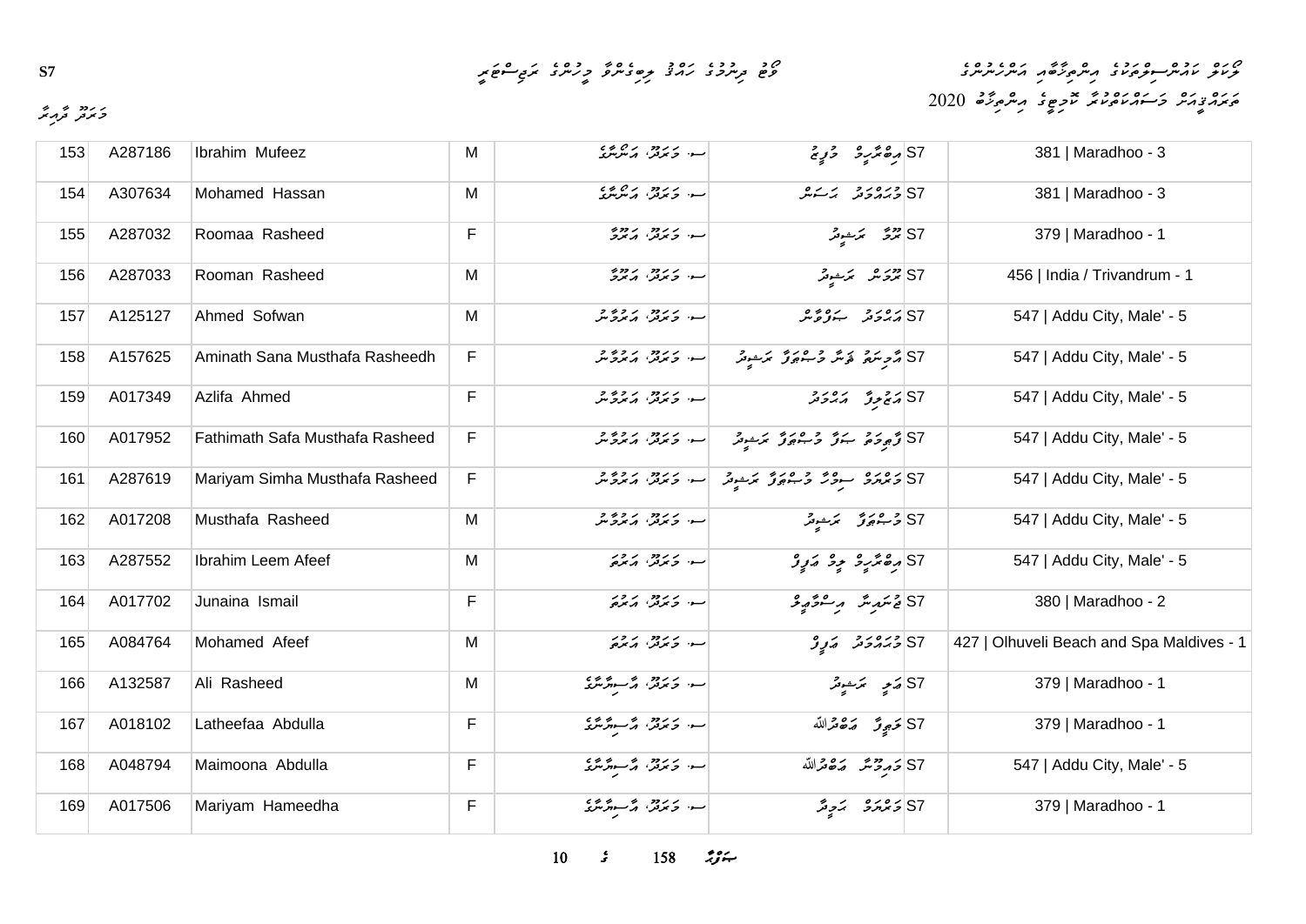| 153 | A287186 | Ibrahim Mufeez | M | ސ. މަރަދޫ، އަންނާރާ | S7 | 381 \| Maradhoo - 3 |
|---|---|---|---|---|---|---|
| 154 | A307634 | Mohamed Hassan | M | ސ. މަރަދޫ، އަންނާރާ | S7 | 381 \| Maradhoo - 3 |
| 155 | A287032 | Roomaa Rasheed | F | ސ. މަރަދޫ، އަރޫމާ | S7 | 379 \| Maradhoo - 1 |
| 156 | A287033 | Rooman Rasheed | M | ސ. މަރަދޫ، އަރޫމާ | S7 | 456 \| India / Trivandrum - 1 |
| 157 | A125127 | Ahmed Sofwan | M | ސ. މަރަދޫ، އަރުވާން | S7 | 547 \| Addu City, Male' - 5 |
| 158 | A157625 | Aminath Sana Musthafa Rasheedh | F | ސ. މަރަދޫ، އަރުވާން | S7 | 547 \| Addu City, Male' - 5 |
| 159 | A017349 | Azlifa Ahmed | F | ސ. މަރަދޫ، އަރުވާން | S7 | 547 \| Addu City, Male' - 5 |
| 160 | A017952 | Fathimath Safa Musthafa Rasheed | F | ސ. މަރަދޫ، އަރުވާން | S7 | 547 \| Addu City, Male' - 5 |
| 161 | A287619 | Mariyam Simha Musthafa Rasheed | F | ސ. މަރަދޫ، އަރުވާން | S7 | 547 \| Addu City, Male' - 5 |
| 162 | A017208 | Musthafa Rasheed | M | ސ. މަރަދޫ، އަރުވާން | S7 | 547 \| Addu City, Male' - 5 |
| 163 | A287552 | Ibrahim Leem Afeef | M | ސ. މަރަދޫ، އަރުމަ | S7 | 547 \| Addu City, Male' - 5 |
| 164 | A017702 | Junaina Ismail | F | ސ. މަރަދޫ، އަރުމަ | S7 | 380 \| Maradhoo - 2 |
| 165 | A084764 | Mohamed Afeef | M | ސ. މަރަދޫ، އަރުމަ | S7 | 427 \| Olhuveli Beach and Spa Maldives - 1 |
| 166 | A132587 | Ali Rasheed | M | ސ. މަރަދޫ، އާސިމާނާ | S7 | 379 \| Maradhoo - 1 |
| 167 | A018102 | Latheefaa Abdulla | F | ސ. މަރަދޫ، އާސިމާނާ | S7 | 379 \| Maradhoo - 1 |
| 168 | A048794 | Maimoona Abdulla | F | ސ. މަރަދޫ، އާސިމާނާ | S7 | 547 \| Addu City, Male' - 5 |
| 169 | A017506 | Mariyam Hameedha | F | ސ. މަރަދޫ، އާސިމާނާ | S7 | 379 \| Maradhoo - 1 |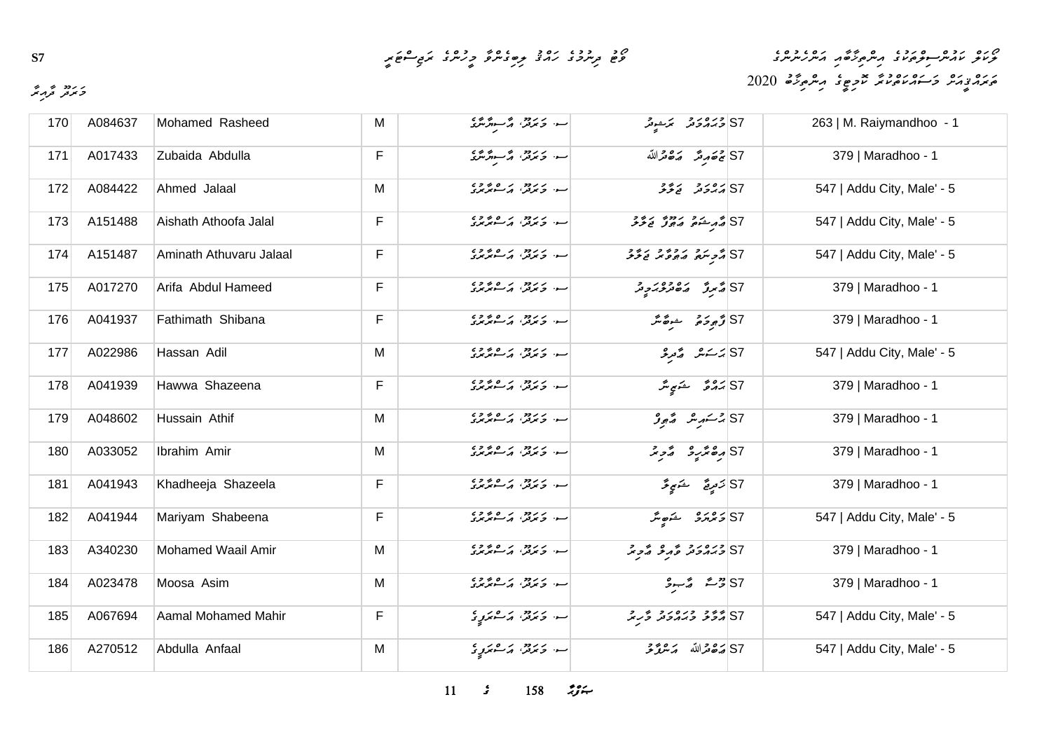| 170 | A084637 | Mohamed Rasheed | M | ސ. މަރަދޫ، އާސިޔާނާގެ | S7 މުޙައްމަދު ރަޝީދު | 263 \| M. Raiymandhoo - 1 |
|---|---|---|---|---|---|---|
| 171 | A017433 | Zubaida Abdulla | F | ސ. މަރަދޫ، އާސިޔާނާގެ | S7 ޒުބައިދާ އަބްދުﷲ | 379 \| Maradhoo - 1 |
| 172 | A084422 | Ahmed Jalaal | M | ސ. މަރަދޫ، އަސްމާރުގެ | S7 އަޙްމަދު ޖަލާލު | 547 \| Addu City, Male' - 5 |
| 173 | A151488 | Aishath Athoofa Jalal | F | ސ. މަރަދޫ، އަސްމާރުގެ | S7 އާއިޝަތު އަތޫފާ ޖަލާލު | 547 \| Addu City, Male' - 5 |
| 174 | A151487 | Aminath Athuvaru Jalaal | F | ސ. މަރަދޫ، އަސްމާރުގެ | S7 އާމިނަތު އަތުވަރު ޖަލާލު | 547 \| Addu City, Male' - 5 |
| 175 | A017270 | Arifa Abdul Hameed | F | ސ. މަރަދޫ، އަސްމާރުގެ | S7 އާރިފާ އަބްދުލްޙަމީދު | 379 \| Maradhoo - 1 |
| 176 | A041937 | Fathimath Shibana | F | ސ. މަރަދޫ، އަސްމާރުގެ | S7 ފާތިމަތު ޝިބާނާ | 379 \| Maradhoo - 1 |
| 177 | A022986 | Hassan Adil | M | ސ. މަރަދޫ، އަސްމާރުގެ | S7 ޙަސަން އާދިލް | 547 \| Addu City, Male' - 5 |
| 178 | A041939 | Hawwa Shazeena | F | ސ. މަރަދޫ، އަސްމާރުގެ | S7 ޙައްވާ ޝަޒީނާ | 379 \| Maradhoo - 1 |
| 179 | A048602 | Hussain Athif | M | ސ. މަރަދޫ، އަސްމާރުގެ | S7 ޙުސައިން އާތިފް | 379 \| Maradhoo - 1 |
| 180 | A033052 | Ibrahim Amir | M | ސ. މަރަދޫ، އަސްމާރުގެ | S7 އިބްރާހީމް އާމިރު | 379 \| Maradhoo - 1 |
| 181 | A041943 | Khadheeja Shazeela | F | ސ. މަރަދޫ، އަސްމާރުގެ | S7 ޚަދީޖާ ޝަޒީލާ | 379 \| Maradhoo - 1 |
| 182 | A041944 | Mariyam Shabeena | F | ސ. މަރަދޫ، އަސްމާރުގެ | S7 މަރިޔަމް ޝަބީނާ | 547 \| Addu City, Male' - 5 |
| 183 | A340230 | Mohamed Waail Amir | M | ސ. މަރަދޫ، އަސްމާރުގެ | S7 މުޙައްމަދު ވާއިލް އާމިރު | 379 \| Maradhoo - 1 |
| 184 | A023478 | Moosa Asim | M | ސ. މަރަދޫ، އަސްމާރުގެ | S7 މޫސާ އާސިމް | 379 \| Maradhoo - 1 |
| 185 | A067694 | Aamal Mohamed Mahir | F | ސ. މަރަދޫ، އަސްމަރުވީ | S7 އާމާލް މުޙައްމަދު މާހިރު | 547 \| Addu City, Male' - 5 |
| 186 | A270512 | Abdulla Anfaal | M | ސ. މަރަދޫ، އަސްމަރުވީ | S7 އަބްދުﷲ އަންފާލް | 547 \| Addu City, Male' - 5 |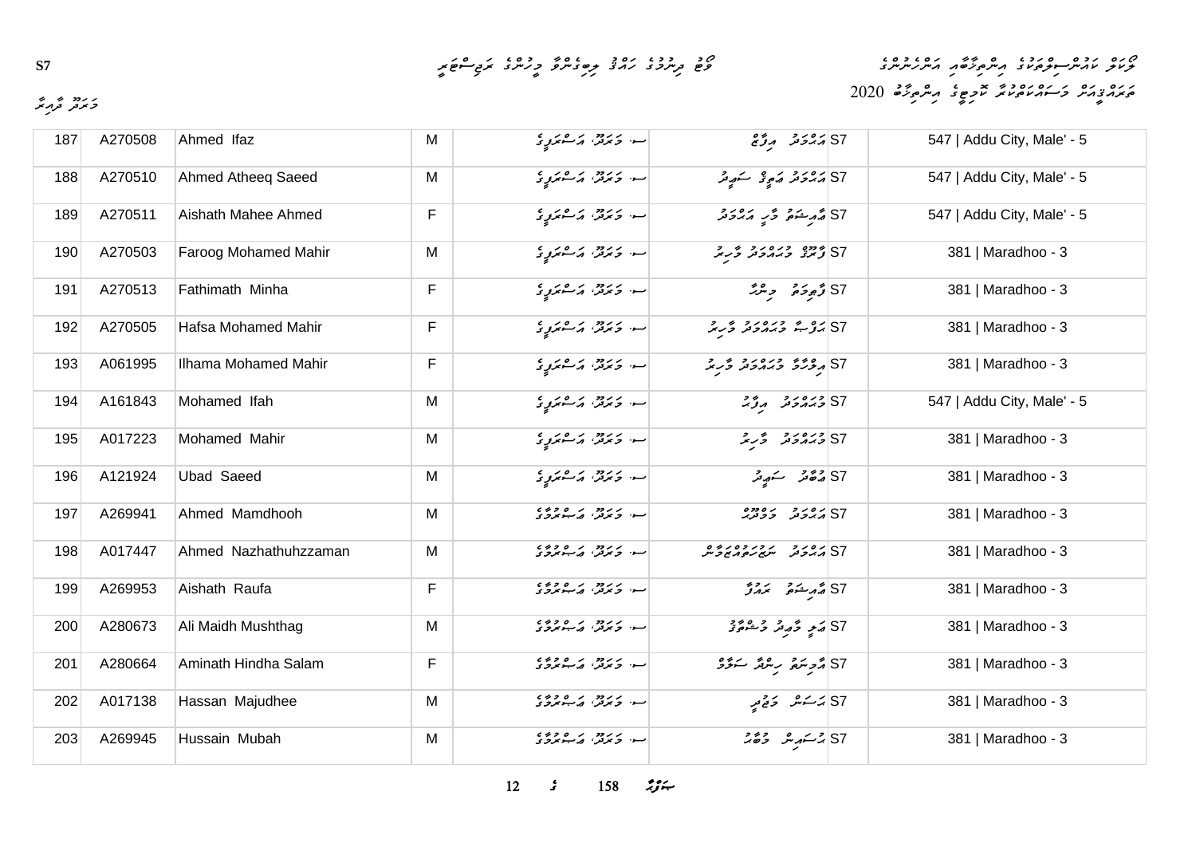| 187 | A270508 | Ahmed Ifaz | M | ސ. މަރަދޫ، އަސްތަރީގެ | S7 އަހްމަދު އިފާޒު | 547 \| Addu City, Male' - 5 |
|---|---|---|---|---|---|---|
| 188 | A270510 | Ahmed Atheeq Saeed | M | ސ. މަރަދޫ، އަސްތަރީގެ | S7 އަހްމަދު އަތީޤް ސައީދު | 547 \| Addu City, Male' - 5 |
| 189 | A270511 | Aishath Mahee Ahmed | F | ސ. މަރަދޫ، އަސްތަރީގެ | S7 އާއިޝަތު މާހީ އަހްމަދު | 547 \| Addu City, Male' - 5 |
| 190 | A270503 | Faroog Mohamed Mahir | M | ސ. މަރަދޫ، އަސްތަރީގެ | S7 ފާރޫގު މުހައްމަދު މާހިރު | 381 \| Maradhoo - 3 |
| 191 | A270513 | Fathimath Minha | F | ސ. މަރަދޫ، އަސްތަރީގެ | S7 ފާތިމަތު މިންހާ | 381 \| Maradhoo - 3 |
| 192 | A270505 | Hafsa Mohamed Mahir | F | ސ. މަރަދޫ، އަސްތަރީގެ | S7 ހަފްސާ މުހައްމަދު މާހިރު | 381 \| Maradhoo - 3 |
| 193 | A061995 | Ilhama Mohamed Mahir | F | ސ. މަރަދޫ، އަސްތަރީގެ | S7 އިލްހާމާ މުހައްމަދު މާހިރު | 381 \| Maradhoo - 3 |
| 194 | A161843 | Mohamed Ifah | M | ސ. މަރަދޫ، އަސްތަރީގެ | S7 މުހައްމަދު އިފާޙު | 547 \| Addu City, Male' - 5 |
| 195 | A017223 | Mohamed Mahir | M | ސ. މަރަދޫ، އަސްތަރީގެ | S7 މުހައްމަދު މާހިރު | 381 \| Maradhoo - 3 |
| 196 | A121924 | Ubad Saeed | M | ސ. މަރަދޫ، އަސްތަރީގެ | S7 އުބާދު ސައީދު | 381 \| Maradhoo - 3 |
| 197 | A269941 | Ahmed Mamdhooh | M | ސ. މަރަދޫ، އަސްތަރުމާގެ | S7 އަހްމަދު މަމްދޫޙު | 381 \| Maradhoo - 3 |
| 198 | A017447 | Ahmed Nazhathuhzzaman | M | ސ. މަރަދޫ، އަސްތަރުމާގެ | S7 އަހްމަދު ނަޒްހަތުއްޒަމާން | 381 \| Maradhoo - 3 |
| 199 | A269953 | Aishath Raufa | F | ސ. މަރަދޫ، އަސްތަރުމާގެ | S7 އާއިޝަތު ރައުފާ | 381 \| Maradhoo - 3 |
| 200 | A280673 | Ali Maidh Mushthag | M | ސ. މަރަދޫ، އަސްތަރުމާގެ | S7 އަލި މާއިދު މުޝްތާގު | 381 \| Maradhoo - 3 |
| 201 | A280664 | Aminath Hindha Salam | F | ސ. މަރަދޫ، އަސްތަރުމާގެ | S7 އާމިނަތު ހިންދާ ސަލާމް | 381 \| Maradhoo - 3 |
| 202 | A017138 | Hassan Majudhee | M | ސ. މަރަދޫ، އަސްތަރުމާގެ | S7 ހަސަން މަޖުދީ | 381 \| Maradhoo - 3 |
| 203 | A269945 | Hussain Mubah | M | ސ. މަރަދޫ، އަސްތަރުމާގެ | S7 ހުސައިން މުބާޙު | 381 \| Maradhoo - 3 |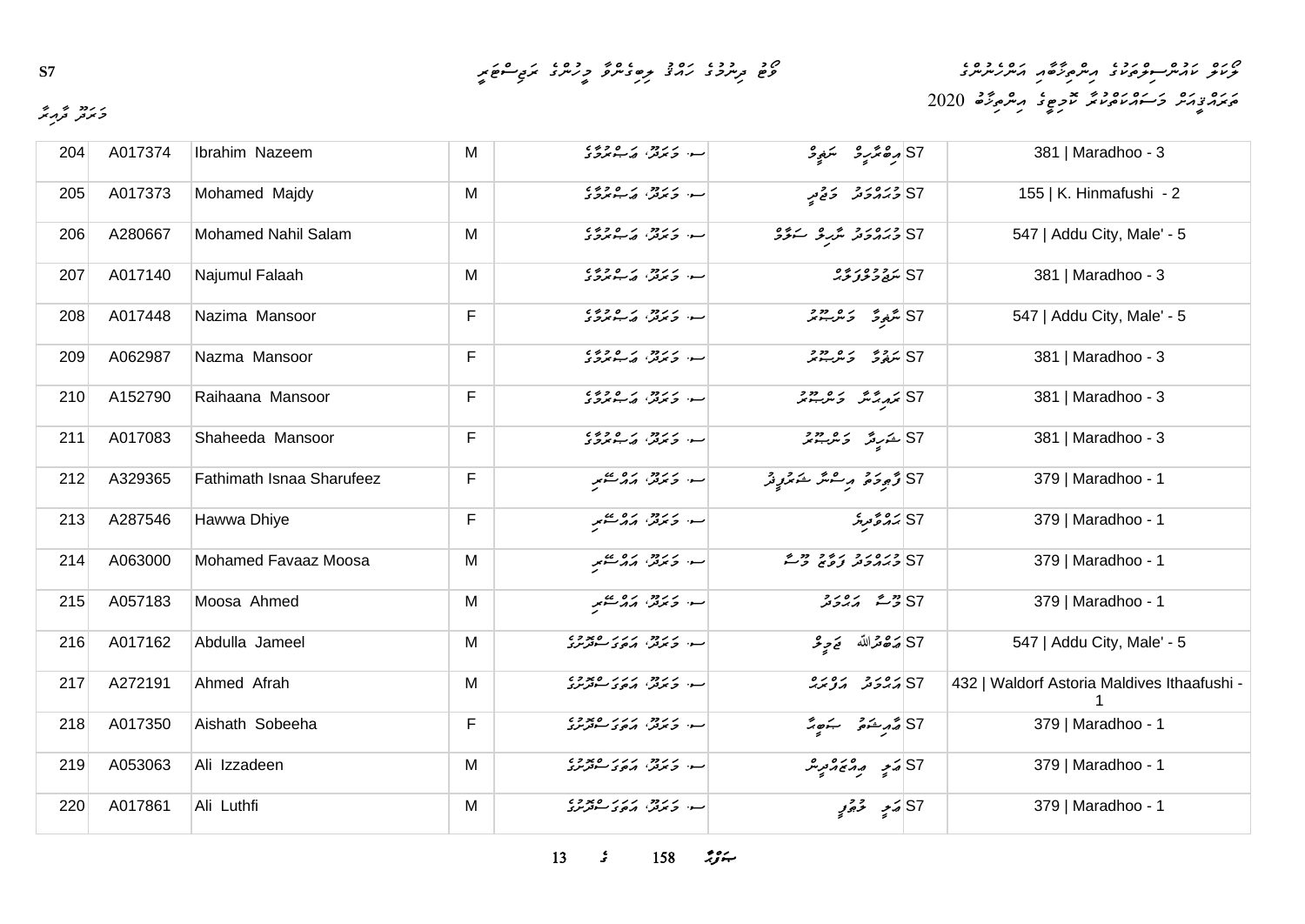| 204 | A017374 | Ibrahim Nazeem | M | ސ. މަރަދޫ، އަސުރުމާގެ | S7  އިބްރާހީމް ނަޒީމް | 381 \| Maradhoo - 3 |
|---|---|---|---|---|---|---|
| 205 | A017373 | Mohamed Majdy | M | ސ. މަރަދޫ، އަސުރުމާގެ | S7 މުޙައްމަދު މަޖްދީ | 155 \| K. Hinmafushi - 2 |
| 206 | A280667 | Mohamed Nahil Salam | M | ސ. މަރަދޫ، އަސުރުމާގެ | S7 މުޙައްމަދު ނާހިލް ސަލާމް | 547 \| Addu City, Male' - 5 |
| 207 | A017140 | Najumul Falaah | M | ސ. މަރަދޫ، އަސުރުމާގެ | S7 ނަޖުމުލްފަލާޙް | 381 \| Maradhoo - 3 |
| 208 | A017448 | Nazima Mansoor | F | ސ. މަރަދޫ، އަސުރުމާގެ | S7 ނާޒިމާ މަންސޫރު | 547 \| Addu City, Male' - 5 |
| 209 | A062987 | Nazma Mansoor | F | ސ. މަރަދޫ، އަސުރުމާގެ | S7 ނަޒްމާ މަންސޫރު | 381 \| Maradhoo - 3 |
| 210 | A152790 | Raihaana Mansoor | F | ސ. މަރަދޫ، އަސުރުމާގެ | S7 ރައިހާނާ މަންސޫރު | 381 \| Maradhoo - 3 |
| 211 | A017083 | Shaheeda Mansoor | F | ސ. މަރަދޫ، އަސުރުމާގެ | S7 ޝަހީދާ މަންސޫރު | 381 \| Maradhoo - 3 |
| 212 | A329365 | Fathimath Isnaa Sharufeez | F | ސ. މަރަދޫ، އައުސަބީ | S7 ފާތިމަތު އިސްނާ ޝަރުފީޒު | 379 \| Maradhoo - 1 |
| 213 | A287546 | Hawwa Dhiye | F | ސ. މަރަދޫ، އައުސަބީ | S7 ހައްވާދިޔެ | 379 \| Maradhoo - 1 |
| 214 | A063000 | Mohamed Favaaz Moosa | M | ސ. މަރަދޫ، އައުސަބީ | S7 މުޙައްމަދު ފަވާޒު މޫސާ | 379 \| Maradhoo - 1 |
| 215 | A057183 | Moosa Ahmed | M | ސ. މަރަދޫ، އައުސަބީ | S7 މޫސާ އަޙްމަދު | 379 \| Maradhoo - 1 |
| 216 | A017162 | Abdulla Jameel | M | ސ. މަރަދޫ، އަލިވަކަސްދޮށުގެ | S7 އަބްދުﷲ ޖަމީލް | 547 \| Addu City, Male' - 5 |
| 217 | A272191 | Ahmed Afrah | M | ސ. މަރަދޫ، އަލިވަކަސްދޮށުގެ | S7 އަޙްމަދު އަފްރާހު | 432 \| Waldorf Astoria Maldives Ithaafushi - 1 |
| 218 | A017350 | Aishath Sobeeha | F | ސ. މަރަދޫ، އަލިވަކަސްދޮށުގެ | S7 އާއިޝަތު ސަބީހާ | 379 \| Maradhoo - 1 |
| 219 | A053063 | Ali Izzadeen | M | ސ. މަރަދޫ، އަލިވަކަސްދޮށުގެ | S7 އަލި އިއްޒަދީން | 379 \| Maradhoo - 1 |
| 220 | A017861 | Ali Luthfi | M | ސ. މަރަދޫ، އަލިވަކަސްދޮށުގެ | S7 އަލި ލުތުފީ | 379 \| Maradhoo - 1 |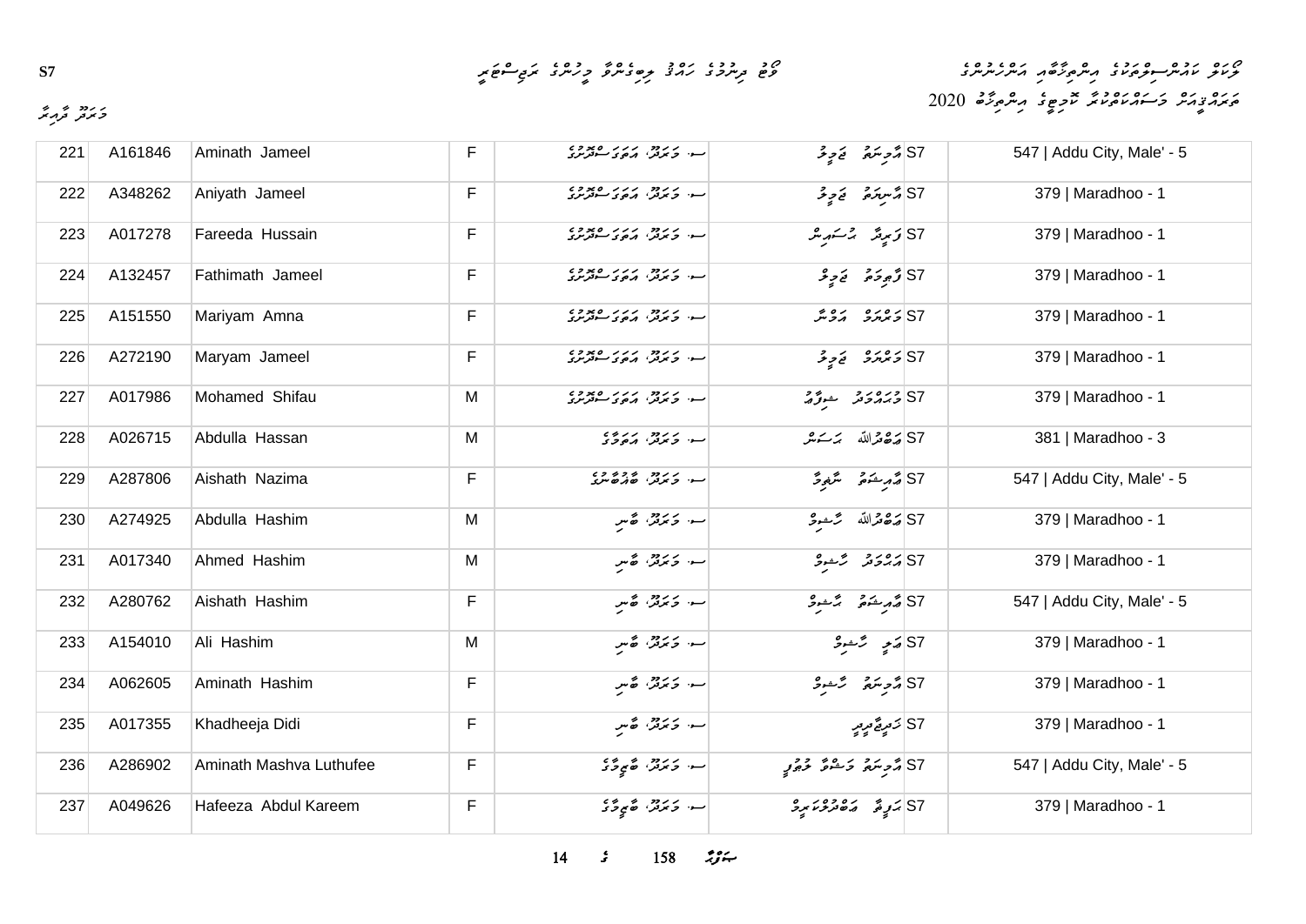| 221 | A161846 | Aminath Jameel | F | ސ. މަރަދޫ، އަތޮޅަސްތަރި | S7 އާމިނަތު ޖަމީލު | 547 \| Addu City, Male' - 5 |
|---|---|---|---|---|---|---|
| 222 | A348262 | Aniyath Jameel | F | ސ. މަރަދޫ، އަތޮޅަސްތަރި | S7 އަނިޔަތު ޖަމީލު | 379 \| Maradhoo - 1 |
| 223 | A017278 | Fareeda Hussain | F | ސ. މަރަދޫ، އަތޮޅަސްތަރި | S7 ފަރީދާ ހުސައިން | 379 \| Maradhoo - 1 |
| 224 | A132457 | Fathimath Jameel | F | ސ. މަރަދޫ، އަތޮޅަސްތަރި | S7 ފާތިމަތު ޖަމީލު | 379 \| Maradhoo - 1 |
| 225 | A151550 | Mariyam Amna | F | ސ. މަރަދޫ، އަތޮޅަސްތަރި | S7 މަރިޔަމް އަމްނާ | 379 \| Maradhoo - 1 |
| 226 | A272190 | Maryam Jameel | F | ސ. މަރަދޫ، އަތޮޅަސްތަރި | S7 މަރްޔަމް ޖަމީލު | 379 \| Maradhoo - 1 |
| 227 | A017986 | Mohamed Shifau | M | ސ. މަރަދޫ، އަތޮޅަސްތަރި | S7 މުހައްމަދު ޝިފާއު | 379 \| Maradhoo - 1 |
| 228 | A026715 | Abdulla Hassan | M | ސ. މަރަދޫ، އަތޮޅުގެ | S7 އަބްދުالله ހަސަން | 381 \| Maradhoo - 3 |
| 229 | A287806 | Aishath Nazima | F | ސ. މަރަދޫ، ބައްޕަސް | S7 އާއިޝަތު ނާޒިމާ | 547 \| Addu City, Male' - 5 |
| 230 | A274925 | Abdulla Hashim | M | ސ. މަރަދޫ، ބާސް | S7 އަބްދުالله ހާޝިމް | 379 \| Maradhoo - 1 |
| 231 | A017340 | Ahmed Hashim | M | ސ. މަރަދޫ، ބާސް | S7 އަހްމަދު ހާޝިމް | 379 \| Maradhoo - 1 |
| 232 | A280762 | Aishath Hashim | F | ސ. މަރަދޫ، ބާސް | S7 އާއިޝަތު ހާޝިމް | 547 \| Addu City, Male' - 5 |
| 233 | A154010 | Ali Hashim | M | ސ. މަރަދޫ، ބާސް | S7 އަލި ހާޝިމް | 379 \| Maradhoo - 1 |
| 234 | A062605 | Aminath Hashim | F | ސ. މަރަދޫ، ބާސް | S7 އާމިނަތު ހާޝިމް | 379 \| Maradhoo - 1 |
| 235 | A017355 | Khadheeja Didi | F | ސ. މަރަދޫ، ބާސް | S7 ޚަދީޖާދީދީ | 379 \| Maradhoo - 1 |
| 236 | A286902 | Aminath Mashva Luthufee | F | ސ. މަރަދޫ، ބާލިމާގެ | S7 އާމިނަތު މަޝްވާ ލުތުފީ | 547 \| Addu City, Male' - 5 |
| 237 | A049626 | Hafeeza Abdul Kareem | F | ސ. މަރަދޫ، ބާލިމާގެ | S7 ހަފީޒާ އަބްދުލްކަރީމް | 379 \| Maradhoo - 1 |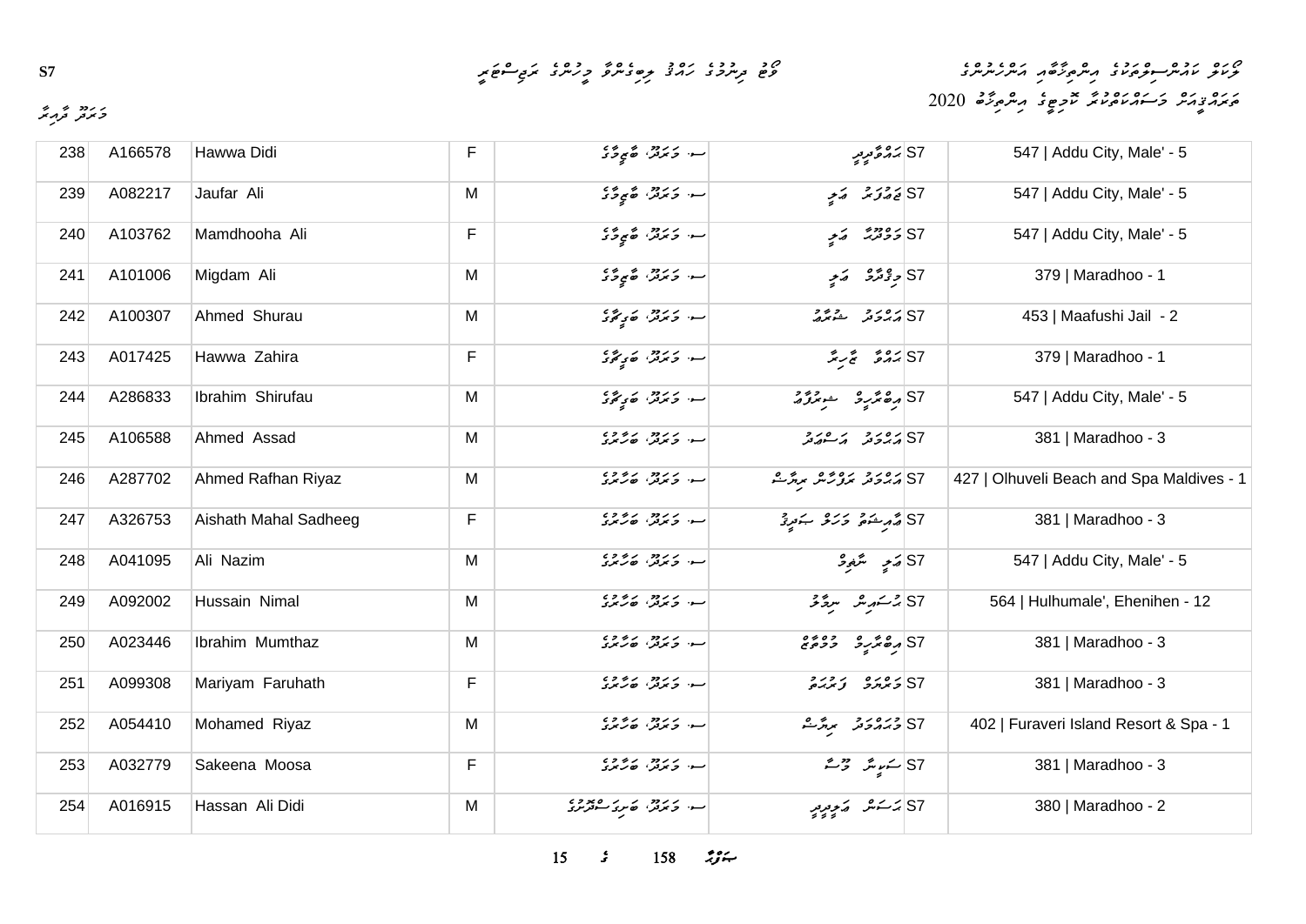| 238 | A166578 | Hawwa Didi | F | ސ. މަރަދޫ، ބާރިމާގެ | S7 ހައްވާދީދީ | 547 \| Addu City, Male' - 5 |
|---|---|---|---|---|---|---|
| 239 | A082217 | Jaufar Ali | M | ސ. މަރަދޫ، ބާރިމާގެ | S7 ޖައުފަރު އަލި | 547 \| Addu City, Male' - 5 |
| 240 | A103762 | Mamdhooha Ali | F | ސ. މަރަދޫ، ބާރިމާގެ | S7 މަމްދޫހާ އަލި | 547 \| Addu City, Male' - 5 |
| 241 | A101006 | Migdam Ali | M | ސ. މަރަދޫ، ބާރިމާގެ | S7 މިގްދާމް އަލި | 379 \| Maradhoo - 1 |
| 242 | A100307 | Ahmed Shurau | M | ސ. މަރަދޫ، ބަރިޔާގެ | S7 އަހްމަދު ޝުރައު | 453 \| Maafushi Jail - 2 |
| 243 | A017425 | Hawwa Zahira | F | ސ. މަރަދޫ، ބަރިޔާގެ | S7 ހައްވާ ޒާހިރާ | 379 \| Maradhoo - 1 |
| 244 | A286833 | Ibrahim Shirufau | M | ސ. މަރަދޫ، ބަރިޔާގެ | S7 އިބްރާހީމް ޝިރުފާއު | 547 \| Addu City, Male' - 5 |
| 245 | A106588 | Ahmed Assad | M | ސ. މަރަދޫ، ބަހާރުގެ | S7 އަހްމަދު އަސްޢަދު | 381 \| Maradhoo - 3 |
| 246 | A287702 | Ahmed Rafhan Riyaz | M | ސ. މަރަދޫ، ބަހާރުގެ | S7 އަހްމަދު ރަފްހާން ރިޔާޒް | 427 \| Olhuveli Beach and Spa Maldives - 1 |
| 247 | A326753 | Aishath Mahal Sadheeg | F | ސ. މަރަދޫ، ބަހާރުގެ | S7 އާއިޝަތު މަހަލް ޞަދީޤު | 381 \| Maradhoo - 3 |
| 248 | A041095 | Ali Nazim | M | ސ. މަރަދޫ، ބަހާރުގެ | S7 އަލި ނާޒިމް | 547 \| Addu City, Male' - 5 |
| 249 | A092002 | Hussain Nimal | M | ސ. މަރަދޫ، ބަހާރުގެ | S7 ހުސައިން ނިމާލް | 564 \| Hulhumale', Ehenihen - 12 |
| 250 | A023446 | Ibrahim Mumthaz | M | ސ. މަރަދޫ، ބަހާރުގެ | S7 އިބްރާހީމް މުމްތާޒު | 381 \| Maradhoo - 3 |
| 251 | A099308 | Mariyam Faruhath | F | ސ. މަރަދޫ، ބަހާރުގެ | S7 މަރިޔަމް ފަރުހަތު | 381 \| Maradhoo - 3 |
| 252 | A054410 | Mohamed Riyaz | M | ސ. މަރަދޫ، ބަހާރުގެ | S7 މުހައްމަދު ރިޔާޒް | 402 \| Furaveri Island Resort & Spa - 1 |
| 253 | A032779 | Sakeena Moosa | F | ސ. މަރަދޫ، ބަހާރުގެ | S7 ސަކީނާ މޫސާ | 381 \| Maradhoo - 3 |
| 254 | A016915 | Hassan Ali Didi | M | ސ. މަރަދޫ، ބަރީސްޓަރުގެ | S7 ހަސަން އަލިދީދީ | 380 \| Maradhoo - 2 |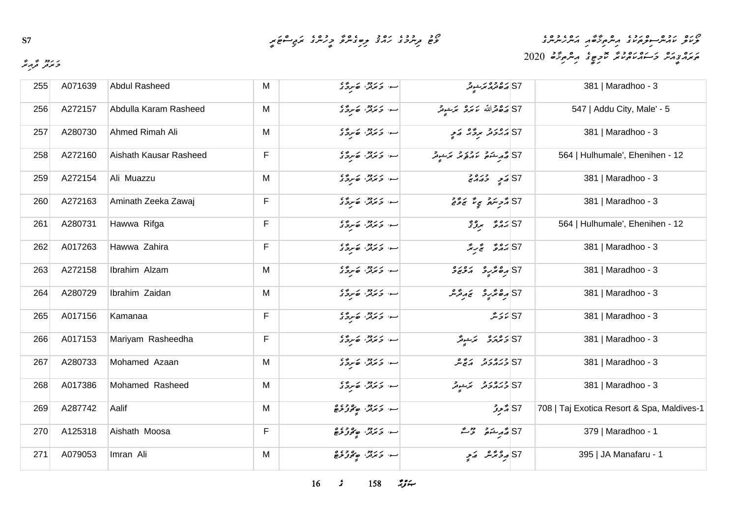| 255 | A071639 | Abdul Rasheed | M | ސ. މަރަދޫ، ބަރިމާގެ | S7 އަބްދުއް ރަޝީދު | 381 \| Maradhoo - 3 |
|---|---|---|---|---|---|---|
| 256 | A272157 | Abdulla Karam Rasheed | M | ސ. މަރަދޫ، ބަރިމާގެ | S7 އަބްދުﷲ ކަރަމް ރަޝީދު | 547 \| Addu City, Male' - 5 |
| 257 | A280730 | Ahmed Rimah Ali | M | ސ. މަރަދޫ، ބަރިމާގެ | S7 އަޙްމަދު ރިމާޙް އަލި | 381 \| Maradhoo - 3 |
| 258 | A272160 | Aishath Kausar Rasheed | F | ސ. މަރަދޫ، ބަރިމާގެ | S7 އާއިޝަތު ކައުސަރު ރަޝީދު | 564 \| Hulhumale', Ehenihen - 12 |
| 259 | A272154 | Ali Muazzu | M | ސ. މަރަދޫ، ބަރިމާގެ | S7 އަލި މުޢައްޒު | 381 \| Maradhoo - 3 |
| 260 | A272163 | Aminath Zeeka Zawaj | F | ސ. މަރަދޫ، ބަރިމާގެ | S7 އާމިނަތު ޒީކާ ޒަވާޖު | 381 \| Maradhoo - 3 |
| 261 | A280731 | Hawwa Rifga | F | ސ. މަރަދޫ، ބަރިމާގެ | S7 ހައްވާ ރިފްގާ | 564 \| Hulhumale', Ehenihen - 12 |
| 262 | A017263 | Hawwa Zahira | F | ސ. މަރަދޫ، ބަރިމާގެ | S7 ހައްވާ ޒާހިރާ | 381 \| Maradhoo - 3 |
| 263 | A272158 | Ibrahim Alzam | M | ސ. މަރަދޫ، ބަރިމާގެ | S7 އިބްރާހީމް އަލްޒަމް | 381 \| Maradhoo - 3 |
| 264 | A280729 | Ibrahim Zaidan | M | ސ. މަރަދޫ، ބަރިމާގެ | S7 އިބްރާހީމް ޒައިދާން | 381 \| Maradhoo - 3 |
| 265 | A017156 | Kamanaa | F | ސ. މަރަދޫ، ބަރިމާގެ | S7 ކަމަނާ | 381 \| Maradhoo - 3 |
| 266 | A017153 | Mariyam Rasheedha | F | ސ. މަރަދޫ، ބަރިމާގެ | S7 މަރިޔަމް ރަޝީދާ | 381 \| Maradhoo - 3 |
| 267 | A280733 | Mohamed Azaan | M | ސ. މަރަދޫ، ބަރިމާގެ | S7 މުޙައްމަދު އަޒާން | 381 \| Maradhoo - 3 |
| 268 | A017386 | Mohamed Rasheed | M | ސ. މަރަދޫ، ބަރިމާގެ | S7 މުޙައްމަދު ރަޝީދު | 381 \| Maradhoo - 3 |
| 269 | A287742 | Aalif | M | ސ. މަރަދޫ، ބޮޑުފުޅެ | S7 އާލިފު | 708 \| Taj Exotica Resort & Spa, Maldives-1 |
| 270 | A125318 | Aishath Moosa | F | ސ. މަރަދޫ، ބޮޑުފުޅެ | S7 އާއިޝަތު މޫސާ | 379 \| Maradhoo - 1 |
| 271 | A079053 | Imran Ali | M | ސ. މަރަދޫ، ބޮޑުފުޅެ | S7 އިމްރާން އަލި | 395 \| JA Manafaru - 1 |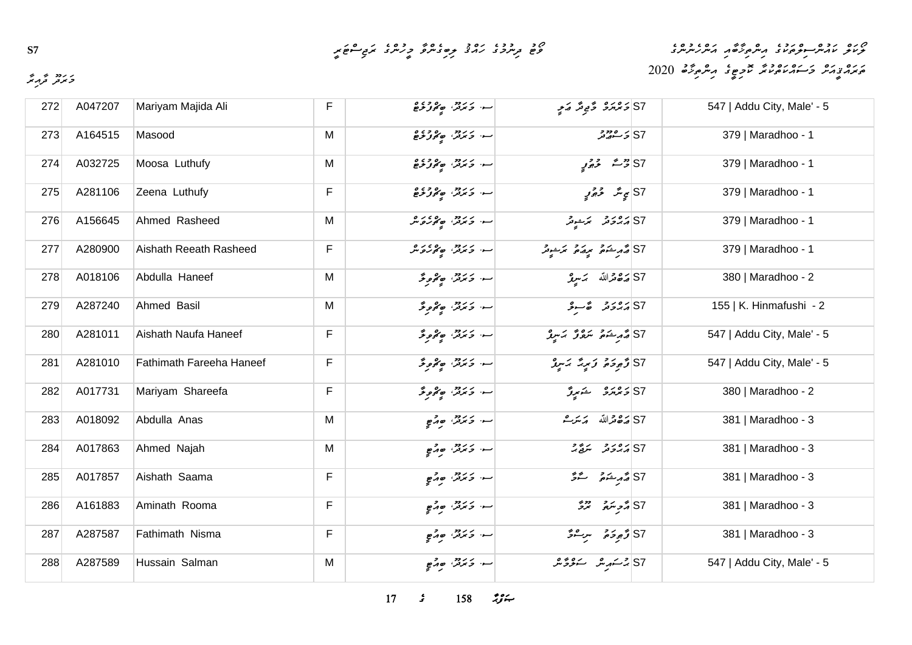| 272 | A047207 | Mariyam Majida Ali | F | ސ. މަރަދޫ، ބިލާފުވާގެ | S7 މަރިޔަމް މާޖިދާ އަލީ | 547 \| Addu City, Male' - 5 |
|---|---|---|---|---|---|---|
| 273 | A164515 | Masood | M | ސ. މަރަދޫ، ބިލާފުވާގެ | S7 މަސްއޫދު | 379 \| Maradhoo - 1 |
| 274 | A032725 | Moosa Luthufy | M | ސ. މަރަދޫ، ބިލާފުވާގެ | S7 މޫސާ ލުތުފީ | 379 \| Maradhoo - 1 |
| 275 | A281106 | Zeena Luthufy | F | ސ. މަރަދޫ، ބިލާފުވާގެ | S7 ޒީނާ ލުތުފީ | 379 \| Maradhoo - 1 |
| 276 | A156645 | Ahmed Rasheed | M | ސ. މަރަދޫ، ބިލާރުމަން | S7 އަހުމަދު ރަޝީދު | 379 \| Maradhoo - 1 |
| 277 | A280900 | Aishath Reeath Rasheed | F | ސ. މަރަދޫ، ބިލާރުމަން | S7 އާއިޝަތު ރީއަތު ރަޝީދު | 379 \| Maradhoo - 1 |
| 278 | A018106 | Abdulla Haneef | M | ސ. މަރަދޫ، ބިލާތުވާ | S7 އަބްދުﷲ ހަނީފު | 380 \| Maradhoo - 2 |
| 279 | A287240 | Ahmed Basil | M | ސ. މަރަދޫ، ބިލާތުވާ | S7 އަހުމަދު ބާސިލު | 155 \| K. Hinmafushi - 2 |
| 280 | A281011 | Aishath Naufa Haneef | F | ސ. މަރަދޫ، ބިލާތުވާ | S7 އާއިޝަތު ނައުފާ ހަނީފު | 547 \| Addu City, Male' - 5 |
| 281 | A281010 | Fathimath Fareeha Haneef | F | ސ. މަރަދޫ، ބިލާތުވާ | S7 ފާތިމަތު ފަރީހާ ހަނީފު | 547 \| Addu City, Male' - 5 |
| 282 | A017731 | Mariyam Shareefa | F | ސ. މަރަދޫ، ބިލާތުވާ | S7 މަރިޔަމް ޝަރީފާ | 380 \| Maradhoo - 2 |
| 283 | A018092 | Abdulla Anas | M | ސ. މަރަދޫ، ބިއްޖި | S7 އަބްދުﷲ އަނަސް | 381 \| Maradhoo - 3 |
| 284 | A017863 | Ahmed Najah | M | ސ. މަރަދޫ، ބިއްޖި | S7 އަހުމަދު ނަޖާހު | 381 \| Maradhoo - 3 |
| 285 | A017857 | Aishath Saama | F | ސ. މަރަދޫ، ބިއްޖި | S7 އާއިޝަތު ސާމާ | 381 \| Maradhoo - 3 |
| 286 | A161883 | Aminath Rooma | F | ސ. މަރަދޫ، ބިއްޖި | S7 އާމިނަތު ރޫމާ | 381 \| Maradhoo - 3 |
| 287 | A287587 | Fathimath Nisma | F | ސ. މަރަދޫ، ބިއްޖި | S7 ފާތިމަތު ނިސްމާ | 381 \| Maradhoo - 3 |
| 288 | A287589 | Hussain Salman | M | ސ. މަރަދޫ، ބިއްޖި | S7 ހުސައިން ސަލްމާން | 547 \| Addu City, Male' - 5 |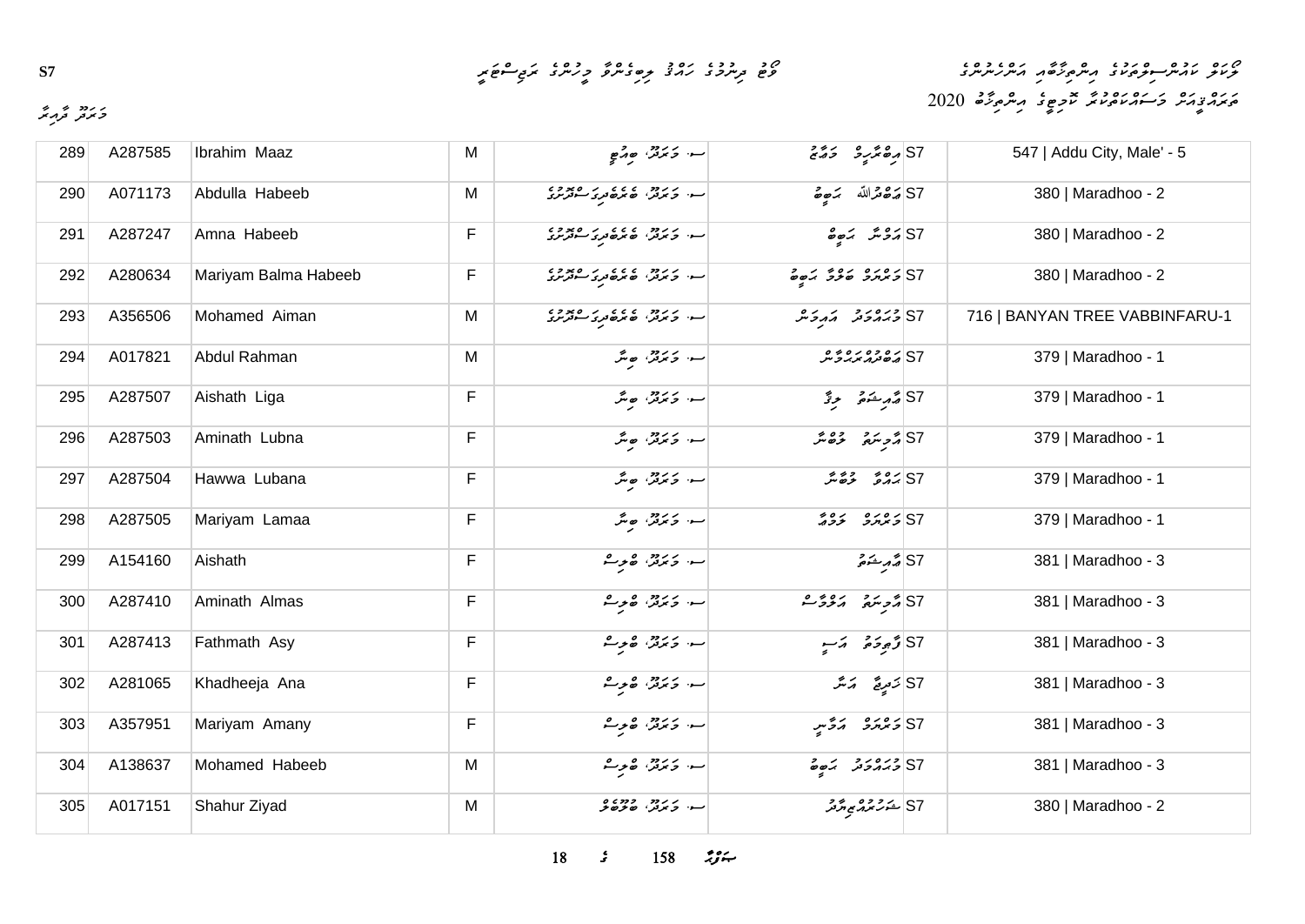| 289 | A287585 | Ibrahim Maaz | M | ސ. މަރަދޫ، ޖެއްޓީ | S7 ރިބްރާހިމް މަޢާޒު | 547 \| Addu City, Male' - 5 |
|---|---|---|---|---|---|---|
| 290 | A071173 | Abdulla Habeeb | M | ސ. މަރަދޫ، ބޮރެބެރީ ސްޓޫޑިއޯ | S7 އަބްދުاللہ ހަބީބު | 380 \| Maradhoo - 2 |
| 291 | A287247 | Amna Habeeb | F | ސ. މަރަދޫ، ބޮރެބެރީ ސްޓޫޑިއޯ | S7 އާމިނާ ހަބީބު | 380 \| Maradhoo - 2 |
| 292 | A280634 | Mariyam Balma Habeeb | F | ސ. މަރަދޫ، ބޮރެބެރީ ސްޓޫޑިއޯ | S7 މަރިޔަމް ބަލްމާ ހަބީބު | 380 \| Maradhoo - 2 |
| 293 | A356506 | Mohamed Aiman | M | ސ. މަރަދޫ، ބޮރެބެރީ ސްޓޫޑިއޯ | S7 މުހައްމަދު އައިމަން | 716 \| BANYAN TREE VABBINFARU-1 |
| 294 | A017821 | Abdul Rahman | M | ސ. މަރަދޫ، ބިނާ | S7 އަބްދުއްރަޙްމާން | 379 \| Maradhoo - 1 |
| 295 | A287507 | Aishath Liga | F | ސ. މަރަދޫ، ބިނާ | S7 އާއިޝަތު ލީގާ | 379 \| Maradhoo - 1 |
| 296 | A287503 | Aminath Lubna | F | ސ. މަރަދޫ، ބިނާ | S7 އާމިނަތު ލުބްނާ | 379 \| Maradhoo - 1 |
| 297 | A287504 | Hawwa Lubana | F | ސ. މަރަދޫ، ބިނާ | S7 ހައްވާ ލުބަނާ | 379 \| Maradhoo - 1 |
| 298 | A287505 | Mariyam Lamaa | F | ސ. މަރަދޫ، ބިނާ | S7 މަރިޔަމް ލަމާ | 379 \| Maradhoo - 1 |
| 299 | A154160 | Aishath | F | ސ. މަރަދޫ، ބޯލީސް | S7 އާއިޝަތު | 381 \| Maradhoo - 3 |
| 300 | A287410 | Aminath Almas | F | ސ. މަރަދޫ، ބޯލީސް | S7 އާމިނަތު އަލްމާސް | 381 \| Maradhoo - 3 |
| 301 | A287413 | Fathmath Asy | F | ސ. މަރަދޫ، ބޯލީސް | S7 ފާތިމަތު އަސީ | 381 \| Maradhoo - 3 |
| 302 | A281065 | Khadheeja Ana | F | ސ. މަރަދޫ، ބޯލީސް | S7 ޚަދީޖާ އަނާ | 381 \| Maradhoo - 3 |
| 303 | A357951 | Mariyam Amany | F | ސ. މަރަދޫ، ބޯލީސް | S7 މަރިޔަމް އަމާނީ | 381 \| Maradhoo - 3 |
| 304 | A138637 | Mohamed Habeeb | M | ސ. މަރަދޫ، ބޯލީސް | S7 މުހައްމަދު ހަބީބު | 381 \| Maradhoo - 3 |
| 305 | A017151 | Shahur Ziyad | M | ސ. މަރަދޫ، ބޫމަގު | S7 ޝަހުރު ޒިޔާދު | 380 \| Maradhoo - 2 |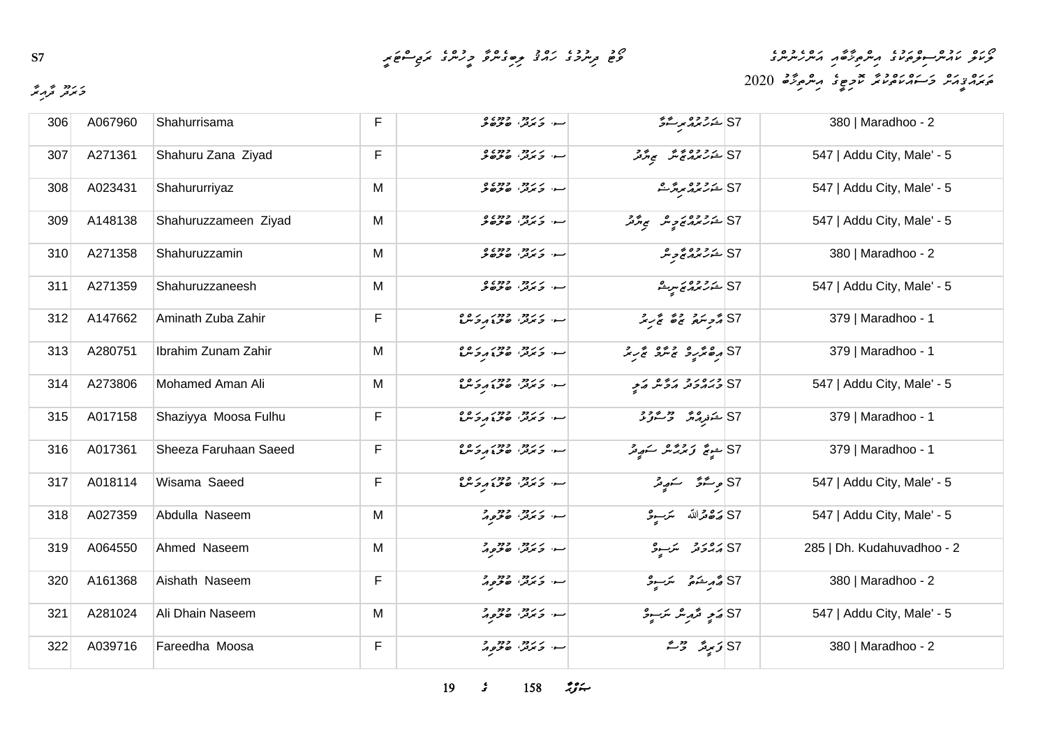| 306 | A067960 | Shahurrisama | F | ސ. މަރަދޫ، ބޮޑުބެމް | S7 ޝަހުރުރިސާމާ | 380 \| Maradhoo - 2 |
|---|---|---|---|---|---|---|
| 307 | A271361 | Shahuru Zana Ziyad | F | ސ. މަރަދޫ، ބޮޑުބެމް | S7 ޝަހުރުޒާނާ ޒިޔާދު | 547 \| Addu City, Male' - 5 |
| 308 | A023431 | Shahururriyaz | M | ސ. މަރަދޫ، ބޮޑުބެމް | S7 ޝަހުރުރިޔާޒް | 547 \| Addu City, Male' - 5 |
| 309 | A148138 | Shahuruzzameen Ziyad | M | ސ. މަރަދޫ، ބޮޑުބެމް | S7 ޝަހުރުއްޒަމީން ޒިޔާދު | 547 \| Addu City, Male' - 5 |
| 310 | A271358 | Shahuruzzamin | M | ސ. މަރަދޫ، ބޮޑުބެމް | S7 ޝަހުރުއްޒަމިން | 380 \| Maradhoo - 2 |
| 311 | A271359 | Shahuruzzaneesh | M | ސ. މަރަދޫ، ބޮޑުބެމް | S7 ޝަހުރުއްޒަނީޝް | 547 \| Addu City, Male' - 5 |
| 312 | A147662 | Aminath Zuba Zahir | F | ސ. މަރަދޫ، ބޮޑުގެއަމަންމެ | S7 އާމިނަތު ޒުބާ ޒާހިރު | 379 \| Maradhoo - 1 |
| 313 | A280751 | Ibrahim Zunam Zahir | M | ސ. މަރަދޫ، ބޮޑުގެއަމަންމެ | S7 އިބްރާހިމް ޒުނާމް ޒާހިރު | 379 \| Maradhoo - 1 |
| 314 | A273806 | Mohamed Aman Ali | M | ސ. މަރަދޫ، ބޮޑުގެއަމަންމެ | S7 މުހައްމަދު އަމާން އަލި | 547 \| Addu City, Male' - 5 |
| 315 | A017158 | Shaziyya Moosa Fulhu | F | ސ. މަރަދޫ، ބޮޑުގެއަމަންމެ | S7 ޝާޒިއްޔާ މޫސާފުޅު | 379 \| Maradhoo - 1 |
| 316 | A017361 | Sheeza Faruhaan Saeed | F | ސ. މަރަދޫ، ބޮޑުގެއަމަންމެ | S7 ޝީޒާ ފަރުހާން ސައީދު | 379 \| Maradhoo - 1 |
| 317 | A018114 | Wisama Saeed | F | ސ. މަރަދޫ، ބޮޑުގެއަމަންމެ | S7 ވިސާމާ ސައީދު | 547 \| Addu City, Male' - 5 |
| 318 | A027359 | Abdulla Naseem | M | ސ. މަރަދޫ، ބޮޑުވިއު | S7 އަބްދުﷲ ނަސީމް | 547 \| Addu City, Male' - 5 |
| 319 | A064550 | Ahmed Naseem | M | ސ. މަރަދޫ، ބޮޑުވިއު | S7 އަހްމަދު ނަސީމް | 285 \| Dh. Kudahuvadhoo - 2 |
| 320 | A161368 | Aishath Naseem | F | ސ. މަރަދޫ، ބޮޑުވިއު | S7 އާއިޝަތު ނަސީމް | 380 \| Maradhoo - 2 |
| 321 | A281024 | Ali Dhain Naseem | M | ސ. މަރަދޫ، ބޮޑުވިއު | S7 އަލި ދާއިން ނަސީމް | 547 \| Addu City, Male' - 5 |
| 322 | A039716 | Fareedha Moosa | F | ސ. މަރަދޫ، ބޮޑުވިއު | S7 ފަރީދާ މޫސާ | 380 \| Maradhoo - 2 |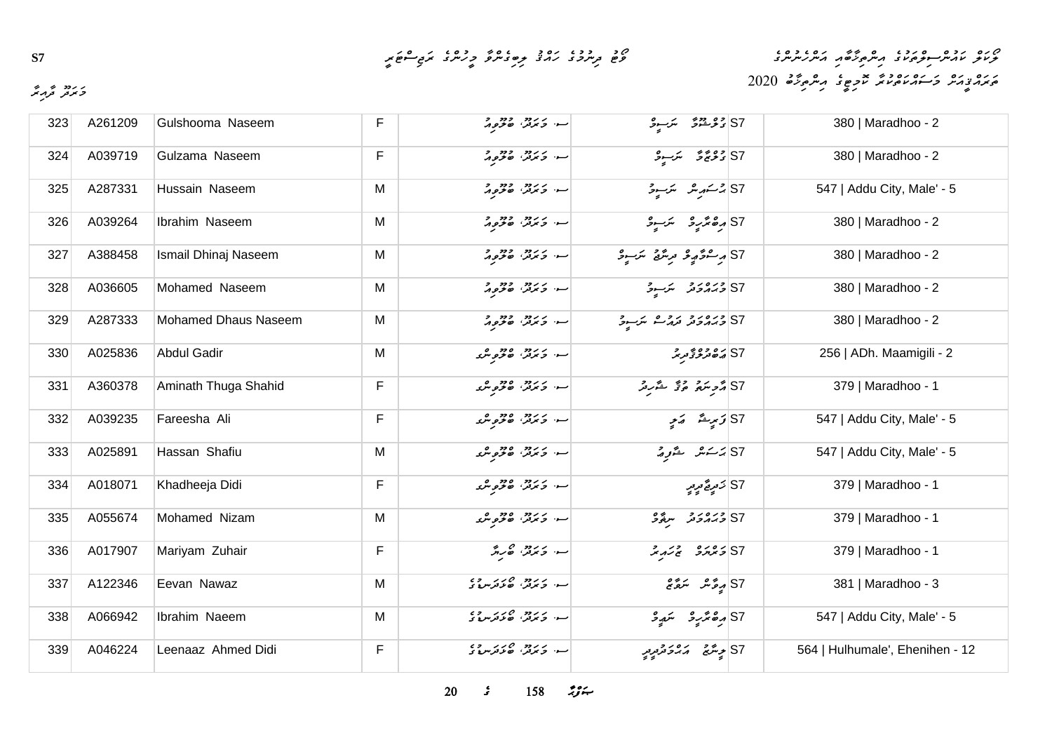| 323 | A261209 | Gulshooma Naseem | F | ސ. މަރަދޫ، ބޯފުޅިއާ | S7 ގުލްޝޫމާ ނަސީމް | 380 \| Maradhoo - 2 |
|---|---|---|---|---|---|---|
| 324 | A039719 | Gulzama Naseem | F | ސ. މަރަދޫ، ބޯފުޅިއާ | S7 ގުލްޒާމާ ނަސީމް | 380 \| Maradhoo - 2 |
| 325 | A287331 | Hussain Naseem | M | ސ. މަރަދޫ، ބޯފުޅިއާ | S7 ހުސައިން ނަސީމް | 547 \| Addu City, Male' - 5 |
| 326 | A039264 | Ibrahim Naseem | M | ސ. މަރަދޫ، ބޯފުޅިއާ | S7 އިބްރާހީމް ނަސީމް | 380 \| Maradhoo - 2 |
| 327 | A388458 | Ismail Dhinaj Naseem | M | ސ. މަރަދޫ، ބޯފުޅިއާ | S7 އިސްމާއީލް ދިނާޖް ނަސީމް | 380 \| Maradhoo - 2 |
| 328 | A036605 | Mohamed Naseem | M | ސ. މަރަދޫ، ބޯފުޅިއާ | S7 މުހައްމަދު ނަސީމް | 380 \| Maradhoo - 2 |
| 329 | A287333 | Mohamed Dhaus Naseem | M | ސ. މަރަދޫ، ބޯފުޅިއާ | S7 މުހައްމަދު ދައުސް ނަސީމް | 380 \| Maradhoo - 2 |
| 330 | A025836 | Abdul Gadir | M | ސ. މަރަދޫ، ބޯފުޅިގެ | S7 އަބްދުލްގާދިރު | 256 \| ADh. Maamigili - 2 |
| 331 | A360378 | Aminath Thuga Shahid | F | ސ. މަރަދޫ، ބޯފުޅިގެ | S7 އާމިނަތު ތުގާ ޝާހިދު | 379 \| Maradhoo - 1 |
| 332 | A039235 | Fareesha Ali | F | ސ. މަރަދޫ، ބޯފުޅިގެ | S7 ފަރީޝާ އަލި | 547 \| Addu City, Male' - 5 |
| 333 | A025891 | Hassan Shafiu | M | ސ. މަރަދޫ، ބޯފުޅިގެ | S7 ހަސަން ޝާފިޢު | 547 \| Addu City, Male' - 5 |
| 334 | A018071 | Khadheeja Didi | F | ސ. މަރަދޫ، ބޯފުޅިގެ | S7 ޚަދީޖާދީދީ | 379 \| Maradhoo - 1 |
| 335 | A055674 | Mohamed Nizam | M | ސ. މަރަދޫ، ބޯފުޅިގެ | S7 މުހައްމަދު ނިޒާމް | 379 \| Maradhoo - 1 |
| 336 | A017907 | Mariyam Zuhair | F | ސ. މަރަދޫ، ބޯރާ | S7 މަރިޔަމް ޒުހައިރު | 379 \| Maradhoo - 1 |
| 337 | A122346 | Eevan Nawaz | M | ސ. މަރަދޫ، ބޮކަރަސްގެ | S7 އީވާން ނަވާޒް | 381 \| Maradhoo - 3 |
| 338 | A066942 | Ibrahim Naeem | M | ސ. މަރަދޫ، ބޮކަރަސްގެ | S7 އިބްރާހީމް ނައީމް | 547 \| Addu City, Male' - 5 |
| 339 | A046224 | Leenaaz Ahmed Didi | F | ސ. މަރަދޫ، ބޮކަރަސްގެ | S7 ލީނާޒް އަޙްމަދުދީދީ | 564 \| Hulhumale', Ehenihen - 12 |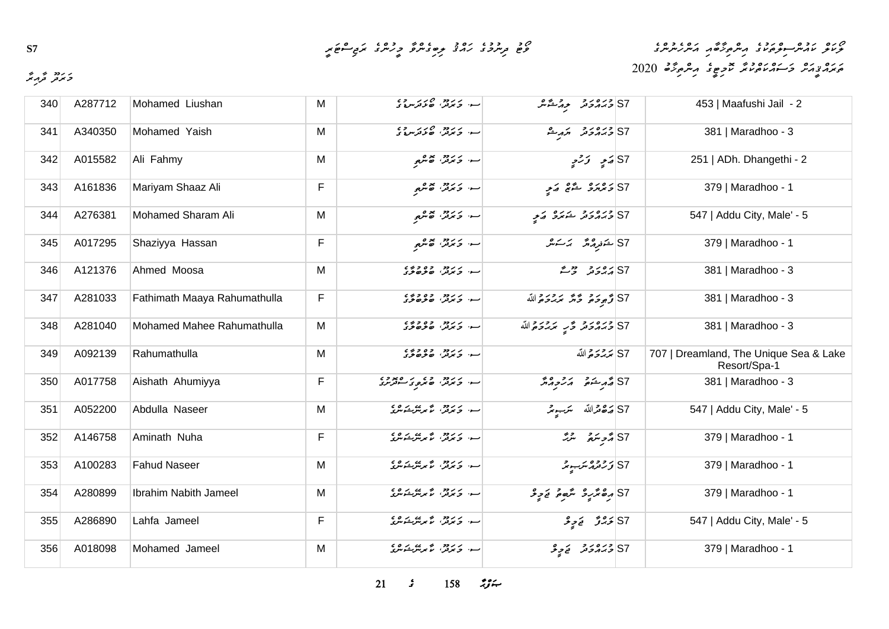| 340 | A287712 | Mohamed Liushan | M | ސ. މަރަދޫ. ބޮޑުދަނޑުގެ | S7 މުހައްމަދު ލިއުޝާން | 453 \| Maafushi Jail - 2 |
|---|---|---|---|---|---|---|
| 341 | A340350 | Mohamed Yaish | M | ސ. މަރަދޫ. ބޮޑުދަނޑުގެ | S7 މުހައްމަދު ޔައިޝް | 381 \| Maradhoo - 3 |
| 342 | A015582 | Ali Fahmy | M | ސ. މަރަދޫ. ޗަންޑި | S7 އަލި ފަހުމީ | 251 \| ADh. Dhangethi - 2 |
| 343 | A161836 | Mariyam Shaaz Ali | F | ސ. މަރަދޫ. ޗަންޑި | S7 މަރިޔަމް ޝާޒު އަލި | 379 \| Maradhoo - 1 |
| 344 | A276381 | Mohamed Sharam Ali | M | ސ. މަރަދޫ. ޗަންޑި | S7 މުހައްމަދު ޝަރަމް އަލި | 547 \| Addu City, Male' - 5 |
| 345 | A017295 | Shaziyya Hassan | F | ސ. މަރަދޫ. ޗަންޑި | S7 ޝާޒިއްޔާ ހަސަން | 379 \| Maradhoo - 1 |
| 346 | A121376 | Ahmed Moosa | M | ސ. މަރަދޫ. ބޮޑުބޭގެ | S7 އަހުމަދު މޫސާ | 381 \| Maradhoo - 3 |
| 347 | A281033 | Fathimath Maaya Rahumathulla | F | ސ. މަރަދޫ. ބޮޑުބޭގެ | S7 ފާތިމަތު މާޔާ ރަހުމަތުﷲ | 381 \| Maradhoo - 3 |
| 348 | A281040 | Mohamed Mahee Rahumathulla | M | ސ. މަރަދޫ. ބޮޑުބޭގެ | S7 މުހައްމަދު މާހީ ރަހުމަތުﷲ | 381 \| Maradhoo - 3 |
| 349 | A092139 | Rahumathulla | M | ސ. މަރަދޫ. ބޮޑުބޭގެ | S7 ރަހުމަތުﷲ | 707 \| Dreamland, The Unique Sea & Lake Resort/Spa-1 |
| 350 | A017758 | Aishath Ahumiyya | F | ސ. މަރަދޫ. ބޮޑުވަށްފަރުދޫގެ | S7 އާއިޝަތު އަހުމިއްޔާ | 381 \| Maradhoo - 3 |
| 351 | A052200 | Abdulla Naseer | M | ސ. މަރަދޫ. ކާރނޭޝަންގެ | S7 އަބްދުﷲ ނަޞީރު | 547 \| Addu City, Male' - 5 |
| 352 | A146758 | Aminath Nuha | F | ސ. މަރަދޫ. ކާރނޭޝަންގެ | S7 އާމިނަތު ނުހާ | 379 \| Maradhoo - 1 |
| 353 | A100283 | Fahud Naseer | M | ސ. މަރަދޫ. ކާރނޭޝަންގެ | S7 ފަހުދު ނަޞީރު | 379 \| Maradhoo - 1 |
| 354 | A280899 | Ibrahim Nabith Jameel | M | ސ. މަރަދޫ. ކާރނޭޝަންގެ | S7 އިބްރާހީމް ނާބިތު ޖަމީލް | 379 \| Maradhoo - 1 |
| 355 | A286890 | Lahfa Jameel | F | ސ. މަރަދޫ. ކާރނޭޝަންގެ | S7 ލަހްފާ ޖަމީލް | 547 \| Addu City, Male' - 5 |
| 356 | A018098 | Mohamed Jameel | M | ސ. މަރަދޫ. ކާރނޭޝަންގެ | S7 މުހައްމަދު ޖަމީލް | 379 \| Maradhoo - 1 |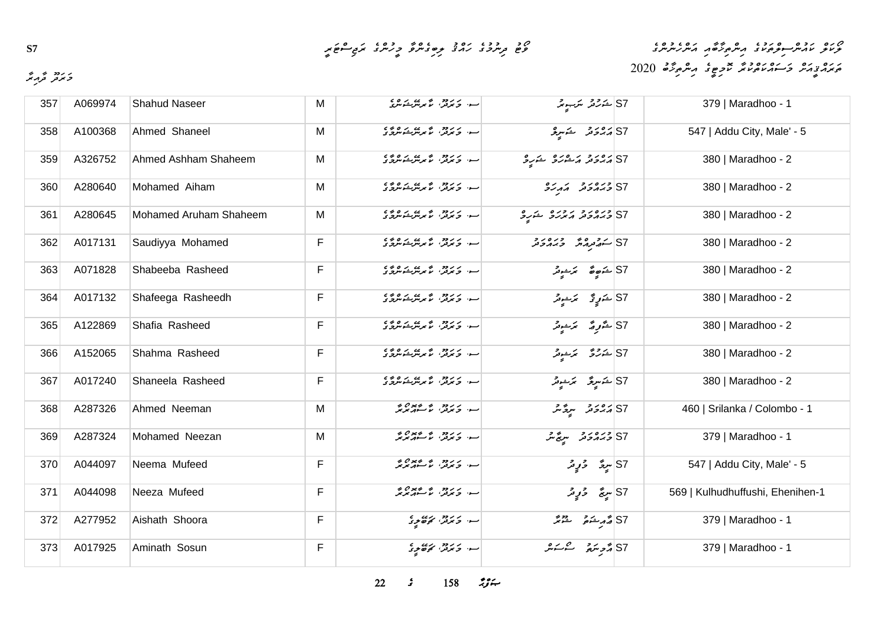| 357 | A069974 | Shahud Naseer | M | ސ. މަރަދޫ، ކޮރަންފަސްރަންގު | S7 ޝަހުދު ނަސީރު | 379 \| Maradhoo - 1 |
|---|---|---|---|---|---|---|
| 358 | A100368 | Ahmed Shaneel | M | ސ. މަރަދޫ، ކޮރަންފަސްރަންގުގެ | S7 އަހުމަދު ޝަނީލު | 547 \| Addu City, Male' - 5 |
| 359 | A326752 | Ahmed Ashham Shaheem | M | ސ. މަރަދޫ، ކޮރަންފަސްރަންގުގެ | S7 އަހުމަދު އަޝްހަމް ޝަހީމް | 380 \| Maradhoo - 2 |
| 360 | A280640 | Mohamed Aiham | M | ސ. މަރަދޫ، ކޮރަންފަސްރަންގުގެ | S7 މުހައްމަދު އައިހަމް | 380 \| Maradhoo - 2 |
| 361 | A280645 | Mohamed Aruham Shaheem | M | ސ. މަރަދޫ، ކޮރަންފަސްރަންގުގެ | S7 މުހައްމަދު އަރުހަމް ޝަހީމް | 380 \| Maradhoo - 2 |
| 362 | A017131 | Saudiyya Mohamed | F | ސ. މަރަދޫ، ކޮރަންފަސްރަންގުގެ | S7 ސައުދިއްޔާ މުހައްމަދު | 380 \| Maradhoo - 2 |
| 363 | A071828 | Shabeeba Rasheed | F | ސ. މަރަދޫ، ކޮރަންފަސްރަންގުގެ | S7 ޝަބީބާ ރަޝީދު | 380 \| Maradhoo - 2 |
| 364 | A017132 | Shafeega Rasheedh | F | ސ. މަރަދޫ، ކޮރަންފަސްރަންގުގެ | S7 ޝަފީގާ ރަޝީދު | 380 \| Maradhoo - 2 |
| 365 | A122869 | Shafia Rasheed | F | ސ. މަރަދޫ، ކޮރަންފަސްރަންގުގެ | S7 ޝާފިއާ ރަޝީދު | 380 \| Maradhoo - 2 |
| 366 | A152065 | Shahma Rasheed | F | ސ. މަރަދޫ، ކޮރަންފަސްރަންގުގެ | S7 ޝަހުމާ ރަޝީދު | 380 \| Maradhoo - 2 |
| 367 | A017240 | Shaneela Rasheed | F | ސ. މަރަދޫ، ކޮރަންފަސްރަންގުގެ | S7 ޝަނީލާ ރަޝީދު | 380 \| Maradhoo - 2 |
| 368 | A287326 | Ahmed Neeman | M | ސ. މަރަދޫ، ކޮސްޓަރކްރީމް | S7 އަހުމަދު ނީމާން | 460 \| Srilanka / Colombo - 1 |
| 369 | A287324 | Mohamed Neezan | M | ސ. މަރަދޫ، ކޮސްޓަރކްރީމް | S7 މުހައްމަދު ނީޒާން | 379 \| Maradhoo - 1 |
| 370 | A044097 | Neema Mufeed | F | ސ. މަރަދޫ، ކޮސްޓަރކްރީމް | S7 ނީމާ މުފީދު | 547 \| Addu City, Male' - 5 |
| 371 | A044098 | Neeza Mufeed | F | ސ. މަރަދޫ، ކޮސްޓަރކްރީމް | S7 ނީޒާ މުފީދު | 569 \| Kulhudhuffushi, Ehenihen-1 |
| 372 | A277952 | Aishath Shoora | F | ސ. މަރަދޫ، ކޮބޮޅުގެ | S7 އާއިޝަތު ޝޫރާ | 379 \| Maradhoo - 1 |
| 373 | A017925 | Aminath Sosun | F | ސ. މަރަދޫ، ކޮބޮޅުގެ | S7 އާމިނަތު ސޯސަން | 379 \| Maradhoo - 1 |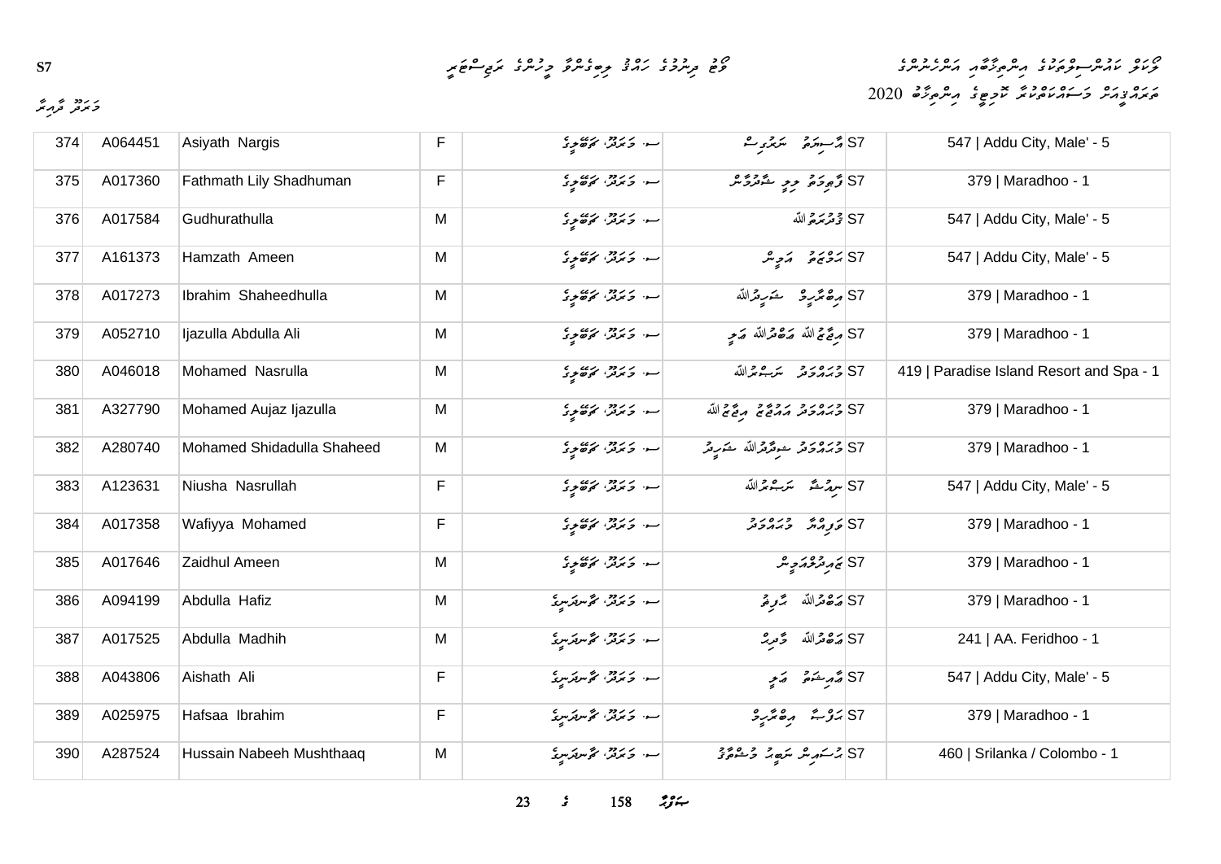| 374 | A064451 | Asiyath Nargis | F | ސ. މަރަދޫ ކަޓަލީގެ | S7 އާސިޔަތު ނަރްގިސް | 547 \| Addu City, Male' - 5 |
|---|---|---|---|---|---|---|
| 375 | A017360 | Fathmath Lily Shadhuman | F | ސ. މަރަދޫ ކަޓަލީގެ | S7 ފާތިމަތު ލިލީ ޝާދުމާން | 379 \| Maradhoo - 1 |
| 376 | A017584 | Gudhurathulla | M | ސ. މަރަދޫ ކަޓަލީގެ | S7 ގުދުރަތުﷲ | 547 \| Addu City, Male' - 5 |
| 377 | A161373 | Hamzath Ameen | M | ސ. މަރަދޫ ކަޓަލީގެ | S7 ހަމްޒަތު އަމީން | 547 \| Addu City, Male' - 5 |
| 378 | A017273 | Ibrahim Shaheedhulla | M | ސ. މަރަދޫ ކަޓަލީގެ | S7 އިބްރާހީމް ޝަހީދުﷲ | 379 \| Maradhoo - 1 |
| 379 | A052710 | Ijazulla Abdulla Ali | M | ސ. މަރަދޫ ކަޓަލީގެ | S7 އިޖާޒުﷲ އަބްދުﷲ އަލި | 379 \| Maradhoo - 1 |
| 380 | A046018 | Mohamed Nasrulla | M | ސ. މަރަދޫ ކަޓަލީގެ | S7 މުހައްމަދު ނަޞްރުﷲ | 419 \| Paradise Island Resort and Spa - 1 |
| 381 | A327790 | Mohamed Aujaz Ijazulla | M | ސ. މަރަދޫ ކަޓަލީގެ | S7 މުހައްމަދު އައުޖާޒު އިޖާޒުﷲ | 379 \| Maradhoo - 1 |
| 382 | A280740 | Mohamed Shidadulla Shaheed | M | ސ. މަރަދޫ ކަޓަލީގެ | S7 މުހައްމަދު ޝިދާދުﷲ ޝަހީދު | 379 \| Maradhoo - 1 |
| 383 | A123631 | Niusha Nasrullah | F | ސ. މަރަދޫ ކަޓަލީގެ | S7 ނިޔުޝާ ނަޞްރުﷲ | 547 \| Addu City, Male' - 5 |
| 384 | A017358 | Wafiyya Mohamed | F | ސ. މަރަދޫ ކަޓަލީގެ | S7 ވަފިއްޔާ މުހައްމަދު | 379 \| Maradhoo - 1 |
| 385 | A017646 | Zaidhul Ameen | M | ސ. މަރަދޫ ކަޓަލީގެ | S7 ޒައިދުލްއަމީން | 379 \| Maradhoo - 1 |
| 386 | A094199 | Abdulla Hafiz | M | ސ. މަރަދޫ ކޮސްޓަރިކާ | S7 އަބްދުﷲ ހާފިޡު | 379 \| Maradhoo - 1 |
| 387 | A017525 | Abdulla Madhih | M | ސ. މަރަދޫ ކޮސްޓަރިކާ | S7 އަބްދުﷲ މާދިހު | 241 \| AA. Feridhoo - 1 |
| 388 | A043806 | Aishath Ali | F | ސ. މަރަދޫ ކޮސްޓަރިކާ | S7 އާއިޝަތު އަލި | 547 \| Addu City, Male' - 5 |
| 389 | A025975 | Hafsaa Ibrahim | F | ސ. މަރަދޫ ކޮސްޓަރިކާ | S7 ހަފްސާ އިބްރާހީމް | 379 \| Maradhoo - 1 |
| 390 | A287524 | Hussain Nabeeh Mushthaaq | M | ސ. މަރަދޫ ކޮސްޓަރިކާ | S7 ހުސައިން ނަބީހު މުޝްތާޤު | 460 \| Srilanka / Colombo - 1 |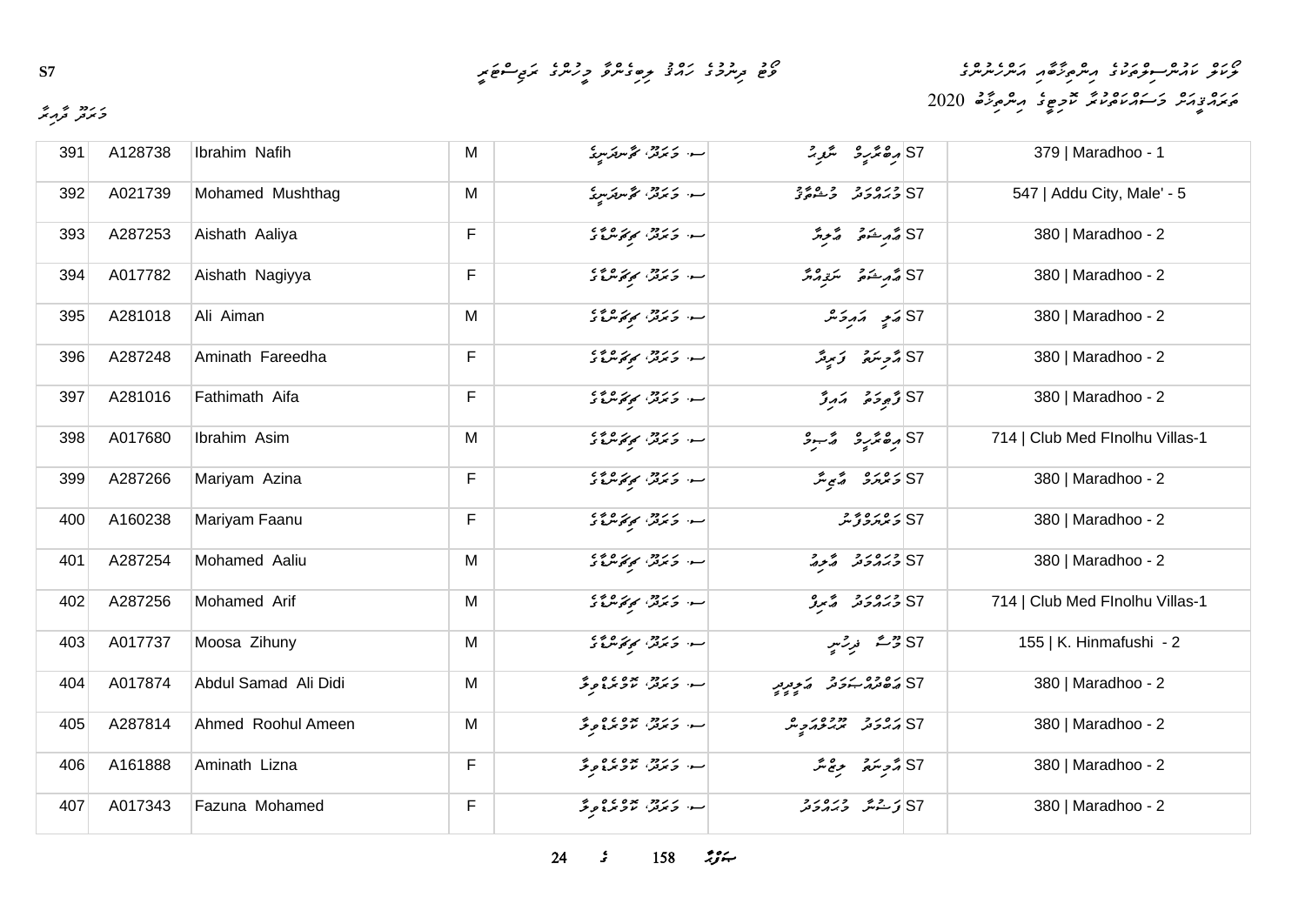| 391 | A128738 | Ibrahim Nafih | M | ސ. މަރަދޫ، ކޯސްޓަލައިން | S7  އިބްރާހީމް ނާފިޢު | 379 \| Maradhoo - 1 |
|---|---|---|---|---|---|---|
| 392 | A021739 | Mohamed Mushthag | M | ސ. މަރަދޫ، ކޯސްޓަލައިން | S7 މުޙައްމަދު މުޝްތާޤު | 547 \| Addu City, Male' - 5 |
| 393 | A287253 | Aishath Aaliya | F | ސ. މަރަދޫ، ކިޔަވަންގެ | S7 އައިޝަތު އާލިޔާ | 380 \| Maradhoo - 2 |
| 394 | A017782 | Aishath Nagiyya | F | ސ. މަރަދޫ، ކިޔަވަންގެ | S7 އައިޝަތު ނަގިއްޔާ | 380 \| Maradhoo - 2 |
| 395 | A281018 | Ali Aiman | M | ސ. މަރަދޫ، ކިޔަވަންގެ | S7 އަލީ އައިމަން | 380 \| Maradhoo - 2 |
| 396 | A287248 | Aminath Fareedha | F | ސ. މަރަދޫ، ކިޔަވަންގެ | S7 އާމިނަތު ފަރީދާ | 380 \| Maradhoo - 2 |
| 397 | A281016 | Fathimath Aifa | F | ސ. މަރަދޫ، ކިޔަވަންގެ | S7 ފާތިމަތު އައިފާ | 380 \| Maradhoo - 2 |
| 398 | A017680 | Ibrahim Asim | M | ސ. މަރަދޫ، ކިޔަވަންގެ | S7 އިބްރާހީމް އާސިމް | 714 \| Club Med FInolhu Villas-1 |
| 399 | A287266 | Mariyam Azina | F | ސ. މަރަދޫ، ކިޔަވަންގެ | S7 މަރިޔަމް އާޒިނާ | 380 \| Maradhoo - 2 |
| 400 | A160238 | Mariyam Faanu | F | ސ. މަރަދޫ، ކިޔަވަންގެ | S7 މަރިޔަމްފާނު | 380 \| Maradhoo - 2 |
| 401 | A287254 | Mohamed Aaliu | M | ސ. މަރަދޫ، ކިޔަވަންގެ | S7 މުޙައްމަދު އާލިއު | 380 \| Maradhoo - 2 |
| 402 | A287256 | Mohamed Arif | M | ސ. މަރަދޫ، ކިޔަވަންގެ | S7 މުޙައްމަދު އާރިފު | 714 \| Club Med FInolhu Villas-1 |
| 403 | A017737 | Moosa Zihuny | M | ސ. މަރަދޫ، ކިޔަވަންގެ | S7 މޫސާ ޒިހުނީ | 155 \| K. Hinmafushi - 2 |
| 404 | A017874 | Abdul Samad Ali Didi | M | ސ. މަރަދޫ، ކޮމަރުޝިއަލް | S7 އަބްދުލްސަމަދު އަލީދީދީ | 380 \| Maradhoo - 2 |
| 405 | A287814 | Ahmed Roohul Ameen | M | ސ. މަރަދޫ، ކޮމަރުޝިއަލް | S7 އަޙްމަދު ރޫޙުލްއަމީން | 380 \| Maradhoo - 2 |
| 406 | A161888 | Aminath Lizna | F | ސ. މަރަދޫ، ކޮމަރުޝިއަލް | S7 އާމިނަތު ލިޒްނާ | 380 \| Maradhoo - 2 |
| 407 | A017343 | Fazuna Mohamed | F | ސ. މަރަދޫ، ކޮމަރުޝިއަލް | S7 ފަޒޫނާ މުޙައްމަދު | 380 \| Maradhoo - 2 |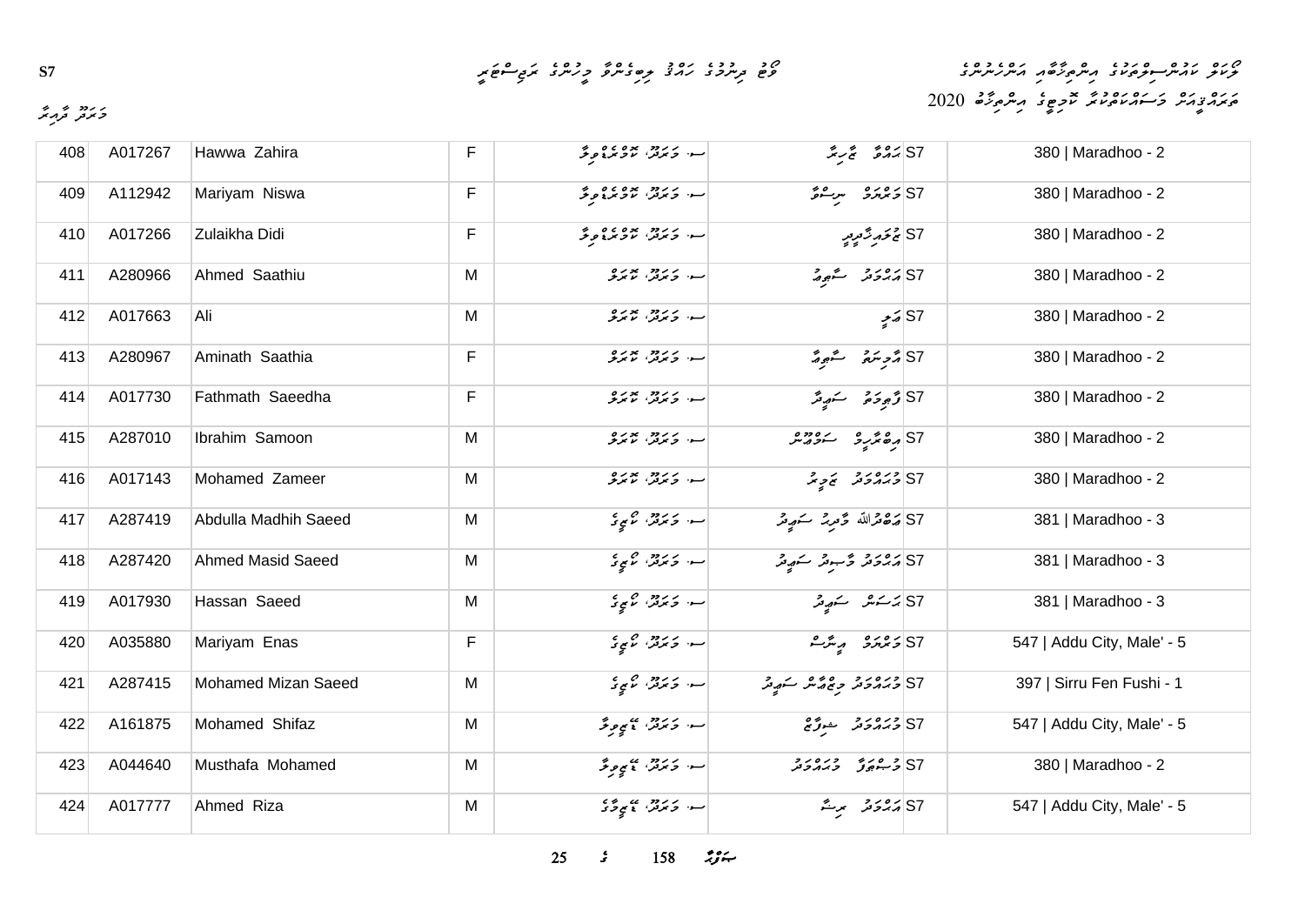| 408 | A017267 | Hawwa Zahira | F | ސ. މަރަދޫ، ކަވަރަށްވިލާ | S7 ހައްވާ ޒާހިރާ | 380 \| Maradhoo - 2 |
|---|---|---|---|---|---|---|
| 409 | A112942 | Mariyam Niswa | F | ސ. މަރަދޫ، ކަވަރަށްވިލާ | S7 މަރްޔަމް ނިސްވާ | 380 \| Maradhoo - 2 |
| 410 | A017266 | Zulaikha Didi | F | ސ. މަރަދޫ، ކަވަރަށްވިލާ | S7 ޒުލައިޚާދީދީ | 380 \| Maradhoo - 2 |
| 411 | A280966 | Ahmed Saathiu | M | ސ. މަރަދޫ، ކަރަމް | S7 އަހްމަދު ސާތިއު | 380 \| Maradhoo - 2 |
| 412 | A017663 | Ali | M | ސ. މަރަދޫ، ކަރަމް | S7 އަލި | 380 \| Maradhoo - 2 |
| 413 | A280967 | Aminath Saathia | F | ސ. މަރަދޫ، ކަރަމް | S7 އާމިނަތު ސާތިއާ | 380 \| Maradhoo - 2 |
| 414 | A017730 | Fathmath Saeedha | F | ސ. މަރަދޫ، ކަރަމް | S7 ފާތިމަތު ސަޢީދާ | 380 \| Maradhoo - 2 |
| 415 | A287010 | Ibrahim Samoon | M | ސ. މަރަދޫ، ކަރަމް | S7 އިބްރާހީމް ސަމޫން | 380 \| Maradhoo - 2 |
| 416 | A017143 | Mohamed Zameer | M | ސ. މަރަދޫ، ކަރަމް | S7 މުޙައްމަދު ޒަމީރު | 380 \| Maradhoo - 2 |
| 417 | A287419 | Abdulla Madhih Saeed | M | ސ. މަރަދޫ، ކާމިގެ | S7 އަބްދުﷲ މާދިޙް ސަޢީދު | 381 \| Maradhoo - 3 |
| 418 | A287420 | Ahmed Masid Saeed | M | ސ. މަރަދޫ، ކާމިގެ | S7 އަހްމަދު މާސިދު ސަޢީދު | 381 \| Maradhoo - 3 |
| 419 | A017930 | Hassan Saeed | M | ސ. މަރަދޫ، ކާމިގެ | S7 ހަސަން ސަޢީދު | 381 \| Maradhoo - 3 |
| 420 | A035880 | Mariyam Enas | F | ސ. މަރަދޫ، ކާމިގެ | S7 މަރްޔަމް އީނާސް | 547 \| Addu City, Male' - 5 |
| 421 | A287415 | Mohamed Mizan Saeed | M | ސ. މަރަދޫ، ކާމިގެ | S7 މުޙައްމަދު މީޒާން ސަޢީދު | 397 \| Sirru Fen Fushi - 1 |
| 422 | A161875 | Mohamed Shifaz | M | ސ. މަރަދޫ، ކާމިވިލާ | S7 މުޙައްމަދު ޝިފާޒް | 547 \| Addu City, Male' - 5 |
| 423 | A044640 | Musthafa Mohamed | M | ސ. މަރަދޫ، ކާމިވިލާ | S7 މުސްތަފާ މުޙައްމަދު | 380 \| Maradhoo - 2 |
| 424 | A017777 | Ahmed Riza | M | ސ. މަރަދޫ، ކާމިމާގެ | S7 އަހްމަދު ރިޟާ | 547 \| Addu City, Male' - 5 |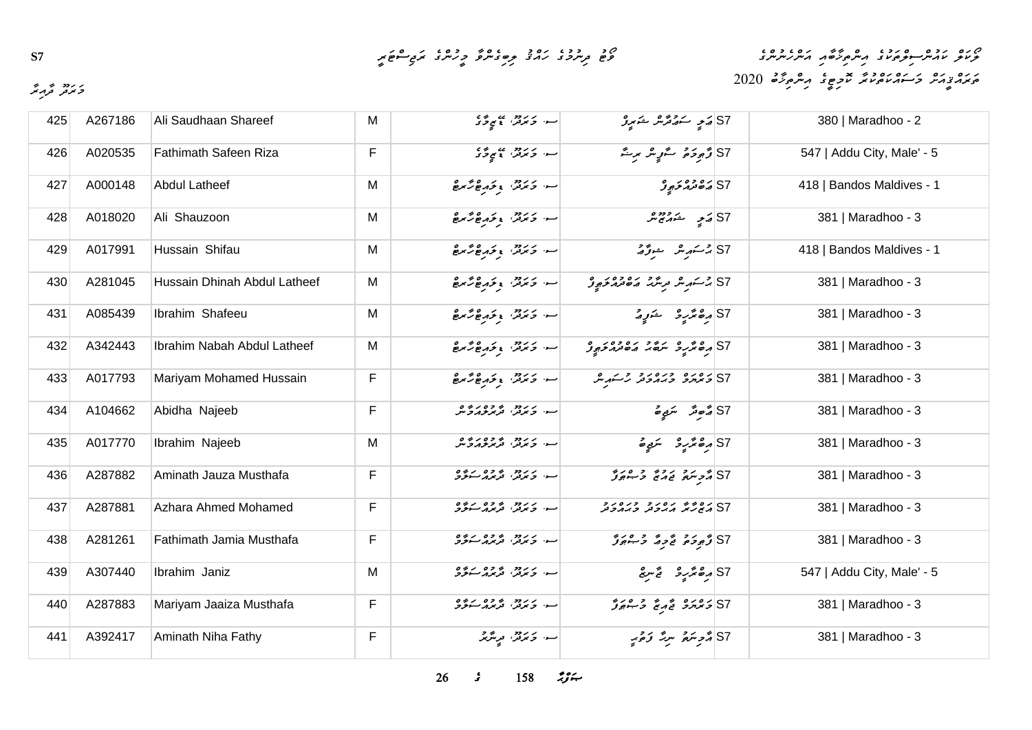| 425 | A267186 | Ali Saudhaan Shareef | M | ސ. މަރަދޫ، ޖޫލީގެ | S7 | އަލި ސައުދާން ޝަރީފް | 380 \| Maradhoo - 2 |
|---|---|---|---|---|---|---|---|
| 426 | A020535 | Fathimath Safeen Riza | F | ސ. މަރަދޫ، ޖޫލީގެ | S7 | ފާތިމަތު ސާފީން ރިޟާ | 547 \| Addu City, Male' - 5 |
| 427 | A000148 | Abdul Latheef | M | ސ. މަރަދޫ، ވިލާއިޓްރީޓް | S7 | އަބްދުއްލަތީފު | 418 \| Bandos Maldives - 1 |
| 428 | A018020 | Ali Shauzoon | M | ސ. މަރަދޫ، ވިލާއިޓްރީޓް | S7 | އަލި ޝައުޒޫން | 381 \| Maradhoo - 3 |
| 429 | A017991 | Hussain Shifau | M | ސ. މަރަދޫ، ވިލާއިޓްރީޓް | S7 | ހުސައިން ޝިފާއު | 418 \| Bandos Maldives - 1 |
| 430 | A281045 | Hussain Dhinah Abdul Latheef | M | ސ. މަރަދޫ، ވިލާއިޓްރީޓް | S7 | ހުސައިން ދިނާހް އަބްދުއްލަތީފު | 381 \| Maradhoo - 3 |
| 431 | A085439 | Ibrahim Shafeeu | M | ސ. މަރަދޫ، ވިލާއިޓްރީޓް | S7 | އިބްރާހީމް ޝަފީއު | 381 \| Maradhoo - 3 |
| 432 | A342443 | Ibrahim Nabah Abdul Latheef | M | ސ. މަރަދޫ، ވިލާއިޓްރީޓް | S7 | އިބްރާހީމް ނަބާހް އަބްދުއްލަތީފު | 381 \| Maradhoo - 3 |
| 433 | A017793 | Mariyam Mohamed Hussain | F | ސ. މަރަދޫ، ވިލާއިޓްރީޓް | S7 | މަރިޔަމް މުހައްމަދު ހުސައިން | 381 \| Maradhoo - 3 |
| 434 | A104662 | Abidha Najeeb | F | ސ. މަރަދޫ، ދަރުމަވަންތަ | S7 | އާބިދާ ނަޖީބު | 381 \| Maradhoo - 3 |
| 435 | A017770 | Ibrahim Najeeb | M | ސ. މަރަދޫ، ދަރުމަވަންތަ | S7 | އިބްރާހީމް ނަޖީބު | 381 \| Maradhoo - 3 |
| 436 | A287882 | Aminath Jauza Musthafa | F | ސ. މަރަދޫ، ދަރުމަސަވާ | S7 | އާމިނަތު ޖައުޒާ މުސްތަފާ | 381 \| Maradhoo - 3 |
| 437 | A287881 | Azhara Ahmed Mohamed | F | ސ. މަރަދޫ، ދަރުމަސަވާ | S7 | އަޒްހާރާ އަހުމަދު މުހައްމަދު | 381 \| Maradhoo - 3 |
| 438 | A281261 | Fathimath Jamia Musthafa | F | ސ. މަރަދޫ، ދަރުމަސަވާ | S7 | ފާތިމަތު ޖާމިޢާ މުސްތަފާ | 381 \| Maradhoo - 3 |
| 439 | A307440 | Ibrahim Janiz | M | ސ. މަރަދޫ، ދަރުމަސަވާ | S7 | އިބްރާހީމް ޖާނިޒް | 547 \| Addu City, Male' - 5 |
| 440 | A287883 | Mariyam Jaaiza Musthafa | F | ސ. މަރަދޫ، ދަރުމަސަވާ | S7 | މަރިޔަމް ޖާއިޒާ މުސްތަފާ | 381 \| Maradhoo - 3 |
| 441 | A392417 | Aminath Niha Fathy | F | ސ. މަރަދޫ، ދިޝާރާ | S7 | އާމިނަތު ނިހާ ފަތުހީ | 381 \| Maradhoo - 3 |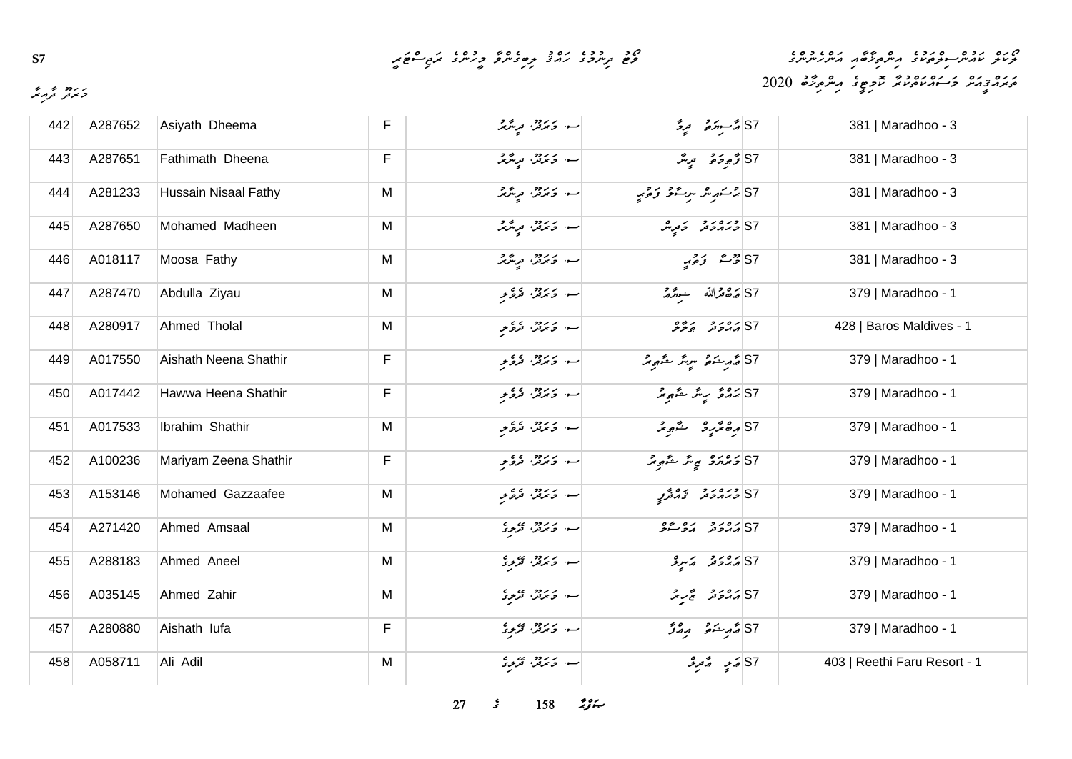| 442 | A287652 | Asiyath Dheema | F | ސ. މަރަދޫ، ދިލާރާ | އާސިޔަތު ދީމާ S7 | 381 \| Maradhoo - 3 |
|---|---|---|---|---|---|---|
| 443 | A287651 | Fathimath Dheena | F | ސ. މަރަދޫ، ދިލާރާ | ފާތިމަތު ދީނާ S7 | 381 \| Maradhoo - 3 |
| 444 | A281233 | Hussain Nisaal Fathy | M | ސ. މަރަދޫ، ދިލާރާ | ހުސައިން ނިސާލް ފަތުހީ S7 | 381 \| Maradhoo - 3 |
| 445 | A287650 | Mohamed Madheen | M | ސ. މަރަދޫ، ދިލާރާ | މުހައްމަދު މަދީން S7 | 381 \| Maradhoo - 3 |
| 446 | A018117 | Moosa Fathy | M | ސ. މަރަދޫ، ދިލާރާ | މޫސާ ފަތުހީ S7 | 381 \| Maradhoo - 3 |
| 447 | A287470 | Abdulla Ziyau | M | ސ. މަރަދޫ، ދެލިވ | އަބްދުﷲ ޒިޔާއު S7 | 379 \| Maradhoo - 1 |
| 448 | A280917 | Ahmed Tholal | M | ސ. މަރަދޫ، ދެލިވ | އަހުމަދު ތޮލާލް S7 | 428 \| Baros Maldives - 1 |
| 449 | A017550 | Aishath Neena Shathir | F | ސ. މަރަދޫ، ދެލިވ | އާއިޝަތު ނީނާ ޝާތިރު S7 | 379 \| Maradhoo - 1 |
| 450 | A017442 | Hawwa Heena Shathir | F | ސ. މަރަދޫ، ދެލިވ | ހައްވާ ހީނާ ޝާތިރު S7 | 379 \| Maradhoo - 1 |
| 451 | A017533 | Ibrahim Shathir | M | ސ. މަރަދޫ، ދެލިވ | އިބްރާހީމް ޝާތިރު S7 | 379 \| Maradhoo - 1 |
| 452 | A100236 | Mariyam Zeena Shathir | F | ސ. މަރަދޫ، ދެލިވ | މަރިޔަމް ޒީނާ ޝާތިރު S7 | 379 \| Maradhoo - 1 |
| 453 | A153146 | Mohamed Gazzaafee | M | ސ. މަރަދޫ، ދެލިވ | މުހައްމަދު ގައްޒާފީ S7 | 379 \| Maradhoo - 1 |
| 454 | A271420 | Ahmed Amsaal | M | ސ. މަރަދޫ، ދޮލިގެ | އަހުމަދު އަމްސާލް S7 | 379 \| Maradhoo - 1 |
| 455 | A288183 | Ahmed Aneel | M | ސ. މަރަދޫ، ދޮލިގެ | އަހުމަދު އަނީލް S7 | 379 \| Maradhoo - 1 |
| 456 | A035145 | Ahmed Zahir | M | ސ. މަރަދޫ، ދޮލިގެ | އަހުމަދު ޒާހިރު S7 | 379 \| Maradhoo - 1 |
| 457 | A280880 | Aishath Iufa | F | ސ. މަރަދޫ، ދޮލިގެ | އާއިޝަތު އިއުފާ S7 | 379 \| Maradhoo - 1 |
| 458 | A058711 | Ali Adil | M | ސ. މަރަދޫ، ދޮލިގެ | އަލީ އާދިލް S7 | 403 \| Reethi Faru Resort - 1 |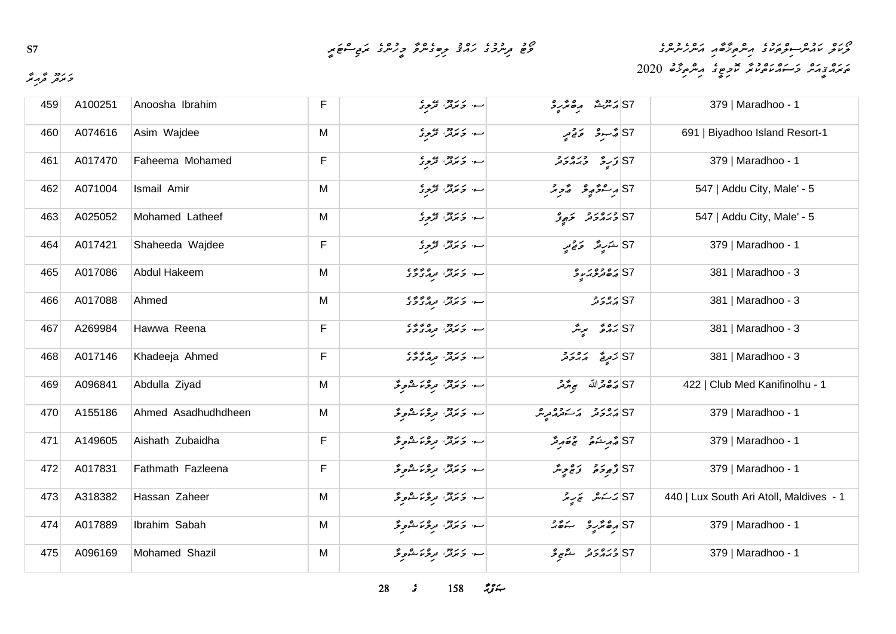| 459 | A100251 | Anoosha Ibrahim | F | ސ. މަރަދޫ، ދޮރުވީ | އަނޫޝާ އިބްރާހީމް S7 | 379 \| Maradhoo - 1 |
|---|---|---|---|---|---|---|
| 460 | A074616 | Asim Wajdee | M | ސ. މަރަދޫ، ދޮރުވީ | އާސިމް ވަޖްދީ S7 | 691 \| Biyadhoo Island Resort-1 |
| 461 | A017470 | Faheema Mohamed | F | ސ. މަރަދޫ، ދޮރުވީ | ފަހީމާ މުހައްމަދު S7 | 379 \| Maradhoo - 1 |
| 462 | A071004 | Ismail Amir | M | ސ. މަރަދޫ، ދޮރުވީ | އިސްމާއީލް އާމިރު S7 | 547 \| Addu City, Male' - 5 |
| 463 | A025052 | Mohamed Latheef | M | ސ. މަރަދޫ، ދޮރުވީ | މުހައްމަދު ލަތީފު S7 | 547 \| Addu City, Male' - 5 |
| 464 | A017421 | Shaheeda Wajdee | F | ސ. މަރަދޫ، ދޮރުވީ | ޝަހީދާ ވަޖްދީ S7 | 379 \| Maradhoo - 1 |
| 465 | A017086 | Abdul Hakeem | M | ސ. މަރަދޫ، ދިއްގާމާގެ | އަބްދުލްހަކީމް S7 | 381 \| Maradhoo - 3 |
| 466 | A017088 | Ahmed | M | ސ. މަރަދޫ، ދިއްގާމާގެ | އަހްމަދު S7 | 381 \| Maradhoo - 3 |
| 467 | A269984 | Hawwa Reena | F | ސ. މަރަދޫ، ދިއްގާމާގެ | ހައްވާ ރީނާ S7 | 381 \| Maradhoo - 3 |
| 468 | A017146 | Khadeeja Ahmed | F | ސ. މަރަދޫ، ދިއްގާމާގެ | ޚަދީޖާ އަހްމަދު S7 | 381 \| Maradhoo - 3 |
| 469 | A096841 | Abdulla Ziyad | M | ސ. މަރަދޫ، ދިލްކަޝްވިލާ | އަބްދުﷲ ޒިޔާދު S7 | 422 \| Club Med Kanifinolhu - 1 |
| 470 | A155186 | Ahmed Asadhudhdheen | M | ސ. މަރަދޫ، ދިލްކަޝްވިލާ | އަހްމަދު އަސަދުއްދީން S7 | 379 \| Maradhoo - 1 |
| 471 | A149605 | Aishath Zubaidha | F | ސ. މަރަދޫ، ދިލްކަޝްވިލާ | އާއިޝަތު ޒުބައިދާ S7 | 379 \| Maradhoo - 1 |
| 472 | A017831 | Fathmath Fazleena | F | ސ. މަރަދޫ، ދިލްކަޝްވިލާ | ފާތިމަތު ފަޟްލީނާ S7 | 379 \| Maradhoo - 1 |
| 473 | A318382 | Hassan Zaheer | M | ސ. މަރަދޫ، ދިލްކަޝްވިލާ | ހަސަން ޒަހީރު S7 | 440 \| Lux South Ari Atoll, Maldives - 1 |
| 474 | A017889 | Ibrahim Sabah | M | ސ. މަރަދޫ، ދިލްކަޝްވިލާ | އިބްރާހީމް ސަބާހު S7 | 379 \| Maradhoo - 1 |
| 475 | A096169 | Mohamed Shazil | M | ސ. މަރަދޫ، ދިލްކަޝްވިލާ | މުހައްމަދު ޝާޒިލް S7 | 379 \| Maradhoo - 1 |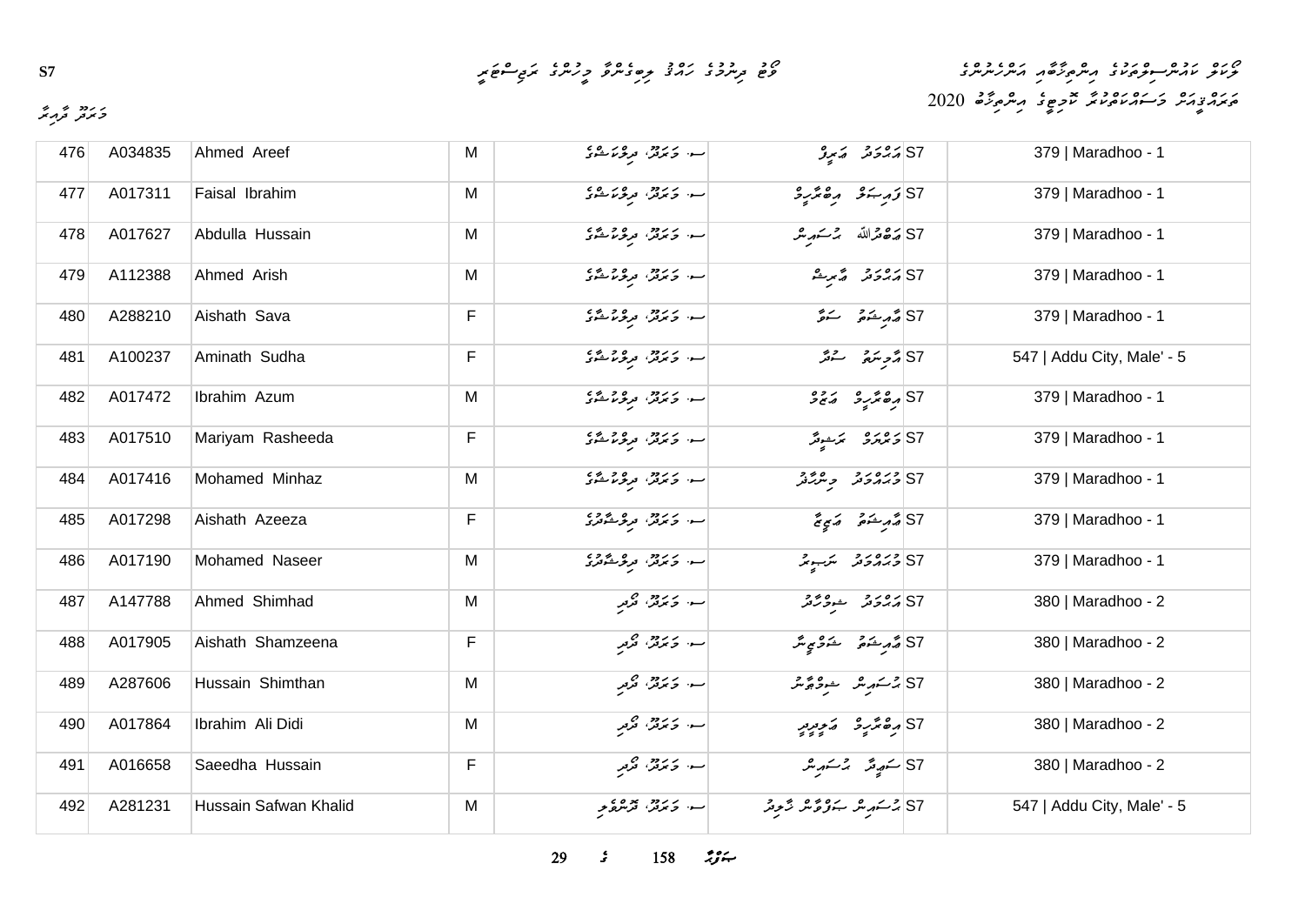| 476 | A034835 | Ahmed Areef | M | سە· دَىَرَثَرٌ، مِرِوْمَا شَرَّى | S7 مَدْرَدَمْ مَ مَبِرِرْ | 379 \| Maradhoo - 1 |
|---|---|---|---|---|---|---|
| 477 | A017311 | Faisal Ibrahim | M | سە· دَىَرَثَرٌ، مِرِوْمَا شَرَّى | S7 وَمِسَوْ مِرْحَمَّرِدْ | 379 \| Maradhoo - 1 |
| 478 | A017627 | Abdulla Hussain | M | سە· دَىَرَثَرٌ، مِرِوْمَا شَرَّى | S7 مَەْمَرْاللە بْرْسَمَرِسْ | 379 \| Maradhoo - 1 |
| 479 | A112388 | Ahmed Arish | M | سە· دَىَرَثَرٌ، مِرِوْمَا شَرَّى | S7 مَدْرَدَمْ مَّىرِشْ | 379 \| Maradhoo - 1 |
| 480 | A288210 | Aishath Sava | F | سە· دَىَرَثَرٌ، مِرِوْمَا شَرَّى | S7 مَّەرشَمْ سَوَّ | 379 \| Maradhoo - 1 |
| 481 | A100237 | Aminath Sudha | F | سە· دَىَرَثَرٌ، مِرِوْمَا شَرَّى | S7 مَّحِسَمْ سُتَّرَ | 547 \| Addu City, Male' - 5 |
| 482 | A017472 | Ibrahim Azum | M | سە· دَىَرَثَرٌ، مِرِوْمَا شَرَّى | S7 مِرْحَمَّرِدْ مَتَحْرْ | 379 \| Maradhoo - 1 |
| 483 | A017510 | Mariyam Rasheeda | F | سە· دَىَرَثَرٌ، مِرِوْمَا شَرَّى | S7 دَىْمَرْدْ مَرَشِيْتَرَ | 379 \| Maradhoo - 1 |
| 484 | A017416 | Mohamed Minhaz | M | سە· دَىَرَثَرٌ، مِرِوْمَا شَرَّى | S7 دْرَمْرْدَمْ دِسْرَتَرْ | 379 \| Maradhoo - 1 |
| 485 | A017298 | Aishath Azeeza | F | سە· دَىَرَثَرٌ، مِرِوْشَمْرَى | S7 مَّەرشَمْ مَبِيْجَ | 379 \| Maradhoo - 1 |
| 486 | A017190 | Mohamed Naseer | M | سە· دَىَرَثَرٌ، مِرِوْشَمْرَى | S7 دْرَمْرْدَمْ سَرَبِّىرْ | 379 \| Maradhoo - 1 |
| 487 | A147788 | Ahmed Shimhad | M | سە· دَىَرَثَرٌ، مَّرْمِرْ | S7 مَدْرَدَمْ شِوْرَّمْرْ | 380 \| Maradhoo - 2 |
| 488 | A017905 | Aishath Shamzeena | F | سە· دَىَرَثَرٌ، مَّرْمِرْ | S7 مَّەرشَمْ شَوْبِيْسَّ | 380 \| Maradhoo - 2 |
| 489 | A287606 | Hussain Shimthan | M | سە· دَىَرَثَرٌ، مَّرْمِرْ | S7 بْرْسَمَرِسْ شِوْمْحَسْ | 380 \| Maradhoo - 2 |
| 490 | A017864 | Ibrahim Ali Didi | M | سە· دَىَرَثَرٌ، مَّرْمِرْ | S7 مِرْحَمَّرِدْ مَكِمِرِمِرِ | 380 \| Maradhoo - 2 |
| 491 | A016658 | Saeedha Hussain | F | سە· دَىَرَثَرٌ، مَّرْمِرْ | S7 سَمَرِمَّرَ بْرْسَمَرِسْ | 380 \| Maradhoo - 2 |
| 492 | A281231 | Hussain Safwan Khalid | M | سە· دَىَرَثَرٌ، مَّرْسْرْوْمِ | S7 بْرْسَمَرِسْ سَوْدَّسْ رَّمِرْ | 547 \| Addu City, Male' - 5 |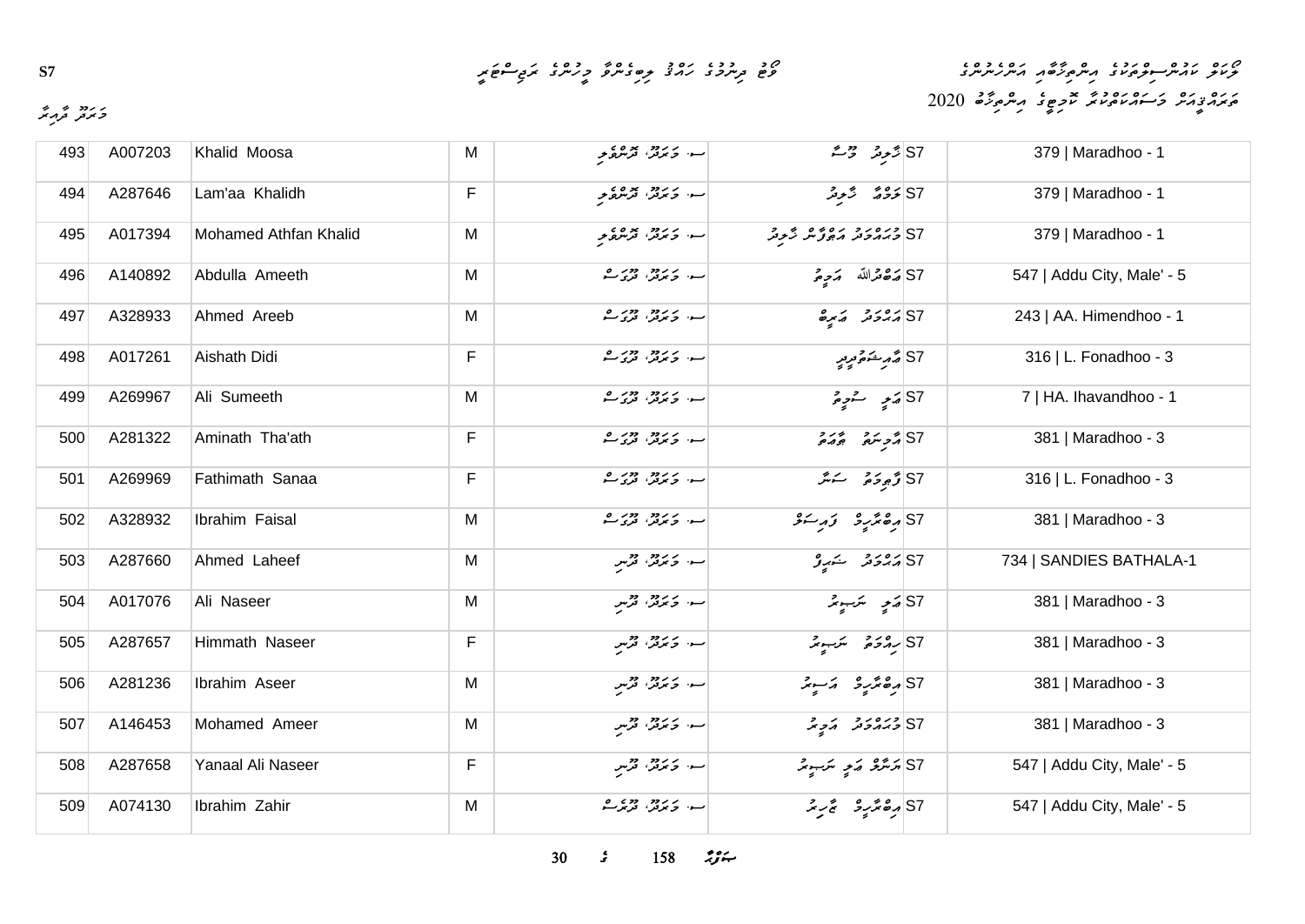| 493 | A007203 | Khalid Moosa | M | ސ. މަރަދޫ، ދޯންމާވި | S7 ހާލިދު މޫސާ | 379 \| Maradhoo - 1 |
|---|---|---|---|---|---|---|
| 494 | A287646 | Lam'aa Khalidh | F | ސ. މަރަދޫ، ދޯންމާވި | S7 ލަމްޢާ ހާލިދު | 379 \| Maradhoo - 1 |
| 495 | A017394 | Mohamed Athfan Khalid | M | ސ. މަރަދޫ، ދޯންމާވި | S7 މުހައްމަދު އަތުފާން ހާލިދު | 379 \| Maradhoo - 1 |
| 496 | A140892 | Abdulla Ameeth | M | ސ. މަރަދޫ، ދޫރަސް | S7 އަބްދުﷲ އަމީތު | 547 \| Addu City, Male' - 5 |
| 497 | A328933 | Ahmed Areeb | M | ސ. މަރަދޫ، ދޫރަސް | S7 އަހްމަދު އަރީބު | 243 \| AA. Himendhoo - 1 |
| 498 | A017261 | Aishath Didi | F | ސ. މަރަދޫ، ދޫރަސް | S7 އާއިޝަތުދީދީ | 316 \| L. Fonadhoo - 3 |
| 499 | A269967 | Ali Sumeeth | M | ސ. މަރަދޫ، ދޫރަސް | S7 އަލި ސުމީތު | 7 \| HA. Ihavandhoo - 1 |
| 500 | A281322 | Aminath Tha'ath | F | ސ. މަރަދޫ، ދޫރަސް | S7 އާމިނަތު ޠާޢަތު | 381 \| Maradhoo - 3 |
| 501 | A269969 | Fathimath Sanaa | F | ސ. މަރަދޫ، ދޫރަސް | S7 ފާތިމަތު ސަނާ | 316 \| L. Fonadhoo - 3 |
| 502 | A328932 | Ibrahim Faisal | M | ސ. މަރަދޫ، ދޫރަސް | S7 އިބްރާހީމް ފައިސަލް | 381 \| Maradhoo - 3 |
| 503 | A287660 | Ahmed Laheef | M | ސ. މަރަދޫ، ދޫނި | S7 އަހްމަދު ސަހީފު | 734 \| SANDIES BATHALA-1 |
| 504 | A017076 | Ali Naseer | M | ސ. މަރަދޫ، ދޫނި | S7 އަލި ނަސީރު | 381 \| Maradhoo - 3 |
| 505 | A287657 | Himmath Naseer | F | ސ. މަރަދޫ، ދޫނި | S7 ހިއްމަތު ނަސީރު | 381 \| Maradhoo - 3 |
| 506 | A281236 | Ibrahim Aseer | M | ސ. މަރަދޫ، ދޫނި | S7 އިބްރާހީމް އަސީރު | 381 \| Maradhoo - 3 |
| 507 | A146453 | Mohamed Ameer | M | ސ. މަރަދޫ، ދޫނި | S7 މުހައްމަދު އަމީރު | 381 \| Maradhoo - 3 |
| 508 | A287658 | Yanaal Ali Naseer | F | ސ. މަރަދޫ، ދޫނި | S7 ޔަނާލް އަލި ނަސީރު | 547 \| Addu City, Male' - 5 |
| 509 | A074130 | Ibrahim Zahir | M | ސ. މަރަދޫ، ދޫރެސް | S7 އިބްރާހީމް ޒާހިރު | 547 \| Addu City, Male' - 5 |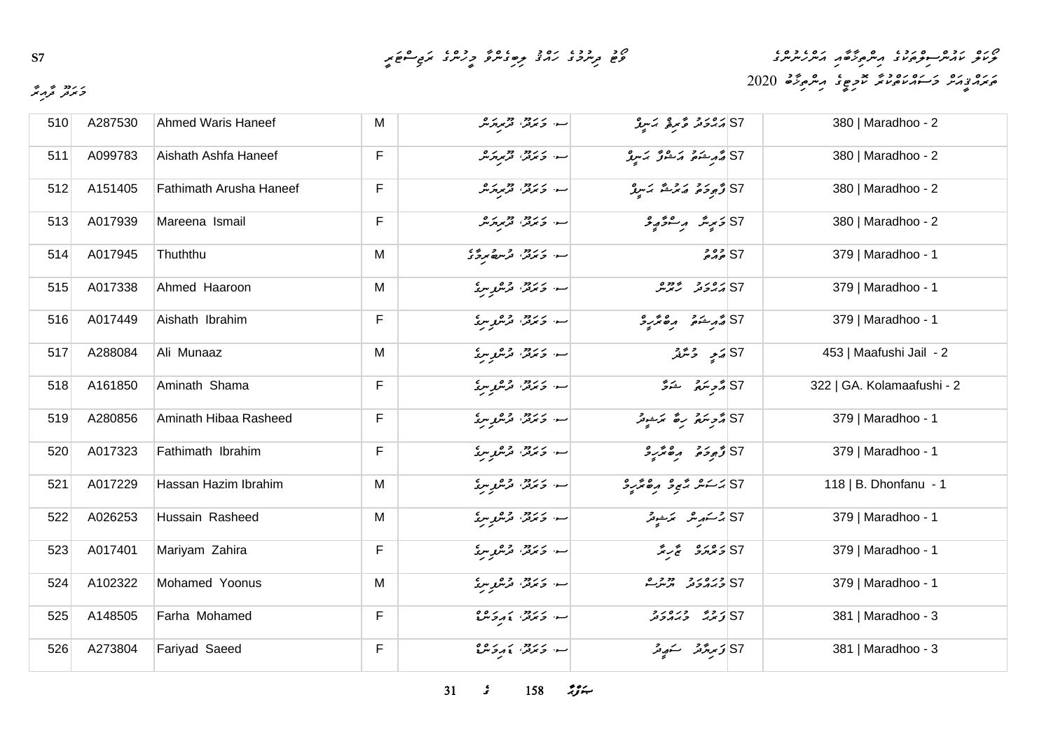| 510 | A287530 | Ahmed Waris Haneef | M | ސ. މަރަދޫ، ދޫރިދަރަ | S7 އަޙްމަދު ވާރިޘު ޙަނީފު | 380 \| Maradhoo - 2 |
|---|---|---|---|---|---|---|
| 511 | A099783 | Aishath Ashfa Haneef | F | ސ. މަރަދޫ، ދޫރިދަރަ | S7 އާއިޝަތު އަޝްފާ ޙަނީފު | 380 \| Maradhoo - 2 |
| 512 | A151405 | Fathimath Arusha Haneef | F | ސ. މަރަދޫ، ދޫރިދަރަ | S7 ފާތިމަތު އަރުޝާ ޙަނީފު | 380 \| Maradhoo - 2 |
| 513 | A017939 | Mareena Ismail | F | ސ. މަރަދޫ، ދޫރިދަރަ | S7 މަރީނާ އިސްމާޢީލް | 380 \| Maradhoo - 2 |
| 514 | A017945 | Thuththu | M | ސ. މަރަދޫ، ދެއްސަބިލްގެ | S7 ތުއްތު | 379 \| Maradhoo - 1 |
| 515 | A017338 | Ahmed Haaroon | M | ސ. މަރަދޫ، ދަންޑިއަސް | S7 އަޙްމަދު ހާރޫން | 379 \| Maradhoo - 1 |
| 516 | A017449 | Aishath Ibrahim | F | ސ. މަރަދޫ، ދަންޑިއަސް | S7 އާއިޝަތު އިބްރާހީމް | 379 \| Maradhoo - 1 |
| 517 | A288084 | Ali Munaaz | M | ސ. މަރަދޫ، ދަންޑިއަސް | S7 އަލި މުނާޒު | 453 \| Maafushi Jail - 2 |
| 518 | A161850 | Aminath Shama | F | ސ. މަރަދޫ، ދަންޑިއަސް | S7 އާމިނަތު ޝަމާ | 322 \| GA. Kolamaafushi - 2 |
| 519 | A280856 | Aminath Hibaa Rasheed | F | ސ. މަރަދޫ، ދަންޑިއަސް | S7 އާމިނަތު ހިބާ ރަޝީދު | 379 \| Maradhoo - 1 |
| 520 | A017323 | Fathimath Ibrahim | F | ސ. މަރަދޫ، ދަންޑިއަސް | S7 ފާތިމަތު އިބްރާހީމް | 379 \| Maradhoo - 1 |
| 521 | A017229 | Hassan Hazim Ibrahim | M | ސ. މަރަދޫ، ދަންޑިއަސް | S7 ޙަސަން ޙާޒިމް އިބްރާހީމް | 118 \| B. Dhonfanu - 1 |
| 522 | A026253 | Hussain Rasheed | M | ސ. މަރަދޫ، ދަންޑިއަސް | S7 ޙުސައިން ރަޝީދު | 379 \| Maradhoo - 1 |
| 523 | A017401 | Mariyam Zahira | F | ސ. މަރަދޫ، ދަންޑިއަސް | S7 މަރިޔަމް ޒާހިރާ | 379 \| Maradhoo - 1 |
| 524 | A102322 | Mohamed Yoonus | M | ސ. މަރަދޫ، ދަންޑިއަސް | S7 މުޙައްމަދު ޔޫނުސް | 379 \| Maradhoo - 1 |
| 525 | A148505 | Farha Mohamed | F | ސ. މަރަދޫ، ޖައިމަންޒް | S7 ފަރްޙާ މުޙައްމަދު | 381 \| Maradhoo - 3 |
| 526 | A273804 | Fariyad Saeed | F | ސ. މަރަދޫ، ޖައިމަންޒް | S7 ފަރިޔާދު ސަޢީދު | 381 \| Maradhoo - 3 |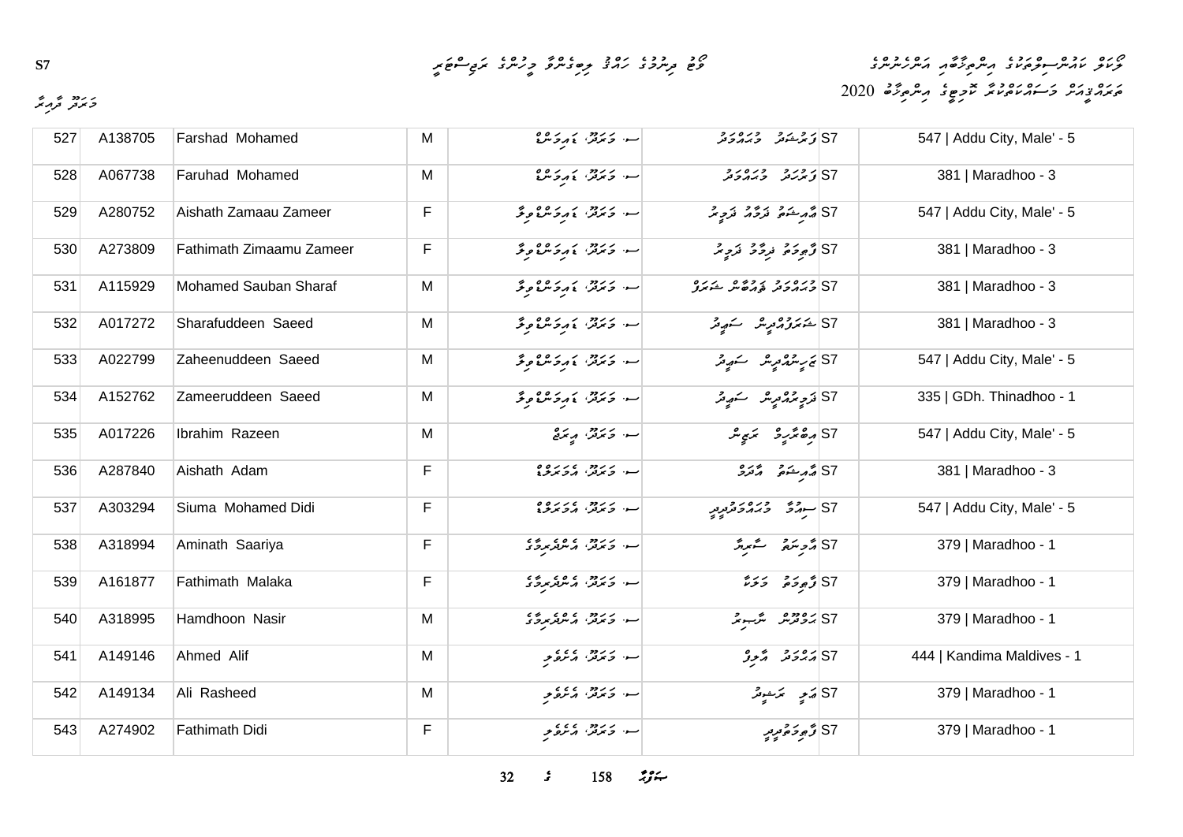| 527 | A138705 | Farshad Mohamed | M | ސ. މަރަދޫ، ޖައިމަންޓު | S7 ފަރުޝަދު މުހައްމަދު | 547 \| Addu City, Male' - 5 |
|---|---|---|---|---|---|---|
| 528 | A067738 | Faruhad Mohamed | M | ސ. މަރަދޫ، ޖައިމަންޓު | S7 ފަރުހަދު މުހައްމަދު | 381 \| Maradhoo - 3 |
| 529 | A280752 | Aishath Zamaau Zameer | F | ސ. މަރަދޫ، ޖައިމަންޓުވިލާ | S7 އައިޝަތު ޒަމާއު ޒަމީރު | 547 \| Addu City, Male' - 5 |
| 530 | A273809 | Fathimath Zimaamu Zameer | F | ސ. މަރަދޫ، ޖައިމަންޓުވިލާ | S7 ފާތިމަތު ޒިމާމު ޒަމީރު | 381 \| Maradhoo - 3 |
| 531 | A115929 | Mohamed Sauban Sharaf | M | ސ. މަރަދޫ، ޖައިމަންޓުވިލާ | S7 މުހައްމަދު ޘައުބާން ޝަރަފު | 381 \| Maradhoo - 3 |
| 532 | A017272 | Sharafuddeen Saeed | M | ސ. މަރަދޫ، ޖައިމަންޓުވިލާ | S7 ޝަރަފުއްދީން ސައީދު | 381 \| Maradhoo - 3 |
| 533 | A022799 | Zaheenuddeen Saeed | M | ސ. މަރަދޫ، ޖައިމަންޓުވިލާ | S7 ޒަހީނުއްދީން ސައީދު | 547 \| Addu City, Male' - 5 |
| 534 | A152762 | Zameeruddeen Saeed | M | ސ. މަރަދޫ، ޖައިމަންޓުވިލާ | S7 ޒަމީރުއްދީން ސައީދު | 335 \| GDh. Thinadhoo - 1 |
| 535 | A017226 | Ibrahim Razeen | M | ސ. މަރަދޫ، ޖީނަޒް | S7 އިބްރާހީމް ރަޒީން | 547 \| Addu City, Male' - 5 |
| 536 | A287840 | Aishath Adam | F | ސ. މަރަދޫ، އަމަރަވާގެ | S7 އައިޝަތު އާދަމް | 381 \| Maradhoo - 3 |
| 537 | A303294 | Siuma Mohamed Didi | F | ސ. މަރަދޫ، އަމަރަވާގެ | S7 ސިއުމާ މުހައްމަދުދީދީ | 547 \| Addu City, Male' - 5 |
| 538 | A318994 | Aminath Saariya | F | ސ. މަރަދޫ، އަންދަރިވާގެ | S7 އާމިނަތު ސާރިޔާ | 379 \| Maradhoo - 1 |
| 539 | A161877 | Fathimath Malaka | F | ސ. މަރަދޫ، އަންދަރިވާގެ | S7 ފާތިމަތު މަލަކާ | 379 \| Maradhoo - 1 |
| 540 | A318995 | Hamdhoon Nasir | M | ސ. މަރަދޫ، އަންދަރިވާގެ | S7 ހަމްދޫން ނާސިރު | 379 \| Maradhoo - 1 |
| 541 | A149146 | Ahmed Alif | M | ސ. މަރަދޫ، އަރުވޯ | S7 އަހްމަދު އާލިފު | 444 \| Kandima Maldives - 1 |
| 542 | A149134 | Ali Rasheed | M | ސ. މަރަދޫ، އަރުވޯ | S7 އަލި ރަޝީދު | 379 \| Maradhoo - 1 |
| 543 | A274902 | Fathimath Didi | F | ސ. މަރަދޫ، އަރުވޯ | S7 ފާތިމަތުދީދީ | 379 \| Maradhoo - 1 |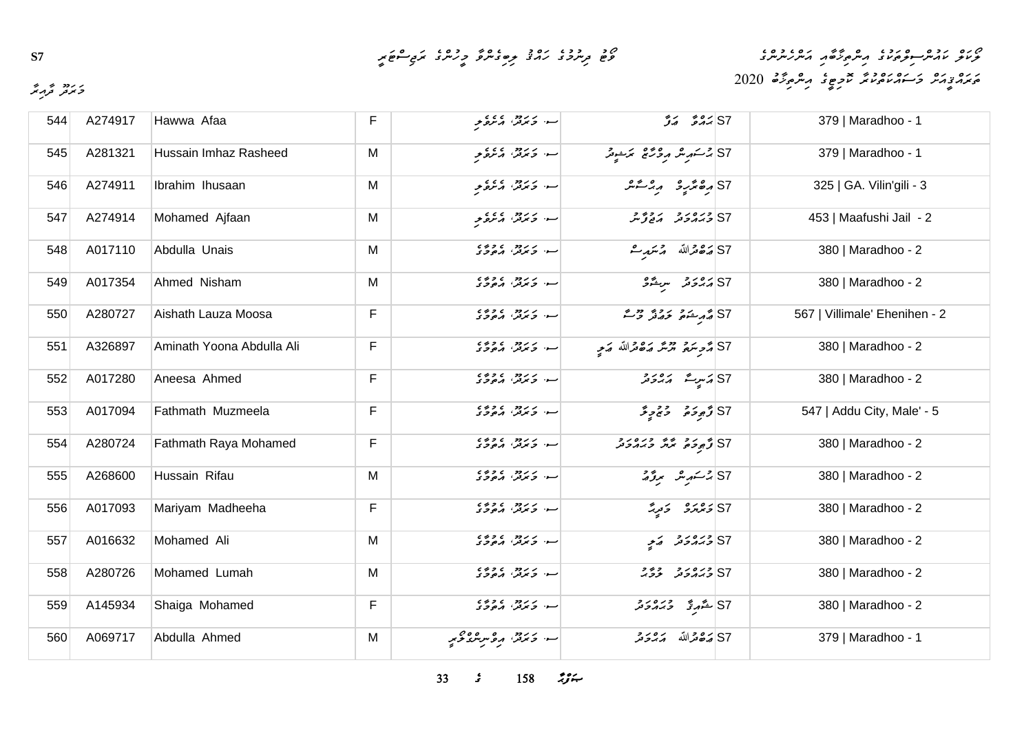| 544 | A274917 | Hawwa Afaa | F | ސ. މަރަދޫ، އަރުވާލި | S7 ހައްވާ އަފާ | 379 \| Maradhoo - 1 |
|---|---|---|---|---|---|---|
| 545 | A281321 | Hussain Imhaz Rasheed | M | ސ. މަރަދޫ، އަރުވާލި | S7 ހުސައިން އިމްހާޒް ރަޝީދު | 379 \| Maradhoo - 1 |
| 546 | A274911 | Ibrahim Ihusaan | M | ސ. މަރަދޫ، އަރުވާލި | S7 އިބްރާހީމް އިހުސާން | 325 \| GA. Vilin'gili - 3 |
| 547 | A274914 | Mohamed Ajfaan | M | ސ. މަރަދޫ، އަރުވާލި | S7 މުހައްމަދު އަޖްފާން | 453 \| Maafushi Jail - 2 |
| 548 | A017110 | Abdulla Unais | M | ސ. މަރަދޫ، އަލިވާގެ | S7 އަބްދުﷲ އުނައިސް | 380 \| Maradhoo - 2 |
| 549 | A017354 | Ahmed Nisham | M | ސ. މަރަދޫ، އަލިވާގެ | S7 އަހްމަދު ނިޝާމް | 380 \| Maradhoo - 2 |
| 550 | A280727 | Aishath Lauza Moosa | F | ސ. މަރަދޫ، އަލިވާގެ | S7 އާއިޝަތު ލައުޒާ މޫސާ | 567 \| Villimale' Ehenihen - 2 |
| 551 | A326897 | Aminath Yoona Abdulla Ali | F | ސ. މަރަދޫ، އަލިވާގެ | S7 އާމިނަތު ޔޫނާ އަބްދުﷲ އަލި | 380 \| Maradhoo - 2 |
| 552 | A017280 | Aneesa Ahmed | F | ސ. މަރަދޫ، އަލިވާގެ | S7 އަނީސާ އަހްމަދު | 380 \| Maradhoo - 2 |
| 553 | A017094 | Fathmath Muzmeela | F | ސ. މަރަދޫ، އަލިވާގެ | S7 ފާތިމަތު މުޒްމީލާ | 547 \| Addu City, Male' - 5 |
| 554 | A280724 | Fathmath Raya Mohamed | F | ސ. މަރަދޫ، އަލިވާގެ | S7 ފާތިމަތު ރާޔާ މުހައްމަދު | 380 \| Maradhoo - 2 |
| 555 | A268600 | Hussain Rifau | M | ސ. މަރަދޫ، އަލިވާގެ | S7 ހުސައިން ރިފާއު | 380 \| Maradhoo - 2 |
| 556 | A017093 | Mariyam Madheeha | F | ސ. މަރަދޫ، އަލިވާގެ | S7 މަރިޔަމް މަދީހާ | 380 \| Maradhoo - 2 |
| 557 | A016632 | Mohamed Ali | M | ސ. މަރަދޫ، އަލިވާގެ | S7 މުހައްމަދު އަލި | 380 \| Maradhoo - 2 |
| 558 | A280726 | Mohamed Lumah | M | ސ. މަރަދޫ، އަލިވާގެ | S7 މުހައްމަދު ލުމާހު | 380 \| Maradhoo - 2 |
| 559 | A145934 | Shaiga Mohamed | F | ސ. މަރަދޫ، އަލިވާގެ | S7 ޝާއިގާ މުހައްމަދު | 380 \| Maradhoo - 2 |
| 560 | A069717 | Abdulla Ahmed | M | ސ. މަރަދޫ، އިލްހާންގޭ | S7 އަބްދުﷲ އަހްމަދު | 379 \| Maradhoo - 1 |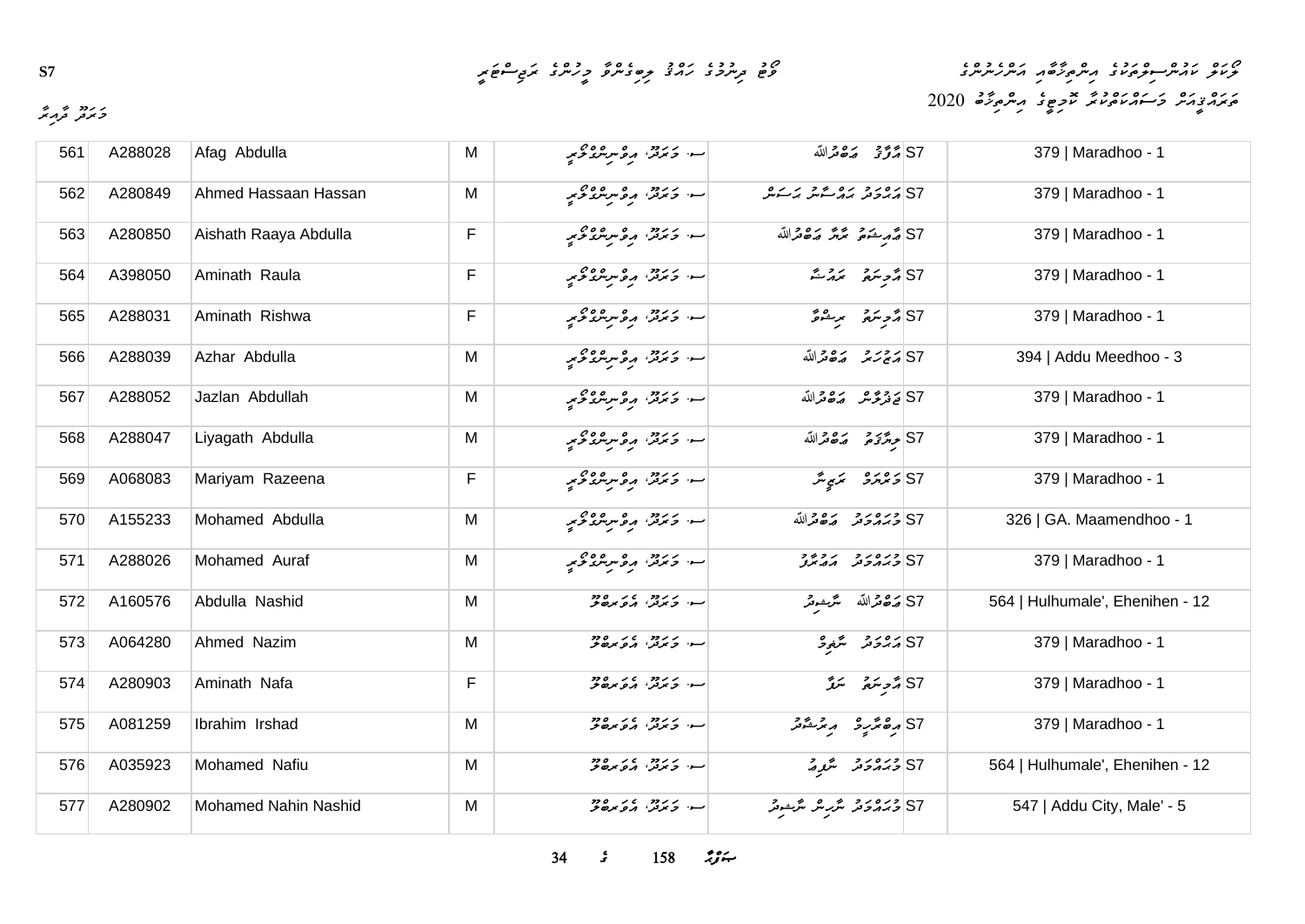| 561 | A288028 | Afag Abdulla | M | ސ. މަރަދޫ، އިވުނިންގުވާދީ | S7 އަފާގު އަބްދުﷲ | 379 \| Maradhoo - 1 |
|---|---|---|---|---|---|---|
| 562 | A280849 | Ahmed Hassaan Hassan | M | ސ. މަރަދޫ، އިވުނިންގުވާދީ | S7 އަޙްމަދު ހައްސާން ހަސަން | 379 \| Maradhoo - 1 |
| 563 | A280850 | Aishath Raaya Abdulla | F | ސ. މަރަދޫ، އިވުނިންގުވާދީ | S7 އާއިޝަތު ރާޔާ އަބްދުﷲ | 379 \| Maradhoo - 1 |
| 564 | A398050 | Aminath Raula | F | ސ. މަރަދޫ، އިވުނިންގުވާދީ | S7 އާމިނަތު ރައުލާ | 379 \| Maradhoo - 1 |
| 565 | A288031 | Aminath Rishwa | F | ސ. މަރަދޫ، އިވުނިންގުވާދީ | S7 އާމިނަތު ރިޝްވާ | 379 \| Maradhoo - 1 |
| 566 | A288039 | Azhar Abdulla | M | ސ. މަރަދޫ، އިވުނިންގުވާދީ | S7 އަޒްހަރު އަބްދުﷲ | 394 \| Addu Meedhoo - 3 |
| 567 | A288052 | Jazlan Abdullah | M | ސ. މަރަދޫ، އިވުނިންގުވާދީ | S7 ޖަޒްލާން އަބްދުﷲ | 379 \| Maradhoo - 1 |
| 568 | A288047 | Liyagath Abdulla | M | ސ. މަރަދޫ، އިވުނިންގުވާދީ | S7 ލިޔާގަތު އަބްދުﷲ | 379 \| Maradhoo - 1 |
| 569 | A068083 | Mariyam Razeena | F | ސ. މަރަދޫ، އިވުނިންގުވާދީ | S7 މަރިޔަމް ރަޒީނާ | 379 \| Maradhoo - 1 |
| 570 | A155233 | Mohamed Abdulla | M | ސ. މަރަދޫ، އިވުނިންގުވާދީ | S7 މުޙައްމަދު އަބްދުﷲ | 326 \| GA. Maamendhoo - 1 |
| 571 | A288026 | Mohamed Auraf | M | ސ. މަރަދޫ، އިވުނިންގުވާދީ | S7 މުޙައްމަދު އައުރަފް | 379 \| Maradhoo - 1 |
| 572 | A160576 | Abdulla Nashid | M | ސ. މަރަދޫ، އެވަރެޖު | S7 އަބްދުﷲ ނާޝިދު | 564 \| Hulhumale', Ehenihen - 12 |
| 573 | A064280 | Ahmed Nazim | M | ސ. މަރަދޫ، އެވަރެޖު | S7 އަޙްމަދު ނާޒިމް | 379 \| Maradhoo - 1 |
| 574 | A280903 | Aminath Nafa | F | ސ. މަރަދޫ، އެވަރެޖު | S7 އާމިނަތު ނަފާ | 379 \| Maradhoo - 1 |
| 575 | A081259 | Ibrahim Irshad | M | ސ. މަރަދޫ، އެވަރެޖު | S7 އިބްރާހީމް އިރުޝާދު | 379 \| Maradhoo - 1 |
| 576 | A035923 | Mohamed Nafiu | M | ސ. މަރަދޫ، އެވަރެޖު | S7 މުޙައްމަދު ނާފިޢު | 564 \| Hulhumale', Ehenihen - 12 |
| 577 | A280902 | Mohamed Nahin Nashid | M | ސ. މަރަދޫ، އެވަރެޖު | S7 މުޙައްމަދު ނާހިން ނާޝިދު | 547 \| Addu City, Male' - 5 |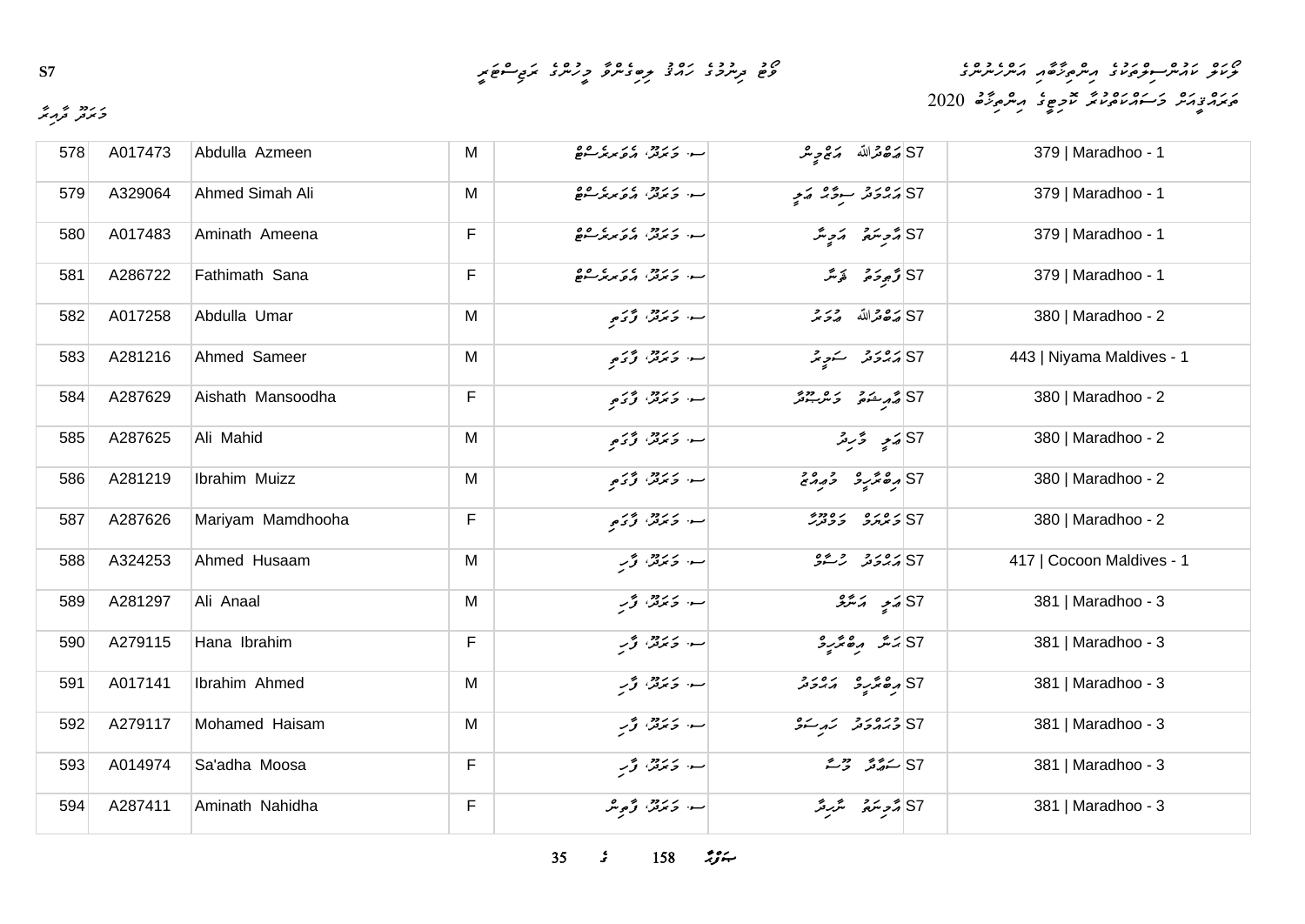| 578 | A017473 | Abdulla Azmeen | M | ސ. މަރަދޫ، އުވަރިދަސްތު | S7 އަބްދުﷲ އަޒްމީން | 379 \| Maradhoo - 1 |
|---|---|---|---|---|---|---|
| 579 | A329064 | Ahmed Simah Ali | M | ސ. މަރަދޫ، އުވަރިދަސްތު | S7 އަހްމަދު ސިމާހް އަލި | 379 \| Maradhoo - 1 |
| 580 | A017483 | Aminath Ameena | F | ސ. މަރަދޫ، އުވަރިދަސްތު | S7 އާމިނަތު އަމީނާ | 379 \| Maradhoo - 1 |
| 581 | A286722 | Fathimath Sana | F | ސ. މަރަދޫ، އުވަރިދަސްތު | S7 ފާތިމަތު ޝަނާ | 379 \| Maradhoo - 1 |
| 582 | A017258 | Abdulla Umar | M | ސ. މަރަދޫ، ފޭމަލ | S7 އަބްދުﷲ އުމަރު | 380 \| Maradhoo - 2 |
| 583 | A281216 | Ahmed Sameer | M | ސ. މަރަދޫ، ފޭމަލ | S7 އަހްމަދު ސަމީރު | 443 \| Niyama Maldives - 1 |
| 584 | A287629 | Aishath Mansoodha | F | ސ. މަރަދޫ، ފޭމަލ | S7 އާއިޝަތު މަންސޫދާ | 380 \| Maradhoo - 2 |
| 585 | A287625 | Ali Mahid | M | ސ. މަރަދޫ، ފޭމަލ | S7 އަލި މާހިދު | 380 \| Maradhoo - 2 |
| 586 | A281219 | Ibrahim Muizz | M | ސ. މަރަދޫ، ފޭމަލ | S7 އިބްރާހީމް މުޢިއްޒު | 380 \| Maradhoo - 2 |
| 587 | A287626 | Mariyam Mamdhooha | F | ސ. މަރަދޫ، ފޭމަލ | S7 މަރިޔަމް މަމްދޫހާ | 380 \| Maradhoo - 2 |
| 588 | A324253 | Ahmed Husaam | M | ސ. މަރަދޫ، ފާރ | S7 އަހްމަދު ހުސާމް | 417 \| Cocoon Maldives - 1 |
| 589 | A281297 | Ali Anaal | M | ސ. މަރަދޫ، ފާރ | S7 އަލި އަނާލް | 381 \| Maradhoo - 3 |
| 590 | A279115 | Hana Ibrahim | F | ސ. މަރަދޫ، ފާރ | S7 ހަނާ އިބްރާހީމް | 381 \| Maradhoo - 3 |
| 591 | A017141 | Ibrahim Ahmed | M | ސ. މަރަދޫ، ފާރ | S7 އިބްރާހީމް އަހްމަދު | 381 \| Maradhoo - 3 |
| 592 | A279117 | Mohamed Haisam | M | ސ. މަރަދޫ، ފާރ | S7 މުހައްމަދު ހައިސަމް | 381 \| Maradhoo - 3 |
| 593 | A014974 | Sa'adha Moosa | F | ސ. މަރަދޫ، ފާރ | S7 ސަޢުދާ މޫސާ | 381 \| Maradhoo - 3 |
| 594 | A287411 | Aminath Nahidha | F | ސ. މަރަދޫ، ފާލިން | S7 އާމިނަތު ނާހިދާ | 381 \| Maradhoo - 3 |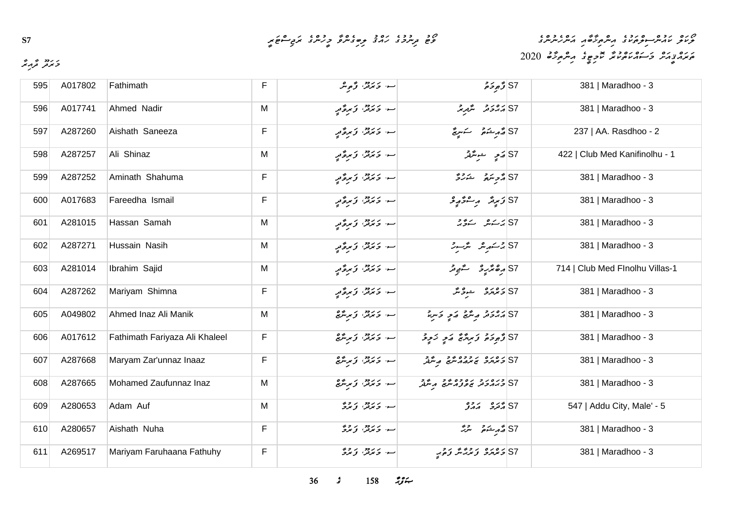| 595 | A017802 | Fathimath | F | ސ. މަރަދޫ، ފާތިން | S7 ފާތިމަތު | 381 \| Maradhoo - 3 |
|---|---|---|---|---|---|---|
| 596 | A017741 | Ahmed Nadir | M | ސ. މަރަދޫ، ފަރިވާދީ | S7 އަހުމަދު ނާދިރު | 381 \| Maradhoo - 3 |
| 597 | A287260 | Aishath Saneeza | F | ސ. މަރަދޫ، ފަރިވާދީ | S7 އާއިޝަތު ސަނީޒާ | 237 \| AA. Rasdhoo - 2 |
| 598 | A287257 | Ali Shinaz | M | ސ. މަރަދޫ، ފަރިވާދީ | S7 އަލި ޝިނާޒު | 422 \| Club Med Kanifinolhu - 1 |
| 599 | A287252 | Aminath Shahuma | F | ސ. މަރަދޫ، ފަރިވާދީ | S7 އާމިނަތު ޝަހުމާ | 381 \| Maradhoo - 3 |
| 600 | A017683 | Fareedha Ismail | F | ސ. މަރަދޫ، ފަރިވާދީ | S7 ފަރީދާ އިސްމާއީލް | 381 \| Maradhoo - 3 |
| 601 | A281015 | Hassan Samah | M | ސ. މަރަދޫ، ފަރިވާދީ | S7 ހަސަން ސަމާހު | 381 \| Maradhoo - 3 |
| 602 | A287271 | Hussain Nasih | M | ސ. މަރަދޫ، ފަރިވާދީ | S7 ހުސައިން ނާސިހު | 381 \| Maradhoo - 3 |
| 603 | A281014 | Ibrahim Sajid | M | ސ. މަރަދޫ، ފަރިވާދީ | S7 އިބްރާހީމް ސާޖިދު | 714 \| Club Med FInolhu Villas-1 |
| 604 | A287262 | Mariyam Shimna | F | ސ. މަރަދޫ، ފަރިވާދީ | S7 މަރިޔަމް ޝިމްނާ | 381 \| Maradhoo - 3 |
| 605 | A049802 | Ahmed Inaz Ali Manik | M | ސ. މަރަދޫ، ފަރިނާޒް | S7 އަހުމަދު އިނާޒް އަލި މަނިކު | 381 \| Maradhoo - 3 |
| 606 | A017612 | Fathimath Fariyaza Ali Khaleel | F | ސ. މަރަދޫ، ފަރިނާޒް | S7 ފާތިމަތު ފަރިޔާޒާ އަލި ޚަލީލު | 381 \| Maradhoo - 3 |
| 607 | A287668 | Maryam Zar'unnaz Inaaz | F | ސ. މަރަދޫ، ފަރިނާޒް | S7 މަރްޔަމް ޒަރުޢުއްނާޒް އިނާޒް | 381 \| Maradhoo - 3 |
| 608 | A287665 | Mohamed Zaufunnaz Inaz | M | ސ. މަރަދޫ، ފަރިނާޒް | S7 މުހައްމަދު ޒައުފުއްނާޒް އިނާޒް | 381 \| Maradhoo - 3 |
| 609 | A280653 | Adam Auf | M | ސ. މަރަދޫ، ފަރުމާ | S7 އާދަމް އައުފް | 547 \| Addu City, Male' - 5 |
| 610 | A280657 | Aishath Nuha | F | ސ. މަރަދޫ، ފަރުމާ | S7 އާއިޝަތު ނުހާ | 381 \| Maradhoo - 3 |
| 611 | A269517 | Mariyam Faruhaana Fathuhy | F | ސ. މަރަދޫ، ފަރުމާ | S7 މަރިޔަމް ފަރުހާނާ ފަތުހީ | 381 \| Maradhoo - 3 |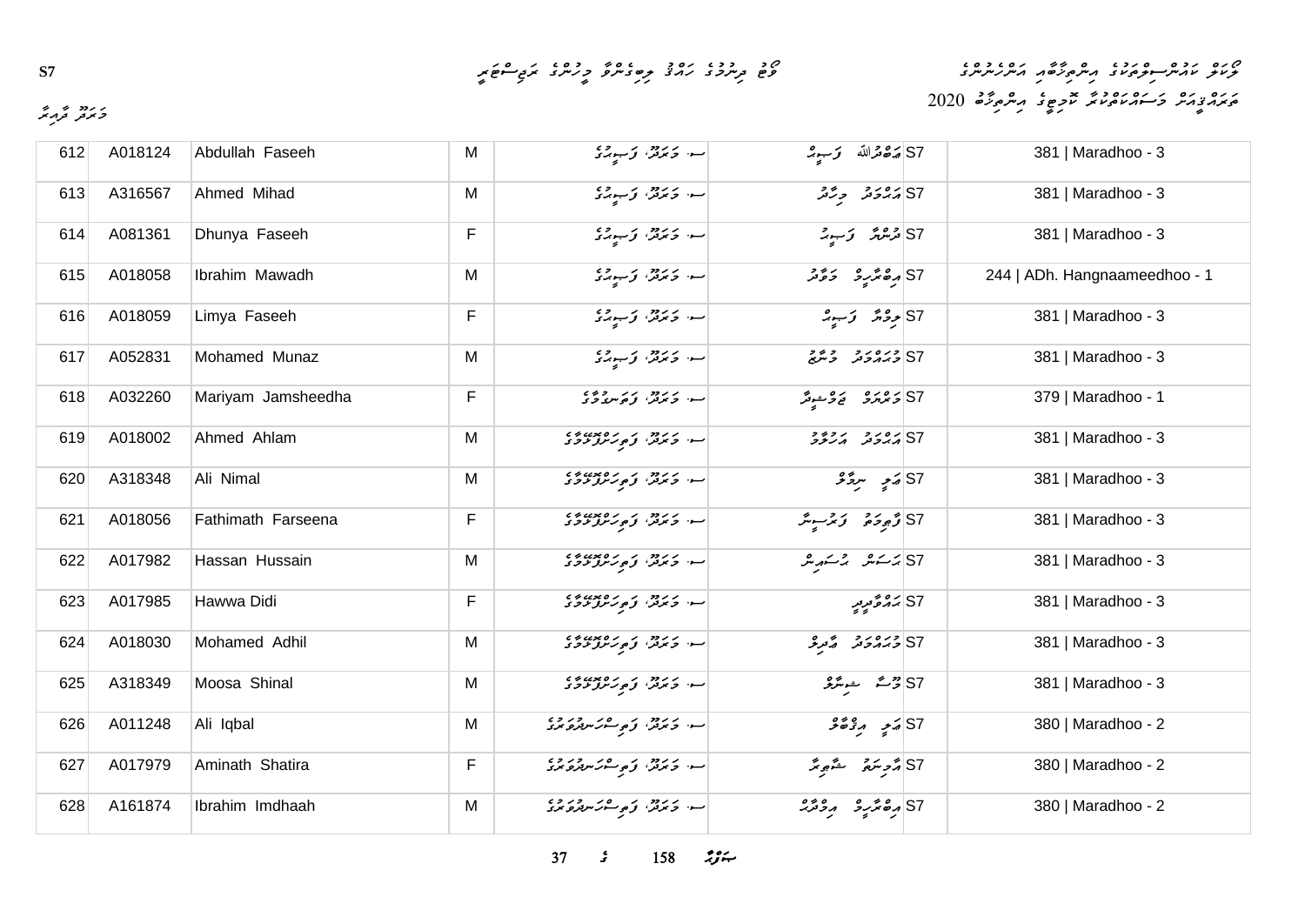| 612 | A018124 | Abdullah Faseeh | M | ސ. މަރަދޫ، ފަސިޔާގެ | S7 އަބްދުﷲ ފަސީހު | 381 \| Maradhoo - 3 |
|---|---|---|---|---|---|---|
| 613 | A316567 | Ahmed Mihad | M | ސ. މަރަދޫ، ފަސިޔާގެ | S7 އަހްމަދު މިހާދު | 381 \| Maradhoo - 3 |
| 614 | A081361 | Dhunya Faseeh | F | ސ. މަރަދޫ، ފަސިޔާގެ | S7 ދުންޔާ ފަސީހު | 381 \| Maradhoo - 3 |
| 615 | A018058 | Ibrahim Mawadh | M | ސ. މަރަދޫ، ފަސިޔާގެ | S7 އިބްރާހީމް މަވާދު | 244 \| ADh. Hangnaameedhoo - 1 |
| 616 | A018059 | Limya Faseeh | F | ސ. މަރަދޫ، ފަސިޔާގެ | S7 ލިމްޔާ ފަސީހު | 381 \| Maradhoo - 3 |
| 617 | A052831 | Mohamed Munaz | M | ސ. މަރަދޫ، ފަސިޔާގެ | S7 މުހައްމަދު މުނާޒް | 381 \| Maradhoo - 3 |
| 618 | A032260 | Mariyam Jamsheedha | F | ސ. މަރަދޫ، ފަލަސްމާގެ | S7 މަރިޔަމް ޖަމްޝީދާ | 379 \| Maradhoo - 1 |
| 619 | A018002 | Ahmed Ahlam | M | ސ. މަރަދޫ، ފެހިހަނދުވަރުގެ | S7 އަހްމަދު އަހްލާމް | 381 \| Maradhoo - 3 |
| 620 | A318348 | Ali Nimal | M | ސ. މަރަދޫ، ފެހިހަނދުވަރުގެ | S7 އަލި ނިމާލް | 381 \| Maradhoo - 3 |
| 621 | A018056 | Fathimath Farseena | F | ސ. މަރަދޫ، ފެހިހަނދުވަރުގެ | S7 ފާތިމަތު ފަރުސީނާ | 381 \| Maradhoo - 3 |
| 622 | A017982 | Hassan Hussain | M | ސ. މަރަދޫ، ފެހިހަނދުވަރުގެ | S7 ހަސަން ހުސައިން | 381 \| Maradhoo - 3 |
| 623 | A017985 | Hawwa Didi | F | ސ. މަރަދޫ، ފެހިހަނދުވަރުގެ | S7 ހައްވާދީދީ | 381 \| Maradhoo - 3 |
| 624 | A018030 | Mohamed Adhil | M | ސ. މަރަދޫ، ފެހިހަނދުވަރުގެ | S7 މުހައްމަދު އާދިލް | 381 \| Maradhoo - 3 |
| 625 | A318349 | Moosa Shinal | M | ސ. މަރަދޫ، ފެހިހަނދުވަރުގެ | S7 މޫސާ ޝިނާލް | 381 \| Maradhoo - 3 |
| 626 | A011248 | Ali Iqbal | M | ސ. މަރަދޫ، ފެހިސަރަސްދުވަރުގެ | S7 އަލި އިގުބާލް | 380 \| Maradhoo - 2 |
| 627 | A017979 | Aminath Shatira | F | ސ. މަރަދޫ، ފެހިސަރަސްދުވަރުގެ | S7 އާމިނަތު ޝާތިރާ | 380 \| Maradhoo - 2 |
| 628 | A161874 | Ibrahim Imdhaah | M | ސ. މަރަދޫ، ފެހިސަރަސްދުވަރުގެ | S7 އިބްރާހީމް އިމްދާހު | 380 \| Maradhoo - 2 |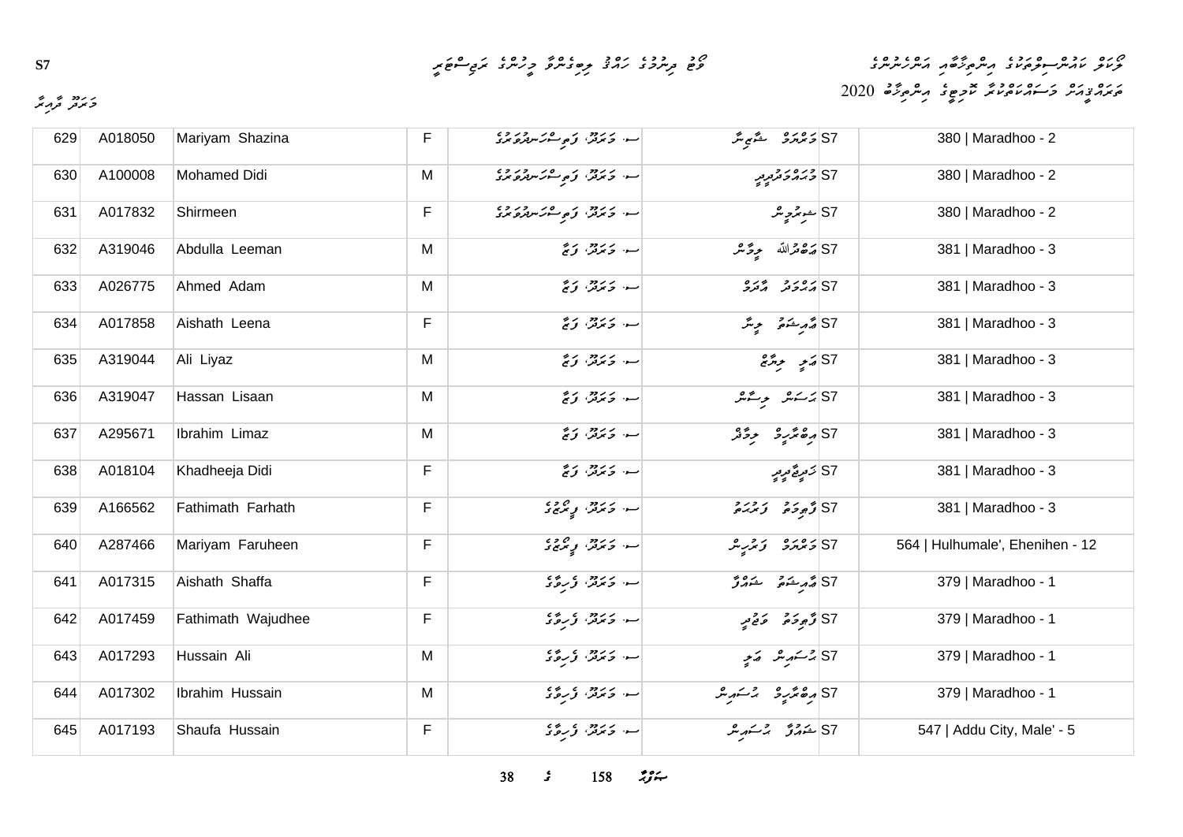| 629 | A018050 | Mariyam Shazina | F | ސ. މަރަދޫ، ފަތިސްޝަނިންދަރުގެ | S7 | 380 \| Maradhoo - 2 |
|---|---|---|---|---|---|---|
| 630 | A100008 | Mohamed Didi | M | ސ. މަރަދޫ، ފަތިސްޝަނިންދަރުގެ | S7 | 380 \| Maradhoo - 2 |
| 631 | A017832 | Shirmeen | F | ސ. މަރަދޫ، ފަތިސްޝަނިންދަރުގެ | S7 | 380 \| Maradhoo - 2 |
| 632 | A319046 | Abdulla Leeman | M | ސ. މަރަދޫ، ފަޖ | S7 | 381 \| Maradhoo - 3 |
| 633 | A026775 | Ahmed Adam | M | ސ. މަރަދޫ، ފަޖ | S7 | 381 \| Maradhoo - 3 |
| 634 | A017858 | Aishath Leena | F | ސ. މަރަދޫ، ފަޖ | S7 | 381 \| Maradhoo - 3 |
| 635 | A319044 | Ali Liyaz | M | ސ. މަރަދޫ، ފަޖ | S7 | 381 \| Maradhoo - 3 |
| 636 | A319047 | Hassan Lisaan | M | ސ. މަރަދޫ، ފަޖ | S7 | 381 \| Maradhoo - 3 |
| 637 | A295671 | Ibrahim Limaz | M | ސ. މަރަދޫ، ފަޖ | S7 | 381 \| Maradhoo - 3 |
| 638 | A018104 | Khadheeja Didi | F | ސ. މަރަދޫ، ފަޖ | S7 | 381 \| Maradhoo - 3 |
| 639 | A166562 | Fathimath Farhath | F | ސ. މަރަދޫ، ވީނަސްގެ | S7 | 381 \| Maradhoo - 3 |
| 640 | A287466 | Mariyam Faruheen | F | ސ. މަރަދޫ، ވީނަސްގެ | S7 | 564 \| Hulhumale', Ehenihen - 12 |
| 641 | A017315 | Aishath Shaffa | F | ސ. މަރަދޫ، ވިލާގެ | S7 | 379 \| Maradhoo - 1 |
| 642 | A017459 | Fathimath Wajudhee | F | ސ. މަރަދޫ، ވިލާގެ | S7 | 379 \| Maradhoo - 1 |
| 643 | A017293 | Hussain Ali | M | ސ. މަރަދޫ، ވިލާގެ | S7 | 379 \| Maradhoo - 1 |
| 644 | A017302 | Ibrahim Hussain | M | ސ. މަރަދޫ، ވިލާގެ | S7 | 379 \| Maradhoo - 1 |
| 645 | A017193 | Shaufa Hussain | F | ސ. މަރަދޫ، ވިލާގެ | S7 | 547 \| Addu City, Male' - 5 |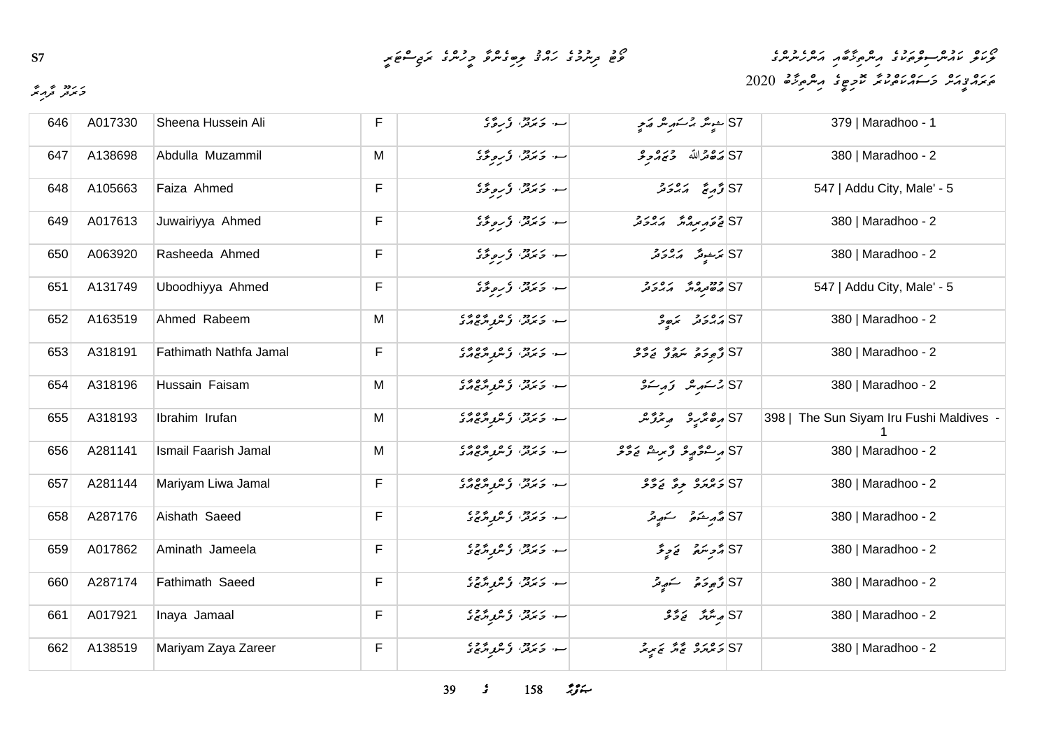| 646 | A017330 | Sheena Hussein Ali | F | ސ. މަރަދޫ، ފެހިވާގެ | S7 ޝީނާ ޙުސައިން ޢަލީ | 379 \| Maradhoo - 1 |
|---|---|---|---|---|---|---|
| 647 | A138698 | Abdulla Muzammil | M | ސ. މަރަދޫ، ފެހިވާގެ | S7 ޢަބްދުﷲ މުޒައްމިލް | 380 \| Maradhoo - 2 |
| 648 | A105663 | Faiza Ahmed | F | ސ. މަރަދޫ، ފެހިވާގެ | S7 ފާއިޒާ އަޙްމަދު | 547 \| Addu City, Male' - 5 |
| 649 | A017613 | Juwairiyya Ahmed | F | ސ. މަރަދޫ، ފެހިވާގެ | S7 ޖުވައިރިއްޔާ އަޙްމަދު | 380 \| Maradhoo - 2 |
| 650 | A063920 | Rasheeda Ahmed | F | ސ. މަރަދޫ، ފެހިވާގެ | S7 ރަޝީދާ އަޙްމަދު | 380 \| Maradhoo - 2 |
| 651 | A131749 | Uboodhiyya Ahmed | F | ސ. މަރަދޫ، ފެހިވާގެ | S7 އުބޫދިއްޔާ އަޙްމަދު | 547 \| Addu City, Male' - 5 |
| 652 | A163519 | Ahmed Rabeem | M | ސ. މަރަދޫ، ފެންވިލާޖުއާގެ | S7 އަޙްމަދު ރަބީމް | 380 \| Maradhoo - 2 |
| 653 | A318191 | Fathimath Nathfa Jamal | F | ސ. މަރަދޫ، ފެންވިލާޖުއާގެ | S7 ފާތިމަތު ނަތުފާ ޖަމާލް | 380 \| Maradhoo - 2 |
| 654 | A318196 | Hussain Faisam | M | ސ. މަރަދޫ، ފެންވިލާޖުއާގެ | S7 ޙުސައިން ފައިސަމް | 380 \| Maradhoo - 2 |
| 655 | A318193 | Ibrahim Irufan | M | ސ. މަރަދޫ، ފެންވިލާޖުއާގެ | S7 އިބްރާހީމް އިރުފާން | 398 \| The Sun Siyam Iru Fushi Maldives - 1 |
| 656 | A281141 | Ismail Faarish Jamal | M | ސ. މަރަދޫ، ފެންވިލާޖުއާގެ | S7 އިސްމާޢީލް ފާރިޝް ޖަމާލް | 380 \| Maradhoo - 2 |
| 657 | A281144 | Mariyam Liwa Jamal | F | ސ. މަރަދޫ، ފެންވިލާޖުއާގެ | S7 މަރްޔަމް ލިވާ ޖަމާލް | 380 \| Maradhoo - 2 |
| 658 | A287176 | Aishath Saeed | F | ސ. މަރަދޫ، ފެންވިލާޖުގެ | S7 އާއިޝަތު ސަޢީދު | 380 \| Maradhoo - 2 |
| 659 | A017862 | Aminath Jameela | F | ސ. މަރަދޫ، ފެންވިލާޖުގެ | S7 އާމިނަތު ޖަމީލާ | 380 \| Maradhoo - 2 |
| 660 | A287174 | Fathimath Saeed | F | ސ. މަރަދޫ، ފެންވިލާޖުގެ | S7 ފާތިމަތު ސަޢީދު | 380 \| Maradhoo - 2 |
| 661 | A017921 | Inaya Jamaal | F | ސ. މަރަދޫ، ފެންވިލާޖުގެ | S7 އިނާޔާ ޖަމާލް | 380 \| Maradhoo - 2 |
| 662 | A138519 | Mariyam Zaya Zareer | F | ސ. މަރަދޫ، ފެންވިލާޖުގެ | S7 މަރްޔަމް ޒާޔާ ޒަރީރު | 380 \| Maradhoo - 2 |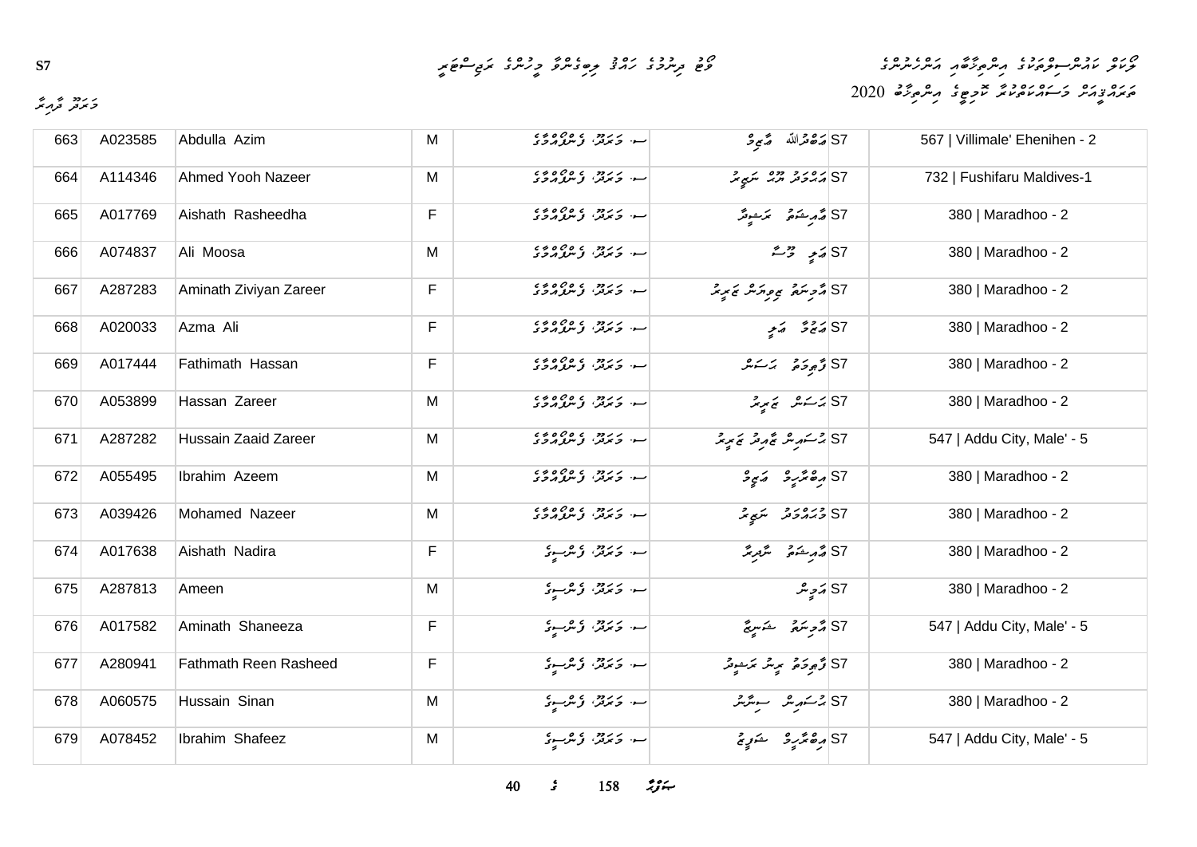| 663 | A023585 | Abdulla Azim | M | ސ. މަރަދޫ، ފެންފިޔާޒީ | S7 އަބްދުﷲ އާޒިމް | 567 \| Villimale' Ehenihen - 2 |
|---|---|---|---|---|---|---|
| 664 | A114346 | Ahmed Yooh Nazeer | M | ސ. މަރަދޫ، ފެންފިޔާޒީ | S7 އަހްމަދު ޔޫހް ނަޒީރު | 732 \| Fushifaru Maldives-1 |
| 665 | A017769 | Aishath Rasheedha | F | ސ. މަރަދޫ، ފެންފިޔާޒީ | S7 އާއިޝަތު ރަޝީދާ | 380 \| Maradhoo - 2 |
| 666 | A074837 | Ali Moosa | M | ސ. މަރަދޫ، ފެންފިޔާޒީ | S7 އަލި މޫސާ | 380 \| Maradhoo - 2 |
| 667 | A287283 | Aminath Ziviyan Zareer | F | ސ. މަރަދޫ، ފެންފިޔާޒީ | S7 އާމިނަތު ޒިވިޔަން ޒަރީރު | 380 \| Maradhoo - 2 |
| 668 | A020033 | Azma Ali | F | ސ. މަރަދޫ، ފެންފިޔާޒީ | S7 އަޒްމާ އަލި | 380 \| Maradhoo - 2 |
| 669 | A017444 | Fathimath Hassan | F | ސ. މަރަދޫ، ފެންފިޔާޒީ | S7 ފާތިމަތު ހަސަން | 380 \| Maradhoo - 2 |
| 670 | A053899 | Hassan Zareer | M | ސ. މަރަދޫ، ފެންފިޔާޒީ | S7 ހަސަން ޒަރީރު | 380 \| Maradhoo - 2 |
| 671 | A287282 | Hussain Zaaid Zareer | M | ސ. މަރަދޫ، ފެންފިޔާޒީ | S7 ހުސައިން ޒާއިދު ޒަރީރު | 547 \| Addu City, Male' - 5 |
| 672 | A055495 | Ibrahim Azeem | M | ސ. މަރަދޫ، ފެންފިޔާޒީ | S7 އިބްރާހީމް އަޒީމް | 380 \| Maradhoo - 2 |
| 673 | A039426 | Mohamed Nazeer | M | ސ. މަރަދޫ، ފެންފިޔާޒީ | S7 މުހައްމަދު ނަޒީރު | 380 \| Maradhoo - 2 |
| 674 | A017638 | Aishath Nadira | F | ސ. މަރަދޫ، ފެންސިވީ | S7 އާއިޝަތު ނާދިރާ | 380 \| Maradhoo - 2 |
| 675 | A287813 | Ameen | M | ސ. މަރަދޫ، ފެންސިވީ | S7 އަމީން | 380 \| Maradhoo - 2 |
| 676 | A017582 | Aminath Shaneeza | F | ސ. މަރަދޫ، ފެންސިވީ | S7 އާމިނަތު ޝަނީޒާ | 547 \| Addu City, Male' - 5 |
| 677 | A280941 | Fathmath Reen Rasheed | F | ސ. މަރަދޫ، ފެންސިވީ | S7 ފާތިމަތު ރީން ރަޝީދު | 380 \| Maradhoo - 2 |
| 678 | A060575 | Hussain Sinan | M | ސ. މަރަދޫ، ފެންސިވީ | S7 ހުސައިން ސިނާން | 380 \| Maradhoo - 2 |
| 679 | A078452 | Ibrahim Shafeez | M | ސ. މަރަދޫ، ފެންސިވީ | S7 އިބްރާހީމް ޝަފީޒު | 547 \| Addu City, Male' - 5 |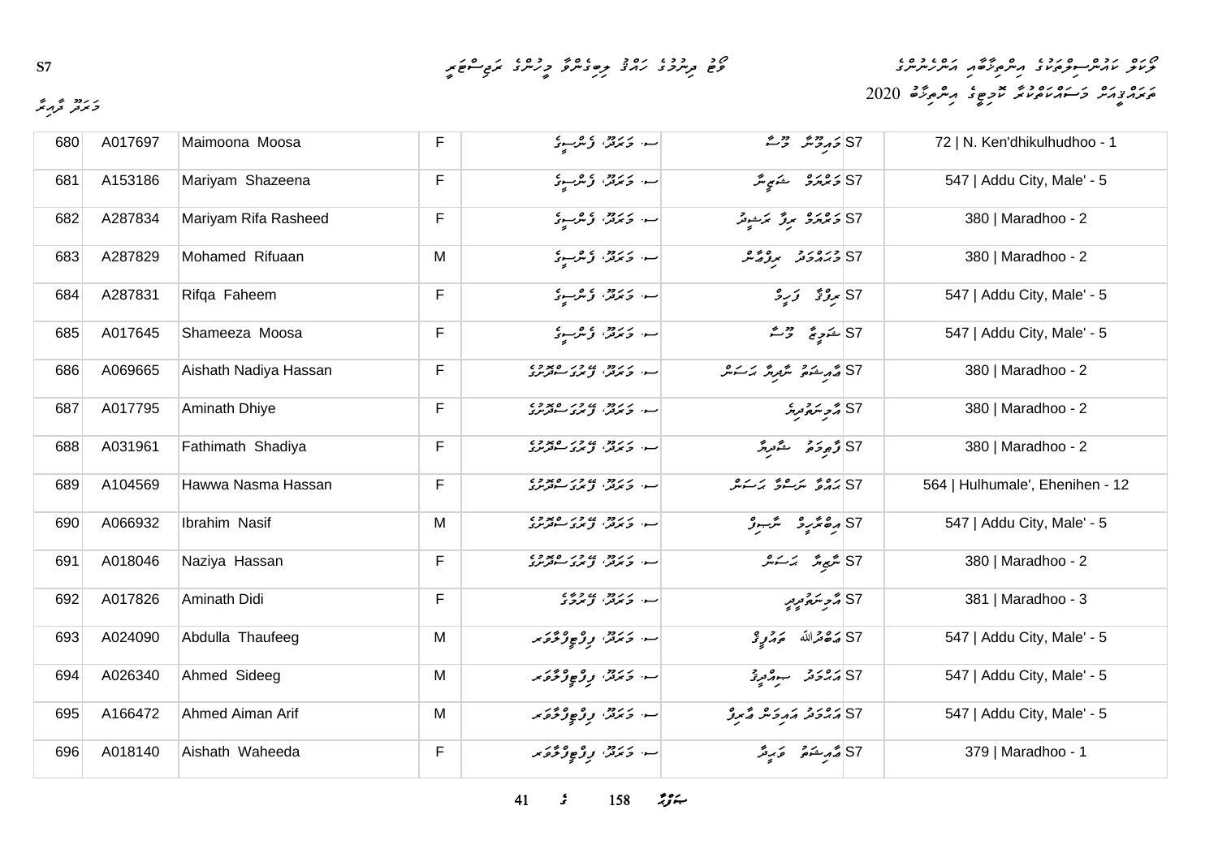| 680 | A017697 | Maimoona Moosa | F | ސ. މަރަދޫ، ފެންސިލް | S7 މައިމޫނާ މޫސާ | 72 \| N. Ken'dhikulhudhoo - 1 |
|---|---|---|---|---|---|---|
| 681 | A153186 | Mariyam Shazeena | F | ސ. މަރަދޫ، ފެންސިލް | S7 މަރިޔަމް ޝަޒީނާ | 547 \| Addu City, Male' - 5 |
| 682 | A287834 | Mariyam Rifa Rasheed | F | ސ. މަރަދޫ، ފެންސިލް | S7 މަރިޔަމް ރިފާ ރަޝީދު | 380 \| Maradhoo - 2 |
| 683 | A287829 | Mohamed Rifuaan | M | ސ. މަރަދޫ، ފެންސިލް | S7 މުހައްމަދު ރިފުއާން | 380 \| Maradhoo - 2 |
| 684 | A287831 | Rifqa Faheem | F | ސ. މަރަދޫ، ފެންސިލް | S7 ރިފްގާ ފަހީމް | 547 \| Addu City, Male' - 5 |
| 685 | A017645 | Shameeza Moosa | F | ސ. މަރަދޫ، ފެންސިލް | S7 ޝަމީޒާ މޫސާ | 547 \| Addu City, Male' - 5 |
| 686 | A069665 | Aishath Nadiya Hassan | F | ސ. މަރަދޫ، ފޮރެސްޓްހައުސް | S7 އާއިޝަތު ނާދިޔާ ހަސަން | 380 \| Maradhoo - 2 |
| 687 | A017795 | Aminath Dhiye | F | ސ. މަރަދޫ، ފޮރެސްޓްހައުސް | S7 އާމިނަތުދިޔެ | 380 \| Maradhoo - 2 |
| 688 | A031961 | Fathimath Shadiya | F | ސ. މަރަދޫ، ފޮރެސްޓްހައުސް | S7 ފާތިމަތު ޝާދިޔާ | 380 \| Maradhoo - 2 |
| 689 | A104569 | Hawwa Nasma Hassan | F | ސ. މަރަދޫ، ފޮރެސްޓްހައުސް | S7 ހައްވާ ނަސްމާ ހަސަން | 564 \| Hulhumale', Ehenihen - 12 |
| 690 | A066932 | Ibrahim Nasif | M | ސ. މަރަދޫ، ފޮރެސްޓްހައުސް | S7 އިބްރާހީމް ނާސިފު | 547 \| Addu City, Male' - 5 |
| 691 | A018046 | Naziya Hassan | F | ސ. މަރަދޫ، ފޮރެސްޓްހައުސް | S7 ނާޒިޔާ ހަސަން | 380 \| Maradhoo - 2 |
| 692 | A017826 | Aminath Didi | F | ސ. މަރަދޫ، ފެރަވޭ | S7 އާމިނަތުދީދީ | 381 \| Maradhoo - 3 |
| 693 | A024090 | Abdulla Thaufeeg | M | ސ. މަރަދޫ، ފިލްޓަރގޭ | S7 އަބްދުﷲ ތައުފީގު | 547 \| Addu City, Male' - 5 |
| 694 | A026340 | Ahmed Sideeg | M | ސ. މަރަދޫ، ފިލްޓަރގޭ | S7 އަހްމަދު ސިއްދީގު | 547 \| Addu City, Male' - 5 |
| 695 | A166472 | Ahmed Aiman Arif | M | ސ. މަރަދޫ، ފިލްޓަރގޭ | S7 އަހްމަދު އައިމަން އާރިފު | 547 \| Addu City, Male' - 5 |
| 696 | A018140 | Aishath Waheeda | F | ސ. މަރަދޫ، ފިލްޓަރގޭ | S7 އާއިޝަތު ވަހީދާ | 379 \| Maradhoo - 1 |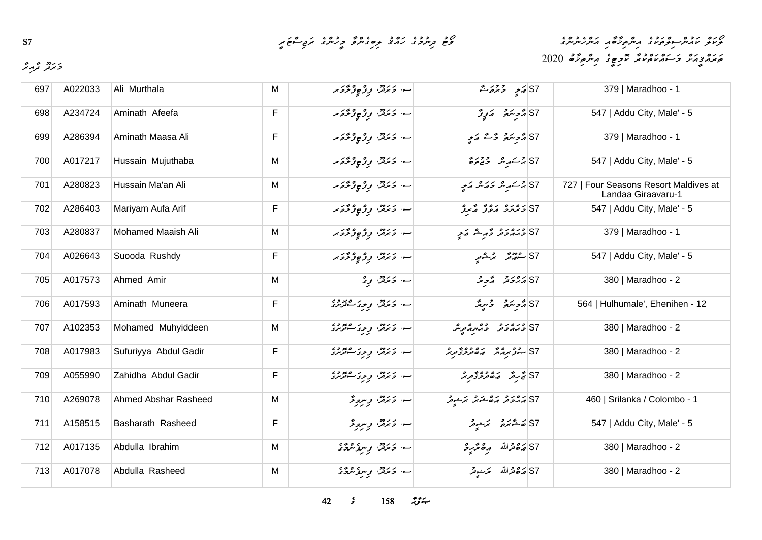| 697 | A022033 | Ali Murthala | M | ސ. މަރަދޫ. ވިލްޗީވުމާގެ | S7 | 379 \| Maradhoo - 1 |
|---|---|---|---|---|---|---|
| 698 | A234724 | Aminath Afeefa | F | ސ. މަރަދޫ. ވިލްޗީވުމާގެ | S7 | 547 \| Addu City, Male' - 5 |
| 699 | A286394 | Aminath Maasa Ali | F | ސ. މަރަދޫ. ވިލްޗީވުމާގެ | S7 | 379 \| Maradhoo - 1 |
| 700 | A017217 | Hussain Mujuthaba | M | ސ. މަރަދޫ. ވިލްޗީވުމާގެ | S7 | 547 \| Addu City, Male' - 5 |
| 701 | A280823 | Hussain Ma'an Ali | M | ސ. މަރަދޫ. ވިލްޗީވުމާގެ | S7 | 727 \| Four Seasons Resort Maldives at Landaa Giraavaru-1 |
| 702 | A286403 | Mariyam Aufa Arif | F | ސ. މަރަދޫ. ވިލްޗީވުމާގެ | S7 | 547 \| Addu City, Male' - 5 |
| 703 | A280837 | Mohamed Maaish Ali | M | ސ. މަރަދޫ. ވިލްޗީވުމާގެ | S7 | 379 \| Maradhoo - 1 |
| 704 | A026643 | Suooda Rushdy | F | ސ. މަރަދޫ. ވިލްޗީވުމާގެ | S7 | 547 \| Addu City, Male' - 5 |
| 705 | A017573 | Ahmed Amir | M | ސ. މަރަދޫ. ވިގެ | S7 | 380 \| Maradhoo - 2 |
| 706 | A017593 | Aminath Muneera | F | ސ. މަރަދޫ. ވިލިގަސްދޮށުގެ | S7 | 564 \| Hulhumale', Ehenihen - 12 |
| 707 | A102353 | Mohamed Muhyiddeen | M | ސ. މަރަދޫ. ވިލިގަސްދޮށުގެ | S7 | 380 \| Maradhoo - 2 |
| 708 | A017983 | Sufuriyya Abdul Gadir | F | ސ. މަރަދޫ. ވިލިގަސްދޮށުގެ | S7 | 380 \| Maradhoo - 2 |
| 709 | A055990 | Zahidha Abdul Gadir | F | ސ. މަރަދޫ. ވިލިގަސްދޮށުގެ | S7 | 380 \| Maradhoo - 2 |
| 710 | A269078 | Ahmed Abshar Rasheed | M | ސ. މަރަދޫ. ވިނިވާ | S7 | 460 \| Srilanka / Colombo - 1 |
| 711 | A158515 | Basharath Rasheed | F | ސ. މަރަދޫ. ވިނިވާ | S7 | 547 \| Addu City, Male' - 5 |
| 712 | A017135 | Abdulla Ibrahim | M | ސ. މަރަދޫ. ވިނިގެންދާގެ | S7 | 380 \| Maradhoo - 2 |
| 713 | A017078 | Abdulla Rasheed | M | ސ. މަރަދޫ. ވިނިގެންދާގެ | S7 | 380 \| Maradhoo - 2 |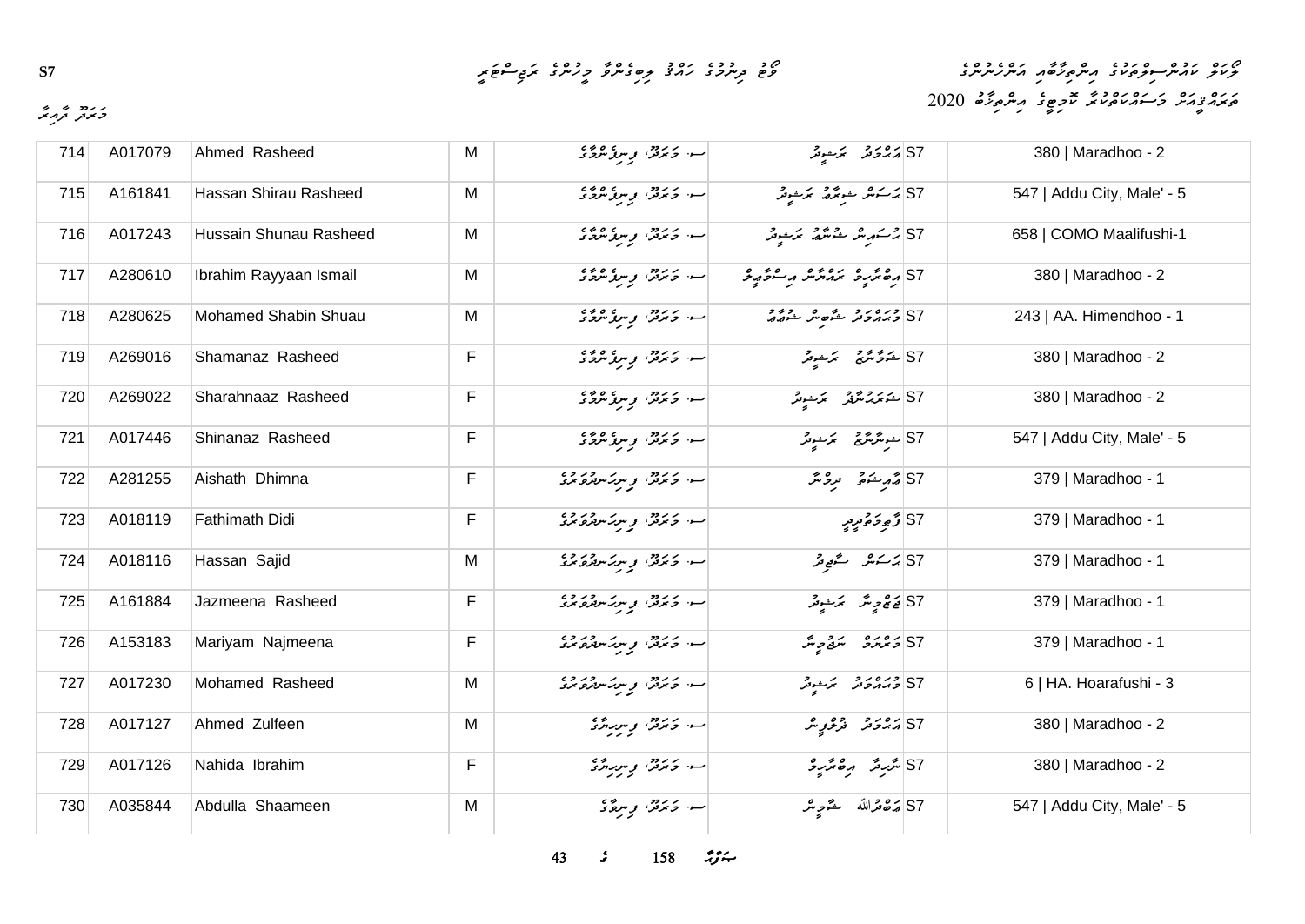| 714 | A017079 | Ahmed Rasheed | M | ސ. މަރަދޫ، ވިނިވެންޓާގެ | S7 އަޙްމަދު ރަޝީދު | 380 \| Maradhoo - 2 |
|---|---|---|---|---|---|---|
| 715 | A161841 | Hassan Shirau Rasheed | M | ސ. މަރަދޫ، ވިނިވެންޓާގެ | S7 ޙަސަން ޝިރާއު ރަޝީދު | 547 \| Addu City, Male' - 5 |
| 716 | A017243 | Hussain Shunau Rasheed | M | ސ. މަރަދޫ، ވިނިވެންޓާގެ | S7 ޙުސައިން ޝުނާއު ރަޝީދު | 658 \| COMO Maalifushi-1 |
| 717 | A280610 | Ibrahim Rayyaan Ismail | M | ސ. މަރަދޫ، ވިނިވެންޓާގެ | S7 އިބްރާހީމް ރައްޔާން އިސްމާއީލް | 380 \| Maradhoo - 2 |
| 718 | A280625 | Mohamed Shabin Shuau | M | ސ. މަރަދޫ، ވިނިވެންޓާގެ | S7 މުޙައްމަދު ޝާބިން ޝުޢާއު | 243 \| AA. Himendhoo - 1 |
| 719 | A269016 | Shamanaz Rasheed | F | ސ. މަރަދޫ، ވިނިވެންޓާގެ | S7 ޝަމަނާޒް ރަޝީދު | 380 \| Maradhoo - 2 |
| 720 | A269022 | Sharahnaaz Rasheed | F | ސ. މަރަދޫ، ވިނިވެންޓާގެ | S7 ޝަރަހްނާޒް ރަޝީދު | 380 \| Maradhoo - 2 |
| 721 | A017446 | Shinanaz Rasheed | F | ސ. މަރަދޫ، ވިނިވެންޓާގެ | S7 ޝިނާނާޒް ރަޝީދު | 547 \| Addu City, Male' - 5 |
| 722 | A281255 | Aishath Dhimna | F | ސ. މަރަދޫ، ވިނަސްނުދުވަރުގެ | S7 އާއިޝަތު ދިމްނާ | 379 \| Maradhoo - 1 |
| 723 | A018119 | Fathimath Didi | F | ސ. މަރަދޫ، ވިނަސްނުދުވަރުގެ | S7 ފާތިމަތު ދީދީ | 379 \| Maradhoo - 1 |
| 724 | A018116 | Hassan Sajid | M | ސ. މަރަދޫ، ވިނަސްނުދުވަރުގެ | S7 ޙަސަން ސާޖިދު | 379 \| Maradhoo - 1 |
| 725 | A161884 | Jazmeena Rasheed | F | ސ. މަރަދޫ، ވިނަސްނުދުވަރުގެ | S7 ޖަޒްމީނާ ރަޝީދު | 379 \| Maradhoo - 1 |
| 726 | A153183 | Mariyam Najmeena | F | ސ. މަރަދޫ، ވިނަސްނުދުވަރުގެ | S7 މަރިޔަމް ނަޖްމީނާ | 379 \| Maradhoo - 1 |
| 727 | A017230 | Mohamed Rasheed | M | ސ. މަރަދޫ، ވިނަސްނުދުވަރުގެ | S7 މުޙައްމަދު ރަޝީދު | 6 \| HA. Hoarafushi - 3 |
| 728 | A017127 | Ahmed Zulfeen | M | ސ. މަރަދޫ، ވިނިނިއާގެ | S7 އަޙްމަދު ޒުލްފީން | 380 \| Maradhoo - 2 |
| 729 | A017126 | Nahida Ibrahim | F | ސ. މަރަދޫ، ވިނިނިއާގެ | S7 ނާހިދާ އިބްރާހީމް | 380 \| Maradhoo - 2 |
| 730 | A035844 | Abdulla Shaameen | M | ސ. މަރަދޫ، ވިނިވާގެ | S7 އަބްދުﷲ ޝާމީން | 547 \| Addu City, Male' - 5 |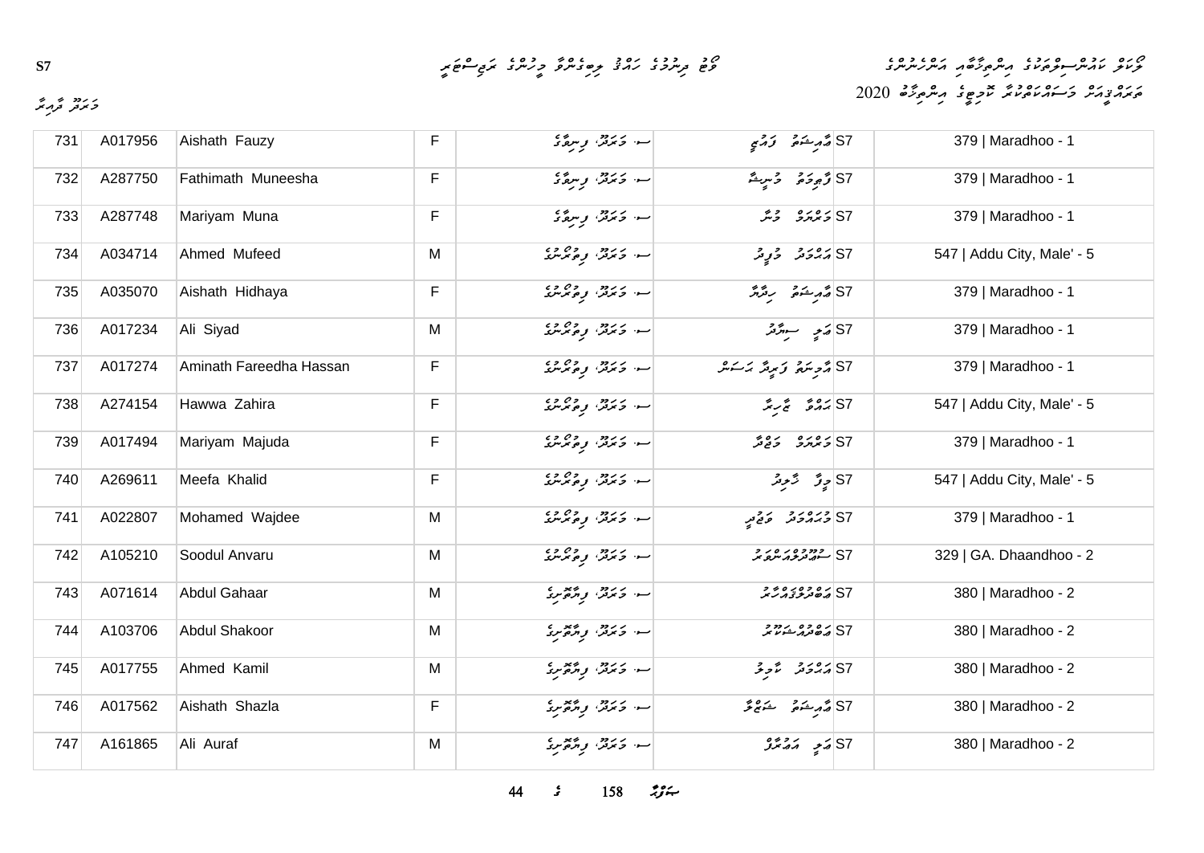| 731 | A017956 | Aishath Fauzy | F | سە· وَىَرَقْرُ، وِسِعْدَى | S7 مَّەرِشَىْمْ وَرُمِ | 379 \| Maradhoo - 1 |
|---|---|---|---|---|---|---|
| 732 | A287750 | Fathimath Muneesha | F | سە· وَىَرَقْرُ، وِسِعْدَى | S7 رَّجِوحَمْ وَسِيْشَّ | 379 \| Maradhoo - 1 |
| 733 | A287748 | Mariyam Muna | F | سە· وَىَرَقْرُ، وِسِعْدَى | S7 وَىْمَرْدْ وْسَّ | 379 \| Maradhoo - 1 |
| 734 | A034714 | Ahmed Mufeed | M | سە· وَىَرَقْرُ، وِھُىْرُسْرَى | S7 مَرْدَوَرْ وْرِمْ | 547 \| Addu City, Male' - 5 |
| 735 | A035070 | Aishath Hidhaya | F | سە· وَىَرَقْرُ، وِھُىْرُسْرَى | S7 مَّەرِشَىْمْ رِمَّرَّ | 379 \| Maradhoo - 1 |
| 736 | A017234 | Ali Siyad | M | سە· وَىَرَقْرُ، وِھُىْرُسْرَى | S7 مَىْ سِمَّرْ | 379 \| Maradhoo - 1 |
| 737 | A017274 | Aminath Fareedha Hassan | F | سە· وَىَرَقْرُ، وِھُىْرُسْرَى | S7 مَّەرِسَمْ وَسِرِمَّ بَرَسَىْر | 379 \| Maradhoo - 1 |
| 738 | A274154 | Hawwa Zahira | F | سە· وَىَرَقْرُ، وِھُىْرُسْرَى | S7 بَرْمَّدْ ىِمْ رِمَّ | 547 \| Addu City, Male' - 5 |
| 739 | A017494 | Mariyam Majuda | F | سە· وَىَرَقْرُ، وِھُىْرُسْرَى | S7 وَىْمَرْدْ وَمَّقْ | 379 \| Maradhoo - 1 |
| 740 | A269611 | Meefa Khalid | F | سە· وَىَرَقْرُ، وِھُىْرُسْرَى | S7 وِرَّ رَّوِرْ | 547 \| Addu City, Male' - 5 |
| 741 | A022807 | Mohamed Wajdee | M | سە· وَىَرَقْرُ، وِھُىْرُسْرَى | S7 وْرَمْدَوَرْ وَقْمِ | 379 \| Maradhoo - 1 |
| 742 | A105210 | Soodul Anvaru | M | سە· وَىَرَقْرُ، وِھُىْرُسْرَى | S7 سُوْدُرْوْمَسْرَوَىرْ | 329 \| GA. Dhaandhoo - 2 |
| 743 | A071614 | Abdul Gahaar | M | سە· وَىَرَقْرُ، وِرْعُىرِى | S7 مَەھْرْوْىَرْمَّىرْ | 380 \| Maradhoo - 2 |
| 744 | A103706 | Abdul Shakoor | M | سە· وَىَرَقْرُ، وِرْعُىرِى | S7 مَەھْرْمْشَىرْىرْ | 380 \| Maradhoo - 2 |
| 745 | A017755 | Ahmed Kamil | M | سە· وَىَرَقْرُ، وِرْعُىرِى | S7 مَرْدَوَرْ مَّوِوْ | 380 \| Maradhoo - 2 |
| 746 | A017562 | Aishath Shazla | F | سە· وَىَرَقْرُ، وِرْعُىرِى | S7 مَّەرِشَىْمْ شَىْىْوَّ | 380 \| Maradhoo - 2 |
| 747 | A161865 | Ali Auraf | M | سە· وَىَرَقْرُ، وِرْعُىرِى | S7 مَىْ مَرْمَرَّرْ | 380 \| Maradhoo - 2 |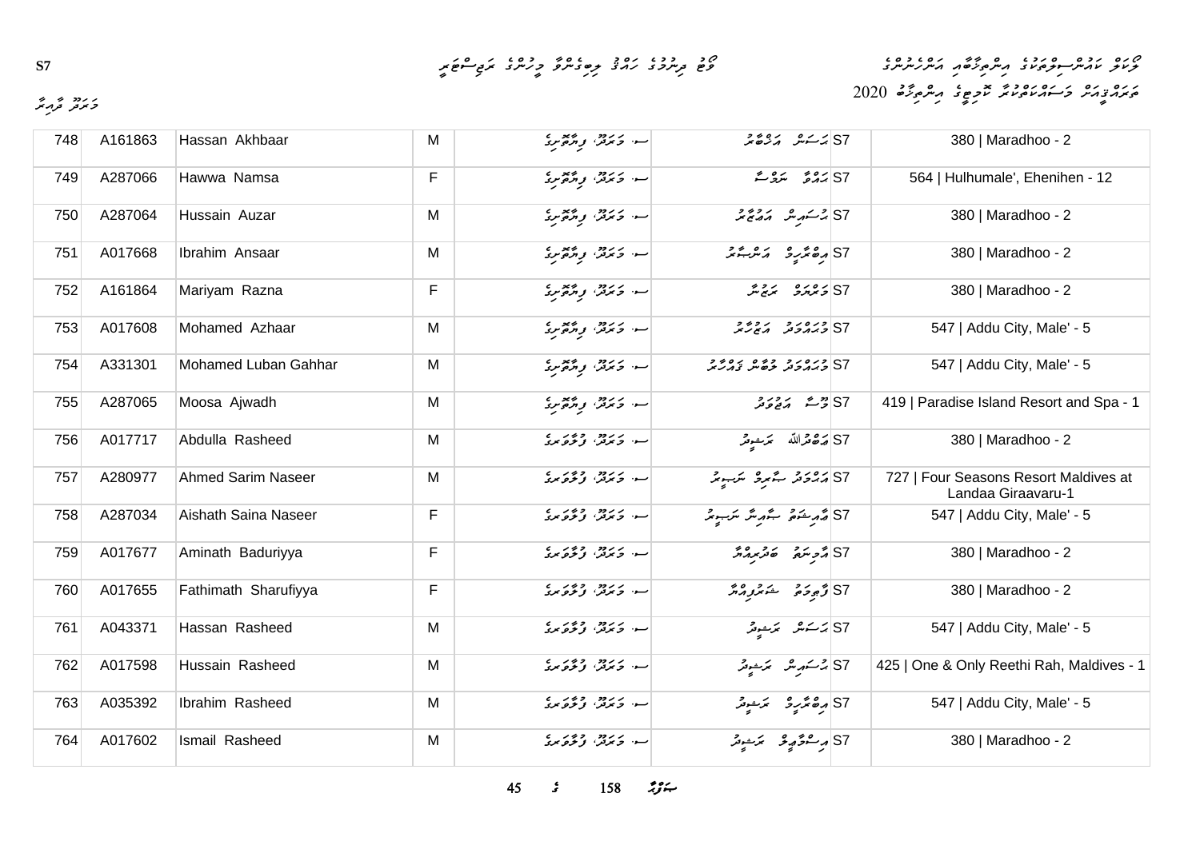| 748 | A161863 | Hassan Akhbaar | M | ސ. މަރަދޫ، ވިއްލާރޫގެ | S7 ޙަސަން އަޚްބާރ | 380 \| Maradhoo - 2 |
|---|---|---|---|---|---|---|
| 749 | A287066 | Hawwa Namsa | F | ސ. މަރަދޫ، ވިއްލާރޫގެ | S7 ޙައްވާ ނަމްސާ | 564 \| Hulhumale', Ehenihen - 12 |
| 750 | A287064 | Hussain Auzar | M | ސ. މަރަދޫ، ވިއްލާރޫގެ | S7 ޙުސައިން އައުޒަރ | 380 \| Maradhoo - 2 |
| 751 | A017668 | Ibrahim Ansaar | M | ސ. މަރަދޫ، ވިއްލާރޫގެ | S7 އިބްރާހީމް އަންސާރ | 380 \| Maradhoo - 2 |
| 752 | A161864 | Mariyam Razna | F | ސ. މަރަދޫ، ވިއްލާރޫގެ | S7 މަރިޔަމް ރަޒްނާ | 380 \| Maradhoo - 2 |
| 753 | A017608 | Mohamed Azhaar | M | ސ. މަރަދޫ، ވިއްލާރޫގެ | S7 މުޙައްމަދު އަޒްހާރު | 547 \| Addu City, Male' - 5 |
| 754 | A331301 | Mohamed Luban Gahhar | M | ސ. މަރަދޫ، ވިއްލާރޫގެ | S7 މުޙައްމަދު ލުބާން ގައްހާރު | 547 \| Addu City, Male' - 5 |
| 755 | A287065 | Moosa Ajwadh | M | ސ. މަރަދޫ، ވިއްލާރޫގެ | S7 މޫސާ އަޖްވަދު | 419 \| Paradise Island Resort and Spa - 1 |
| 756 | A017717 | Abdulla Rasheed | M | ސ. މަރަދޫ، ފުލުތަރިގެ | S7 އަބްދުﷲ ރަޝީދު | 380 \| Maradhoo - 2 |
| 757 | A280977 | Ahmed Sarim Naseer | M | ސ. މަރަދޫ، ފުލުތަރިގެ | S7 އަޙްމަދު ސާރިމް ނަސީރު | 727 \| Four Seasons Resort Maldives at Landaa Giraavaru-1 |
| 758 | A287034 | Aishath Saina Naseer | F | ސ. މަރަދޫ، ފުލުތަރިގެ | S7 އާއިޝަތު ސާއިނާ ނަސީރު | 547 \| Addu City, Male' - 5 |
| 759 | A017677 | Aminath Baduriyya | F | ސ. މަރަދޫ، ފުލުތަރިގެ | S7 އާމިނަތު ބަދުރިއްޔާ | 380 \| Maradhoo - 2 |
| 760 | A017655 | Fathimath Sharufiyya | F | ސ. މަރަދޫ، ފުލުތަރިގެ | S7 ފާތިމަތު ޝަރުފިއްޔާ | 380 \| Maradhoo - 2 |
| 761 | A043371 | Hassan Rasheed | M | ސ. މަރަދޫ، ފުލުތަރިގެ | S7 ޙަސަން ރަޝީދު | 547 \| Addu City, Male' - 5 |
| 762 | A017598 | Hussain Rasheed | M | ސ. މަރަދޫ، ފުލުތަރިގެ | S7 ޙުސައިން ރަޝީދު | 425 \| One & Only Reethi Rah, Maldives - 1 |
| 763 | A035392 | Ibrahim Rasheed | M | ސ. މަރަދޫ، ފުލުތަރިގެ | S7 އިބްރާހީމް ރަޝީދު | 547 \| Addu City, Male' - 5 |
| 764 | A017602 | Ismail Rasheed | M | ސ. މަރަދޫ، ފުލުތަރިގެ | S7 އިސްމާޢީލް ރަޝީދު | 380 \| Maradhoo - 2 |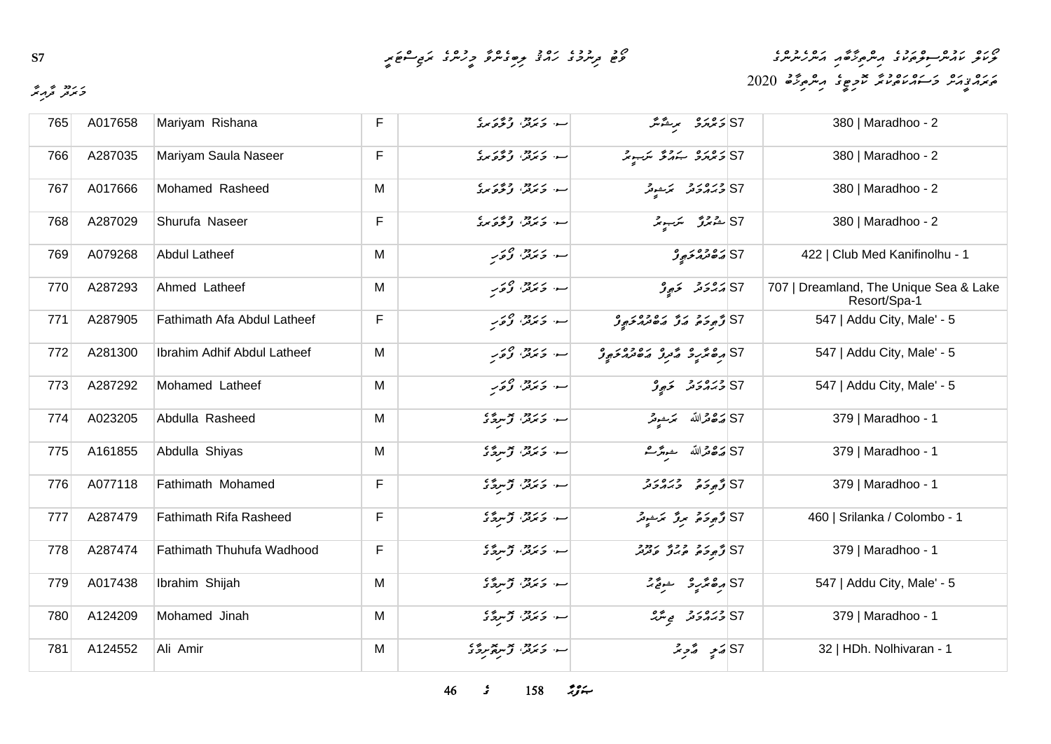| 765 | A017658 | Mariyam Rishana | F | ސ. މަރަދޫ، ފުލޯވަރގެ | S7 މަރިޔަމް ރިޝާނާ | 380 \| Maradhoo - 2 |
|---|---|---|---|---|---|---|
| 766 | A287035 | Mariyam Saula Naseer | F | ސ. މަރަދޫ، ފުލޯވަރގެ | S7 މަރިޔަމް ސައުލާ ނަސީރު | 380 \| Maradhoo - 2 |
| 767 | A017666 | Mohamed Rasheed | M | ސ. މަރަދޫ، ފުލޯވަރގެ | S7 މުހައްމަދު ރަޝީދު | 380 \| Maradhoo - 2 |
| 768 | A287029 | Shurufa Naseer | F | ސ. މަރަދޫ، ފުލޯވަރގެ | S7 ޝުރުފާ ނަސީރު | 380 \| Maradhoo - 2 |
| 769 | A079268 | Abdul Latheef | M | ސ. މަރަދޫ، ލޯރަ | S7 އަބްދުއްލަތީފު | 422 \| Club Med Kanifinolhu - 1 |
| 770 | A287293 | Ahmed Latheef | M | ސ. މަރަދޫ، ލޯރަ | S7 އަހްމަދު ލަތީފު | 707 \| Dreamland, The Unique Sea & Lake Resort/Spa-1 |
| 771 | A287905 | Fathimath Afa Abdul Latheef | F | ސ. މަރަދޫ، ލޯރަ | S7 ފާތިމަތު އަފާ އަބްދުއްލަތީފު | 547 \| Addu City, Male' - 5 |
| 772 | A281300 | Ibrahim Adhif Abdul Latheef | M | ސ. މަރަދޫ، ލޯރަ | S7 އިބްރާހީމް އާދިފު އަބްދުއްލަތީފު | 547 \| Addu City, Male' - 5 |
| 773 | A287292 | Mohamed Latheef | M | ސ. މަރަދޫ، ލޯރަ | S7 މުހައްމަދު ލަތީފު | 547 \| Addu City, Male' - 5 |
| 774 | A023205 | Abdulla Rasheed | M | ސ. މަރަދޫ، ފެނިލާގެ | S7 އަބްދުﷲ ރަޝީދު | 379 \| Maradhoo - 1 |
| 775 | A161855 | Abdulla Shiyas | M | ސ. މަރަދޫ، ފެނިލާގެ | S7 އަބްދުﷲ ޝިޔާސް | 379 \| Maradhoo - 1 |
| 776 | A077118 | Fathimath Mohamed | F | ސ. މަރަދޫ، ފެނިލާގެ | S7 ފާތިމަތު މުހައްމަދު | 379 \| Maradhoo - 1 |
| 777 | A287479 | Fathimath Rifa Rasheed | F | ސ. މަރަދޫ، ފެނިލާގެ | S7 ފާތިމަތު ރިފާ ރަޝީދު | 460 \| Srilanka / Colombo - 1 |
| 778 | A287474 | Fathimath Thuhufa Wadhood | F | ސ. މަރަދޫ، ފެނިލާގެ | S7 ފާތިމަތު ތުހުފާ ވަދޫދު | 379 \| Maradhoo - 1 |
| 779 | A017438 | Ibrahim Shijah | M | ސ. މަރަދޫ، ފެނިލާގެ | S7 އިބްރާހީމް ޝިޖާހު | 547 \| Addu City, Male' - 5 |
| 780 | A124209 | Mohamed Jinah | M | ސ. މަރަދޫ، ފެނިލާގެ | S7 މުހައްމަދު ޖިނާހު | 379 \| Maradhoo - 1 |
| 781 | A124552 | Ali Amir | M | ސ. މަރަދޫ، ފެނިޖެހިލާގެ | S7 އަލި އާމިރު | 32 \| HDh. Nolhivaran - 1 |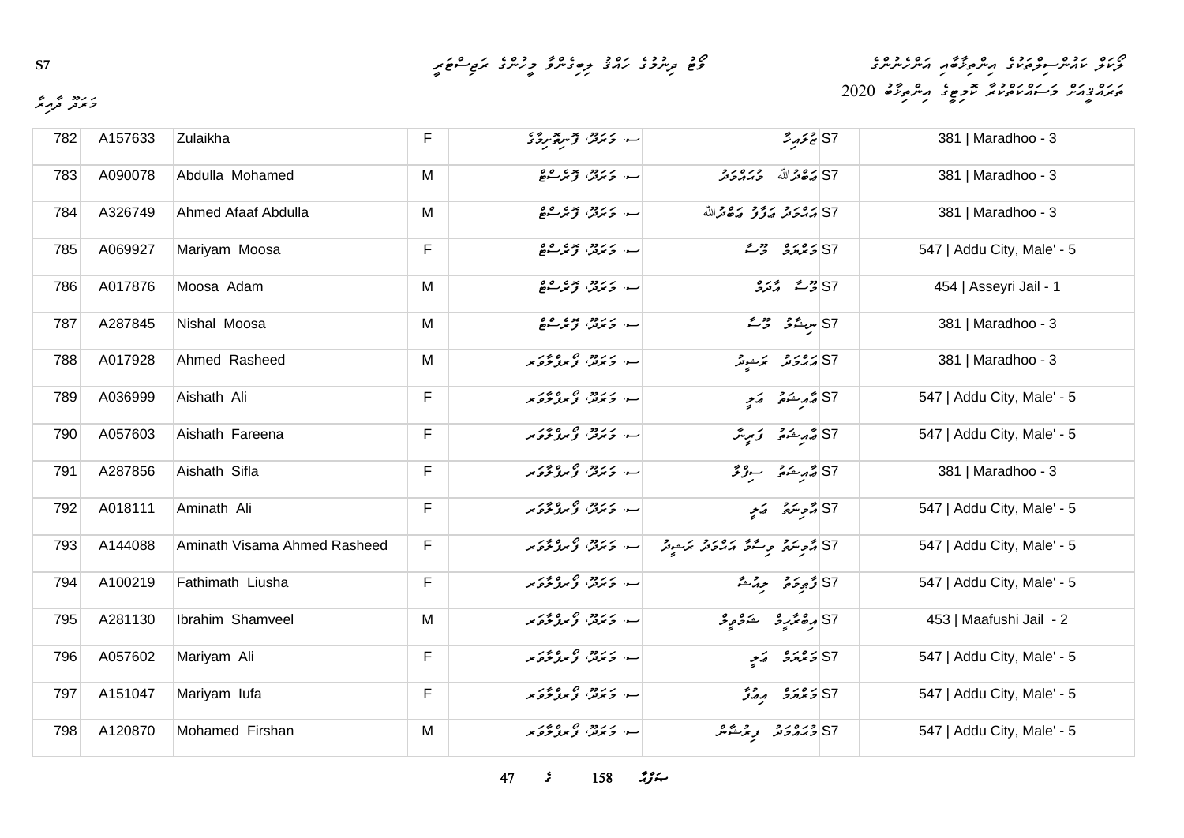| 782 | A157633 | Zulaikha | F | ސ. މަރަދޫ، ޒާނީރާއްޖެ | ޒުލައިޚާ S7 | 381 \| Maradhoo - 3 |
|---|---|---|---|---|---|---|
| 783 | A090078 | Abdulla Mohamed | M | ސ. މަރަދޫ، ޒަރަސްޓު | އަބްދުﷲ މުޙައްމަދު S7 | 381 \| Maradhoo - 3 |
| 784 | A326749 | Ahmed Afaaf Abdulla | M | ސ. މަރަދޫ، ޒަރަސްޓު | އަޙްމަދު އަފާފް އަބްދުﷲ S7 | 381 \| Maradhoo - 3 |
| 785 | A069927 | Mariyam Moosa | F | ސ. މަރަދޫ، ޒަރަސްޓު | މަރިޔަމް މޫސާ S7 | 547 \| Addu City, Male' - 5 |
| 786 | A017876 | Moosa Adam | M | ސ. މަރަދޫ، ޒަރަސްޓު | މޫސާ އާދަމް S7 | 454 \| Asseyri Jail - 1 |
| 787 | A287845 | Nishal Moosa | M | ސ. މަރަދޫ، ޒަރަސްޓު | ނިޝާލް މޫސާ S7 | 381 \| Maradhoo - 3 |
| 788 | A017928 | Ahmed Rasheed | M | ސ. މަރަދޫ، ޒަރުވާވަރ | އަޙްމަދު ރަޝީދު S7 | 381 \| Maradhoo - 3 |
| 789 | A036999 | Aishath Ali | F | ސ. މަރަދޫ، ޒަރުވާވަރ | އައިޝަތު އަލި S7 | 547 \| Addu City, Male' - 5 |
| 790 | A057603 | Aishath Fareena | F | ސ. މަރަދޫ، ޒަރުވާވަރ | އައިޝަތު ފަރީނާ S7 | 547 \| Addu City, Male' - 5 |
| 791 | A287856 | Aishath Sifla | F | ސ. މަރަދޫ، ޒަރުވާވަރ | އައިޝަތު ސިފްލާ S7 | 381 \| Maradhoo - 3 |
| 792 | A018111 | Aminath Ali | F | ސ. މަރަދޫ، ޒަރުވާވަރ | އާމިނަތު އަލި S7 | 547 \| Addu City, Male' - 5 |
| 793 | A144088 | Aminath Visama Ahmed Rasheed | F | ސ. މަރަދޫ، ޒަރުވާވަރ | އާމިނަތު ވިސާމާ އަޙްމަދު ރަޝީދު S7 | 547 \| Addu City, Male' - 5 |
| 794 | A100219 | Fathimath Liusha | F | ސ. މަރަދޫ، ޒަރުވާވަރ | ފާތިމަތު ލިއުޝާ S7 | 547 \| Addu City, Male' - 5 |
| 795 | A281130 | Ibrahim Shamveel | M | ސ. މަރަދޫ، ޒަރުވާވަރ | އިބްރާހީމް ޝަމްވީލް S7 | 453 \| Maafushi Jail - 2 |
| 796 | A057602 | Mariyam Ali | F | ސ. މަރަދޫ، ޒަރުވާވަރ | މަރިޔަމް އަލި S7 | 547 \| Addu City, Male' - 5 |
| 797 | A151047 | Mariyam Iufa | F | ސ. މަރަދޫ، ޒަރުވާވަރ | މަރިޔަމް އިއުފާ S7 | 547 \| Addu City, Male' - 5 |
| 798 | A120870 | Mohamed Firshan | M | ސ. މަރަދޫ، ޒަރުވާވަރ | މުޙައްމަދު ފިރުޝާން S7 | 547 \| Addu City, Male' - 5 |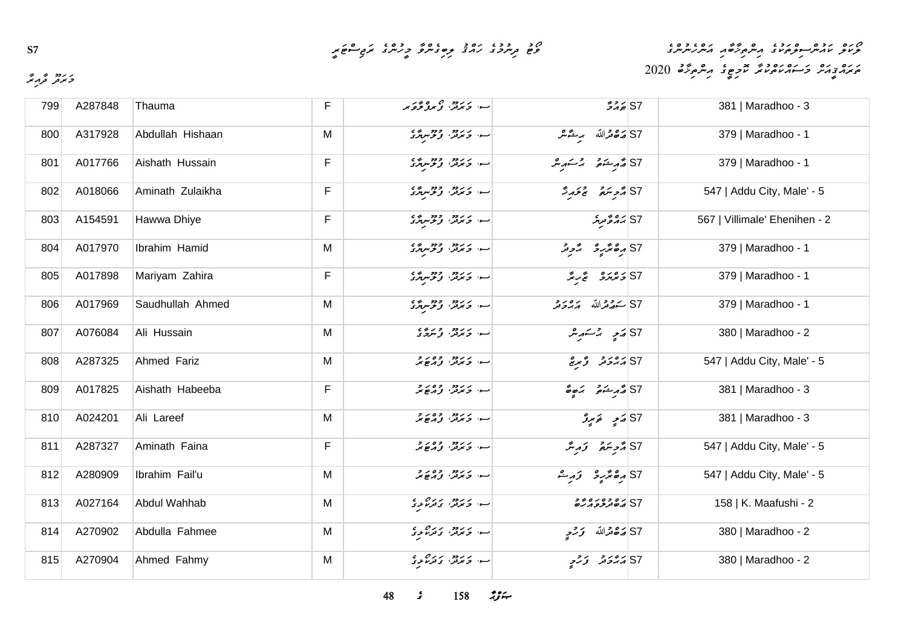| 799 | A287848 | Thauma | F | ސ. މަރަދޫ، ޏ ރަމްމަހަރ | ތަޢުމާ S7 | 381 \| Maradhoo - 3 |
|---|---|---|---|---|---|---|
| 800 | A317928 | Abdullah Hishaan | M | ސ. މަރަދޫ، ފިލުސިދާގެ | އަބްދުﷲ ހިޝާން S7 | 379 \| Maradhoo - 1 |
| 801 | A017766 | Aishath Hussain | F | ސ. މަރަދޫ، ފިލުސިދާގެ | އާއިޝަތު ހުސައިން S7 | 379 \| Maradhoo - 1 |
| 802 | A018066 | Aminath Zulaikha | F | ސ. މަރަދޫ، ފިލުސިދާގެ | އާމިނަތު ޒުލައިޚާ S7 | 547 \| Addu City, Male' - 5 |
| 803 | A154591 | Hawwa Dhiye | F | ސ. މަރަދޫ، ފިލުސިދާގެ | ހައްވާދިޔެ S7 | 567 \| Villimale' Ehenihen - 2 |
| 804 | A017970 | Ibrahim Hamid | M | ސ. މަރަދޫ، ފިލުސިދާގެ | އިބްރާހީމް ހާމިދު S7 | 379 \| Maradhoo - 1 |
| 805 | A017898 | Mariyam Zahira | F | ސ. މަރަދޫ، ފިލުސިދާގެ | މަރިޔަމް ޒާހިރާ S7 | 379 \| Maradhoo - 1 |
| 806 | A017969 | Saudhullah Ahmed | M | ސ. މަރަދޫ، ފިލުސިދާގެ | ސަޢުދުﷲ އަޙްމަދު S7 | 379 \| Maradhoo - 1 |
| 807 | A076084 | Ali Hussain | M | ސ. މަރަދޫ، ފިނަމާގެ | އަލި ހުސައިން S7 | 380 \| Maradhoo - 2 |
| 808 | A287325 | Ahmed Fariz | M | ސ. މަރަދޫ، ފުއްޓަރު | އަޙްމަދު ފާރިޒް S7 | 547 \| Addu City, Male' - 5 |
| 809 | A017825 | Aishath Habeeba | F | ސ. މަރަދޫ، ފުއްޓަރު | އާއިޝަތު ހަބީބާ S7 | 381 \| Maradhoo - 3 |
| 810 | A024201 | Ali Lareef | M | ސ. މަރަދޫ، ފުއްޓަރު | އަލި ލަޠީފް S7 | 381 \| Maradhoo - 3 |
| 811 | A287327 | Aminath Faina | F | ސ. މަރަދޫ، ފުއްޓަރު | އާމިނަތު ފައިނާ S7 | 547 \| Addu City, Male' - 5 |
| 812 | A280909 | Ibrahim Fail'u | M | ސ. މަރަދޫ، ފުއްޓަރު | އިބްރާހީމް ފައިލް S7 | 547 \| Addu City, Male' - 5 |
| 813 | A027164 | Abdul Wahhab | M | ސ. މަރަދޫ، ގަދަބުލީގެ | އަބްދުލްވައްހާބް S7 | 158 \| K. Maafushi - 2 |
| 814 | A270902 | Abdulla Fahmee | M | ސ. މަރަދޫ، ގަދަބުލީގެ | އަބްދުﷲ ފަހުމީ S7 | 380 \| Maradhoo - 2 |
| 815 | A270904 | Ahmed Fahmy | M | ސ. މަރަދޫ، ގަދަބުލީގެ | އަޙްމަދު ފަހުމީ S7 | 380 \| Maradhoo - 2 |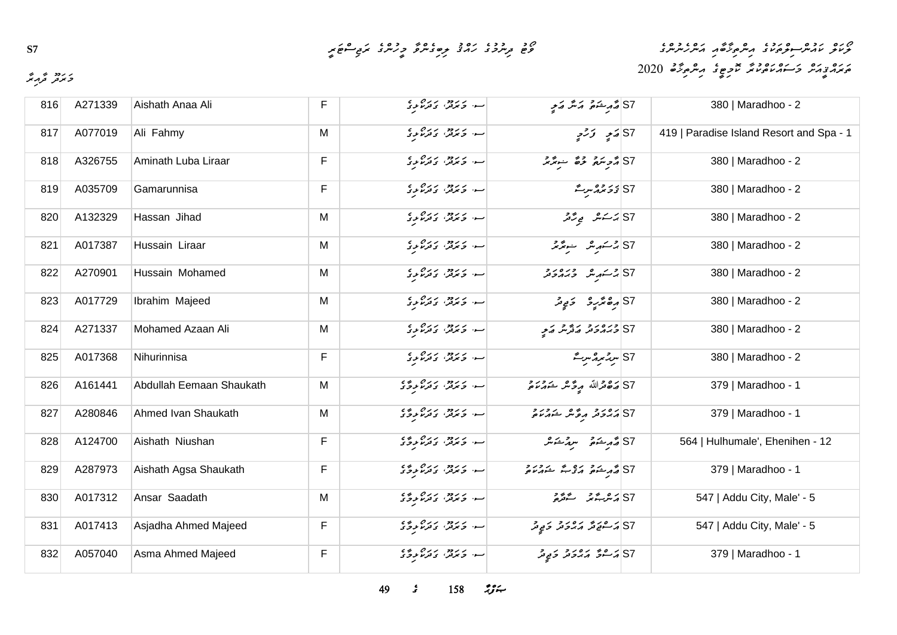| 816 | A271339 | Aishath Anaa Ali | F | ސ. މަރަދޫ، މަދަނާގެ | S7 ޢާއިޝަތު އަނާ ޢަލީ | 380 \| Maradhoo - 2 |
|---|---|---|---|---|---|---|
| 817 | A077019 | Ali Fahmy | M | ސ. މަރަދޫ، މަދަނާގެ | S7 ޢަލީ ފަހުމީ | 419 \| Paradise Island Resort and Spa - 1 |
| 818 | A326755 | Aminath Luba Liraar | F | ސ. މަރަދޫ، މަދަނާގެ | S7 އާމިނަތު ލުބާ ލިރާރު | 380 \| Maradhoo - 2 |
| 819 | A035709 | Gamarunnisa | F | ސ. މަރަދޫ، މަދަނާގެ | S7 ޤަމަރުއްނިސާ | 380 \| Maradhoo - 2 |
| 820 | A132329 | Hassan Jihad | M | ސ. މަރަދޫ، މަދަނާގެ | S7 ހަސަން ޖިހާދު | 380 \| Maradhoo - 2 |
| 821 | A017387 | Hussain Liraar | M | ސ. މަރަދޫ، މަދަނާގެ | S7 ހުސައިން ލިރާރު | 380 \| Maradhoo - 2 |
| 822 | A270901 | Hussain Mohamed | M | ސ. މަރަދޫ، މަދަނާގެ | S7 ހުސައިން މުހައްމަދު | 380 \| Maradhoo - 2 |
| 823 | A017729 | Ibrahim Majeed | M | ސ. މަރަދޫ، މަދަނާގެ | S7 އިބްރާހީމް މަޖީދު | 380 \| Maradhoo - 2 |
| 824 | A271337 | Mohamed Azaan Ali | M | ސ. މަރަދޫ، މަދަނާގެ | S7 މުހައްމަދު އަޒާން ޢަލީ | 380 \| Maradhoo - 2 |
| 825 | A017368 | Nihurinnisa | F | ސ. މަރަދޫ، މަދަނާގެ | S7 ނިހުރިއްނިސާ | 380 \| Maradhoo - 2 |
| 826 | A161441 | Abdullah Eemaan Shaukath | M | ސ. މަރަދޫ، މަދަނާވިލާގެ | S7 އަބްދުﷲ އީމާން ޝައުކަތު | 379 \| Maradhoo - 1 |
| 827 | A280846 | Ahmed Ivan Shaukath | M | ސ. މަރަދޫ، މަދަނާވިލާގެ | S7 އަހްމަދު އިވާން ޝައުކަތު | 379 \| Maradhoo - 1 |
| 828 | A124700 | Aishath Niushan | F | ސ. މަރަދޫ، މަދަނާވިލާގެ | S7 ޢާއިޝަތު ނިއުޝަން | 564 \| Hulhumale', Ehenihen - 12 |
| 829 | A287973 | Aishath Agsa Shaukath | F | ސ. މަރަދޫ، މަދަނާވިލާގެ | S7 ޢާއިޝަތު އަގްސާ ޝައުކަތު | 379 \| Maradhoo - 1 |
| 830 | A017312 | Ansar Saadath | M | ސ. މަރަދޫ، މަދަނާވިލާގެ | S7 އަންސާރު ސާދަތު | 547 \| Addu City, Male' - 5 |
| 831 | A017413 | Asjadha Ahmed Majeed | F | ސ. މަރަދޫ، މަދަނާވިލާގެ | S7 އަސްޖަދާ އަހްމަދު މަޖީދު | 547 \| Addu City, Male' - 5 |
| 832 | A057040 | Asma Ahmed Majeed | F | ސ. މަރަދޫ، މަދަނާވިލާގެ | S7 އަސްމާ އަހްމަދު މަޖީދު | 379 \| Maradhoo - 1 |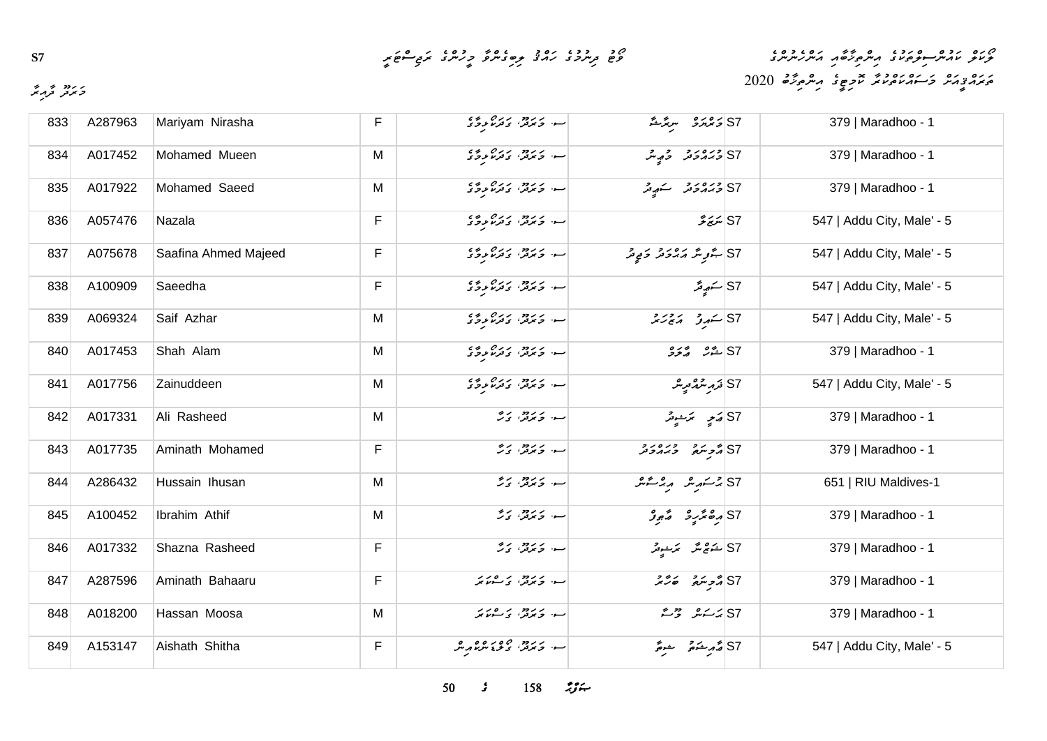| 833 | A287963 | Mariyam Nirasha | F | ސ. މަރަދޫ، މަދަރުސާމަގު | S7 ވަރިޔަމް ނިރާޝާ | 379 \| Maradhoo - 1 |
|---|---|---|---|---|---|---|
| 834 | A017452 | Mohamed Mueen | M | ސ. މަރަދޫ، މަދަރުސާމަގު | S7 މުހައްމަދު މުޢީން | 379 \| Maradhoo - 1 |
| 835 | A017922 | Mohamed Saeed | M | ސ. މަރަދޫ، މަދަރުސާމަގު | S7 މުހައްމަދު ސައީދު | 379 \| Maradhoo - 1 |
| 836 | A057476 | Nazala | F | ސ. މަރަދޫ، މަދަރުސާމަގު | S7 ނަޒާލާ | 547 \| Addu City, Male' - 5 |
| 837 | A075678 | Saafina Ahmed Majeed | F | ސ. މަރަދޫ، މަދަރުސާމަގު | S7 ސާފިނާ އަހުމަދު މަޖީދު | 547 \| Addu City, Male' - 5 |
| 838 | A100909 | Saeedha | F | ސ. މަރަދޫ، މަދަރުސާމަގު | S7 ސައީދާ | 547 \| Addu City, Male' - 5 |
| 839 | A069324 | Saif Azhar | M | ސ. މަރަދޫ، މަދަރުސާމަގު | S7 ސައިފު އަޒްހަރު | 547 \| Addu City, Male' - 5 |
| 840 | A017453 | Shah Alam | M | ސ. މަރަދޫ، މަދަރުސާމަގު | S7 ޝާހް އާލަމް | 379 \| Maradhoo - 1 |
| 841 | A017756 | Zainuddeen | M | ސ. މަރަދޫ، މަދަރުސާމަގު | S7 ޒައިނުއްދީން | 547 \| Addu City, Male' - 5 |
| 842 | A017331 | Ali Rasheed | M | ސ. މަރަދޫ، ޒަރާ | S7 އަލި ރަޝީދު | 379 \| Maradhoo - 1 |
| 843 | A017735 | Aminath Mohamed | F | ސ. މަރަދޫ، ޒަރާ | S7 އާމިނަތު މުހައްމަދު | 379 \| Maradhoo - 1 |
| 844 | A286432 | Hussain Ihusan | M | ސ. މަރަދޫ، ޒަރާ | S7 ހުސައިން އިހުސާން | 651 \| RIU Maldives-1 |
| 845 | A100452 | Ibrahim Athif | M | ސ. މަރަދޫ، ޒަރާ | S7 އިބްރާހީމް އާތިފު | 379 \| Maradhoo - 1 |
| 846 | A017332 | Shazna Rasheed | F | ސ. މަރަދޫ، ޒަރާ | S7 ޝަޒްނާ ރަޝީދު | 379 \| Maradhoo - 1 |
| 847 | A287596 | Aminath Bahaaru | F | ސ. މަރަދޫ، ޒަސްމަރަ | S7 އާމިނަތު ބަހާރު | 379 \| Maradhoo - 1 |
| 848 | A018200 | Hassan Moosa | M | ސ. މަރަދޫ، ޒަސްމަރަ | S7 ހަސަން މޫސާ | 379 \| Maradhoo - 1 |
| 849 | A153147 | Aishath Shitha | F | ސ. މަރަދޫ، ގުލްޒާރުއިން | S7 އާއިޝަތު ޝިތާ | 547 \| Addu City, Male' - 5 |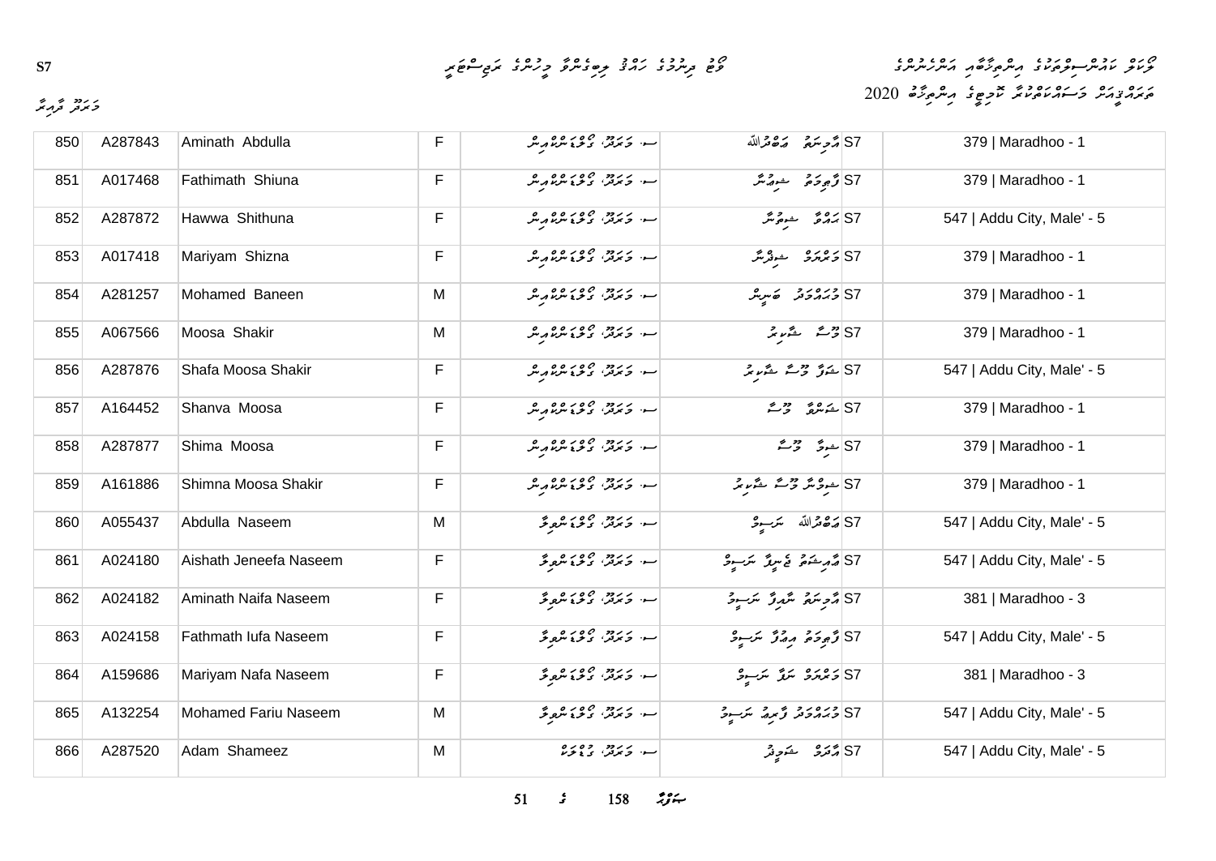| 850 | A287843 | Aminath Abdulla | F | ސ. މަރަދޫ، ގުލްޒާރުގެ | S7 އާމިނަތު ޢަބްދުﷲ | 379 \| Maradhoo - 1 |
|---|---|---|---|---|---|---|
| 851 | A017468 | Fathimath Shiuna | F | ސ. މަރަދޫ، ގުލްޒާރުގެ | S7 ފާތިމަތު ޝިއުނާ | 379 \| Maradhoo - 1 |
| 852 | A287872 | Hawwa Shithuna | F | ސ. މަރަދޫ، ގުލްޒާރުގެ | S7 ހައްވާ ޝިތުނާ | 547 \| Addu City, Male' - 5 |
| 853 | A017418 | Mariyam Shizna | F | ސ. މަރަދޫ، ގުލްޒާރުގެ | S7 މަރިޔަމް ޝިޒްނާ | 379 \| Maradhoo - 1 |
| 854 | A281257 | Mohamed Baneen | M | ސ. މަރަދޫ، ގުލްޒާރުގެ | S7 މުޙައްމަދު ބަނީން | 379 \| Maradhoo - 1 |
| 855 | A067566 | Moosa Shakir | M | ސ. މަރަދޫ، ގުލްޒާރުގެ | S7 މޫސާ ޝާކިރު | 379 \| Maradhoo - 1 |
| 856 | A287876 | Shafa Moosa Shakir | F | ސ. މަރަދޫ، ގުލްޒާރުގެ | S7 ޝަފާ މޫސާ ޝާކިރު | 547 \| Addu City, Male' - 5 |
| 857 | A164452 | Shanva Moosa | F | ސ. މަރަދޫ، ގުލްޒާރުގެ | S7 ޝަންވާ މޫސާ | 379 \| Maradhoo - 1 |
| 858 | A287877 | Shima Moosa | F | ސ. މަރަދޫ، ގުލްޒާރުގެ | S7 ޝިމާ މޫސާ | 379 \| Maradhoo - 1 |
| 859 | A161886 | Shimna Moosa Shakir | F | ސ. މަރަދޫ، ގުލްޒާރުގެ | S7 ޝިމްނާ މޫސާ ޝާކިރު | 379 \| Maradhoo - 1 |
| 860 | A055437 | Abdulla Naseem | M | ސ. މަރަދޫ، ގުލްޝަނާ | S7 ޢަބްދުﷲ ނަސީމް | 547 \| Addu City, Male' - 5 |
| 861 | A024180 | Aishath Jeneefa Naseem | F | ސ. މަރަދޫ، ގުލްޝަނާ | S7 އާއިޝަތު ޖެނީފާ ނަސީމް | 547 \| Addu City, Male' - 5 |
| 862 | A024182 | Aminath Naifa Naseem | F | ސ. މަރަދޫ، ގުލްޝަނާ | S7 އާމިނަތު ނާއިފާ ނަސީމް | 381 \| Maradhoo - 3 |
| 863 | A024158 | Fathmath Iufa Naseem | F | ސ. މަރަދޫ، ގުލްޝަނާ | S7 ފާތިމަތު އިއުފާ ނަސީމް | 547 \| Addu City, Male' - 5 |
| 864 | A159686 | Mariyam Nafa Naseem | F | ސ. މަރަދޫ، ގުލްޝަނާ | S7 މަރިޔަމް ނަފާ ނަސީމް | 381 \| Maradhoo - 3 |
| 865 | A132254 | Mohamed Fariu Naseem | M | ސ. މަރަދޫ، ގުލްޝަނާ | S7 މުޙައްމަދު ފާރިޢު ނަސީމް | 547 \| Addu City, Male' - 5 |
| 866 | A287520 | Adam Shameez | M | ސ. މަރަދޫ، ގުލްމަން | S7 އާދަމް ޝަމީޒު | 547 \| Addu City, Male' - 5 |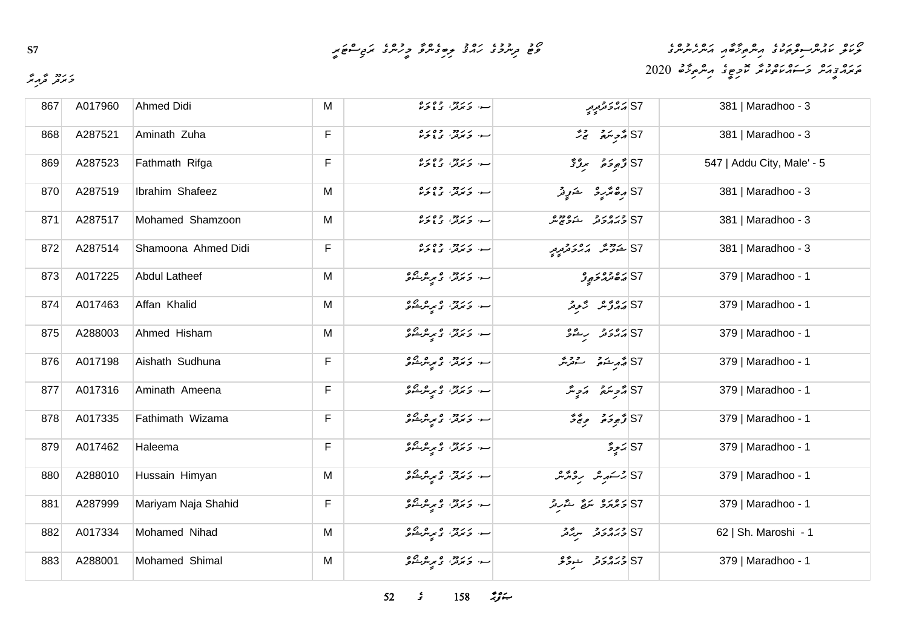| 867 | A017960 | Ahmed Didi | M | ސ. މަރަދޫ، މުގުރާބު | S7 އަހުމަދުދީދީ | 381 \| Maradhoo - 3 |
|---|---|---|---|---|---|---|
| 868 | A287521 | Aminath Zuha | F | ސ. މަރަދޫ، މުގުރާބު | S7 އާމިނަތު ޒުހާ | 381 \| Maradhoo - 3 |
| 869 | A287523 | Fathmath Rifga | F | ސ. މަރަދޫ، މުގުރާބު | S7 ފާތިމަތު ރިފްގާ | 547 \| Addu City, Male' - 5 |
| 870 | A287519 | Ibrahim Shafeez | M | ސ. މަރަދޫ، މުގުރާބު | S7 އިބްރާހިމް ޝަފީޒު | 381 \| Maradhoo - 3 |
| 871 | A287517 | Mohamed Shamzoon | M | ސ. މަރަދޫ، މުގުރާބު | S7 މުހައްމަދު ޝަމްޒޫން | 381 \| Maradhoo - 3 |
| 872 | A287514 | Shamoona Ahmed Didi | F | ސ. މަރަދޫ، މުގުރާބު | S7 ޝަމޫނާ އަހުމަދުދީދީ | 381 \| Maradhoo - 3 |
| 873 | A017225 | Abdul Latheef | M | ސ. މަރަދޫ، މެރިންސްޓޯ | S7 އަބްދުއްލަތީފު | 379 \| Maradhoo - 1 |
| 874 | A017463 | Affan Khalid | M | ސ. މަރަދޫ، މެރިންސްޓޯ | S7 އައްފާން ޚާލިދު | 379 \| Maradhoo - 1 |
| 875 | A288003 | Ahmed Hisham | M | ސ. މަރަދޫ، މެރިންސްޓޯ | S7 އަހުމަދު ހިޝާމް | 379 \| Maradhoo - 1 |
| 876 | A017198 | Aishath Sudhuna | F | ސ. މަރަދޫ، މެރިންސްޓޯ | S7 އާއިޝަތު ސުދޫނާ | 379 \| Maradhoo - 1 |
| 877 | A017316 | Aminath Ameena | F | ސ. މަރަދޫ، މެރިންސްޓޯ | S7 އާމިނަތު އަމީނާ | 379 \| Maradhoo - 1 |
| 878 | A017335 | Fathimath Wizama | F | ސ. މަރަދޫ، މެރިންސްޓޯ | S7 ފާތިމަތު ވިޒާމާ | 379 \| Maradhoo - 1 |
| 879 | A017462 | Haleema | F | ސ. މަރަދޫ، މެރިންސްޓޯ | S7 ހަލީމާ | 379 \| Maradhoo - 1 |
| 880 | A288010 | Hussain Himyan | M | ސ. މަރަދޫ، މެރިންސްޓޯ | S7 ހުސައިން ހިމްޔާން | 379 \| Maradhoo - 1 |
| 881 | A287999 | Mariyam Naja Shahid | F | ސ. މަރަދޫ، މެރިންސްޓޯ | S7 މަރިޔަމް ނަޖާ ޝާހިދު | 379 \| Maradhoo - 1 |
| 882 | A017334 | Mohamed Nihad | M | ސ. މަރަދޫ، މެރިންސްޓޯ | S7 މުހައްމަދު ނިހާދު | 62 \| Sh. Maroshi - 1 |
| 883 | A288001 | Mohamed Shimal | M | ސ. މަރަދޫ، މެރިންސްޓޯ | S7 މުހައްމަދު ޝިމާލް | 379 \| Maradhoo - 1 |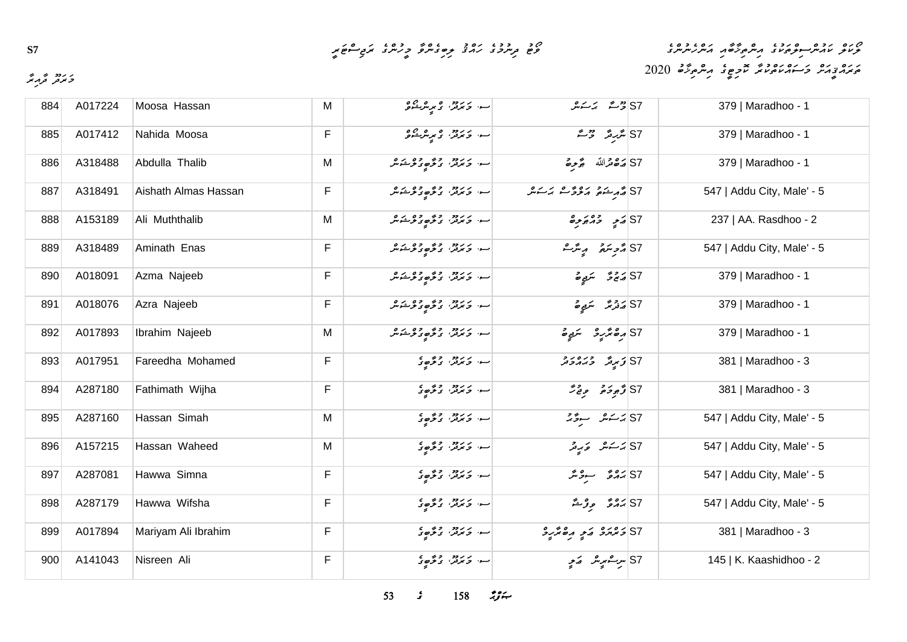| 884 | A017224 | Moosa Hassan | M | ސ. މަރަދޫ، ގުލިސްތާނު | S7 | މޫސާ ހަސަން | 379 \| Maradhoo - 1 |
|---|---|---|---|---|---|---|---|
| 885 | A017412 | Nahida Moosa | F | ސ. މަރަދޫ، ގުލިސްތާނު | S7 | ނާހިދާ މޫސާ | 379 \| Maradhoo - 1 |
| 886 | A318488 | Abdulla Thalib | M | ސ. މަރަދޫ، މުތާބިމުވާސަން | S7 | އަބްދުﷲ ޠާލިބު | 379 \| Maradhoo - 1 |
| 887 | A318491 | Aishath Almas Hassan | F | ސ. މަރަދޫ، މުތާބިމުވާސަން | S7 | އާއިޝަތު އަލްމާސް ހަސަން | 547 \| Addu City, Male' - 5 |
| 888 | A153189 | Ali Muththalib | M | ސ. މަރަދޫ، މުތާބިމުވާސަން | S7 | އަލި މުއްޠަލިބު | 237 \| AA. Rasdhoo - 2 |
| 889 | A318489 | Aminath Enas | F | ސ. މަރަދޫ، މުތާބިމުވާސަން | S7 | އާމިނަތު އީނާސް | 547 \| Addu City, Male' - 5 |
| 890 | A018091 | Azma Najeeb | F | ސ. މަރަދޫ، މުތާބިމުވާސަން | S7 | އަޒްމާ ނަޖީބު | 379 \| Maradhoo - 1 |
| 891 | A018076 | Azra Najeeb | F | ސ. މަރަދޫ، މުތާބިމުވާސަން | S7 | އަޒްރާ ނަޖީބު | 379 \| Maradhoo - 1 |
| 892 | A017893 | Ibrahim Najeeb | M | ސ. މަރަދޫ، މުތާބިމުވާސަން | S7 | އިބްރާހީމް ނަޖީބު | 379 \| Maradhoo - 1 |
| 893 | A017951 | Fareedha Mohamed | F | ސ. މަރަދޫ، މުތާބި | S7 | ފަރީދާ މުޙައްމަދު | 381 \| Maradhoo - 3 |
| 894 | A287180 | Fathimath Wijha | F | ސ. މަރަދޫ، މުތާބި | S7 | ފާތިމަތު ވިޖްހާ | 381 \| Maradhoo - 3 |
| 895 | A287160 | Hassan Simah | M | ސ. މަރަދޫ، މުތާބި | S7 | ހަސަން ސިމާހު | 547 \| Addu City, Male' - 5 |
| 896 | A157215 | Hassan Waheed | M | ސ. މަރަދޫ، މުތާބި | S7 | ހަސަން ވަހީދު | 547 \| Addu City, Male' - 5 |
| 897 | A287081 | Hawwa Simna | F | ސ. މަރަދޫ، މުތާބި | S7 | ހައްވާ ސިމްނާ | 547 \| Addu City, Male' - 5 |
| 898 | A287179 | Hawwa Wifsha | F | ސ. މަރަދޫ، މުތާބި | S7 | ހައްވާ ވިފްޝާ | 547 \| Addu City, Male' - 5 |
| 899 | A017894 | Mariyam Ali Ibrahim | F | ސ. މަރަދޫ، މުތާބި | S7 | މަރިޔަމް އަލި އިބްރާހީމް | 381 \| Maradhoo - 3 |
| 900 | A141043 | Nisreen Ali | F | ސ. މަރަދޫ، މުތާބި | S7 | ނިސްރީން އަލި | 145 \| K. Kaashidhoo - 2 |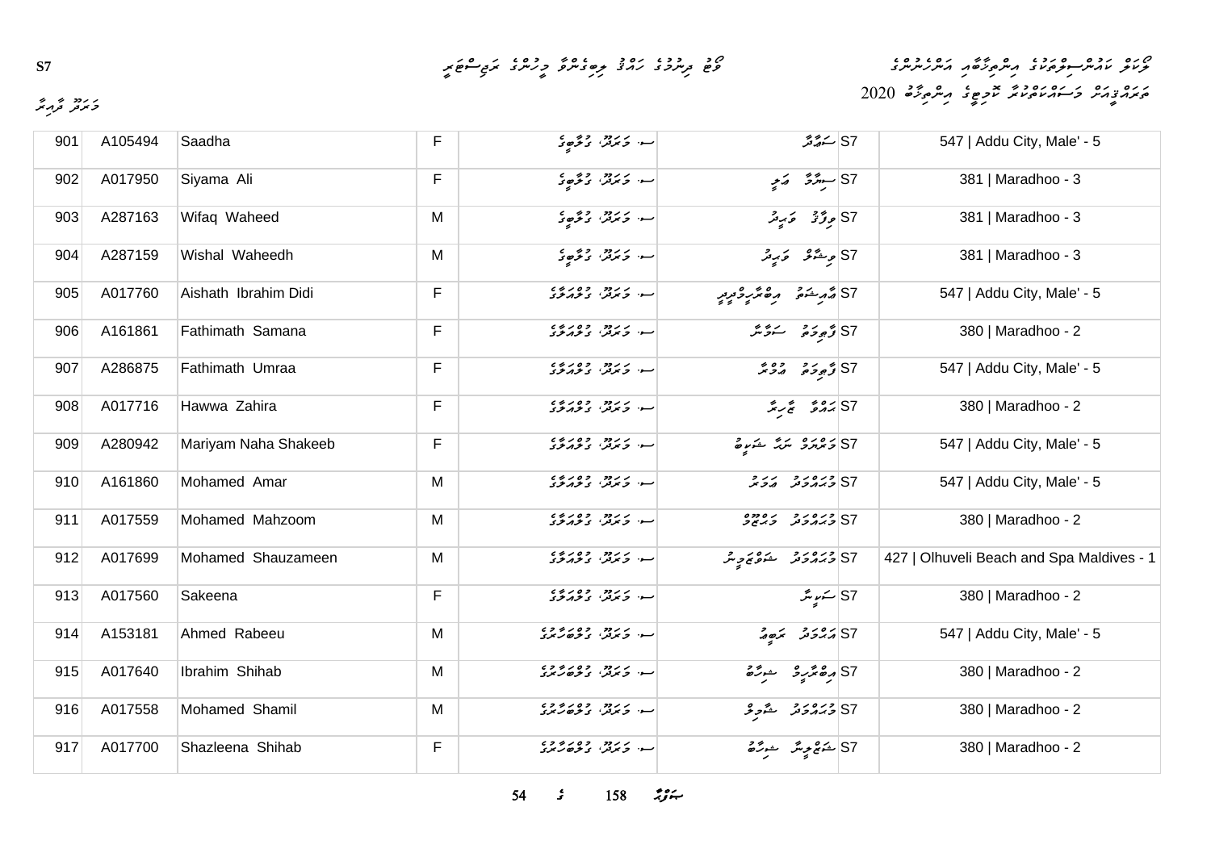| 901 | A105494 | Saadha | F | ސ. މަރަދޫ، މެލާބޭގެ | ސަޢާދާ | S7 | 547 \| Addu City, Male' - 5 |
|---|---|---|---|---|---|---|---|
| 902 | A017950 | Siyama Ali | F | ސ. މަރަދޫ، މެލާބޭގެ | ސިޔާމާ ޢަލީ | S7 | 381 \| Maradhoo - 3 |
| 903 | A287163 | Wifaq Waheed | M | ސ. މަރަދޫ، މެލާބޭގެ | ވިފާޤު ވަޙީދު | S7 | 381 \| Maradhoo - 3 |
| 904 | A287159 | Wishal Waheedh | M | ސ. މަރަދޫ، މެލާބޭގެ | ވިޝާލް ވަޙީދު | S7 | 381 \| Maradhoo - 3 |
| 905 | A017760 | Aishath Ibrahim Didi | F | ސ. މަރަދޫ، މޫނިމާގެ | ޢާއިޝަތު އިބްރާހީމްދީދީ | S7 | 547 \| Addu City, Male' - 5 |
| 906 | A161861 | Fathimath Samana | F | ސ. މަރަދޫ، މޫނިމާގެ | ފާތިމަތު ސަމާނާ | S7 | 380 \| Maradhoo - 2 |
| 907 | A286875 | Fathimath Umraa | F | ސ. މަރަދޫ، މޫނިމާގެ | ފާތިމަތު އުމްރާ | S7 | 547 \| Addu City, Male' - 5 |
| 908 | A017716 | Hawwa Zahira | F | ސ. މަރަދޫ، މޫނިމާގެ | ހައްވާ ޒާހިރާ | S7 | 380 \| Maradhoo - 2 |
| 909 | A280942 | Mariyam Naha Shakeeb | F | ސ. މަރަދޫ، މޫނިމާގެ | މަރިޔަމް ނަހާ ޝަކީބު | S7 | 547 \| Addu City, Male' - 5 |
| 910 | A161860 | Mohamed Amar | M | ސ. މަރަދޫ، މޫނިމާގެ | މުޙައްމަދު އަމަރު | S7 | 547 \| Addu City, Male' - 5 |
| 911 | A017559 | Mohamed Mahzoom | M | ސ. މަރަދޫ، މޫނިމާގެ | މުޙައްމަދު މަޙްޒޫމް | S7 | 380 \| Maradhoo - 2 |
| 912 | A017699 | Mohamed Shauzameen | M | ސ. މަރަދޫ، މޫނިމާގެ | މުޙައްމަދު ޝައުޒަމީން | S7 | 427 \| Olhuveli Beach and Spa Maldives - 1 |
| 913 | A017560 | Sakeena | F | ސ. މަރަދޫ، މޫނިމާގެ | ސަކީނާ | S7 | 380 \| Maradhoo - 2 |
| 914 | A153181 | Ahmed Rabeeu | M | ސ. މަރަދޫ، މޫނބަހާރުގެ | އަޙްމަދު ރަބީޢު | S7 | 547 \| Addu City, Male' - 5 |
| 915 | A017640 | Ibrahim Shihab | M | ސ. މަރަދޫ، މޫނބަހާރުގެ | އިބްރާހީމް ޝިހާބު | S7 | 380 \| Maradhoo - 2 |
| 916 | A017558 | Mohamed Shamil | M | ސ. މަރަދޫ، މޫނބަހާރުގެ | މުޙައްމަދު ޝާމިލް | S7 | 380 \| Maradhoo - 2 |
| 917 | A017700 | Shazleena Shihab | F | ސ. މަރަދޫ، މޫނބަހާރުގެ | ޝަޒްލީނާ ޝިހާބު | S7 | 380 \| Maradhoo - 2 |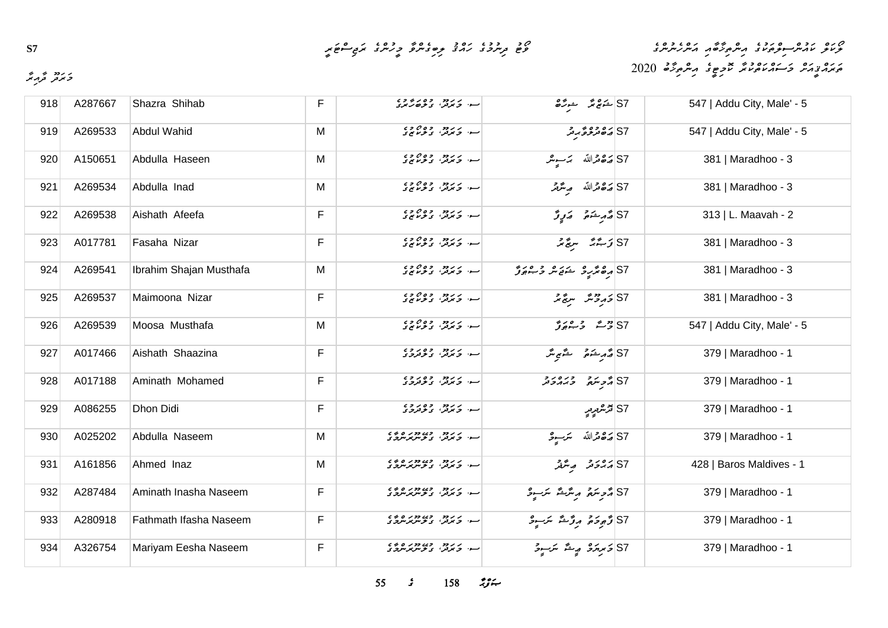| 918 | A287667 | Shazra Shihab | F | ސ. މަރަދޫ، މެރިބޯގެ | ޝަޒްރާ ޝިހާބް S7 | 547 \| Addu City, Male' - 5 |
|---|---|---|---|---|---|---|
| 919 | A269533 | Abdul Wahid | M | ސ. މަރަދޫ، މެރިޔާގެ | އަބްދުލްވާހިދު S7 | 547 \| Addu City, Male' - 5 |
| 920 | A150651 | Abdulla Haseen | M | ސ. މަރަދޫ، މެރިޔާގެ | އަބްދުﷲ ހަސީން S7 | 381 \| Maradhoo - 3 |
| 921 | A269534 | Abdulla Inad | M | ސ. މަރަދޫ، މެރިޔާގެ | އަބްދުﷲ އިނާދު S7 | 381 \| Maradhoo - 3 |
| 922 | A269538 | Aishath Afeefa | F | ސ. މަރަދޫ، މެރިޔާގެ | އައިޝަތު އަފީފާ S7 | 313 \| L. Maavah - 2 |
| 923 | A017781 | Fasaha Nizar | F | ސ. މަރަދޫ، މެރިޔާގެ | ފަސާހާ ނިޒާރު S7 | 381 \| Maradhoo - 3 |
| 924 | A269541 | Ibrahim Shajan Musthafa | M | ސ. މަރަދޫ، މެރިޔާގެ | އިބްރާހިމް ޝަޖަން މުސްތަފާ S7 | 381 \| Maradhoo - 3 |
| 925 | A269537 | Maimoona Nizar | F | ސ. މަރަދޫ، މެރިޔާގެ | މައިމޫނާ ނިޒާރު S7 | 381 \| Maradhoo - 3 |
| 926 | A269539 | Moosa Musthafa | M | ސ. މަރަދޫ، މެރިޔާގެ | މޫސާ މުސްތަފާ S7 | 547 \| Addu City, Male' - 5 |
| 927 | A017466 | Aishath Shaazina | F | ސ. މަރަދޫ، މެރިދަގެ | އައިޝަތު ޝާޒިނާ S7 | 379 \| Maradhoo - 1 |
| 928 | A017188 | Aminath Mohamed | F | ސ. މަރަދޫ، މެރިދަގެ | އާމިނަތު މުހައްމަދު S7 | 379 \| Maradhoo - 1 |
| 929 | A086255 | Dhon Didi | F | ސ. މަރަދޫ، މެރިދަގެ | ދޮންދިދި S7 | 379 \| Maradhoo - 1 |
| 930 | A025202 | Abdulla Naseem | M | ސ. މަރަދޫ، މެރިނޫރަންގެ | އަބްދުﷲ ނަސީމް S7 | 379 \| Maradhoo - 1 |
| 931 | A161856 | Ahmed Inaz | M | ސ. މަރަދޫ، މެރިނޫރަންގެ | އަހްމަދު އިނާޒު S7 | 428 \| Baros Maldives - 1 |
| 932 | A287484 | Aminath Inasha Naseem | F | ސ. މަރަދޫ، މެރިނޫރަންގެ | އާމިނަތު އިނާޝާ ނަސީމް S7 | 379 \| Maradhoo - 1 |
| 933 | A280918 | Fathmath Ifasha Naseem | F | ސ. މަރަދޫ، މެރިނޫރަންގެ | ފާތިމަތު އިފާޝާ ނަސީމް S7 | 379 \| Maradhoo - 1 |
| 934 | A326754 | Mariyam Eesha Naseem | F | ސ. މަރަދޫ، މެރިނޫރަންގެ | މަރިޔަމް އީޝާ ނަސީމް S7 | 379 \| Maradhoo - 1 |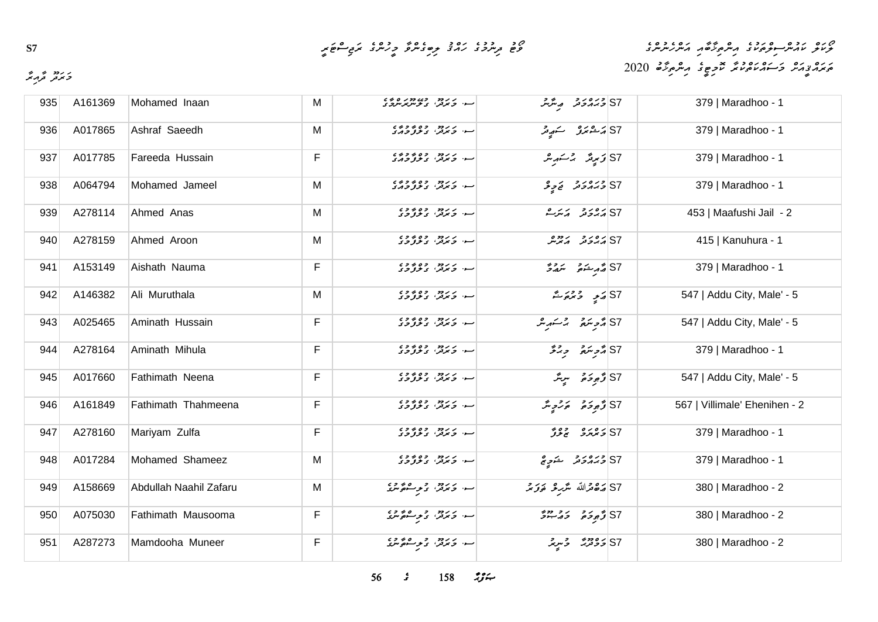| 935 | A161369 | Mohamed Inaan | M | ސ. މަރަދޫ، މުރަނގަނޑުގެ | S7 މުހައްމަދު އިނާން | 379 \| Maradhoo - 1 |
|---|---|---|---|---|---|---|
| 936 | A017865 | Ashraf Saeedh | M | ސ. މަރަދޫ، މުލިފަޅުގެ | S7 އަޝްރަފް ސައީދު | 379 \| Maradhoo - 1 |
| 937 | A017785 | Fareeda Hussain | F | ސ. މަރަދޫ، މުލިފަޅުގެ | S7 ފަރީދާ ހުސައިން | 379 \| Maradhoo - 1 |
| 938 | A064794 | Mohamed Jameel | M | ސ. މަރަދޫ، މުލިފަޅުގެ | S7 މުހައްމަދު ޖަމީލް | 379 \| Maradhoo - 1 |
| 939 | A278114 | Ahmed Anas | M | ސ. މަރަދޫ، މުލިފަގެ | S7 އަހްމަދު އަނަސް | 453 \| Maafushi Jail - 2 |
| 940 | A278159 | Ahmed Aroon | M | ސ. މަރަދޫ، މުލިފަގެ | S7 އަހްމަދު އަރޫން | 415 \| Kanuhura - 1 |
| 941 | A153149 | Aishath Nauma | F | ސ. މަރަދޫ، މުލިފަގެ | S7 އާއިޝަތު ނައުމާ | 379 \| Maradhoo - 1 |
| 942 | A146382 | Ali Muruthala | M | ސ. މަރަދޫ، މުލިފަގެ | S7 އަލި މުރުތަލާ | 547 \| Addu City, Male' - 5 |
| 943 | A025465 | Aminath Hussain | F | ސ. މަރަދޫ، މުލިފަގެ | S7 އާމިނަތު ހުސައިން | 547 \| Addu City, Male' - 5 |
| 944 | A278164 | Aminath Mihula | F | ސ. މަރަދޫ، މުލިފަގެ | S7 އާމިނަތު މިހުލާ | 379 \| Maradhoo - 1 |
| 945 | A017660 | Fathimath Neena | F | ސ. މަރަދޫ، މުލިފަގެ | S7 ފާތިމަތު ނީނާ | 547 \| Addu City, Male' - 5 |
| 946 | A161849 | Fathimath Thahmeena | F | ސ. މަރަދޫ، މުލިފަގެ | S7 ފާތިމަތު ތަހުމީނާ | 567 \| Villimale' Ehenihen - 2 |
| 947 | A278160 | Mariyam Zulfa | F | ސ. މަރަދޫ، މުލިފަގެ | S7 މަރިޔަމް ޒުލްފާ | 379 \| Maradhoo - 1 |
| 948 | A017284 | Mohamed Shameez | M | ސ. މަރަދޫ، މުލިފަގެ | S7 މުހައްމަދު ޝަމީޒް | 379 \| Maradhoo - 1 |
| 949 | A158669 | Abdullah Naahil Zafaru | M | ސ. މަރަދޫ، މުލިސްޓޯރސް | S7 އަބްދުﷲ ނާހިލް ޒަފަރު | 380 \| Maradhoo - 2 |
| 950 | A075030 | Fathimath Mausooma | F | ސ. މަރަދޫ، މުލިސްޓޯރސް | S7 ފާތިމަތު މައުސޫމާ | 380 \| Maradhoo - 2 |
| 951 | A287273 | Mamdooha Muneer | F | ސ. މަރަދޫ، މުލިސްޓޯރސް | S7 މަމްދޫހާ މުނީރު | 380 \| Maradhoo - 2 |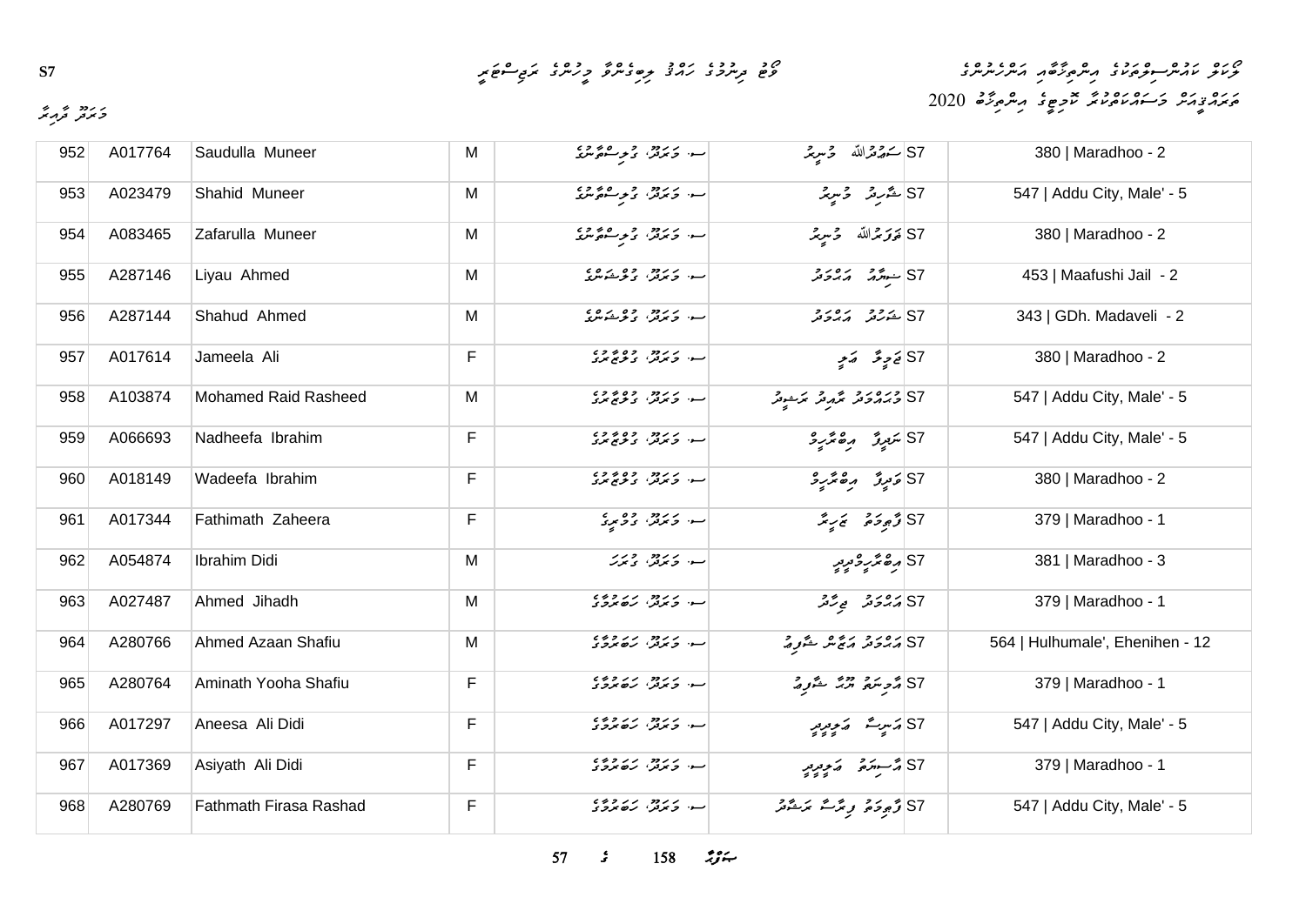ޖޫރިސް ކައުންސިލްތަކުގެ އިންތިޚާބާއި އަންހެނުންގެ ތަރައްޤީއަށް މަސައްކަތްކުރާ ކޮމިޓީގެ އިންތިޚާބު 2020

ވޯޓު ލިސްޓު ހުށަހަޅާ ގޮތުގެ ބަޔާން މަޤާމަށް ފުރަތަމަ ދާއިރާ S7

މަރަދޫ ދާއިރާ

| 952 | A017764 | Saudulla Muneer | M | ސ. މަރަދޫ، މުލިސްތާންގެ | S7 ސަޢުދުﷲ މުނީރު | 380 \| Maradhoo - 2 |
|---|---|---|---|---|---|---|
| 953 | A023479 | Shahid Muneer | M | ސ. މަރަދޫ، މުލިސްތާންގެ | S7 ޝާހިދު މުނީރު | 547 \| Addu City, Male' - 5 |
| 954 | A083465 | Zafarulla Muneer | M | ސ. މަރަދޫ، މުލިސްތާންގެ | S7 ޒަފަރުﷲ މުނީރު | 380 \| Maradhoo - 2 |
| 955 | A287146 | Liyau Ahmed | M | ސ. މަރަދޫ، މުލުޝަންގެ | S7 ލިޔާއު އަޙްމަދު | 453 \| Maafushi Jail - 2 |
| 956 | A287144 | Shahud Ahmed | M | ސ. މަރަދޫ، މުލުޝަންގެ | S7 ޝަހުދު އަޙްމަދު | 343 \| GDh. Madaveli - 2 |
| 957 | A017614 | Jameela Ali | F | ސ. މަރަދޫ، މުލުޖެހޭގެ | S7 ޖަމީލާ ޢަލީ | 380 \| Maradhoo - 2 |
| 958 | A103874 | Mohamed Raid Rasheed | M | ސ. މަރަދޫ، މުލުޖެހޭގެ | S7 މުޙައްމަދު ރާއިދު ރަޝީދު | 547 \| Addu City, Male' - 5 |
| 959 | A066693 | Nadheefa Ibrahim | F | ސ. މަރަދޫ، މުލުޖެހޭގެ | S7 ނަޡީފާ އިބްރާހީމް | 547 \| Addu City, Male' - 5 |
| 960 | A018149 | Wadeefa Ibrahim | F | ސ. މަރަދޫ، މުލުޖެހޭގެ | S7 ވަދީފާ އިބްރާހީމް | 380 \| Maradhoo - 2 |
| 961 | A017344 | Fathimath Zaheera | F | ސ. މަރަދޫ، މުލުރިގެ | S7 ފާތިމަތު ޒަހީރާ | 379 \| Maradhoo - 1 |
| 962 | A054874 | Ibrahim Didi | M | ސ. މަރަދޫ، މުރަފް | S7 އިބްރާހީމްދީދީ | 381 \| Maradhoo - 3 |
| 963 | A027487 | Ahmed Jihadh | M | ސ. މަރަދޫ، ރަބަރުގެ | S7 އަޙްމަދު ޖިހާދު | 379 \| Maradhoo - 1 |
| 964 | A280766 | Ahmed Azaan Shafiu | M | ސ. މަރަދޫ، ރަބަރުގެ | S7 އަޙްމަދު އަޒާން ޝާފިޢު | 564 \| Hulhumale', Ehenihen - 12 |
| 965 | A280764 | Aminath Yooha Shafiu | F | ސ. މަރަދޫ، ރަބަރުގެ | S7 އާމިނަތު ޔޫހާ ޝާފިޢު | 379 \| Maradhoo - 1 |
| 966 | A017297 | Aneesa Ali Didi | F | ސ. މަރަދޫ، ރަބަރުގެ | S7 އަނީސާ ޢަލީދީދީ | 547 \| Addu City, Male' - 5 |
| 967 | A017369 | Asiyath Ali Didi | F | ސ. މަރަދޫ، ރަބަރުގެ | S7 އާސިޔަތު ޢަލީދީދީ | 379 \| Maradhoo - 1 |
| 968 | A280769 | Fathmath Firasa Rashad | F | ސ. މަރަދޫ، ރަބަރުގެ | S7 ފާތިމަތު ފިރާސާ ރަޝާދު | 547 \| Addu City, Male' - 5 |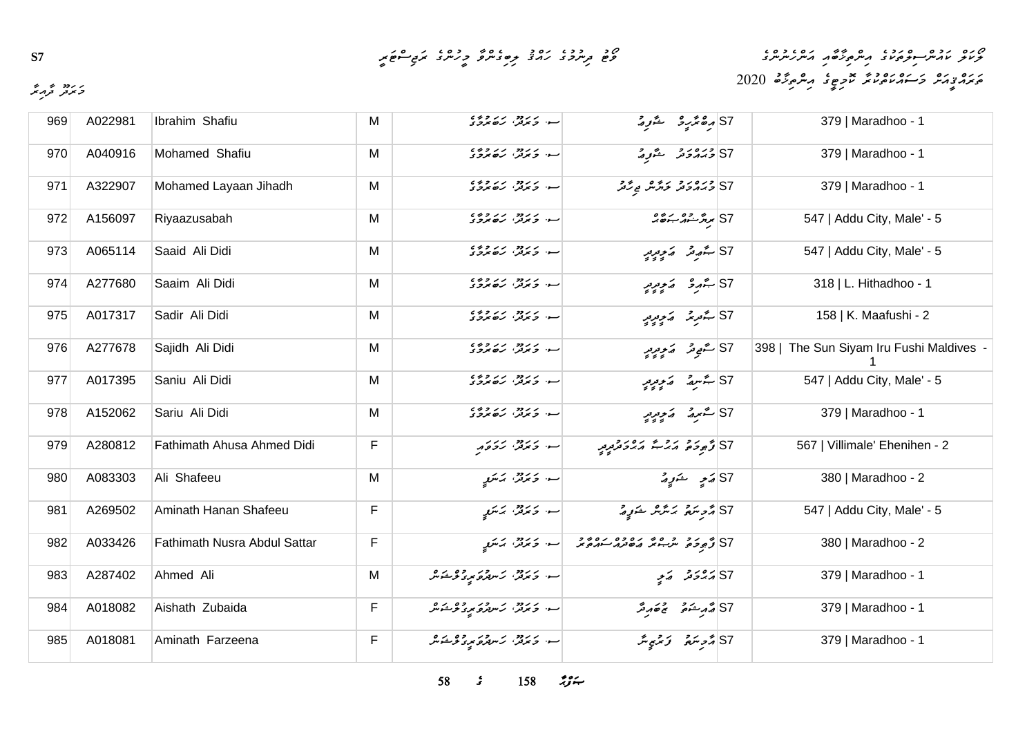| 969 | A022981 | Ibrahim Shafiu | M | ސ. މަރަދޫ، ހުޅަރުމާގެ | S7 ިބްރާހީމް ޝާފިޢު | 379 \| Maradhoo - 1 |
|---|---|---|---|---|---|---|
| 970 | A040916 | Mohamed Shafiu | M | ސ. މަރަދޫ، ހުޅަރުމާގެ | S7 މުހައްމަދު ޝާފިޢު | 379 \| Maradhoo - 1 |
| 971 | A322907 | Mohamed Layaan Jihadh | M | ސ. މަރަދޫ، ހުޅަރުމާގެ | S7 މުހައްމަދު ލަޔާން ޖިހާދު | 379 \| Maradhoo - 1 |
| 972 | A156097 | Riyaazusabah | M | ސ. މަރަދޫ، ހުޅަރުމާގެ | S7 ރިޔާޒުއްސަބާހު | 547 \| Addu City, Male' - 5 |
| 973 | A065114 | Saaid Ali Didi | M | ސ. މަރަދޫ، ހުޅަރުމާގެ | S7 ސާއިދު އަލިދީދީ | 547 \| Addu City, Male' - 5 |
| 974 | A277680 | Saaim Ali Didi | M | ސ. މަރަދޫ، ހުޅަރުމާގެ | S7 ސާއިމް އަލިދީދީ | 318 \| L. Hithadhoo - 1 |
| 975 | A017317 | Sadir Ali Didi | M | ސ. މަރަދޫ، ހުޅަރުމާގެ | S7 ސާދިރު އަލިދީދީ | 158 \| K. Maafushi - 2 |
| 976 | A277678 | Sajidh Ali Didi | M | ސ. މަރަދޫ، ހުޅަރުމާގެ | S7 ސާޖިދު އަލިދީދީ | 398 \| The Sun Siyam Iru Fushi Maldives - 1 |
| 977 | A017395 | Saniu Ali Didi | M | ސ. މަރަދޫ، ހުޅަރުމާގެ | S7 ސާނިޢު އަލިދީދީ | 547 \| Addu City, Male' - 5 |
| 978 | A152062 | Sariu Ali Didi | M | ސ. މަރަދޫ، ހުޅަރުމާގެ | S7 ސާރިޢު އަލިދީދީ | 379 \| Maradhoo - 1 |
| 979 | A280812 | Fathimath Ahusa Ahmed Didi | F | ސ. މަރަދޫ، ހުމަވައި | S7 ފާތިމަތު އަހުސާ އަހުމަދުދީދީ | 567 \| Villimale' Ehenihen - 2 |
| 980 | A083303 | Ali Shafeeu | M | ސ. މަރަދޫ، ހަނދި | S7 އަލި ޝަފީޢު | 380 \| Maradhoo - 2 |
| 981 | A269502 | Aminath Hanan Shafeeu | F | ސ. މަރަދޫ، ހަނދި | S7 އާމިނަތު ހަނާން ޝަފީޢު | 547 \| Addu City, Male' - 5 |
| 982 | A033426 | Fathimath Nusra Abdul Sattar | F | ސ. މަރަދޫ، ހަނދި | S7 ފާތިމަތު ނުސްރާ އަބްދުލްސައްތާރު | 380 \| Maradhoo - 2 |
| 983 | A287402 | Ahmed Ali | M | ސ. މަރަދޫ، ހަސަރުވަރިގެފެހެން | S7 އަހުމަދު އަލި | 379 \| Maradhoo - 1 |
| 984 | A018082 | Aishath Zubaida | F | ސ. މަރަދޫ، ހަސަރުވަރިގެފެހެން | S7 އާއިޝަތު ޒުބައިދާ | 379 \| Maradhoo - 1 |
| 985 | A018081 | Aminath Farzeena | F | ސ. މަރަދޫ، ހަސަރުވަރިގެފެހެން | S7 އާމިނަތު ފަރުޒީނާ | 379 \| Maradhoo - 1 |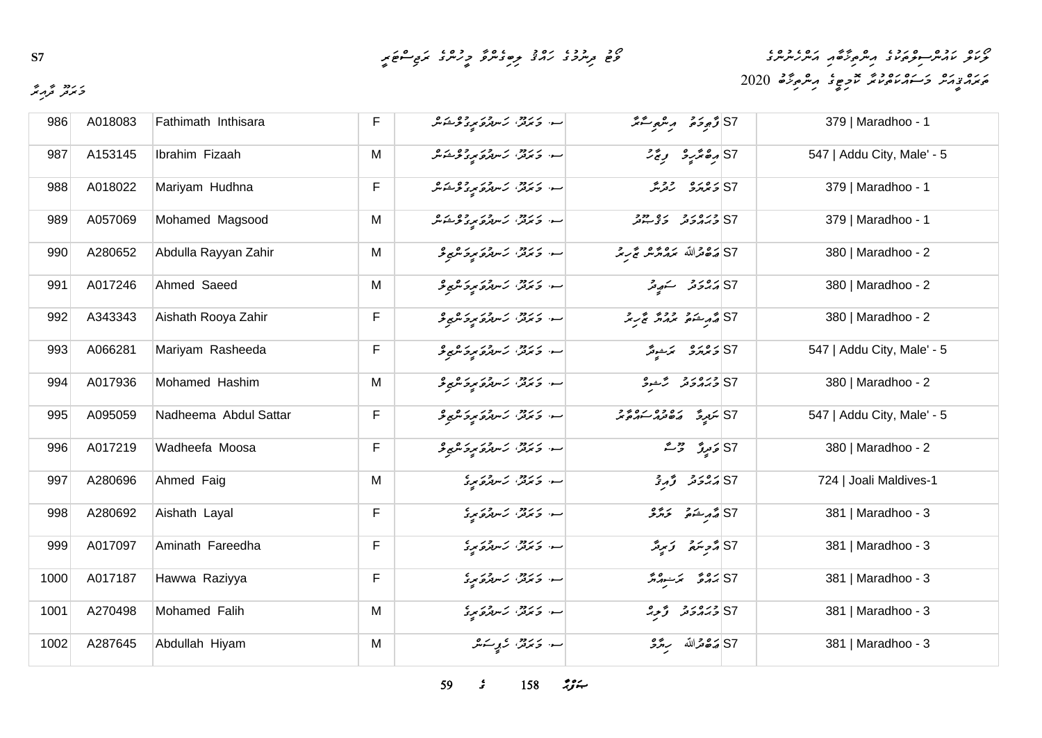| 986 | A018083 | Fathimath Inthisara | F | ސ. މަރަދޫ، ހަނދުވަރީގޯޅިފެން | S7 ފާތިމަތު އިންތިސާރާ | 379 \| Maradhoo - 1 |
|---|---|---|---|---|---|---|
| 987 | A153145 | Ibrahim Fizaah | M | ސ. މަރަދޫ، ހަނދުވަރީގޯޅިފެން | S7 އިބްރާހީމް ފިޒާހް | 547 \| Addu City, Male' - 5 |
| 988 | A018022 | Mariyam Hudhna | F | ސ. މަރަދޫ، ހަނދުވަރީގޯޅިފެން | S7 މަރިޔަމް ހުދްނާ | 379 \| Maradhoo - 1 |
| 989 | A057069 | Mohamed Magsood | M | ސ. މަރަދޫ، ހަނދުވަރީގޯޅިފެން | S7 މުޙައްމަދު މަގުޞޫދު | 379 \| Maradhoo - 1 |
| 990 | A280652 | Abdulla Rayyan Zahir | M | ސ. މަރަދޫ، ހަނދުވަރީމަންޒިލް | S7 އަބްދުﷲ ރައްޔާން ޒާހިރު | 380 \| Maradhoo - 2 |
| 991 | A017246 | Ahmed Saeed | M | ސ. މަރަދޫ، ހަނދުވަރީމަންޒިލް | S7 އަޙްމަދު ސަޢީދު | 380 \| Maradhoo - 2 |
| 992 | A343343 | Aishath Rooya Zahir | F | ސ. މަރަދޫ، ހަނދުވަރީމަންޒިލް | S7 އާއިޝަތު ރުޢުޔާ ޒާހިރު | 380 \| Maradhoo - 2 |
| 993 | A066281 | Mariyam Rasheeda | F | ސ. މަރަދޫ، ހަނދުވަރީމަންޒިލް | S7 މަރިޔަމް ރަޝީދާ | 547 \| Addu City, Male' - 5 |
| 994 | A017936 | Mohamed Hashim | M | ސ. މަރަދޫ، ހަނދުވަރީމަންޒިލް | S7 މުޙައްމަދު ހާޝިމް | 380 \| Maradhoo - 2 |
| 995 | A095059 | Nadheema Abdul Sattar | F | ސ. މަރަދޫ، ހަނދުވަރީމަންޒިލް | S7 ނަދީމާ އަބްދުލްސައްތާރު | 547 \| Addu City, Male' - 5 |
| 996 | A017219 | Wadheefa Moosa | F | ސ. މަރަދޫ، ހަނދުވަރީމަންޒިލް | S7 ވަދީފާ މޫސާ | 380 \| Maradhoo - 2 |
| 997 | A280696 | Ahmed Faig | M | ސ. މަރަދޫ، ހަނދުވަރީގެ | S7 އަޙްމަދު ފާއިޤު | 724 \| Joali Maldives-1 |
| 998 | A280692 | Aishath Layal | F | ސ. މަރަދޫ، ހަނދުވަރީގެ | S7 އާއިޝަތު ލަޔާލް | 381 \| Maradhoo - 3 |
| 999 | A017097 | Aminath Fareedha | F | ސ. މަރަދޫ، ހަނދުވަރީގެ | S7 އާމިނަތު ފަރީދާ | 381 \| Maradhoo - 3 |
| 1000 | A017187 | Hawwa Raziyya | F | ސ. މަރަދޫ، ހަނދުވަރީގެ | S7 ހައްވާ ރަޟިއްޔާ | 381 \| Maradhoo - 3 |
| 1001 | A270498 | Mohamed Falih | M | ސ. މަރަދޫ، ހަނދުވަރީގެ | S7 މުޙައްމަދު ފާލިހު | 381 \| Maradhoo - 3 |
| 1002 | A287645 | Abdullah Hiyam | M | ސ. މަރަދޫ، ހެލިސަން | S7 އަބްދުﷲ ހިޔާމް | 381 \| Maradhoo - 3 |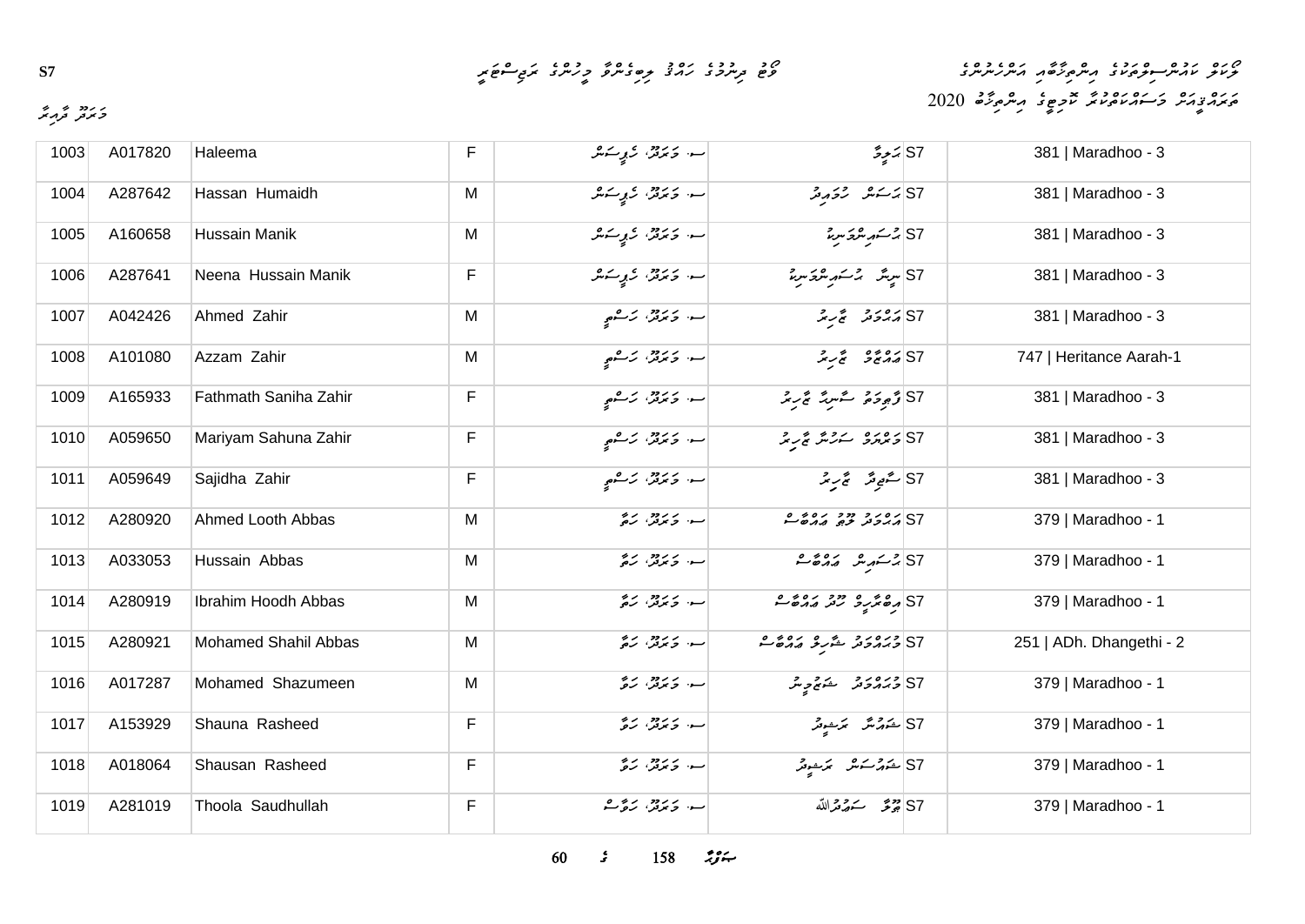| 1003 | A017820 | Haleema | F | ސ. މަރަދޫ، ހުވިސަން | S7 ހަލީމާ | 381 \| Maradhoo - 3 |
|---|---|---|---|---|---|---|
| 1004 | A287642 | Hassan Humaidh | M | ސ. މަރަދޫ، ހުވިސަން | S7 ހަސަން ހުމައިދު | 381 \| Maradhoo - 3 |
| 1005 | A160658 | Hussain Manik | M | ސ. މަރަދޫ، ހުވިސަން | S7 ހުސައިންމަނިކު | 381 \| Maradhoo - 3 |
| 1006 | A287641 | Neena Hussain Manik | F | ސ. މަރަދޫ، ހުވިސަން | S7 ނީނާ ހުސައިންމަނިކު | 381 \| Maradhoo - 3 |
| 1007 | A042426 | Ahmed Zahir | M | ސ. މަރަދޫ، ހަސްތީ | S7 އަހުމަދު ޒާހިރު | 381 \| Maradhoo - 3 |
| 1008 | A101080 | Azzam Zahir | M | ސ. މަރަދޫ، ހަސްތީ | S7 އައްޒާމް ޒާހިރު | 747 \| Heritance Aarah-1 |
| 1009 | A165933 | Fathmath Saniha Zahir | F | ސ. މަރަދޫ، ހަސްތީ | S7 ފާތިމަތު ސާނިހާ ޒާހިރު | 381 \| Maradhoo - 3 |
| 1010 | A059650 | Mariyam Sahuna Zahir | F | ސ. މަރަދޫ، ހަސްތީ | S7 މަރިޔަމް ސަހުނާ ޒާހިރު | 381 \| Maradhoo - 3 |
| 1011 | A059649 | Sajidha Zahir | F | ސ. މަރަދޫ، ހަސްތީ | S7 ސާޖިދާ ޒާހިރު | 381 \| Maradhoo - 3 |
| 1012 | A280920 | Ahmed Looth Abbas | M | ސ. މަރަދޫ، ހަވާ | S7 އަހުމަދު ލޫތު އައްބާސް | 379 \| Maradhoo - 1 |
| 1013 | A033053 | Hussain Abbas | M | ސ. މަރަދޫ، ހަވާ | S7 ހުސައިން އައްބާސް | 379 \| Maradhoo - 1 |
| 1014 | A280919 | Ibrahim Hoodh Abbas | M | ސ. މަރަދޫ، ހަވާ | S7 އިބްރާހީމް ހޫދު އައްބާސް | 379 \| Maradhoo - 1 |
| 1015 | A280921 | Mohamed Shahil Abbas | M | ސ. މަރަދޫ، ހަވާ | S7 މުހައްމަދު ޝާހިލް އައްބާސް | 251 \| ADh. Dhangethi - 2 |
| 1016 | A017287 | Mohamed Shazumeen | M | ސ. މަރަދޫ، ހަވާ | S7 މުހައްމަދު ޝަޒުމީން | 379 \| Maradhoo - 1 |
| 1017 | A153929 | Shauna Rasheed | F | ސ. މަރަދޫ، ހަވާ | S7 ޝައުނާ ރަޝީދު | 379 \| Maradhoo - 1 |
| 1018 | A018064 | Shausan Rasheed | F | ސ. މަރަދޫ، ހަވާ | S7 ޝައުސަން ރަޝީދު | 379 \| Maradhoo - 1 |
| 1019 | A281019 | Thoola Saudhullah | F | ސ. މަރަދޫ، ހަވާސް | S7 ތޫލާ ސައުދުﷲ | 379 \| Maradhoo - 1 |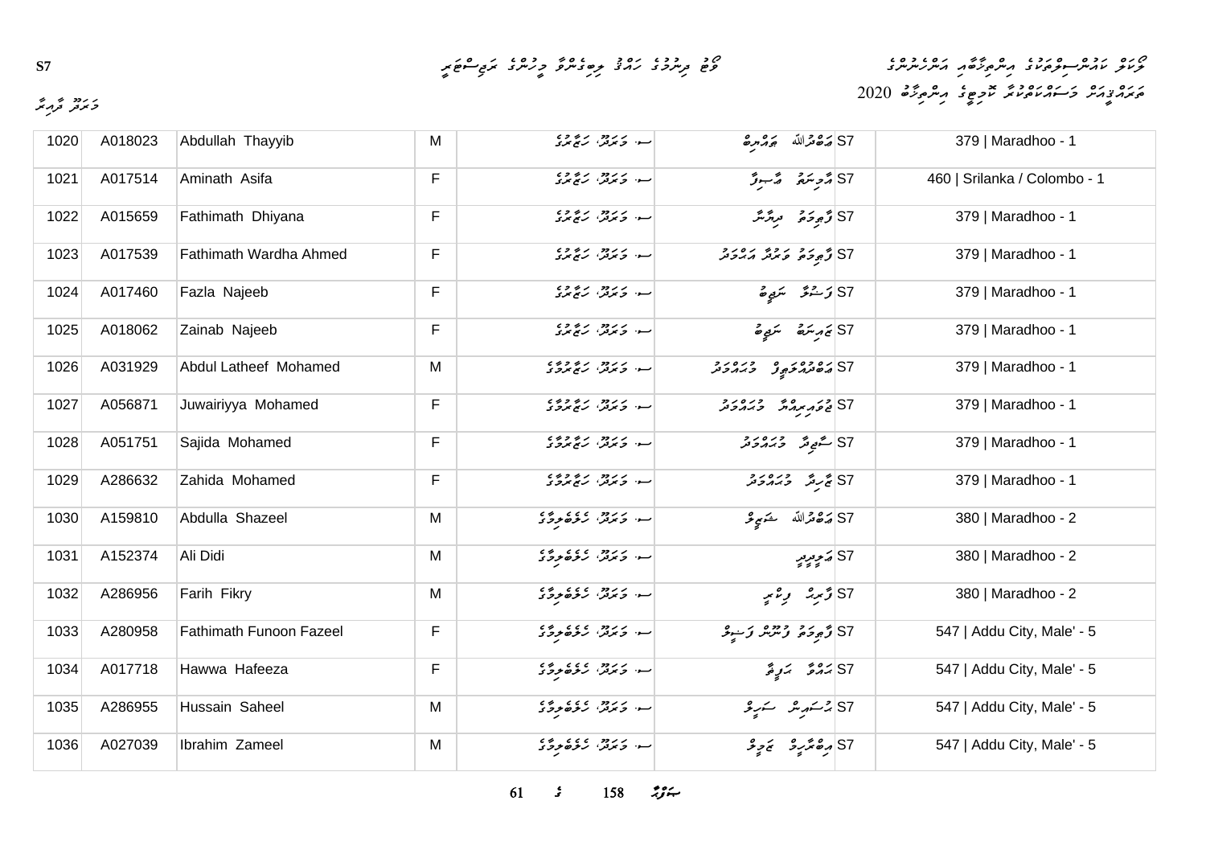| 1020 | A018023 | Abdullah Thayyib | M | ސ. މަރަދޫ. ހަޖާރާގެ | S7 އަބްދުﷲ ތައްޔިބު | 379 \| Maradhoo - 1 |
|---|---|---|---|---|---|---|
| 1021 | A017514 | Aminath Asifa | F | ސ. މަރަދޫ. ހަޖާރާގެ | S7 އާމިނަތު އާސިފާ | 460 \| Srilanka / Colombo - 1 |
| 1022 | A015659 | Fathimath Dhiyana | F | ސ. މަރަދޫ. ހަޖާރާގެ | S7 ފާތިމަތު ދިޔާނާ | 379 \| Maradhoo - 1 |
| 1023 | A017539 | Fathimath Wardha Ahmed | F | ސ. މަރަދޫ. ހަޖާރާގެ | S7 ފާތިމަތު ވަރުދާ އަޙްމަދު | 379 \| Maradhoo - 1 |
| 1024 | A017460 | Fazla Najeeb | F | ސ. މަރަދޫ. ހަޖާރާގެ | S7 ފަޟްލާ ނަޖީބު | 379 \| Maradhoo - 1 |
| 1025 | A018062 | Zainab Najeeb | F | ސ. މަރަދޫ. ހަޖާރާގެ | S7 ޒައިނަބު ނަޖީބު | 379 \| Maradhoo - 1 |
| 1026 | A031929 | Abdul Latheef Mohamed | M | ސ. މަރަދޫ. ހަޖާރުމާގެ | S7 އަބްދުއްލަޠީފު މުޙައްމަދު | 379 \| Maradhoo - 1 |
| 1027 | A056871 | Juwairiyya Mohamed | F | ސ. މަރަދޫ. ހަޖާރުމާގެ | S7 ޖުވައިރިއްޔާ މުޙައްމަދު | 379 \| Maradhoo - 1 |
| 1028 | A051751 | Sajida Mohamed | F | ސ. މަރަދޫ. ހަޖާރުމާގެ | S7 ސާޖިދާ މުޙައްމަދު | 379 \| Maradhoo - 1 |
| 1029 | A286632 | Zahida Mohamed | F | ސ. މަރަދޫ. ހަޖާރުމާގެ | S7 ޒާހިދާ މުޙައްމަދު | 379 \| Maradhoo - 1 |
| 1030 | A159810 | Abdulla Shazeel | M | ސ. މަރަދޫ. ހުވަނދުވިލާގެ | S7 އަބްދުﷲ ޝަޒީލު | 380 \| Maradhoo - 2 |
| 1031 | A152374 | Ali Didi | M | ސ. މަރަދޫ. ހުވަނދުވިލާގެ | S7 އަލިދީދީ | 380 \| Maradhoo - 2 |
| 1032 | A286956 | Farih Fikry | M | ސ. މަރަދޫ. ހުވަނދުވިލާގެ | S7 ފާރިހު ފިކްރީ | 380 \| Maradhoo - 2 |
| 1033 | A280958 | Fathimath Funoon Fazeel | F | ސ. މަރަދޫ. ހުވަނދުވިލާގެ | S7 ފާތިމަތު ފުނޫން ފަޒީލު | 547 \| Addu City, Male' - 5 |
| 1034 | A017718 | Hawwa Hafeeza | F | ސ. މަރަދޫ. ހުވަނދުވިލާގެ | S7 ހައްވާ ހަފީޒާ | 547 \| Addu City, Male' - 5 |
| 1035 | A286955 | Hussain Saheel | M | ސ. މަރަދޫ. ހުވަނދުވިލާގެ | S7 ހުސައިން ސަހީލު | 547 \| Addu City, Male' - 5 |
| 1036 | A027039 | Ibrahim Zameel | M | ސ. މަރަދޫ. ހުވަނދުވިލާގެ | S7 އިބްރާހީމް ޒަމީލު | 547 \| Addu City, Male' - 5 |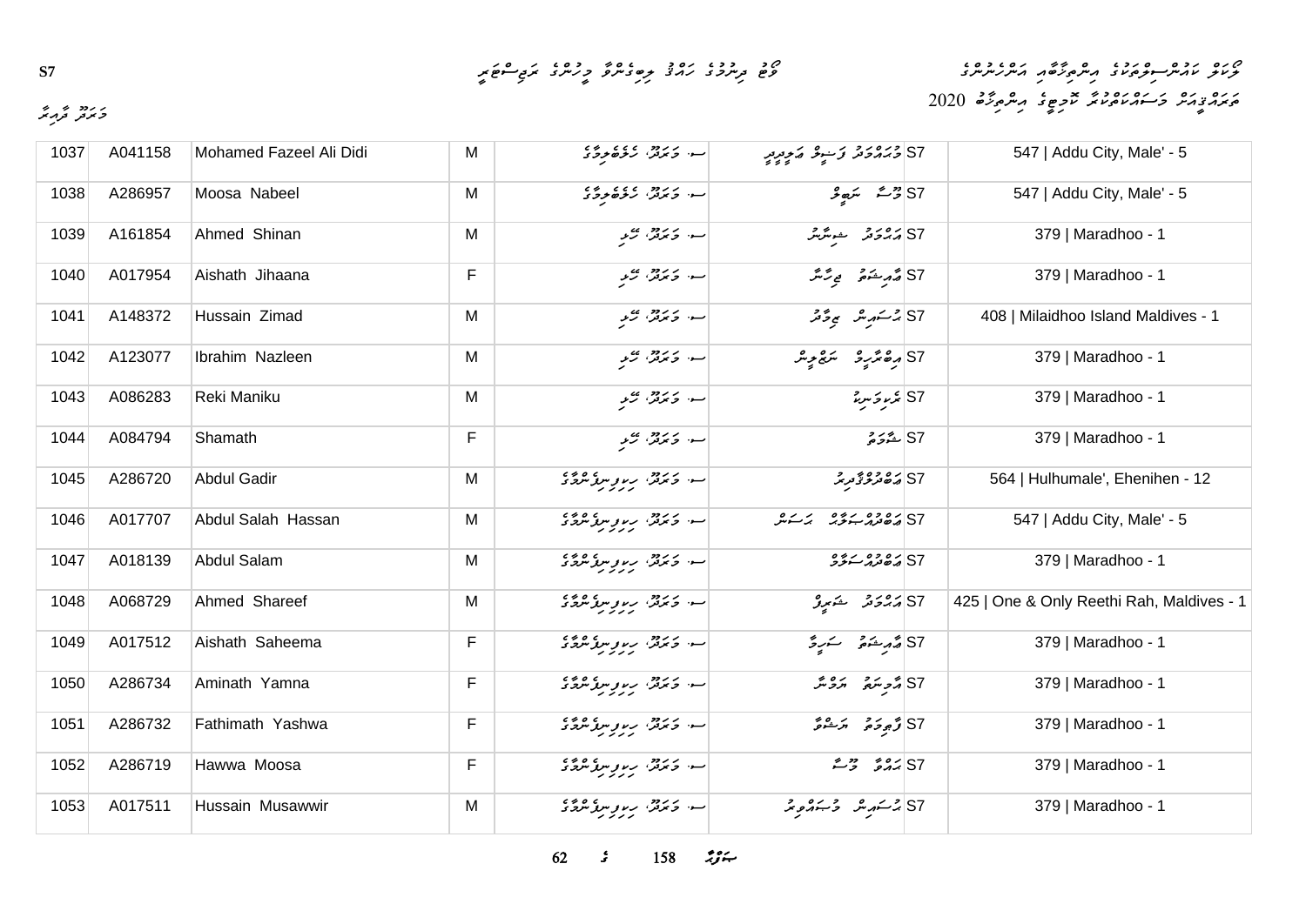| 1037 | A041158 | Mohamed Fazeel Ali Didi | M | ސ. މަރަދޫ، ހެވެންޖެހިގެ | S7 މުހައްމަދު ފަޒީލް ޢަލީދީދީ | 547 \| Addu City, Male' - 5 |
|---|---|---|---|---|---|---|
| 1038 | A286957 | Moosa Nabeel | M | ސ. މަރަދޫ، ހެވެންޖެހިގެ | S7 މޫސާ ނަބީލް | 547 \| Addu City, Male' - 5 |
| 1039 | A161854 | Ahmed Shinan | M | ސ. މަރަދޫ، ހެވ | S7 އަހުމަދު ޝިނާން | 379 \| Maradhoo - 1 |
| 1040 | A017954 | Aishath Jihaana | F | ސ. މަރަދޫ، ހެވ | S7 އައިޝަތު ޖިހާނާ | 379 \| Maradhoo - 1 |
| 1041 | A148372 | Hussain Zimad | M | ސ. މަރަދޫ، ހެވ | S7 ހުސައިން ޒިމާދު | 408 \| Milaidhoo Island Maldives - 1 |
| 1042 | A123077 | Ibrahim Nazleen | M | ސ. މަރަދޫ، ހެވ | S7 އިބްރާހިމް ނަޒްލީން | 379 \| Maradhoo - 1 |
| 1043 | A086283 | Reki Maniku | M | ސ. މަރަދޫ، ހެވ | S7 ރެކިމަނިކު | 379 \| Maradhoo - 1 |
| 1044 | A084794 | Shamath | F | ސ. މަރަދޫ، ހެވ | S7 ޝަމަތު | 379 \| Maradhoo - 1 |
| 1045 | A286720 | Abdul Gadir | M | ސ. މަރަދޫ، ހިރިހިލަމަގު | S7 އަބްދުލްޤާދިރު | 564 \| Hulhumale', Ehenihen - 12 |
| 1046 | A017707 | Abdul Salah Hassan | M | ސ. މަރަދޫ، ހިރިހިލަމަގު | S7 އަބްދުލްސަލާހް ހަސަން | 547 \| Addu City, Male' - 5 |
| 1047 | A018139 | Abdul Salam | M | ސ. މަރަދޫ، ހިރިހިލަމަގު | S7 އަބްދުލްސަލާމް | 379 \| Maradhoo - 1 |
| 1048 | A068729 | Ahmed Shareef | M | ސ. މަރަދޫ، ހިރިހިލަމަގު | S7 އަހުމަދު ޝަރީފް | 425 \| One & Only Reethi Rah, Maldives - 1 |
| 1049 | A017512 | Aishath Saheema | F | ސ. މަރަދޫ، ހިރިހިލަމަގު | S7 އައިޝަތު ސަހީމާ | 379 \| Maradhoo - 1 |
| 1050 | A286734 | Aminath Yamna | F | ސ. މަރަދޫ، ހިރިހިލަމަގު | S7 އާމިނަތު ޔަމްނާ | 379 \| Maradhoo - 1 |
| 1051 | A286732 | Fathimath Yashwa | F | ސ. މަރަދޫ، ހިރިހިލަމަގު | S7 ފާތިމަތު ޔަޝްވާ | 379 \| Maradhoo - 1 |
| 1052 | A286719 | Hawwa Moosa | F | ސ. މަރަދޫ، ހިރިހިލަމަގު | S7 ހައްވާ މޫސާ | 379 \| Maradhoo - 1 |
| 1053 | A017511 | Hussain Musawwir | M | ސ. މަރަދޫ، ހިރިހިލަމަގު | S7 ހުސައިން މުސައްވިރު | 379 \| Maradhoo - 1 |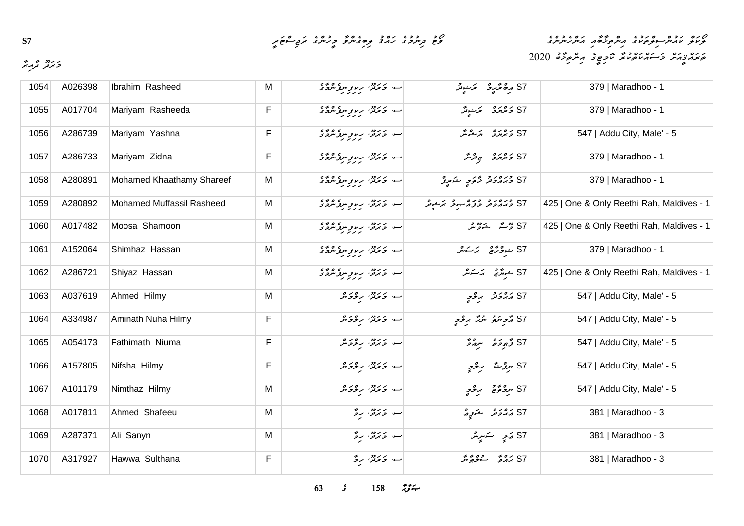| 1054 | A026398 | Ibrahim Rasheed | M | ސ. މަރަދޫ، ރިނިވިސްލާންޑުގެ | S7 ރިޔާޒް ރަޝީދު | 379 \| Maradhoo - 1 |
|---|---|---|---|---|---|---|
| 1055 | A017704 | Mariyam Rasheeda | F | ސ. މަރަދޫ، ރިނިވިސްލާންޑުގެ | S7 މަރިޔަމް ރަޝީދާ | 379 \| Maradhoo - 1 |
| 1056 | A286739 | Mariyam Yashna | F | ސ. މަރަދޫ، ރިނިވިސްލާންޑުގެ | S7 މަރިޔަމް ޔަޝްނާ | 547 \| Addu City, Male' - 5 |
| 1057 | A286733 | Mariyam Zidna | F | ސ. މަރަދޫ، ރިނިވިސްލާންޑުގެ | S7 މަރިޔަމް ޒިދްނާ | 379 \| Maradhoo - 1 |
| 1058 | A280891 | Mohamed Khaathamy Shareef | M | ސ. މަރަދޫ، ރިނިވިސްލާންޑުގެ | S7 މުޙައްމަދު ޚާތަމީ ޝަރީފް | 379 \| Maradhoo - 1 |
| 1059 | A280892 | Mohamed Muffassil Rasheed | M | ސ. މަރަދޫ، ރިނިވިސްލާންޑުގެ | S7 މުޙައްމަދު މުފައްޞިލް ރަޝީދު | 425 \| One & Only Reethi Rah, Maldives - 1 |
| 1060 | A017482 | Moosa Shamoon | M | ސ. މަރަދޫ، ރިނިވިސްލާންޑުގެ | S7 މޫސާ ޝަމޫން | 425 \| One & Only Reethi Rah, Maldives - 1 |
| 1061 | A152064 | Shimhaz Hassan | M | ސ. މަރަދޫ، ރިނިވިސްލާންޑުގެ | S7 ޝިމްހާޒް ހަސަން | 379 \| Maradhoo - 1 |
| 1062 | A286721 | Shiyaz Hassan | M | ސ. މަރަދޫ، ރިނިވިސްލާންޑުގެ | S7 ޝިޔާޒް ހަސަން | 425 \| One & Only Reethi Rah, Maldives - 1 |
| 1063 | A037619 | Ahmed Hilmy | M | ސ. މަރަދޫ، ހިލްމަން | S7 އަހްމަދު ހިލްމީ | 547 \| Addu City, Male' - 5 |
| 1064 | A334987 | Aminath Nuha Hilmy | F | ސ. މަރަދޫ، ހިލްމަން | S7 އާމިނަތު ނުހާ ހިލްމީ | 547 \| Addu City, Male' - 5 |
| 1065 | A054173 | Fathimath Niuma | F | ސ. މަރަދޫ، ހިލްމަން | S7 ފާތިމަތު ނިޢުމާ | 547 \| Addu City, Male' - 5 |
| 1066 | A157805 | Nifsha Hilmy | F | ސ. މަރަދޫ، ހިލްމަން | S7 ނިފްޝާ ހިލްމީ | 547 \| Addu City, Male' - 5 |
| 1067 | A101179 | Nimthaz Hilmy | M | ސ. މަރަދޫ، ހިލްމަން | S7 ނިމްތާޒް ހިލްމީ | 547 \| Addu City, Male' - 5 |
| 1068 | A017811 | Ahmed Shafeeu | M | ސ. މަރަދޫ، ހިލާ | S7 އަހްމަދު ޝަފީޢު | 381 \| Maradhoo - 3 |
| 1069 | A287371 | Ali Sanyn | M | ސ. މަރަދޫ، ހިލާ | S7 އަލީ ސަނިން | 381 \| Maradhoo - 3 |
| 1070 | A317927 | Hawwa Sulthana | F | ސ. މަރަދޫ، ހިލާ | S7 ހައްވާ ސުލްތާނާ | 381 \| Maradhoo - 3 |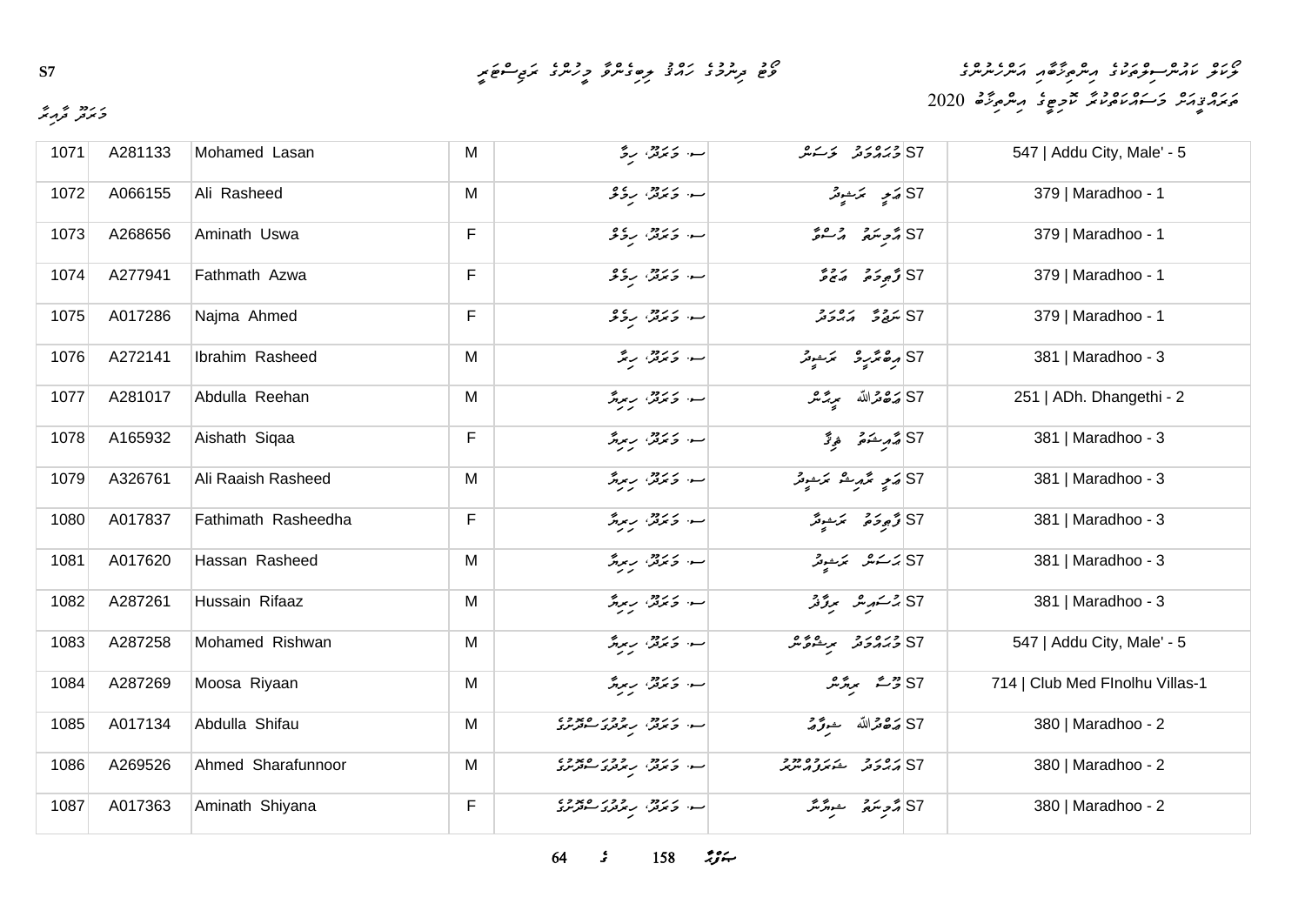| 1071 | A281133 | Mohamed Lasan | M | ސ. މަރަދޫ. ރިލާ | S7 މުހައްމަދު ލަސަން | 547 \| Addu City, Male' - 5 |
|---|---|---|---|---|---|---|
| 1072 | A066155 | Ali Rasheed | M | ސ. މަރަދޫ. ރިވެލި | S7 އަލި ރަޝީދު | 379 \| Maradhoo - 1 |
| 1073 | A268656 | Aminath Uswa | F | ސ. މަރަދޫ. ރިވެލި | S7 އާމިނަތު އުސްވާ | 379 \| Maradhoo - 1 |
| 1074 | A277941 | Fathmath Azwa | F | ސ. މަރަދޫ. ރިވެލި | S7 ފާތިމަތު އަޒްވާ | 379 \| Maradhoo - 1 |
| 1075 | A017286 | Najma Ahmed | F | ސ. މަރަދޫ. ރިވެލި | S7 ނަޖްމާ އަހްމަދު | 379 \| Maradhoo - 1 |
| 1076 | A272141 | Ibrahim Rasheed | M | ސ. މަރަދޫ. ރިރާ | S7 އިބްރާހީމް ރަޝީދު | 381 \| Maradhoo - 3 |
| 1077 | A281017 | Abdulla Reehan | M | ސ. މަރަދޫ. ރިރިދާ | S7 އަބްދުﷲ ރީހާން | 251 \| ADh. Dhangethi - 2 |
| 1078 | A165932 | Aishath Siqaa | F | ސ. މަރަދޫ. ރިރިދާ | S7 އާއިޝަތު ސިޤާ | 381 \| Maradhoo - 3 |
| 1079 | A326761 | Ali Raaish Rasheed | M | ސ. މަރަދޫ. ރިރިދާ | S7 އަލި ރާއިޝް ރަޝީދު | 381 \| Maradhoo - 3 |
| 1080 | A017837 | Fathimath Rasheedha | F | ސ. މަރަދޫ. ރިރިދާ | S7 ފާތިމަތު ރަޝީދާ | 381 \| Maradhoo - 3 |
| 1081 | A017620 | Hassan Rasheed | M | ސ. މަރަދޫ. ރިރިދާ | S7 ހަސަން ރަޝީދު | 381 \| Maradhoo - 3 |
| 1082 | A287261 | Hussain Rifaaz | M | ސ. މަރަދޫ. ރިރިދާ | S7 ހުސައިން ރިފާޒު | 381 \| Maradhoo - 3 |
| 1083 | A287258 | Mohamed Rishwan | M | ސ. މަރަދޫ. ރިރިދާ | S7 މުހައްމަދު ރިޝްވާން | 547 \| Addu City, Male' - 5 |
| 1084 | A287269 | Moosa Riyaan | M | ސ. މަރަދޫ. ރިރިދާ | S7 މޫސާ ރިޔާން | 714 \| Club Med FInolhu Villas-1 |
| 1085 | A017134 | Abdulla Shifau | M | ސ. މަރަދޫ. ރިދުރަ ސުރޫރު | S7 އަބްދުﷲ ޝިފާއު | 380 \| Maradhoo - 2 |
| 1086 | A269526 | Ahmed Sharafunnoor | M | ސ. މަރަދޫ. ރިދުރަ ސުރޫރު | S7 އަހްމަދު ޝަރަފުއްނޫރު | 380 \| Maradhoo - 2 |
| 1087 | A017363 | Aminath Shiyana | F | ސ. މަރަދޫ. ރިދުރަ ސުރޫރު | S7 އާމިނަތު ޝިޔާނާ | 380 \| Maradhoo - 2 |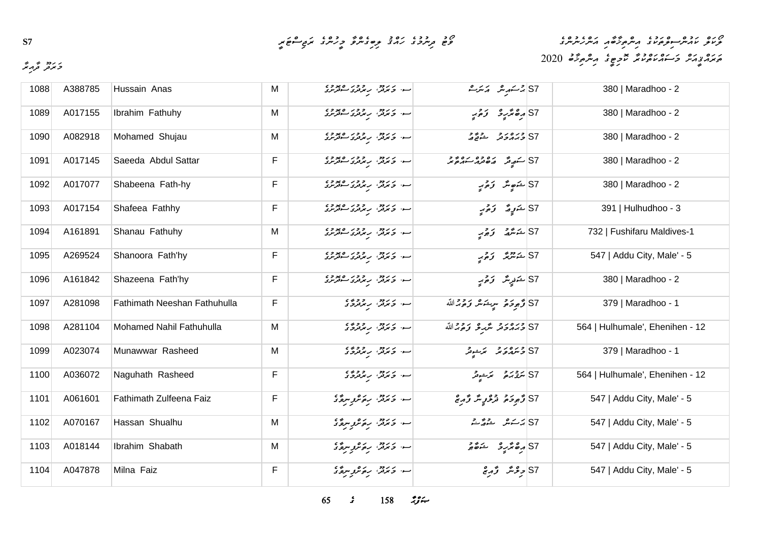| 1088 | A388785 | Hussain Anas | M | ސ. މަރަދޫ. ހިތަދޫގެ ސުވަރުގެ | S7 ޙުސައިން އަނަސް | 380 \| Maradhoo - 2 |
|---|---|---|---|---|---|---|
| 1089 | A017155 | Ibrahim Fathuhy | M | ސ. މަރަދޫ. ހިތަދޫގެ ސުވަރުގެ | S7 އިބްރާހީމް ފަތުހީ | 380 \| Maradhoo - 2 |
| 1090 | A082918 | Mohamed Shujau | M | ސ. މަރަދޫ. ހިތަދޫގެ ސުވަރުގެ | S7 މުޙައްމަދު ޝުޖާޢު | 380 \| Maradhoo - 2 |
| 1091 | A017145 | Saeeda Abdul Sattar | F | ސ. މަރަދޫ. ހިތަދޫގެ ސުވަރުގެ | S7 ސަޢީދާ އަބްދުލް ސައްތާރު | 380 \| Maradhoo - 2 |
| 1092 | A017077 | Shabeena Fath-hy | F | ސ. މަރަދޫ. ހިތަދޫގެ ސުވަރުގެ | S7 ޝަބީނާ ފަތުހީ | 380 \| Maradhoo - 2 |
| 1093 | A017154 | Shafeea Fathhy | F | ސ. މަރަދޫ. ހިތަދޫގެ ސުވަރުގެ | S7 ޝަފީޢާ ފަތުހީ | 391 \| Hulhudhoo - 3 |
| 1094 | A161891 | Shanau Fathuhy | M | ސ. މަރަދޫ. ހިތަދޫގެ ސުވަރުގެ | S7 ޝަނައު ފަތުހީ | 732 \| Fushifaru Maldives-1 |
| 1095 | A269524 | Shanoora Fath'hy | F | ސ. މަރަދޫ. ހިތަދޫގެ ސުވަރުގެ | S7 ޝަނޫރާ ފަތުހީ | 547 \| Addu City, Male' - 5 |
| 1096 | A161842 | Shazeena Fath'hy | F | ސ. މަރަދޫ. ހިތަދޫގެ ސުވަރުގެ | S7 ޝަޒީނާ ފަތުހީ | 380 \| Maradhoo - 2 |
| 1097 | A281098 | Fathimath Neeshan Fathuhulla | F | ސ. މަރަދޫ. ހިތަދޫމާގެ | S7 ފާތިމަތު ނީޝަން ފަތުހުﷲ | 379 \| Maradhoo - 1 |
| 1098 | A281104 | Mohamed Nahil Fathuhulla | M | ސ. މަރަދޫ. ހިތަދޫމާގެ | S7 މުޙައްމަދު ނާހިލް ފަތުހުﷲ | 564 \| Hulhumale', Ehenihen - 12 |
| 1099 | A023074 | Munawwar Rasheed | M | ސ. މަރަދޫ. ހިތަދޫމާގެ | S7 މުނައްވަރު ރަޝީދު | 379 \| Maradhoo - 1 |
| 1100 | A036072 | Naguhath Rasheed | F | ސ. މަރަދޫ. ހިތަދޫމާގެ | S7 ނަގުހަތު ރަޝީދު | 564 \| Hulhumale', Ehenihen - 12 |
| 1101 | A061601 | Fathimath Zulfeena Faiz | F | ސ. މަރަދޫ. ރިވަރުވިނާގެ | S7 ފާތިމަތު ޒުލްފީނާ ފާއިޒް | 547 \| Addu City, Male' - 5 |
| 1102 | A070167 | Hassan Shualhu | M | ސ. މަރަދޫ. ރިވަރުވިނާގެ | S7 ޙަސަން ޝުޢަލް | 547 \| Addu City, Male' - 5 |
| 1103 | A018144 | Ibrahim Shabath | M | ސ. މަރަދޫ. ރިވަރުވިނާގެ | S7 އިބްރާހީމް ޝަބާތު | 547 \| Addu City, Male' - 5 |
| 1104 | A047878 | Milna Faiz | F | ސ. މަރަދޫ. ރިވަރުވިނާގެ | S7 މިލްނާ ފާއިޒް | 547 \| Addu City, Male' - 5 |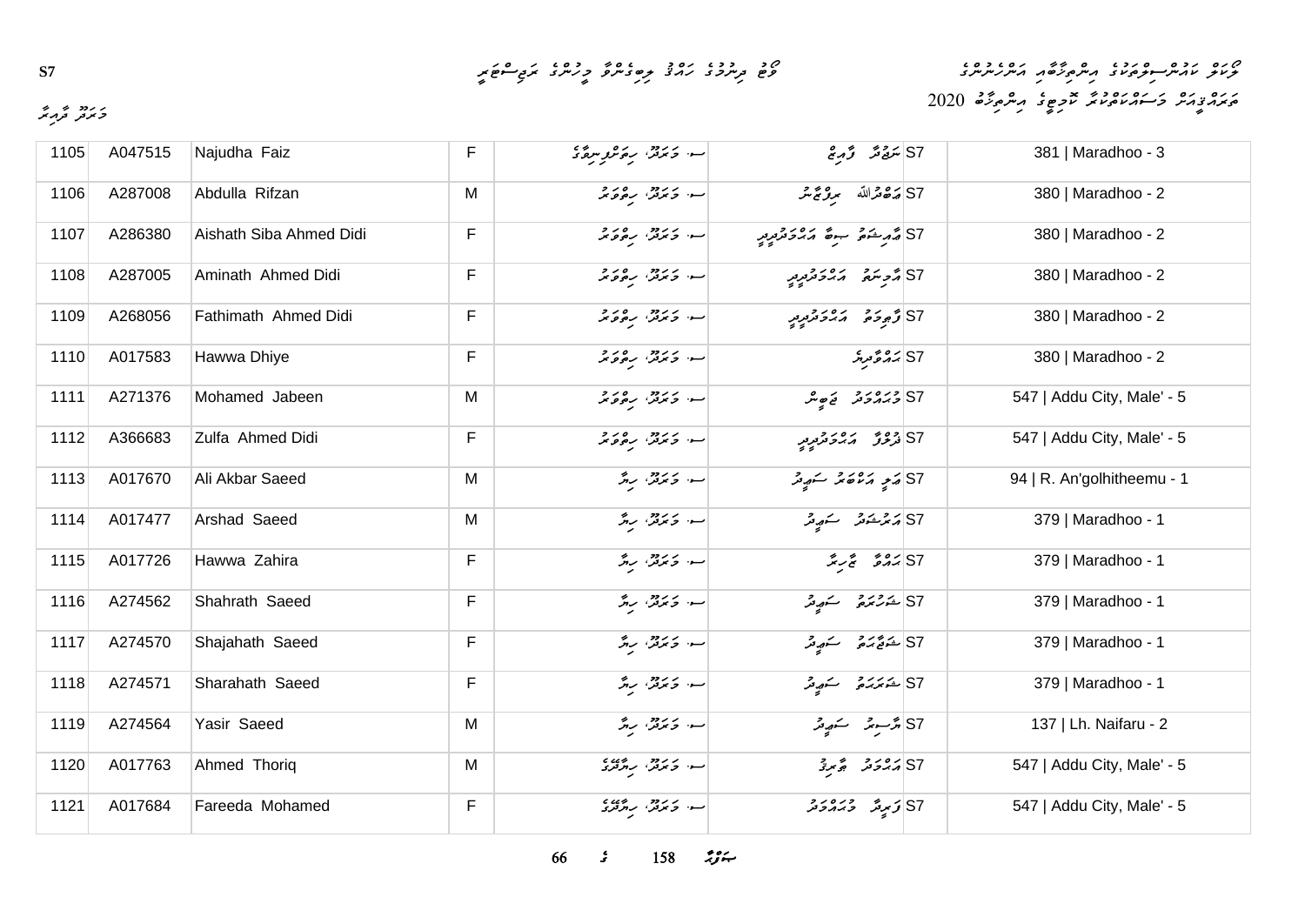| 1105 | A047515 | Najudha Faiz | F | ސ. މަރަދޫ، ރިތަންދިސިތާގެ | S7 ނަޖުދާ ފާއިޒް | 381 \| Maradhoo - 3 |
|---|---|---|---|---|---|---|
| 1106 | A287008 | Abdulla Rifzan | M | ސ. މަރަދޫ، ރިތުވަރު | S7 އަބްދުﷲ ރިފްޒާން | 380 \| Maradhoo - 2 |
| 1107 | A286380 | Aishath Siba Ahmed Didi | F | ސ. މަރަދޫ، ރިތުވަރު | S7 އައިށަތު ސިބާ އަހުމަދުދީދީ | 380 \| Maradhoo - 2 |
| 1108 | A287005 | Aminath Ahmed Didi | F | ސ. މަރަދޫ، ރިތުވަރު | S7 އާމިނަތު އަހުމަދުދީދީ | 380 \| Maradhoo - 2 |
| 1109 | A268056 | Fathimath Ahmed Didi | F | ސ. މަރަދޫ، ރިތުވަރު | S7 ފާތިމަތު އަހުމަދުދީދީ | 380 \| Maradhoo - 2 |
| 1110 | A017583 | Hawwa Dhiye | F | ސ. މަރަދޫ، ރިތުވަރު | S7 ހައްވާދިޔެ | 380 \| Maradhoo - 2 |
| 1111 | A271376 | Mohamed Jabeen | M | ސ. މަރަދޫ، ރިތުވަރު | S7 މުހައްމަދު ޖަބީން | 547 \| Addu City, Male' - 5 |
| 1112 | A366683 | Zulfa Ahmed Didi | F | ސ. މަރަދޫ، ރިތުވަރު | S7 ޒުލްފާ އަހުމަދުދީދީ | 547 \| Addu City, Male' - 5 |
| 1113 | A017670 | Ali Akbar Saeed | M | ސ. މަރަދޫ، ރިއާ | S7 އަލި އަކްބަރު ސައީދު | 94 \| R. An'golhitheemu - 1 |
| 1114 | A017477 | Arshad Saeed | M | ސ. މަރަދޫ، ރިއާ | S7 އަރްޝަދު ސައީދު | 379 \| Maradhoo - 1 |
| 1115 | A017726 | Hawwa Zahira | F | ސ. މަރަދޫ، ރިއާ | S7 ހައްވާ ޒާހިރާ | 379 \| Maradhoo - 1 |
| 1116 | A274562 | Shahrath Saeed | F | ސ. މަރަދޫ، ރިއާ | S7 ޝަހުރަތު ސައީދު | 379 \| Maradhoo - 1 |
| 1117 | A274570 | Shajahath Saeed | F | ސ. މަރަދޫ، ރިއާ | S7 ޝަޖާހަތު ސައީދު | 379 \| Maradhoo - 1 |
| 1118 | A274571 | Sharahath Saeed | F | ސ. މަރަދޫ، ރިއާ | S7 ޝަރަހަތު ސައީދު | 379 \| Maradhoo - 1 |
| 1119 | A274564 | Yasir Saeed | M | ސ. މަރަދޫ، ރިއާ | S7 ޔާސިރު ސައީދު | 137 \| Lh. Naifaru - 2 |
| 1120 | A017763 | Ahmed Thoriq | M | ސ. މަރަދޫ، ރިއާދޫގެ | S7 އަހުމަދު ޠާރިޤު | 547 \| Addu City, Male' - 5 |
| 1121 | A017684 | Fareeda Mohamed | F | ސ. މަރަދޫ، ރިއާދޫގެ | S7 ފަރީދާ މުހައްމަދު | 547 \| Addu City, Male' - 5 |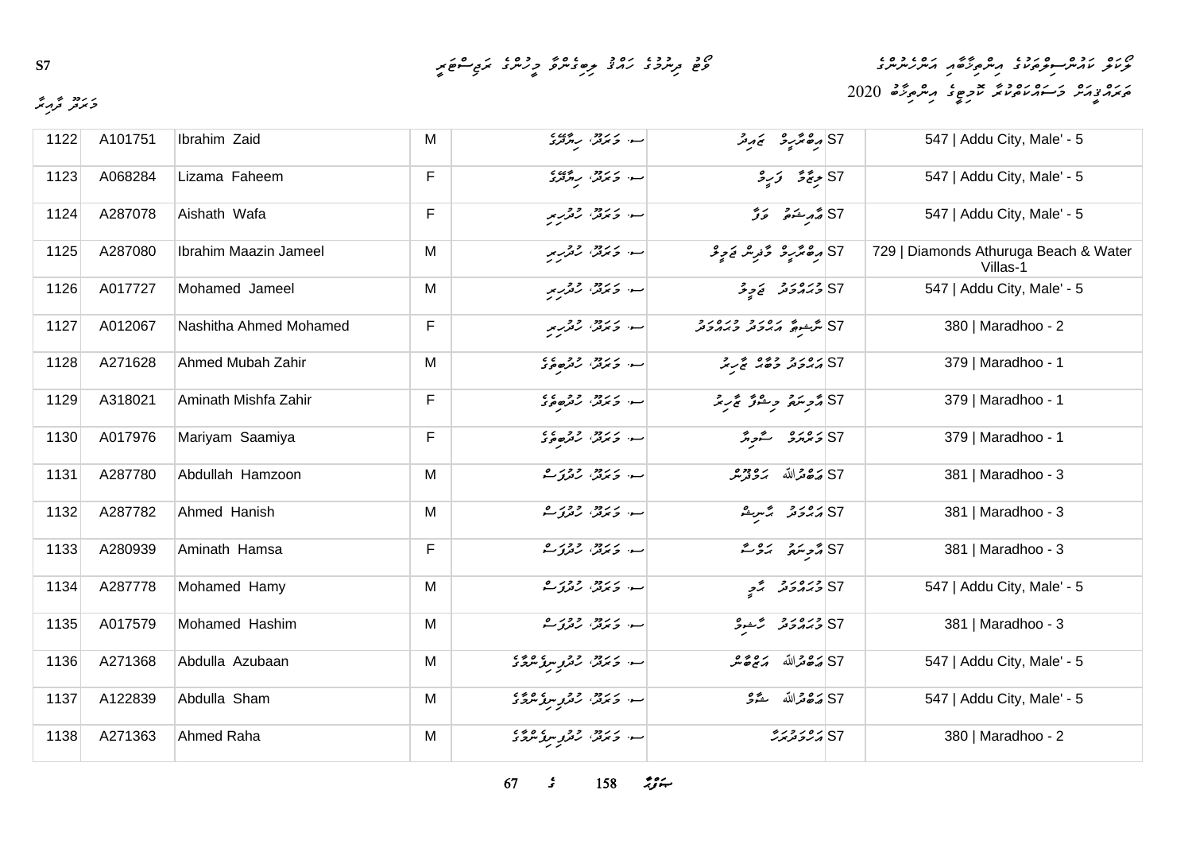| 1122 | A101751 | Ibrahim Zaid | M | ސ. މަރަދޫ، ހިލާދެ | S7 ރާހީމް ޒައިދު | 547 \| Addu City, Male' - 5 |
|---|---|---|---|---|---|---|
| 1123 | A068284 | Lizama Faheem | F | ސ. މަރަދޫ، ހިލާދެ | S7 ލިޒާމާ ފަހީމް | 547 \| Addu City, Male' - 5 |
| 1124 | A287078 | Aishath Wafa | F | ސ. މަރަދޫ، ހުދުރަށި | S7 އާއިޝަތު ވަފާ | 547 \| Addu City, Male' - 5 |
| 1125 | A287080 | Ibrahim Maazin Jameel | M | ސ. މަރަދޫ، ހުދުރަށި | S7 އިބްރާހީމް މާޒިން ޖަމީލް | 729 \| Diamonds Athuruga Beach & Water Villas-1 |
| 1126 | A017727 | Mohamed Jameel | M | ސ. މަރަދޫ، ހުދުރަށި | S7 މުހައްމަދު ޖަމީލް | 547 \| Addu City, Male' - 5 |
| 1127 | A012067 | Nashitha Ahmed Mohamed | F | ސ. މަރަދޫ، ހުދުރަށި | S7 ނާޝިތާ އަހުމަދު މުހައްމަދު | 380 \| Maradhoo - 2 |
| 1128 | A271628 | Ahmed Mubah Zahir | M | ސ. މަރަދޫ، ހުދުބެލާ | S7 އަހުމަދު މުބާހް ޒާހިރު | 379 \| Maradhoo - 1 |
| 1129 | A318021 | Aminath Mishfa Zahir | F | ސ. މަރަދޫ، ހުދުބެލާ | S7 އާމިނަތު މިޝްފާ ޒާހިރު | 379 \| Maradhoo - 1 |
| 1130 | A017976 | Mariyam Saamiya | F | ސ. މަރަދޫ، ހުދުބެލާ | S7 މަރިޔަމް ސާމިޔާ | 379 \| Maradhoo - 1 |
| 1131 | A287780 | Abdullah Hamzoon | M | ސ. މަރަދޫ، ހުދުވަސް | S7 އަބްދުﷲ ހަމްޒޫން | 381 \| Maradhoo - 3 |
| 1132 | A287782 | Ahmed Hanish | M | ސ. މަރަދޫ، ހުދުވަސް | S7 އަހުމަދު ހާނިޝް | 381 \| Maradhoo - 3 |
| 1133 | A280939 | Aminath Hamsa | F | ސ. މަރަދޫ، ހުދުވަސް | S7 އާމިނަތު ހަމްސާ | 381 \| Maradhoo - 3 |
| 1134 | A287778 | Mohamed Hamy | M | ސ. މަރަދޫ، ހުދުވަސް | S7 މުހައްމަދު ހާމީ | 547 \| Addu City, Male' - 5 |
| 1135 | A017579 | Mohamed Hashim | M | ސ. މަރަދޫ، ހުދުވަސް | S7 މުހައްމަދު ހާޝިމް | 381 \| Maradhoo - 3 |
| 1136 | A271368 | Abdulla Azubaan | M | ސ. މަރަދޫ، ހުދުހިޔަލްގެ | S7 އަބްދުﷲ އަޒުބާން | 547 \| Addu City, Male' - 5 |
| 1137 | A122839 | Abdulla Sham | M | ސ. މަރަދޫ، ހުދުހިޔަލްގެ | S7 އަބްދުﷲ ޝާމް | 547 \| Addu City, Male' - 5 |
| 1138 | A271363 | Ahmed Raha | M | ސ. މަރަދޫ، ހުދުހިޔަލްގެ | S7 އަހުމަދުރަހާ | 380 \| Maradhoo - 2 |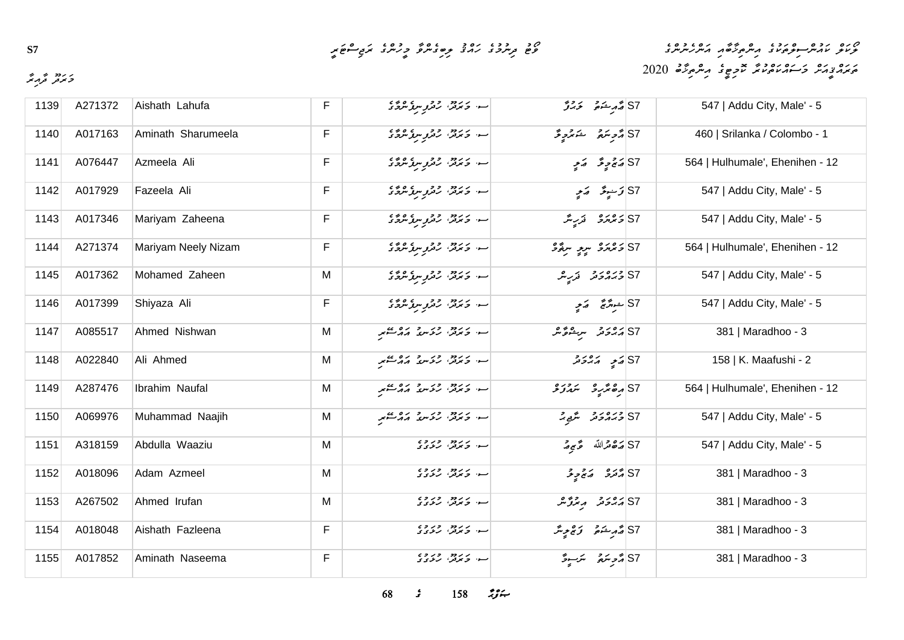| 1139 | A271372 | Aishath Lahufa | F | ސ. މަރަދޫ، ހުދުފިނިފުށުގެ | S7 އައިޝަތު ލަހުފާ | 547 \| Addu City, Male' - 5 |
|---|---|---|---|---|---|---|
| 1140 | A017163 | Aminath Sharumeela | F | ސ. މަރަދޫ، ހުދުފިނިފުށުގެ | S7 އާމިނަތު ޝަރުމީލާ | 460 \| Srilanka / Colombo - 1 |
| 1141 | A076447 | Azmeela Ali | F | ސ. މަރަދޫ، ހުދުފިނިފުށުގެ | S7 އަޒްމީލާ އަލި | 564 \| Hulhumale', Ehenihen - 12 |
| 1142 | A017929 | Fazeela Ali | F | ސ. މަރަދޫ، ހުދުފިނިފުށުގެ | S7 ފަޒީލާ އަލި | 547 \| Addu City, Male' - 5 |
| 1143 | A017346 | Mariyam Zaheena | F | ސ. މަރަދޫ، ހުދުފިނިފުށުގެ | S7 މަރިޔަމް ޒަހީނާ | 547 \| Addu City, Male' - 5 |
| 1144 | A271374 | Mariyam Neely Nizam | F | ސ. މަރަދޫ، ހުދުފިނިފުށުގެ | S7 މަރިޔަމް ނީލީ ނިޒާމް | 564 \| Hulhumale', Ehenihen - 12 |
| 1145 | A017362 | Mohamed Zaheen | M | ސ. މަރަދޫ، ހުދުފިނިފުށުގެ | S7 މުހައްމަދު ޒަހީން | 547 \| Addu City, Male' - 5 |
| 1146 | A017399 | Shiyaza Ali | F | ސ. މަރަދޫ، ހުދުފިނިފުށުގެ | S7 ޝިޔާޒާ އަލި | 547 \| Addu City, Male' - 5 |
| 1147 | A085517 | Ahmed Nishwan | M | ސ. މަރަދޫ، ހުވަނީ އައުސްޓަރ | S7 އަހްމަދު ނިޝްވާން | 381 \| Maradhoo - 3 |
| 1148 | A022840 | Ali Ahmed | M | ސ. މަރަދޫ، ހުވަނީ އައުސްޓަރ | S7 އަލި އަހްމަދު | 158 \| K. Maafushi - 2 |
| 1149 | A287476 | Ibrahim Naufal | M | ސ. މަރަދޫ، ހުވަނީ އައުސްޓަރ | S7 އިބްރާހީމް ނައުފަލް | 564 \| Hulhumale', Ehenihen - 12 |
| 1150 | A069976 | Muhammad Naajih | M | ސ. މަރަދޫ، ހުވަނީ އައުސްޓަރ | S7 މުހައްމަދު ނާޖިހު | 547 \| Addu City, Male' - 5 |
| 1151 | A318159 | Abdulla Waaziu | M | ސ. މަރަދޫ، ހުވަދޫގެ | S7 އަބްދުﷲ ވާޒިޢު | 547 \| Addu City, Male' - 5 |
| 1152 | A018096 | Adam Azmeel | M | ސ. މަރަދޫ، ހުވަދޫގެ | S7 އާދަމް އަޒްމީލް | 381 \| Maradhoo - 3 |
| 1153 | A267502 | Ahmed Irufan | M | ސ. މަރަދޫ، ހުވަދޫގެ | S7 އަހްމަދު އިރުފާން | 381 \| Maradhoo - 3 |
| 1154 | A018048 | Aishath Fazleena | F | ސ. މަރަދޫ، ހުވަދޫގެ | S7 އައިޝަތު ފަޒްލީނާ | 381 \| Maradhoo - 3 |
| 1155 | A017852 | Aminath Naseema | F | ސ. މަރަދޫ، ހުވަދޫގެ | S7 އާމިނަތު ނަސީމާ | 381 \| Maradhoo - 3 |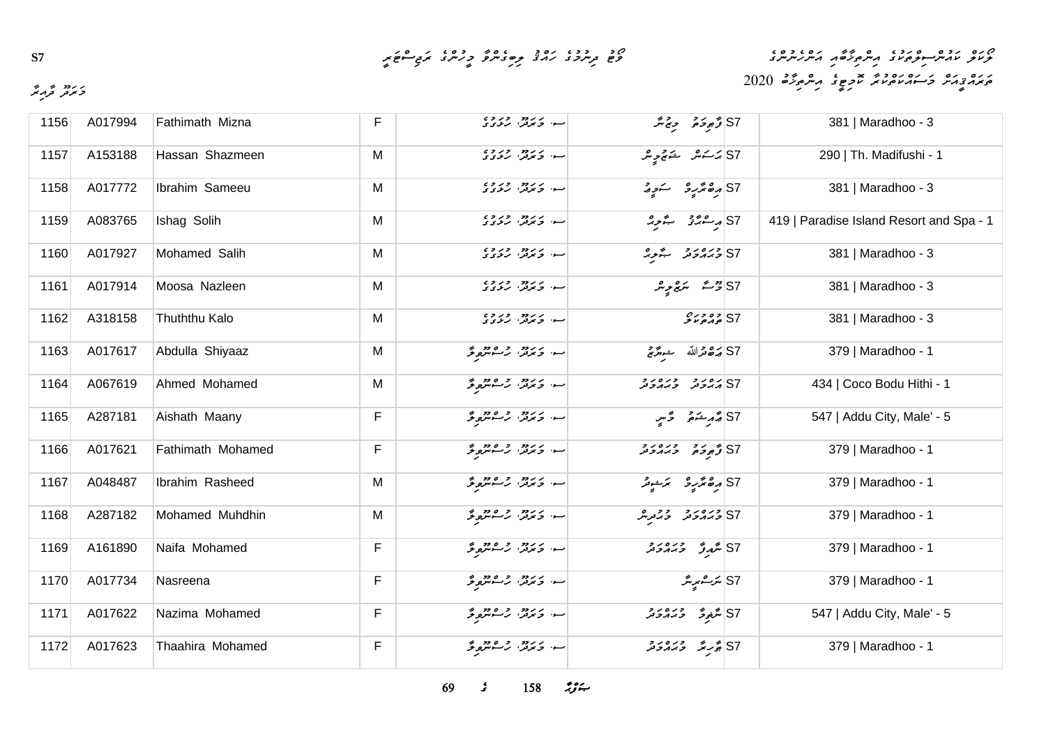| 1156 | A017994 | Fathimath Mizna | F | ސ. މަރަދޫ. ހުޅަވަގު | S7 ފާތިމަތު މިޒްނާ | 381 \| Maradhoo - 3 |
|---|---|---|---|---|---|---|
| 1157 | A153188 | Hassan Shazmeen | M | ސ. މަރަދޫ. ހުޅަވަގު | S7 ހަސަން ޝަޒްމީން | 290 \| Th. Madifushi - 1 |
| 1158 | A017772 | Ibrahim Sameeu | M | ސ. މަރަދޫ. ހުޅަވަގު | S7 އިބްރާހީމް ސަމީޢު | 381 \| Maradhoo - 3 |
| 1159 | A083765 | Ishag Solih | M | ސ. މަރަދޫ. ހުޅަވަގު | S7 އިސްޙާޤު ޞާލިޙް | 419 \| Paradise Island Resort and Spa - 1 |
| 1160 | A017927 | Mohamed Salih | M | ސ. މަރަދޫ. ހުޅަވަގު | S7 މުޙައްމަދު ޞާލިޙް | 381 \| Maradhoo - 3 |
| 1161 | A017914 | Moosa Nazleen | M | ސ. މަރަދޫ. ހުޅަވަގު | S7 މޫސާ ނަޒްލީން | 381 \| Maradhoo - 3 |
| 1162 | A318158 | Thuththu Kalo | M | ސ. މަރަދޫ. ހުޅަވަގު | S7 ތުއްތު ކަލޯ | 381 \| Maradhoo - 3 |
| 1163 | A017617 | Abdulla Shiyaaz | M | ސ. މަރަދޫ. ހުސްނުވިލާ | S7 އަބްދުﷲ ޝިޔާޒް | 379 \| Maradhoo - 1 |
| 1164 | A067619 | Ahmed Mohamed | M | ސ. މަރަދޫ. ހުސްނުވިލާ | S7 އަޙްމަދު މުޙައްމަދު | 434 \| Coco Bodu Hithi - 1 |
| 1165 | A287181 | Aishath Maany | F | ސ. މަރަދޫ. ހުސްނުވިލާ | S7 އައިޝަތު މާނީ | 547 \| Addu City, Male' - 5 |
| 1166 | A017621 | Fathimath Mohamed | F | ސ. މަރަދޫ. ހުސްނުވިލާ | S7 ފާތިމަތު މުޙައްމަދު | 379 \| Maradhoo - 1 |
| 1167 | A048487 | Ibrahim Rasheed | M | ސ. މަރަދޫ. ހުސްނުވިލާ | S7 އިބްރާހީމް ރަޝީދު | 379 \| Maradhoo - 1 |
| 1168 | A287182 | Mohamed Muhdhin | M | ސ. މަރަދޫ. ހުސްނުވިލާ | S7 މުޙައްމަދު މުޙްދިން | 379 \| Maradhoo - 1 |
| 1169 | A161890 | Naifa Mohamed | F | ސ. މަރަދޫ. ހުސްނުވިލާ | S7 ނާއިފާ މުޙައްމަދު | 379 \| Maradhoo - 1 |
| 1170 | A017734 | Nasreena | F | ސ. މަރަދޫ. ހުސްނުވިލާ | S7 ނަސްރީނާ | 379 \| Maradhoo - 1 |
| 1171 | A017622 | Nazima Mohamed | F | ސ. މަރަދޫ. ހުސްނުވިލާ | S7 ނާޒިމާ މުޙައްމަދު | 547 \| Addu City, Male' - 5 |
| 1172 | A017623 | Thaahira Mohamed | F | ސ. މަރަދޫ. ހުސްނުވިލާ | S7 ޠާހިރާ މުޙައްމަދު | 379 \| Maradhoo - 1 |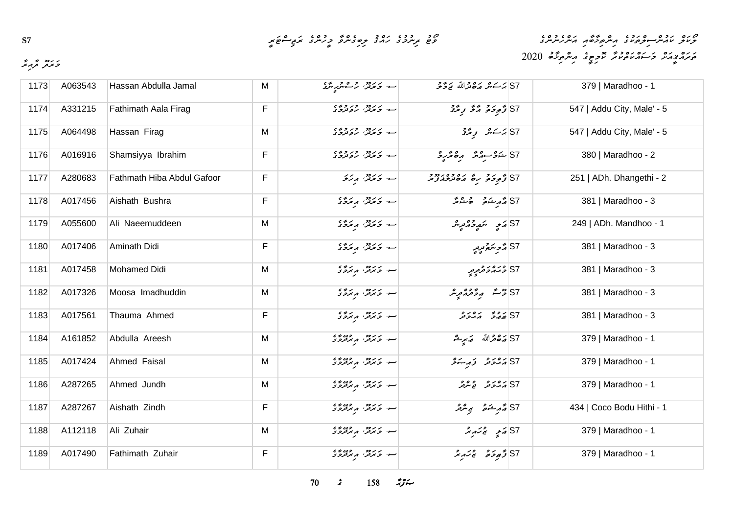| 1173 | A063543 | Hassan Abdulla Jamal | M | ސ. މަރަދޫ، ހުސްނުހިނާ | S7 ހަސަން އަބްދުﷲ ޖަމާލް | 379 \| Maradhoo - 1 |
|---|---|---|---|---|---|---|
| 1174 | A331215 | Fathimath Aala Firag | F | ސ. މަރަދޫ، ހުވަދުމާގެ | S7 ފާތިމަތު އާލާ ފިރާގު | 547 \| Addu City, Male' - 5 |
| 1175 | A064498 | Hassan Firag | M | ސ. މަރަދޫ، ހުވަދުމާގެ | S7 ހަސަން ފިރާގު | 547 \| Addu City, Male' - 5 |
| 1176 | A016916 | Shamsiyya Ibrahim | F | ސ. މަރަދޫ، ހުވަދުމާގެ | S7 ޝަމްސިއްޔާ އިބްރާހީމް | 380 \| Maradhoo - 2 |
| 1177 | A280683 | Fathmath Hiba Abdul Gafoor | F | ސ. މަރަދޫ، އިހަވަ | S7 ފާތިމަތު ހިބާ އަބްދުލްޣަފޫރު | 251 \| ADh. Dhangethi - 2 |
| 1178 | A017456 | Aishath Bushra | F | ސ. މަރަދޫ، އިރަމާގެ | S7 އާއިޝަތު ބުޝްރާ | 381 \| Maradhoo - 3 |
| 1179 | A055600 | Ali Naeemuddeen | M | ސ. މަރަދޫ، އިރަމާގެ | S7 އަލީ ނައީމުއްދީން | 249 \| ADh. Mandhoo - 1 |
| 1180 | A017406 | Aminath Didi | F | ސ. މަރަދޫ، އިރަމާގެ | S7 އާމިނަތުދީދީ | 381 \| Maradhoo - 3 |
| 1181 | A017458 | Mohamed Didi | M | ސ. މަރަދޫ، އިރަމާގެ | S7 މުހައްމަދުދީދީ | 381 \| Maradhoo - 3 |
| 1182 | A017326 | Moosa Imadhuddin | M | ސ. މަރަދޫ، އިރަމާގެ | S7 މޫސާ އިމާދުއްދީން | 381 \| Maradhoo - 3 |
| 1183 | A017561 | Thauma Ahmed | F | ސ. މަރަދޫ، އިރަމާގެ | S7 ތައުމާ އަހްމަދު | 381 \| Maradhoo - 3 |
| 1184 | A161852 | Abdulla Areesh | M | ސ. މަރަދޫ، އިރުދުމާގެ | S7 އަބްދުﷲ އަރީޝް | 379 \| Maradhoo - 1 |
| 1185 | A017424 | Ahmed Faisal | M | ސ. މަރަދޫ، އިރުދުމާގެ | S7 އަހްމަދު ފައިސަލް | 379 \| Maradhoo - 1 |
| 1186 | A287265 | Ahmed Jundh | M | ސ. މަރަދޫ، އިރުދުމާގެ | S7 އަހްމަދު ޖުންދު | 379 \| Maradhoo - 1 |
| 1187 | A287267 | Aishath Zindh | F | ސ. މަރަދޫ، އިރުދުމާގެ | S7 އާއިޝަތު ޒިންދު | 434 \| Coco Bodu Hithi - 1 |
| 1188 | A112118 | Ali Zuhair | M | ސ. މަރަދޫ، އިރުދުމާގެ | S7 އަލީ ޒުހައިރު | 379 \| Maradhoo - 1 |
| 1189 | A017490 | Fathimath Zuhair | F | ސ. މަރަދޫ، އިރުދުމާގެ | S7 ފާތިމަތު ޒުހައިރު | 379 \| Maradhoo - 1 |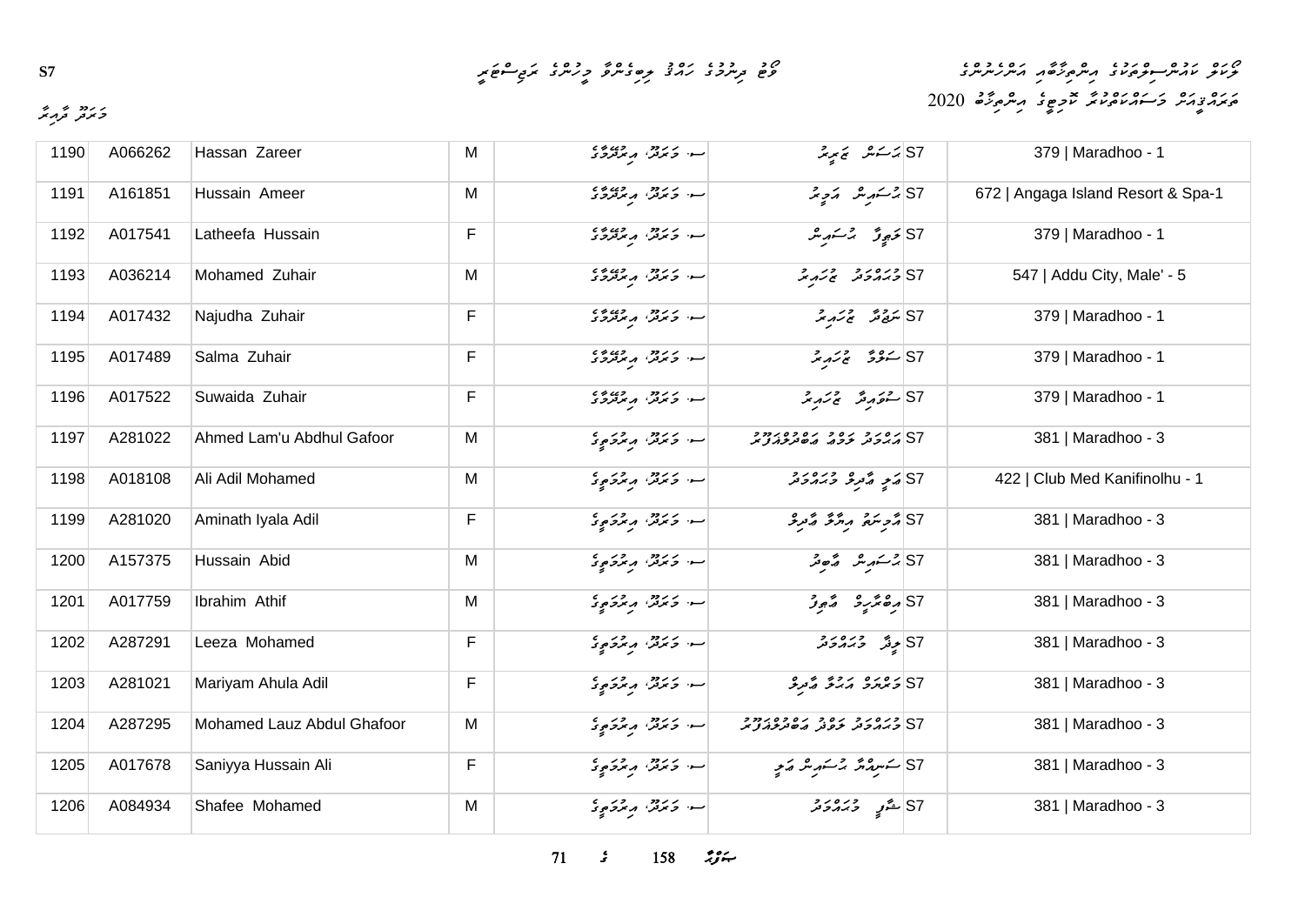| 1190 | A066262 | Hassan Zareer | M | ސ. މަރަދޫ، އިރުދޫގެ | S7 ހަސަން ޒަރީރު | 379 \| Maradhoo - 1 |
|---|---|---|---|---|---|---|
| 1191 | A161851 | Hussain Ameer | M | ސ. މަރަދޫ، އިރުދޫގެ | S7 ހުސައިން އަމީރު | 672 \| Angaga Island Resort & Spa-1 |
| 1192 | A017541 | Latheefa Hussain | F | ސ. މަރަދޫ، އިރުދޫގެ | S7 ލަޠީފާ ހުސައިން | 379 \| Maradhoo - 1 |
| 1193 | A036214 | Mohamed Zuhair | M | ސ. މަރަދޫ، އިރުދޫގެ | S7 މުހައްމަދު ޒުހައިރު | 547 \| Addu City, Male' - 5 |
| 1194 | A017432 | Najudha Zuhair | F | ސ. މަރަދޫ، އިރުދޫގެ | S7 ނަޖުދާ ޒުހައިރު | 379 \| Maradhoo - 1 |
| 1195 | A017489 | Salma Zuhair | F | ސ. މަރަދޫ، އިރުދޫގެ | S7 ސަލްމާ ޒުހައިރު | 379 \| Maradhoo - 1 |
| 1196 | A017522 | Suwaida Zuhair | F | ސ. މަރަދޫ، އިރުދޫގެ | S7 ސުވައިދާ ޒުހައިރު | 379 \| Maradhoo - 1 |
| 1197 | A281022 | Ahmed Lam'u Abdhul Gafoor | M | ސ. މަރަދޫ، އިރުމަތީގެ | S7 އަހުމަދު ލަމްއު އަބްދުލްޣަފޫރު | 381 \| Maradhoo - 3 |
| 1198 | A018108 | Ali Adil Mohamed | M | ސ. މަރަދޫ، އިރުމަތީގެ | S7 އަލީ އާދިލް މުހައްމަދު | 422 \| Club Med Kanifinolhu - 1 |
| 1199 | A281020 | Aminath Iyala Adil | F | ސ. މަރަދޫ، އިރުމަތީގެ | S7 އާމިނަތު އިޔާލާ އާދިލް | 381 \| Maradhoo - 3 |
| 1200 | A157375 | Hussain Abid | M | ސ. މަރަދޫ، އިރުމަތީގެ | S7 ހުސައިން އާބިދު | 381 \| Maradhoo - 3 |
| 1201 | A017759 | Ibrahim Athif | M | ސ. މަރަދޫ، އިރުމަތީގެ | S7 އިބްރާހީމް އާތިފު | 381 \| Maradhoo - 3 |
| 1202 | A287291 | Leeza Mohamed | F | ސ. މަރަދޫ، އިރުމަތީގެ | S7 ލީޒާ މުހައްމަދު | 381 \| Maradhoo - 3 |
| 1203 | A281021 | Mariyam Ahula Adil | F | ސ. މަރަދޫ، އިރުމަތީގެ | S7 މަރިޔަމް އަހުލާ އާދިލް | 381 \| Maradhoo - 3 |
| 1204 | A287295 | Mohamed Lauz Abdul Ghafoor | M | ސ. މަރަދޫ، އިރުމަތީގެ | S7 މުހައްމަދު ލައުޒު އަބްދުލްޣަފޫރު | 381 \| Maradhoo - 3 |
| 1205 | A017678 | Saniyya Hussain Ali | F | ސ. މަރަދޫ، އިރުމަތީގެ | S7 ސަނިއްޔާ ހުސައިން އަލީ | 381 \| Maradhoo - 3 |
| 1206 | A084934 | Shafee Mohamed | M | ސ. މަރަދޫ، އިރުމަތީގެ | S7 ޝާފީ މުހައްމަދު | 381 \| Maradhoo - 3 |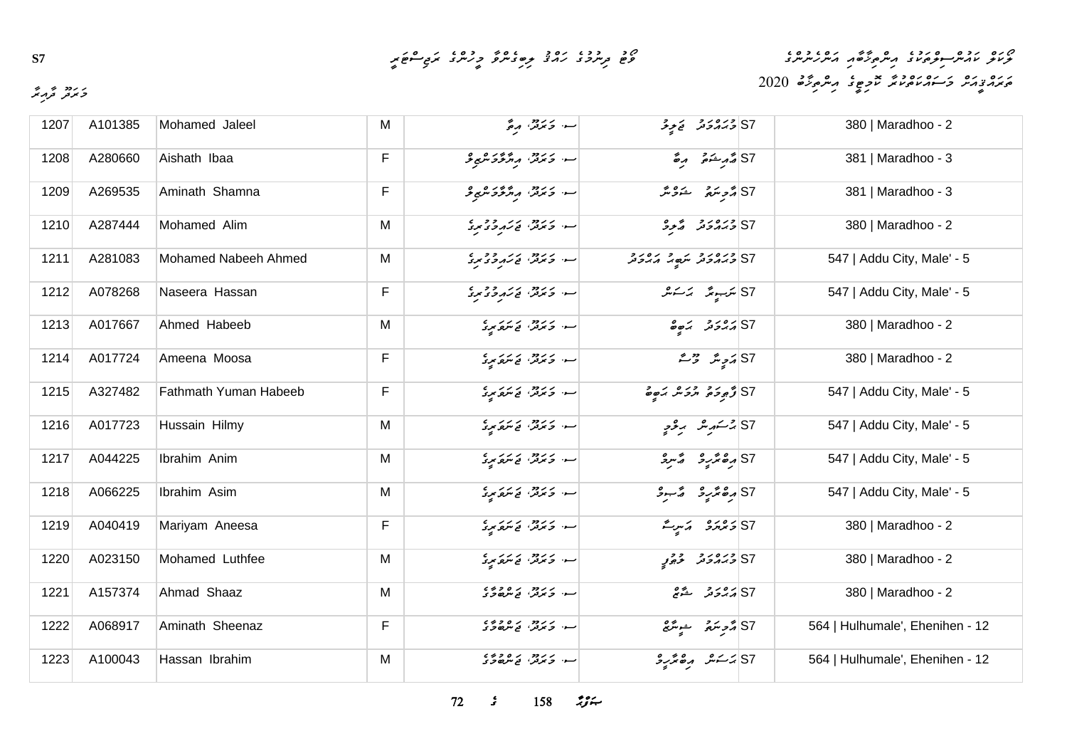| 1207 | A101385 | Mohamed Jaleel | M | ސ. މަރަދޫ، އިލާ | S7 ޖަލީލް ..... | 380 \| Maradhoo - 2 |
|---|---|---|---|---|---|---|
| 1208 | A280660 | Aishath Ibaa | F | ސ. މަރަދޫ، އިއްޒަތުންނިސާ | S7 އިބާ ..... | 381 \| Maradhoo - 3 |
| 1209 | A269535 | Aminath Shamna | F | ސ. މަރަދޫ، އިއްޒަތުންނިސާ | S7 ..... | 381 \| Maradhoo - 3 |
| 1210 | A287444 | Mohamed Alim | M | ސ. މަރަދޫ، ..... | S7 ..... | 380 \| Maradhoo - 2 |
| 1211 | A281083 | Mohamed Nabeeh Ahmed | M | ސ. މަރަދޫ، ..... | S7 ..... | 547 \| Addu City, Male' - 5 |
| 1212 | A078268 | Naseera Hassan | F | ސ. މަރަދޫ، ..... | S7 ..... | 547 \| Addu City, Male' - 5 |
| 1213 | A017667 | Ahmed Habeeb | M | ސ. މަރަދޫ، ..... | S7 ..... | 380 \| Maradhoo - 2 |
| 1214 | A017724 | Ameena Moosa | F | ސ. މަރަދޫ، ..... | S7 ..... | 380 \| Maradhoo - 2 |
| 1215 | A327482 | Fathmath Yuman Habeeb | F | ސ. މަރަދޫ، ..... | S7 ..... | 547 \| Addu City, Male' - 5 |
| 1216 | A017723 | Hussain Hilmy | M | ސ. މަރަދޫ، ..... | S7 ..... | 547 \| Addu City, Male' - 5 |
| 1217 | A044225 | Ibrahim Anim | M | ސ. މަރަދޫ، ..... | S7 ..... | 547 \| Addu City, Male' - 5 |
| 1218 | A066225 | Ibrahim Asim | M | ސ. މަރަދޫ، ..... | S7 ..... | 547 \| Addu City, Male' - 5 |
| 1219 | A040419 | Mariyam Aneesa | F | ސ. މަރަދޫ، ..... | S7 ..... | 380 \| Maradhoo - 2 |
| 1220 | A023150 | Mohamed Luthfee | M | ސ. މަރަދޫ، ..... | S7 ..... | 380 \| Maradhoo - 2 |
| 1221 | A157374 | Ahmad Shaaz | M | ސ. މަރަދޫ، ..... | S7 ..... | 380 \| Maradhoo - 2 |
| 1222 | A068917 | Aminath Sheenaz | F | ސ. މަރަދޫ، ..... | S7 ..... | 564 \| Hulhumale', Ehenihen - 12 |
| 1223 | A100043 | Hassan Ibrahim | M | ސ. މަރަދޫ، ..... | S7 ..... | 564 \| Hulhumale', Ehenihen - 12 |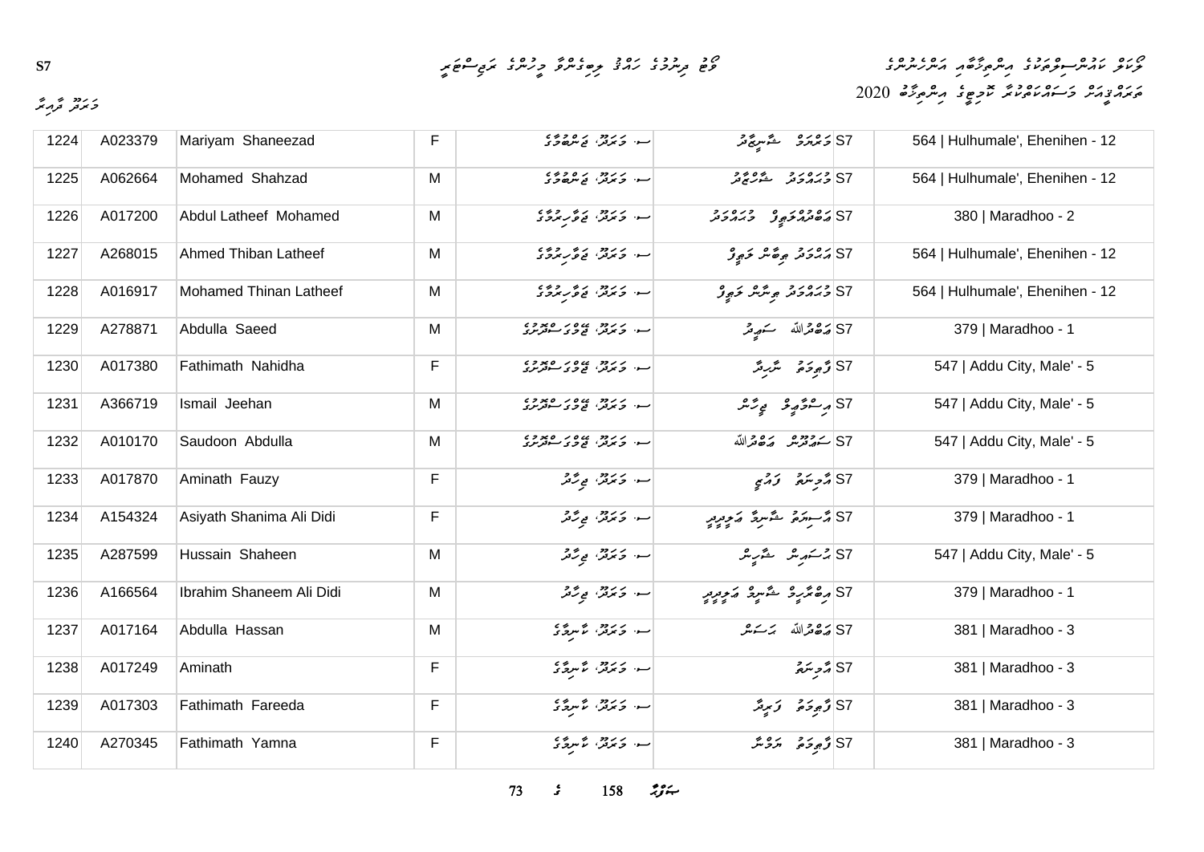| 1224 | A023379 | Mariyam Shaneezad | F | ސ. މަރަދޫ، ޝަންބަވާގެ | S7 ޝާނީޒާދު | 564 \| Hulhumale', Ehenihen - 12 |
|---|---|---|---|---|---|---|
| 1225 | A062664 | Mohamed Shahzad | M | ސ. މަރަދޫ، ޝަންބަވާގެ | S7 ޝަހްޒާދު | 564 \| Hulhumale', Ehenihen - 12 |
| 1226 | A017200 | Abdul Latheef Mohamed | M | ސ. މަރަދޫ، ޝަވާރިދުގެ | S7 މުހައްމަދު | 380 \| Maradhoo - 2 |
| 1227 | A268015 | Ahmed Thiban Latheef | M | ސ. މަރަދޫ، ޝަވާރިދުގެ | S7 ލަޠީފު | 564 \| Hulhumale', Ehenihen - 12 |
| 1228 | A016917 | Mohamed Thinan Latheef | M | ސ. މަރަދޫ، ޝަވާރިދުގެ | S7 ލަޠީފު | 564 \| Hulhumale', Ehenihen - 12 |
| 1229 | A278871 | Abdulla Saeed | M | ސ. މަރަދޫ، ޝޫގުޅަ ސުންދުރާ | S7 ސަޢީދު | 379 \| Maradhoo - 1 |
| 1230 | A017380 | Fathimath Nahidha | F | ސ. މަރަދޫ، ޝޫގުޅަ ސުންދުރާ | S7 ނާހިދާ | 547 \| Addu City, Male' - 5 |
| 1231 | A366719 | Ismail Jeehan | M | ސ. މަރަދޫ، ޝޫގުޅަ ސުންދުރާ | S7 ޖީހާން | 547 \| Addu City, Male' - 5 |
| 1232 | A010170 | Saudoon Abdulla | M | ސ. މަރަދޫ، ޝޫގުޅަ ސުންދުރާ | S7 ސައުދޫން | 547 \| Addu City, Male' - 5 |
| 1233 | A017870 | Aminath Fauzy | F | ސ. މަރަދޫ، ޝިހާދު | S7 ފައުޒީ | 379 \| Maradhoo - 1 |
| 1234 | A154324 | Asiyath Shanima Ali Didi | F | ސ. މަރަދޫ، ޝިހާދު | S7 ޝާނިމާ އަލިދީދީ | 379 \| Maradhoo - 1 |
| 1235 | A287599 | Hussain Shaheen | M | ސ. މަރަދޫ، ޝިހާދު | S7 ޝާހީން | 547 \| Addu City, Male' - 5 |
| 1236 | A166564 | Ibrahim Shaneem Ali Didi | M | ސ. މަރަދޫ، ޝިހާދު | S7 ޝާނީމް އަލިދީދީ | 379 \| Maradhoo - 1 |
| 1237 | A017164 | Abdulla Hassan | M | ސ. މަރަދޫ، ޝާނިވާގެ | S7 ޙަސަން | 381 \| Maradhoo - 3 |
| 1238 | A017249 | Aminath | F | ސ. މަރަދޫ، ޝާނިވާގެ | S7 އާމިނަތު | 381 \| Maradhoo - 3 |
| 1239 | A017303 | Fathimath Fareeda | F | ސ. މަރަދޫ، ޝާނިވާގެ | S7 ފަރީދާ | 381 \| Maradhoo - 3 |
| 1240 | A270345 | Fathimath Yamna | F | ސ. މަރަދޫ، ޝާނިވާގެ | S7 ޔަމްނާ | 381 \| Maradhoo - 3 |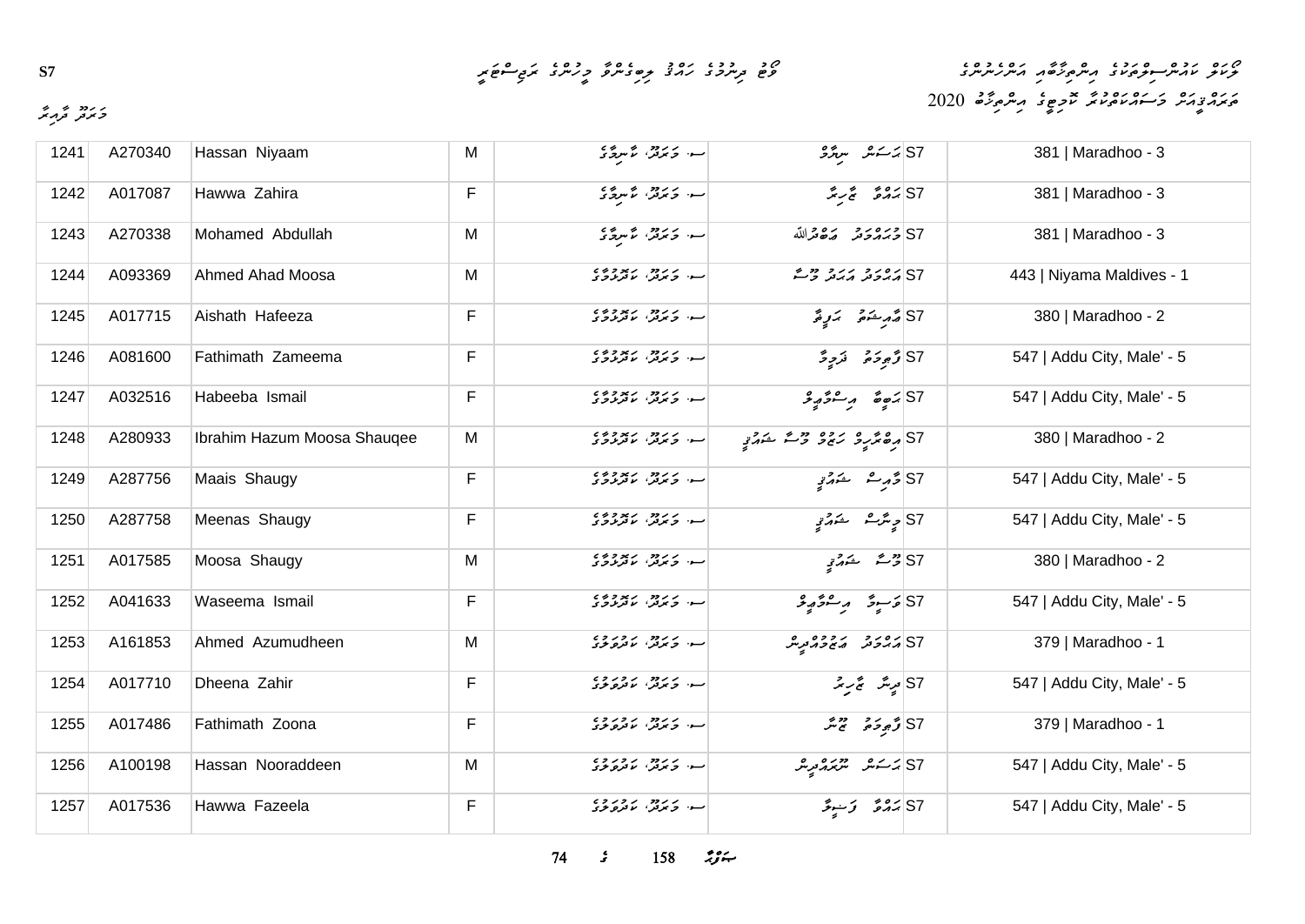| 1241 | A270340 | Hassan Niyaam | M | ސ. މަރަދޫ، ގާނިމާގެ | S7 ހަސަން ނިޔާމް | 381 \| Maradhoo - 3 |
|---|---|---|---|---|---|---|
| 1242 | A017087 | Hawwa Zahira | F | ސ. މަރަދޫ، ގާނިމާގެ | S7 ހައްވާ ޒާހިރާ | 381 \| Maradhoo - 3 |
| 1243 | A270338 | Mohamed Abdullah | M | ސ. މަރަދޫ، ގާނިމާގެ | S7 މުހައްމަދު އަބްދުﷲ | 381 \| Maradhoo - 3 |
| 1244 | A093369 | Ahmed Ahad Moosa | M | ސ. މަރަދޫ، ގަރުދުވާގެ | S7 އަހްމަދު އަހަދު މޫސާ | 443 \| Niyama Maldives - 1 |
| 1245 | A017715 | Aishath Hafeeza | F | ސ. މަރަދޫ، ގަރުދުވާގެ | S7 އާއިޝަތު ހަފީޒާ | 380 \| Maradhoo - 2 |
| 1246 | A081600 | Fathimath Zameema | F | ސ. މަރަދޫ، ގަރުދުވާގެ | S7 ފާތިމަތު ޒަމީމާ | 547 \| Addu City, Male' - 5 |
| 1247 | A032516 | Habeeba Ismail | F | ސ. މަރަދޫ، ގަރުދުވާގެ | S7 ހަބީބާ އިސްމާއީލް | 547 \| Addu City, Male' - 5 |
| 1248 | A280933 | Ibrahim Hazum Moosa Shauqee | M | ސ. މަރަދޫ، ގަރުދުވާގެ | S7 އިބްރާހީމް ހަޒުމް މޫސާ ޝައުޤީ | 380 \| Maradhoo - 2 |
| 1249 | A287756 | Maais Shaugy | F | ސ. މަރަދޫ، ގަރުދުވާގެ | S7 މާއިސް ޝައުޤީ | 547 \| Addu City, Male' - 5 |
| 1250 | A287758 | Meenas Shaugy | F | ސ. މަރަދޫ، ގަރުދުވާގެ | S7 މީނާސް ޝައުޤީ | 547 \| Addu City, Male' - 5 |
| 1251 | A017585 | Moosa Shaugy | M | ސ. މަރަދޫ، ގަރުދުވާގެ | S7 މޫސާ ޝައުޤީ | 380 \| Maradhoo - 2 |
| 1252 | A041633 | Waseema Ismail | F | ސ. މަރަދޫ، ގަރުދުވާގެ | S7 ވަސީމާ އިސްމާއީލް | 547 \| Addu City, Male' - 5 |
| 1253 | A161853 | Ahmed Azumudheen | M | ސ. މަރަދޫ، ގަދުރުވެރިގެ | S7 އަހްމަދު އަޒުމުދީން | 379 \| Maradhoo - 1 |
| 1254 | A017710 | Dheena Zahir | F | ސ. މަރަދޫ، ގަދުރުވެރިގެ | S7 ދީނާ ޒާހިރު | 547 \| Addu City, Male' - 5 |
| 1255 | A017486 | Fathimath Zoona | F | ސ. މަރަދޫ، ގަދުރުވެރިގެ | S7 ފާތިމަތު ޒޫނާ | 379 \| Maradhoo - 1 |
| 1256 | A100198 | Hassan Nooraddeen | M | ސ. މަރަދޫ، ގަދުރުވެރިގެ | S7 ހަސަން ނޫރައްދީން | 547 \| Addu City, Male' - 5 |
| 1257 | A017536 | Hawwa Fazeela | F | ސ. މަރަދޫ، ގަދުރުވެރިގެ | S7 ހައްވާ ފަޒީލާ | 547 \| Addu City, Male' - 5 |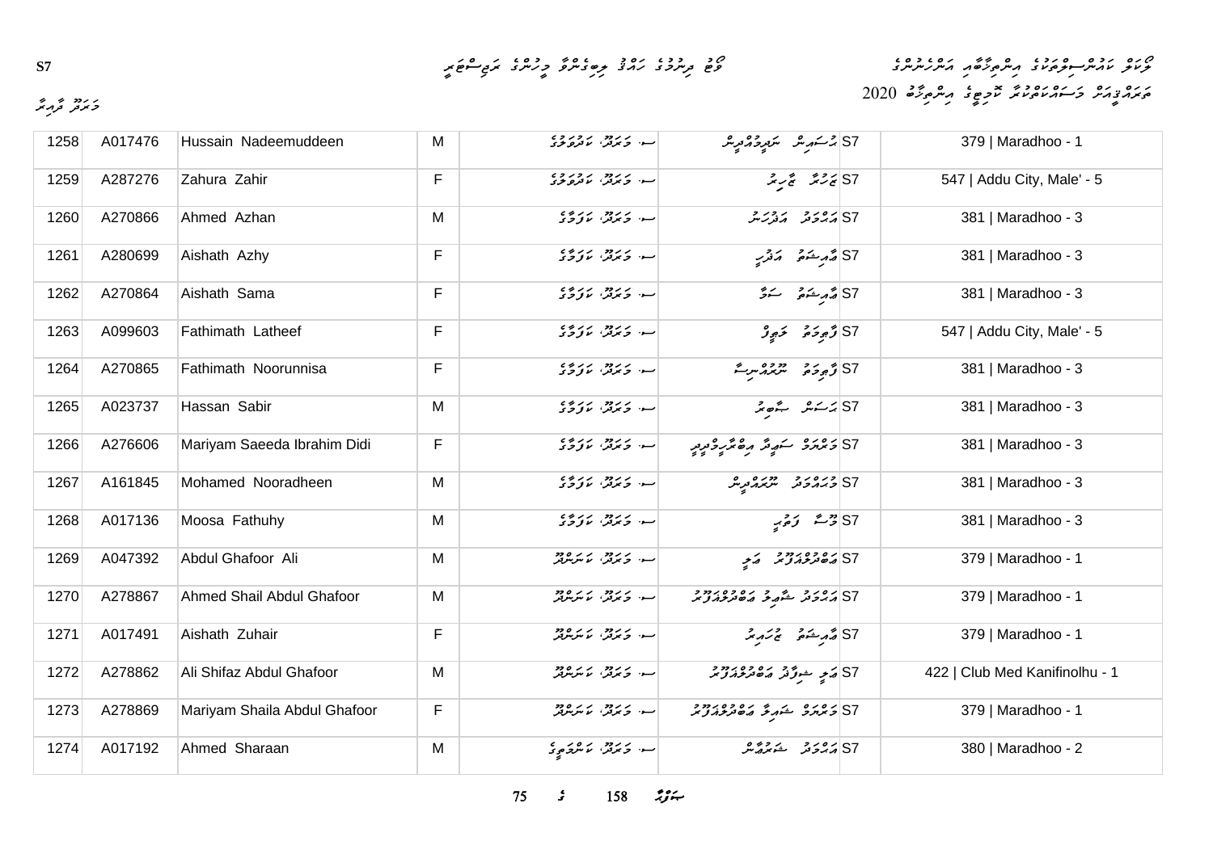| 1258 | A017476 | Hussain Nadeemuddeen | M | ސ. މަރަދޫ، ކަދުރުވާގެ | S7 ހުސައިން ނަދީމުއްދީން | 379 \| Maradhoo - 1 |
|---|---|---|---|---|---|---|
| 1259 | A287276 | Zahura Zahir | F | ސ. މަރަދޫ، ކަދުރުވާގެ | S7 ޒަހުރާ ޒާހިރު | 547 \| Addu City, Male' - 5 |
| 1260 | A270866 | Ahmed Azhan | M | ސ. މަރަދޫ، ކަމަލާގެ | S7 އަހުމަދު އަޒްހާން | 381 \| Maradhoo - 3 |
| 1261 | A280699 | Aishath Azhy | F | ސ. މަރަދޫ، ކަމަލާގެ | S7 އާއިޝަތު އަޒްހީ | 381 \| Maradhoo - 3 |
| 1262 | A270864 | Aishath Sama | F | ސ. މަރަދޫ، ކަމަލާގެ | S7 އާއިޝަތު ސަމާ | 381 \| Maradhoo - 3 |
| 1263 | A099603 | Fathimath Latheef | F | ސ. މަރަދޫ، ކަމަލާގެ | S7 ފާތިމަތު ލަތީފު | 547 \| Addu City, Male' - 5 |
| 1264 | A270865 | Fathimath Noorunnisa | F | ސ. މަރަދޫ، ކަމަލާގެ | S7 ފާތިމަތު ނޫރުއްނިސާ | 381 \| Maradhoo - 3 |
| 1265 | A023737 | Hassan Sabir | M | ސ. މަރަދޫ، ކަމަލާގެ | S7 ހަސަން ސާބިރު | 381 \| Maradhoo - 3 |
| 1266 | A276606 | Mariyam Saeeda Ibrahim Didi | F | ސ. މަރަދޫ، ކަމަލާގެ | S7 މަރިޔަމް ސައީދާ އިބްރާހިމްދީދީ | 381 \| Maradhoo - 3 |
| 1267 | A161845 | Mohamed Nooradheen | M | ސ. މަރަދޫ، ކަމަލާގެ | S7 މުހައްމަދު ނޫރައްދީން | 381 \| Maradhoo - 3 |
| 1268 | A017136 | Moosa Fathuhy | M | ސ. މަރަދޫ، ކަމަލާގެ | S7 މޫސާ ފަތުހީ | 381 \| Maradhoo - 3 |
| 1269 | A047392 | Abdul Ghafoor Ali | M | ސ. މަރަދޫ، ކަނަސްދޫ | S7 އަބްދުލްޣަފޫރު އަލި | 379 \| Maradhoo - 1 |
| 1270 | A278867 | Ahmed Shail Abdul Ghafoor | M | ސ. މަރަދޫ، ކަނަސްދޫ | S7 އަހުމަދު ޝާއިލް އަބްދުލްޣަފޫރު | 379 \| Maradhoo - 1 |
| 1271 | A017491 | Aishath Zuhair | F | ސ. މަރަދޫ، ކަނަސްދޫ | S7 އާއިޝަތު ޒުހައިރު | 379 \| Maradhoo - 1 |
| 1272 | A278862 | Ali Shifaz Abdul Ghafoor | M | ސ. މަރަދޫ، ކަނަސްދޫ | S7 އަލި ޝިފާޒު އަބްދުލްޣަފޫރު | 422 \| Club Med Kanifinolhu - 1 |
| 1273 | A278869 | Mariyam Shaila Abdul Ghafoor | F | ސ. މަރަދޫ، ކަނަސްދޫ | S7 މަރިޔަމް ޝައިލާ އަބްދުލްޣަފޫރު | 379 \| Maradhoo - 1 |
| 1274 | A017192 | Ahmed Sharaan | M | ސ. މަރަދޫ، ކަނޑަލިގެ | S7 އަހުމަދު ޝަރާން | 380 \| Maradhoo - 2 |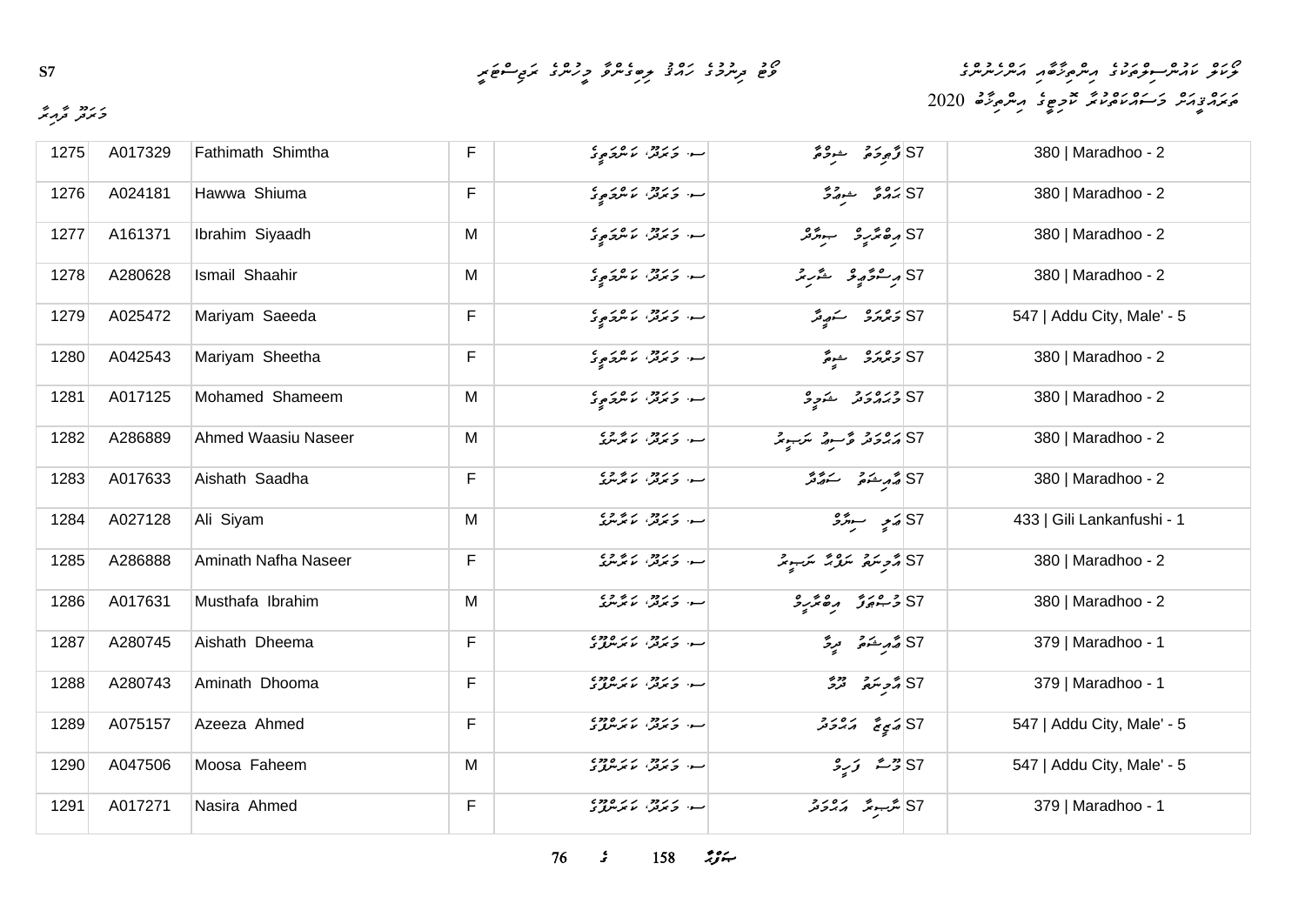| 1275 | A017329 | Fathimath Shimtha | F | ސ. މަރަދޫ، ކަންޑުވީގެ | S7 ފާތިމަތު ޝިމްތާ | 380 \| Maradhoo - 2 |
|---|---|---|---|---|---|---|
| 1276 | A024181 | Hawwa Shiuma | F | ސ. މަރަދޫ، ކަންޑުވީގެ | S7 ހައްވާ ޝިއުމާ | 380 \| Maradhoo - 2 |
| 1277 | A161371 | Ibrahim Siyaadh | M | ސ. މަރަދޫ، ކަންޑުވީގެ | S7 އިބްރާހީމް ސިޔާދު | 380 \| Maradhoo - 2 |
| 1278 | A280628 | Ismail Shaahir | M | ސ. މަރަދޫ، ކަންޑުވީގެ | S7 އިސްމާޢީލް ޝާހިރު | 380 \| Maradhoo - 2 |
| 1279 | A025472 | Mariyam Saeeda | F | ސ. މަރަދޫ، ކަންޑުވީގެ | S7 މަރިޔަމް ސަޢީދާ | 547 \| Addu City, Male' - 5 |
| 1280 | A042543 | Mariyam Sheetha | F | ސ. މަރަދޫ، ކަންޑުވީގެ | S7 މަރިޔަމް ޝީތާ | 380 \| Maradhoo - 2 |
| 1281 | A017125 | Mohamed Shameem | M | ސ. މަރަދޫ، ކަންޑުވީގެ | S7 މުހައްމަދު ޝަމީމް | 380 \| Maradhoo - 2 |
| 1282 | A286889 | Ahmed Waasiu Naseer | M | ސ. މަރަދޫ، ކަނާރީ | S7 އަހްމަދު ވާސިއު ނަސީރު | 380 \| Maradhoo - 2 |
| 1283 | A017633 | Aishath Saadha | F | ސ. މަރަދޫ، ކަނާރީ | S7 އާއިޝަތު ސަޢާދާ | 380 \| Maradhoo - 2 |
| 1284 | A027128 | Ali Siyam | M | ސ. މަރަދޫ، ކަނާރީ | S7 އަލި ސިޔާމް | 433 \| Gili Lankanfushi - 1 |
| 1285 | A286888 | Aminath Nafha Naseer | F | ސ. މަރަދޫ، ކަނާރީ | S7 އާމިނަތު ނަފްހާ ނަސީރު | 380 \| Maradhoo - 2 |
| 1286 | A017631 | Musthafa Ibrahim | M | ސ. މަރަދޫ، ކަނާރީ | S7 މުސްތަފާ އިބްރާހީމް | 380 \| Maradhoo - 2 |
| 1287 | A280745 | Aishath Dheema | F | ސ. މަރަދޫ، ކަރަންފޫގެ | S7 އާއިޝަތު ދީމާ | 379 \| Maradhoo - 1 |
| 1288 | A280743 | Aminath Dhooma | F | ސ. މަރަދޫ، ކަރަންފޫގެ | S7 އާމިނަތު ދޫމާ | 379 \| Maradhoo - 1 |
| 1289 | A075157 | Azeeza Ahmed | F | ސ. މަރަދޫ، ކަރަންފޫގެ | S7 އަޒީޒާ އަހްމަދު | 547 \| Addu City, Male' - 5 |
| 1290 | A047506 | Moosa Faheem | M | ސ. މަރަދޫ، ކަރަންފޫގެ | S7 މޫސާ ފަހީމް | 547 \| Addu City, Male' - 5 |
| 1291 | A017271 | Nasira Ahmed | F | ސ. މަރަދޫ، ކަރަންފޫގެ | S7 ނާސިރާ އަހްމަދު | 379 \| Maradhoo - 1 |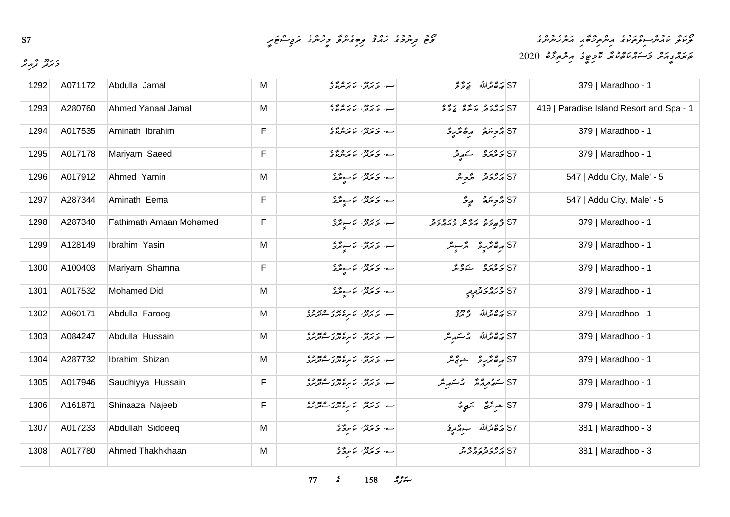| 1292 | A071172 | Abdulla Jamal | M | ސ. މަރަދޫ، ކަރަންކާގެ | S7 | 379 \| Maradhoo - 1 |
|---|---|---|---|---|---|---|
| 1293 | A280760 | Ahmed Yanaal Jamal | M | ސ. މަރަދޫ، ކަރަންކާގެ | S7 | 419 \| Paradise Island Resort and Spa - 1 |
| 1294 | A017535 | Aminath Ibrahim | F | ސ. މަރަދޫ، ކަރަންކާގެ | S7 | 379 \| Maradhoo - 1 |
| 1295 | A017178 | Mariyam Saeed | F | ސ. މަރަދޫ، ކަރަންކާގެ | S7 | 379 \| Maradhoo - 1 |
| 1296 | A017912 | Ahmed Yamin | M | ސ. މަރަދޫ، ކަސިތާގެ | S7 | 547 \| Addu City, Male' - 5 |
| 1297 | A287344 | Aminath Eema | F | ސ. މަރަދޫ، ކަސިތާގެ | S7 | 547 \| Addu City, Male' - 5 |
| 1298 | A287340 | Fathimath Amaan Mohamed | F | ސ. މަރަދޫ، ކަސިތާގެ | S7 | 379 \| Maradhoo - 1 |
| 1299 | A128149 | Ibrahim Yasin | M | ސ. މަރަދޫ، ކަސިތާގެ | S7 | 379 \| Maradhoo - 1 |
| 1300 | A100403 | Mariyam Shamna | F | ސ. މަރަދޫ، ކަސިތާގެ | S7 | 379 \| Maradhoo - 1 |
| 1301 | A017532 | Mohamed Didi | M | ސ. މަރަދޫ، ކަސިތާގެ | S7 | 379 \| Maradhoo - 1 |
| 1302 | A060171 | Abdulla Faroog | M | ސ. މަރަދޫ، ކަނިކާރީ ސްޓޯރސް | S7 | 379 \| Maradhoo - 1 |
| 1303 | A084247 | Abdulla Hussain | M | ސ. މަރަދޫ، ކަނިކާރީ ސްޓޯރސް | S7 | 379 \| Maradhoo - 1 |
| 1304 | A287732 | Ibrahim Shizan | M | ސ. މަރަދޫ، ކަނިކާރީ ސްޓޯރސް | S7 | 379 \| Maradhoo - 1 |
| 1305 | A017946 | Saudhiyya Hussain | F | ސ. މަރަދޫ، ކަނިކާރީ ސްޓޯރސް | S7 | 379 \| Maradhoo - 1 |
| 1306 | A161871 | Shinaaza Najeeb | F | ސ. މަރަދޫ، ކަނިކާރީ ސްޓޯރސް | S7 | 379 \| Maradhoo - 1 |
| 1307 | A017233 | Abdullah Siddeeq | M | ސ. މަރަދޫ، ކަނިމާގެ | S7 | 381 \| Maradhoo - 3 |
| 1308 | A017780 | Ahmed Thakhkhaan | M | ސ. މަރަދޫ، ކަނިމާގެ | S7 | 381 \| Maradhoo - 3 |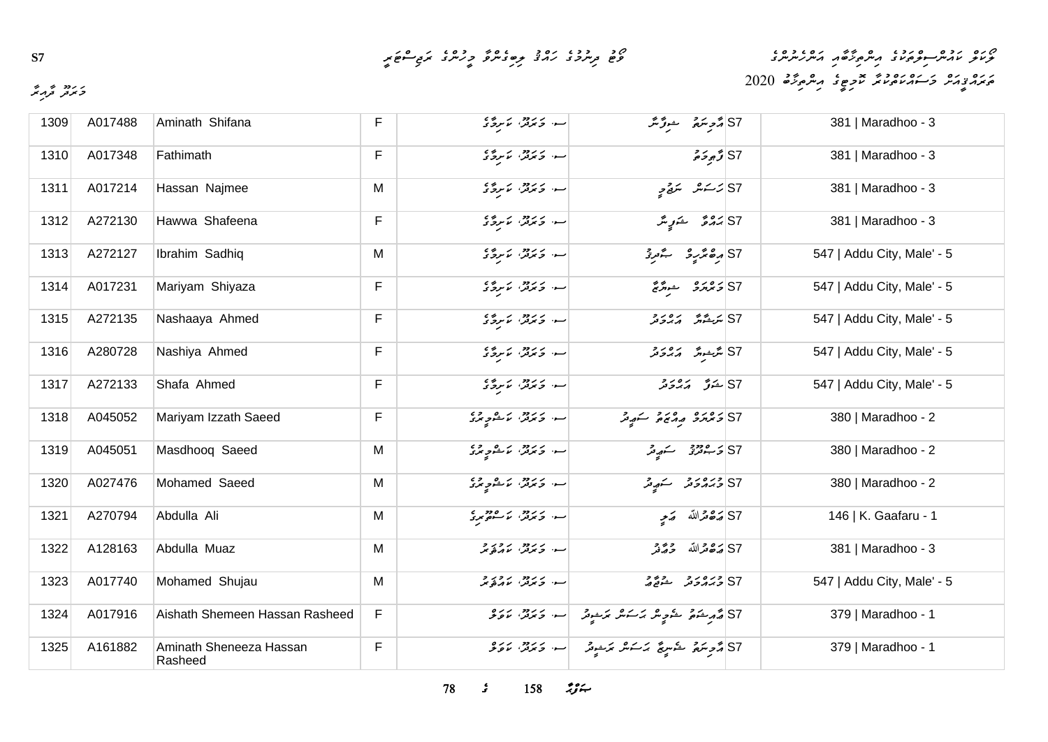| 1309 | A017488 | Aminath Shifana | F | ސ. މަރަދޫ، ކަނިމާގެ | S7 އާމިނަތު ޝިފާނާ | 381 \| Maradhoo - 3 |
|---|---|---|---|---|---|---|
| 1310 | A017348 | Fathimath | F | ސ. މަރަދޫ، ކަނިމާގެ | S7 ފާތިމަތު | 381 \| Maradhoo - 3 |
| 1311 | A017214 | Hassan Najmee | M | ސ. މަރަދޫ، ކަނިމާގެ | S7 ހަސަން ނަޖްމީ | 381 \| Maradhoo - 3 |
| 1312 | A272130 | Hawwa Shafeena | F | ސ. މަރަދޫ، ކަނިމާގެ | S7 ހައްވާ ޝަފީނާ | 381 \| Maradhoo - 3 |
| 1313 | A272127 | Ibrahim Sadhiq | M | ސ. މަރަދޫ، ކަނިމާގެ | S7 އިބްރާހީމް ސާދިޤު | 547 \| Addu City, Male' - 5 |
| 1314 | A017231 | Mariyam Shiyaza | F | ސ. މަރަދޫ، ކަނިމާގެ | S7 މަރިޔަމް ޝިޔާޒާ | 547 \| Addu City, Male' - 5 |
| 1315 | A272135 | Nashaaya Ahmed | F | ސ. މަރަދޫ، ކަނިމާގެ | S7 ނަޝާޔާ އަހްމަދު | 547 \| Addu City, Male' - 5 |
| 1316 | A280728 | Nashiya Ahmed | F | ސ. މަރަދޫ، ކަނިމާގެ | S7 ނާޝިޔާ އަހްމަދު | 547 \| Addu City, Male' - 5 |
| 1317 | A272133 | Shafa Ahmed | F | ސ. މަރަދޫ، ކަނިމާގެ | S7 ޝަފާ އަހްމަދު | 547 \| Addu City, Male' - 5 |
| 1318 | A045052 | Mariyam Izzath Saeed | F | ސ. މަރަދޫ، ކަށޮޅުދޮރު | S7 މަރިޔަމް އިއްޒަތު ސަޢީދު | 380 \| Maradhoo - 2 |
| 1319 | A045051 | Masdhooq Saeed | M | ސ. މަރަދޫ، ކަށޮޅުދޮރު | S7 މަސްދޫޤު ސަޢީދު | 380 \| Maradhoo - 2 |
| 1320 | A027476 | Mohamed Saeed | M | ސ. މަރަދޫ، ކަށޮޅުދޮރު | S7 މުހައްމަދު ސަޢީދު | 380 \| Maradhoo - 2 |
| 1321 | A270794 | Abdulla Ali | M | ސ. މަރަދޫ، ކަސްތޫރީ | S7 އަބްދުﷲ ޢަލީ | 146 \| K. Gaafaru - 1 |
| 1322 | A128163 | Abdulla Muaz | M | ސ. މަރަދޫ، ކައުތަރު | S7 އަބްދުﷲ މުޢާޛު | 381 \| Maradhoo - 3 |
| 1323 | A017740 | Mohamed Shujau | M | ސ. މަރަދޫ، ކައުތަރު | S7 މުހައްމަދު ޝުޖާޢު | 547 \| Addu City, Male' - 5 |
| 1324 | A017916 | Aishath Shemeen Hassan Rasheed | F | ސ. މަރަދޫ، ކަވަރު | S7 އާއިޝަތު ޝެމީން ހަސަން ރަޝީދު | 379 \| Maradhoo - 1 |
| 1325 | A161882 | Aminath Sheneeza Hassan Rasheed | F | ސ. މަރަދޫ، ކަވަރު | S7 އާމިނަތު ޝެނީޒާ ހަސަން ރަޝީދު | 379 \| Maradhoo - 1 |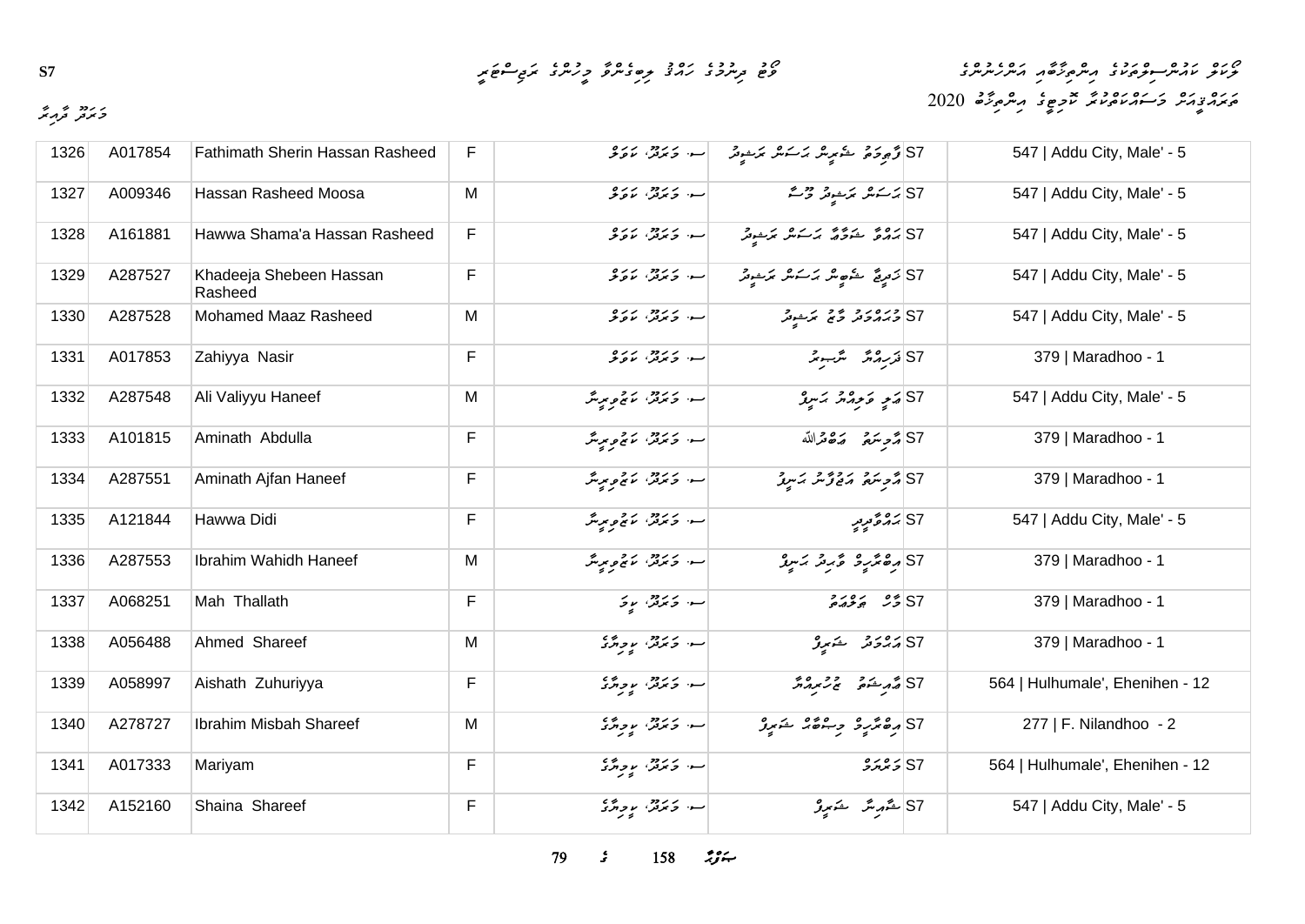| 1326 | A017854 | Fathimath Sherin Hassan Rasheed | F | ސ. މަރަދޫ. ކަމަލް | S7 ފާތިމަތު ޝެރިން ޙަސަން ރަޝީދު | 547 \| Addu City, Male' - 5 |
|---|---|---|---|---|---|---|
| 1327 | A009346 | Hassan Rasheed Moosa | M | ސ. މަރަދޫ. ކަމަލް | S7 ޙަސަން ރަޝީދު މޫސާ | 547 \| Addu City, Male' - 5 |
| 1328 | A161881 | Hawwa Shama'a Hassan Rasheed | F | ސ. މަރަދޫ. ކަމަލް | S7 ޙައްވާ ޝަމާޢާ ޙަސަން ރަޝީދު | 547 \| Addu City, Male' - 5 |
| 1329 | A287527 | Khadeeja Shebeen Hassan Rasheed | F | ސ. މަރަދޫ. ކަމަލް | S7 ޚަދީޖާ ޝެބީން ޙަސަން ރަޝީދު | 547 \| Addu City, Male' - 5 |
| 1330 | A287528 | Mohamed Maaz Rasheed | M | ސ. މަރަދޫ. ކަމަލް | S7 މުޙައްމަދު މާޒު ރަޝީދު | 547 \| Addu City, Male' - 5 |
| 1331 | A017853 | Zahiyya Nasir | F | ސ. މަރަދޫ. ކަމަލް | S7 ޒަހިއްޔާ ނާސިރު | 379 \| Maradhoo - 1 |
| 1332 | A287548 | Ali Valiyyu Haneef | M | ސ. މަރަދޫ. ކަޖުވިރިނާ | S7 ޢަލީ ވަލިއްޔު ޙަނީފު | 547 \| Addu City, Male' - 5 |
| 1333 | A101815 | Aminath Abdulla | F | ސ. މަރަދޫ. ކަޖުވިރިނާ | S7 އާމިނަތު ޢަބްދުﷲ | 379 \| Maradhoo - 1 |
| 1334 | A287551 | Aminath Ajfan Haneef | F | ސ. މަރަދޫ. ކަޖުވިރިނާ | S7 އާމިނަތު އަޖްފާން ޙަނީފު | 379 \| Maradhoo - 1 |
| 1335 | A121844 | Hawwa Didi | F | ސ. މަރަދޫ. ކަޖުވިރިނާ | S7 ޙައްވާދީދީ | 547 \| Addu City, Male' - 5 |
| 1336 | A287553 | Ibrahim Wahidh Haneef | M | ސ. މަރަދޫ. ކަޖުވިރިނާ | S7 އިބްރާހީމް ވާހިދު ޙަނީފު | 379 \| Maradhoo - 1 |
| 1337 | A068251 | Mah Thallath | F | ސ. މަރަދޫ. ކިލަ | S7 މާހ ތައްލަތު | 379 \| Maradhoo - 1 |
| 1338 | A056488 | Ahmed Shareef | M | ސ. މަރަދޫ. ކިލިގާގެ | S7 އަޙްމަދު ޝަރީފު | 379 \| Maradhoo - 1 |
| 1339 | A058997 | Aishath Zuhuriyya | F | ސ. މަރަދޫ. ކިލިގާގެ | S7 އާއިޝަތު ޒުހުރިއްޔާ | 564 \| Hulhumale', Ehenihen - 12 |
| 1340 | A278727 | Ibrahim Misbah Shareef | M | ސ. މަރަދޫ. ކިލިގާގެ | S7 އިބްރާހީމް މިޞްބާހް ޝަރީފު | 277 \| F. Nilandhoo - 2 |
| 1341 | A017333 | Mariyam | F | ސ. މަރަދޫ. ކިލިގާގެ | S7 މަރިޔަމް | 564 \| Hulhumale', Ehenihen - 12 |
| 1342 | A152160 | Shaina Shareef | F | ސ. މަރަދޫ. ކިލިގާގެ | S7 ޝާއިނާ ޝަރީފު | 547 \| Addu City, Male' - 5 |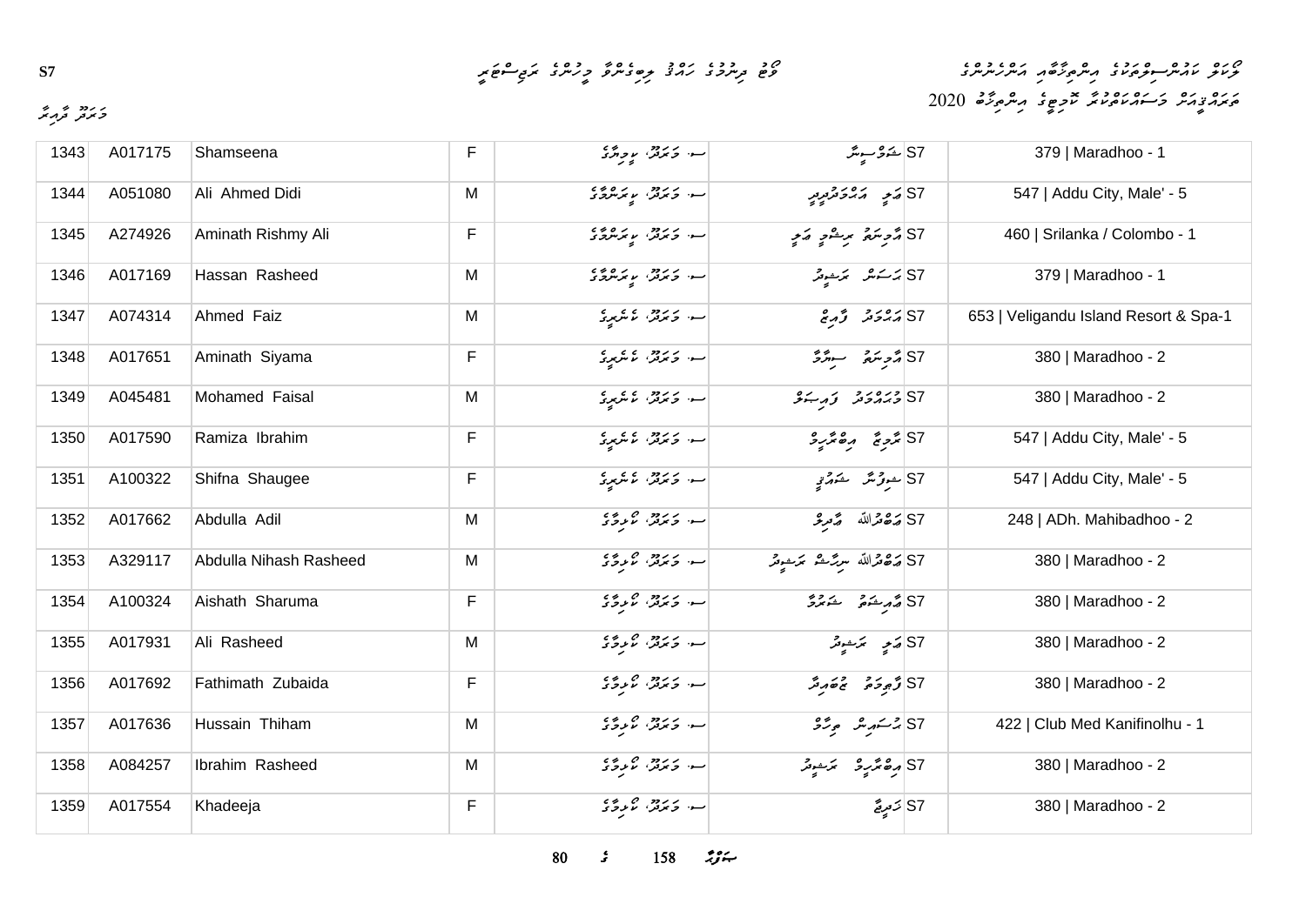| 1343 | A017175 | Shamseena | F | ސ. މަރަދޫ، ކިލިއްޔާ | S7 ޝަމްސީނާ | 379 \| Maradhoo - 1 |
|---|---|---|---|---|---|---|
| 1344 | A051080 | Ali Ahmed Didi | M | ސ. މަރަދޫ، ކިރަންދާގެ | S7 އަލީ އަޙްމަދުދީދީ | 547 \| Addu City, Male' - 5 |
| 1345 | A274926 | Aminath Rishmy Ali | F | ސ. މަރަދޫ، ކިރަންދާގެ | S7 އާމިނަތު ރިޝްމީ އަލީ | 460 \| Srilanka / Colombo - 1 |
| 1346 | A017169 | Hassan Rasheed | M | ސ. މަރަދޫ، ކިރަންދާގެ | S7 ހަސަން ރަޝީދު | 379 \| Maradhoo - 1 |
| 1347 | A074314 | Ahmed Faiz | M | ސ. މަރަދޫ، ކެނެރީގެ | S7 އަޙްމަދު ފާއިޒު | 653 \| Veligandu Island Resort & Spa-1 |
| 1348 | A017651 | Aminath Siyama | F | ސ. މަރަދޫ، ކެނެރީގެ | S7 އާމިނަތު ސިޔާމާ | 380 \| Maradhoo - 2 |
| 1349 | A045481 | Mohamed Faisal | M | ސ. މަރަދޫ، ކެނެރީގެ | S7 މުޙައްމަދު ފައިސަލް | 380 \| Maradhoo - 2 |
| 1350 | A017590 | Ramiza Ibrahim | F | ސ. މަރަދޫ، ކެނެރީގެ | S7 ރާމިޒާ އިބްރާހީމް | 547 \| Addu City, Male' - 5 |
| 1351 | A100322 | Shifna Shaugee | F | ސ. މަރަދޫ، ކެނެރީގެ | S7 ޝިފްނާ ޝައުޤީ | 547 \| Addu City, Male' - 5 |
| 1352 | A017662 | Abdulla Adil | M | ސ. މަރަދޫ، ކޮލިމާގެ | S7 އަބްދުﷲ އާދިލް | 248 \| ADh. Mahibadhoo - 2 |
| 1353 | A329117 | Abdulla Nihash Rasheed | M | ސ. މަރަދޫ، ކޮލިމާގެ | S7 އަބްދުﷲ ނިހާޝް ރަޝީދު | 380 \| Maradhoo - 2 |
| 1354 | A100324 | Aishath Sharuma | F | ސ. މަރަދޫ، ކޮލިމާގެ | S7 އާއިޝަތު ޝަރުމާ | 380 \| Maradhoo - 2 |
| 1355 | A017931 | Ali Rasheed | M | ސ. މަރަދޫ، ކޮލިމާގެ | S7 އަލީ ރަޝީދު | 380 \| Maradhoo - 2 |
| 1356 | A017692 | Fathimath Zubaida | F | ސ. މަރަދޫ، ކޮލިމާގެ | S7 ފާތިމަތު ޒުބައިދާ | 380 \| Maradhoo - 2 |
| 1357 | A017636 | Hussain Thiham | M | ސ. މަރަދޫ، ކޮލިމާގެ | S7 ހުސައިން ތިހާމް | 422 \| Club Med Kanifinolhu - 1 |
| 1358 | A084257 | Ibrahim Rasheed | M | ސ. މަރަދޫ، ކޮލިމާގެ | S7 އިބްރާހީމް ރަޝީދު | 380 \| Maradhoo - 2 |
| 1359 | A017554 | Khadeeja | F | ސ. މަރަދޫ، ކޮލިމާގެ | S7 ޚަދީޖާ | 380 \| Maradhoo - 2 |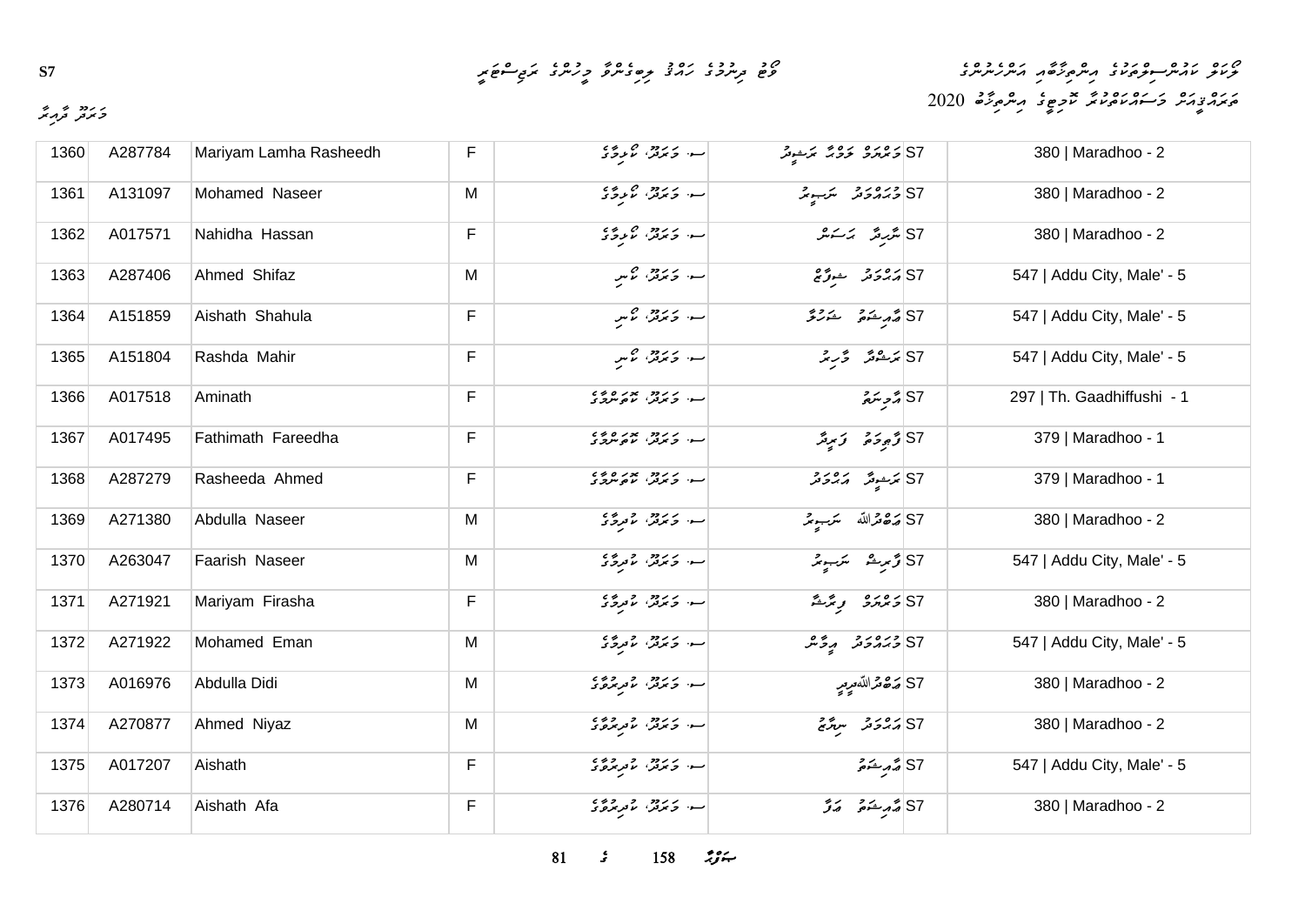| 1360 | A287784 | Mariyam Lamha Rasheedh | F | ސ. މަރަދޫ، ކޮއިމާގެ | S7 މަރިޔަމް ލަމްހާ ރަޝީދު | 380 \| Maradhoo - 2 |
|---|---|---|---|---|---|---|
| 1361 | A131097 | Mohamed Naseer | M | ސ. މަރަދޫ، ކޮއިމާގެ | S7 މުހައްމަދު ނަސީރު | 380 \| Maradhoo - 2 |
| 1362 | A017571 | Nahidha Hassan | F | ސ. މަރަދޫ، ކޮއިމާގެ | S7 ނާހިދާ ހަސަން | 380 \| Maradhoo - 2 |
| 1363 | A287406 | Ahmed Shifaz | M | ސ. މަރަދޫ، ކޮޅި | S7 އަހްމަދު ޝިފާޒު | 547 \| Addu City, Male' - 5 |
| 1364 | A151859 | Aishath Shahula | F | ސ. މަރަދޫ، ކޮޅި | S7 އާއިޝަތު ޝަހުލާ | 547 \| Addu City, Male' - 5 |
| 1365 | A151804 | Rashda Mahir | F | ސ. މަރަދޫ، ކޮޅި | S7 ރަޝްދާ މާހިރު | 547 \| Addu City, Male' - 5 |
| 1366 | A017518 | Aminath | F | ސ. މަރަދޫ، ކޮކާނުގެ | S7 އާމިނަތު | 297 \| Th. Gaadhiffushi - 1 |
| 1367 | A017495 | Fathimath Fareedha | F | ސ. މަރަދޫ، ކޮކާނުގެ | S7 ފާތިމަތު ފަރީދާ | 379 \| Maradhoo - 1 |
| 1368 | A287279 | Rasheeda Ahmed | F | ސ. މަރަދޫ، ކޮކާނުގެ | S7 ރަޝީދާ އަހްމަދު | 379 \| Maradhoo - 1 |
| 1369 | A271380 | Abdulla Naseer | M | ސ. މަރަދޫ، ކޮއިރާގެ | S7 އަބްދުﷲ ނަސީރު | 380 \| Maradhoo - 2 |
| 1370 | A263047 | Faarish Naseer | M | ސ. މަރަދޫ، ކޮއިރާގެ | S7 ފާރިޝް ނަސީރު | 547 \| Addu City, Male' - 5 |
| 1371 | A271921 | Mariyam Firasha | F | ސ. މަރަދޫ، ކޮއިރާގެ | S7 މަރިޔަމް ފިރާޝާ | 380 \| Maradhoo - 2 |
| 1372 | A271922 | Mohamed Eman | M | ސ. މަރަދޫ، ކޮއިރާގެ | S7 މުހައްމަދު އީމާން | 547 \| Addu City, Male' - 5 |
| 1373 | A016976 | Abdulla Didi | M | ސ. މަރަދޫ، ކޮއިރުވާގެ | S7 އަބްދުﷲދީދީ | 380 \| Maradhoo - 2 |
| 1374 | A270877 | Ahmed Niyaz | M | ސ. މަރަދޫ، ކޮއިރުވާގެ | S7 އަހްމަދު ނިޔާޒު | 380 \| Maradhoo - 2 |
| 1375 | A017207 | Aishath | F | ސ. މަރަދޫ، ކޮއިރުވާގެ | S7 އާއިޝަތު | 547 \| Addu City, Male' - 5 |
| 1376 | A280714 | Aishath Afa | F | ސ. މަރަދޫ، ކޮއިރުވާގެ | S7 އާއިޝަތު އަފާ | 380 \| Maradhoo - 2 |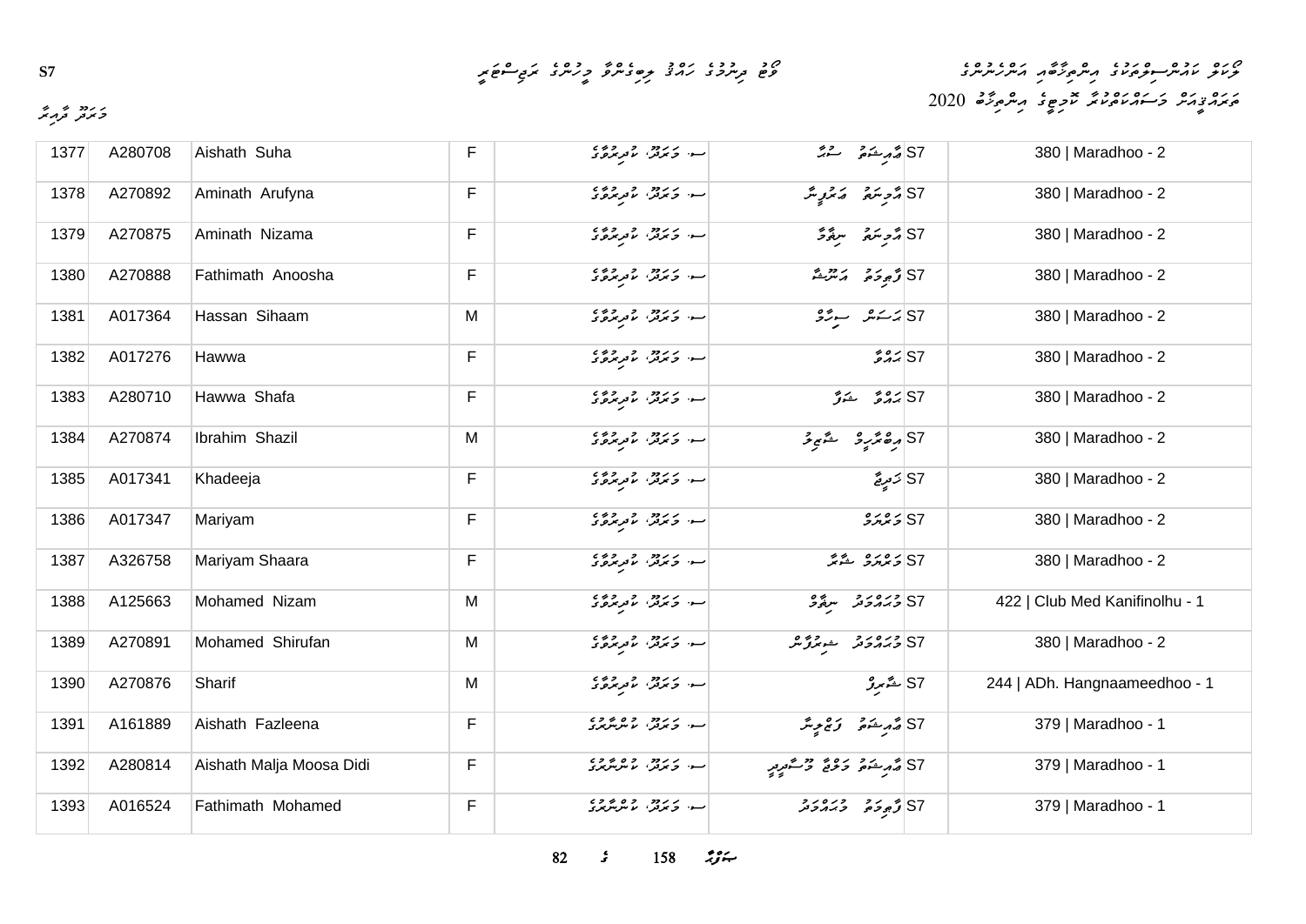| 1377 | A280708 | Aishath Suha | F | ސ. މަރަދޫ، ކުރިރުވާގެ | S7 ޢާއިޝަތު ސުހާ | 380 \| Maradhoo - 2 |
|---|---|---|---|---|---|---|
| 1378 | A270892 | Aminath Arufyna | F | ސ. މަރަދޫ، ކުރިރުވާގެ | S7 އާމިނަތު އަރުފީނާ | 380 \| Maradhoo - 2 |
| 1379 | A270875 | Aminath Nizama | F | ސ. މަރަދޫ، ކުރިރުވާގެ | S7 އާމިނަތު ނިޒާމާ | 380 \| Maradhoo - 2 |
| 1380 | A270888 | Fathimath Anoosha | F | ސ. މަރަދޫ، ކުރިރުވާގެ | S7 ފާތިމަތު އަނޫޝާ | 380 \| Maradhoo - 2 |
| 1381 | A017364 | Hassan Sihaam | M | ސ. މަރަދޫ، ކުރިރުވާގެ | S7 ހަސަން ސިހާމް | 380 \| Maradhoo - 2 |
| 1382 | A017276 | Hawwa | F | ސ. މަރަދޫ، ކުރިރުވާގެ | S7 ހައްވާ | 380 \| Maradhoo - 2 |
| 1383 | A280710 | Hawwa Shafa | F | ސ. މަރަދޫ، ކުރިރުވާގެ | S7 ހައްވާ ޝަފާ | 380 \| Maradhoo - 2 |
| 1384 | A270874 | Ibrahim Shazil | M | ސ. މަރަދޫ، ކުރިރުވާގެ | S7 އިބްރާހީމް ޝާޒިލް | 380 \| Maradhoo - 2 |
| 1385 | A017341 | Khadeeja | F | ސ. މަރަދޫ، ކުރިރުވާގެ | S7 ޚަދީޖާ | 380 \| Maradhoo - 2 |
| 1386 | A017347 | Mariyam | F | ސ. މަރަދޫ، ކުރިރުވާގެ | S7 މަރިޔަމް | 380 \| Maradhoo - 2 |
| 1387 | A326758 | Mariyam Shaara | F | ސ. މަރަދޫ، ކުރިރުވާގެ | S7 މަރިޔަމް ޝާރާ | 380 \| Maradhoo - 2 |
| 1388 | A125663 | Mohamed Nizam | M | ސ. މަރަދޫ، ކުރިރުވާގެ | S7 މުހައްމަދު ނިޒާމް | 422 \| Club Med Kanifinolhu - 1 |
| 1389 | A270891 | Mohamed Shirufan | M | ސ. މަރަދޫ، ކުރިރުވާގެ | S7 މުހައްމަދު ޝިރުފާން | 380 \| Maradhoo - 2 |
| 1390 | A270876 | Sharif | M | ސ. މަރަދޫ، ކުރިރުވާގެ | S7 ޝާރިފް | 244 \| ADh. Hangnaameedhoo - 1 |
| 1391 | A161889 | Aishath Fazleena | F | ސ. މަރަދޫ، ކުންނާރުގެ | S7 ޢާއިޝަތު ފަޟްލީނާ | 379 \| Maradhoo - 1 |
| 1392 | A280814 | Aishath Malja Moosa Didi | F | ސ. މަރަދޫ، ކުންނާރުގެ | S7 ޢާއިޝަތު މަލްޖާ މޫސާދީދީ | 379 \| Maradhoo - 1 |
| 1393 | A016524 | Fathimath Mohamed | F | ސ. މަރަދޫ، ކުންނާރުގެ | S7 ފާތިމަތު މުހައްމަދު | 379 \| Maradhoo - 1 |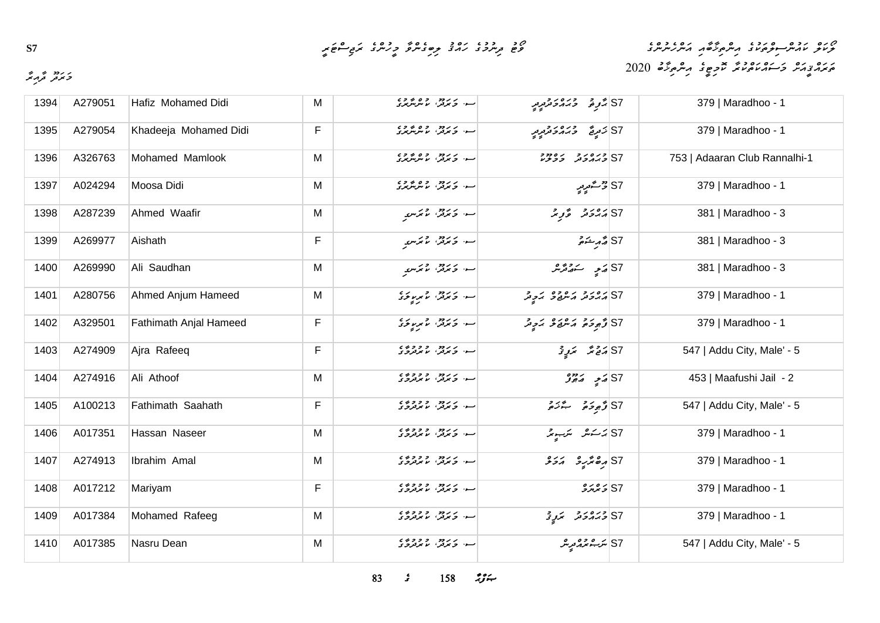| 1394 | A279051 | Hafiz Mohamed Didi | M | ސ. މަރަދޫ، ކުންނާރުގެ | S7 ހާފިޒް މުހައްމަދުދީދީ | 379 \| Maradhoo - 1 |
|---|---|---|---|---|---|---|
| 1395 | A279054 | Khadeeja Mohamed Didi | F | ސ. މަރަދޫ، ކުންނާރުގެ | S7 ޚަދީޖާ މުހައްމަދުދީދީ | 379 \| Maradhoo - 1 |
| 1396 | A326763 | Mohamed Mamlook | M | ސ. މަރަދޫ، ކުންނާރުގެ | S7 މުހައްމަދު މަމްލޫކު | 753 \| Adaaran Club Rannalhi-1 |
| 1397 | A024294 | Moosa Didi | M | ސ. މަރަދޫ، ކުންނާރުގެ | S7 މޫސާދީދީ | 379 \| Maradhoo - 1 |
| 1398 | A287239 | Ahmed Waafir | M | ސ. މަރަދޫ، ކުރަސިލ | S7 އަހްމަދު ވާފިރު | 381 \| Maradhoo - 3 |
| 1399 | A269977 | Aishath | F | ސ. މަރަދޫ، ކުރަސިލ | S7 އާއިޝަތު | 381 \| Maradhoo - 3 |
| 1400 | A269990 | Ali Saudhan | M | ސ. މަރަދޫ، ކުރަސިލ | S7 އަލި ސައުދާން | 381 \| Maradhoo - 3 |
| 1401 | A280756 | Ahmed Anjum Hameed | M | ސ. މަރަދޫ، ކުރިނިވަގެ | S7 އަހްމަދު އަންޖުމް ހަމީދު | 379 \| Maradhoo - 1 |
| 1402 | A329501 | Fathimath Anjal Hameed | F | ސ. މަރަދޫ، ކުރިނިވަގެ | S7 ފާތިމަތު އަންޖަލް ހަމީދު | 379 \| Maradhoo - 1 |
| 1403 | A274909 | Ajra Rafeeq | F | ސ. މަރަދޫ، ކުރުދުވާގެ | S7 އަޖްރާ ރަފީޤު | 547 \| Addu City, Male' - 5 |
| 1404 | A274916 | Ali Athoof | M | ސ. މަރަދޫ، ކުރުދުވާގެ | S7 އަލި އަތޫފު | 453 \| Maafushi Jail - 2 |
| 1405 | A100213 | Fathimath Saahath | F | ސ. މަރަދޫ، ކުރުދުވާގެ | S7 ފާތިމަތު ސާހަތު | 547 \| Addu City, Male' - 5 |
| 1406 | A017351 | Hassan Naseer | M | ސ. މަރަދޫ، ކުރުދުވާގެ | S7 ހަސަން ނަސީރު | 379 \| Maradhoo - 1 |
| 1407 | A274913 | Ibrahim Amal | M | ސ. މަރަދޫ، ކުރުދުވާގެ | S7 އިބްރާހީމް އަމަލް | 379 \| Maradhoo - 1 |
| 1408 | A017212 | Mariyam | F | ސ. މަރަދޫ، ކުރުދުވާގެ | S7 މަރިޔަމް | 379 \| Maradhoo - 1 |
| 1409 | A017384 | Mohamed Rafeeg | M | ސ. މަރަދޫ، ކުރުދުވާގެ | S7 މުހައްމަދު ރަފީޤު | 379 \| Maradhoo - 1 |
| 1410 | A017385 | Nasru Dean | M | ސ. މަރަދޫ، ކުރުދުވާގެ | S7 ނަސްރުއްދީން | 547 \| Addu City, Male' - 5 |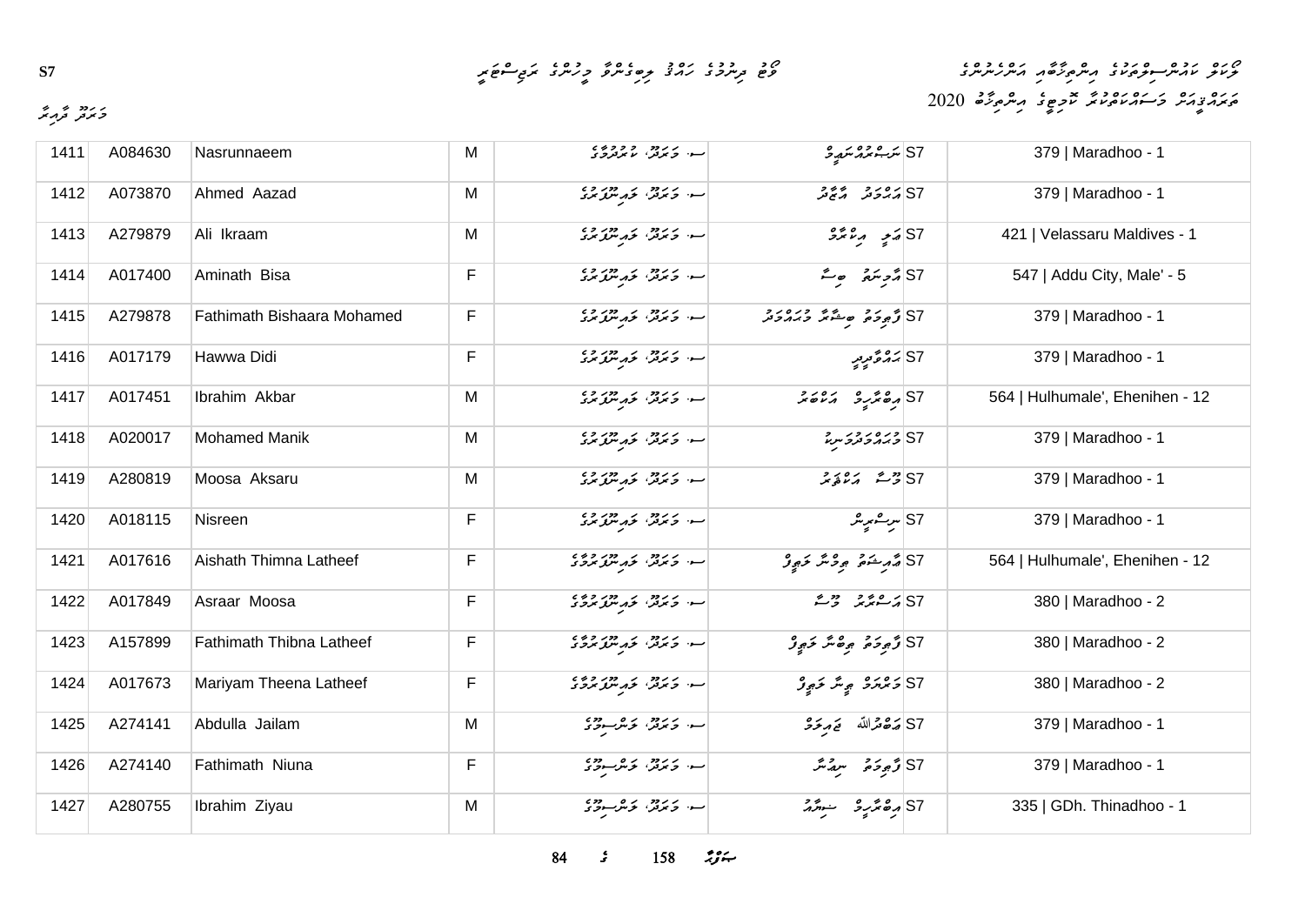| 1411 | A084630 | Nasrunnaeem | M | ސ. މަރަދޫ، ކުރުދުވާގެ | S7 ނަސްރުއްނައީމް | 379 \| Maradhoo - 1 |
|---|---|---|---|---|---|---|
| 1412 | A073870 | Ahmed Aazad | M | ސ. މަރަދޫ، ތަޖިންކޯރުގެ | S7 އަހުމަދު އާޒާދު | 379 \| Maradhoo - 1 |
| 1413 | A279879 | Ali Ikraam | M | ސ. މަރަދޫ، ތަޖިންކޯރުގެ | S7 އަލީ އިކްރާމް | 421 \| Velassaru Maldives - 1 |
| 1414 | A017400 | Aminath Bisa | F | ސ. މަރަދޫ، ތަޖިންކޯރުގެ | S7 އާމިނަތު ބިސާ | 547 \| Addu City, Male' - 5 |
| 1415 | A279878 | Fathimath Bishaara Mohamed | F | ސ. މަރަދޫ، ތަޖިންކޯރުގެ | S7 ފާތިމަތު ބިޝާރާ މުހައްމަދު | 379 \| Maradhoo - 1 |
| 1416 | A017179 | Hawwa Didi | F | ސ. މަރަދޫ، ތަޖިންކޯރުގެ | S7 ހައްވާދިދި | 379 \| Maradhoo - 1 |
| 1417 | A017451 | Ibrahim Akbar | M | ސ. މަރަދޫ، ތަޖިންކޯރުގެ | S7 އިބްރާހީމް އަކްބަރު | 564 \| Hulhumale', Ehenihen - 12 |
| 1418 | A020017 | Mohamed Manik | M | ސ. މަރަދޫ، ތަޖިންކޯރުގެ | S7 މުހައްމަދުމަނިކު | 379 \| Maradhoo - 1 |
| 1419 | A280819 | Moosa Aksaru | M | ސ. މަރަދޫ، ތަޖިންކޯރުގެ | S7 މޫސާ އަކުސަރު | 379 \| Maradhoo - 1 |
| 1420 | A018115 | Nisreen | F | ސ. މަރަދޫ، ތަޖިންކޯރުގެ | S7 ނިސްރީން | 379 \| Maradhoo - 1 |
| 1421 | A017616 | Aishath Thimna Latheef | F | ސ. މަރަދޫ، ތަޖިންކޯރުވާގެ | S7 އާއިޝަތު ތިމްނާ ލަޠީފް | 564 \| Hulhumale', Ehenihen - 12 |
| 1422 | A017849 | Asraar Moosa | F | ސ. މަރަދޫ، ތަޖިންކޯރުވާގެ | S7 އަސްރާރު މޫސާ | 380 \| Maradhoo - 2 |
| 1423 | A157899 | Fathimath Thibna Latheef | F | ސ. މަރަދޫ، ތަޖިންކޯރުވާގެ | S7 ފާތިމަތު ތިބްނާ ލަޠީފް | 380 \| Maradhoo - 2 |
| 1424 | A017673 | Mariyam Theena Latheef | F | ސ. މަރަދޫ، ތަޖިންކޯރުވާގެ | S7 މަރިޔަމް ތީނާ ލަޠީފް | 380 \| Maradhoo - 2 |
| 1425 | A274141 | Abdulla Jailam | M | ސ. މަރަދޫ، ވަރުސްވޫގެ | S7 އަބްދުﷲ ޖައިލަމް | 379 \| Maradhoo - 1 |
| 1426 | A274140 | Fathimath Niuna | F | ސ. މަރަދޫ، ވަރުސްވޫގެ | S7 ފާތިމަތު ނިއުނާ | 379 \| Maradhoo - 1 |
| 1427 | A280755 | Ibrahim Ziyau | M | ސ. މަރަދޫ، ވަރުސްވޫގެ | S7 އިބްރާހީމް ޒިޔާއު | 335 \| GDh. Thinadhoo - 1 |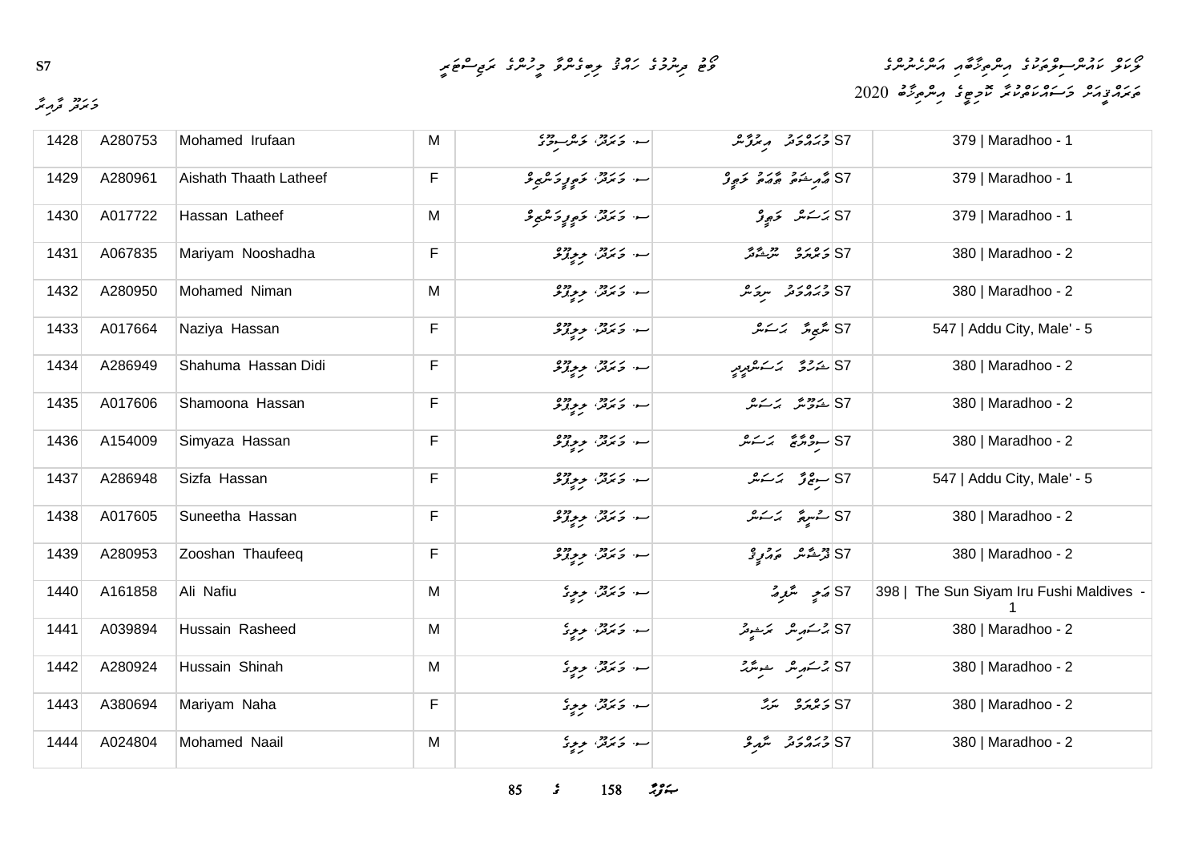| 1428 | A280753 | Mohamed Irufaan | M | ސ. މަރަދޫ. ވަނާސާމާގެ | S7 މުހައްމަދު އިރުފާން | 379 \| Maradhoo - 1 |
|---|---|---|---|---|---|---|
| 1429 | A280961 | Aishath Thaath Latheef | F | ސ. މަރަދޫ. ވަތީފިޔަންތި | S7 އައިޝަތު ތާއަތު ލަތީފު | 379 \| Maradhoo - 1 |
| 1430 | A017722 | Hassan Latheef | M | ސ. މަރަދޫ. ވަތީފިޔަންތި | S7 ހަސަން ލަތީފު | 379 \| Maradhoo - 1 |
| 1431 | A067835 | Mariyam Nooshadha | F | ސ. މަރަދޫ. ލިލީފޯޓު | S7 މަރިޔަމް ނޫޝަދާ | 380 \| Maradhoo - 2 |
| 1432 | A280950 | Mohamed Niman | M | ސ. މަރަދޫ. ލިލީފޯޓު | S7 މުހައްމަދު ނިމަން | 380 \| Maradhoo - 2 |
| 1433 | A017664 | Naziya Hassan | F | ސ. މަރަދޫ. ލިލީފޯޓު | S7 ނާޒިޔާ ހަސަން | 547 \| Addu City, Male' - 5 |
| 1434 | A286949 | Shahuma Hassan Didi | F | ސ. މަރަދޫ. ލިލީފޯޓު | S7 ޝަހުމާ ހަސަންދީދީ | 380 \| Maradhoo - 2 |
| 1435 | A017606 | Shamoona Hassan | F | ސ. މަރަދޫ. ލިލީފޯޓު | S7 ޝަމޫނާ ހަސަން | 380 \| Maradhoo - 2 |
| 1436 | A154009 | Simyaza Hassan | F | ސ. މަރަދޫ. ލިލީފޯޓު | S7 ސިމްޔާޒާ ހަސަން | 380 \| Maradhoo - 2 |
| 1437 | A286948 | Sizfa Hassan | F | ސ. މަރަދޫ. ލިލީފޯޓު | S7 ސިޒްފާ ހަސަން | 547 \| Addu City, Male' - 5 |
| 1438 | A017605 | Suneetha Hassan | F | ސ. މަރަދޫ. ލިލީފޯޓު | S7 ސުނީތާ ހަސަން | 380 \| Maradhoo - 2 |
| 1439 | A280953 | Zooshan Thaufeeq | F | ސ. މަރަދޫ. ލިލީފޯޓު | S7 ޒޫޝާން ތައުފީޤު | 380 \| Maradhoo - 2 |
| 1440 | A161858 | Ali Nafiu | M | ސ. މަރަދޫ. ލިލީގެ | S7 އަލީ ނާފިއު | 398 \| The Sun Siyam Iru Fushi Maldives - 1 |
| 1441 | A039894 | Hussain Rasheed | M | ސ. މަރަދޫ. ލިލީގެ | S7 ހުސައިން ރަޝީދު | 380 \| Maradhoo - 2 |
| 1442 | A280924 | Hussain Shinah | M | ސ. މަރަދޫ. ލިލީގެ | S7 ހުސައިން ޝިނާހް | 380 \| Maradhoo - 2 |
| 1443 | A380694 | Mariyam Naha | F | ސ. މަރަދޫ. ލިލީގެ | S7 މަރިޔަމް ނަހާ | 380 \| Maradhoo - 2 |
| 1444 | A024804 | Mohamed Naail | M | ސ. މަރަދޫ. ލިލީގެ | S7 މުހައްމަދު ނާއިލް | 380 \| Maradhoo - 2 |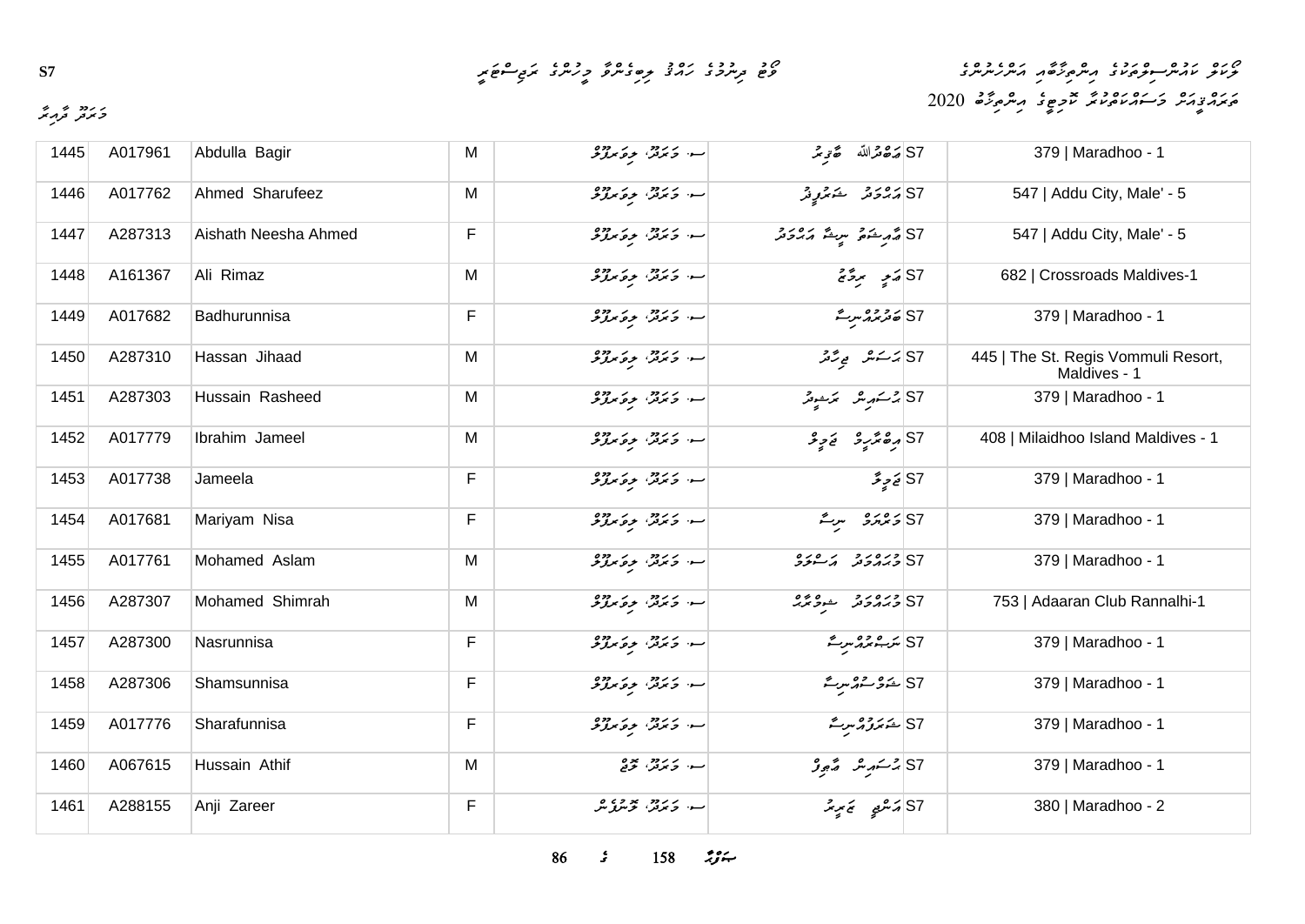| 1445 | A017961 | Abdulla Bagir | M | ސ. މަރަދޫ. ތިލަކަރުގެ | S7 އަބްދުﷲ ބާގިރު | 379 \| Maradhoo - 1 |
|---|---|---|---|---|---|---|
| 1446 | A017762 | Ahmed Sharufeez | M | ސ. މަރަދޫ. ތިލަކަރުގެ | S7 އަޙްމަދު ޝަރުފީޒު | 547 \| Addu City, Male' - 5 |
| 1447 | A287313 | Aishath Neesha Ahmed | F | ސ. މަރަދޫ. ތިލަކަރުގެ | S7 އާއިޝަތު ނީޝާ އަޙްމަދު | 547 \| Addu City, Male' - 5 |
| 1448 | A161367 | Ali Rimaz | M | ސ. މަރަދޫ. ތިލަކަރުގެ | S7 އަލި ރިމާޒު | 682 \| Crossroads Maldives-1 |
| 1449 | A017682 | Badhurunnisa | F | ސ. މަރަދޫ. ތިލަކަރުގެ | S7 ބަދުރުއްނިސާ | 379 \| Maradhoo - 1 |
| 1450 | A287310 | Hassan Jihaad | M | ސ. މަރަދޫ. ތިލަކަރުގެ | S7 ހަސަން ޖިހާދު | 445 \| The St. Regis Vommuli Resort, Maldives - 1 |
| 1451 | A287303 | Hussain Rasheed | M | ސ. މަރަދޫ. ތިލަކަރުގެ | S7 ހުސައިން ރަޝީދު | 379 \| Maradhoo - 1 |
| 1452 | A017779 | Ibrahim Jameel | M | ސ. މަރަދޫ. ތިލަކަރުގެ | S7 އިބްރާހިމް ޖަމީލު | 408 \| Milaidhoo Island Maldives - 1 |
| 1453 | A017738 | Jameela | F | ސ. މަރަދޫ. ތިލަކަރުގެ | S7 ޖަމީލާ | 379 \| Maradhoo - 1 |
| 1454 | A017681 | Mariyam Nisa | F | ސ. މަރަދޫ. ތިލަކަރުގެ | S7 މަރިޔަމް ނިސާ | 379 \| Maradhoo - 1 |
| 1455 | A017761 | Mohamed Aslam | M | ސ. މަރަދޫ. ތިލަކަރުގެ | S7 މުޙައްމަދު އަސްލަމް | 379 \| Maradhoo - 1 |
| 1456 | A287307 | Mohamed Shimrah | M | ސ. މަރަދޫ. ތިލަކަރުގެ | S7 މުޙައްމަދު ޝިމްރާހް | 753 \| Adaaran Club Rannalhi-1 |
| 1457 | A287300 | Nasrunnisa | F | ސ. މަރަދޫ. ތިލަކަރުގެ | S7 ނަސްރުއްނިސާ | 379 \| Maradhoo - 1 |
| 1458 | A287306 | Shamsunnisa | F | ސ. މަރަދޫ. ތިލަކަރުގެ | S7 ޝަމްސުއްނިސާ | 379 \| Maradhoo - 1 |
| 1459 | A017776 | Sharafunnisa | F | ސ. މަރަދޫ. ތިލަކަރުގެ | S7 ޝަރަފުއްނިސާ | 379 \| Maradhoo - 1 |
| 1460 | A067615 | Hussain Athif | M | ސ. މަރަދޫ. ތަޖް | S7 ހުސައިން އާތިފު | 379 \| Maradhoo - 1 |
| 1461 | A288155 | Anji Zareer | F | ސ. މަރަދޫ. ތާރަށްގެ | S7 އަންޖީ ޒަރީރު | 380 \| Maradhoo - 2 |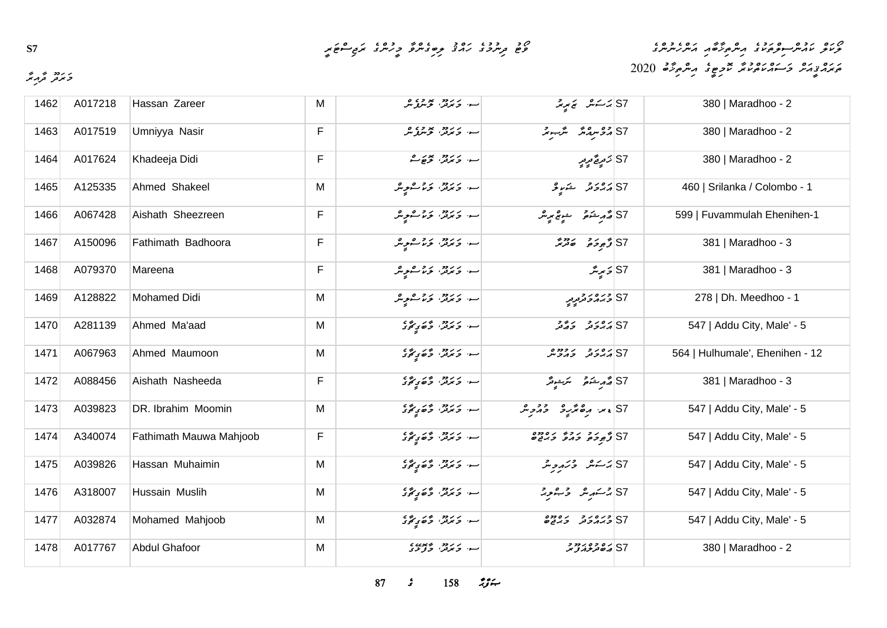| 1462 | A017218 | Hassan Zareer | M | ސ. މަރަދޫ، ތޮށިގެން | S7 ހަސަން ޒަރީރު | 380 \| Maradhoo - 2 |
|---|---|---|---|---|---|---|
| 1463 | A017519 | Umniyya Nasir | F | ސ. މަރަދޫ، ތޮށިގެން | S7 އުމްނިއްޔާ ނާސިރު | 380 \| Maradhoo - 2 |
| 1464 | A017624 | Khadeeja Didi | F | ސ. މަރަދޫ، ތޮޓަސް | S7 ޚަދީޖާދީދީ | 380 \| Maradhoo - 2 |
| 1465 | A125335 | Ahmed Shakeel | M | ސ. މަރަދޫ، ވަށްސޯލިން | S7 އަޙްމަދު ޝަކީލް | 460 \| Srilanka / Colombo - 1 |
| 1466 | A067428 | Aishath Sheezreen | F | ސ. މަރަދޫ، ވަށްސޯލިން | S7 އާއިޝަތު ޝީޒްރީން | 599 \| Fuvammulah Ehenihen-1 |
| 1467 | A150096 | Fathimath Badhoora | F | ސ. މަރަދޫ، ވަށްސޯލިން | S7 ފާތިމަތު ބަދޫރާ | 381 \| Maradhoo - 3 |
| 1468 | A079370 | Mareena | F | ސ. މަރަދޫ، ވަށްސޯލިން | S7 މަރީނާ | 381 \| Maradhoo - 3 |
| 1469 | A128822 | Mohamed Didi | M | ސ. މަރަދޫ، ވަށްސޯލިން | S7 މުޙައްމަދުދީދީ | 278 \| Dh. Meedhoo - 1 |
| 1470 | A281139 | Ahmed Ma'aad | M | ސ. މަރަދޫ، މާބަނޑާރު | S7 އަޙްމަދު މައާދު | 547 \| Addu City, Male' - 5 |
| 1471 | A067963 | Ahmed Maumoon | M | ސ. މަރަދޫ، މާބަނޑާރު | S7 އަޙްމަދު މައުމޫން | 564 \| Hulhumale', Ehenihen - 12 |
| 1472 | A088456 | Aishath Nasheeda | F | ސ. މަރަދޫ، މާބަނޑާރު | S7 އާއިޝަތު ނަޝީދާ | 381 \| Maradhoo - 3 |
| 1473 | A039823 | DR. Ibrahim Moomin | M | ސ. މަރަދޫ، މާބަނޑާރު | S7 ޑރ. އިބްރާހީމް މުއުމިން | 547 \| Addu City, Male' - 5 |
| 1474 | A340074 | Fathimath Mauwa Mahjoob | F | ސ. މަރަދޫ، މާބަނޑާރު | S7 ފާތިމަތު މައުވާ މަޙްޖޫބު | 547 \| Addu City, Male' - 5 |
| 1475 | A039826 | Hassan Muhaimin | M | ސ. މަރަދޫ، މާބަނޑާރު | S7 ހަސަން މުހައިމިން | 547 \| Addu City, Male' - 5 |
| 1476 | A318007 | Hussain Muslih | M | ސ. މަރަދޫ، މާބަނޑާރު | S7 ހުސައިން މުސްލިހު | 547 \| Addu City, Male' - 5 |
| 1477 | A032874 | Mohamed Mahjoob | M | ސ. މަރަދޫ، މާބަނޑާރު | S7 މުޙައްމަދު މަޙްޖޫބު | 547 \| Addu City, Male' - 5 |
| 1478 | A017767 | Abdul Ghafoor | M | ސ. މަރަދޫ، މާފަރީގެ | S7 އަބްދުލްޣަފޫރު | 380 \| Maradhoo - 2 |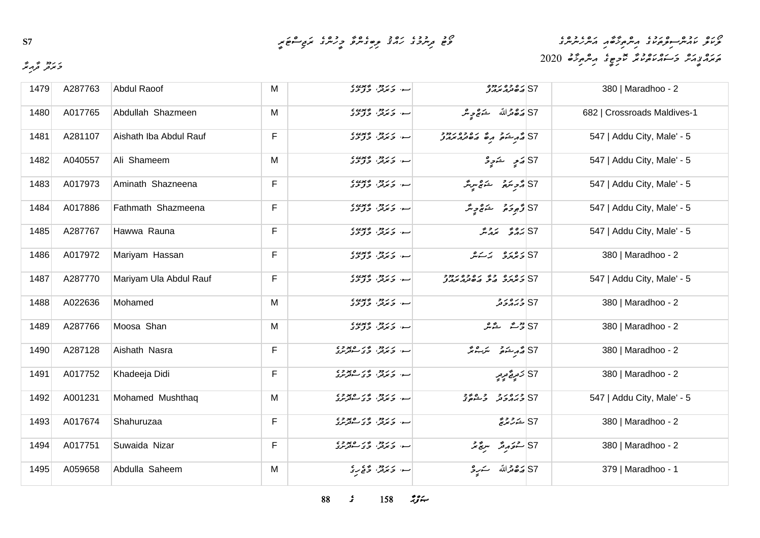| 1479 | A287763 | Abdul Raoof | M | ސ. މަރަދޫ، މާފޫދީ | S7 އަބްދުއްރައޫފު | 380 \| Maradhoo - 2 |
|---|---|---|---|---|---|---|
| 1480 | A017765 | Abdullah Shazmeen | M | ސ. މަރަދޫ، މާފޫދީ | S7 އަބްދުﷲ ޝަޒްމީން | 682 \| Crossroads Maldives-1 |
| 1481 | A281107 | Aishath Iba Abdul Rauf | F | ސ. މަރަދޫ، މާފޫދީ | S7 އާއިޝަތު އިބާ އަބްދުއްރައޫފު | 547 \| Addu City, Male' - 5 |
| 1482 | A040557 | Ali Shameem | M | ސ. މަރަދޫ، މާފޫދީ | S7 އަލި ޝަމީމު | 547 \| Addu City, Male' - 5 |
| 1483 | A017973 | Aminath Shazneena | F | ސ. މަރަދޫ، މާފޫދީ | S7 އާމިނަތު ޝަޒްނީނާ | 547 \| Addu City, Male' - 5 |
| 1484 | A017886 | Fathmath Shazmeena | F | ސ. މަރަދޫ، މާފޫދީ | S7 ފާތިމަތު ޝަޒްމީނާ | 547 \| Addu City, Male' - 5 |
| 1485 | A287767 | Hawwa Rauna | F | ސ. މަރަދޫ، މާފޫދީ | S7 ހައްވާ ރައުނާ | 547 \| Addu City, Male' - 5 |
| 1486 | A017972 | Mariyam Hassan | F | ސ. މަރަދޫ، މާފޫދީ | S7 މަރިޔަމް ހަސަން | 380 \| Maradhoo - 2 |
| 1487 | A287770 | Mariyam Ula Abdul Rauf | F | ސ. މަރަދޫ، މާފޫދީ | S7 މަރިޔަމް އުލާ އަބްދުއްރައޫފު | 547 \| Addu City, Male' - 5 |
| 1488 | A022636 | Mohamed | M | ސ. މަރަދޫ، މާފޫދީ | S7 މުޙައްމަދު | 380 \| Maradhoo - 2 |
| 1489 | A287766 | Moosa Shan | M | ސ. މަރަދޫ، މާފޫދީ | S7 މޫސާ ޝާން | 380 \| Maradhoo - 2 |
| 1490 | A287128 | Aishath Nasra | F | ސ. މަރަދޫ، މާރަސްފަރީ | S7 އާއިޝަތު ނަސްރާ | 380 \| Maradhoo - 2 |
| 1491 | A017752 | Khadeeja Didi | F | ސ. މަރަދޫ، މާރަސްފަރީ | S7 ޚަދީޖާ ދީދީ | 380 \| Maradhoo - 2 |
| 1492 | A001231 | Mohamed Mushthaq | M | ސ. މަރަދޫ، މާރަސްފަރީ | S7 މުޙައްމަދު މުޝްތާޤު | 547 \| Addu City, Male' - 5 |
| 1493 | A017674 | Shahuruzaa | F | ސ. މަރަދޫ، މާރަސްފަރީ | S7 ޝަހުރުޒާ | 380 \| Maradhoo - 2 |
| 1494 | A017751 | Suwaida Nizar | F | ސ. މަރަދޫ، މާރަސްފަރީ | S7 ސުވައިދާ ނިޒާރު | 380 \| Maradhoo - 2 |
| 1495 | A059658 | Abdulla Saheem | M | ސ. މަރަދޫ، މާޖެހީ | S7 އަބްދުﷲ ސަހީމް | 379 \| Maradhoo - 1 |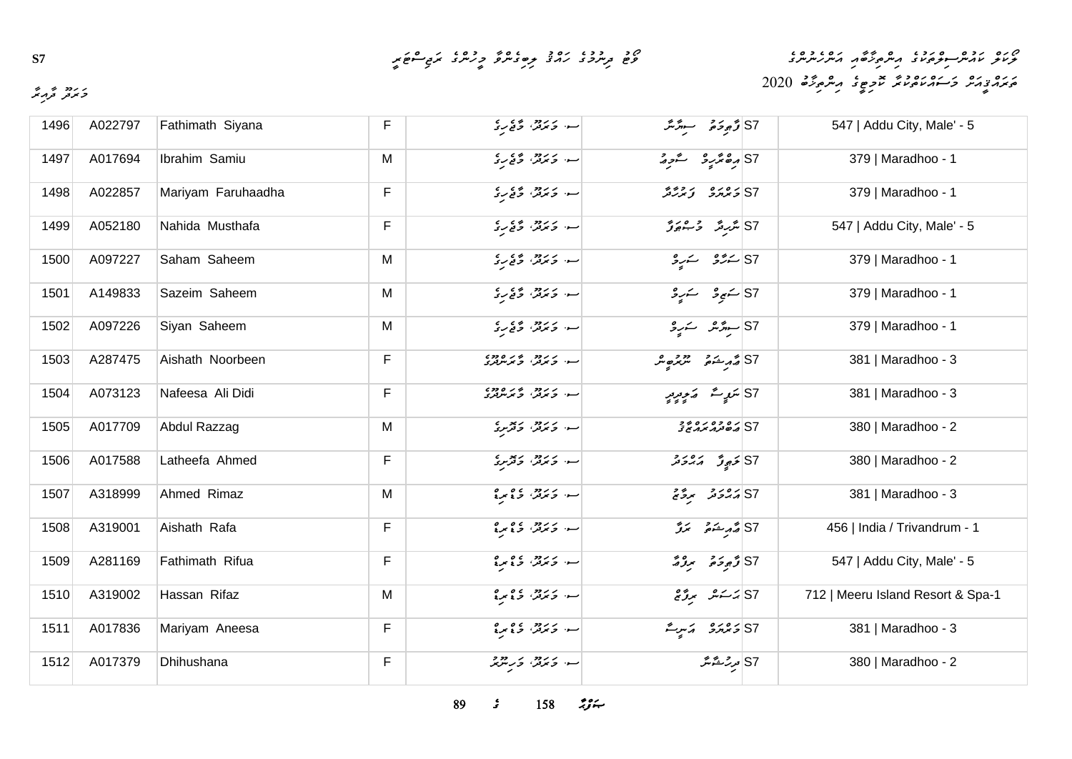| 1496 | A022797 | Fathimath Siyana | F | ސ. މަރަދޫ، މާޖެހިގެ | S7 ފާތިމަތު ސިޔާނާ | 547 \| Addu City, Male' - 5 |
|---|---|---|---|---|---|---|
| 1497 | A017694 | Ibrahim Samiu | M | ސ. މަރަދޫ، މާޖެހިގެ | S7 އިބްރާހީމް ސާމިޢު | 379 \| Maradhoo - 1 |
| 1498 | A022857 | Mariyam Faruhaadha | F | ސ. މަރަދޫ، މާޖެހިގެ | S7 މަރިޔަމް ފަރުހާދާ | 379 \| Maradhoo - 1 |
| 1499 | A052180 | Nahida Musthafa | F | ސ. މަރަދޫ، މާޖެހިގެ | S7 ނާހިދާ މުސްތަފާ | 547 \| Addu City, Male' - 5 |
| 1500 | A097227 | Saham Saheem | M | ސ. މަރަދޫ، މާޖެހިގެ | S7 ސަހާމް ސަހީމް | 379 \| Maradhoo - 1 |
| 1501 | A149833 | Sazeim Saheem | M | ސ. މަރަދޫ، މާޖެހިގެ | S7 ސަޒީމް ސަހީމް | 379 \| Maradhoo - 1 |
| 1502 | A097226 | Siyan Saheem | M | ސ. މަރަދޫ، މާޖެހިގެ | S7 ސިޔާން ސަހީމް | 379 \| Maradhoo - 1 |
| 1503 | A287475 | Aishath Noorbeen | F | ސ. މަރަދޫ، މާރަނގޫގެ | S7 އާއިޝަތު ނޫރުބީން | 381 \| Maradhoo - 3 |
| 1504 | A073123 | Nafeesa Ali Didi | F | ސ. މަރަދޫ، މާރަނގޫގެ | S7 ނަފީސާ އަލިދީދީ | 381 \| Maradhoo - 3 |
| 1505 | A017709 | Abdul Razzag | M | ސ. މަރަދޫ، މަޑުނގެ | S7 އަބްދުލްރައްޒާގު | 380 \| Maradhoo - 2 |
| 1506 | A017588 | Latheefa Ahmed | F | ސ. މަރަދޫ، މަޑުނގެ | S7 ލަޠީފާ އަޙްމަދު | 380 \| Maradhoo - 2 |
| 1507 | A318999 | Ahmed Rimaz | M | ސ. މަރަދޫ، މެޖިކް | S7 އަޙްމަދު ރިމާޒު | 381 \| Maradhoo - 3 |
| 1508 | A319001 | Aishath Rafa | F | ސ. މަރަދޫ، މެޖިކް | S7 އާއިޝަތު ރަފާ | 456 \| India / Trivandrum - 1 |
| 1509 | A281169 | Fathimath Rifua | F | ސ. މަރަދޫ، މެޖިކް | S7 ފާތިމަތު ރިފުއާ | 547 \| Addu City, Male' - 5 |
| 1510 | A319002 | Hassan Rifaz | M | ސ. މަރަދޫ، މެޖިކް | S7 ޙަސަން ރިފާޒު | 712 \| Meeru Island Resort & Spa-1 |
| 1511 | A017836 | Mariyam Aneesa | F | ސ. މަރަދޫ، މެޖިކް | S7 މަރިޔަމް އަނީސާ | 381 \| Maradhoo - 3 |
| 1512 | A017379 | Dhihushana | F | ސ. މަރަދޫ، މަހިރުނާ | S7 ދިހުޝާނާ | 380 \| Maradhoo - 2 |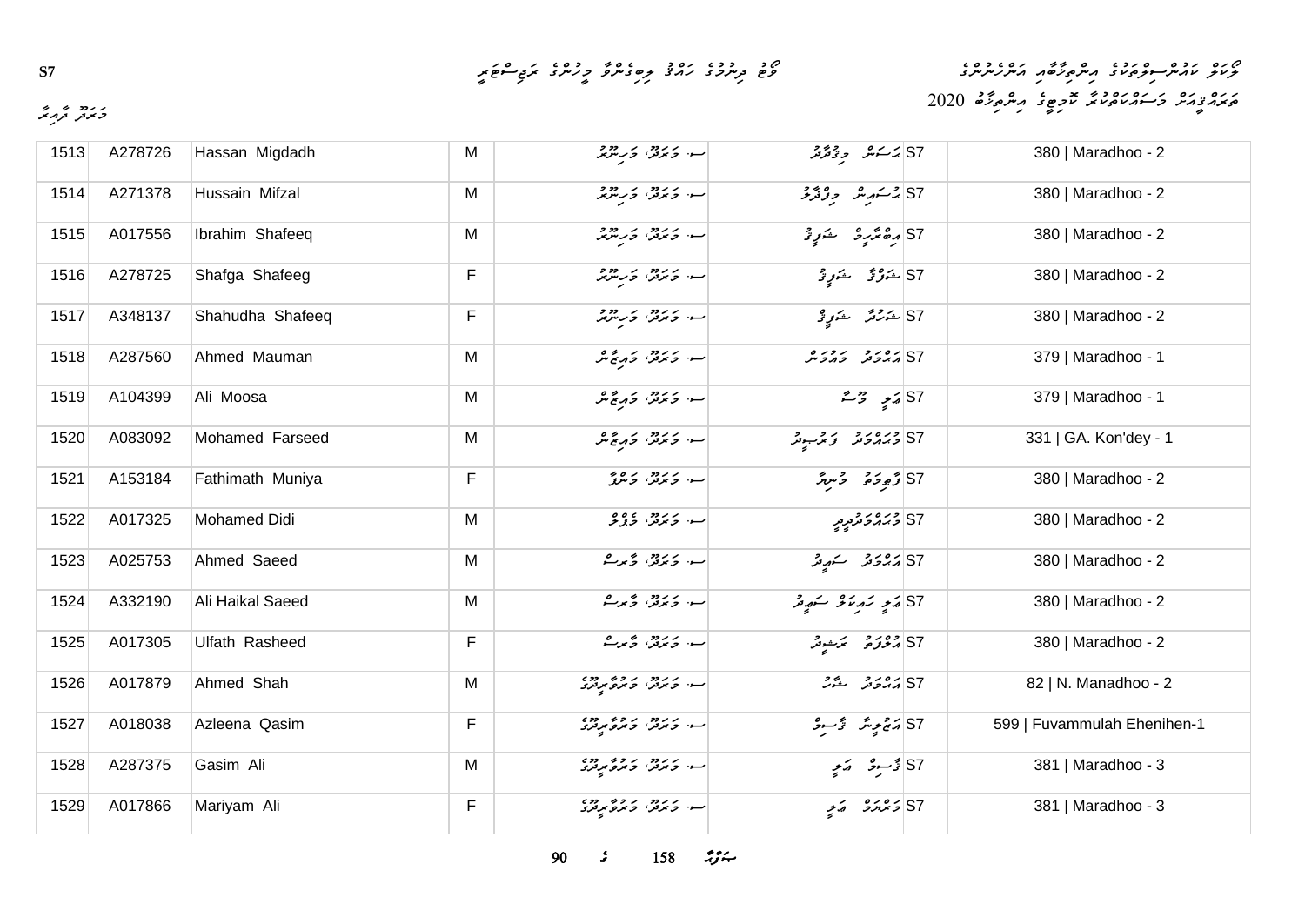| 1513 | A278726 | Hassan Migdadh | M | ސ. މަރަދޫ، މަހިނދުރ | S7 ހަސަން މިގްދާދު | 380 \| Maradhoo - 2 |
|---|---|---|---|---|---|---|
| 1514 | A271378 | Hussain Mifzal | M | ސ. މަރަދޫ، މަހިނދުރ | S7 ހުސައިން މިފްޒާލް | 380 \| Maradhoo - 2 |
| 1515 | A017556 | Ibrahim Shafeeq | M | ސ. މަރަދޫ، މަހިނދުރ | S7 އިބްރާހީމް ޝަފީޤު | 380 \| Maradhoo - 2 |
| 1516 | A278725 | Shafga Shafeeg | F | ސ. މަރަދޫ، މަހިނދުރ | S7 ޝަފްގާ ޝަފީގު | 380 \| Maradhoo - 2 |
| 1517 | A348137 | Shahudha Shafeeq | F | ސ. މަރަދޫ، މަހިނދުރ | S7 ޝަހުދާ ޝަފީޤު | 380 \| Maradhoo - 2 |
| 1518 | A287560 | Ahmed Mauman | M | ސ. މަރަދޫ، މައިޖާން | S7 އަހްމަދު މައުމަން | 379 \| Maradhoo - 1 |
| 1519 | A104399 | Ali Moosa | M | ސ. މަރަދޫ، މައިޖާން | S7 އަލި މޫސާ | 379 \| Maradhoo - 1 |
| 1520 | A083092 | Mohamed Farseed | M | ސ. މަރަދޫ، މައިޖާން | S7 މުހައްމަދު ފަރުސީދު | 331 \| GA. Kon'dey - 1 |
| 1521 | A153184 | Fathimath Muniya | F | ސ. މަރަދޫ، މަނާ | S7 ފާތިމަތު މުނިޔާ | 380 \| Maradhoo - 2 |
| 1522 | A017325 | Mohamed Didi | M | ސ. މަރަދޫ، މެދުވެ | S7 މުހައްމަދުދީދީ | 380 \| Maradhoo - 2 |
| 1523 | A025753 | Ahmed Saeed | M | ސ. މަރަދޫ، މާރިސް | S7 އަހްމަދު ސައީދު | 380 \| Maradhoo - 2 |
| 1524 | A332190 | Ali Haikal Saeed | M | ސ. މަރަދޫ، މާރިސް | S7 އަލި ހައިކަލް ސައީދު | 380 \| Maradhoo - 2 |
| 1525 | A017305 | Ulfath Rasheed | F | ސ. މަރަދޫ، މާރިސް | S7 އުލްފަތު ރަޝީދު | 380 \| Maradhoo - 2 |
| 1526 | A017879 | Ahmed Shah | M | ސ. މަރަދޫ، މަރުވާރިދޫ | S7 އަހްމަދު ޝާހް | 82 \| N. Manadhoo - 2 |
| 1527 | A018038 | Azleena Qasim | F | ސ. މަރަދޫ، މަރުވާރިދޫ | S7 އަޒްލީނާ ޤާސިމް | 599 \| Fuvammulah Ehenihen-1 |
| 1528 | A287375 | Gasim Ali | M | ސ. މަރަދޫ، މަރުވާރިދޫ | S7 ގާސިމް އަލި | 381 \| Maradhoo - 3 |
| 1529 | A017866 | Mariyam Ali | F | ސ. މަރަދޫ، މަރުވާރިދޫ | S7 މަރިޔަމް އަލި | 381 \| Maradhoo - 3 |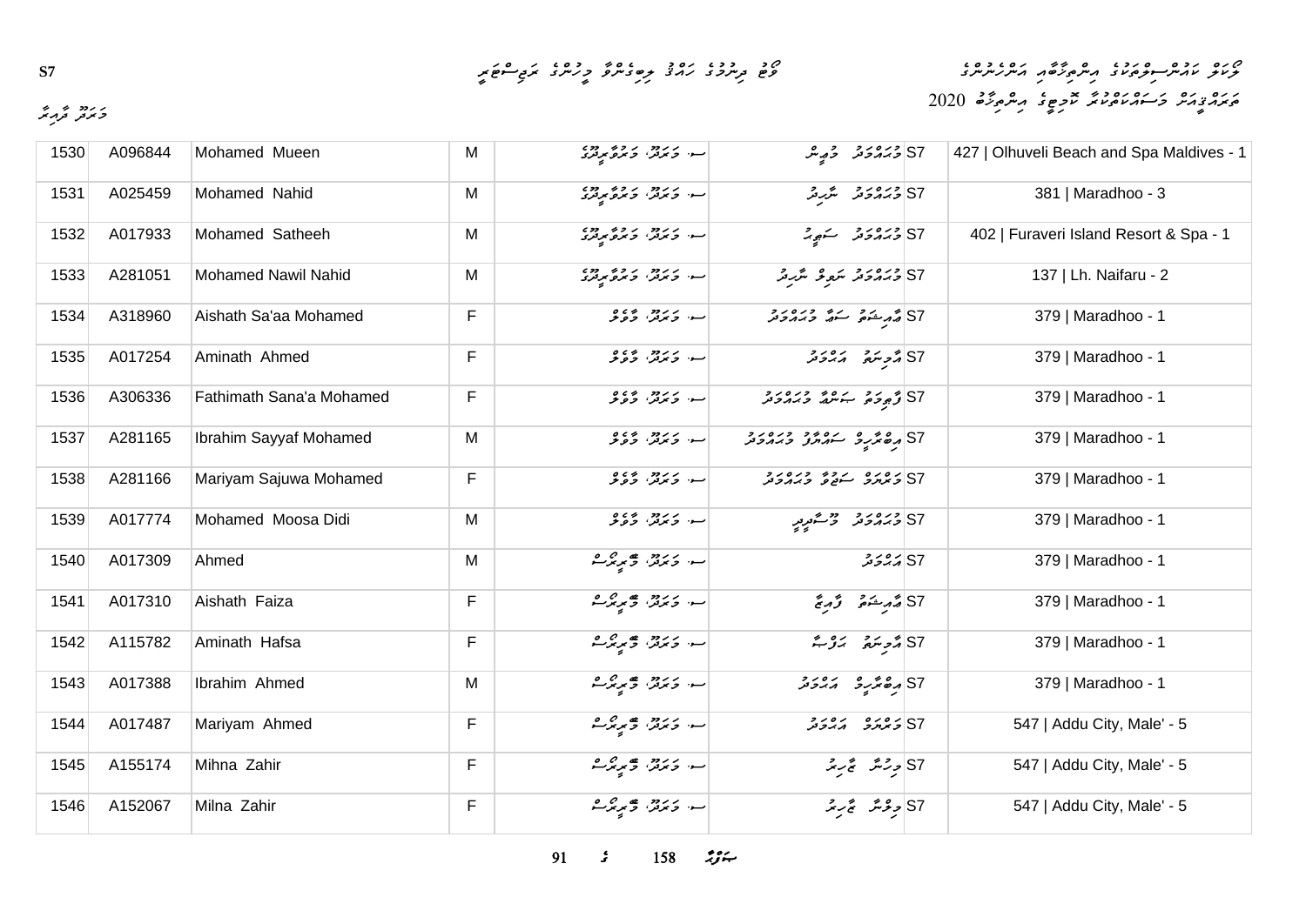| 1530 | A096844 | Mohamed Mueen | M | ސ. މަރަދޫ، މަރުވާރިދޫގެ | S7 މުޙައްމަދު މުޢީން | 427 \| Olhuveli Beach and Spa Maldives - 1 |
|---|---|---|---|---|---|---|
| 1531 | A025459 | Mohamed Nahid | M | ސ. މަރަދޫ، މަރުވާރިދޫގެ | S7 މުޙައްމަދު ނާހިދު | 381 \| Maradhoo - 3 |
| 1532 | A017933 | Mohamed Satheeh | M | ސ. މަރަދޫ، މަރުވާރިދޫގެ | S7 މުޙައްމަދު ސަތީޙު | 402 \| Furaveri Island Resort & Spa - 1 |
| 1533 | A281051 | Mohamed Nawil Nahid | M | ސ. މަރަދޫ، މަރުވާރިދޫގެ | S7 މުޙައްމަދު ނަވިލް ނާހިދު | 137 \| Lh. Naifaru - 2 |
| 1534 | A318960 | Aishath Sa'aa Mohamed | F | ސ. މަރަދޫ، މާވާ | S7 އާއިޝަތު ސަޢާ މުޙައްމަދު | 379 \| Maradhoo - 1 |
| 1535 | A017254 | Aminath Ahmed | F | ސ. މަރަދޫ، މާވާ | S7 އާމިނަތު އަޙްމަދު | 379 \| Maradhoo - 1 |
| 1536 | A306336 | Fathimath Sana'a Mohamed | F | ސ. މަރަދޫ، މާވާ | S7 ފާތިމަތު ސަނާއާ މުޙައްމަދު | 379 \| Maradhoo - 1 |
| 1537 | A281165 | Ibrahim Sayyaf Mohamed | M | ސ. މަރަދޫ، މާވާ | S7 އިބްރާހީމް ސައްޔާފް މުޙައްމަދު | 379 \| Maradhoo - 1 |
| 1538 | A281166 | Mariyam Sajuwa Mohamed | F | ސ. މަރަދޫ، މާވާ | S7 މަރިޔަމް ސަޖުވާ މުޙައްމަދު | 379 \| Maradhoo - 1 |
| 1539 | A017774 | Mohamed Moosa Didi | M | ސ. މަރަދޫ، މާވާ | S7 މުޙައްމަދު މޫސާދީދީ | 379 \| Maradhoo - 1 |
| 1540 | A017309 | Ahmed | M | ސ. މަރަދޫ، ޗާރިންސް | S7 އަޙްމަދު | 379 \| Maradhoo - 1 |
| 1541 | A017310 | Aishath Faiza | F | ސ. މަރަދޫ، ޗާރިންސް | S7 އާއިޝަތު ފާއިޒާ | 379 \| Maradhoo - 1 |
| 1542 | A115782 | Aminath Hafsa | F | ސ. މަރަދޫ، ޗާރިންސް | S7 އާމިނަތު ހަފްސާ | 379 \| Maradhoo - 1 |
| 1543 | A017388 | Ibrahim Ahmed | M | ސ. މަރަދޫ، ޗާރިންސް | S7 އިބްރާހީމް އަޙްމަދު | 379 \| Maradhoo - 1 |
| 1544 | A017487 | Mariyam Ahmed | F | ސ. މަރަދޫ، ޗާރިންސް | S7 މަރިޔަމް އަޙްމަދު | 547 \| Addu City, Male' - 5 |
| 1545 | A155174 | Mihna Zahir | F | ސ. މަރަދޫ، ޗާރިންސް | S7 މިހްނާ ޒާހިރު | 547 \| Addu City, Male' - 5 |
| 1546 | A152067 | Milna Zahir | F | ސ. މަރަދޫ، ޗާރިންސް | S7 މިލްނާ ޒާހިރު | 547 \| Addu City, Male' - 5 |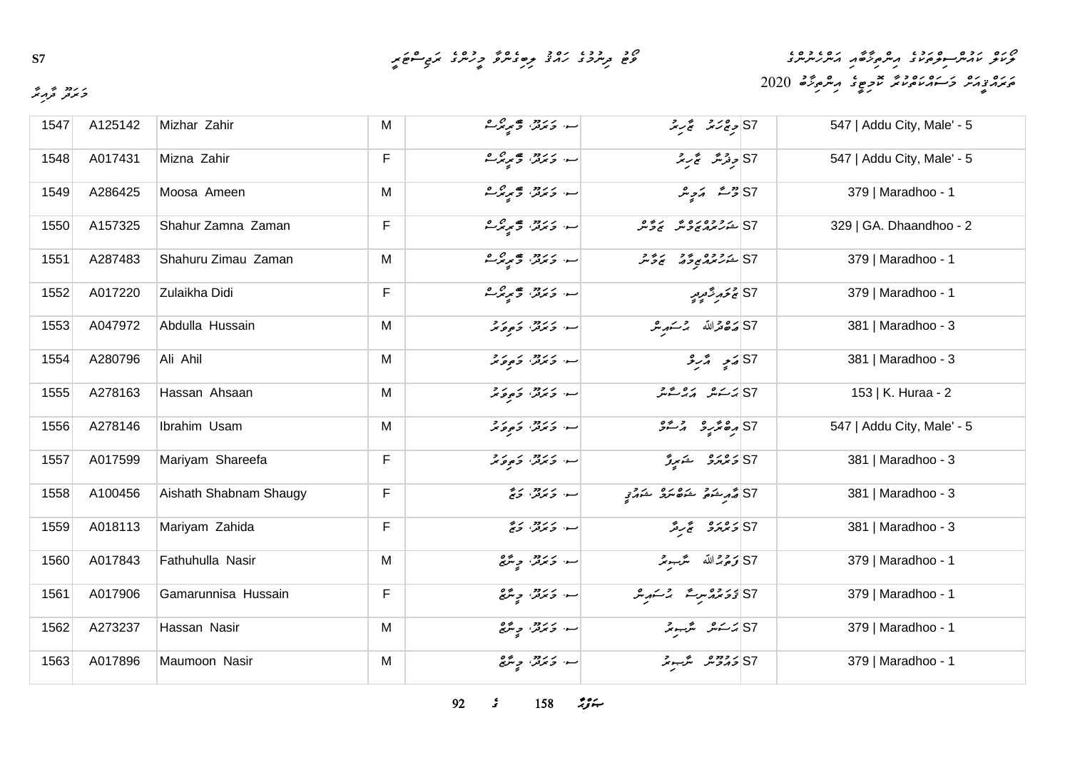| 1547 | A125142 | Mizhar Zahir | M | ސ. މަރަދޫ، ވާރިދާސް | S7 ވިޒްހަރު ޒާހިރު | 547 \| Addu City, Male' - 5 |
|---|---|---|---|---|---|---|
| 1548 | A017431 | Mizna Zahir | F | ސ. މަރަދޫ، ވާރިދާސް | S7 މިޒްނާ ޒާހިރު | 547 \| Addu City, Male' - 5 |
| 1549 | A286425 | Moosa Ameen | M | ސ. މަރަދޫ، ވާރިދާސް | S7 މޫސާ އަމީން | 379 \| Maradhoo - 1 |
| 1550 | A157325 | Shahur Zamna Zaman | F | ސ. މަރަދޫ، ވާރިދާސް | S7 ޝަހުރުޒަމްނާ ޒަމާން | 329 \| GA. Dhaandhoo - 2 |
| 1551 | A287483 | Shahuru Zimau Zaman | M | ސ. މަރަދޫ، ވާރިދާސް | S7 ޝަހުރުޒިމައު ޒަމާން | 379 \| Maradhoo - 1 |
| 1552 | A017220 | Zulaikha Didi | F | ސ. މަރަދޫ، ވާރިދާސް | S7 ޒުލައިޚާދީދީ | 379 \| Maradhoo - 1 |
| 1553 | A047972 | Abdulla Hussain | M | ސ. މަރަދޫ، މަލިވަރު | S7 އަބްދުﷲ ހުސައިން | 381 \| Maradhoo - 3 |
| 1554 | A280796 | Ali Ahil | M | ސ. މަރަދޫ، މަލިވަރު | S7 އަލި އާހިލް | 381 \| Maradhoo - 3 |
| 1555 | A278163 | Hassan Ahsaan | M | ސ. މަރަދޫ، މަލިވަރު | S7 ހަސަން އަހުސާން | 153 \| K. Huraa - 2 |
| 1556 | A278146 | Ibrahim Usam | M | ސ. މަރަދޫ، މަލިވަރު | S7 އިބްރާހީމް އުސާމް | 547 \| Addu City, Male' - 5 |
| 1557 | A017599 | Mariyam Shareefa | F | ސ. މަރަދޫ، މަލިވަރު | S7 މަރްޔަމް ޝަރީފާ | 381 \| Maradhoo - 3 |
| 1558 | A100456 | Aishath Shabnam Shaugy | F | ސ. މަރަދޫ، މަޖާ | S7 އާއިޝަތު ޝަބްނަމް ޝައުގީ | 381 \| Maradhoo - 3 |
| 1559 | A018113 | Mariyam Zahida | F | ސ. މަރަދޫ، މަޖާ | S7 މަރްޔަމް ޒާހިދާ | 381 \| Maradhoo - 3 |
| 1560 | A017843 | Fathuhulla Nasir | M | ސ. މަރަދޫ، މިނާޒް | S7 ފަތުހުﷲ ނާޞިރު | 379 \| Maradhoo - 1 |
| 1561 | A017906 | Gamarunnisa Hussain | F | ސ. މަރަދޫ، މިނާޒް | S7 ގަމަރުންނިސާ ހުސައިން | 379 \| Maradhoo - 1 |
| 1562 | A273237 | Hassan Nasir | M | ސ. މަރަދޫ، މިނާޒް | S7 ހަސަން ނާސިރު | 379 \| Maradhoo - 1 |
| 1563 | A017896 | Maumoon Nasir | M | ސ. މަރަދޫ، މިނާޒް | S7 މައުމޫން ނާސިރު | 379 \| Maradhoo - 1 |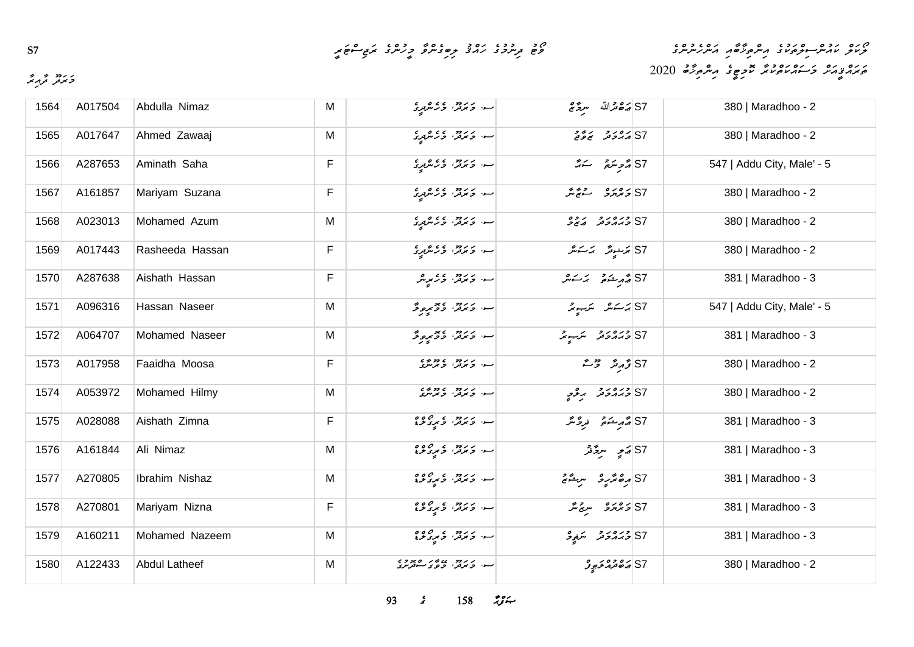| 1564 | A017504 | Abdulla Nimaz | M | ސ. މަރަދޫ، ވެހެންވިލާ | S7 އަބްދުﷲ ނިމާޒު | 380 \| Maradhoo - 2 |
|---|---|---|---|---|---|---|
| 1565 | A017647 | Ahmed Zawaaj | M | ސ. މަރަދޫ، ވެހެންވިލާ | S7 އަހުމަދު ޒަވާޖު | 380 \| Maradhoo - 2 |
| 1566 | A287653 | Aminath Saha | F | ސ. މަރަދޫ، ވެހެންވިލާ | S7 އާމިނަތު ސަހާ | 547 \| Addu City, Male' - 5 |
| 1567 | A161857 | Mariyam Suzana | F | ސ. މަރަދޫ، ވެހެންވިލާ | S7 މަރިޔަމް ސުޒާނާ | 380 \| Maradhoo - 2 |
| 1568 | A023013 | Mohamed Azum | M | ސ. މަރަދޫ، ވެހެންވިލާ | S7 މުހައްމަދު އަޒުމް | 380 \| Maradhoo - 2 |
| 1569 | A017443 | Rasheeda Hassan | F | ސ. މަރަދޫ، ވެހެންވިލާ | S7 ރަޝީދާ ހަސަން | 380 \| Maradhoo - 2 |
| 1570 | A287638 | Aishath Hassan | F | ސ. މަރަދޫ، ވެހެރިން | S7 އާއިޝަތު ހަސަން | 381 \| Maradhoo - 3 |
| 1571 | A096316 | Hassan Naseer | M | ސ. މަރަދޫ، ވޭތިރިވިލާ | S7 ހަސަން ނަސީރު | 547 \| Addu City, Male' - 5 |
| 1572 | A064707 | Mohamed Naseer | M | ސ. މަރަދޫ، ވޭތިރިވިލާ | S7 މުހައްމަދު ނަސީރު | 381 \| Maradhoo - 3 |
| 1573 | A017958 | Faaidha Moosa | F | ސ. މަރަދޫ، ވަރުނާގެ | S7 ފާއިދާ މޫސާ | 380 \| Maradhoo - 2 |
| 1574 | A053972 | Mohamed Hilmy | M | ސ. މަރަދޫ، ވަރުނާގެ | S7 މުހައްމަދު ހިލްމީ | 380 \| Maradhoo - 2 |
| 1575 | A028088 | Aishath Zimna | F | ސ. މަރަދޫ، ވިލިގޮޅި | S7 އާއިޝަތު ޒިމްނާ | 381 \| Maradhoo - 3 |
| 1576 | A161844 | Ali Nimaz | M | ސ. މަރަދޫ، ވިލިގޮޅި | S7 އަލީ ނިމާޒު | 381 \| Maradhoo - 3 |
| 1577 | A270805 | Ibrahim Nishaz | M | ސ. މަރަދޫ، ވިލިގޮޅި | S7 އިބްރާހީމް ނިޝާޒު | 381 \| Maradhoo - 3 |
| 1578 | A270801 | Mariyam Nizna | F | ސ. މަރަދޫ، ވިލިގޮޅި | S7 މަރިޔަމް ނިޒްނާ | 381 \| Maradhoo - 3 |
| 1579 | A160211 | Mohamed Nazeem | M | ސ. މަރަދޫ، ވިލިގޮޅި | S7 މުހައްމަދު ނަޒީމް | 381 \| Maradhoo - 3 |
| 1580 | A122433 | Abdul Latheef | M | ސ. މަރަދޫ، ވާދީ ސަރަހައްދު | S7 އަބްދުއްލަތީފު | 380 \| Maradhoo - 2 |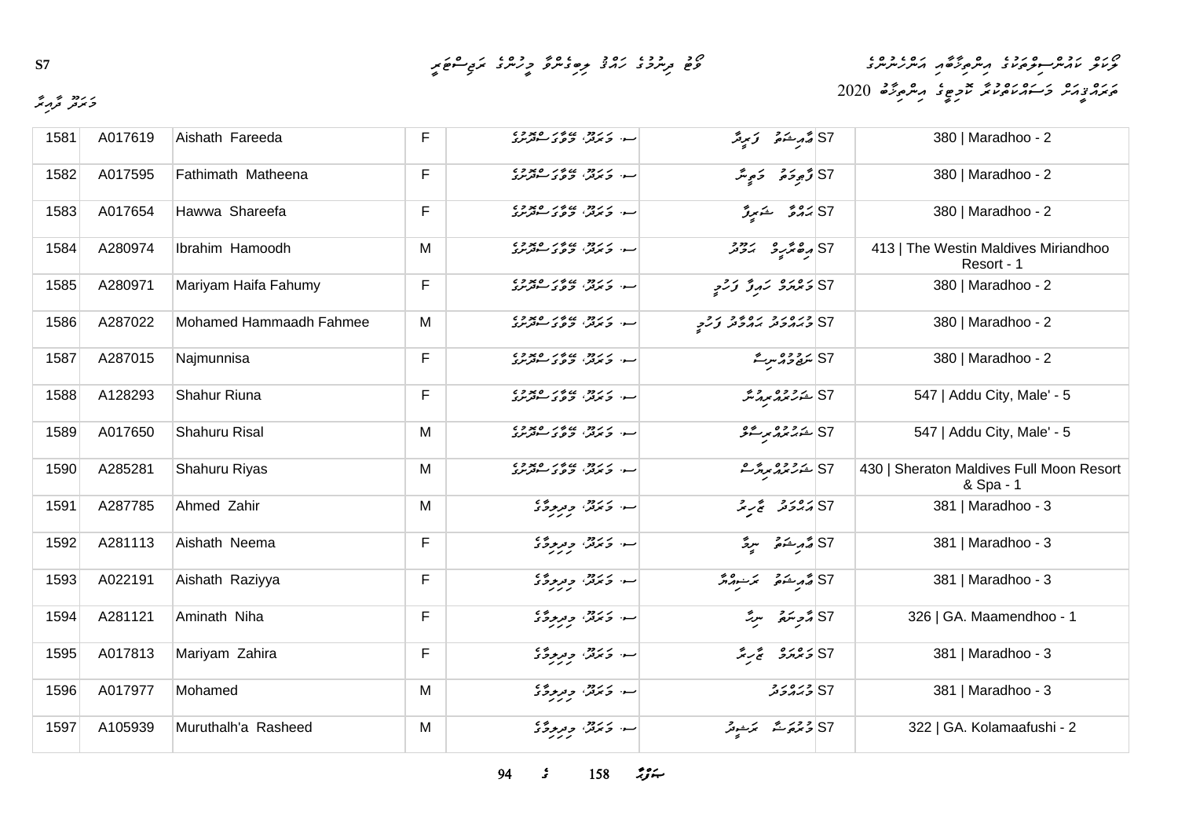| 1581 | A017619 | Aishath Fareeda | F | ސ. މަރަދޫ، މާވާގު ސްޓޯރސް | S7 އާއިޝަތު ފަރީދާ | 380 \| Maradhoo - 2 |
|---|---|---|---|---|---|---|
| 1582 | A017595 | Fathimath Matheena | F | ސ. މަރަދޫ، މާވާގު ސްޓޯރސް | S7 ފާތިމަތު މަތީނާ | 380 \| Maradhoo - 2 |
| 1583 | A017654 | Hawwa Shareefa | F | ސ. މަރަދޫ، މާވާގު ސްޓޯރސް | S7 ހައްވާ ޝަރީފާ | 380 \| Maradhoo - 2 |
| 1584 | A280974 | Ibrahim Hamoodh | M | ސ. މަރަދޫ، މާވާގު ސްޓޯރސް | S7 އިބްރާހީމް ހަމޫދު | 413 \| The Westin Maldives Miriandhoo Resort - 1 |
| 1585 | A280971 | Mariyam Haifa Fahumy | F | ސ. މަރަދޫ، މާވާގު ސްޓޯރސް | S7 މަރިޔަމް ހައިފާ ފަހުމީ | 380 \| Maradhoo - 2 |
| 1586 | A287022 | Mohamed Hammaadh Fahmee | M | ސ. މަރަދޫ، މާވާގު ސްޓޯރސް | S7 މުހައްމަދު ހައްމާދު ފަހުމީ | 380 \| Maradhoo - 2 |
| 1587 | A287015 | Najmunnisa | F | ސ. މަރަދޫ، މާވާގު ސްޓޯރސް | S7 ނަޖުމުންނިސާ | 380 \| Maradhoo - 2 |
| 1588 | A128293 | Shahur Riuna | F | ސ. މަރަދޫ، މާވާގު ސްޓޯރސް | S7 ޝަހުރު ރިއުނާ | 547 \| Addu City, Male' - 5 |
| 1589 | A017650 | Shahuru Risal | M | ސ. މަރަދޫ، މާވާގު ސްޓޯރސް | S7 ޝަހުރު ރިސާލް | 547 \| Addu City, Male' - 5 |
| 1590 | A285281 | Shahuru Riyas | M | ސ. މަރަދޫ، މާވާގު ސްޓޯރސް | S7 ޝަހުރު ރިޔާސް | 430 \| Sheraton Maldives Full Moon Resort & Spa - 1 |
| 1591 | A287785 | Ahmed Zahir | M | ސ. މަރަދޫ، މިރިކިމާގެ | S7 އަހުމަދު ޒާހިރު | 381 \| Maradhoo - 3 |
| 1592 | A281113 | Aishath Neema | F | ސ. މަރަދޫ، މިރިކިމާގެ | S7 އާއިޝަތު ނީމާ | 381 \| Maradhoo - 3 |
| 1593 | A022191 | Aishath Raziyya | F | ސ. މަރަދޫ، މިރިކިމާގެ | S7 އާއިޝަތު ރަޒިއްޔާ | 381 \| Maradhoo - 3 |
| 1594 | A281121 | Aminath Niha | F | ސ. މަރަދޫ، މިރިކިމާގެ | S7 އާމިނަތު ނިހާ | 326 \| GA. Maamendhoo - 1 |
| 1595 | A017813 | Mariyam Zahira | F | ސ. މަރަދޫ، މިރިކިމާގެ | S7 މަރިޔަމް ޒާހިރާ | 381 \| Maradhoo - 3 |
| 1596 | A017977 | Mohamed | M | ސ. މަރަދޫ، މިރިކިމާގެ | S7 މުހައްމަދު | 381 \| Maradhoo - 3 |
| 1597 | A105939 | Muruthalh'a Rasheed | M | ސ. މަރަދޫ، މިރިކިމާގެ | S7 މުރުތަޟާ ރަޝީދު | 322 \| GA. Kolamaafushi - 2 |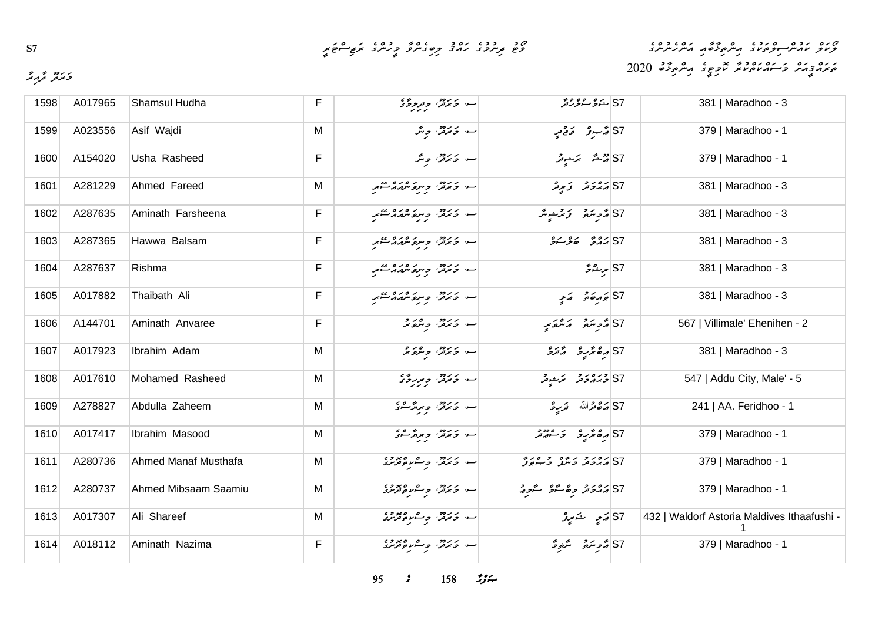| 1598 | A017965 | Shamsul Hudha | F | ސ. މަރަދޫ. މިދިލިމާގެ | S7 ޝަމްސުލްހުދާ | 381 \| Maradhoo - 3 |
|---|---|---|---|---|---|---|
| 1599 | A023556 | Asif Wajdi | M | ސ. މަރަދޫ. މިނާ | S7 އާސިފް ވަޖްދީ | 379 \| Maradhoo - 1 |
| 1600 | A154020 | Usha Rasheed | F | ސ. މަރަދޫ. މިނާ | S7 އުޝާ ރަޝީދު | 379 \| Maradhoo - 1 |
| 1601 | A281229 | Ahmed Fareed | M | ސ. މަރަދޫ. މިނިވަންއަރުޝީރ | S7 އަހުމަދު ފަރީދު | 381 \| Maradhoo - 3 |
| 1602 | A287635 | Aminath Farsheena | F | ސ. މަރަދޫ. މިނިވަންއަރުޝީރ | S7 އާމިނަތު ފަރުޝީނާ | 381 \| Maradhoo - 3 |
| 1603 | A287365 | Hawwa Balsam | F | ސ. މަރަދޫ. މިނިވަންއަރުޝީރ | S7 ހައްވާ ބަލްސަމް | 381 \| Maradhoo - 3 |
| 1604 | A287637 | Rishma | F | ސ. މަރަދޫ. މިނިވަންއަރުޝީރ | S7 ރިޝްމާ | 381 \| Maradhoo - 3 |
| 1605 | A017882 | Thaibath Ali | F | ސ. މަރަދޫ. މިނިވަންއަރުޝީރ | S7 ތައިބަތު އަލި | 381 \| Maradhoo - 3 |
| 1606 | A144701 | Aminath Anvaree | F | ސ. މަރަދޫ. މިންވަރު | S7 އާމިނަތު އަންވަރީ | 567 \| Villimale' Ehenihen - 2 |
| 1607 | A017923 | Ibrahim Adam | M | ސ. މަރަދޫ. މިންވަރު | S7 އިބްރާހީމް އާދަމް | 381 \| Maradhoo - 3 |
| 1608 | A017610 | Mohamed Rasheed | M | ސ. މަރަދޫ. މިރިރިމާގެ | S7 މުހައްމަދު ރަޝީދު | 547 \| Addu City, Male' - 5 |
| 1609 | A278827 | Abdulla Zaheem | M | ސ. މަރަދޫ. މިރިއާސްގެ | S7 އަބްދުﷲ ޒަހީމް | 241 \| AA. Feridhoo - 1 |
| 1610 | A017417 | Ibrahim Masood | M | ސ. މަރަދޫ. މިރިއާސްގެ | S7 އިބްރާހީމް މަސްއޫދު | 379 \| Maradhoo - 1 |
| 1611 | A280736 | Ahmed Manaf Musthafa | M | ސ. މަރަދޫ. މިސްކިތުބޭރުގެ | S7 އަހުމަދު މަނާފް މުސްތަފާ | 379 \| Maradhoo - 1 |
| 1612 | A280737 | Ahmed Mibsaam Saamiu | M | ސ. މަރަދޫ. މިސްކިތުބޭރުގެ | S7 އަހުމަދު މިބްސާމް ސާމިއު | 379 \| Maradhoo - 1 |
| 1613 | A017307 | Ali Shareef | M | ސ. މަރަދޫ. މިސްކިތުބޭރުގެ | S7 އަލި ޝަރީފު | 432 \| Waldorf Astoria Maldives Ithaafushi - 1 |
| 1614 | A018112 | Aminath Nazima | F | ސ. މަރަދޫ. މިސްކިތުބޭރުގެ | S7 އާމިނަތު ނާޒިމާ | 379 \| Maradhoo - 1 |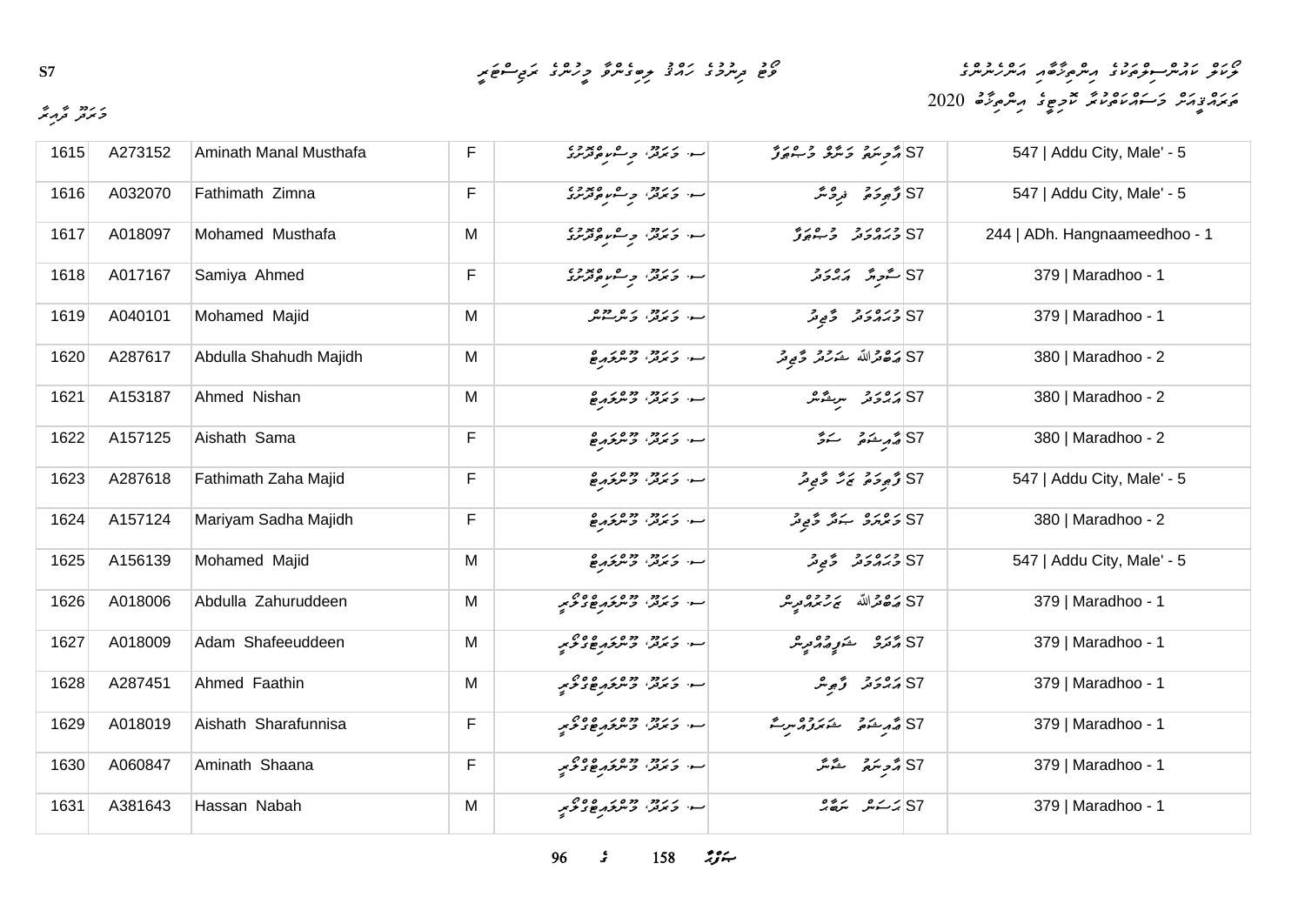| 1615 | A273152 | Aminath Manal Musthafa | F | ސ. މަރަދޫ، މިސްކިތުދޮށުގޭ | S7 އާމިނަތު މަނާލް މުސްތަފާ | 547 \| Addu City, Male' - 5 |
|---|---|---|---|---|---|---|
| 1616 | A032070 | Fathimath Zimna | F | ސ. މަރަދޫ، މިސްކިތުދޮށުގޭ | S7 ފާތިމަތު ޒިމްނާ | 547 \| Addu City, Male' - 5 |
| 1617 | A018097 | Mohamed Musthafa | M | ސ. މަރަދޫ، މިސްކިތުދޮށުގޭ | S7 މުހައްމަދު މުސްތަފާ | 244 \| ADh. Hangnaameedhoo - 1 |
| 1618 | A017167 | Samiya Ahmed | F | ސ. މަރަދޫ، މިސްކިތުދޮށުގޭ | S7 ސާމިޔާ އަޙްމަދު | 379 \| Maradhoo - 1 |
| 1619 | A040101 | Mohamed Majid | M | ސ. މަރަދޫ، މަންސޫރު | S7 މުހައްމަދު މާޖިދު | 379 \| Maradhoo - 1 |
| 1620 | A287617 | Abdulla Shahudh Majidh | M | ސ. މަރަދޫ، މޫންލައިޓް | S7 އަބްދުﷲ ޝަހުދު މާޖިދު | 380 \| Maradhoo - 2 |
| 1621 | A153187 | Ahmed Nishan | M | ސ. މަރަދޫ، މޫންލައިޓް | S7 އަޙްމަދު ނިޝާން | 380 \| Maradhoo - 2 |
| 1622 | A157125 | Aishath Sama | F | ސ. މަރަދޫ، މޫންލައިޓް | S7 އައިޝަތު ސަމާ | 380 \| Maradhoo - 2 |
| 1623 | A287618 | Fathimath Zaha Majid | F | ސ. މަރަދޫ، މޫންލައިޓް | S7 ފާތިމަތު ޒަހާ މާޖިދު | 547 \| Addu City, Male' - 5 |
| 1624 | A157124 | Mariyam Sadha Majidh | F | ސ. މަރަދޫ، މޫންލައިޓް | S7 މަރިޔަމް ސަދާ މާޖިދު | 380 \| Maradhoo - 2 |
| 1625 | A156139 | Mohamed Majid | M | ސ. މަރަދޫ، މޫންލައިޓް | S7 މުހައްމަދު މާޖިދު | 547 \| Addu City, Male' - 5 |
| 1626 | A018006 | Abdulla Zahuruddeen | M | ސ. މަރަދޫ، މޫންލައިޓްގެކޮޓަރި | S7 އަބްދުﷲ ޒަހުރުއްދީން | 379 \| Maradhoo - 1 |
| 1627 | A018009 | Adam Shafeeuddeen | M | ސ. މަރަދޫ، މޫންލައިޓްގެކޮޓަރި | S7 އާދަމް ޝަފީޢުއްދީން | 379 \| Maradhoo - 1 |
| 1628 | A287451 | Ahmed Faathin | M | ސ. މަރަދޫ، މޫންލައިޓްގެކޮޓަރި | S7 އަޙްމަދު ފާތިން | 379 \| Maradhoo - 1 |
| 1629 | A018019 | Aishath Sharafunnisa | F | ސ. މަރަދޫ، މޫންލައިޓްގެކޮޓަރި | S7 އައިޝަތު ޝަރަފުއްނިސާ | 379 \| Maradhoo - 1 |
| 1630 | A060847 | Aminath Shaana | F | ސ. މަރަދޫ، މޫންލައިޓްގެކޮޓަރި | S7 އާމިނަތު ޝާނާ | 379 \| Maradhoo - 1 |
| 1631 | A381643 | Hassan Nabah | M | ސ. މަރަދޫ، މޫންލައިޓްގެކޮޓަރި | S7 ހަސަން ނަބާހު | 379 \| Maradhoo - 1 |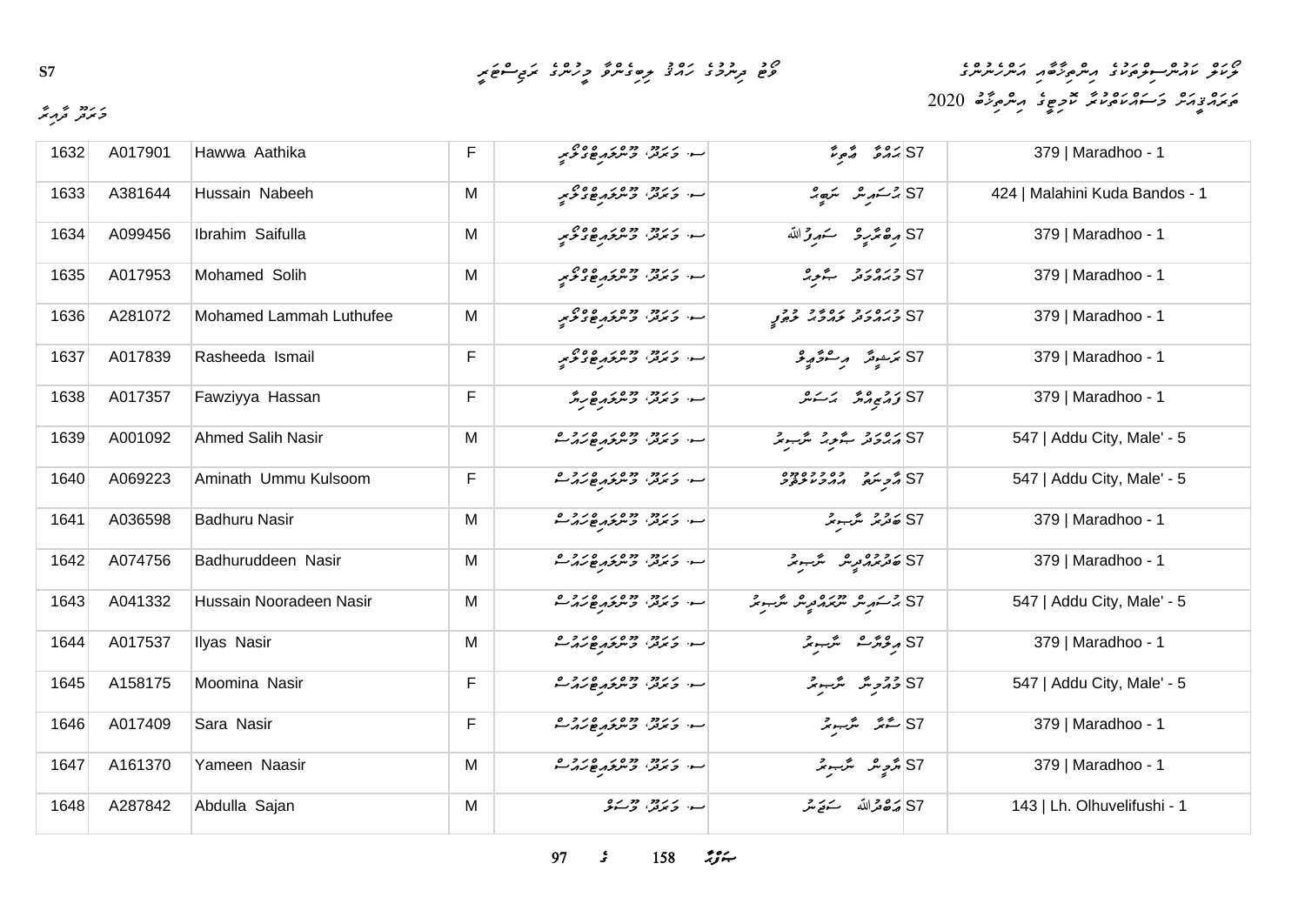| 1632 | A017901 | Hawwa Aathika | F | ސ. މަރަދޫ، މުންޑަފުށިގެވާދީ | S7 ހައްވާ އާތިކާ | 379 \| Maradhoo - 1 |
|---|---|---|---|---|---|---|
| 1633 | A381644 | Hussain Nabeeh | M | ސ. މަރަދޫ، މުންޑަފުށިގެވާދީ | S7 ހުސައިން ނަބީހް | 424 \| Malahini Kuda Bandos - 1 |
| 1634 | A099456 | Ibrahim Saifulla | M | ސ. މަރަދޫ، މުންޑަފުށިގެވާދީ | S7 އިބްރާހީމް ސައިފުﷲ | 379 \| Maradhoo - 1 |
| 1635 | A017953 | Mohamed Solih | M | ސ. މަރަދޫ، މުންޑަފުށިގެވާދީ | S7 މުޙައްމަދު ޞާލިޙް | 379 \| Maradhoo - 1 |
| 1636 | A281072 | Mohamed Lammah Luthufee | M | ސ. މަރަދޫ، މުންޑަފުށިގެވާދީ | S7 މުޙައްމަދު ލައްމާޙް ލުތުފީ | 379 \| Maradhoo - 1 |
| 1637 | A017839 | Rasheeda Ismail | F | ސ. މަރަދޫ، މުންޑަފުށިގެވާދީ | S7 ރަޝީދާ އިސްމާއީލް | 379 \| Maradhoo - 1 |
| 1638 | A017357 | Fawziyya Hassan | F | ސ. މަރަދޫ، މުންޑަފުށިގެރިގާ | S7 ފައުޒިއްޔާ ޙަސަން | 379 \| Maradhoo - 1 |
| 1639 | A001092 | Ahmed Salih Nasir | M | ސ. މަރަދޫ، މުންޑަފުށިގެހަމަސް | S7 އަޙްމަދު ޞާލިޙް ނާޞިރު | 547 \| Addu City, Male' - 5 |
| 1640 | A069223 | Aminath Ummu Kulsoom | F | ސ. މަރަދޫ، މުންޑަފުށިގެހަމަސް | S7 އާމިނަތު އުއްމުކުލްސޫމް | 547 \| Addu City, Male' - 5 |
| 1641 | A036598 | Badhuru Nasir | M | ސ. މަރަދޫ، މުންޑަފުށިގެހަމަސް | S7 ބަދުރު ނާޞިރު | 379 \| Maradhoo - 1 |
| 1642 | A074756 | Badhuruddeen Nasir | M | ސ. މަރަދޫ، މުންޑަފުށިގެހަމަސް | S7 ބަދުރުއްދީން ނާޞިރު | 379 \| Maradhoo - 1 |
| 1643 | A041332 | Hussain Nooradeen Nasir | M | ސ. މަރަދޫ، މުންޑަފުށިގެހަމަސް | S7 ހުސައިން ނޫރައްދީން ނާޞިރު | 547 \| Addu City, Male' - 5 |
| 1644 | A017537 | Ilyas Nasir | M | ސ. މަރަދޫ، މުންޑަފުށިގެހަމަސް | S7 އިލްޔާސް ނާޞިރު | 379 \| Maradhoo - 1 |
| 1645 | A158175 | Moomina Nasir | F | ސ. މަރަދޫ، މުންޑަފުށިގެހަމަސް | S7 މޫމިނާ ނާޞިރު | 547 \| Addu City, Male' - 5 |
| 1646 | A017409 | Sara Nasir | F | ސ. މަރަދޫ، މުންޑަފުށިގެހަމަސް | S7 ސާރާ ނާޞިރު | 379 \| Maradhoo - 1 |
| 1647 | A161370 | Yameen Naasir | M | ސ. މަރަދޫ، މުންޑަފުށިގެހަމަސް | S7 ޔާމީން ނާޞިރު | 379 \| Maradhoo - 1 |
| 1648 | A287842 | Abdulla Sajan | M | ސ. މަރަދޫ، މުސަވީ | S7 އަބްދުﷲ ސަޖަން | 143 \| Lh. Olhuvelifushi - 1 |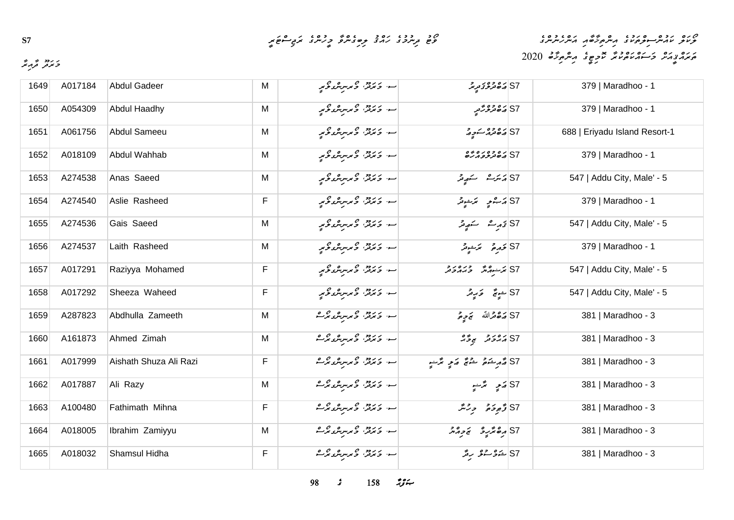| 1649 | A017184 | Abdul Gadeer | M | ސ. މަރަދޫ، މާރިނިނގެވާލި | S7 އަބްދުލްޤަދީރު | 379 \| Maradhoo - 1 |
|---|---|---|---|---|---|---|
| 1650 | A054309 | Abdul Haadhy | M | ސ. މަރަދޫ، މާރިނިނގެވާލި | S7 އަބްދުލްހާދީ | 379 \| Maradhoo - 1 |
| 1651 | A061756 | Abdul Sameeu | M | ސ. މަރަދޫ، މާރިނިނގެވާލި | S7 އަބްދުލްސަމީޢު | 688 \| Eriyadu Island Resort-1 |
| 1652 | A018109 | Abdul Wahhab | M | ސ. މަރަދޫ، މާރިނިނގެވާލި | S7 އަބްދުލްވައްހާބު | 379 \| Maradhoo - 1 |
| 1653 | A274538 | Anas Saeed | M | ސ. މަރަދޫ، މާރިނިނގެވާލި | S7 އަނަސް ސަޢީދު | 547 \| Addu City, Male' - 5 |
| 1654 | A274540 | Aslie Rasheed | F | ސ. މަރަދޫ، މާރިނިނގެވާލި | S7 އަސްލީ ރަޝީދު | 379 \| Maradhoo - 1 |
| 1655 | A274536 | Gais Saeed | M | ސ. މަރަދޫ، މާރިނިނގެވާލި | S7 ގައިސް ސަޢީދު | 547 \| Addu City, Male' - 5 |
| 1656 | A274537 | Laith Rasheed | M | ސ. މަރަދޫ، މާރިނިނގެވާލި | S7 ލައިޘް ރަޝީދު | 379 \| Maradhoo - 1 |
| 1657 | A017291 | Raziyya Mohamed | F | ސ. މަރަދޫ، މާރިނިނގެވާލި | S7 ރަޟިއްޔާ މުޙައްމަދު | 547 \| Addu City, Male' - 5 |
| 1658 | A017292 | Sheeza Waheed | F | ސ. މަރަދޫ، މާރިނިނގެވާލި | S7 ޝީޒާ ވަޙީދު | 547 \| Addu City, Male' - 5 |
| 1659 | A287823 | Abdhulla Zameeth | M | ސ. މަރަދޫ، މާރިނިނގެރަށް | S7 އަބްދުﷲ ޒަމީތު | 381 \| Maradhoo - 3 |
| 1660 | A161873 | Ahmed Zimah | M | ސ. މަރަދޫ، މާރިނިނގެރަށް | S7 އަޙްމަދު ޒިމާހް | 381 \| Maradhoo - 3 |
| 1661 | A017999 | Aishath Shuza Ali Razi | F | ސ. މަރަދޫ، މާރިނިނގެރަށް | S7 އާއިޝަތު ޝުޒާ އަލީ ރާޒީ | 381 \| Maradhoo - 3 |
| 1662 | A017887 | Ali Razy | M | ސ. މަރަދޫ، މާރިނިނގެރަށް | S7 އަލީ ރާޒީ | 381 \| Maradhoo - 3 |
| 1663 | A100480 | Fathimath Mihna | F | ސ. މަރަދޫ، މާރިނިނގެރަށް | S7 ފާތިމަތު މިހްނާ | 381 \| Maradhoo - 3 |
| 1664 | A018005 | Ibrahim Zamiyyu | M | ސ. މަރަދޫ، މާރިނިނގެރަށް | S7 އިބްރާހީމް ޒަމިއްޔު | 381 \| Maradhoo - 3 |
| 1665 | A018032 | Shamsul Hidha | F | ސ. މަރަދޫ، މާރިނިނގެރަށް | S7 ޝަމްސުލް ހިދާ | 381 \| Maradhoo - 3 |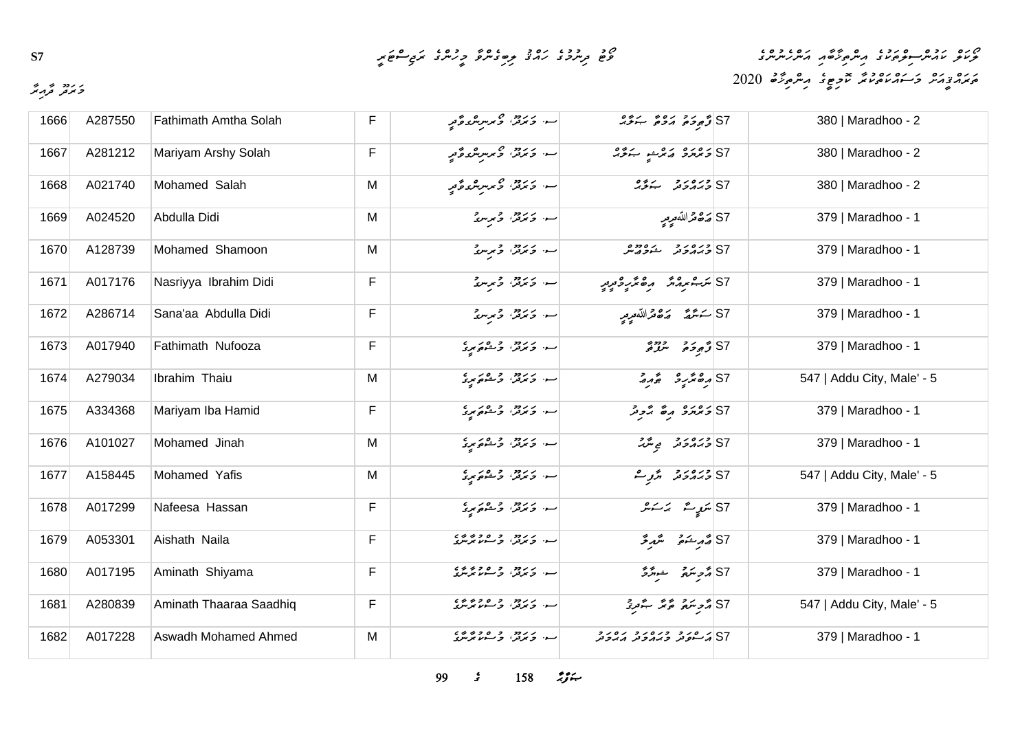| 1666 | A287550 | Fathimath Amtha Solah | F | ސ. މަރަދޫ، މާރަނގަލީގެ | S7 ފާތިމަތު އަމްތާ ސަލާހް | 380 \| Maradhoo - 2 |
|---|---|---|---|---|---|---|
| 1667 | A281212 | Mariyam Arshy Solah | F | ސ. މަރަދޫ، މާރަނގަލީގެ | S7 މަރިޔަމް އަރުޝީ ސަލާހް | 380 \| Maradhoo - 2 |
| 1668 | A021740 | Mohamed Salah | M | ސ. މަރަދޫ، މާރަނގަލީގެ | S7 މުހައްމަދު ސަލާހް | 380 \| Maradhoo - 2 |
| 1669 | A024520 | Abdulla Didi | M | ސ. މަރަދޫ، މާރިހާ | S7 އަބްދުﷲދީދީ | 379 \| Maradhoo - 1 |
| 1670 | A128739 | Mohamed Shamoon | M | ސ. މަރަދޫ، މާރިހާ | S7 މުހައްމަދު ޝަމޫން | 379 \| Maradhoo - 1 |
| 1671 | A017176 | Nasriyya Ibrahim Didi | F | ސ. މަރަދޫ، މާރިހާ | S7 ނަސްރިއްޔާ އިބްރާހިމްދީދީ | 379 \| Maradhoo - 1 |
| 1672 | A286714 | Sana'aa Abdulla Didi | F | ސ. މަރަދޫ، މާރިހާ | S7 ސަނާއާ އަބްދުﷲދީދީ | 379 \| Maradhoo - 1 |
| 1673 | A017940 | Fathimath Nufooza | F | ސ. މަރަދޫ، މުސްތަފާގެ | S7 ފާތިމަތު ނުފޫޒާ | 379 \| Maradhoo - 1 |
| 1674 | A279034 | Ibrahim Thaiu | M | ސ. މަރަދޫ، މުސްތަފާގެ | S7 އިބްރާހިމް ތާއިއު | 547 \| Addu City, Male' - 5 |
| 1675 | A334368 | Mariyam Iba Hamid | F | ސ. މަރަދޫ، މުސްތަފާގެ | S7 މަރިޔަމް އިބާ ހާމިދު | 379 \| Maradhoo - 1 |
| 1676 | A101027 | Mohamed Jinah | M | ސ. މަރަދޫ، މުސްތަފާގެ | S7 މުހައްމަދު ޖިނާހް | 379 \| Maradhoo - 1 |
| 1677 | A158445 | Mohamed Yafis | M | ސ. މަރަދޫ، މުސްތަފާގެ | S7 މުހައްމަދު ޔާފިސް | 547 \| Addu City, Male' - 5 |
| 1678 | A017299 | Nafeesa Hassan | F | ސ. މަރަދޫ، މުސްތަފާގެ | S7 ނަފީސާ ހަސަން | 379 \| Maradhoo - 1 |
| 1679 | A053301 | Aishath Naila | F | ސ. މަރަދޫ، މުސްކުރާނގެ | S7 އާއިޝަތު ނާއިލާ | 379 \| Maradhoo - 1 |
| 1680 | A017195 | Aminath Shiyama | F | ސ. މަރަދޫ، މުސްކުރާނގެ | S7 އާމިނަތު ޝިޔާމާ | 379 \| Maradhoo - 1 |
| 1681 | A280839 | Aminath Thaaraa Saadhiq | F | ސ. މަރަދޫ، މުސްކުރާނގެ | S7 އާމިނަތު ތާރާ ސާދިޤު | 547 \| Addu City, Male' - 5 |
| 1682 | A017228 | Aswadh Mohamed Ahmed | M | ސ. މަރަދޫ، މުސްކުރާނގެ | S7 އަސްވަދު މުހައްމަދު އަހްމަދު | 379 \| Maradhoo - 1 |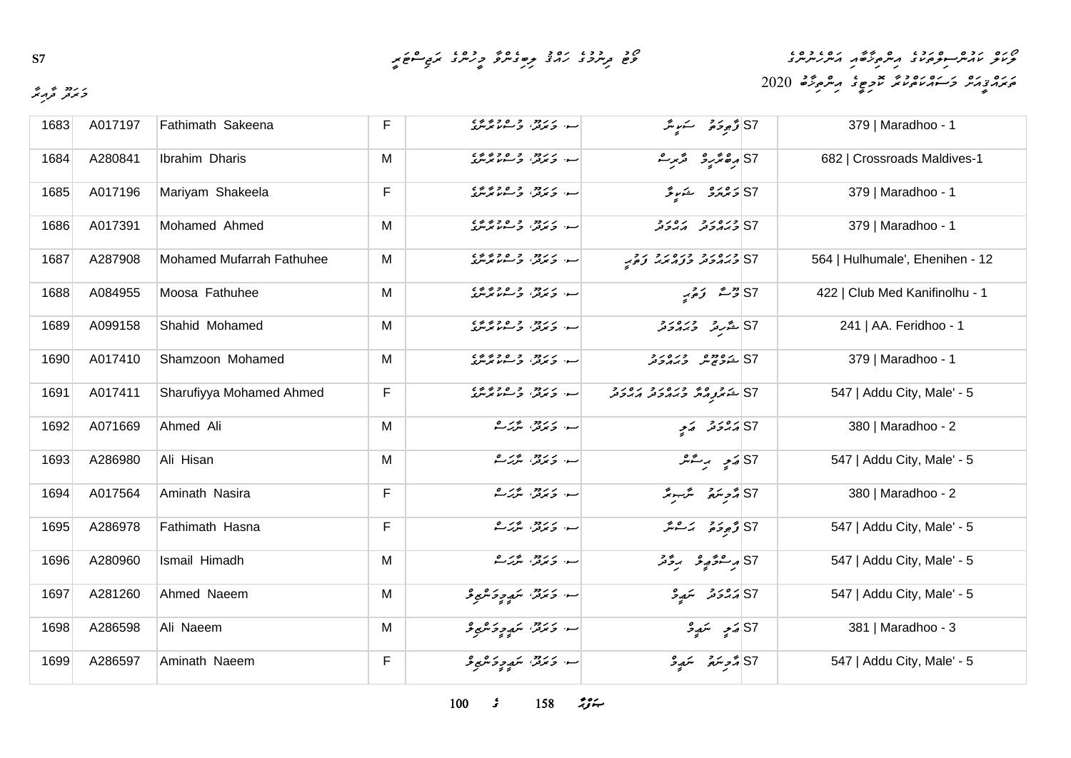| 1683 | A017197 | Fathimath Sakeena | F | ސ. މަރަދޫ، މ.ސަނަރީވާވަ | S7 ފާތިމަތު ސަކީނާ | 379 \| Maradhoo - 1 |
|---|---|---|---|---|---|---|
| 1684 | A280841 | Ibrahim Dharis | M | ސ. މަރަދޫ، މ.ސަނަރީވާވަ | S7 އިބްރާހީމް ދާރިސް | 682 \| Crossroads Maldives-1 |
| 1685 | A017196 | Mariyam Shakeela | F | ސ. މަރަދޫ، މ.ސަނަރީވާވަ | S7 މަރިޔަމް ޝަކީލާ | 379 \| Maradhoo - 1 |
| 1686 | A017391 | Mohamed Ahmed | M | ސ. މަރަދޫ، މ.ސަނަރީވާވަ | S7 މުޙައްމަދު އަޙްމަދު | 379 \| Maradhoo - 1 |
| 1687 | A287908 | Mohamed Mufarrah Fathuhee | M | ސ. މަރަދޫ، މ.ސަނަރީވާވަ | S7 މުޙައްމަދު މުފައްރަޙް ފަތުހީ | 564 \| Hulhumale', Ehenihen - 12 |
| 1688 | A084955 | Moosa Fathuhee | M | ސ. މަރަދޫ، މ.ސަނަރީވާވަ | S7 މޫސާ ފަތުހީ | 422 \| Club Med Kanifinolhu - 1 |
| 1689 | A099158 | Shahid Mohamed | M | ސ. މަރަދޫ، މ.ސަނަރީވާވަ | S7 ޝާހިދު މުޙައްމަދު | 241 \| AA. Feridhoo - 1 |
| 1690 | A017410 | Shamzoon Mohamed | M | ސ. މަރަދޫ، މ.ސަނަރީވާވަ | S7 ޝަމްޒޫން މުޙައްމަދު | 379 \| Maradhoo - 1 |
| 1691 | A017411 | Sharufiyya Mohamed Ahmed | F | ސ. މަރަދޫ، މ.ސަނަރީވާވަ | S7 ޝަރުފިއްޔާ މުޙައްމަދު އަޙްމަދު | 547 \| Addu City, Male' - 5 |
| 1692 | A071669 | Ahmed Ali | M | ސ. މަރަދޫ، ނޫރަސް | S7 އަޙްމަދު އަލީ | 380 \| Maradhoo - 2 |
| 1693 | A286980 | Ali Hisan | M | ސ. މަރަދޫ، ނޫރަސް | S7 އަލީ ހިސާން | 547 \| Addu City, Male' - 5 |
| 1694 | A017564 | Aminath Nasira | F | ސ. މަރަދޫ، ނޫރަސް | S7 އާމިނަތު ނާސިރާ | 380 \| Maradhoo - 2 |
| 1695 | A286978 | Fathimath Hasna | F | ސ. މަރަދޫ، ނޫރަސް | S7 ފާތިމަތު ހަސްނާ | 547 \| Addu City, Male' - 5 |
| 1696 | A280960 | Ismail Himadh | M | ސ. މަރަދޫ، ނޫރަސް | S7 އިސްމާޢީލް ހިމާދު | 547 \| Addu City, Male' - 5 |
| 1697 | A281260 | Ahmed Naeem | M | ސ. މަރަދޫ، ނަޢީމީވިލާ | S7 އަޙްމަދު ނަޢީމް | 547 \| Addu City, Male' - 5 |
| 1698 | A286598 | Ali Naeem | M | ސ. މަރަދޫ، ނަޢީމީވިލާ | S7 އަލީ ނަޢީމް | 381 \| Maradhoo - 3 |
| 1699 | A286597 | Aminath Naeem | F | ސ. މަރަދޫ، ނަޢީމީވިލާ | S7 އާމިނަތު ނަޢީމް | 547 \| Addu City, Male' - 5 |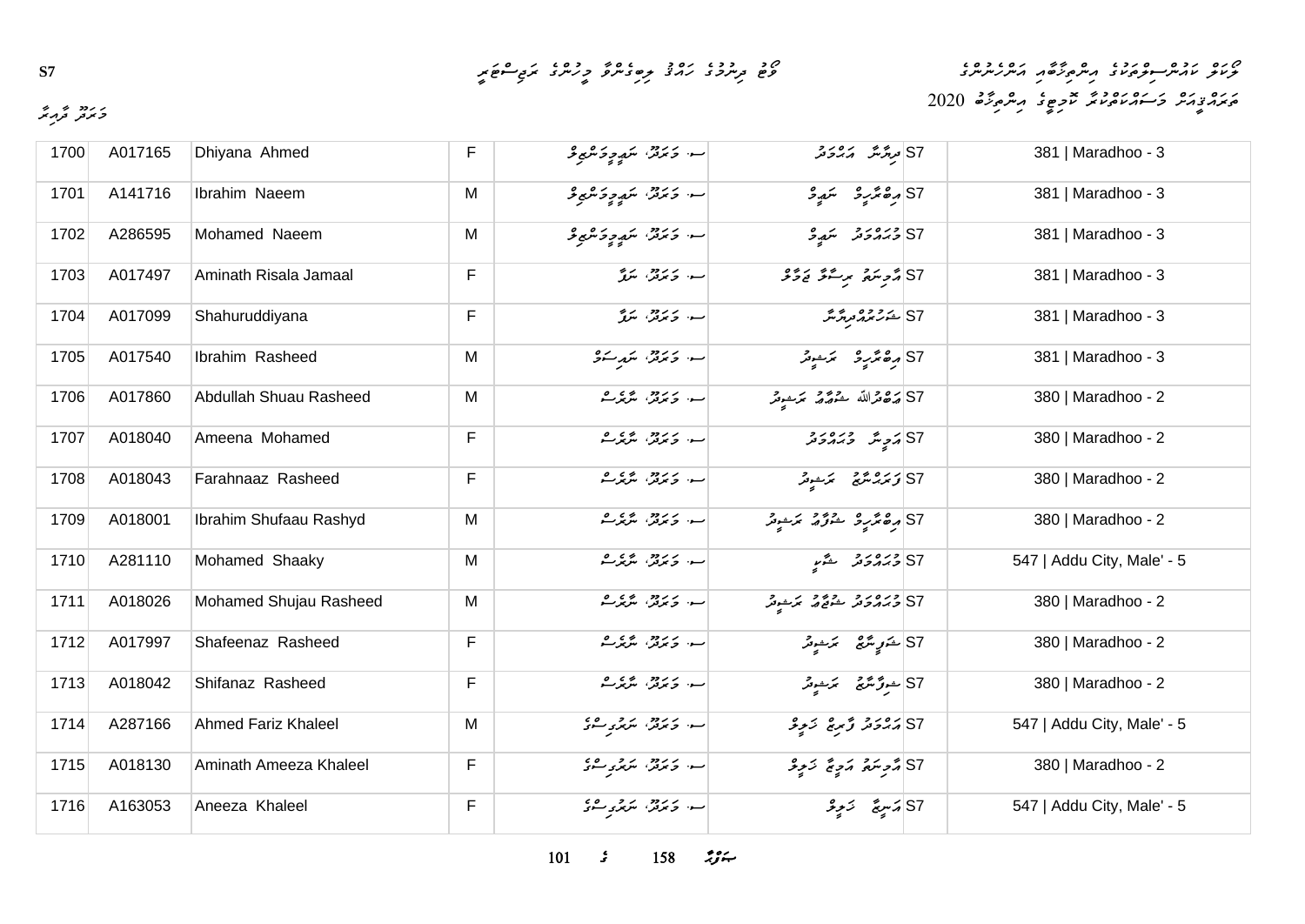| 1700 | A017165 | Dhiyana Ahmed | F | ސ. މަރަދޫ، ނަތީޖާމަންޒިލް | S7 ދިޔާނާ އަޙްމަދު | 381 \| Maradhoo - 3 |
|---|---|---|---|---|---|---|
| 1701 | A141716 | Ibrahim Naeem | M | ސ. މަރަދޫ، ނަތީޖާމަންޒިލް | S7 އިބްރާހީމް ނަޢީމް | 381 \| Maradhoo - 3 |
| 1702 | A286595 | Mohamed Naeem | M | ސ. މަރަދޫ، ނަތީޖާމަންޒިލް | S7 މުޙައްމަދު ނަޢީމް | 381 \| Maradhoo - 3 |
| 1703 | A017497 | Aminath Risala Jamaal | F | ސ. މަރަދޫ، ނަލާ | S7 އާމިނަތު ރިސާލާ ޖަމާލް | 381 \| Maradhoo - 3 |
| 1704 | A017099 | Shahuruddiyana | F | ސ. މަރަދޫ، ނަލާ | S7 ޝަހުރުއްދިޔާނާ | 381 \| Maradhoo - 3 |
| 1705 | A017540 | Ibrahim Rasheed | M | ސ. މަރަދޫ، ނައިސަމް | S7 އިބްރާހީމް ރަޝީދު | 381 \| Maradhoo - 3 |
| 1706 | A017860 | Abdullah Shuau Rasheed | M | ސ. މަރަދޫ، ނާރެސް | S7 އަބްދުﷲ ޝުޢާޢު ރަޝީދު | 380 \| Maradhoo - 2 |
| 1707 | A018040 | Ameena Mohamed | F | ސ. މަރަދޫ، ނާރެސް | S7 އަމީނާ މުޙައްމަދު | 380 \| Maradhoo - 2 |
| 1708 | A018043 | Farahnaaz Rasheed | F | ސ. މަރަދޫ، ނާރެސް | S7 ފަރަޙްނާޒް ރަޝީދު | 380 \| Maradhoo - 2 |
| 1709 | A018001 | Ibrahim Shufaau Rashyd | M | ސ. މަރަދޫ، ނާރެސް | S7 އިބްރާހީމް ޝުފާޢު ރަޝީދު | 380 \| Maradhoo - 2 |
| 1710 | A281110 | Mohamed Shaaky | M | ސ. މަރަދޫ، ނާރެސް | S7 މުޙައްމަދު ޝާކީ | 547 \| Addu City, Male' - 5 |
| 1711 | A018026 | Mohamed Shujau Rasheed | M | ސ. މަރަދޫ، ނާރެސް | S7 މުޙައްމަދު ޝުޖާޢު ރަޝީދު | 380 \| Maradhoo - 2 |
| 1712 | A017997 | Shafeenaz Rasheed | F | ސ. މަރަދޫ، ނާރެސް | S7 ޝަފީނާޒް ރަޝީދު | 380 \| Maradhoo - 2 |
| 1713 | A018042 | Shifanaz Rasheed | F | ސ. މަރަދޫ، ނާރެސް | S7 ޝިފާނާޒް ރަޝީދު | 380 \| Maradhoo - 2 |
| 1714 | A287166 | Ahmed Fariz Khaleel | M | ސ. މަރަދޫ، ނަރުގިސްގެ | S7 އަޙްމަދު ފާރިޒް ޚަލީލް | 547 \| Addu City, Male' - 5 |
| 1715 | A018130 | Aminath Ameeza Khaleel | F | ސ. މަރަދޫ، ނަރުގިސްގެ | S7 އާމިނަތު އަމީޒާ ޚަލީލް | 380 \| Maradhoo - 2 |
| 1716 | A163053 | Aneeza Khaleel | F | ސ. މަރަދޫ، ނަރުގިސްގެ | S7 އަނީޒާ ޚަލީލް | 547 \| Addu City, Male' - 5 |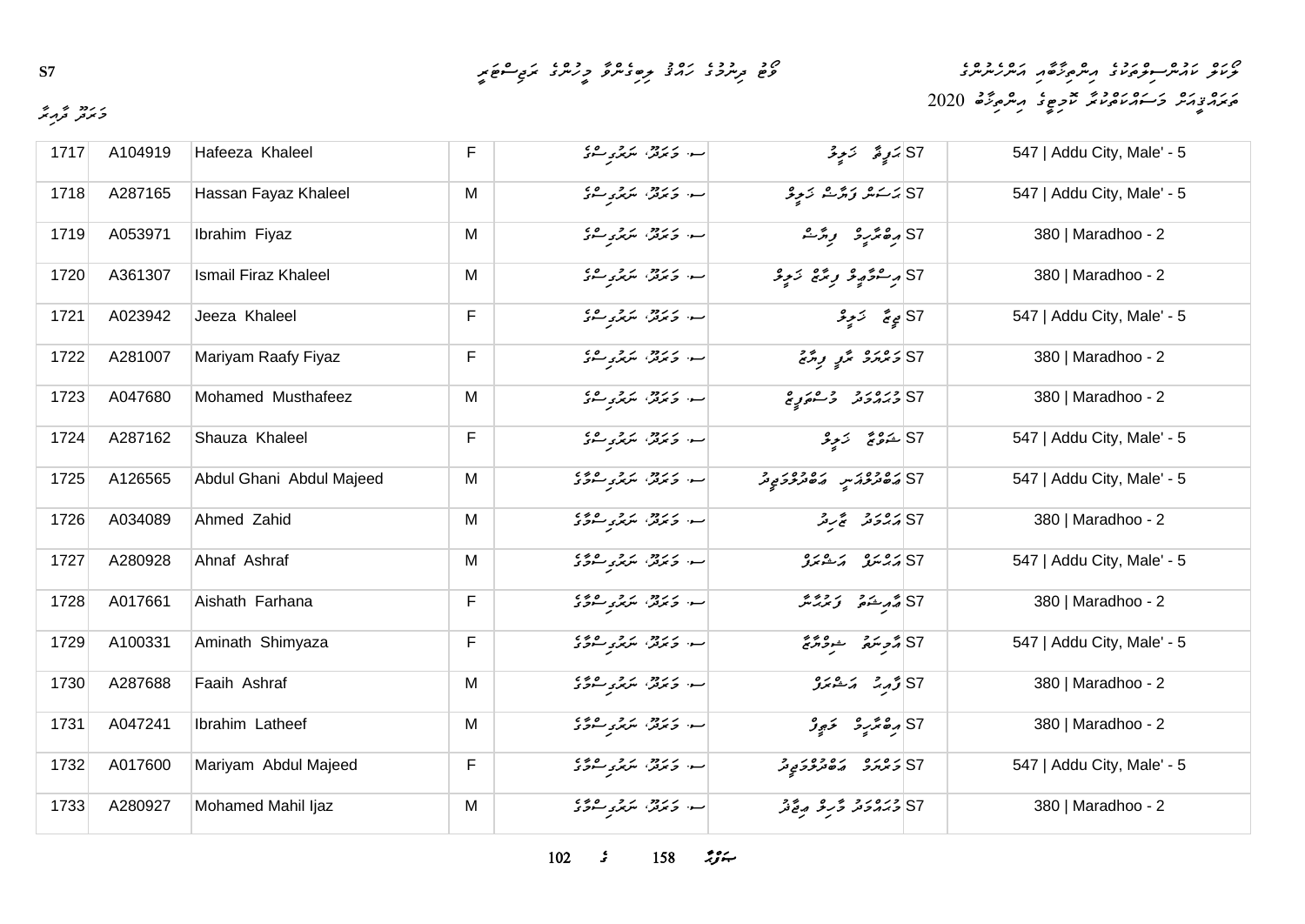| 1717 | A104919 | Hafeeza Khaleel | F | ސ. މަރަދޫ، ނަރުގިސްގެ | S7 ހަފީޒާ ޚަލީލް | 547 \| Addu City, Male' - 5 |
|---|---|---|---|---|---|---|
| 1718 | A287165 | Hassan Fayaz Khaleel | M | ސ. މަރަދޫ، ނަރުގިސްގެ | S7 ހަސަން ފައްޔާޒް ޚަލީލް | 547 \| Addu City, Male' - 5 |
| 1719 | A053971 | Ibrahim Fiyaz | M | ސ. މަރަދޫ، ނަރުގިސްގެ | S7 އިބްރާހީމް ފިޔާޒް | 380 \| Maradhoo - 2 |
| 1720 | A361307 | Ismail Firaz Khaleel | M | ސ. މަރަދޫ، ނަރުގިސްގެ | S7 އިސްމާއީލް ފިރާޒް ޚަލީލް | 380 \| Maradhoo - 2 |
| 1721 | A023942 | Jeeza Khaleel | F | ސ. މަރަދޫ، ނަރުގިސްގެ | S7 ޖީޒާ ޚަލީލް | 547 \| Addu City, Male' - 5 |
| 1722 | A281007 | Mariyam Raafy Fiyaz | F | ސ. މަރަދޫ، ނަރުގިސްގެ | S7 މަރިޔަމް ރާފީ ފިޔާޒް | 380 \| Maradhoo - 2 |
| 1723 | A047680 | Mohamed Musthafeez | M | ސ. މަރަދޫ، ނަރުގިސްގެ | S7 މުޙައްމަދު މުސްތަފީޒް | 380 \| Maradhoo - 2 |
| 1724 | A287162 | Shauza Khaleel | F | ސ. މަރަދޫ، ނަރުގިސްގެ | S7 ޝައުޒާ ޚަލީލް | 547 \| Addu City, Male' - 5 |
| 1725 | A126565 | Abdul Ghani Abdul Majeed | M | ސ. މަރަދޫ، ނަރުގިސްވާގެ | S7 އަބްދުލްޣަނީ އަބްދުލްމަޖީދު | 547 \| Addu City, Male' - 5 |
| 1726 | A034089 | Ahmed Zahid | M | ސ. މަރަދޫ، ނަރުގިސްވާގެ | S7 އަޙްމަދު ޒާހިދު | 380 \| Maradhoo - 2 |
| 1727 | A280928 | Ahnaf Ashraf | M | ސ. މަރަދޫ، ނަރުގިސްވާގެ | S7 އަޙްނަފް އަޝްރަފް | 547 \| Addu City, Male' - 5 |
| 1728 | A017661 | Aishath Farhana | F | ސ. މަރަދޫ، ނަރުގިސްވާގެ | S7 އާއިޝަތު ފަރްހާނާ | 380 \| Maradhoo - 2 |
| 1729 | A100331 | Aminath Shimyaza | F | ސ. މަރަދޫ، ނަރުގިސްވާގެ | S7 އާމިނަތު ޝިމްޔާޒާ | 547 \| Addu City, Male' - 5 |
| 1730 | A287688 | Faaih Ashraf | M | ސ. މަރަދޫ، ނަރުގިސްވާގެ | S7 ފާއިޒް އަޝްރަފް | 380 \| Maradhoo - 2 |
| 1731 | A047241 | Ibrahim Latheef | M | ސ. މަރަދޫ، ނަރުގިސްވާގެ | S7 އިބްރާހީމް ލަޠީފް | 380 \| Maradhoo - 2 |
| 1732 | A017600 | Mariyam Abdul Majeed | F | ސ. މަރަދޫ، ނަރުގިސްވާގެ | S7 މަރިޔަމް އަބްދުލްމަޖީދު | 547 \| Addu City, Male' - 5 |
| 1733 | A280927 | Mohamed Mahil Ijaz | M | ސ. މަރަދޫ، ނަރުގިސްވާގެ | S7 މުޙައްމަދު މާހިލް އިޖާޒް | 380 \| Maradhoo - 2 |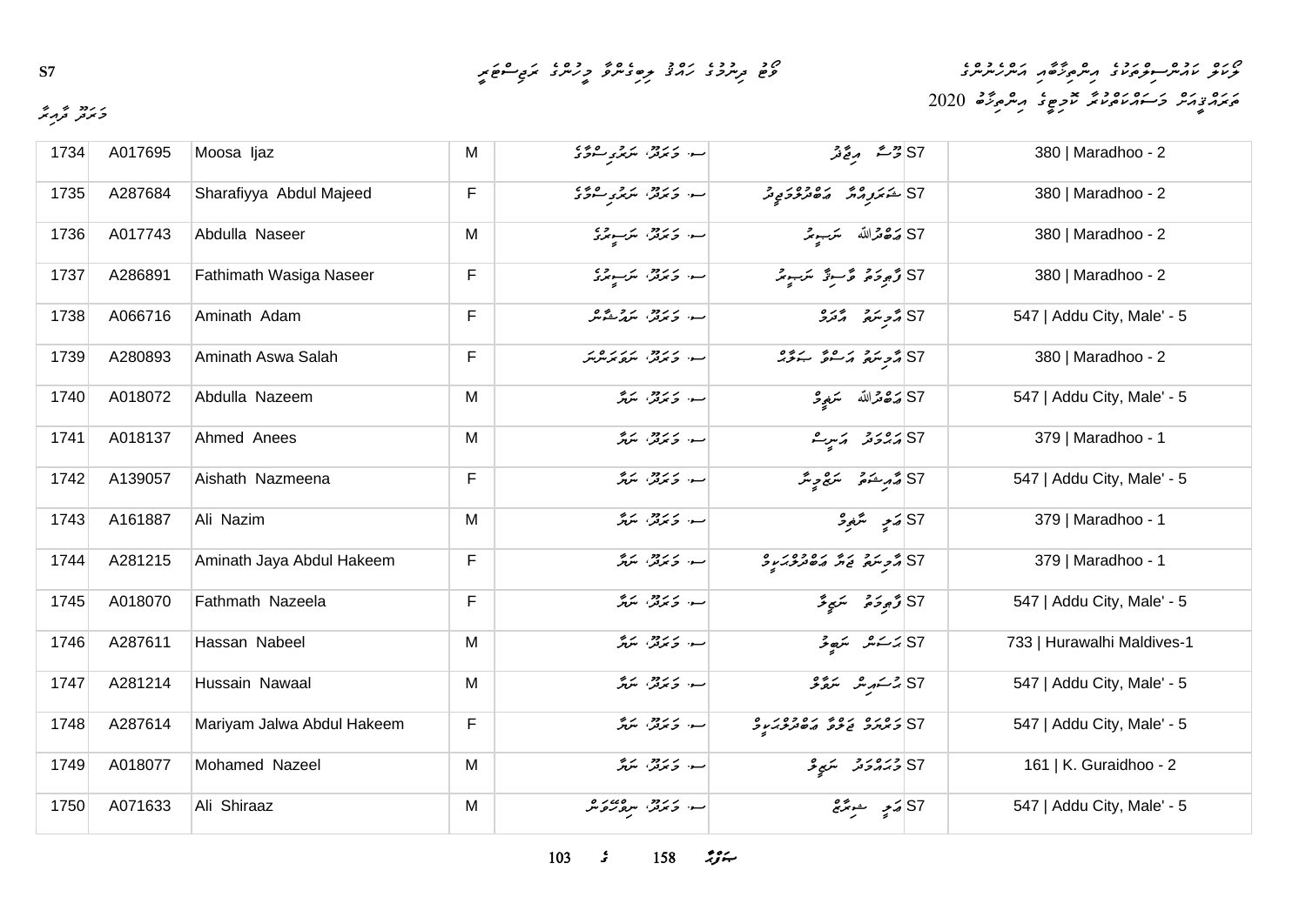| 1734 | A017695 | Moosa Ijaz | M | ސ. މަރަދޫ، ނަރުގިސްމާގެ | S7 މޫސާ އިޖާޒު | 380 \| Maradhoo - 2 |
|---|---|---|---|---|---|---|
| 1735 | A287684 | Sharafiyya Abdul Majeed | F | ސ. މަރަދޫ، ނަރުގިސްމާގެ | S7 ޝަރަފިއްޔާ އަބްދުލްމަޖީދު | 380 \| Maradhoo - 2 |
| 1736 | A017743 | Abdulla Naseer | M | ސ. މަރަދޫ، ނަސީމާގެ | S7 އަބްދުﷲ ނަސީރު | 380 \| Maradhoo - 2 |
| 1737 | A286891 | Fathimath Wasiga Naseer | F | ސ. މަރަދޫ، ނަސީމާގެ | S7 ފާތިމަތު ވާސިގާ ނަސީރު | 380 \| Maradhoo - 2 |
| 1738 | A066716 | Aminath Adam | F | ސ. މަރަދޫ، ނަޖުމުއްޝާން | S7 އާމިނަތު އާދަމް | 547 \| Addu City, Male' - 5 |
| 1739 | A280893 | Aminath Aswa Salah | F | ސ. މަރަދޫ، ނަވަރަންނަ | S7 އާމިނަތު އަސްވާ ސަލާހު | 380 \| Maradhoo - 2 |
| 1740 | A018072 | Abdulla Nazeem | M | ސ. މަރަދޫ، ނަޔާ | S7 އަބްދުﷲ ނަޒީމު | 547 \| Addu City, Male' - 5 |
| 1741 | A018137 | Ahmed Anees | M | ސ. މަރަދޫ، ނަޔާ | S7 އަހުމަދު އަނީސް | 379 \| Maradhoo - 1 |
| 1742 | A139057 | Aishath Nazmeena | F | ސ. މަރަދޫ، ނަޔާ | S7 އާއިޝަތު ނަޒްމީނާ | 547 \| Addu City, Male' - 5 |
| 1743 | A161887 | Ali Nazim | M | ސ. މަރަދޫ، ނަޔާ | S7 އަލި ނާޒިމް | 379 \| Maradhoo - 1 |
| 1744 | A281215 | Aminath Jaya Abdul Hakeem | F | ސ. މަރަދޫ، ނަޔާ | S7 އާމިނަތު ޖަޔާ އަބްދުލްހަކީމް | 379 \| Maradhoo - 1 |
| 1745 | A018070 | Fathmath Nazeela | F | ސ. މަރަދޫ، ނަޔާ | S7 ފާތިމަތު ނަޒީލާ | 547 \| Addu City, Male' - 5 |
| 1746 | A287611 | Hassan Nabeel | M | ސ. މަރަދޫ، ނަޔާ | S7 ހަސަން ނަބީލް | 733 \| Hurawalhi Maldives-1 |
| 1747 | A281214 | Hussain Nawaal | M | ސ. މަރަދޫ، ނަޔާ | S7 ހުސައިން ނަވާލް | 547 \| Addu City, Male' - 5 |
| 1748 | A287614 | Mariyam Jalwa Abdul Hakeem | F | ސ. މަރަދޫ، ނަޔާ | S7 މަރިޔަމް ޖަލްވާ އަބްދުލްހަކީމް | 547 \| Addu City, Male' - 5 |
| 1749 | A018077 | Mohamed Nazeel | M | ސ. މަރަދޫ، ނަޔާ | S7 މުޙައްމަދު ނަޒީލް | 161 \| K. Guraidhoo - 2 |
| 1750 | A071633 | Ali Shiraaz | M | ސ. މަރަދޫ، ނިވާރުވަން | S7 އަލި ޝިރާޒް | 547 \| Addu City, Male' - 5 |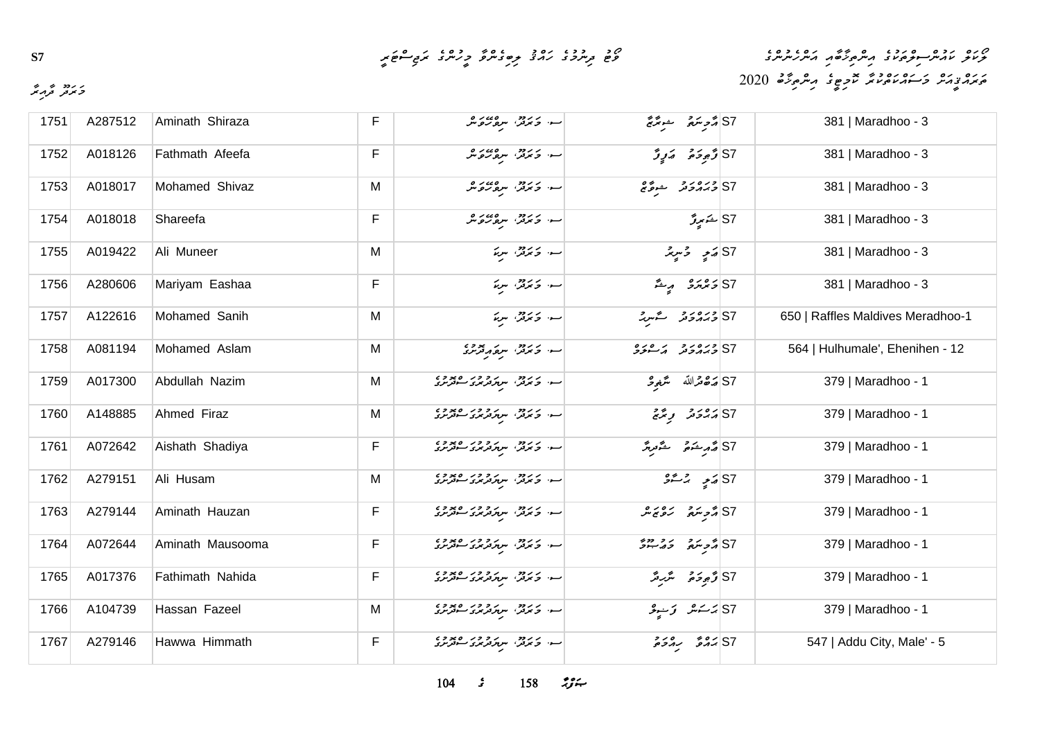| 1751 | A287512 | Aminath Shiraza | F | ސ. މަރަދޫ، ނިލޮފަރުގެ | S7 އާމިނަތު ޝިރާޒާ | 381 \| Maradhoo - 3 |
|---|---|---|---|---|---|---|
| 1752 | A018126 | Fathmath Afeefa | F | ސ. މަރަދޫ، ނިލޮފަރުގެ | S7 ފާތިމަތު އަފީފާ | 381 \| Maradhoo - 3 |
| 1753 | A018017 | Mohamed Shivaz | M | ސ. މަރަދޫ، ނިލޮފަރުގެ | S7 މުޙައްމަދު ޝިވާޒު | 381 \| Maradhoo - 3 |
| 1754 | A018018 | Shareefa | F | ސ. މަރަދޫ، ނިލޮފަރުގެ | S7 ޝަރީފާ | 381 \| Maradhoo - 3 |
| 1755 | A019422 | Ali Muneer | M | ސ. މަރަދޫ، ނިކަ | S7 އަލި މުނީރު | 381 \| Maradhoo - 3 |
| 1756 | A280606 | Mariyam Eashaa | F | ސ. މަރަދޫ، ނިކަ | S7 މަރިޔަމް އީޝާ | 381 \| Maradhoo - 3 |
| 1757 | A122616 | Mohamed Sanih | M | ސ. މަރަދޫ، ނިކަ | S7 މުޙައްމަދު ސާނިހު | 650 \| Raffles Maldives Meradhoo-1 |
| 1758 | A081194 | Mohamed Aslam | M | ސ. މަރަދޫ، ނިޔަމިދޫގެ | S7 މުޙައްމަދު އަސްލަމް | 564 \| Hulhumale', Ehenihen - 12 |
| 1759 | A017300 | Abdullah Nazim | M | ސ. މަރަދޫ، ނިއަދުރުގެ ސްޓޯރގެ | S7 އަބްދުﷲ ނާޒިމް | 379 \| Maradhoo - 1 |
| 1760 | A148885 | Ahmed Firaz | M | ސ. މަރަދޫ، ނިއަދުރުގެ ސްޓޯރގެ | S7 އަޙްމަދު ފިރާޒް | 379 \| Maradhoo - 1 |
| 1761 | A072642 | Aishath Shadiya | F | ސ. މަރަދޫ، ނިއަދުރުގެ ސްޓޯރގެ | S7 އާއިޝަތު ޝާދިޔާ | 379 \| Maradhoo - 1 |
| 1762 | A279151 | Ali Husam | M | ސ. މަރަދޫ، ނިއަދުރުގެ ސްޓޯރގެ | S7 އަލި ހުސާމް | 379 \| Maradhoo - 1 |
| 1763 | A279144 | Aminath Hauzan | F | ސ. މަރަދޫ، ނިއަދުރުގެ ސްޓޯރގެ | S7 އާމިނަތު ހައުޒަން | 379 \| Maradhoo - 1 |
| 1764 | A072644 | Aminath Mausooma | F | ސ. މަރަދޫ، ނިއަދުރުގެ ސްޓޯރގެ | S7 އާމިނަތު މައުސޫމާ | 379 \| Maradhoo - 1 |
| 1765 | A017376 | Fathimath Nahida | F | ސ. މަރަދޫ، ނިއަދުރުގެ ސްޓޯރގެ | S7 ފާތިމަތު ނާހިދާ | 379 \| Maradhoo - 1 |
| 1766 | A104739 | Hassan Fazeel | M | ސ. މަރަދޫ، ނިއަދުރުގެ ސްޓޯރގެ | S7 ހަސަން ފަޒީލް | 379 \| Maradhoo - 1 |
| 1767 | A279146 | Hawwa Himmath | F | ސ. މަރަދޫ، ނިއަދުރުގެ ސްޓޯރގެ | S7 ހައްވާ ހިއްމަތު | 547 \| Addu City, Male' - 5 |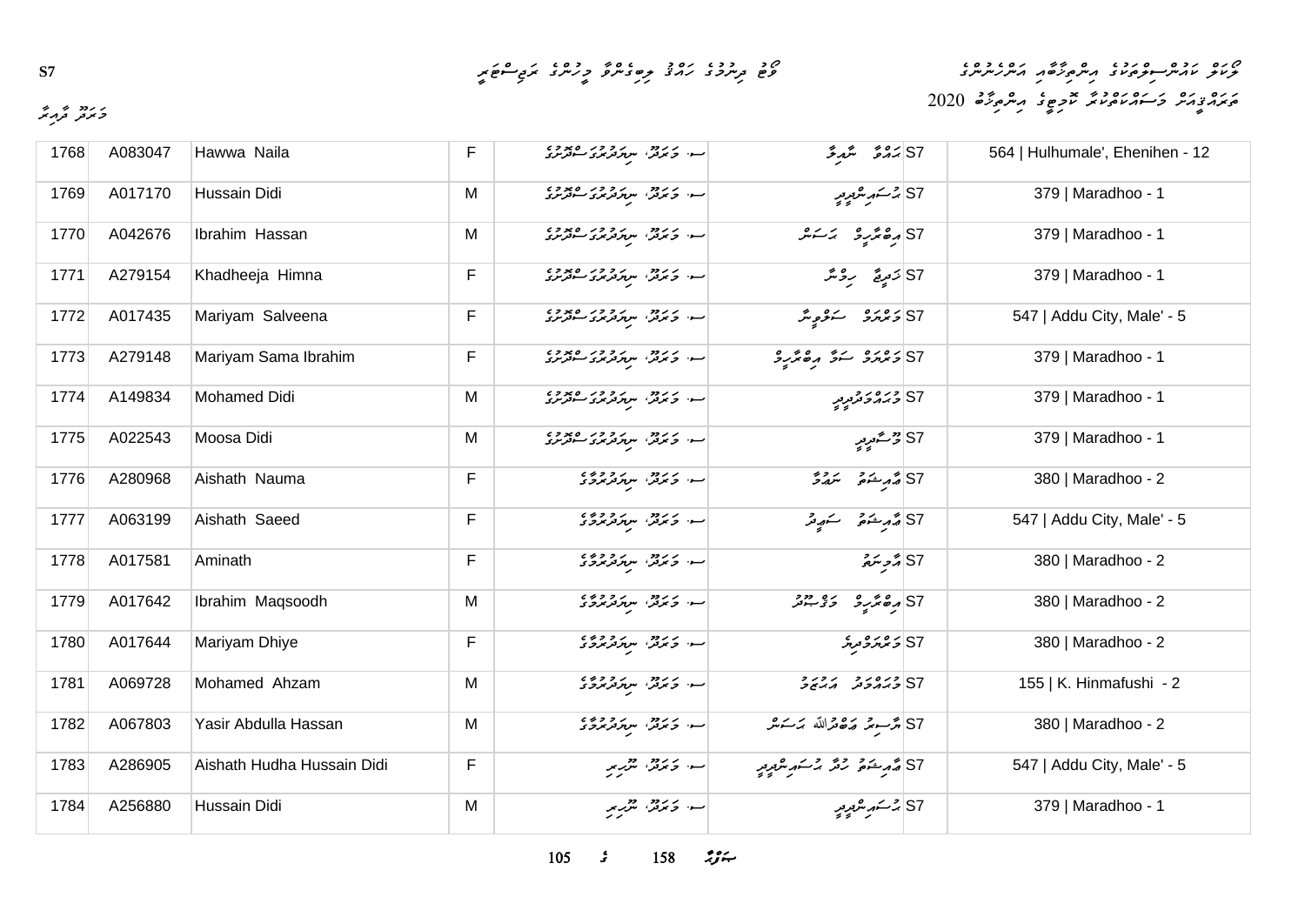| 1768 | A083047 | Hawwa Naila | F | ސ. މަރަދޫ، ނިޔަދުރުގެ ސޯދުރުގެ | S7 ހައްވާ ނާއިލާ | 564 \| Hulhumale', Ehenihen - 12 |
|---|---|---|---|---|---|---|
| 1769 | A017170 | Hussain Didi | M | ސ. މަރަދޫ، ނިޔަދުރުގެ ސޯދުރުގެ | S7 ހުސައިން ދީދީ | 379 \| Maradhoo - 1 |
| 1770 | A042676 | Ibrahim Hassan | M | ސ. މަރަދޫ، ނިޔަދުރުގެ ސޯދުރުގެ | S7 އިބްރާހީމް ހަސަން | 379 \| Maradhoo - 1 |
| 1771 | A279154 | Khadheeja Himna | F | ސ. މަރަދޫ، ނިޔަދުރުގެ ސޯދުރުގެ | S7 ޚަދީޖާ ހިމްނާ | 379 \| Maradhoo - 1 |
| 1772 | A017435 | Mariyam Salveena | F | ސ. މަރަދޫ، ނިޔަދުރުގެ ސޯދުރުގެ | S7 މަރިޔަމް ސަލްވީނާ | 547 \| Addu City, Male' - 5 |
| 1773 | A279148 | Mariyam Sama Ibrahim | F | ސ. މަރަދޫ، ނިޔަދުރުގެ ސޯދުރުގެ | S7 މަރިޔަމް ސަމާ އިބްރާހީމް | 379 \| Maradhoo - 1 |
| 1774 | A149834 | Mohamed Didi | M | ސ. މަރަދޫ، ނިޔަދުރުގެ ސޯދުރުގެ | S7 މުހައްމަދުދީދީ | 379 \| Maradhoo - 1 |
| 1775 | A022543 | Moosa Didi | M | ސ. މަރަދޫ، ނިޔަދުރުގެ ސޯދުރުގެ | S7 މޫސާދީދީ | 379 \| Maradhoo - 1 |
| 1776 | A280968 | Aishath Nauma | F | ސ. މަރަދޫ، ނިޔަދުރުދޮގެ | S7 އާއިޝަތު ނައުމާ | 380 \| Maradhoo - 2 |
| 1777 | A063199 | Aishath Saeed | F | ސ. މަރަދޫ، ނިޔަދުރުދޮގެ | S7 އާއިޝަތު ސައީދު | 547 \| Addu City, Male' - 5 |
| 1778 | A017581 | Aminath | F | ސ. މަރަދޫ، ނިޔަދުރުދޮގެ | S7 އާމިނަތު | 380 \| Maradhoo - 2 |
| 1779 | A017642 | Ibrahim Maqsoodh | M | ސ. މަރަދޫ، ނިޔަދުރުދޮގެ | S7 އިބްރާހީމް މަޤްސޫދު | 380 \| Maradhoo - 2 |
| 1780 | A017644 | Mariyam Dhiye | F | ސ. މަރަދޫ، ނިޔަދުރުދޮގެ | S7 މަރިޔަމްދިޔެ | 380 \| Maradhoo - 2 |
| 1781 | A069728 | Mohamed Ahzam | M | ސ. މަރަދޫ، ނިޔަދުރުދޮގެ | S7 މުހައްމަދު އަހްޒަމް | 155 \| K. Hinmafushi - 2 |
| 1782 | A067803 | Yasir Abdulla Hassan | M | ސ. މަރަދޫ، ނިޔަދުރުދޮގެ | S7 ޔާސިރު އަބްދުﷲ ހަސަން | 380 \| Maradhoo - 2 |
| 1783 | A286905 | Aishath Hudha Hussain Didi | F | ސ. މަރަދޫ، ނޫރީރީ | S7 އާއިޝަތު ހުދާ ހުސައިންދީދީ | 547 \| Addu City, Male' - 5 |
| 1784 | A256880 | Hussain Didi | M | ސ. މަރަދޫ، ނޫރީރީ | S7 ހުސައިންދީދީ | 379 \| Maradhoo - 1 |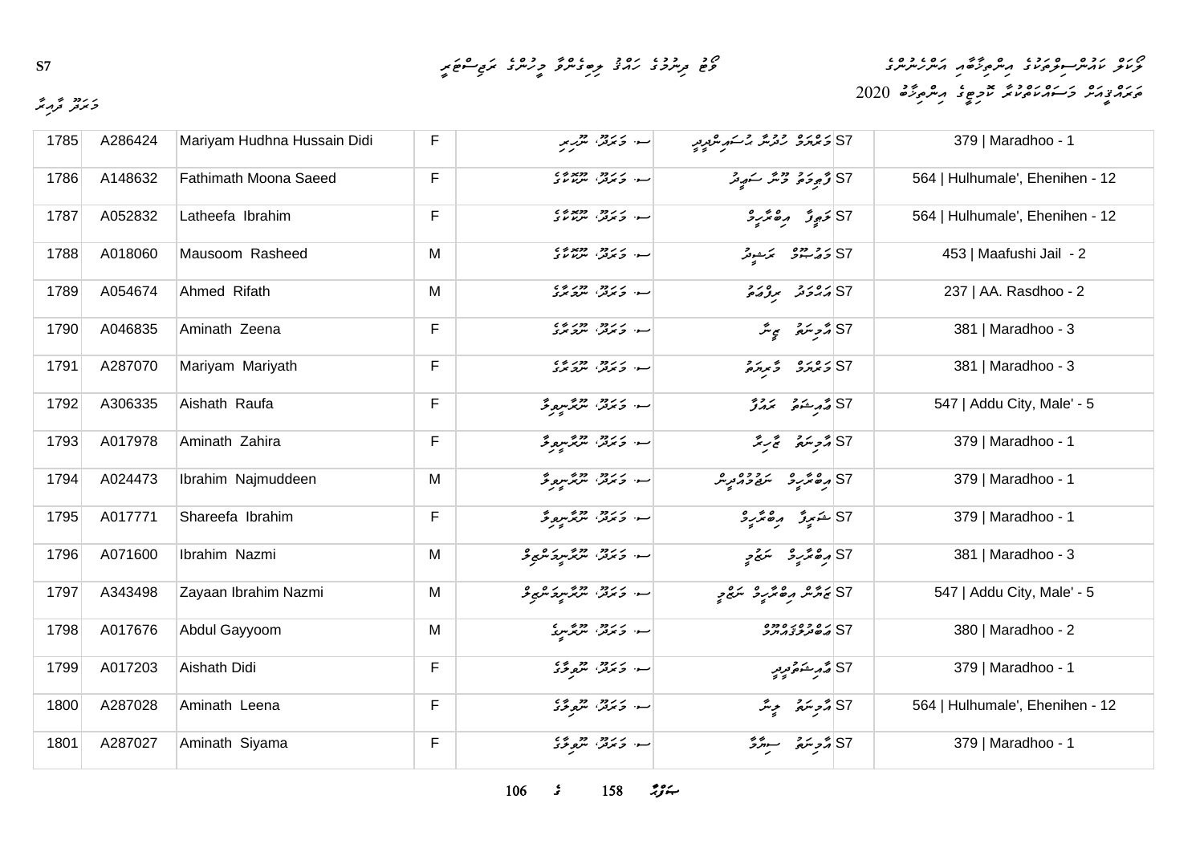| 1785 | A286424 | Mariyam Hudhna Hussain Didi | F | ސ. މަރަދޫ، ނޫރީރީ | S7 މަރިޔަމް ހުދުނާ ޙުސައިން ދީދީ | 379 \| Maradhoo - 1 |
|---|---|---|---|---|---|---|
| 1786 | A148632 | Fathimath Moona Saeed | F | ސ. މަރަދޫ، ނޫރާނީގެ | S7 ފާތިމަތު މޫނާ ސައީދު | 564 \| Hulhumale', Ehenihen - 12 |
| 1787 | A052832 | Latheefa Ibrahim | F | ސ. މަރަދޫ، ނޫރާނީގެ | S7 ލަތީފާ އިބްރާހީމް | 564 \| Hulhumale', Ehenihen - 12 |
| 1788 | A018060 | Mausoom Rasheed | M | ސ. މަރަދޫ، ނޫރާނީގެ | S7 މައުޞޫމް ރަޝީދު | 453 \| Maafushi Jail - 2 |
| 1789 | A054674 | Ahmed Rifath | M | ސ. މަރަދޫ، ނޫރަނގެ | S7 އަހްމަދު ރިފްއަތު | 237 \| AA. Rasdhoo - 2 |
| 1790 | A046835 | Aminath Zeena | F | ސ. މަރަދޫ، ނޫރަނގެ | S7 އާމިނަތު ޒީނާ | 381 \| Maradhoo - 3 |
| 1791 | A287070 | Mariyam Mariyath | F | ސ. މަރަދޫ، ނޫރަނގެ | S7 މަރިޔަމް މާރިޔަތު | 381 \| Maradhoo - 3 |
| 1792 | A306335 | Aishath Raufa | F | ސ. މަރަދޫ، ނޫރާނީވިލާ | S7 އާއިޝަތު ރައުފާ | 547 \| Addu City, Male' - 5 |
| 1793 | A017978 | Aminath Zahira | F | ސ. މަރަދޫ، ނޫރާނީވިލާ | S7 އާމިނަތު ޒާހިރާ | 379 \| Maradhoo - 1 |
| 1794 | A024473 | Ibrahim Najmuddeen | M | ސ. މަރަދޫ، ނޫރާނީވިލާ | S7 އިބްރާހީމް ނަޖްމުއްދީން | 379 \| Maradhoo - 1 |
| 1795 | A017771 | Shareefa Ibrahim | F | ސ. މަރަދޫ، ނޫރާނީވިލާ | S7 ޝަރީފާ އިބްރާހީމް | 379 \| Maradhoo - 1 |
| 1796 | A071600 | Ibrahim Nazmi | M | ސ. މަރަދޫ، ނޫރާނީމަންޒިލް | S7 އިބްރާހީމް ނަޒްމީ | 381 \| Maradhoo - 3 |
| 1797 | A343498 | Zayaan Ibrahim Nazmi | M | ސ. މަރަދޫ، ނޫރާނީމަންޒިލް | S7 ޒަޔާން އިބްރާހީމް ނަޒްމީ | 547 \| Addu City, Male' - 5 |
| 1798 | A017676 | Abdul Gayyoom | M | ސ. މަރަދޫ، ނޫރާނީގެ | S7 އަބްދުލްޤައްޔޫމް | 380 \| Maradhoo - 2 |
| 1799 | A017203 | Aishath Didi | F | ސ. މަރަދޫ، ނޫވިލާގެ | S7 އާއިޝަތުދީދީ | 379 \| Maradhoo - 1 |
| 1800 | A287028 | Aminath Leena | F | ސ. މަރަދޫ، ނޫވިލާގެ | S7 އާމިނަތު ލީނާ | 564 \| Hulhumale', Ehenihen - 12 |
| 1801 | A287027 | Aminath Siyama | F | ސ. މަރަދޫ، ނޫވިލާގެ | S7 އާމިނަތު ސިޔާމާ | 379 \| Maradhoo - 1 |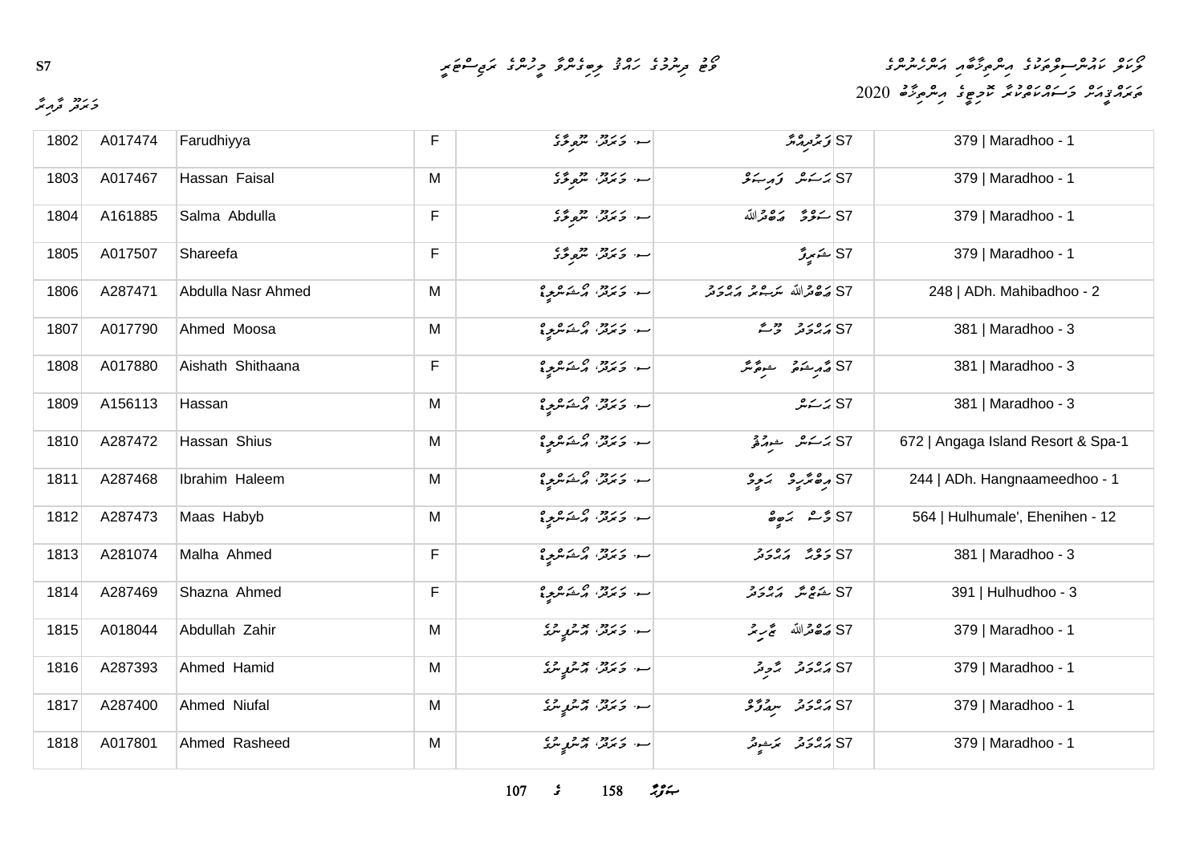| 1802 | A017474 | Farudhiyya | F | ސ. މަރަދޫ. ނޫރުވާދީ | ފަރުދިއްޔާ S7 | 379 \| Maradhoo - 1 |
|---|---|---|---|---|---|---|
| 1803 | A017467 | Hassan Faisal | M | ސ. މަރަދޫ. ނޫރުވާދީ | ހަސަން ފައިސަލް S7 | 379 \| Maradhoo - 1 |
| 1804 | A161885 | Salma Abdulla | F | ސ. މަރަދޫ. ނޫރުވާދީ | ސަލްމާ އަބްދުﷲ S7 | 379 \| Maradhoo - 1 |
| 1805 | A017507 | Shareefa | F | ސ. މަރަދޫ. ނޫރުވާދީ | ޝަރީފާ S7 | 379 \| Maradhoo - 1 |
| 1806 | A287471 | Abdulla Nasr Ahmed | M | ސ. މަރަދޫ. އޮޝަންވިލާ | އަބްދުﷲ ނަސްރު އަޙްމަދު S7 | 248 \| ADh. Mahibadhoo - 2 |
| 1807 | A017790 | Ahmed Moosa | M | ސ. މަރަދޫ. އޮޝަންވިލާ | އަޙްމަދު މޫސާ S7 | 381 \| Maradhoo - 3 |
| 1808 | A017880 | Aishath Shithaana | F | ސ. މަރަދޫ. އޮޝަންވިލާ | އާއިޝަތު ޝިތާނާ S7 | 381 \| Maradhoo - 3 |
| 1809 | A156113 | Hassan | M | ސ. މަރަދޫ. އޮޝަންވިލާ | ހަސަން S7 | 381 \| Maradhoo - 3 |
| 1810 | A287472 | Hassan Shius | M | ސ. މަރަދޫ. އޮޝަންވިލާ | ހަސަން ޝިއުސް S7 | 672 \| Angaga Island Resort & Spa-1 |
| 1811 | A287468 | Ibrahim Haleem | M | ސ. މަރަދޫ. އޮޝަންވިލާ | އިބްރާހީމް ހަލީމް S7 | 244 \| ADh. Hangnaameedhoo - 1 |
| 1812 | A287473 | Maas Habyb | M | ސ. މަރަދޫ. އޮޝަންވިލާ | މާސް ހަބީބް S7 | 564 \| Hulhumale', Ehenihen - 12 |
| 1813 | A281074 | Malha Ahmed | F | ސ. މަރަދޫ. އޮޝަންވިލާ | މަލްހާ އަޙްމަދު S7 | 381 \| Maradhoo - 3 |
| 1814 | A287469 | Shazna Ahmed | F | ސ. މަރަދޫ. އޮޝަންވިލާ | ޝަޒްނާ އަޙްމަދު S7 | 391 \| Hulhudhoo - 3 |
| 1815 | A018044 | Abdullah Zahir | M | ސ. މަރަދޫ. އަސްރީނާ | އަބްދުﷲ ޒާހިރު S7 | 379 \| Maradhoo - 1 |
| 1816 | A287393 | Ahmed Hamid | M | ސ. މަރަދޫ. އަސްރީނާ | އަޙްމަދު ހާމިދު S7 | 379 \| Maradhoo - 1 |
| 1817 | A287400 | Ahmed Niufal | M | ސ. މަރަދޫ. އަސްރީނާ | އަޙްމަދު ނިއުފާލް S7 | 379 \| Maradhoo - 1 |
| 1818 | A017801 | Ahmed Rasheed | M | ސ. މަރަދޫ. އަސްރީނާ | އަޙްމަދު ރަޝީދު S7 | 379 \| Maradhoo - 1 |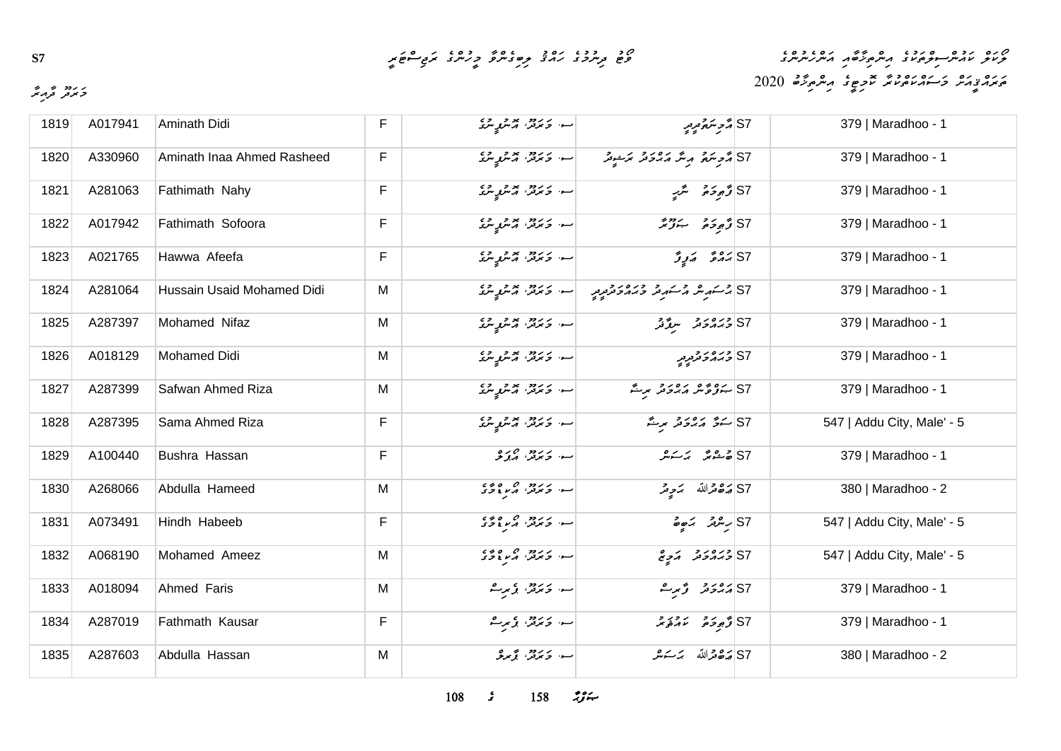| 1819 | A017941 | Aminath Didi | F | ސ. މަރަދޫ، އަސްލީނާގެ | S7 އާމިނަތުދީދީ | 379 \| Maradhoo - 1 |
|---|---|---|---|---|---|---|
| 1820 | A330960 | Aminath Inaa Ahmed Rasheed | F | ސ. މަރަދޫ، އަސްލީނާގެ | S7 އާމިނަތު އިނާ އަޙްމަދު ރަޝީދު | 379 \| Maradhoo - 1 |
| 1821 | A281063 | Fathimath Nahy | F | ސ. މަރަދޫ، އަސްލީނާގެ | S7 ފާތިމަތު ނަހީ | 379 \| Maradhoo - 1 |
| 1822 | A017942 | Fathimath Sofoora | F | ސ. މަރަދޫ، އަސްލީނާގެ | S7 ފާތިމަތު ސަފޫރާ | 379 \| Maradhoo - 1 |
| 1823 | A021765 | Hawwa Afeefa | F | ސ. މަރަދޫ، އަސްލީނާގެ | S7 ހައްވާ އަފީފާ | 379 \| Maradhoo - 1 |
| 1824 | A281064 | Hussain Usaid Mohamed Didi | M | ސ. މަރަދޫ، އަސްލީނާގެ | S7 ހުސައިން އުސައިދު މުހައްމަދުދީދީ | 379 \| Maradhoo - 1 |
| 1825 | A287397 | Mohamed Nifaz | M | ސ. މަރަދޫ، އަސްލީނާގެ | S7 މުހައްމަދު ނިފާޒު | 379 \| Maradhoo - 1 |
| 1826 | A018129 | Mohamed Didi | M | ސ. މަރަދޫ، އަސްލީނާގެ | S7 މުހައްމަދުދީދީ | 379 \| Maradhoo - 1 |
| 1827 | A287399 | Safwan Ahmed Riza | M | ސ. މަރަދޫ، އަސްލީނާގެ | S7 ސަފްވާން އަޙްމަދު ރިޟާ | 379 \| Maradhoo - 1 |
| 1828 | A287395 | Sama Ahmed Riza | F | ސ. މަރަދޫ، އަސްލީނާގެ | S7 ސަމާ އަޙްމަދު ރިޟާ | 547 \| Addu City, Male' - 5 |
| 1829 | A100440 | Bushra Hassan | F | ސ. މަރަދޫ، އަޒީޒް | S7 ބުޝްރާ ހަސަން | 379 \| Maradhoo - 1 |
| 1830 | A268066 | Abdulla Hameed | M | ސ. މަރަދޫ، އާރިޔާމާގެ | S7 އަބްދުއްﷲ ހަމީދު | 380 \| Maradhoo - 2 |
| 1831 | A073491 | Hindh Habeeb | F | ސ. މަރަދޫ، އާރިޔާމާގެ | S7 ހިންދު ހަބީބު | 547 \| Addu City, Male' - 5 |
| 1832 | A068190 | Mohamed Ameez | M | ސ. މަރަދޫ، އާރިޔާމާގެ | S7 މުހައްމަދު އަމީޒު | 547 \| Addu City, Male' - 5 |
| 1833 | A018094 | Ahmed Faris | M | ސ. މަރަދޫ، ފެރިސް | S7 އަޙްމަދު ފާރިސް | 379 \| Maradhoo - 1 |
| 1834 | A287019 | Fathmath Kausar | F | ސ. މަރަދޫ، ފެރިސް | S7 ފާތިމަތު ކައުސަރު | 379 \| Maradhoo - 1 |
| 1835 | A287603 | Abdulla Hassan | M | ސ. މަރަދޫ، ފާރިވު | S7 އަބްދުއްﷲ ހަސަން | 380 \| Maradhoo - 2 |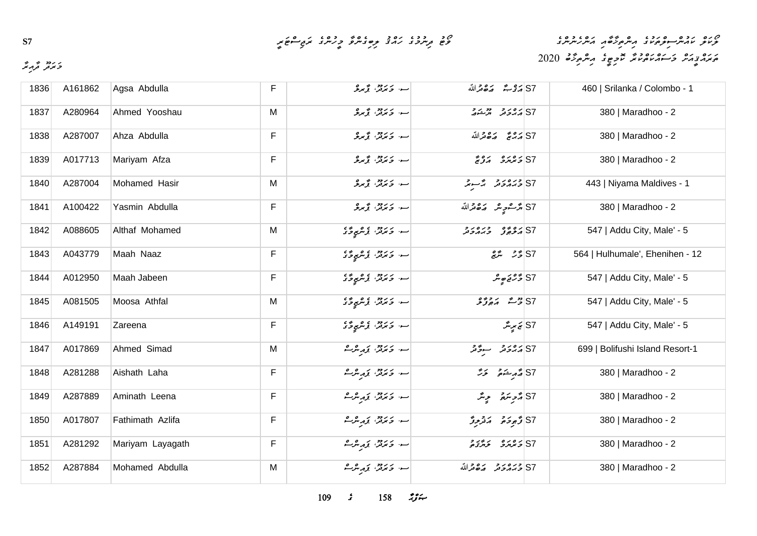| 1836 | A161862 | Agsa Abdulla | F | ސ. މަރަދޫ، ފޮރެވެ | S7 | އަގްސާ އަބްދުﷲ | 460 \| Srilanka / Colombo - 1 |
|---|---|---|---|---|---|---|---|
| 1837 | A280964 | Ahmed Yooshau | M | ސ. މަރަދޫ، ފޮރެވެ | S7 | އަޙްމަދު ޔޫޝައު | 380 \| Maradhoo - 2 |
| 1838 | A287007 | Ahza Abdulla | F | ސ. މަރަދޫ، ފޮރެވެ | S7 | އަޙްޒާ އަބްދުﷲ | 380 \| Maradhoo - 2 |
| 1839 | A017713 | Mariyam Afza | F | ސ. މަރަދޫ، ފޮރެވެ | S7 | މަރިޔަމް އަފްޒާ | 380 \| Maradhoo - 2 |
| 1840 | A287004 | Mohamed Hasir | M | ސ. މަރަދޫ، ފޮރެވެ | S7 | މުޙައްމަދު ހާސިރު | 443 \| Niyama Maldives - 1 |
| 1841 | A100422 | Yasmin Abdulla | F | ސ. މަރަދޫ، ފޮރެވެ | S7 | ޔާސްމިން އަބްދުﷲ | 380 \| Maradhoo - 2 |
| 1842 | A088605 | Althaf Mohamed | M | ސ. މަރަދޫ، ފެންފިޔާޒު | S7 | އަލްތާފް މުޙައްމަދު | 547 \| Addu City, Male' - 5 |
| 1843 | A043779 | Maah Naaz | F | ސ. މަރަދޫ، ފެންފިޔާޒު | S7 | މާހް ނާޒް | 564 \| Hulhumale', Ehenihen - 12 |
| 1844 | A012950 | Maah Jabeen | F | ސ. މަރަދޫ، ފެންފިޔާޒު | S7 | މާހްޖަބީން | 547 \| Addu City, Male' - 5 |
| 1845 | A081505 | Moosa Athfal | M | ސ. މަރަދޫ، ފެންފިޔާޒު | S7 | މޫސާ އަތްފާލް | 547 \| Addu City, Male' - 5 |
| 1846 | A149191 | Zareena | F | ސ. މަރަދޫ، ފެންފިޔާޒު | S7 | ޒަރީނާ | 547 \| Addu City, Male' - 5 |
| 1847 | A017869 | Ahmed Simad | M | ސ. މަރަދޫ، ފައިންސް | S7 | އަޙްމަދު ސިމާދު | 699 \| Bolifushi Island Resort-1 |
| 1848 | A281288 | Aishath Laha | F | ސ. މަރަދޫ، ފައިންސް | S7 | އައިޝަތު ލަހާ | 380 \| Maradhoo - 2 |
| 1849 | A287889 | Aminath Leena | F | ސ. މަރަދޫ، ފައިންސް | S7 | އާމިނަތު ލީނާ | 380 \| Maradhoo - 2 |
| 1850 | A017807 | Fathimath Azlifa | F | ސ. މަރަދޫ، ފައިންސް | S7 | ފާތިމަތު އަޒްލިފާ | 380 \| Maradhoo - 2 |
| 1851 | A281292 | Mariyam Layagath | F | ސ. މަރަދޫ، ފައިންސް | S7 | މަރިޔަމް ލަޔާގަތު | 380 \| Maradhoo - 2 |
| 1852 | A287884 | Mohamed Abdulla | M | ސ. މަރަދޫ، ފައިންސް | S7 | މުޙައްމަދު އަބްދުﷲ | 380 \| Maradhoo - 2 |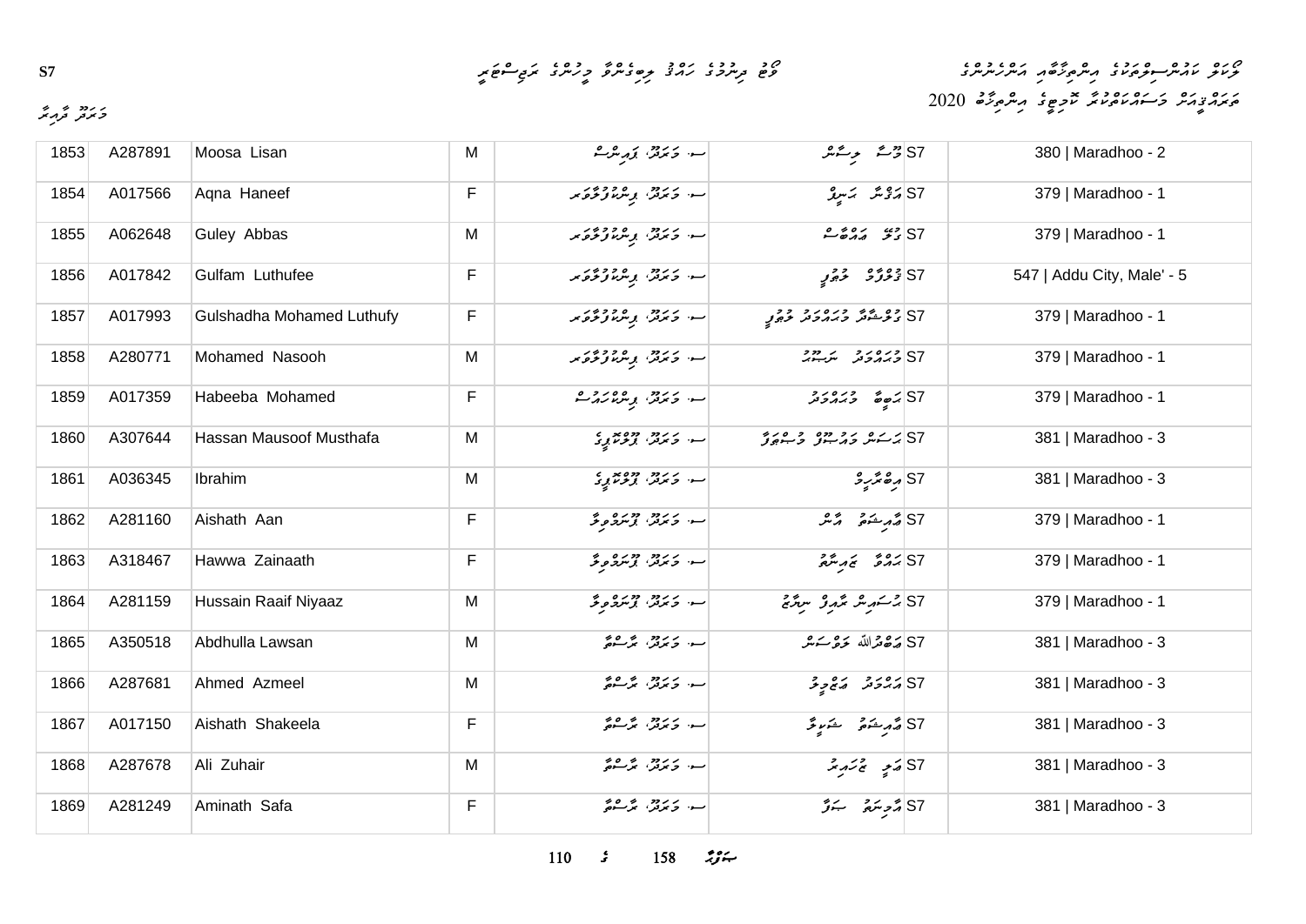| 1853 | A287891 | Moosa Lisan | M | ސ. މަރަދޫ، ފަހިރުން | S7 މޫސާ ލިސާން | 380 \| Maradhoo - 2 |
|---|---|---|---|---|---|---|
| 1854 | A017566 | Aqna Haneef | F | ސ. މަރަދޫ، ޕިންކްފްލަވަރ | S7 އަޤްނާ ހަނީފް | 379 \| Maradhoo - 1 |
| 1855 | A062648 | Guley Abbas | M | ސ. މަރަދޫ، ޕިންކްފްލަވަރ | S7 ގުލޭ އައްބާސް | 379 \| Maradhoo - 1 |
| 1856 | A017842 | Gulfam Luthufee | F | ސ. މަރަދޫ، ޕިންކްފްލަވަރ | S7 ގުލްފާމް ލުތުފީ | 547 \| Addu City, Male' - 5 |
| 1857 | A017993 | Gulshadha Mohamed Luthufy | F | ސ. މަރަދޫ، ޕިންކްފްލަވަރ | S7 ގުލްޝާދާ މުހައްމަދު ލުތުފީ | 379 \| Maradhoo - 1 |
| 1858 | A280771 | Mohamed Nasooh | M | ސ. މަރަދޫ، ޕިންކްފްލަވަރ | S7 މުހައްމަދު ނަސޫޙް | 379 \| Maradhoo - 1 |
| 1859 | A017359 | Habeeba Mohamed | F | ސ. މަރަދޫ، ޕިންކްހައުސް | S7 ހަބީބާ މުހައްމަދު | 379 \| Maradhoo - 1 |
| 1860 | A307644 | Hassan Mausoof Musthafa | M | ސ. މަރަދޫ، ފްލޯރާވިލާ | S7 ހަސަން މައުސޫފް މުސްތަފާ | 381 \| Maradhoo - 3 |
| 1861 | A036345 | Ibrahim | M | ސ. މަރަދޫ، ފްލޯރާވިލާ | S7 އިބްރާހިމް | 381 \| Maradhoo - 3 |
| 1862 | A281160 | Aishath Aan | F | ސ. މަރަދޫ، ފްރެންޑްޝިޕް | S7 އާއިޝަތު އާން | 379 \| Maradhoo - 1 |
| 1863 | A318467 | Hawwa Zainaath | F | ސ. މަރަދޫ، ފްރެންޑްޝިޕް | S7 ހައްވާ ޒައިނާތު | 379 \| Maradhoo - 1 |
| 1864 | A281159 | Hussain Raaif Niyaaz | M | ސ. މަރަދޫ، ފްރެންޑްޝިޕް | S7 ހުސައިން ރާއިފް ނިޔާޒް | 379 \| Maradhoo - 1 |
| 1865 | A350518 | Abdhulla Lawsan | M | ސ. މަރަދޫ، ރާސްތާ | S7 އަބްދުﷲ ލަވްސަން | 381 \| Maradhoo - 3 |
| 1866 | A287681 | Ahmed Azmeel | M | ސ. މަރަދޫ، ރާސްތާ | S7 އަހްމަދު އަޒްމީލް | 381 \| Maradhoo - 3 |
| 1867 | A017150 | Aishath Shakeela | F | ސ. މަރަދޫ، ރާސްތާ | S7 އާއިޝަތު ޝަކީލާ | 381 \| Maradhoo - 3 |
| 1868 | A287678 | Ali Zuhair | M | ސ. މަރަދޫ، ރާސްތާ | S7 އަލި ޒުހައިރު | 381 \| Maradhoo - 3 |
| 1869 | A281249 | Aminath Safa | F | ސ. މަރަދޫ، ރާސްތާ | S7 އާމިނަތު ސަފާ | 381 \| Maradhoo - 3 |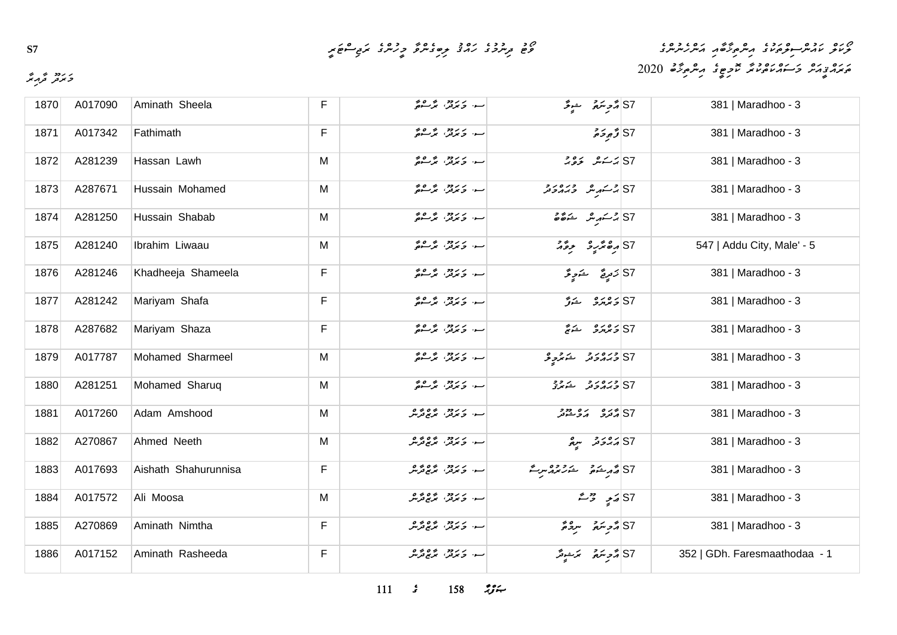| 1870 | A017090 | Aminath Sheela | F | ސ. މަރަދޫ، ދާސްތާ | S7 އާމިނަތު ޝީލާ | 381 \| Maradhoo - 3 |
|---|---|---|---|---|---|---|
| 1871 | A017342 | Fathimath | F | ސ. މަރަދޫ، ދާސްތާ | S7 ފާތިމަތު | 381 \| Maradhoo - 3 |
| 1872 | A281239 | Hassan Lawh | M | ސ. މަރަދޫ، ދާސްތާ | S7 ހަސަން ލަވްހް | 381 \| Maradhoo - 3 |
| 1873 | A287671 | Hussain Mohamed | M | ސ. މަރަދޫ، ދާސްތާ | S7 ހުސައިން މުހައްމަދު | 381 \| Maradhoo - 3 |
| 1874 | A281250 | Hussain Shabab | M | ސ. މަރަދޫ، ދާސްތާ | S7 ހުސައިން ޝަބާބު | 381 \| Maradhoo - 3 |
| 1875 | A281240 | Ibrahim Liwaau | M | ސ. މަރަދޫ، ދާސްތާ | S7 އިބްރާހީމް ލިވާއު | 547 \| Addu City, Male' - 5 |
| 1876 | A281246 | Khadheeja Shameela | F | ސ. މަރަދޫ، ދާސްތާ | S7 ޚަދީޖާ ޝަމީލާ | 381 \| Maradhoo - 3 |
| 1877 | A281242 | Mariyam Shafa | F | ސ. މަރަދޫ، ދާސްތާ | S7 މަރިޔަމް ޝަފާ | 381 \| Maradhoo - 3 |
| 1878 | A287682 | Mariyam Shaza | F | ސ. މަރަދޫ، ދާސްތާ | S7 މަރިޔަމް ޝަޒާ | 381 \| Maradhoo - 3 |
| 1879 | A017787 | Mohamed Sharmeel | M | ސ. މަރަދޫ، ދާސްތާ | S7 މުހައްމަދު ޝަރްމީލް | 381 \| Maradhoo - 3 |
| 1880 | A281251 | Mohamed Sharuq | M | ސ. މަރަދޫ، ދާސްތާ | S7 މުހައްމަދު ޝާރުގު | 381 \| Maradhoo - 3 |
| 1881 | A017260 | Adam Amshood | M | ސ. މަރަދޫ، ދޫރެތޮން | S7 އާދަމް އަމްޝޫދު | 381 \| Maradhoo - 3 |
| 1882 | A270867 | Ahmed Neeth | M | ސ. މަރަދޫ، ދޫރެތޮން | S7 އަޙްމަދު ނީތް | 381 \| Maradhoo - 3 |
| 1883 | A017693 | Aishath Shahurunnisa | F | ސ. މަރަދޫ، ދޫރެތޮން | S7 އައިޝަތު ޝަހުރުއްނިސާ | 381 \| Maradhoo - 3 |
| 1884 | A017572 | Ali Moosa | M | ސ. މަރަދޫ، ދޫރެތޮން | S7 އަލި މޫސާ | 381 \| Maradhoo - 3 |
| 1885 | A270869 | Aminath Nimtha | F | ސ. މަރަދޫ، ދޫރެތޮން | S7 އާމިނަތު ނިމްތާ | 381 \| Maradhoo - 3 |
| 1886 | A017152 | Aminath Rasheeda | F | ސ. މަރަދޫ، ދޫރެތޮން | S7 އާމިނަތު ރަޝީދާ | 352 \| GDh. Faresmaathodaa - 1 |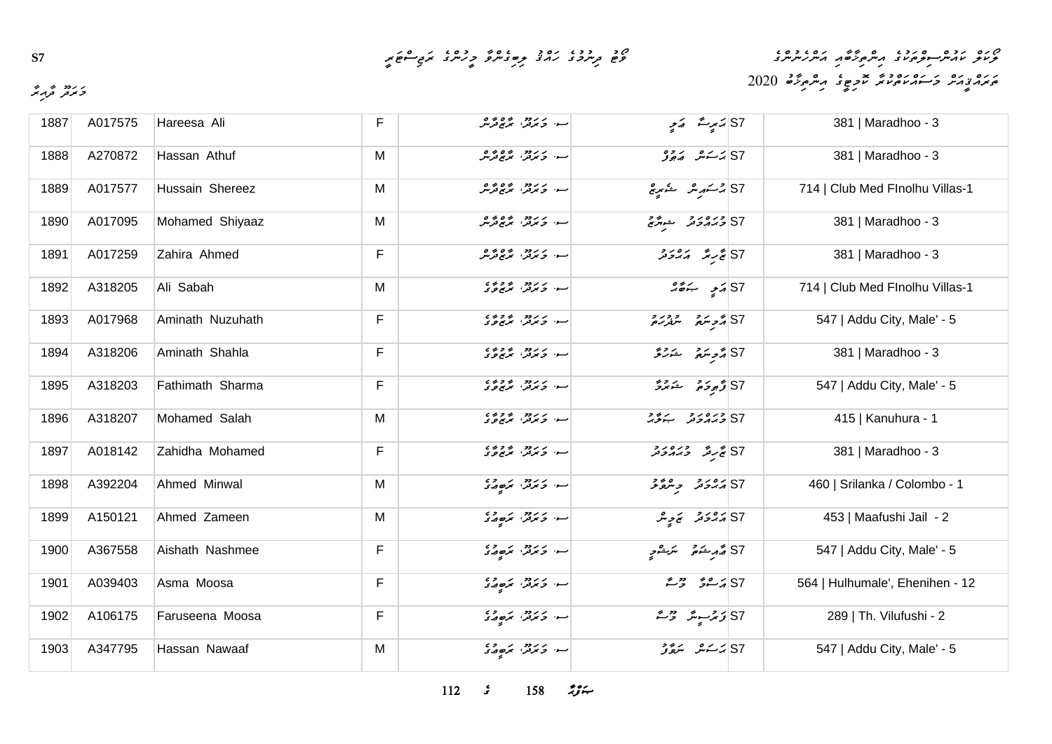| 1887 | A017575 | Hareesa Ali | F | ސ. މަރަދޫ، ރޯޒްދާން | S7 ހަރީސާ ޢަލީ | 381 \| Maradhoo - 3 |
|---|---|---|---|---|---|---|
| 1888 | A270872 | Hassan Athuf | M | ސ. މަރަދޫ، ރޯޒްދާން | S7 ހަސަން ޢަތޫފް | 381 \| Maradhoo - 3 |
| 1889 | A017577 | Hussain Shereez | M | ސ. މަރަދޫ، ރޯޒްދާން | S7 ހުސައިން ޝެރީޒް | 714 \| Club Med FInolhu Villas-1 |
| 1890 | A017095 | Mohamed Shiyaaz | M | ސ. މަރަދޫ، ރޯޒްދާން | S7 މުހައްމަދު ޝިޔާޒް | 381 \| Maradhoo - 3 |
| 1891 | A017259 | Zahira Ahmed | F | ސ. މަރަދޫ، ރޯޒްދާން | S7 ޒާހިރާ އަހްމަދު | 381 \| Maradhoo - 3 |
| 1892 | A318205 | Ali Sabah | M | ސ. މަރަދޫ، ރޯޒްވިލާ | S7 ޢަލީ ސަބާހް | 714 \| Club Med FInolhu Villas-1 |
| 1893 | A017968 | Aminath Nuzuhath | F | ސ. މަރަދޫ، ރޯޒްވިލާ | S7 އާމިނަތު ނުޒުހަތު | 547 \| Addu City, Male' - 5 |
| 1894 | A318206 | Aminath Shahla | F | ސ. މަރަދޫ، ރޯޒްވިލާ | S7 އާމިނަތު ޝަހްލާ | 381 \| Maradhoo - 3 |
| 1895 | A318203 | Fathimath Sharma | F | ސ. މަރަދޫ، ރޯޒްވިލާ | S7 ފާތިމަތު ޝަރްމާ | 547 \| Addu City, Male' - 5 |
| 1896 | A318207 | Mohamed Salah | M | ސ. މަރަދޫ، ރޯޒްވިލާ | S7 މުހައްމަދު ސަލާހު | 415 \| Kanuhura - 1 |
| 1897 | A018142 | Zahidha Mohamed | F | ސ. މަރަދޫ، ރޯޒްވިލާ | S7 ޒާހިދާ މުހައްމަދު | 381 \| Maradhoo - 3 |
| 1898 | A392204 | Ahmed Minwal | M | ސ. މަރަދޫ، ރަބީއުގެ | S7 އަހްމަދު މިންވާލް | 460 \| Srilanka / Colombo - 1 |
| 1899 | A150121 | Ahmed Zameen | M | ސ. މަރަދޫ، ރަބީއުގެ | S7 އަހްމަދު ޒަމީން | 453 \| Maafushi Jail - 2 |
| 1900 | A367558 | Aishath Nashmee | F | ސ. މަރަދޫ، ރަބީއުގެ | S7 ޢާއިޝަތު ނަޝްމީ | 547 \| Addu City, Male' - 5 |
| 1901 | A039403 | Asma Moosa | F | ސ. މަރަދޫ، ރަބީއުގެ | S7 އަސްމާ މޫސާ | 564 \| Hulhumale', Ehenihen - 12 |
| 1902 | A106175 | Faruseena Moosa | F | ސ. މަރަދޫ، ރަބީއުގެ | S7 ފަރުސީނާ މޫސާ | 289 \| Th. Vilufushi - 2 |
| 1903 | A347795 | Hassan Nawaaf | M | ސ. މަރަދޫ، ރަބީއުގެ | S7 ހަސަން ނަވާފް | 547 \| Addu City, Male' - 5 |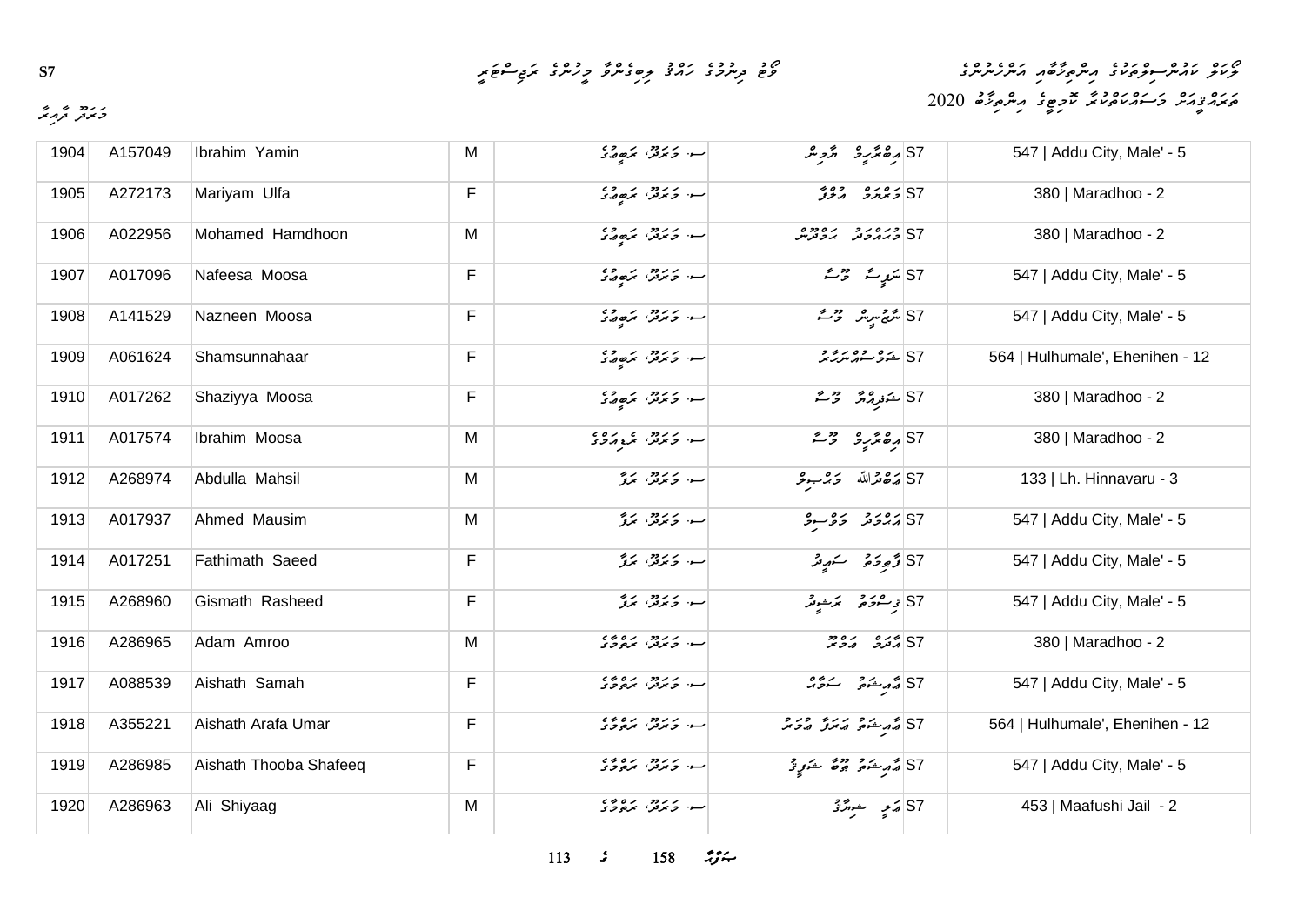| 1904 | A157049 | Ibrahim Yamin | M | ސ. މަރަދޫ، ރަތްމަގު | S7  އިބްރާހީމް ޔާމިން | 547 \| Addu City, Male' - 5 |
|---|---|---|---|---|---|---|
| 1905 | A272173 | Mariyam Ulfa | F | ސ. މަރަދޫ، ރަތްމަގު | S7 މަރިޔަމް އުލްފާ | 380 \| Maradhoo - 2 |
| 1906 | A022956 | Mohamed Hamdhoon | M | ސ. މަރަދޫ، ރަތްމަގު | S7 މުޙައްމަދު ހަމްދޫން | 380 \| Maradhoo - 2 |
| 1907 | A017096 | Nafeesa Moosa | F | ސ. މަރަދޫ، ރަތްމަގު | S7 ނަފީސާ މޫސާ | 547 \| Addu City, Male' - 5 |
| 1908 | A141529 | Nazneen Moosa | F | ސ. މަރަދޫ، ރަތްމަގު | S7 ނާޒްނީން މޫސާ | 547 \| Addu City, Male' - 5 |
| 1909 | A061624 | Shamsunnahaar | F | ސ. މަރަދޫ، ރަތްމަގު | S7 ޝަމްސުންނަހާރު | 564 \| Hulhumale', Ehenihen - 12 |
| 1910 | A017262 | Shaziyya Moosa | F | ސ. މަރަދޫ، ރަތްމަގު | S7 ޝާޒިއްޔާ މޫސާ | 380 \| Maradhoo - 2 |
| 1911 | A017574 | Ibrahim Moosa | M | ސ. މަރަދޫ، ރެޑްއަވެނިއު | S7 އިބްރާހީމް މޫސާ | 380 \| Maradhoo - 2 |
| 1912 | A268974 | Abdulla Mahsil | M | ސ. މަރަދޫ، ރަޔާ | S7 އަބްދުﷲ މަހުސިލް | 133 \| Lh. Hinnavaru - 3 |
| 1913 | A017937 | Ahmed Mausim | M | ސ. މަރަދޫ، ރަޔާ | S7 އަޙްމަދު މައުސިމް | 547 \| Addu City, Male' - 5 |
| 1914 | A017251 | Fathimath Saeed | F | ސ. މަރަދޫ، ރަޔާ | S7 ފާތިމަތު ސަޢީދު | 547 \| Addu City, Male' - 5 |
| 1915 | A268960 | Gismath Rasheed | F | ސ. މަރަދޫ، ރަޔާ | S7 ގިސްމަތު ރަޝީދު | 547 \| Addu City, Male' - 5 |
| 1916 | A286965 | Adam Amroo | M | ސ. މަރަދޫ، ރަންވާގެ | S7 އާދަމް އަމްރޫ | 380 \| Maradhoo - 2 |
| 1917 | A088539 | Aishath Samah | F | ސ. މަރަދޫ، ރަންވާގެ | S7 އާއިޝަތު ސަމާހު | 547 \| Addu City, Male' - 5 |
| 1918 | A355221 | Aishath Arafa Umar | F | ސ. މަރަދޫ، ރަންވާގެ | S7 އާއިޝަތު އަރަފާ އުމަރު | 564 \| Hulhumale', Ehenihen - 12 |
| 1919 | A286985 | Aishath Thooba Shafeeq | F | ސ. މަރަދޫ، ރަންވާގެ | S7 އާއިޝަތު ޠޫބާ ޝަފީޤު | 547 \| Addu City, Male' - 5 |
| 1920 | A286963 | Ali Shiyaag | M | ސ. މަރަދޫ، ރަންވާގެ | S7 އަލި ޝިޔާގު | 453 \| Maafushi Jail - 2 |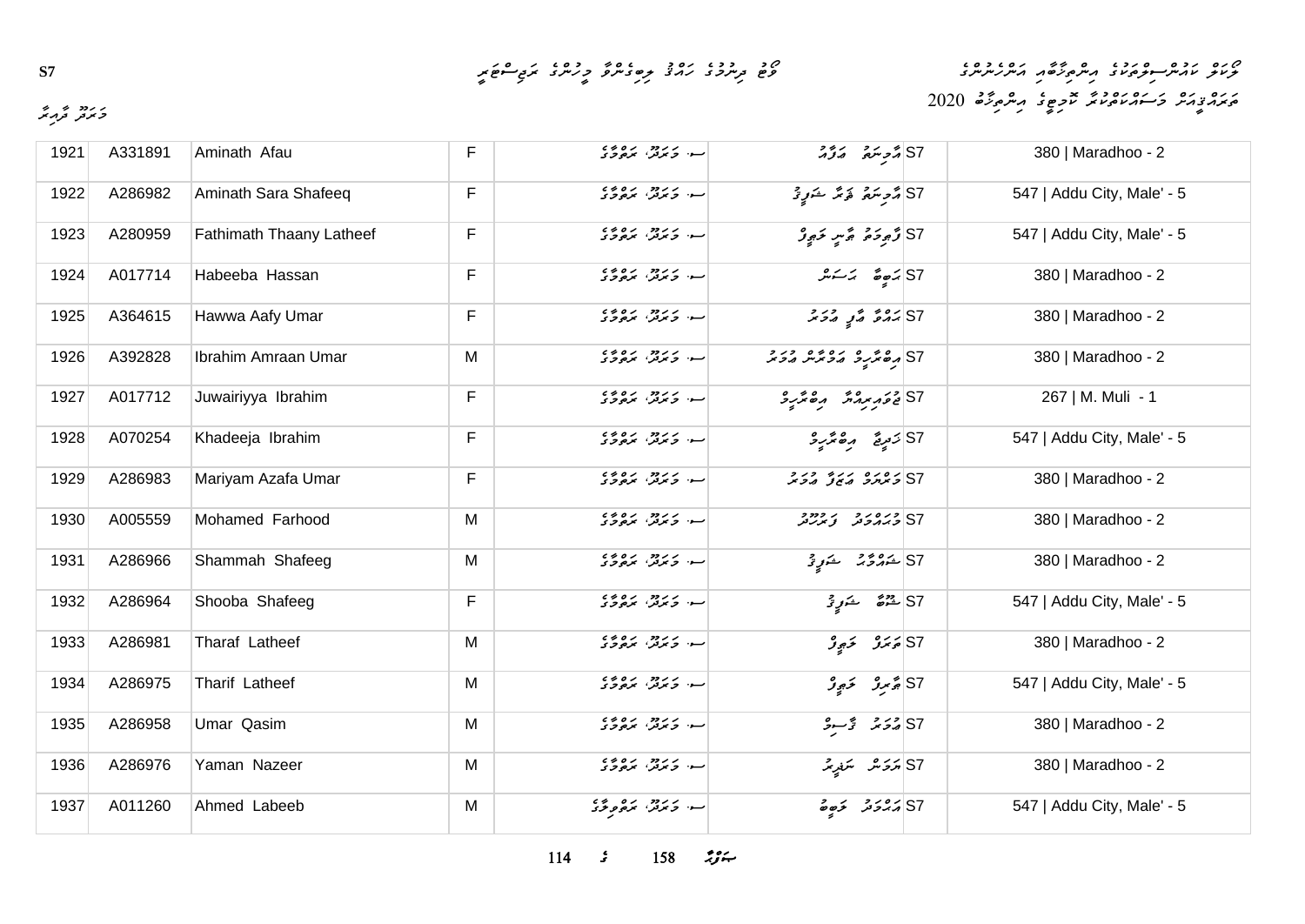| 1921 | A331891 | Aminath Afau | F | ސ. މަރަދޫ، ރަތްވާގެ | S7 އާމިނަތު އަފާއު | 380 \| Maradhoo - 2 |
|---|---|---|---|---|---|---|
| 1922 | A286982 | Aminath Sara Shafeeq | F | ސ. މަރަދޫ، ރަތްވާގެ | S7 އާމިނަތު ސާރާ ޝަފީޤު | 547 \| Addu City, Male' - 5 |
| 1923 | A280959 | Fathimath Thaany Latheef | F | ސ. މަރަދޫ، ރަތްވާގެ | S7 ފާތިމަތު ތާނީ ލަތީފު | 547 \| Addu City, Male' - 5 |
| 1924 | A017714 | Habeeba Hassan | F | ސ. މަރަދޫ، ރަތްވާގެ | S7 ހަބީބާ ހަސަން | 380 \| Maradhoo - 2 |
| 1925 | A364615 | Hawwa Aafy Umar | F | ސ. މަރަދޫ، ރަތްވާގެ | S7 ހައްވާ އާފީ އުމަރު | 380 \| Maradhoo - 2 |
| 1926 | A392828 | Ibrahim Amraan Umar | M | ސ. މަރަދޫ، ރަތްވާގެ | S7 އިބްރާހީމް އަމްރާން އުމަރު | 380 \| Maradhoo - 2 |
| 1927 | A017712 | Juwairiyya Ibrahim | F | ސ. މަރަދޫ، ރަތްވާގެ | S7 ޖުވައިރިއްޔާ އިބްރާހީމް | 267 \| M. Muli - 1 |
| 1928 | A070254 | Khadeeja Ibrahim | F | ސ. މަރަދޫ، ރަތްވާގެ | S7 ޚަދީޖާ އިބްރާހީމް | 547 \| Addu City, Male' - 5 |
| 1929 | A286983 | Mariyam Azafa Umar | F | ސ. މަރަދޫ، ރަތްވާގެ | S7 މަރިޔަމް އަޒަފާ އުމަރު | 380 \| Maradhoo - 2 |
| 1930 | A005559 | Mohamed Farhood | M | ސ. މަރަދޫ، ރަތްވާގެ | S7 މުހައްމަދު ފަރްހޫދު | 380 \| Maradhoo - 2 |
| 1931 | A286966 | Shammah Shafeeg | M | ސ. މަރަދޫ، ރަތްވާގެ | S7 ޝައްމާހު ޝަފީގު | 380 \| Maradhoo - 2 |
| 1932 | A286964 | Shooba Shafeeg | F | ސ. މަރަދޫ، ރަތްވާގެ | S7 ޝޫބާ ޝަފީގު | 547 \| Addu City, Male' - 5 |
| 1933 | A286981 | Tharaf Latheef | M | ސ. މަރަދޫ، ރަތްވާގެ | S7 ތަރަފް ލަތީފު | 380 \| Maradhoo - 2 |
| 1934 | A286975 | Tharif Latheef | M | ސ. މަރަދޫ، ރަތްވާގެ | S7 ތާރިފް ލަތީފު | 547 \| Addu City, Male' - 5 |
| 1935 | A286958 | Umar Qasim | M | ސ. މަރަދޫ، ރަތްވާގެ | S7 އުމަރު ޤާސިމް | 380 \| Maradhoo - 2 |
| 1936 | A286976 | Yaman Nazeer | M | ސ. މަރަދޫ، ރަތްވާގެ | S7 ޔަމަން ނަޒީރު | 380 \| Maradhoo - 2 |
| 1937 | A011260 | Ahmed Labeeb | M | ސ. މަރަދޫ، ރަތްބިލާގެ | S7 އަހްމަދު ލަބީބް | 547 \| Addu City, Male' - 5 |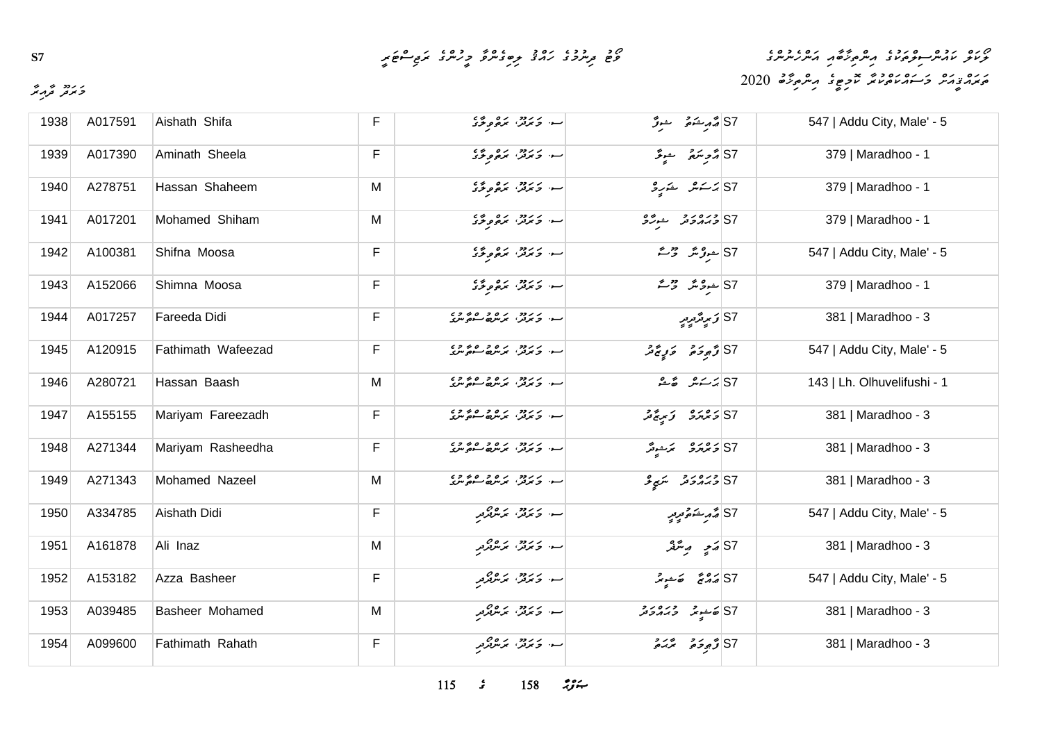| 1938 | A017591 | Aishath Shifa | F | ސ. މަރަދޫ ދަރުބާރުގެ | S7 އައިޝަތު ޝިފާ | 547 \| Addu City, Male' - 5 |
|---|---|---|---|---|---|---|
| 1939 | A017390 | Aminath Sheela | F | ސ. މަރަދޫ ދަރުބާރުގެ | S7 އާމިނަތު ޝީލާ | 379 \| Maradhoo - 1 |
| 1940 | A278751 | Hassan Shaheem | M | ސ. މަރަދޫ ދަރުބާރުގެ | S7 ހަސަން ޝަހީމް | 379 \| Maradhoo - 1 |
| 1941 | A017201 | Mohamed Shiham | M | ސ. މަރަދޫ ދަރުބާރުގެ | S7 މުހައްމަދު ޝިހާމް | 379 \| Maradhoo - 1 |
| 1942 | A100381 | Shifna Moosa | F | ސ. މަރަދޫ ދަރުބާރުގެ | S7 ޝިފްނާ މޫސާ | 547 \| Addu City, Male' - 5 |
| 1943 | A152066 | Shimna Moosa | F | ސ. މަރަދޫ ދަރުބާރުގެ | S7 ޝިމްނާ މޫސާ | 379 \| Maradhoo - 1 |
| 1944 | A017257 | Fareeda Didi | F | ސ. މަރަދޫ ދަންބުގަސްދޮށުގެ | S7 ފަރީދާދީދީ | 381 \| Maradhoo - 3 |
| 1945 | A120915 | Fathimath Wafeezad | F | ސ. މަރަދޫ ދަންބުގަސްދޮށުގެ | S7 ފާތިމަތު ވަފީޒާދު | 547 \| Addu City, Male' - 5 |
| 1946 | A280721 | Hassan Baash | M | ސ. މަރަދޫ ދަންބުގަސްދޮށުގެ | S7 ހަސަން ބާޝް | 143 \| Lh. Olhuvelifushi - 1 |
| 1947 | A155155 | Mariyam Fareezadh | F | ސ. މަރަދޫ ދަންބުގަސްދޮށުގެ | S7 މަރިޔަމް ފަރީޒާދު | 381 \| Maradhoo - 3 |
| 1948 | A271344 | Mariyam Rasheedha | F | ސ. މަރަދޫ ދަންބުގަސްދޮށުގެ | S7 މަރިޔަމް ރަޝީދާ | 381 \| Maradhoo - 3 |
| 1949 | A271343 | Mohamed Nazeel | M | ސ. މަރަދޫ ދަންބުގަސްދޮށުގެ | S7 މުހައްމަދު ނަޒީލް | 381 \| Maradhoo - 3 |
| 1950 | A334785 | Aishath Didi | F | ސ. މަރަދޫ ދަނޑުދީ | S7 އައިޝަތުދީދީ | 547 \| Addu City, Male' - 5 |
| 1951 | A161878 | Ali Inaz | M | ސ. މަރަދޫ ދަނޑުދީ | S7 އަލި އިނާޒް | 381 \| Maradhoo - 3 |
| 1952 | A153182 | Azza Basheer | F | ސ. މަރަދޫ ދަނޑުދީ | S7 އައްޒާ ބަޝީރު | 547 \| Addu City, Male' - 5 |
| 1953 | A039485 | Basheer Mohamed | M | ސ. މަރަދޫ ދަނޑުދީ | S7 ބަޝީރު މުހައްމަދު | 381 \| Maradhoo - 3 |
| 1954 | A099600 | Fathimath Rahath | F | ސ. މަރަދޫ ދަނޑުދީ | S7 ފާތިމަތު ރާހަތު | 381 \| Maradhoo - 3 |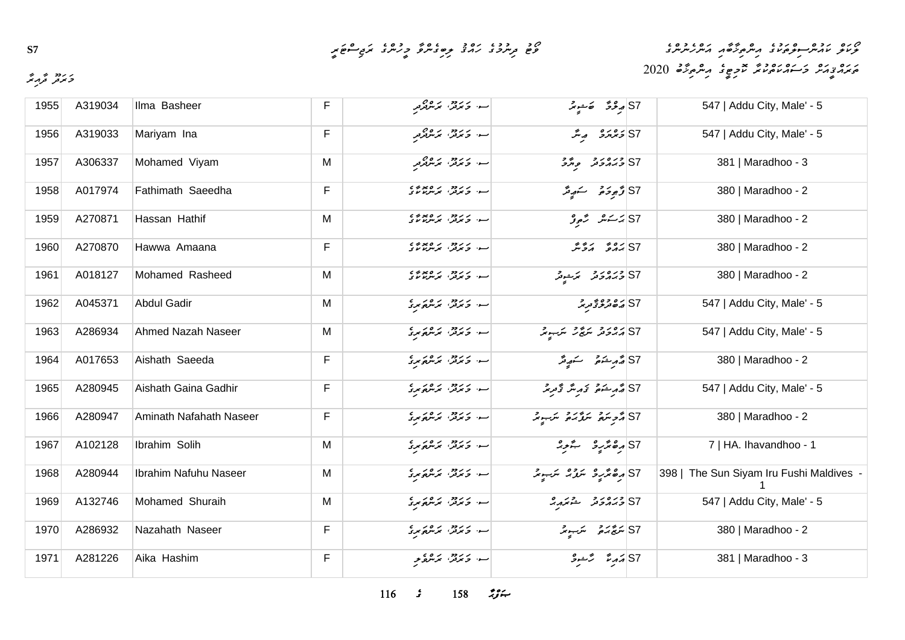| 1955 | A319034 | Ilma Basheer | F | ސ. މަރަދޫ، ރަންދޫރި | S7 | މިލްމާ ބަޝީރު | 547 \| Addu City, Male' - 5 |
|---|---|---|---|---|---|---|---|
| 1956 | A319033 | Mariyam Ina | F | ސ. މަރަދޫ، ރަންދޫރި | S7 | މަރިޔަމް އިނާ | 547 \| Addu City, Male' - 5 |
| 1957 | A306337 | Mohamed Viyam | M | ސ. މަރަދޫ، ރަންދޫރި | S7 | މުހައްމަދު ވިޔާމް | 381 \| Maradhoo - 3 |
| 1958 | A017974 | Fathimath Saeedha | F | ސ. މަރަދޫ، ރަންނަބޯޅެ | S7 | ފާތިމަތު ސައީދާ | 380 \| Maradhoo - 2 |
| 1959 | A270871 | Hassan Hathif | M | ސ. މަރަދޫ، ރަންނަބޯޅެ | S7 | ހަސަން ހާތިފު | 380 \| Maradhoo - 2 |
| 1960 | A270870 | Hawwa Amaana | F | ސ. މަރަދޫ، ރަންނަބޯޅެ | S7 | ހައްވާ އަމާނާ | 380 \| Maradhoo - 2 |
| 1961 | A018127 | Mohamed Rasheed | M | ސ. މަރަދޫ، ރަންނަބޯޅެ | S7 | މުހައްމަދު ރަޝީދު | 380 \| Maradhoo - 2 |
| 1962 | A045371 | Abdul Gadir | M | ސ. މަރަދޫ، ރަންވަރީ | S7 | އަބްދުލްޤާދިރު | 547 \| Addu City, Male' - 5 |
| 1963 | A286934 | Ahmed Nazah Naseer | M | ސ. މަރަދޫ، ރަންވަރީ | S7 | އަހްމަދު ނަޒާހް ނަސީރު | 547 \| Addu City, Male' - 5 |
| 1964 | A017653 | Aishath Saeeda | F | ސ. މަރަދޫ، ރަންވަރީ | S7 | އާއިޝަތު ސައީދާ | 380 \| Maradhoo - 2 |
| 1965 | A280945 | Aishath Gaina Gadhir | F | ސ. މަރަދޫ، ރަންވަރީ | S7 | އާއިޝަތު ގައިނާ ގާދިރު | 547 \| Addu City, Male' - 5 |
| 1966 | A280947 | Aminath Nafahath Naseer | F | ސ. މަރަދޫ، ރަންވަރީ | S7 | އާމިނަތު ނަފާހަތު ނަސީރު | 380 \| Maradhoo - 2 |
| 1967 | A102128 | Ibrahim Solih | M | ސ. މަރަދޫ، ރަންވަރީ | S7 | އިބްރާހީމް ސާލިހް | 7 \| HA. Ihavandhoo - 1 |
| 1968 | A280944 | Ibrahim Nafuhu Naseer | M | ސ. މަރަދޫ، ރަންވަރީ | S7 | އިބްރާހީމް ނަފުހު ނަސީރު | 398 \| The Sun Siyam Iru Fushi Maldives - 1 |
| 1969 | A132746 | Mohamed Shuraih | M | ސ. މަރަދޫ، ރަންވަރީ | S7 | މުހައްމަދު ޝުރައިހް | 547 \| Addu City, Male' - 5 |
| 1970 | A286932 | Nazahath Naseer | F | ސ. މަރަދޫ، ރަންވަރީ | S7 | ނަޒާހަތު ނަސީރު | 380 \| Maradhoo - 2 |
| 1971 | A281226 | Aika Hashim | F | ސ. މަރަދޫ، ރަންވެލި | S7 | އައިކާ ހާޝިމް | 381 \| Maradhoo - 3 |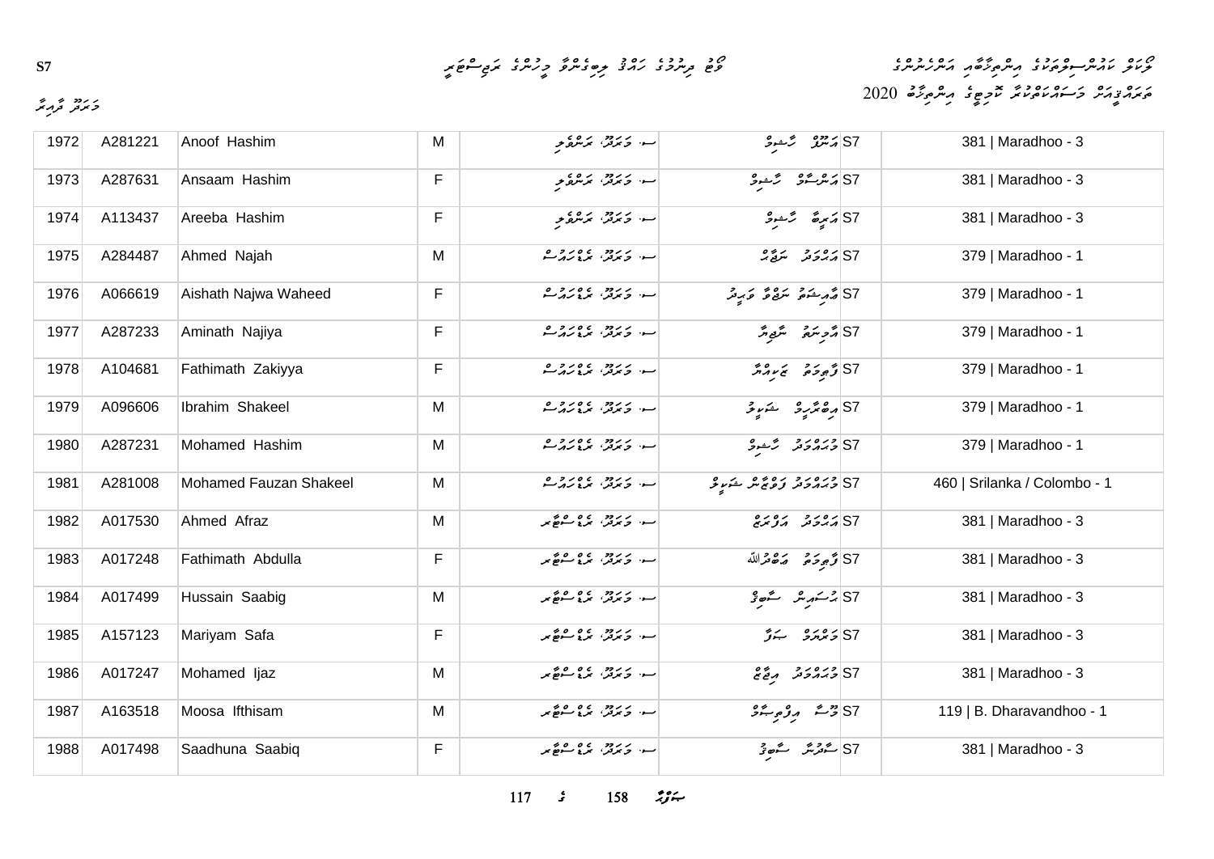| 1972 | A281221 | Anoof Hashim | M | ސ. މަރަދޫ، ރަންވޮލި | S7 އަނޫފު ހާޝިމް | 381 \| Maradhoo - 3 |
|---|---|---|---|---|---|---|
| 1973 | A287631 | Ansaam Hashim | F | ސ. މަރަދޫ، ރަންވޮލި | S7 އަންސާމް ހާޝިމް | 381 \| Maradhoo - 3 |
| 1974 | A113437 | Areeba Hashim | F | ސ. މަރަދޫ، ރަންވޮލި | S7 އަރީބާ ހާޝިމް | 381 \| Maradhoo - 3 |
| 1975 | A284487 | Ahmed Najah | M | ސ. މަރަދޫ، ރޯޒްހައުސް | S7 އަހްމަދު ނަޖާހް | 379 \| Maradhoo - 1 |
| 1976 | A066619 | Aishath Najwa Waheed | F | ސ. މަރަދޫ، ރޯޒްހައުސް | S7 އާއިޝަތު ނަޖްވާ ވަހީދު | 379 \| Maradhoo - 1 |
| 1977 | A287233 | Aminath Najiya | F | ސ. މަރަދޫ، ރޯޒްހައުސް | S7 އާމިނަތު ނާޖިޔާ | 379 \| Maradhoo - 1 |
| 1978 | A104681 | Fathimath Zakiyya | F | ސ. މަރަދޫ، ރޯޒްހައުސް | S7 ފާތިމަތު ޒަކިއްޔާ | 379 \| Maradhoo - 1 |
| 1979 | A096606 | Ibrahim Shakeel | M | ސ. މަރަދޫ، ރޯޒްހައުސް | S7 އިބްރާހީމް ޝަކީލް | 379 \| Maradhoo - 1 |
| 1980 | A287231 | Mohamed Hashim | M | ސ. މަރަދޫ، ރޯޒްހައުސް | S7 މުހައްމަދު ހާޝިމް | 379 \| Maradhoo - 1 |
| 1981 | A281008 | Mohamed Fauzan Shakeel | M | ސ. މަރަދޫ، ރޯޒްހައުސް | S7 މުހައްމަދު ފައުޒާން ޝަކީލް | 460 \| Srilanka / Colombo - 1 |
| 1982 | A017530 | Ahmed Afraz | M | ސ. މަރަދޫ، ރޯޒްސްޓާރ | S7 އަހްމަދު އަފްރާޒް | 381 \| Maradhoo - 3 |
| 1983 | A017248 | Fathimath Abdulla | F | ސ. މަރަދޫ، ރޯޒްސްޓާރ | S7 ފާތިމަތު އަބްދުﷲ | 381 \| Maradhoo - 3 |
| 1984 | A017499 | Hussain Saabig | M | ސ. މަރަދޫ، ރޯޒްސްޓާރ | S7 ހުސައިން ސާބިގު | 381 \| Maradhoo - 3 |
| 1985 | A157123 | Mariyam Safa | F | ސ. މަރަދޫ، ރޯޒްސްޓާރ | S7 މަރިޔަމް ސަފާ | 381 \| Maradhoo - 3 |
| 1986 | A017247 | Mohamed Ijaz | M | ސ. މަރަދޫ، ރޯޒްސްޓާރ | S7 މުހައްމަދު އިޖާޒް | 381 \| Maradhoo - 3 |
| 1987 | A163518 | Moosa Ifthisam | M | ސ. މަރަދޫ، ރޯޒްސްޓާރ | S7 މޫސާ އިފްތިސާމް | 119 \| B. Dharavandhoo - 1 |
| 1988 | A017498 | Saadhuna Saabiq | F | ސ. މަރަދޫ، ރޯޒްސްޓާރ | S7 ސާދުނާ ސާބިގު | 381 \| Maradhoo - 3 |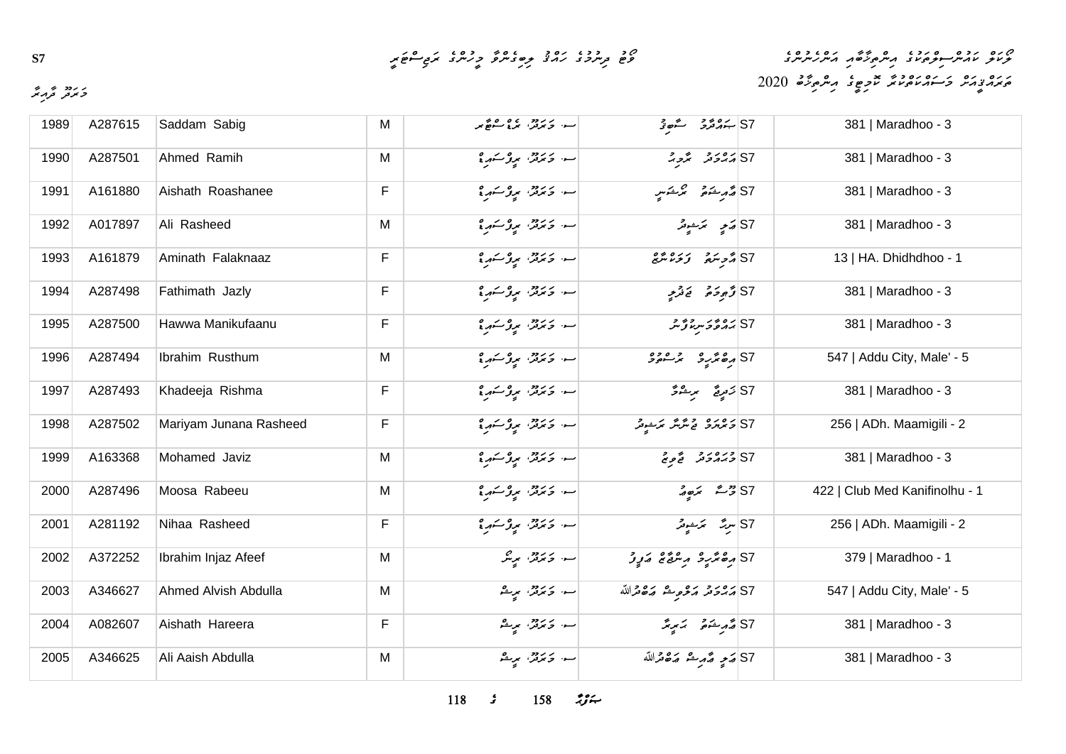| 1989 | A287615 | Saddam Sabig | M | ސ. މަރަދޫ، ރަޤްސާބިރ | ސައްދާމް ސާބިގު S7 | 381 \| Maradhoo - 3 |
|---|---|---|---|---|---|---|
| 1990 | A287501 | Ahmed Ramih | M | ސ. މަރަދޫ، ރިލްޔާސަރީ | އަހްމަދު ރާމިހް S7 | 381 \| Maradhoo - 3 |
| 1991 | A161880 | Aishath Roashanee | F | ސ. މަރަދޫ، ރިލްޔާސަރީ | އައިޝަތު ރޯޝަނީ S7 | 381 \| Maradhoo - 3 |
| 1992 | A017897 | Ali Rasheed | M | ސ. މަރަދޫ، ރިލްޔާސަރީ | އަލި ރަޝީދު S7 | 381 \| Maradhoo - 3 |
| 1993 | A161879 | Aminath Falaknaaz | F | ސ. މަރަދޫ، ރިލްޔާސަރީ | އާމިނަތު ފަލަކްނާޒް S7 | 13 \| HA. Dhidhdhoo - 1 |
| 1994 | A287498 | Fathimath Jazly | F | ސ. މަރަދޫ، ރިލްޔާސަރީ | ފާތިމަތު ޖަޒްލީ S7 | 381 \| Maradhoo - 3 |
| 1995 | A287500 | Hawwa Manikufaanu | F | ސ. މަރަދޫ، ރިލްޔާސަރީ | ހައްވާމަނިކުފާނު S7 | 381 \| Maradhoo - 3 |
| 1996 | A287494 | Ibrahim Rusthum | M | ސ. މަރަދޫ، ރިލްޔާސަރީ | އިބްރާހީމް ރުސްތުމް S7 | 547 \| Addu City, Male' - 5 |
| 1997 | A287493 | Khadeeja Rishma | F | ސ. މަރަދޫ، ރިލްޔާސަރީ | ޚަދީޖާ ރިޝްމާ S7 | 381 \| Maradhoo - 3 |
| 1998 | A287502 | Mariyam Junana Rasheed | F | ސ. މަރަދޫ، ރިލްޔާސަރީ | މަރިޔަމް ޖުނާނާ ރަޝީދު S7 | 256 \| ADh. Maamigili - 2 |
| 1999 | A163368 | Mohamed Javiz | M | ސ. މަރަދޫ، ރިލްޔާސަރީ | މުހައްމަދު ޖާވިޒް S7 | 381 \| Maradhoo - 3 |
| 2000 | A287496 | Moosa Rabeeu | M | ސ. މަރަދޫ، ރިލްޔާސަރީ | މޫސާ ރަބީއު S7 | 422 \| Club Med Kanifinolhu - 1 |
| 2001 | A281192 | Nihaa Rasheed | F | ސ. މަރަދޫ، ރިލްޔާސަރީ | ނިހާ ރަޝީދު S7 | 256 \| ADh. Maamigili - 2 |
| 2002 | A372252 | Ibrahim Injaz Afeef | M | ސ. މަރަދޫ، ރިނާ | އިބްރާހީމް އިންޖާޒް އަފީފް S7 | 379 \| Maradhoo - 1 |
| 2003 | A346627 | Ahmed Alvish Abdulla | M | ސ. މަރަދޫ، ރިޝް | އަހްމަދު އަލްވިޝް އަބްދުﷲ S7 | 547 \| Addu City, Male' - 5 |
| 2004 | A082607 | Aishath Hareera | F | ސ. މަރަދޫ، ރިޝް | އައިޝަތު ހަރީރާ S7 | 381 \| Maradhoo - 3 |
| 2005 | A346625 | Ali Aaish Abdulla | M | ސ. މަރަދޫ، ރިޝް | އަލި އާއިޝް އަބްދުﷲ S7 | 381 \| Maradhoo - 3 |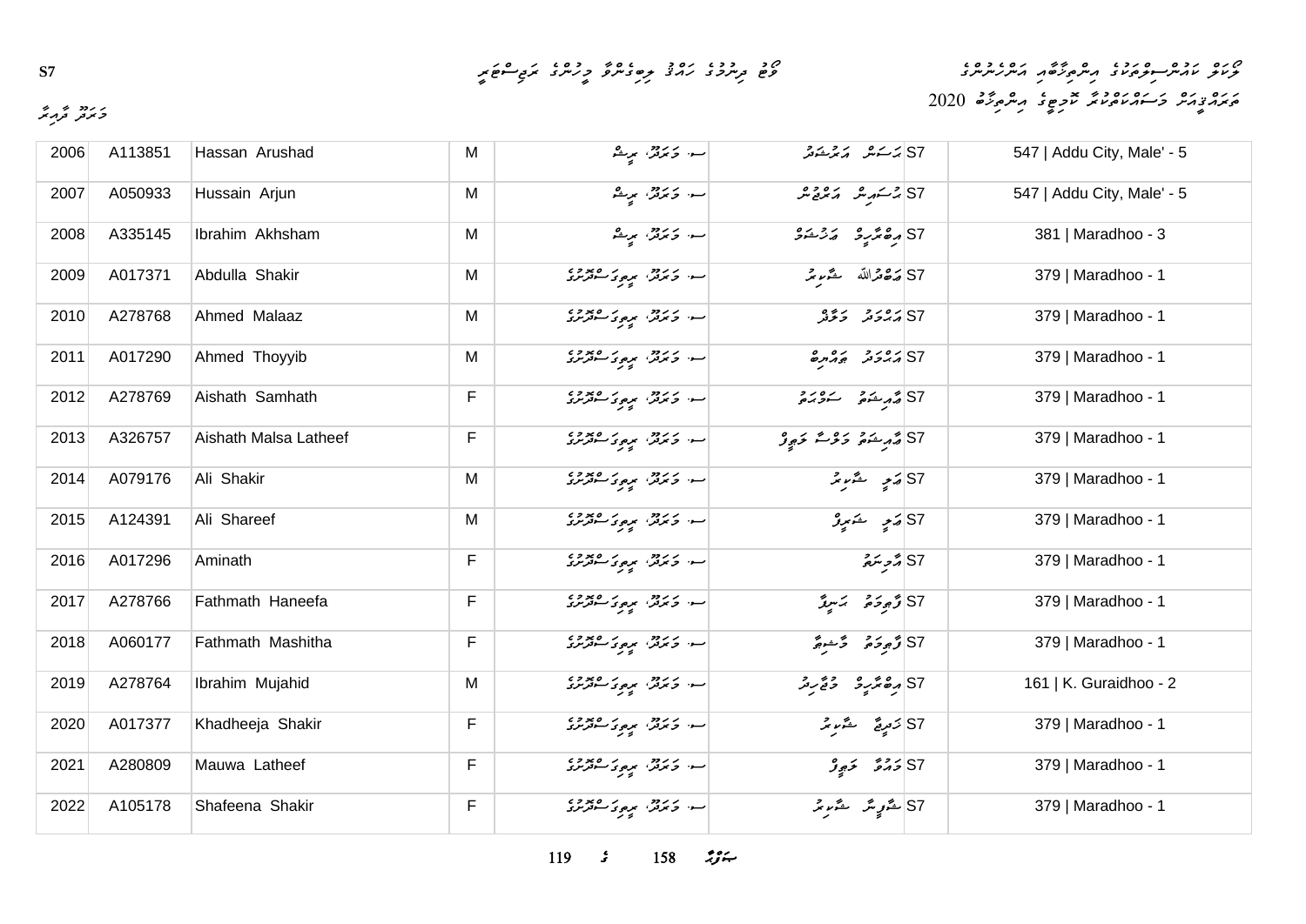| 2006 | A113851 | Hassan Arushad | M | ސ. މަރަދޫ، ރިޝް | S7 ހަސަން އަރުޝަދު | 547 \| Addu City, Male' - 5 |
|---|---|---|---|---|---|---|
| 2007 | A050933 | Hussain Arjun | M | ސ. މަރަދޫ، ރިޝް | S7 ހުސައިން އަރުޖުން | 547 \| Addu City, Male' - 5 |
| 2008 | A335145 | Ibrahim Akhsham | M | ސ. މަރަދޫ، ރިޝް | S7 އިބްރާހީމް އަޚްޝަމް | 381 \| Maradhoo - 3 |
| 2009 | A017371 | Abdulla Shakir | M | ސ. މަރަދޫ، ރިތުމަސްދޫގެ | S7 އަބްދުالله ޝާކިރު | 379 \| Maradhoo - 1 |
| 2010 | A278768 | Ahmed Malaaz | M | ސ. މަރަދޫ، ރިތުމަސްދޫގެ | S7 އަޙްމަދު މަލާޒް | 379 \| Maradhoo - 1 |
| 2011 | A017290 | Ahmed Thoyyib | M | ސ. މަރަދޫ، ރިތުމަސްދޫގެ | S7 އަޙްމަދު ތޮއްޔިބު | 379 \| Maradhoo - 1 |
| 2012 | A278769 | Aishath Samhath | F | ސ. މަރަދޫ، ރިތުމަސްދޫގެ | S7 އާއިޝަތު ސަމްހަތު | 379 \| Maradhoo - 1 |
| 2013 | A326757 | Aishath Malsa Latheef | F | ސ. މަރަދޫ، ރިތުމަސްދޫގެ | S7 އާއިޝަތު މަލްސާ ލަތީފު | 379 \| Maradhoo - 1 |
| 2014 | A079176 | Ali Shakir | M | ސ. މަރަދޫ، ރިތުމަސްދޫގެ | S7 އަލީ ޝާކިރު | 379 \| Maradhoo - 1 |
| 2015 | A124391 | Ali Shareef | M | ސ. މަރަދޫ، ރިތުމަސްދޫގެ | S7 އަލީ ޝަރީފު | 379 \| Maradhoo - 1 |
| 2016 | A017296 | Aminath | F | ސ. މަރަދޫ، ރިތުމަސްދޫގެ | S7 އާމިނަތު | 379 \| Maradhoo - 1 |
| 2017 | A278766 | Fathmath Haneefa | F | ސ. މަރަދޫ، ރިތުމަސްދޫގެ | S7 ފާތިމަތު ހަނީފާ | 379 \| Maradhoo - 1 |
| 2018 | A060177 | Fathmath Mashitha | F | ސ. މަރަދޫ، ރިތުމަސްދޫގެ | S7 ފާތިމަތު މާޝިތާ | 379 \| Maradhoo - 1 |
| 2019 | A278764 | Ibrahim Mujahid | M | ސ. މަރަދޫ، ރިތުމަސްދޫގެ | S7 އިބްރާހީމް މުޖާހިދު | 161 \| K. Guraidhoo - 2 |
| 2020 | A017377 | Khadheeja Shakir | F | ސ. މަރަދޫ، ރިތުމަސްދޫގެ | S7 ޚަދީޖާ ޝާކިރު | 379 \| Maradhoo - 1 |
| 2021 | A280809 | Mauwa Latheef | F | ސ. މަރަދޫ، ރިތުމަސްދޫގެ | S7 މައުވާ ލަތީފު | 379 \| Maradhoo - 1 |
| 2022 | A105178 | Shafeena Shakir | F | ސ. މަރަދޫ، ރިތުމަސްދޫގެ | S7 ޝަފީނާ ޝާކިރު | 379 \| Maradhoo - 1 |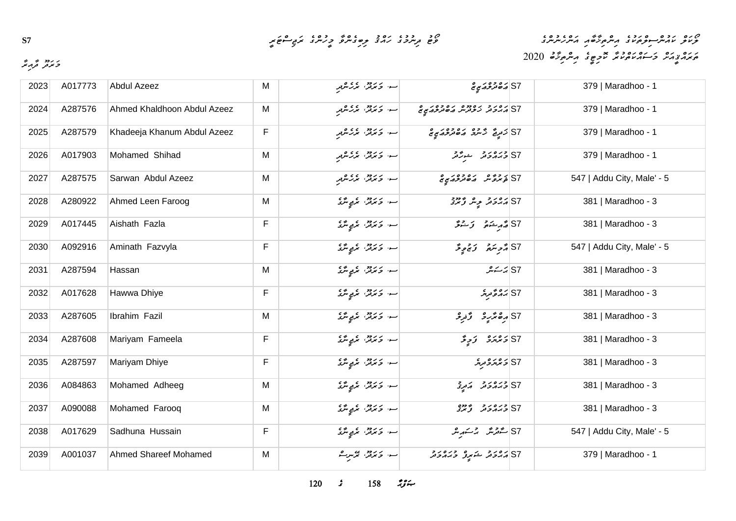| 2023 | A017773 | Abdul Azeez | M | ސ. މަރަދޫ، ރޭގެސްދިރ | S7 އަބްދުލްޢަޒީޒު | 379 \| Maradhoo - 1 |
|---|---|---|---|---|---|---|
| 2024 | A287576 | Ahmed Khaldhoon Abdul Azeez | M | ސ. މަރަދޫ، ރޭގެސްދިރ | S7 އަޙްމަދު ޚަލްދޫން އަބްދުލްޢަޒީޒު | 379 \| Maradhoo - 1 |
| 2025 | A287579 | Khadeeja Khanum Abdul Azeez | F | ސ. މަރަދޫ، ރޭގެސްދިރ | S7 ޚަދީޖާ ޚާނުމް އަބްދުލްޢަޒީޒު | 379 \| Maradhoo - 1 |
| 2026 | A017903 | Mohamed Shihad | M | ސ. މަރަދޫ، ރޭގެސްދިރ | S7 މުޙައްމަދު ޝިހާދު | 379 \| Maradhoo - 1 |
| 2027 | A287575 | Sarwan Abdul Azeez | M | ސ. މަރަދޫ، ރޭގެސްދިރ | S7 ޞަރްވާން އަބްދުލްޢަޒީޒު | 547 \| Addu City, Male' - 5 |
| 2028 | A280922 | Ahmed Leen Faroog | M | ސ. މަރަދޫ، ރެދިޔާގެ | S7 އަޙްމަދު ލީން ފާރޫގު | 381 \| Maradhoo - 3 |
| 2029 | A017445 | Aishath Fazla | F | ސ. މަރަދޫ، ރެދިޔާގެ | S7 އާއިޝަތު ފަޟްލާ | 381 \| Maradhoo - 3 |
| 2030 | A092916 | Aminath Fazvyla | F | ސ. މަރަދޫ، ރެދިޔާގެ | S7 އާމިނަތު ފަޒްވިލާ | 547 \| Addu City, Male' - 5 |
| 2031 | A287594 | Hassan | M | ސ. މަރަދޫ، ރެދިޔާގެ | S7 ހަސަން | 381 \| Maradhoo - 3 |
| 2032 | A017628 | Hawwa Dhiye | F | ސ. މަރަދޫ، ރެދިޔާގެ | S7 ހައްވާދިޔެ | 381 \| Maradhoo - 3 |
| 2033 | A287605 | Ibrahim Fazil | M | ސ. މަރަދޫ، ރެދިޔާގެ | S7 އިބްރާހީމް ފާޒިލް | 381 \| Maradhoo - 3 |
| 2034 | A287608 | Mariyam Fameela | F | ސ. މަރަދޫ، ރެދިޔާގެ | S7 މަރިޔަމް ފަމީލާ | 381 \| Maradhoo - 3 |
| 2035 | A287597 | Mariyam Dhiye | F | ސ. މަރަދޫ، ރެދިޔާގެ | S7 މަރިޔަމްދިޔެ | 381 \| Maradhoo - 3 |
| 2036 | A084863 | Mohamed Adheeg | M | ސ. މަރަދޫ، ރެދިޔާގެ | S7 މުޙައްމަދު އަދީގު | 381 \| Maradhoo - 3 |
| 2037 | A090088 | Mohamed Farooq | M | ސ. މަރަދޫ، ރެދިޔާގެ | S7 މުޙައްމަދު ފާރޫގު | 381 \| Maradhoo - 3 |
| 2038 | A017629 | Sadhuna Hussain | F | ސ. މަރަދޫ، ރެދިޔާގެ | S7 ސަދުނާ ޙުސައިން | 547 \| Addu City, Male' - 5 |
| 2039 | A001037 | Ahmed Shareef Mohamed | M | ސ. މަރަދޫ، ރޯސްރިސް | S7 އަޙްމަދު ޝަރީފް މުޙައްމަދު | 379 \| Maradhoo - 1 |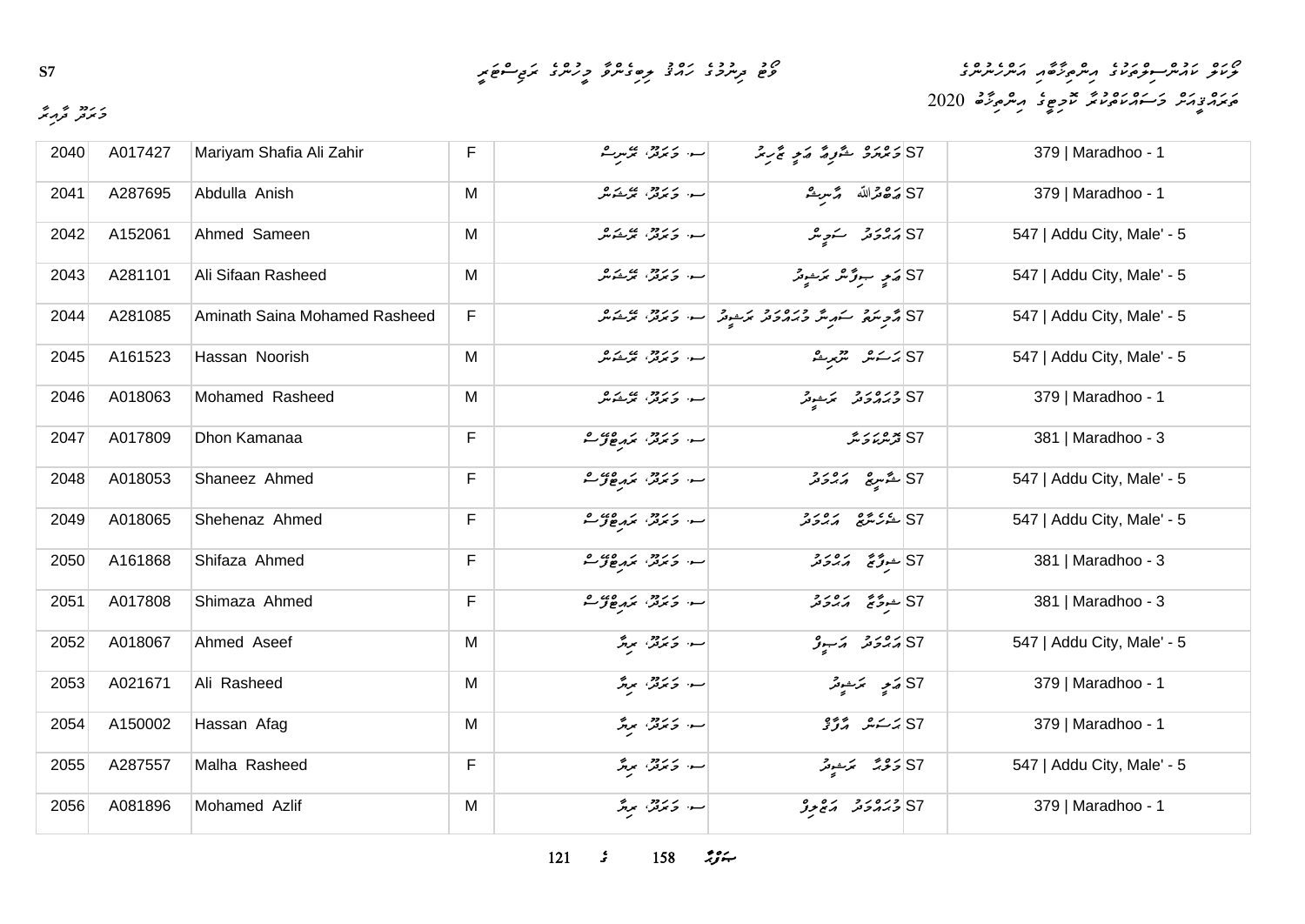| 2040 | A017427 | Mariyam Shafia Ali Zahir | F | ސ. މަރަދޫ، ރޯޒިސް | S7 މަރިޔަމް ޝާފިޢާ އަލި ޒާހިރު | 379 \| Maradhoo - 1 |
|---|---|---|---|---|---|---|
| 2041 | A287695 | Abdulla Anish | M | ސ. މަރަދޫ، ރޯޝަން | S7 އަބްދުﷲ އާނިޝް | 379 \| Maradhoo - 1 |
| 2042 | A152061 | Ahmed Sameen | M | ސ. މަރަދޫ، ރޯޝަން | S7 އަހްމަދު ސަމީން | 547 \| Addu City, Male' - 5 |
| 2043 | A281101 | Ali Sifaan Rasheed | M | ސ. މަރަދޫ، ރޯޝަން | S7 އަލި ސިފާން ރަޝީދު | 547 \| Addu City, Male' - 5 |
| 2044 | A281085 | Aminath Saina Mohamed Rasheed | F | ސ. މަރަދޫ، ރޯޝަން | S7 އާމިނަތު ސައިނާ މުހައްމަދު ރަޝީދު | 547 \| Addu City, Male' - 5 |
| 2045 | A161523 | Hassan Noorish | M | ސ. މަރަދޫ، ރޯޝަން | S7 ހަސަން ނޫރިޝް | 547 \| Addu City, Male' - 5 |
| 2046 | A018063 | Mohamed Rasheed | M | ސ. މަރަދޫ، ރޯޝަން | S7 މުހައްމަދު ރަޝީދު | 379 \| Maradhoo - 1 |
| 2047 | A017809 | Dhon Kamanaa | F | ސ. މަރަދޫ، ރައިބޯސް | S7 ދޮންކަމަނާ | 381 \| Maradhoo - 3 |
| 2048 | A018053 | Shaneez Ahmed | F | ސ. މަރަދޫ، ރައިބޯސް | S7 ޝާނީޒް އަހްމަދު | 547 \| Addu City, Male' - 5 |
| 2049 | A018065 | Shehenaz Ahmed | F | ސ. މަރަދޫ، ރައިބޯސް | S7 ޝެހެނާޒް އަހްމަދު | 547 \| Addu City, Male' - 5 |
| 2050 | A161868 | Shifaza Ahmed | F | ސ. މަރަދޫ، ރައިބޯސް | S7 ޝިފާޒާ އަހްމަދު | 381 \| Maradhoo - 3 |
| 2051 | A017808 | Shimaza Ahmed | F | ސ. މަރަދޫ، ރައިބޯސް | S7 ޝިމާޒާ އަހްމަދު | 381 \| Maradhoo - 3 |
| 2052 | A018067 | Ahmed Aseef | M | ސ. މަރަދޫ، ރިލާ | S7 އަހްމަދު އަސީފު | 547 \| Addu City, Male' - 5 |
| 2053 | A021671 | Ali Rasheed | M | ސ. މަރަދޫ، ރިލާ | S7 އަލި ރަޝީދު | 379 \| Maradhoo - 1 |
| 2054 | A150002 | Hassan Afag | M | ސ. މަރަދޫ، ރިލާ | S7 ހަސަން އާފާގު | 379 \| Maradhoo - 1 |
| 2055 | A287557 | Malha Rasheed | F | ސ. މަރަދޫ، ރިލާ | S7 މަލްހާ ރަޝީދު | 547 \| Addu City, Male' - 5 |
| 2056 | A081896 | Mohamed Azlif | M | ސ. މަރަދޫ، ރިލާ | S7 މުހައްމަދު އަޒްލިފް | 379 \| Maradhoo - 1 |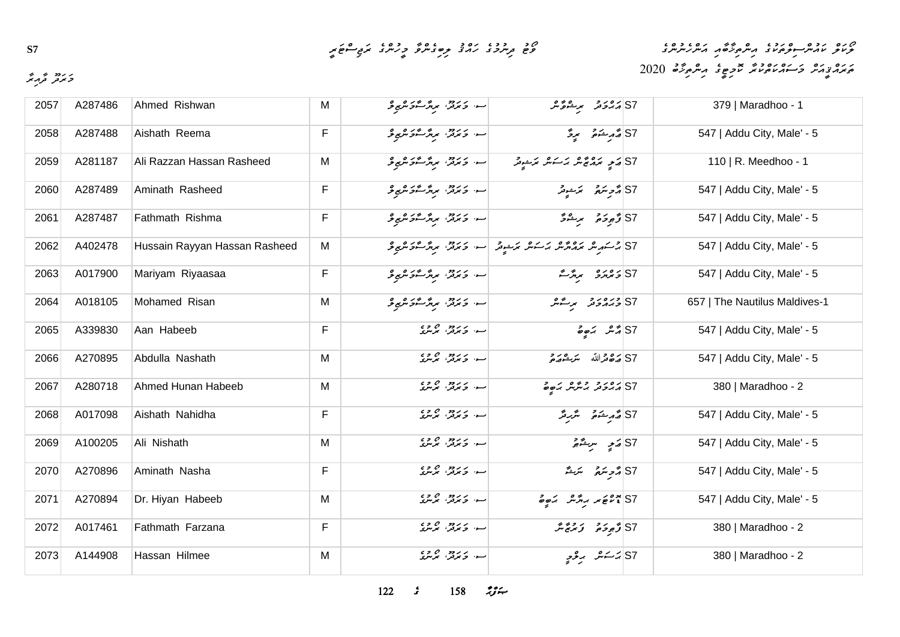| 2057 | A287486 | Ahmed Rishwan | M | ސ. މަރަދޫ، ރިލޭކްސަންއިވް | S7 އަޙްމަދު ރިޝްވާން | 379 \| Maradhoo - 1 |
|---|---|---|---|---|---|---|
| 2058 | A287488 | Aishath Reema | F | ސ. މަރަދޫ، ރިލޭކްސަންއިވް | S7 އާއިޝަތު ރީމާ | 547 \| Addu City, Male' - 5 |
| 2059 | A281187 | Ali Razzan Hassan Rasheed | M | ސ. މަރަދޫ، ރިލޭކްސަންއިވް | S7 ޢަލީ ރައްޒާން ހަސަން ރަޝީދު | 110 \| R. Meedhoo - 1 |
| 2060 | A287489 | Aminath Rasheed | F | ސ. މަރަދޫ، ރިލޭކްސަންއިވް | S7 އާމިނަތު ރަޝީދު | 547 \| Addu City, Male' - 5 |
| 2061 | A287487 | Fathmath Rishma | F | ސ. މަރަދޫ، ރިލޭކްސަންއިވް | S7 ފާތިމަތު ރިޝްމާ | 547 \| Addu City, Male' - 5 |
| 2062 | A402478 | Hussain Rayyan Hassan Rasheed | M | ސ. މަރަދޫ، ރިލޭކްސަންއިވް | S7 ހުސައިން ރައްޔާން ހަސަން ރަޝީދު | 547 \| Addu City, Male' - 5 |
| 2063 | A017900 | Mariyam Riyaasaa | F | ސ. މަރަދޫ، ރިލޭކްސަންއިވް | S7 މަރިޔަމް ރިޔާސާ | 547 \| Addu City, Male' - 5 |
| 2064 | A018105 | Mohamed Risan | M | ސ. މަރަދޫ، ރިލޭކްސަންއިވް | S7 މުޙައްމަދު ރިސާން | 657 \| The Nautilus Maldives-1 |
| 2065 | A339830 | Aan Habeeb | F | ސ. މަރަދޫ، ރޯނުގެ | S7 އާން ހަބީބު | 547 \| Addu City, Male' - 5 |
| 2066 | A270895 | Abdulla Nashath | M | ސ. މަރަދޫ، ރޯނުގެ | S7 އަބްދުﷲ ނަޝާޠު | 547 \| Addu City, Male' - 5 |
| 2067 | A280718 | Ahmed Hunan Habeeb | M | ސ. މަރަދޫ، ރޯނުގެ | S7 އަޙްމަދު ހުނާން ހަބީބު | 380 \| Maradhoo - 2 |
| 2068 | A017098 | Aishath Nahidha | F | ސ. މަރަދޫ، ރޯނުގެ | S7 އާއިޝަތު ނާހިދާ | 547 \| Addu City, Male' - 5 |
| 2069 | A100205 | Ali Nishath | M | ސ. މަރަދޫ، ރޯނުގެ | S7 ޢަލީ ނިޝާތު | 547 \| Addu City, Male' - 5 |
| 2070 | A270896 | Aminath Nasha | F | ސ. މަރަދޫ، ރޯނުގެ | S7 އާމިނަތު ނަޝާ | 547 \| Addu City, Male' - 5 |
| 2071 | A270894 | Dr. Hiyan Habeeb | M | ސ. މަރަދޫ، ރޯނުގެ | S7 ޑޮކްޓަރ ހިޔާން ހަބީބު | 547 \| Addu City, Male' - 5 |
| 2072 | A017461 | Fathmath Farzana | F | ސ. މަރަދޫ، ރޯނުގެ | S7 ފާތިމަތު ފަރްޒާނާ | 380 \| Maradhoo - 2 |
| 2073 | A144908 | Hassan Hilmee | M | ސ. މަރަދޫ، ރޯނުގެ | S7 ހަސަން ހިލްމީ | 380 \| Maradhoo - 2 |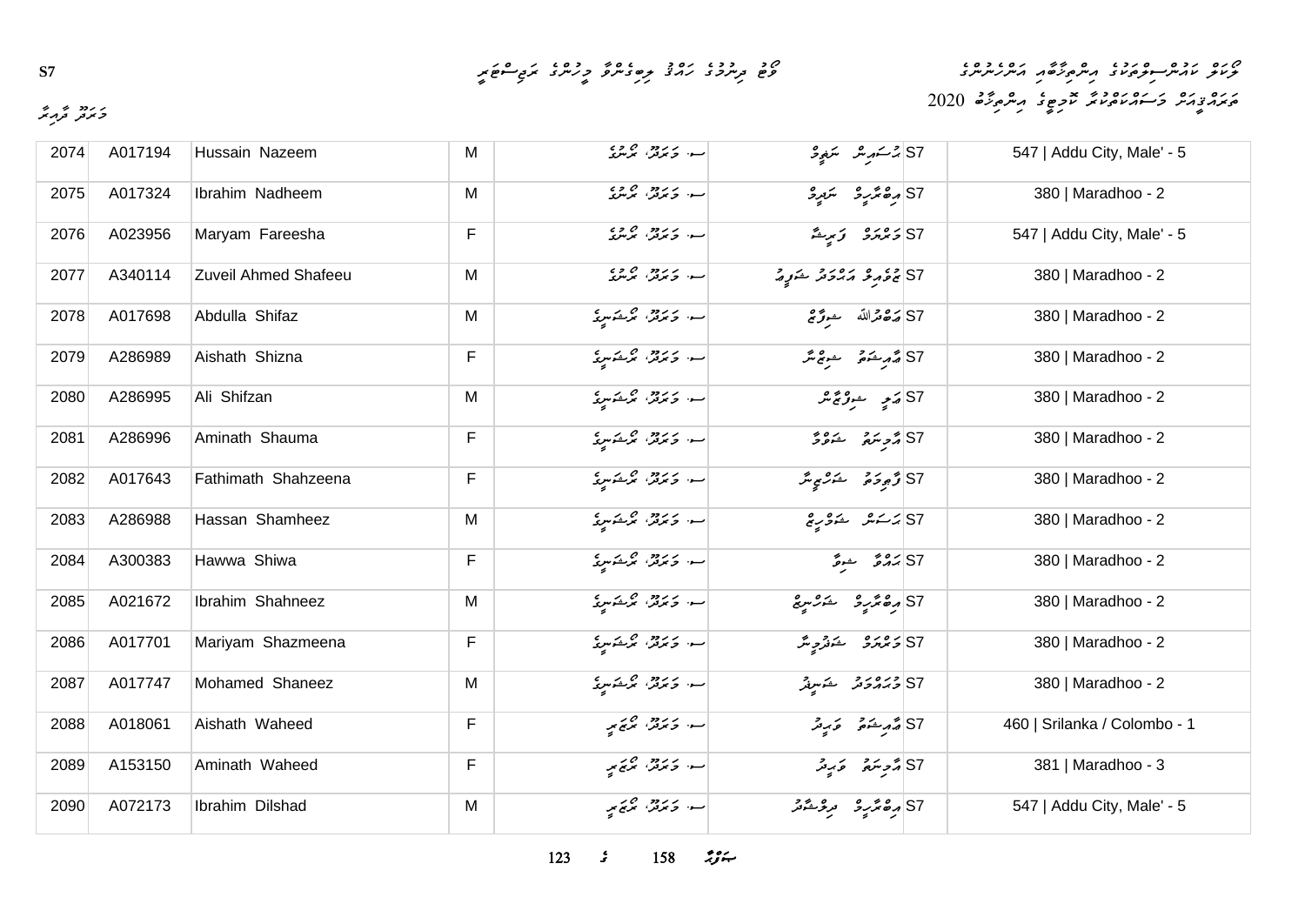| 2074 | A017194 | Hussain Nazeem | M | ސ. މަރަދޫ. ރޯނުގެ | S7 ހުސައިން ނަޒީމް | 547 \| Addu City, Male' - 5 |
|---|---|---|---|---|---|---|
| 2075 | A017324 | Ibrahim Nadheem | M | ސ. މަރަދޫ. ރޯނުގެ | S7 އިބްރާހީމް ނަދީމް | 380 \| Maradhoo - 2 |
| 2076 | A023956 | Maryam Fareesha | F | ސ. މަރަދޫ. ރޯނުގެ | S7 މަރްޔަމް ފަރީޝާ | 547 \| Addu City, Male' - 5 |
| 2077 | A340114 | Zuveil Ahmed Shafeeu | M | ސ. މަރަދޫ. ރޯނުގެ | S7 ޒުވެއިލް އަޙްމަދު ޝަފީޢު | 380 \| Maradhoo - 2 |
| 2078 | A017698 | Abdulla Shifaz | M | ސ. މަރަދޫ. ރޯޝަނީގެ | S7 އަބްދުﷲ ޝިފާޒު | 380 \| Maradhoo - 2 |
| 2079 | A286989 | Aishath Shizna | F | ސ. މަރަދޫ. ރޯޝަނީގެ | S7 އާއިޝަތު ޝިޒްނާ | 380 \| Maradhoo - 2 |
| 2080 | A286995 | Ali Shifzan | M | ސ. މަރަދޫ. ރޯޝަނީގެ | S7 އަލި ޝިފްޒާން | 380 \| Maradhoo - 2 |
| 2081 | A286996 | Aminath Shauma | F | ސ. މަރަދޫ. ރޯޝަނީގެ | S7 އާމިނަތު ޝައުމާ | 380 \| Maradhoo - 2 |
| 2082 | A017643 | Fathimath Shahzeena | F | ސ. މަރަދޫ. ރޯޝަނީގެ | S7 ފާތިމަތު ޝަހްޒީނާ | 380 \| Maradhoo - 2 |
| 2083 | A286988 | Hassan Shamheez | M | ސ. މަރަދޫ. ރޯޝަނީގެ | S7 ހަސަން ޝަމްހީޒް | 380 \| Maradhoo - 2 |
| 2084 | A300383 | Hawwa Shiwa | F | ސ. މަރަދޫ. ރޯޝަނީގެ | S7 ހައްވާ ޝިވާ | 380 \| Maradhoo - 2 |
| 2085 | A021672 | Ibrahim Shahneez | M | ސ. މަރަދޫ. ރޯޝަނީގެ | S7 އިބްރާހީމް ޝަހްނީޒް | 380 \| Maradhoo - 2 |
| 2086 | A017701 | Mariyam Shazmeena | F | ސ. މަރަދޫ. ރޯޝަނީގެ | S7 މަރިޔަމް ޝަޒްމީނާ | 380 \| Maradhoo - 2 |
| 2087 | A017747 | Mohamed Shaneez | M | ސ. މަރަދޫ. ރޯޝަނީގެ | S7 މުޙައްމަދު ޝަނީޒް | 380 \| Maradhoo - 2 |
| 2088 | A018061 | Aishath Waheed | F | ސ. މަރަދޫ. ރޯޒަރީ | S7 އާއިޝަތު ވަޙީދު | 460 \| Srilanka / Colombo - 1 |
| 2089 | A153150 | Aminath Waheed | F | ސ. މަރަދޫ. ރޯޒަރީ | S7 އާމިނަތު ވަޙީދު | 381 \| Maradhoo - 3 |
| 2090 | A072173 | Ibrahim Dilshad | M | ސ. މަރަދޫ. ރޯޒަރީ | S7 އިބްރާހީމް ދިލްޝާދު | 547 \| Addu City, Male' - 5 |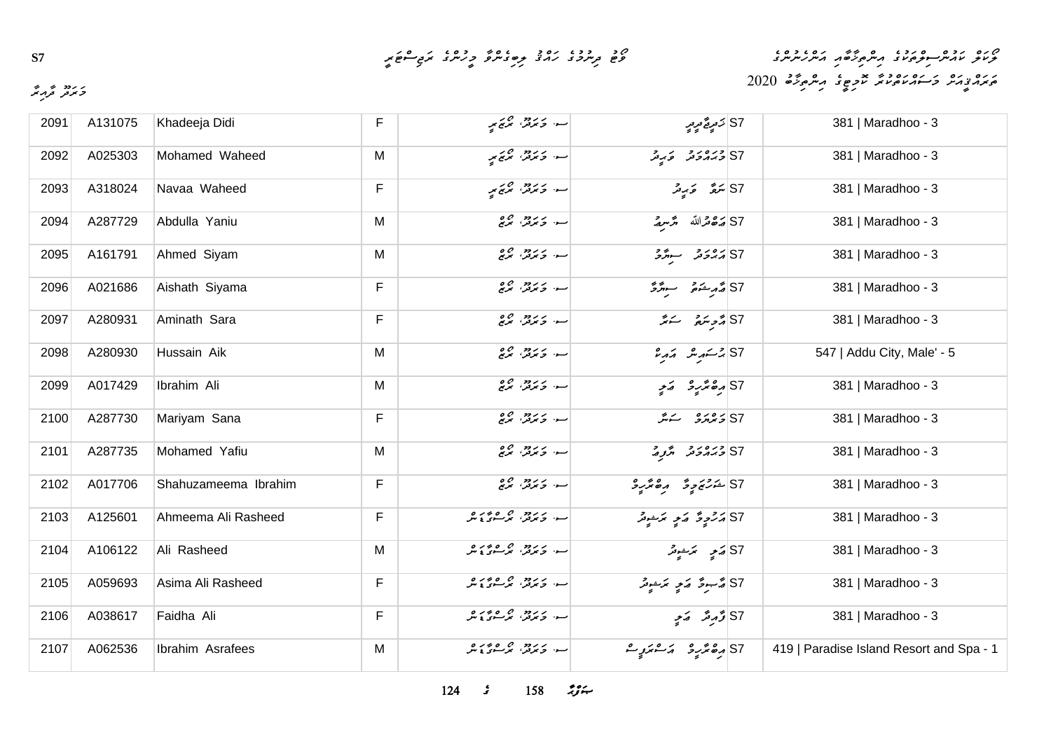| 2091 | A131075 | Khadeeja Didi | F | ސ. މަރަދޫ. ރޮޖަރީ | S7 ޚަދީޖާދީދީ | 381 \| Maradhoo - 3 |
|---|---|---|---|---|---|---|
| 2092 | A025303 | Mohamed Waheed | M | ސ. މަރަދޫ. ރޮޖަރީ | S7 މުހައްމަދު ވަހީދު | 381 \| Maradhoo - 3 |
| 2093 | A318024 | Navaa Waheed | F | ސ. މަރަދޫ. ރޮޖަރީ | S7 ނަވާ ވަހީދު | 381 \| Maradhoo - 3 |
| 2094 | A287729 | Abdulla Yaniu | M | ސ. މަރަދޫ. ރޮޒް | S7 އަބްދުاللهِ ޔާނިއު | 381 \| Maradhoo - 3 |
| 2095 | A161791 | Ahmed Siyam | M | ސ. މަރަދޫ. ރޮޒް | S7 އަހުމަދު ސިޔާމު | 381 \| Maradhoo - 3 |
| 2096 | A021686 | Aishath Siyama | F | ސ. މަރަދޫ. ރޮޒް | S7 އާއިޝަތު ސިޔާމާ | 381 \| Maradhoo - 3 |
| 2097 | A280931 | Aminath Sara | F | ސ. މަރަދޫ. ރޮޒް | S7 އާމިނަތު ސަރާ | 381 \| Maradhoo - 3 |
| 2098 | A280930 | Hussain Aik | M | ސ. މަރަދޫ. ރޮޒް | S7 ހުސައިން އައިކް | 547 \| Addu City, Male' - 5 |
| 2099 | A017429 | Ibrahim Ali | M | ސ. މަރަދޫ. ރޮޒް | S7 އިބްރާހީމް އަލި | 381 \| Maradhoo - 3 |
| 2100 | A287730 | Mariyam Sana | F | ސ. މަރަދޫ. ރޮޒް | S7 މަރިޔަމް ސަނާ | 381 \| Maradhoo - 3 |
| 2101 | A287735 | Mohamed Yafiu | M | ސ. މަރަދޫ. ރޮޒް | S7 މުހައްމަދު ޔާފިއު | 381 \| Maradhoo - 3 |
| 2102 | A017706 | Shahuzameema Ibrahim | F | ސ. މަރަދޫ. ރޮޒް | S7 ޝަހުޒަމީމާ އިބްރާހީމް | 381 \| Maradhoo - 3 |
| 2103 | A125601 | Ahmeema Ali Rasheed | F | ސ. މަރަދޫ. ރޮސްވުޑްސް | S7 އަހްމީމާ އަލި ރަޝީދު | 381 \| Maradhoo - 3 |
| 2104 | A106122 | Ali Rasheed | M | ސ. މަރަދޫ. ރޮސްވުޑްސް | S7 އަލި ރަޝީދު | 381 \| Maradhoo - 3 |
| 2105 | A059693 | Asima Ali Rasheed | F | ސ. މަރަދޫ. ރޮސްވުޑްސް | S7 އާސިމާ އަލި ރަޝީދު | 381 \| Maradhoo - 3 |
| 2106 | A038617 | Faidha Ali | F | ސ. މަރަދޫ. ރޮސްވުޑްސް | S7 ފާއިދާ އަލި | 381 \| Maradhoo - 3 |
| 2107 | A062536 | Ibrahim Asrafees | M | ސ. މަރަދޫ. ރޮސްވުޑްސް | S7 އިބްރާހީމް އަސްރަފީސް | 419 \| Paradise Island Resort and Spa - 1 |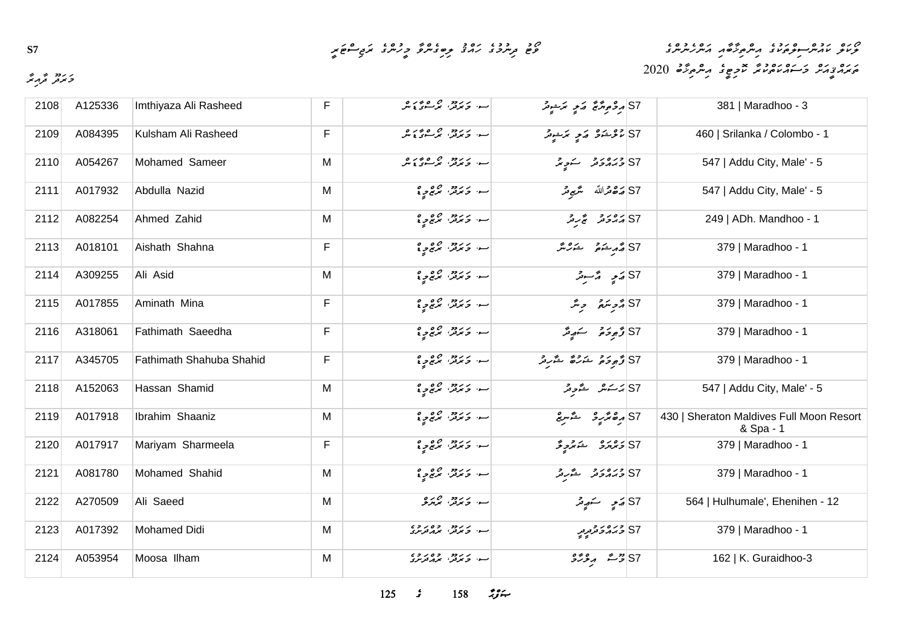| 2108 | A125336 | Imthiyaza Ali Rasheed | F | ސ. މަރަދޫ، ރޯސްވޯޑްނ | S7  އިމްތިޔާޒާ އަލި ރަޝީދު | 381 \| Maradhoo - 3 |
|---|---|---|---|---|---|---|
| 2109 | A084395 | Kulsham Ali Rasheed | F | ސ. މަރަދޫ، ރޯސްވޯޑްނ | S7 ކުލްޝަމް އަލި ރަޝީދު | 460 \| Srilanka / Colombo - 1 |
| 2110 | A054267 | Mohamed Sameer | M | ސ. މަރަދޫ، ރޯސްވޯޑްނ | S7 މުހައްމަދު ސަމީރު | 547 \| Addu City, Male' - 5 |
| 2111 | A017932 | Abdulla Nazid | M | ސ. މަރަދޫ، ރޯޒްވިލާ | S7 އަބްދުﷲ ނާޒިދު | 547 \| Addu City, Male' - 5 |
| 2112 | A082254 | Ahmed Zahid | M | ސ. މަރަދޫ، ރޯޒްވިލާ | S7 އަހްމަދު ޒާހިދު | 249 \| ADh. Mandhoo - 1 |
| 2113 | A018101 | Aishath Shahna | F | ސ. މަރަދޫ، ރޯޒްވިލާ | S7 އައިޝަތު ޝަހުނާ | 379 \| Maradhoo - 1 |
| 2114 | A309255 | Ali Asid | M | ސ. މަރަދޫ، ރޯޒްވިލާ | S7 އަލި އާސިދު | 379 \| Maradhoo - 1 |
| 2115 | A017855 | Aminath Mina | F | ސ. މަރަދޫ، ރޯޒްވިލާ | S7 އާމިނަތު މީނާ | 379 \| Maradhoo - 1 |
| 2116 | A318061 | Fathimath Saeedha | F | ސ. މަރަދޫ، ރޯޒްވިލާ | S7 ފާތިމަތު ސަޢީދާ | 379 \| Maradhoo - 1 |
| 2117 | A345705 | Fathimath Shahuba Shahid | F | ސ. މަރަދޫ، ރޯޒްވިލާ | S7 ފާތިމަތު ޝަހުބާ ޝާހިދު | 379 \| Maradhoo - 1 |
| 2118 | A152063 | Hassan Shamid | M | ސ. މަރަދޫ، ރޯޒްވިލާ | S7 ހަސަން ޝާމިދު | 547 \| Addu City, Male' - 5 |
| 2119 | A017918 | Ibrahim Shaaniz | M | ސ. މަރަދޫ، ރޯޒްވިލާ | S7 އިބްރާހީމް ޝާނިޒު | 430 \| Sheraton Maldives Full Moon Resort & Spa - 1 |
| 2120 | A017917 | Mariyam Sharmeela | F | ސ. މަރަދޫ، ރޯޒްވިލާ | S7 މަރިޔަމް ޝަރުމީލާ | 379 \| Maradhoo - 1 |
| 2121 | A081780 | Mohamed Shahid | M | ސ. މަރަދޫ، ރޯޒްވިލާ | S7 މުހައްމަދު ޝާހިދު | 379 \| Maradhoo - 1 |
| 2122 | A270509 | Ali Saeed | M | ސ. މަރަދޫ، ރޯރަވް | S7 އަލި ސަޢީދު | 564 \| Hulhumale', Ehenihen - 12 |
| 2123 | A017392 | Mohamed Didi | M | ސ. މަރަދޫ، ރެއްދެދޫގެ | S7 މުހައްމަދުދީދީ | 379 \| Maradhoo - 1 |
| 2124 | A053954 | Moosa Ilham | M | ސ. މަރަދޫ، ރެއްދެދޫގެ | S7 މޫސާ އިލްހާމް | 162 \| K. Guraidhoo-3 |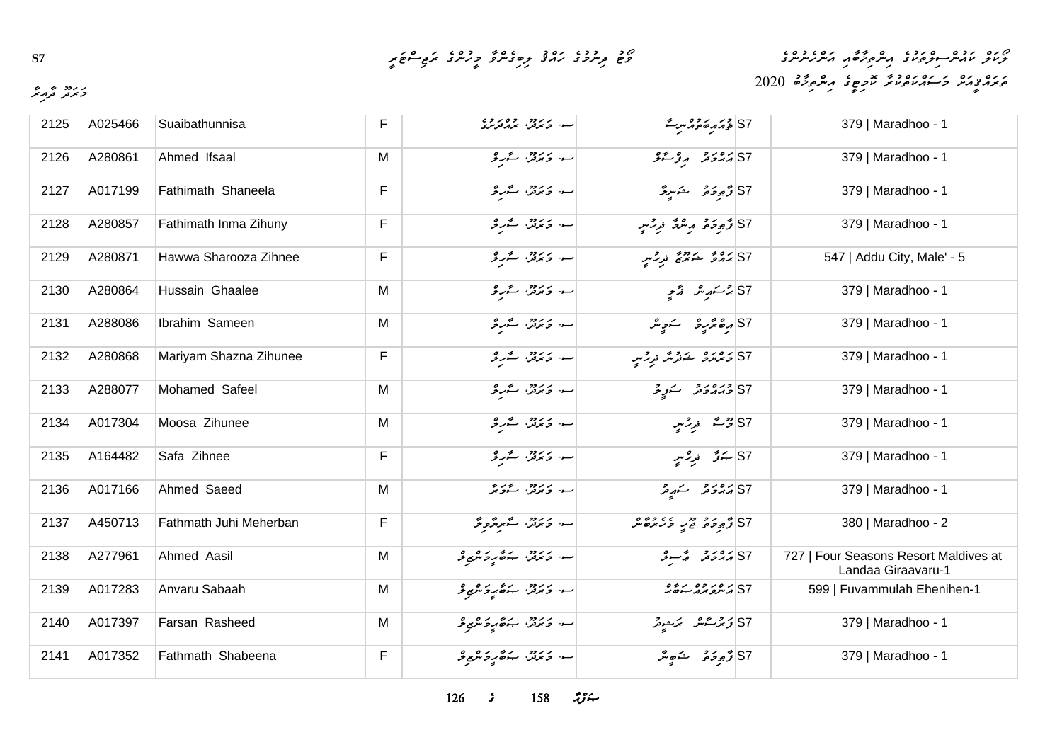| 2125 | A025466 | Suaibathunnisa | F | ސ. މަރަދޫ، ރޯޒްދަރުގެ | S7 ޝުޢައިބަތުއްނިސާ | 379 \| Maradhoo - 1 |
|---|---|---|---|---|---|---|
| 2126 | A280861 | Ahmed Ifsaal | M | ސ. މަރަދޫ، ސާރިވާ | S7 އަހުމަދު އިފްސާލް | 379 \| Maradhoo - 1 |
| 2127 | A017199 | Fathimath Shaneela | F | ސ. މަރަދޫ، ސާރިވާ | S7 ފާތިމަތު ޝަނީލާ | 379 \| Maradhoo - 1 |
| 2128 | A280857 | Fathimath Inma Zihuny | F | ސ. މަރަދޫ، ސާރިވާ | S7 ފާތިމަތު އިންމާ ޒިހުނީ | 379 \| Maradhoo - 1 |
| 2129 | A280871 | Hawwa Sharooza Zihnee | F | ސ. މަރަދޫ، ސާރިވާ | S7 ހައްވާ ޝަރޫޒާ ޒިހްނީ | 547 \| Addu City, Male' - 5 |
| 2130 | A280864 | Hussain Ghaalee | M | ސ. މަރަދޫ، ސާރިވާ | S7 ހުސައިން ޣާލީ | 379 \| Maradhoo - 1 |
| 2131 | A288086 | Ibrahim Sameen | M | ސ. މަރަދޫ، ސާރިވާ | S7 އިބްރާހީމް ސަމީން | 379 \| Maradhoo - 1 |
| 2132 | A280868 | Mariyam Shazna Zihunee | F | ސ. މަރަދޫ، ސާރިވާ | S7 މަރިޔަމް ޝަޒްނާ ޒިހުނީ | 379 \| Maradhoo - 1 |
| 2133 | A288077 | Mohamed Safeel | M | ސ. މަރަދޫ، ސާރިވާ | S7 މުހައްމަދު ސަފީލް | 379 \| Maradhoo - 1 |
| 2134 | A017304 | Moosa Zihunee | M | ސ. މަރަދޫ، ސާރިވާ | S7 މޫސާ ޒިހުނީ | 379 \| Maradhoo - 1 |
| 2135 | A164482 | Safa Zihnee | F | ސ. މަރަދޫ، ސާރިވާ | S7 ޞަފާ ޒިހްނީ | 379 \| Maradhoo - 1 |
| 2136 | A017166 | Ahmed Saeed | M | ސ. މަރަދޫ، ސޯމާރ | S7 އަހުމަދު ސައީދު | 379 \| Maradhoo - 1 |
| 2137 | A450713 | Fathmath Juhi Meherban | F | ސ. މަރަދޫ، ސާރިވާގެ | S7 ފާތިމަތު ޖޫހީ މެހެރްބާން | 380 \| Maradhoo - 2 |
| 2138 | A277961 | Ahmed Aasil | M | ސ. މަރަދޫ، ސަބާހިމަންޒިލް | S7 އަހުމަދު އާސިލް | 727 \| Four Seasons Resort Maldives at Landaa Giraavaru-1 |
| 2139 | A017283 | Anvaru Sabaah | M | ސ. މަރަދޫ، ސަބާހިމަންޒިލް | S7 އަންވަރު ސަބާހް | 599 \| Fuvammulah Ehenihen-1 |
| 2140 | A017397 | Farsan Rasheed | M | ސ. މަރަދޫ، ސަބާހިމަންޒިލް | S7 ފަރްސާން ރަޝީދު | 379 \| Maradhoo - 1 |
| 2141 | A017352 | Fathmath Shabeena | F | ސ. މަރަދޫ، ސަބާހިމަންޒިލް | S7 ފާތިމަތު ޝަބީނާ | 379 \| Maradhoo - 1 |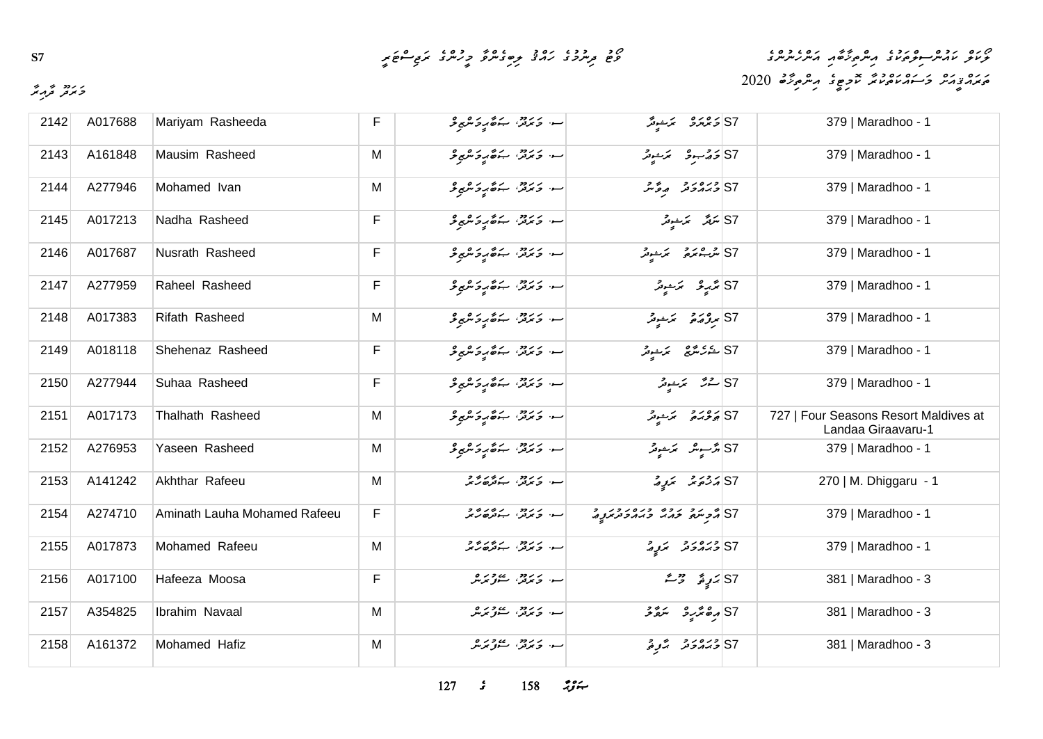| 2142 | A017688 | Mariyam Rasheeda | F | ސ. މަރަދޫ، ބަތާލާވަންތީވާ | S7 މަރިޔަމް ރަޝީދާ | 379 \| Maradhoo - 1 |
|---|---|---|---|---|---|---|
| 2143 | A161848 | Mausim Rasheed | M | ސ. މަރަދޫ، ބަތާލާވަންތީވާ | S7 މައުސިމް ރަޝީދު | 379 \| Maradhoo - 1 |
| 2144 | A277946 | Mohamed Ivan | M | ސ. މަރަދޫ، ބަތާލާވަންތީވާ | S7 މުޙައްމަދު އިވާން | 379 \| Maradhoo - 1 |
| 2145 | A017213 | Nadha Rasheed | F | ސ. މަރަދޫ، ބަތާލާވަންތީވާ | S7 ނަދާ ރަޝީދު | 379 \| Maradhoo - 1 |
| 2146 | A017687 | Nusrath Rasheed | F | ސ. މަރަދޫ، ބަތާލާވަންތީވާ | S7 ނުސްރަތު ރަޝީދު | 379 \| Maradhoo - 1 |
| 2147 | A277959 | Raheel Rasheed | F | ސ. މަރަދޫ، ބަތާލާވަންތީވާ | S7 ރަހީލް ރަޝީދު | 379 \| Maradhoo - 1 |
| 2148 | A017383 | Rifath Rasheed | M | ސ. މަރަދޫ، ބަތާލާވަންތީވާ | S7 ރިފާއަތު ރަޝީދު | 379 \| Maradhoo - 1 |
| 2149 | A018118 | Shehenaz Rasheed | F | ސ. މަރަދޫ، ބަތާލާވަންތީވާ | S7 ޝެހެނާޒް ރަޝީދު | 379 \| Maradhoo - 1 |
| 2150 | A277944 | Suhaa Rasheed | F | ސ. މަރަދޫ، ބަތާލާވަންތީވާ | S7 ސުހާ ރަޝީދު | 379 \| Maradhoo - 1 |
| 2151 | A017173 | Thalhath Rasheed | M | ސ. މަރަދޫ، ބަތާލާވަންތީވާ | S7 ތަލްހަތު ރަޝީދު | 727 \| Four Seasons Resort Maldives at Landaa Giraavaru-1 |
| 2152 | A276953 | Yaseen Rasheed | M | ސ. މަރަދޫ، ބަތާލާވަންތީވާ | S7 ޔާސީން ރަޝީދު | 379 \| Maradhoo - 1 |
| 2153 | A141242 | Akhthar Rafeeu | M | ސ. މަރަދޫ، ބަދުރުބާރު | S7 އަޚްތަރު ރަފީޢު | 270 \| M. Dhiggaru - 1 |
| 2154 | A274710 | Aminath Lauha Mohamed Rafeeu | F | ސ. މަރަދޫ، ބަދުރުބާރު | S7 އާމިނަތު ލައުހާ މުޙައްމަދުރަފީޢު | 379 \| Maradhoo - 1 |
| 2155 | A017873 | Mohamed Rafeeu | M | ސ. މަރަދޫ، ބަދުރުބާރު | S7 މުޙައްމަދު ރަފީޢު | 379 \| Maradhoo - 1 |
| 2156 | A017100 | Hafeeza Moosa | F | ސ. މަރަދޫ، ސޯފިރަން | S7 ހަފީޒާ މޫސާ | 381 \| Maradhoo - 3 |
| 2157 | A354825 | Ibrahim Navaal | M | ސ. މަރަދޫ، ސޯފިރަން | S7 އިބްރާހީމް ނަވާލް | 381 \| Maradhoo - 3 |
| 2158 | A161372 | Mohamed Hafiz | M | ސ. މަރަދޫ، ސޯފިރަން | S7 މުޙައްމަދު ހާފިޒު | 381 \| Maradhoo - 3 |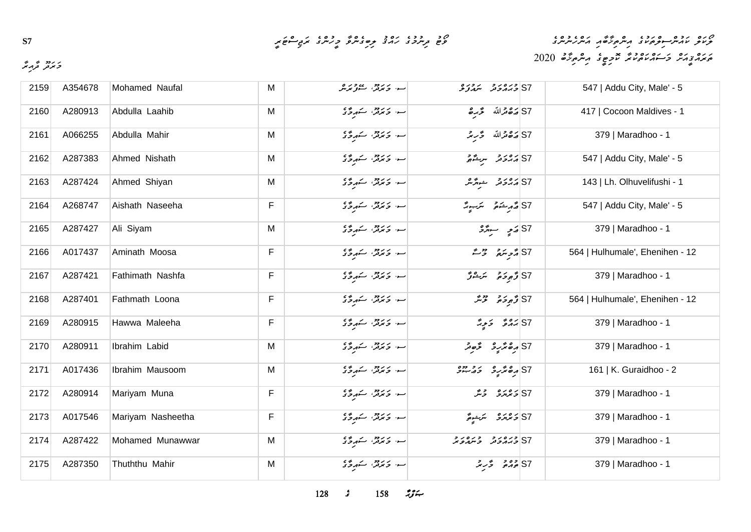| 2159 | A354678 | Mohamed Naufal | M | ސ. މަރަދޫ، ސޯފްޓަރަން | S7 މުހައްމަދު ނައުފަލް | 547 \| Addu City, Male' - 5 |
|---|---|---|---|---|---|---|
| 2160 | A280913 | Abdulla Laahib | M | ސ. މަރަދޫ، ސައުތުވީގެ | S7 އަބްދުاللہ ލާހިބް | 417 \| Cocoon Maldives - 1 |
| 2161 | A066255 | Abdulla Mahir | M | ސ. މަރަދޫ، ސައުތުވީގެ | S7 އަބްދުاللہ މާހިރު | 379 \| Maradhoo - 1 |
| 2162 | A287383 | Ahmed Nishath | M | ސ. މަރަދޫ، ސައުތުވީގެ | S7 އަހުމަދު ނިޝާތު | 547 \| Addu City, Male' - 5 |
| 2163 | A287424 | Ahmed Shiyan | M | ސ. މަރަދޫ، ސައުތުވީގެ | S7 އަހުމަދު ޝިޔާން | 143 \| Lh. Olhuvelifushi - 1 |
| 2164 | A268747 | Aishath Naseeha | F | ސ. މަރަދޫ، ސައުތުވީގެ | S7 އާއިޝަތު ނަސީހާ | 547 \| Addu City, Male' - 5 |
| 2165 | A287427 | Ali Siyam | M | ސ. މަރަދޫ، ސައުތުވީގެ | S7 އަލީ ސިޔާމް | 379 \| Maradhoo - 1 |
| 2166 | A017437 | Aminath Moosa | F | ސ. މަރަދޫ، ސައުތުވީގެ | S7 އާމިނަތު މޫސާ | 564 \| Hulhumale', Ehenihen - 12 |
| 2167 | A287421 | Fathimath Nashfa | F | ސ. މަރަދޫ، ސައުތުވީގެ | S7 ފާތިމަތު ނަޝްފާ | 379 \| Maradhoo - 1 |
| 2168 | A287401 | Fathmath Loona | F | ސ. މަރަދޫ، ސައުތުވީގެ | S7 ފާތިމަތު ލޫނާ | 564 \| Hulhumale', Ehenihen - 12 |
| 2169 | A280915 | Hawwa Maleeha | F | ސ. މަރަދޫ، ސައުތުވީގެ | S7 ހައްވާ މަލީހާ | 379 \| Maradhoo - 1 |
| 2170 | A280911 | Ibrahim Labid | M | ސ. މަރަދޫ، ސައުތުވީގެ | S7 އިބްރާހީމް ލާބިދު | 379 \| Maradhoo - 1 |
| 2171 | A017436 | Ibrahim Mausoom | M | ސ. މަރަދޫ، ސައުތުވީގެ | S7 އިބްރާހީމް މައުސޫމް | 161 \| K. Guraidhoo - 2 |
| 2172 | A280914 | Mariyam Muna | F | ސ. މަރަދޫ، ސައުތުވީގެ | S7 މަރިޔަމް މުނާ | 379 \| Maradhoo - 1 |
| 2173 | A017546 | Mariyam Nasheetha | F | ސ. މަރަދޫ، ސައުތުވީގެ | S7 މަރިޔަމް ނަޝީތާ | 379 \| Maradhoo - 1 |
| 2174 | A287422 | Mohamed Munawwar | M | ސ. މަރަދޫ، ސައުތުވީގެ | S7 މުހައްމަދު މުނައްވަރު | 379 \| Maradhoo - 1 |
| 2175 | A287350 | Thuththu Mahir | M | ސ. މަރަދޫ، ސައުތުވީގެ | S7 ތުއްތު މާހިރު | 379 \| Maradhoo - 1 |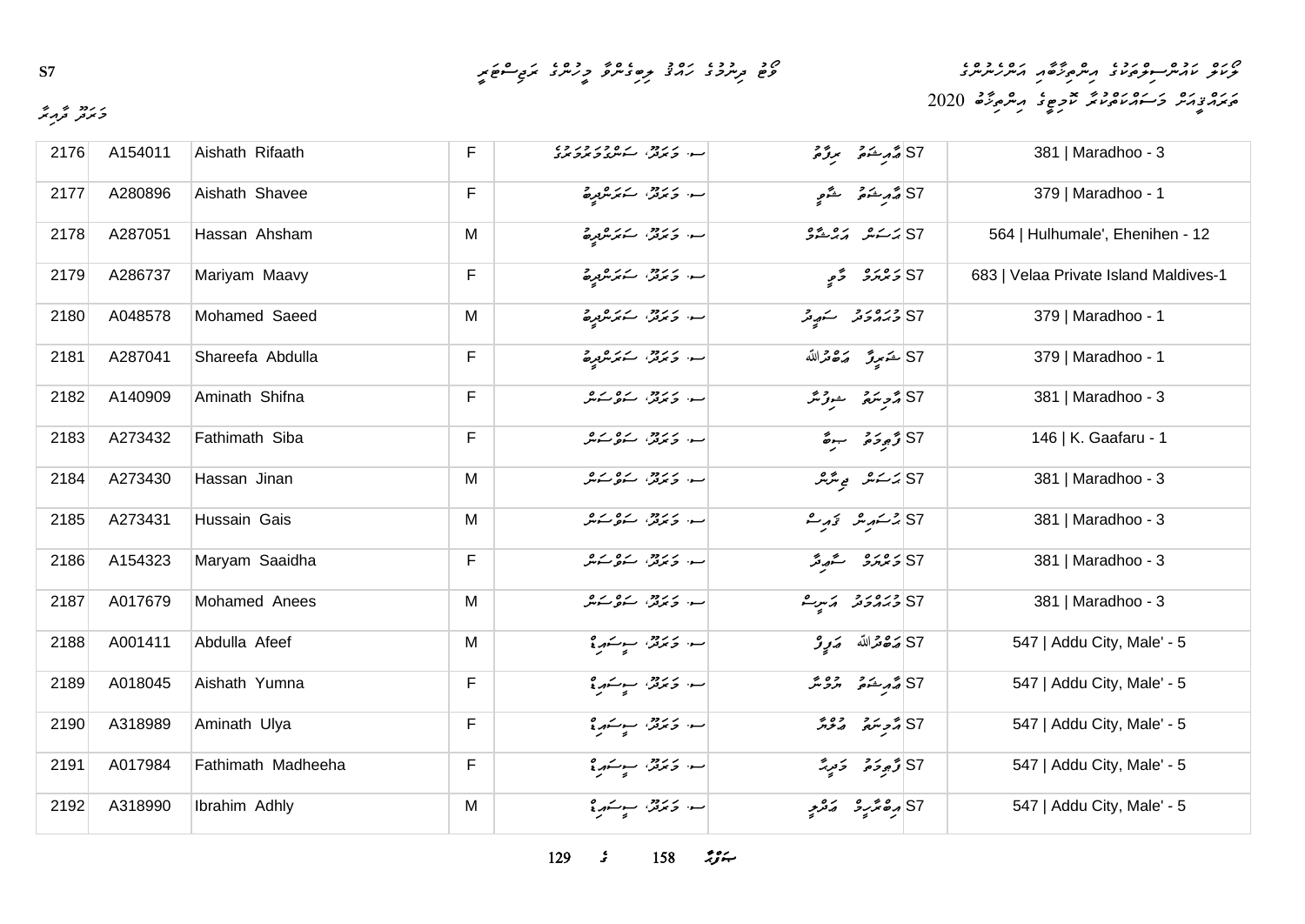| 2176 | A154011 | Aishath Rifaath | F | ސ. މަރަދޫ، ސަންފްލަވަރގެ | S7 އާއިޝަތު ރިފާތު | 381 \| Maradhoo - 3 |
|---|---|---|---|---|---|---|
| 2177 | A280896 | Aishath Shavee | F | ސ. މަރަދޫ، ސަރަންޑިޕް | S7 އާއިޝަތު ޝާވީ | 379 \| Maradhoo - 1 |
| 2178 | A287051 | Hassan Ahsham | M | ސ. މަރަދޫ، ސަރަންޑިޕް | S7 ހަސަން އަހްޝަމް | 564 \| Hulhumale', Ehenihen - 12 |
| 2179 | A286737 | Mariyam Maavy | F | ސ. މަރަދޫ، ސަރަންޑިޕް | S7 މަރިޔަމް މާވީ | 683 \| Velaa Private Island Maldives-1 |
| 2180 | A048578 | Mohamed Saeed | M | ސ. މަރަދޫ، ސަރަންޑިޕް | S7 މުހައްމަދު ސައީދު | 379 \| Maradhoo - 1 |
| 2181 | A287041 | Shareefa Abdulla | F | ސ. މަރަދޫ، ސަރަންޑިޕް | S7 ޝަރީފާ އަބްދުﷲ | 379 \| Maradhoo - 1 |
| 2182 | A140909 | Aminath Shifna | F | ސ. މަރަދޫ، ސަވުސަން | S7 އާމިނަތު ޝިފްނާ | 381 \| Maradhoo - 3 |
| 2183 | A273432 | Fathimath Siba | F | ސ. މަރަދޫ، ސަވުސަން | S7 ފާތިމަތު ސިބާ | 146 \| K. Gaafaru - 1 |
| 2184 | A273430 | Hassan Jinan | M | ސ. މަރަދޫ، ސަވުސަން | S7 ހަސަން ޖިނާން | 381 \| Maradhoo - 3 |
| 2185 | A273431 | Hussain Gais | M | ސ. މަރަދޫ، ސަވުސަން | S7 ހުސައިން ގައިސް | 381 \| Maradhoo - 3 |
| 2186 | A154323 | Maryam Saaidha | F | ސ. މަރަދޫ، ސަވުސަން | S7 މަރްޔަމް ސާއިދާ | 381 \| Maradhoo - 3 |
| 2187 | A017679 | Mohamed Anees | M | ސ. މަރަދޫ، ސަވުސަން | S7 މުހައްމަދު އަނީސް | 381 \| Maradhoo - 3 |
| 2188 | A001411 | Abdulla Afeef | M | ސ. މަރަދޫ، ސިލްސައިޑް | S7 އަބްދުﷲ އަފީފް | 547 \| Addu City, Male' - 5 |
| 2189 | A018045 | Aishath Yumna | F | ސ. މަރަދޫ، ސިލްސައިޑް | S7 އާއިޝަތު ޔުމްނާ | 547 \| Addu City, Male' - 5 |
| 2190 | A318989 | Aminath Ulya | F | ސ. މަރަދޫ، ސިލްސައިޑް | S7 އާމިނަތު އުލްޔާ | 547 \| Addu City, Male' - 5 |
| 2191 | A017984 | Fathimath Madheeha | F | ސ. މަރަދޫ، ސިލްސައިޑް | S7 ފާތިމަތު މަދީހާ | 547 \| Addu City, Male' - 5 |
| 2192 | A318990 | Ibrahim Adhly | M | ސ. މަރަދޫ، ސިލްސައިޑް | S7 އިބްރާހީމް އަދްލީ | 547 \| Addu City, Male' - 5 |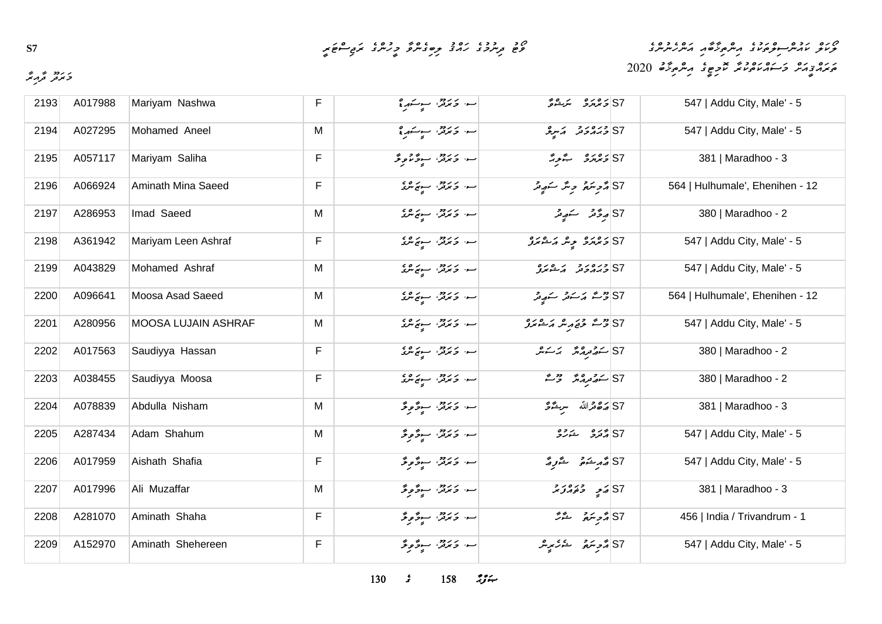| 2193 | A017988 | Mariyam Nashwa | F | ސ. މަރަދޫ. ސިލްސަރީ | S7 މަރިޔަމް ނަޝްވާ | 547 \| Addu City, Male' - 5 |
|---|---|---|---|---|---|---|
| 2194 | A027295 | Mohamed Aneel | M | ސ. މަރަދޫ. ސިލްސަރީ | S7 މުހައްމަދު އަނީލް | 547 \| Addu City, Male' - 5 |
| 2195 | A057117 | Mariyam Saliha | F | ސ. މަރަދޫ. ސިލްވަރވިލާ | S7 މަރިޔަމް ސާލިހާ | 381 \| Maradhoo - 3 |
| 2196 | A066924 | Aminath Mina Saeed | F | ސ. މަރަދޫ. ސިޓީސްކޯ | S7 އާމިނަތު މީނާ ސައީދު | 564 \| Hulhumale', Ehenihen - 12 |
| 2197 | A286953 | Imad Saeed | M | ސ. މަރަދޫ. ސިޓީސްކޯ | S7 އިމާދު ސައީދު | 380 \| Maradhoo - 2 |
| 2198 | A361942 | Mariyam Leen Ashraf | F | ސ. މަރަދޫ. ސިޓީސްކޯ | S7 މަރިޔަމް ލީން އަޝްރަފް | 547 \| Addu City, Male' - 5 |
| 2199 | A043829 | Mohamed Ashraf | M | ސ. މަރަދޫ. ސިޓީސްކޯ | S7 މުހައްމަދު އަޝްރަފް | 547 \| Addu City, Male' - 5 |
| 2200 | A096641 | Moosa Asad Saeed | M | ސ. މަރަދޫ. ސިޓީސްކޯ | S7 މޫސާ އަސަދު ސައީދު | 564 \| Hulhumale', Ehenihen - 12 |
| 2201 | A280956 | MOOSA LUJAIN ASHRAF | M | ސ. މަރަދޫ. ސިޓީސްކޯ | S7 މޫސާ ލުޖައިން އަޝްރަފް | 547 \| Addu City, Male' - 5 |
| 2202 | A017563 | Saudiyya Hassan | F | ސ. މަރަދޫ. ސިޓީސްކޯ | S7 ސައުދިއްޔާ ހަސަން | 380 \| Maradhoo - 2 |
| 2203 | A038455 | Saudiyya Moosa | F | ސ. މަރަދޫ. ސިޓީސްކޯ | S7 ސައުދިއްޔާ މޫސާ | 380 \| Maradhoo - 2 |
| 2204 | A078839 | Abdulla Nisham | M | ސ. މަރަދޫ. ސިލްވަރވިލާ | S7 އަބްދުالله ނިޝާމް | 381 \| Maradhoo - 3 |
| 2205 | A287434 | Adam Shahum | M | ސ. މަރަދޫ. ސިލްވަރވިލާ | S7 އާދަމް ޝަހުމް | 547 \| Addu City, Male' - 5 |
| 2206 | A017959 | Aishath Shafia | F | ސ. މަރަދޫ. ސިލްވަރވިލާ | S7 އައިޝަތު ޝާފިއާ | 547 \| Addu City, Male' - 5 |
| 2207 | A017996 | Ali Muzaffar | M | ސ. މަރަދޫ. ސިލްވަރވިލާ | S7 އަލި މުޒައްފަރު | 381 \| Maradhoo - 3 |
| 2208 | A281070 | Aminath Shaha | F | ސ. މަރަދޫ. ސިލްވަރވިލާ | S7 އާމިނަތު ޝާހާ | 456 \| India / Trivandrum - 1 |
| 2209 | A152970 | Aminath Shehereen | F | ސ. މަރަދޫ. ސިލްވަރވިލާ | S7 އާމިނަތު ޝެހެރީން | 547 \| Addu City, Male' - 5 |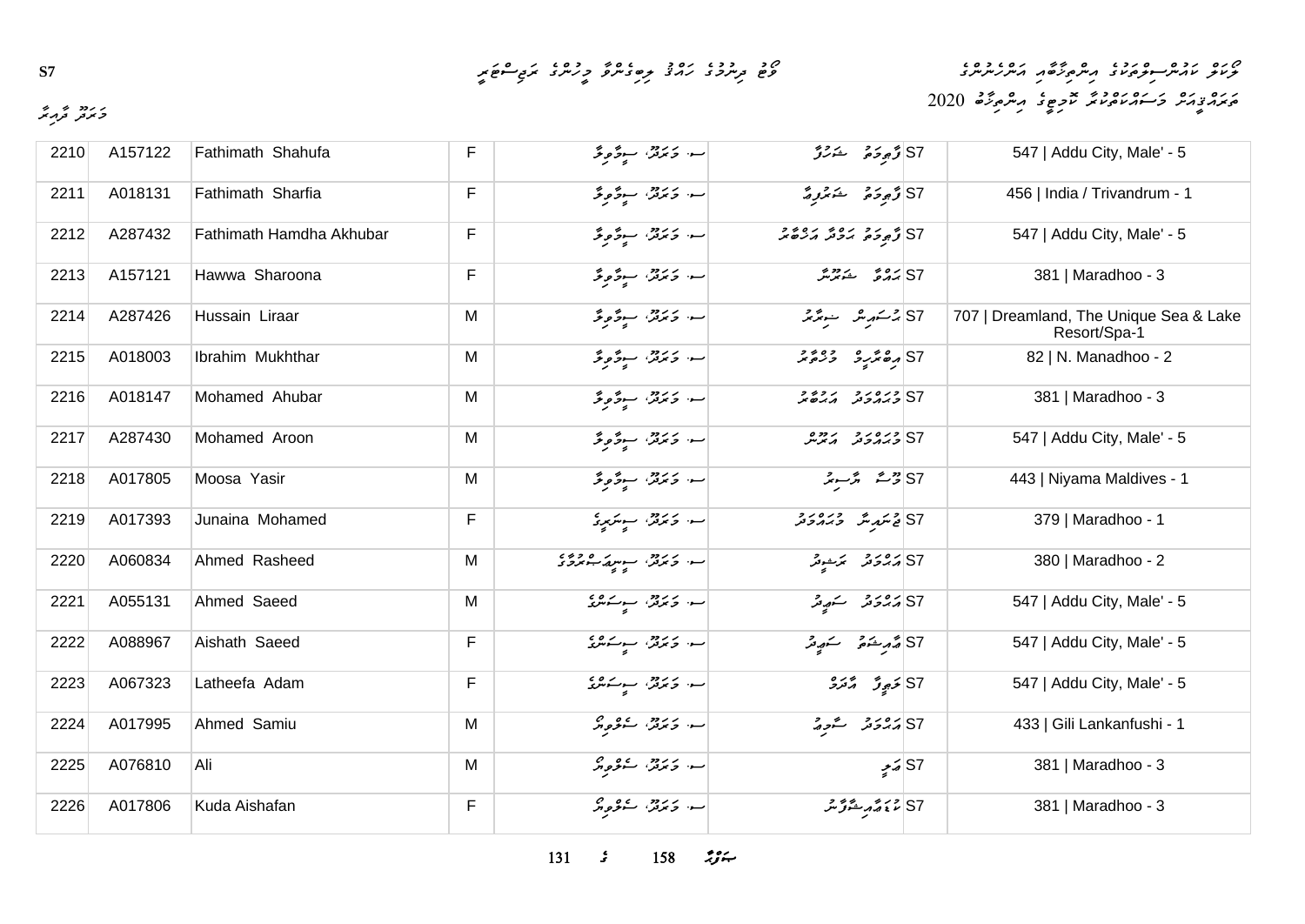| 2210 | A157122 | Fathimath Shahufa | F | ސ. މަރަދޫ، ސިލްވިލާ | S7 ފާތިމަތު ޝަހުފާ | 547 \| Addu City, Male' - 5 |
|---|---|---|---|---|---|---|
| 2211 | A018131 | Fathimath Sharfia | F | ސ. މަރަދޫ، ސިލްވިލާ | S7 ފާތިމަތު ޝަރުފިއާ | 456 \| India / Trivandrum - 1 |
| 2212 | A287432 | Fathimath Hamdha Akhubar | F | ސ. މަރަދޫ، ސިލްވިލާ | S7 ފާތިމަތު ހަމްދާ އަޚުބަރު | 547 \| Addu City, Male' - 5 |
| 2213 | A157121 | Hawwa Sharoona | F | ސ. މަރަދޫ، ސިލްވިލާ | S7 ހައްވާ ޝަރޫނާ | 381 \| Maradhoo - 3 |
| 2214 | A287426 | Hussain Liraar | M | ސ. މަރަދޫ، ސިލްވިލާ | S7 ހުސައިން ލިރާރު | 707 \| Dreamland, The Unique Sea & Lake Resort/Spa-1 |
| 2215 | A018003 | Ibrahim Mukhthar | M | ސ. މަރަދޫ، ސިލްވިލާ | S7 އިބްރާހިމް މުޚްތާރު | 82 \| N. Manadhoo - 2 |
| 2216 | A018147 | Mohamed Ahubar | M | ސ. މަރަދޫ، ސިލްވިލާ | S7 މުހައްމަދު އަހުބަރު | 381 \| Maradhoo - 3 |
| 2217 | A287430 | Mohamed Aroon | M | ސ. މަރަދޫ، ސިލްވިލާ | S7 މުހައްމަދު އަރޫން | 547 \| Addu City, Male' - 5 |
| 2218 | A017805 | Moosa Yasir | M | ސ. މަރަދޫ، ސިލްވިލާ | S7 މޫސާ ޔާސިރު | 443 \| Niyama Maldives - 1 |
| 2219 | A017393 | Junaina Mohamed | F | ސ. މަރަދޫ، ސިނަރީގެ | S7 ޖުނައިނާ މުހައްމަދު | 379 \| Maradhoo - 1 |
| 2220 | A060834 | Ahmed Rasheed | M | ސ. މަރަދޫ، ސިނިމާސްޓޯރުގެ | S7 އަހްމަދު ރަޝީދު | 380 \| Maradhoo - 2 |
| 2221 | A055131 | Ahmed Saeed | M | ސ. މަރަދޫ، ސިސަކުރާ | S7 އަހްމަދު ސައީދު | 547 \| Addu City, Male' - 5 |
| 2222 | A088967 | Aishath Saeed | F | ސ. މަރަދޫ، ސިސަކުރާ | S7 އާއިޝަތު ސައީދު | 547 \| Addu City, Male' - 5 |
| 2223 | A067323 | Latheefa Adam | F | ސ. މަރަދޫ، ސިސަކުރާ | S7 ލަތީފާ އާދަމް | 547 \| Addu City, Male' - 5 |
| 2224 | A017995 | Ahmed Samiu | M | ސ. މަރަދޫ، ސުވޫދީއާ | S7 އަހްމަދު ސާމިޢު | 433 \| Gili Lankanfushi - 1 |
| 2225 | A076810 | Ali | M | ސ. މަރަދޫ، ސުވޫދީއާ | S7 އަލި | 381 \| Maradhoo - 3 |
| 2226 | A017806 | Kuda Aishafan | F | ސ. މަރަދޫ، ސުވޫދީއާ | S7 ކުޑައާއިޝަފާން | 381 \| Maradhoo - 3 |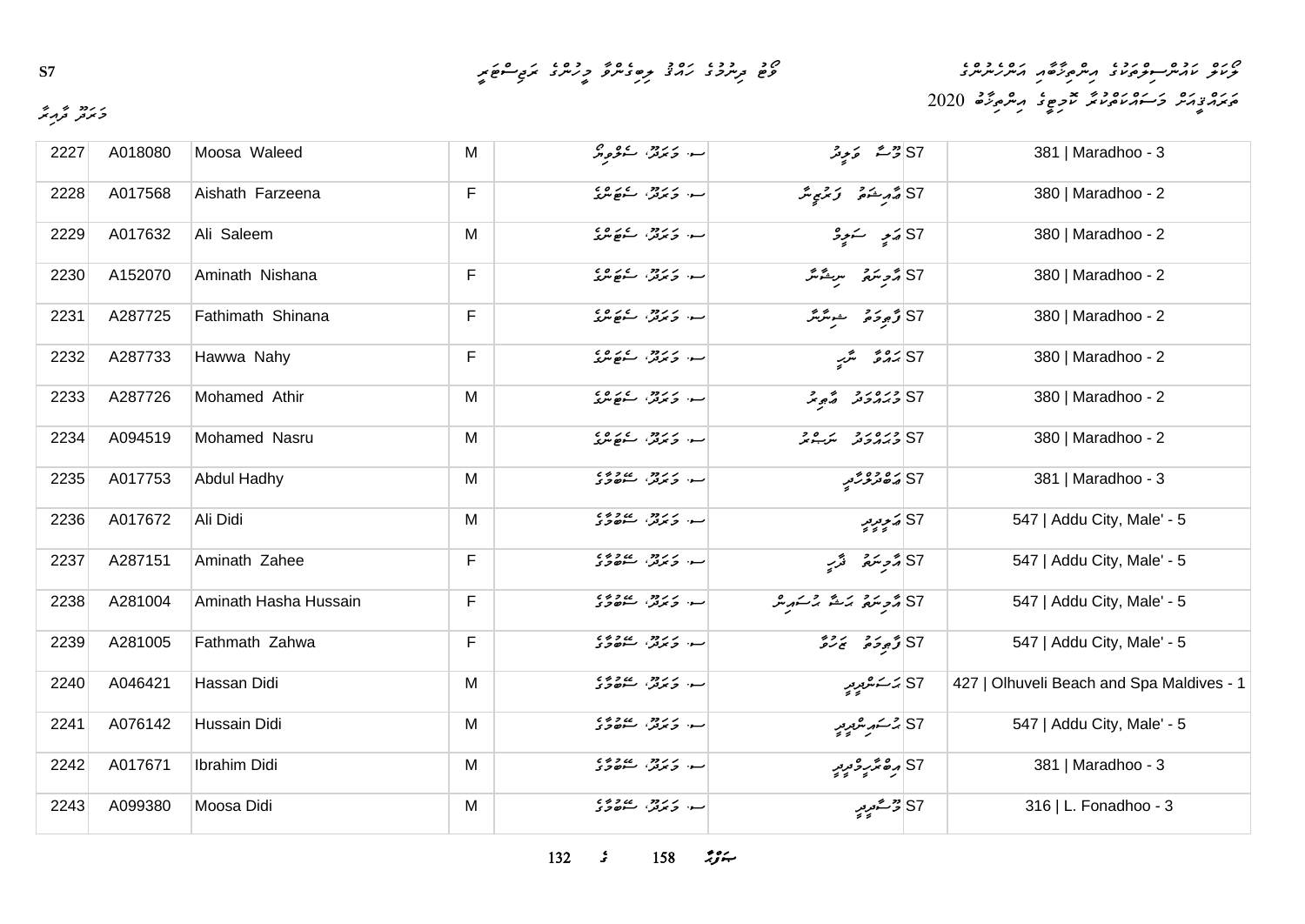| 2227 | A018080 | Moosa Waleed | M | ސ. މަރަދޫ، ސޯވުލިން | S7 ވަލީދު ތޫސާ | 381 \| Maradhoo - 3 |
|---|---|---|---|---|---|---|
| 2228 | A017568 | Aishath Farzeena | F | ސ. މަރަދޫ، ސޯޓަރސް | S7 ފަރުޒީނާ އައިޝަތު | 380 \| Maradhoo - 2 |
| 2229 | A017632 | Ali Saleem | M | ސ. މަރަދޫ، ސޯޓަރސް | S7 ސަލީމް އަލީ | 380 \| Maradhoo - 2 |
| 2230 | A152070 | Aminath Nishana | F | ސ. މަރަދޫ، ސޯޓަރސް | S7 ނިޝާނާ އާމިނަތު | 380 \| Maradhoo - 2 |
| 2231 | A287725 | Fathimath Shinana | F | ސ. މަރަދޫ، ސޯޓަރސް | S7 ޝިނާނާ ފާތިމަތު | 380 \| Maradhoo - 2 |
| 2232 | A287733 | Hawwa Nahy | F | ސ. މަރަދޫ، ސޯޓަރސް | S7 ނަހީ ހައްވާ | 380 \| Maradhoo - 2 |
| 2233 | A287726 | Mohamed Athir | M | ސ. މަރަދޫ، ސޯޓަރސް | S7 އާތިރު މުހައްމަދު | 380 \| Maradhoo - 2 |
| 2234 | A094519 | Mohamed Nasru | M | ސ. މަރަދޫ، ސޯޓަރސް | S7 ނަސްރު މުހައްމަދު | 380 \| Maradhoo - 2 |
| 2235 | A017753 | Abdul Hadhy | M | ސ. މަރަދޫ، ސޯބުވާގެ | S7 އަބްދުލްހާދީ | 381 \| Maradhoo - 3 |
| 2236 | A017672 | Ali Didi | M | ސ. މަރަދޫ، ސޯބުވާގެ | S7 އަލިދީދީ | 547 \| Addu City, Male' - 5 |
| 2237 | A287151 | Aminath Zahee | F | ސ. މަރަދޫ، ސޯބުވާގެ | S7 ޒާހީ އާމިނަތު | 547 \| Addu City, Male' - 5 |
| 2238 | A281004 | Aminath Hasha Hussain | F | ސ. މަރަދޫ، ސޯބުވާގެ | S7 އާމިނަތު ހަޝާ ހުސައިން | 547 \| Addu City, Male' - 5 |
| 2239 | A281005 | Fathmath Zahwa | F | ސ. މަރަދޫ، ސޯބުވާގެ | S7 ޒަހުވާ ފާތިމަތު | 547 \| Addu City, Male' - 5 |
| 2240 | A046421 | Hassan Didi | M | ސ. މަރަދޫ، ސޯބުވާގެ | S7 ހަސަންދީދީ | 427 \| Olhuveli Beach and Spa Maldives - 1 |
| 2241 | A076142 | Hussain Didi | M | ސ. މަރަދޫ، ސޯބުވާގެ | S7 ހުސައިންދީދީ | 547 \| Addu City, Male' - 5 |
| 2242 | A017671 | Ibrahim Didi | M | ސ. މަރަދޫ، ސޯބުވާގެ | S7 އިބްރާހީމްދީދީ | 381 \| Maradhoo - 3 |
| 2243 | A099380 | Moosa Didi | M | ސ. މަރަދޫ، ސޯބުވާގެ | S7 މޫސާދީދީ | 316 \| L. Fonadhoo - 3 |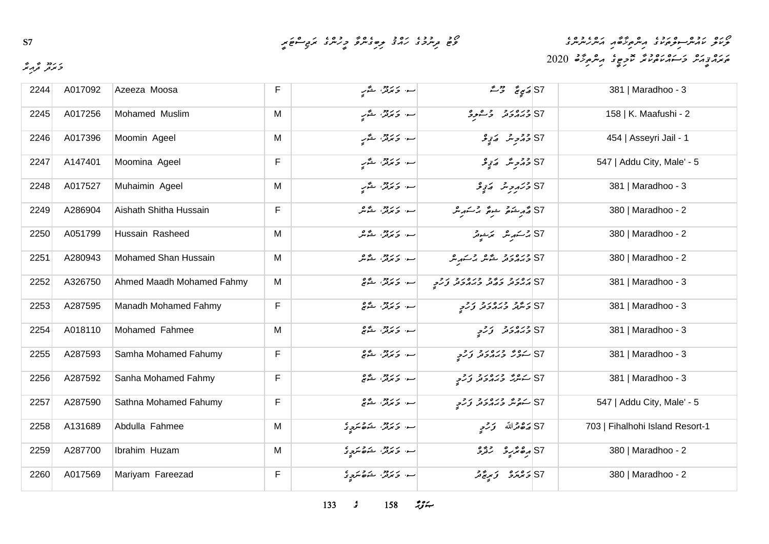| 2244 | A017092 | Azeeza Moosa | F | ސ. މަރަދޫ، ޝާދީ | S7 އަޒީޒާ މޫސާ | 381 \| Maradhoo - 3 |
|---|---|---|---|---|---|---|
| 2245 | A017256 | Mohamed Muslim | M | ސ. މަރަދޫ، ޝާދީ | S7 މުޙައްމަދު މުސްލިމް | 158 \| K. Maafushi - 2 |
| 2246 | A017396 | Moomin Ageel | M | ސ. މަރަދޫ، ޝާދީ | S7 މުއުމިން އަގީލު | 454 \| Asseyri Jail - 1 |
| 2247 | A147401 | Moomina Ageel | F | ސ. މަރަދޫ، ޝާދީ | S7 މުއުމިނާ އަގީލު | 547 \| Addu City, Male' - 5 |
| 2248 | A017527 | Muhaimin Ageel | M | ސ. މަރަދޫ، ޝާދީ | S7 މުހައިމިން އަގީލު | 381 \| Maradhoo - 3 |
| 2249 | A286904 | Aishath Shitha Hussain | F | ސ. މަރަދޫ، ޝާން | S7 އާއިޝަތު ޝިތާ ހުސައިން | 380 \| Maradhoo - 2 |
| 2250 | A051799 | Hussain Rasheed | M | ސ. މަރަދޫ، ޝާން | S7 ހުސައިން ރަޝީދު | 380 \| Maradhoo - 2 |
| 2251 | A280943 | Mohamed Shan Hussain | M | ސ. މަރަދޫ، ޝާން | S7 މުޙައްމަދު ޝާން ހުސައިން | 380 \| Maradhoo - 2 |
| 2252 | A326750 | Ahmed Maadh Mohamed Fahmy | M | ސ. މަރަދޫ، ޝާޓް | S7 އަޙްމަދު މާއާދު މުޙައްމަދު ފަހުމީ | 381 \| Maradhoo - 3 |
| 2253 | A287595 | Manadh Mohamed Fahmy | F | ސ. މަރަދޫ، ޝާޓް | S7 މަނާދު މުޙައްމަދު ފަހުމީ | 381 \| Maradhoo - 3 |
| 2254 | A018110 | Mohamed Fahmee | M | ސ. މަރަދޫ، ޝާޓް | S7 މުޙައްމަދު ފަހުމީ | 381 \| Maradhoo - 3 |
| 2255 | A287593 | Samha Mohamed Fahumy | F | ސ. މަރަދޫ، ޝާޓް | S7 ސަމްހާ މުޙައްމަދު ފަހުމީ | 381 \| Maradhoo - 3 |
| 2256 | A287592 | Sanha Mohamed Fahmy | F | ސ. މަރަދޫ، ޝާޓް | S7 ސަންހާ މުޙައްމަދު ފަހުމީ | 381 \| Maradhoo - 3 |
| 2257 | A287590 | Sathna Mohamed Fahumy | F | ސ. މަރަދޫ، ޝާޓް | S7 ސަތުނާ މުޙައްމަދު ފަހުމީ | 547 \| Addu City, Male' - 5 |
| 2258 | A131689 | Abdulla Fahmee | M | ސ. މަރަދޫ، ޝަބްނަމްގެ | S7 އަބްދުﷲ ފަހުމީ | 703 \| Fihalhohi Island Resort-1 |
| 2259 | A287700 | Ibrahim Huzam | M | ސ. މަރަދޫ، ޝަބްނަމްގެ | S7 އިބްރާހީމް ހުޒާމް | 380 \| Maradhoo - 2 |
| 2260 | A017569 | Mariyam Fareezad | F | ސ. މަރަދޫ، ޝަބްނަމްގެ | S7 މަރިޔަމް ފަރީޒާދު | 380 \| Maradhoo - 2 |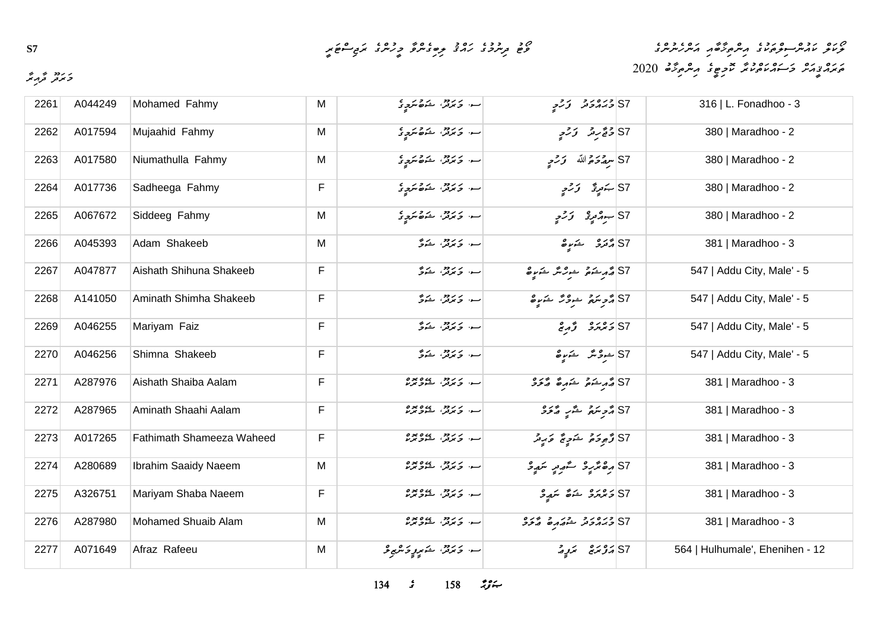| 2261 | A044249 | Mohamed Fahmy | M | ސ. މަރަދޫ، ޝަމްސުނީގެ | S7 މުހައްމަދު ފަހުމީ | 316 \| L. Fonadhoo - 3 |
|---|---|---|---|---|---|---|
| 2262 | A017594 | Mujaahid Fahmy | M | ސ. މަރަދޫ، ޝަމްސުނީގެ | S7 މުޖާހިދު ފަހުމީ | 380 \| Maradhoo - 2 |
| 2263 | A017580 | Niumathulla Fahmy | M | ސ. މަރަދޫ، ޝަމްސުނީގެ | S7 ނިޢުމަތުﷲ ފަހުމީ | 380 \| Maradhoo - 2 |
| 2264 | A017736 | Sadheega Fahmy | F | ސ. މަރަދޫ، ޝަމްސުނީގެ | S7 ސަދީގާ ފަހުމީ | 380 \| Maradhoo - 2 |
| 2265 | A067672 | Siddeeg Fahmy | M | ސ. މަރަދޫ، ޝަމްސުނީގެ | S7 ސިއްދީގު ފަހުމީ | 380 \| Maradhoo - 2 |
| 2266 | A045393 | Adam Shakeeb | M | ސ. މަރަދޫ، ޝަވާ | S7 އާދަމް ޝަކީބު | 381 \| Maradhoo - 3 |
| 2267 | A047877 | Aishath Shihuna Shakeeb | F | ސ. މަރަދޫ، ޝަވާ | S7 އާއިޝަތު ޝިހުނާ ޝަކީބު | 547 \| Addu City, Male' - 5 |
| 2268 | A141050 | Aminath Shimha Shakeeb | F | ސ. މަރަދޫ، ޝަވާ | S7 އާމިނަތު ޝިމްހާ ޝަކީބު | 547 \| Addu City, Male' - 5 |
| 2269 | A046255 | Mariyam Faiz | F | ސ. މަރަދޫ، ޝަވާ | S7 މަރިޔަމް ފާއިޒު | 547 \| Addu City, Male' - 5 |
| 2270 | A046256 | Shimna Shakeeb | F | ސ. މަރަދޫ، ޝަވާ | S7 ޝިމްނާ ޝަކީބު | 547 \| Addu City, Male' - 5 |
| 2271 | A287976 | Aishath Shaiba Aalam | F | ސ. މަރަދޫ، ޝާމްވިލާ | S7 އާއިޝަތު ޝައިބާ އާލަމް | 381 \| Maradhoo - 3 |
| 2272 | A287965 | Aminath Shaahi Aalam | F | ސ. މަރަދޫ، ޝާމްވިލާ | S7 އާމިނަތު ޝާހީ އާލަމް | 381 \| Maradhoo - 3 |
| 2273 | A017265 | Fathimath Shameeza Waheed | F | ސ. މަރަދޫ، ޝާމްވިލާ | S7 ފާތިމަތު ޝަމީޒާ ވަހީދު | 381 \| Maradhoo - 3 |
| 2274 | A280689 | Ibrahim Saaidy Naeem | M | ސ. މަރަދޫ، ޝާމްވިލާ | S7 އިބްރާހީމް ސާއިދީ ނަޢީމް | 381 \| Maradhoo - 3 |
| 2275 | A326751 | Mariyam Shaba Naeem | F | ސ. މަރަދޫ، ޝާމްވިލާ | S7 މަރިޔަމް ޝަބާ ނަޢީމް | 381 \| Maradhoo - 3 |
| 2276 | A287980 | Mohamed Shuaib Alam | M | ސ. މަރަދޫ، ޝާމްވިލާ | S7 މުހައްމަދު ޝުޢައިބު އާލަމް | 381 \| Maradhoo - 3 |
| 2277 | A071649 | Afraz Rafeeu | M | ސ. މަރަދޫ، ޝަރީފުމަންޒިލް | S7 އަފްރާޒު ރަފީޢު | 564 \| Hulhumale', Ehenihen - 12 |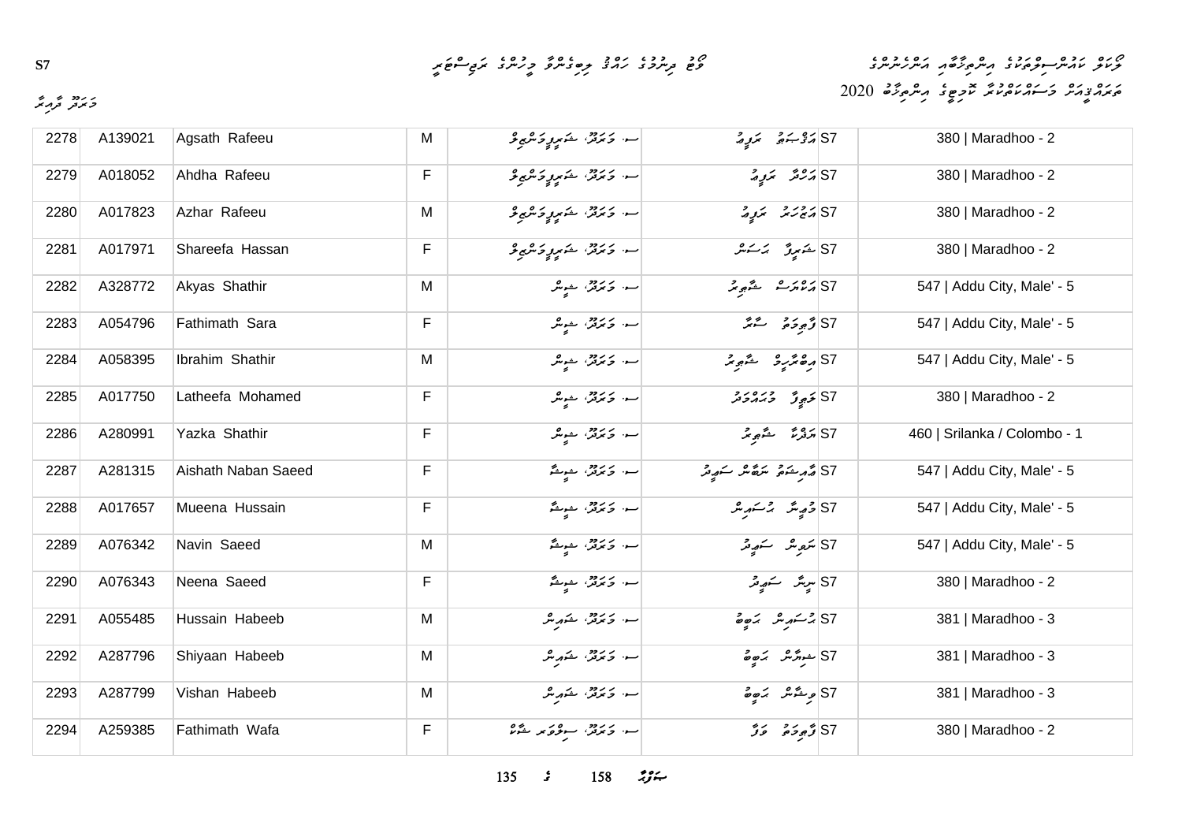| 2278 | A139021 | Agsath Rafeeu | M | ސ. މަރަދޫ، ޝަރީފީމަންޒިލް | S7 އަގްސަތު ރަފީޢު | 380 \| Maradhoo - 2 |
|---|---|---|---|---|---|---|
| 2279 | A018052 | Ahdha Rafeeu | F | ސ. މަރަދޫ، ޝަރީފީމަންޒިލް | S7 އަހްދާ ރަފީޢު | 380 \| Maradhoo - 2 |
| 2280 | A017823 | Azhar Rafeeu | M | ސ. މަރަދޫ، ޝަރީފީމަންޒިލް | S7 އަޒްހަރު ރަފީޢު | 380 \| Maradhoo - 2 |
| 2281 | A017971 | Shareefa Hassan | F | ސ. މަރަދޫ، ޝަރީފީމަންޒިލް | S7 ޝަރީފާ ޙަސަން | 380 \| Maradhoo - 2 |
| 2282 | A328772 | Akyas Shathir | M | ސ. މަރަދޫ، ޝިފާ | S7 އަކްޔާސް ޝާތިރު | 547 \| Addu City, Male' - 5 |
| 2283 | A054796 | Fathimath Sara | F | ސ. މަރަދޫ، ޝިފާ | S7 ފާތިމަތު ސާރާ | 547 \| Addu City, Male' - 5 |
| 2284 | A058395 | Ibrahim Shathir | M | ސ. މަރަދޫ، ޝިފާ | S7 އިބްރާހީމް ޝާތިރު | 547 \| Addu City, Male' - 5 |
| 2285 | A017750 | Latheefa Mohamed | F | ސ. މަރަދޫ، ޝިފާ | S7 ލަތީފާ މުޙައްމަދު | 380 \| Maradhoo - 2 |
| 2286 | A280991 | Yazka Shathir | F | ސ. މަރަދޫ، ޝިފާ | S7 ޔަޒްކާ ޝާތިރު | 460 \| Srilanka / Colombo - 1 |
| 2287 | A281315 | Aishath Naban Saeed | F | ސ. މަރަދޫ، ޝިފާގެ | S7 އާއިޝަތު ނަބާން ސަޢީދު | 547 \| Addu City, Male' - 5 |
| 2288 | A017657 | Mueena Hussain | F | ސ. މަރަދޫ، ޝިފާގެ | S7 މުޢީނާ ޙުސައިން | 547 \| Addu City, Male' - 5 |
| 2289 | A076342 | Navin Saeed | M | ސ. މަރަދޫ، ޝިފާގެ | S7 ނަވިން ސަޢީދު | 547 \| Addu City, Male' - 5 |
| 2290 | A076343 | Neena Saeed | F | ސ. މަރަދޫ، ޝިފާގެ | S7 ނީނާ ސަޢީދު | 380 \| Maradhoo - 2 |
| 2291 | A055485 | Hussain Habeeb | M | ސ. މަރަދޫ، ޝަހިން | S7 ޙުސައިން ހަބީބު | 381 \| Maradhoo - 3 |
| 2292 | A287796 | Shiyaan Habeeb | M | ސ. މަރަދޫ، ޝަހިން | S7 ޝިޔާން ހަބީބު | 381 \| Maradhoo - 3 |
| 2293 | A287799 | Vishan Habeeb | M | ސ. މަރަދޫ، ޝަހިން | S7 ވިޝާން ހަބީބު | 381 \| Maradhoo - 3 |
| 2294 | A259385 | Fathimath Wafa | F | ސ. މަރަދޫ، ސިލްވަރ ޝާއް | S7 ފާތިމަތު ވަފާ | 380 \| Maradhoo - 2 |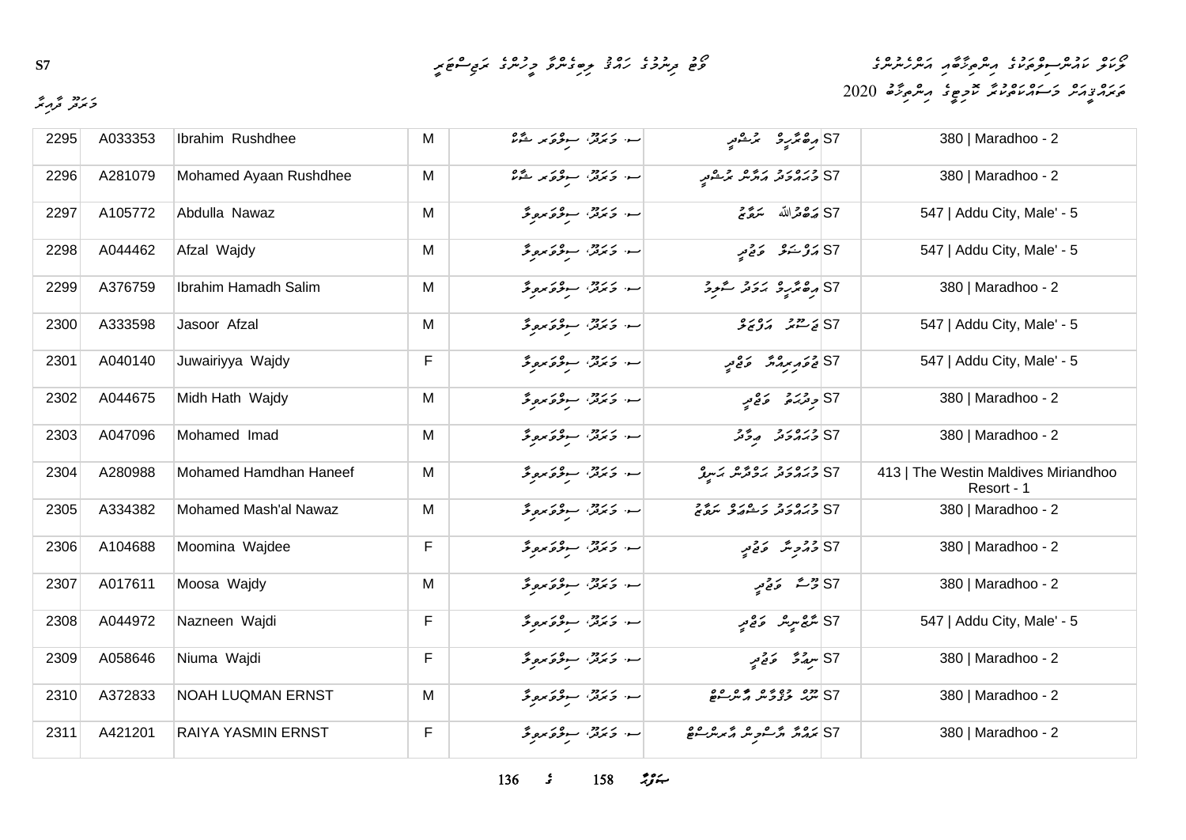| 2295 | A033353 | Ibrahim Rushdhee | M | ސ. މަރަދޫ، ސިލްވަރ ޝޭޑް | S7 އިބްރާހީމް ރުޝްދީ | 380 \| Maradhoo - 2 |
|---|---|---|---|---|---|---|
| 2296 | A281079 | Mohamed Ayaan Rushdhee | M | ސ. މަރަދޫ، ސިލްވަރ ޝޭޑް | S7 މުހައްމަދު އަޔާން ރުޝްދީ | 380 \| Maradhoo - 2 |
| 2297 | A105772 | Abdulla Nawaz | M | ސ. މަރަދޫ، ސިލްވަރރިވާ | S7 އަބްދުﷲ ނަވާޒު | 547 \| Addu City, Male' - 5 |
| 2298 | A044462 | Afzal Wajdy | M | ސ. މަރަދޫ، ސިލްވަރރިވާ | S7 އަފްޒަލް ވަޖްދީ | 547 \| Addu City, Male' - 5 |
| 2299 | A376759 | Ibrahim Hamadh Salim | M | ސ. މަރަދޫ، ސިލްވަރރިވާ | S7 އިބްރާހީމް ހަމަދު ސާލިމް | 380 \| Maradhoo - 2 |
| 2300 | A333598 | Jasoor Afzal | M | ސ. މަރަދޫ، ސިލްވަރރިވާ | S7 ޖަސޫރު އަފްޒަލް | 547 \| Addu City, Male' - 5 |
| 2301 | A040140 | Juwairiyya Wajdy | F | ސ. މަރަދޫ، ސިލްވަރރިވާ | S7 ޖުވައިރިއްޔާ ވަޖްދީ | 547 \| Addu City, Male' - 5 |
| 2302 | A044675 | Midh Hath Wajdy | M | ސ. މަރަދޫ، ސިލްވަރރިވާ | S7 މިދްހަތު ވަޖްދީ | 380 \| Maradhoo - 2 |
| 2303 | A047096 | Mohamed Imad | M | ސ. މަރަދޫ، ސިލްވަރރިވާ | S7 މުހައްމަދު އިމާދު | 380 \| Maradhoo - 2 |
| 2304 | A280988 | Mohamed Hamdhan Haneef | M | ސ. މަރަދޫ، ސިލްވަރރިވާ | S7 މުހައްމަދު ހަމްދާން ހަނީފް | 413 \| The Westin Maldives Miriandhoo Resort - 1 |
| 2305 | A334382 | Mohamed Mash'al Nawaz | M | ސ. މަރަދޫ، ސިލްވަރރިވާ | S7 މުހައްމަދު މަޝްއަލް ނަވާޒު | 380 \| Maradhoo - 2 |
| 2306 | A104688 | Moomina Wajdee | F | ސ. މަރަދޫ، ސިލްވަރރިވާ | S7 މޫމިނާ ވަޖްދީ | 380 \| Maradhoo - 2 |
| 2307 | A017611 | Moosa Wajdy | M | ސ. މަރަދޫ، ސިލްވަރރިވާ | S7 މޫސާ ވަޖްދީ | 380 \| Maradhoo - 2 |
| 2308 | A044972 | Nazneen Wajdi | F | ސ. މަރަދޫ، ސިލްވަރރިވާ | S7 ނާޒްނީން ވަޖްދީ | 547 \| Addu City, Male' - 5 |
| 2309 | A058646 | Niuma Wajdi | F | ސ. މަރަދޫ، ސިލްވަރރިވާ | S7 ނިއުމާ ވަޖްދީ | 380 \| Maradhoo - 2 |
| 2310 | A372833 | NOAH LUQMAN ERNST | M | ސ. މަރަދޫ، ސިލްވަރރިވާ | S7 ނޫހް ލުޤްމާން އާރންސްޓް | 380 \| Maradhoo - 2 |
| 2311 | A421201 | RAIYA YASMIN ERNST | F | ސ. މަރަދޫ، ސިލްވަރރިވާ | S7 ރައިޔާ ޔާސްމިން އާރންސްޓް | 380 \| Maradhoo - 2 |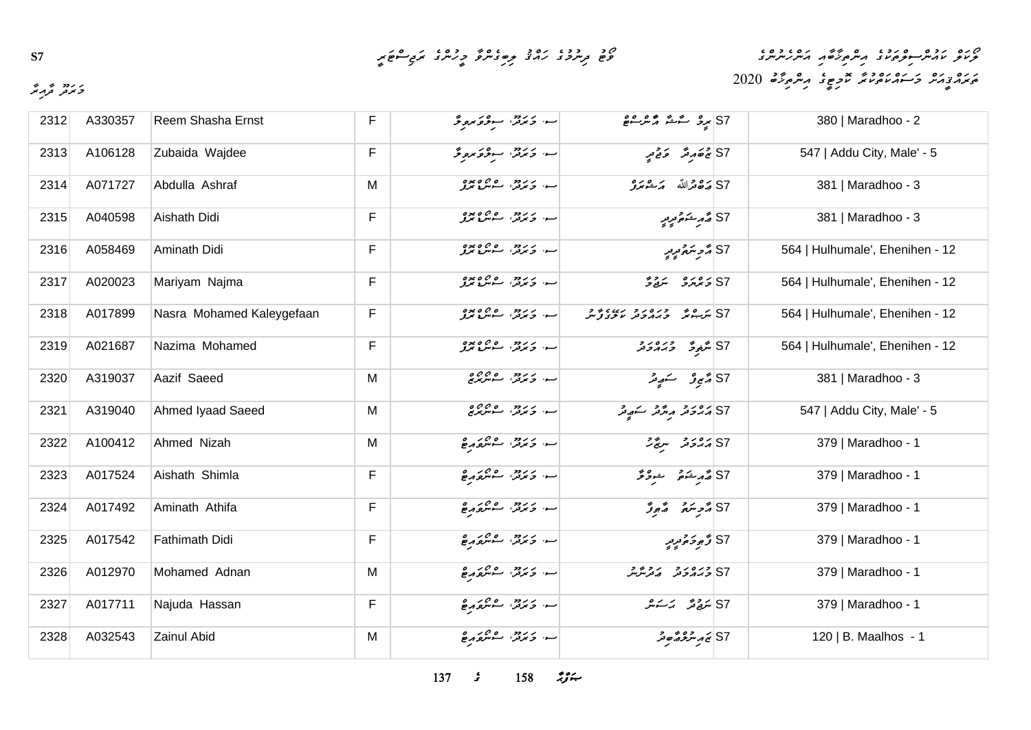| 2312 | A330357 | Reem Shasha Ernst | F | ސ. މަރަދޫ، ސިލްވަރބެލް | S7 ރީމް ޝާޝާ އާރްންސްޓް | 380 \| Maradhoo - 2 |
|---|---|---|---|---|---|---|
| 2313 | A106128 | Zubaida Wajdee | F | ސ. މަރަދޫ، ސިލްވަރބެލް | S7 ޒުބައިދާ ވަޖްދީ | 547 \| Addu City, Male' - 5 |
| 2314 | A071727 | Abdulla Ashraf | M | ސ. މަރަދޫ، ސަން ރޯޒް | S7 އަބްދުﷲ އަޝްރަފް | 381 \| Maradhoo - 3 |
| 2315 | A040598 | Aishath Didi | F | ސ. މަރަދޫ، ސަން ރޯޒް | S7 އާއިޝަތުދީދީ | 381 \| Maradhoo - 3 |
| 2316 | A058469 | Aminath Didi | F | ސ. މަރަދޫ، ސަން ރޯޒް | S7 އާމިނަތުދީދީ | 564 \| Hulhumale', Ehenihen - 12 |
| 2317 | A020023 | Mariyam Najma | F | ސ. މަރަދޫ، ސަން ރޯޒް | S7 މަރިޔަމް ނަޖްމާ | 564 \| Hulhumale', Ehenihen - 12 |
| 2318 | A017899 | Nasra Mohamed Kaleygefaan | F | ސ. މަރަދޫ، ސަން ރޯޒް | S7 ނަސްރާ މުޙައްމަދު ކަލޭގެފާން | 564 \| Hulhumale', Ehenihen - 12 |
| 2319 | A021687 | Nazima Mohamed | F | ސ. މަރަދޫ، ސަން ރޯޒް | S7 ނާޒިމާ މުޙައްމަދު | 564 \| Hulhumale', Ehenihen - 12 |
| 2320 | A319037 | Aazif Saeed | M | ސ. މަރަދޫ، ސަންރައިޒް | S7 އާޒިފް ސަޢީދު | 381 \| Maradhoo - 3 |
| 2321 | A319040 | Ahmed Iyaad Saeed | M | ސ. މަރަދޫ، ސަންރައިޒް | S7 އަޙްމަދު އިޔާދު ސަޢީދު | 547 \| Addu City, Male' - 5 |
| 2322 | A100412 | Ahmed Nizah | M | ސ. މަރަދޫ، ސަންރޭޓް | S7 އަޙްމަދު ނިޒާހް | 379 \| Maradhoo - 1 |
| 2323 | A017524 | Aishath Shimla | F | ސ. މަރަދޫ، ސަންރޭޓް | S7 އާއިޝަތު ޝިމްލާ | 379 \| Maradhoo - 1 |
| 2324 | A017492 | Aminath Athifa | F | ސ. މަރަދޫ، ސަންރޭޓް | S7 އާމިނަތު އާތިފާ | 379 \| Maradhoo - 1 |
| 2325 | A017542 | Fathimath Didi | F | ސ. މަރަދޫ، ސަންރޭޓް | S7 ފާތިމަތުދީދީ | 379 \| Maradhoo - 1 |
| 2326 | A012970 | Mohamed Adnan | M | ސ. މަރަދޫ، ސަންރޭޓް | S7 މުޙައްމަދު އަދްނާން | 379 \| Maradhoo - 1 |
| 2327 | A017711 | Najuda Hassan | F | ސ. މަރަދޫ، ސަންރޭޓް | S7 ނަޖޫދާ ހަސަން | 379 \| Maradhoo - 1 |
| 2328 | A032543 | Zainul Abid | M | ސ. މަރަދޫ، ސަންރޭޓް | S7 ޒައިނުލްއާބިދު | 120 \| B. Maalhos - 1 |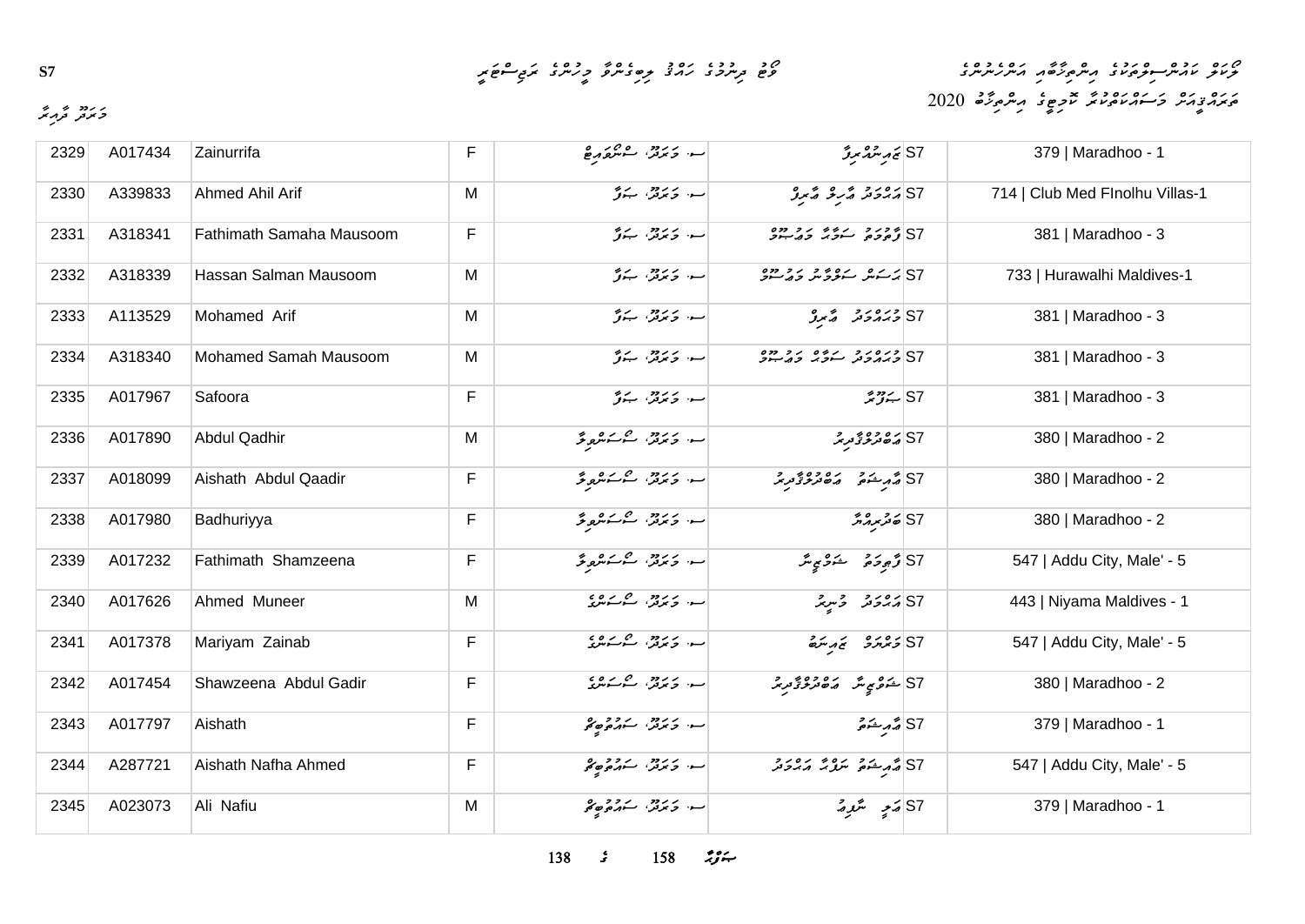S7 ކޮޅު ދިރާގުގެ ހުއްދަ ލިބިފައިވާ މީހުންގެ ލިސްޓު - ޓެމްޕަރަރީ ގޮތުން އަތޮޅުން ބޭރުގައި ތިބި ވޯޓަރުން

ދަރަނބޮޑޫ ހޯދުމުގެ ފުރުޞަތު ސަލާމަތީ - ލ. ފަރެސްމާތޮޑާ 2020

| 2329 | A017434 | Zainurrifa | F | ސ. މަރަދޫ، ސުންބުލާމިޒް | S7 ޒައިނުއްރިފާ | 379 \| Maradhoo - 1 |
|---|---|---|---|---|---|---|
| 2330 | A339833 | Ahmed Ahil Arif | M | ސ. މަރަދޫ، ސަވާ | S7 އަހުމަދު އާހިލް އާރިފް | 714 \| Club Med FInolhu Villas-1 |
| 2331 | A318341 | Fathimath Samaha Mausoom | F | ސ. މަރަދޫ، ސަވާ | S7 ފާތިމަތު ސަމާހާ މައުޞޫމް | 381 \| Maradhoo - 3 |
| 2332 | A318339 | Hassan Salman Mausoom | M | ސ. މަރަދޫ، ސަވާ | S7 ހަސަން ސަލްމާން މައުޞޫމް | 733 \| Hurawalhi Maldives-1 |
| 2333 | A113529 | Mohamed Arif | M | ސ. މަރަދޫ، ސަވާ | S7 މުހައްމަދު އާރިފް | 381 \| Maradhoo - 3 |
| 2334 | A318340 | Mohamed Samah Mausoom | M | ސ. މަރަދޫ، ސަވާ | S7 މުހައްމަދު ސަމާހް މައުޞޫމް | 381 \| Maradhoo - 3 |
| 2335 | A017967 | Safoora | F | ސ. މަރަދޫ، ސަވާ | S7 ޞަފޫރާ | 381 \| Maradhoo - 3 |
| 2336 | A017890 | Abdul Qadhir | M | ސ. މަރަދޫ، ސުސަންވިލާ | S7 އަބްދުލްޤާދިރު | 380 \| Maradhoo - 2 |
| 2337 | A018099 | Aishath Abdul Qaadir | F | ސ. މަރަދޫ، ސުސަންވިލާ | S7 އާއިޝަތު އަބްދުލްޤާދިރު | 380 \| Maradhoo - 2 |
| 2338 | A017980 | Badhuriyya | F | ސ. މަރަދޫ، ސުސަންވިލާ | S7 ބަދުރިއްޔާ | 380 \| Maradhoo - 2 |
| 2339 | A017232 | Fathimath Shamzeena | F | ސ. މަރަދޫ، ސުސަންވިލާ | S7 ފާތިމަތު ޝަމްޒީނާ | 547 \| Addu City, Male' - 5 |
| 2340 | A017626 | Ahmed Muneer | M | ސ. މަރަދޫ، ސުސަންސް | S7 އަހުމަދު މުނީރު | 443 \| Niyama Maldives - 1 |
| 2341 | A017378 | Mariyam Zainab | F | ސ. މަރަދޫ، ސުސަންސް | S7 މަރިޔަމް ޒައިނަބް | 547 \| Addu City, Male' - 5 |
| 2342 | A017454 | Shawzeena Abdul Gadir | F | ސ. މަރަދޫ، ސުސަންސް | S7 ޝައުޒީނާ އަބްދުލްޤާދިރު | 380 \| Maradhoo - 2 |
| 2343 | A017797 | Aishath | F | ސ. މަރަދޫ، ސައުތުބީޗް | S7 އާއިޝަތު | 379 \| Maradhoo - 1 |
| 2344 | A287721 | Aishath Nafha Ahmed | F | ސ. މަރަދޫ، ސައުތުބީޗް | S7 އާއިޝަތު ނަފްހާ އަހުމަދު | 547 \| Addu City, Male' - 5 |
| 2345 | A023073 | Ali Nafiu | M | ސ. މަރަދޫ، ސައުތުބީޗް | S7 އަލީ ނާފިއު | 379 \| Maradhoo - 1 |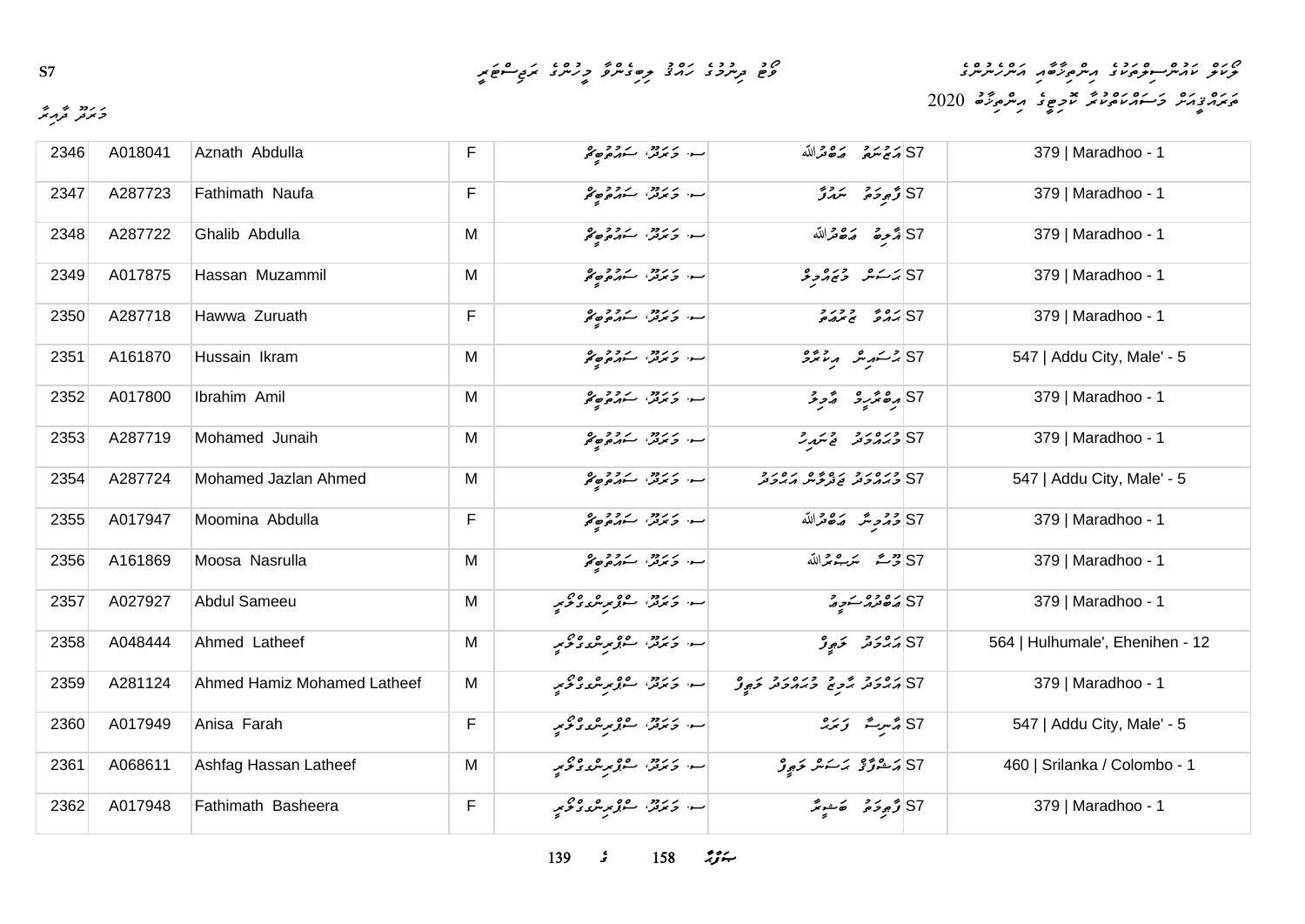| 2346 | A018041 | Aznath Abdulla | F | ސ. މަރަދޫ، ސައުތުބީޗް | S7 އަޒްނަތް އަބްދުﷲ | 379 \| Maradhoo - 1 |
|---|---|---|---|---|---|---|
| 2347 | A287723 | Fathimath Naufa | F | ސ. މަރަދޫ، ސައުތުބީޗް | S7 ފާތިމަތު ނައުފާ | 379 \| Maradhoo - 1 |
| 2348 | A287722 | Ghalib Abdulla | M | ސ. މަރަދޫ، ސައުތުބީޗް | S7 ޣާލިބު އަބްދުﷲ | 379 \| Maradhoo - 1 |
| 2349 | A017875 | Hassan Muzammil | M | ސ. މަރަދޫ، ސައުތުބީޗް | S7 ހަސަން މުޒައްމިލް | 379 \| Maradhoo - 1 |
| 2350 | A287718 | Hawwa Zuruath | F | ސ. މަރަދޫ، ސައުތުބީޗް | S7 ހައްވާ ޒުރުއަތު | 379 \| Maradhoo - 1 |
| 2351 | A161870 | Hussain Ikram | M | ސ. މަރަދޫ، ސައުތުބީޗް | S7 ހުސައިން އިކްރާމް | 547 \| Addu City, Male' - 5 |
| 2352 | A017800 | Ibrahim Amil | M | ސ. މަރަދޫ، ސައުތުބީޗް | S7 އިބްރާހީމް އާމިލް | 379 \| Maradhoo - 1 |
| 2353 | A287719 | Mohamed Junaih | M | ސ. މަރަދޫ، ސައުތުބީޗް | S7 މުޙައްމަދު ޖުނައިހު | 379 \| Maradhoo - 1 |
| 2354 | A287724 | Mohamed Jazlan Ahmed | M | ސ. މަރަދޫ، ސައުތުބީޗް | S7 މުޙައްމަދު ޖަޒްލާން އަޙްމަދު | 547 \| Addu City, Male' - 5 |
| 2355 | A017947 | Moomina Abdulla | F | ސ. މަރަދޫ، ސައުތުބީޗް | S7 މޫމިނާ އަބްދުﷲ | 379 \| Maradhoo - 1 |
| 2356 | A161869 | Moosa Nasrulla | M | ސ. މަރަދޫ، ސައުތުބީޗް | S7 މޫސާ ނަޞްރުﷲ | 379 \| Maradhoo - 1 |
| 2357 | A027927 | Abdul Sameeu | M | ސ. މަރަދޫ، ސުވީޓްނިންގްވިލާ | S7 އަބްދުއްސަމީޢު | 379 \| Maradhoo - 1 |
| 2358 | A048444 | Ahmed Latheef | M | ސ. މަރަދޫ، ސުވީޓްނިންގްވިލާ | S7 އަޙްމަދު ލަޠީފް | 564 \| Hulhumale', Ehenihen - 12 |
| 2359 | A281124 | Ahmed Hamiz Mohamed Latheef | M | ސ. މަރަދޫ، ސުވީޓްނިންގްވިލާ | S7 އަޙްމަދު ހާމިޒް މުޙައްމަދު ލަޠީފް | 379 \| Maradhoo - 1 |
| 2360 | A017949 | Anisa Farah | F | ސ. މަރަދޫ، ސުވީޓްނިންގްވިލާ | S7 އާނިސާ ފަރަހް | 547 \| Addu City, Male' - 5 |
| 2361 | A068611 | Ashfag Hassan Latheef | M | ސ. މަރަދޫ، ސުވީޓްނިންގްވިލާ | S7 އަޝްފާގު ހަސަން ލަޠީފް | 460 \| Srilanka / Colombo - 1 |
| 2362 | A017948 | Fathimath Basheera | F | ސ. މަރަދޫ، ސުވީޓްނިންގްވިލާ | S7 ފާތިމަތު ބަޝީރާ | 379 \| Maradhoo - 1 |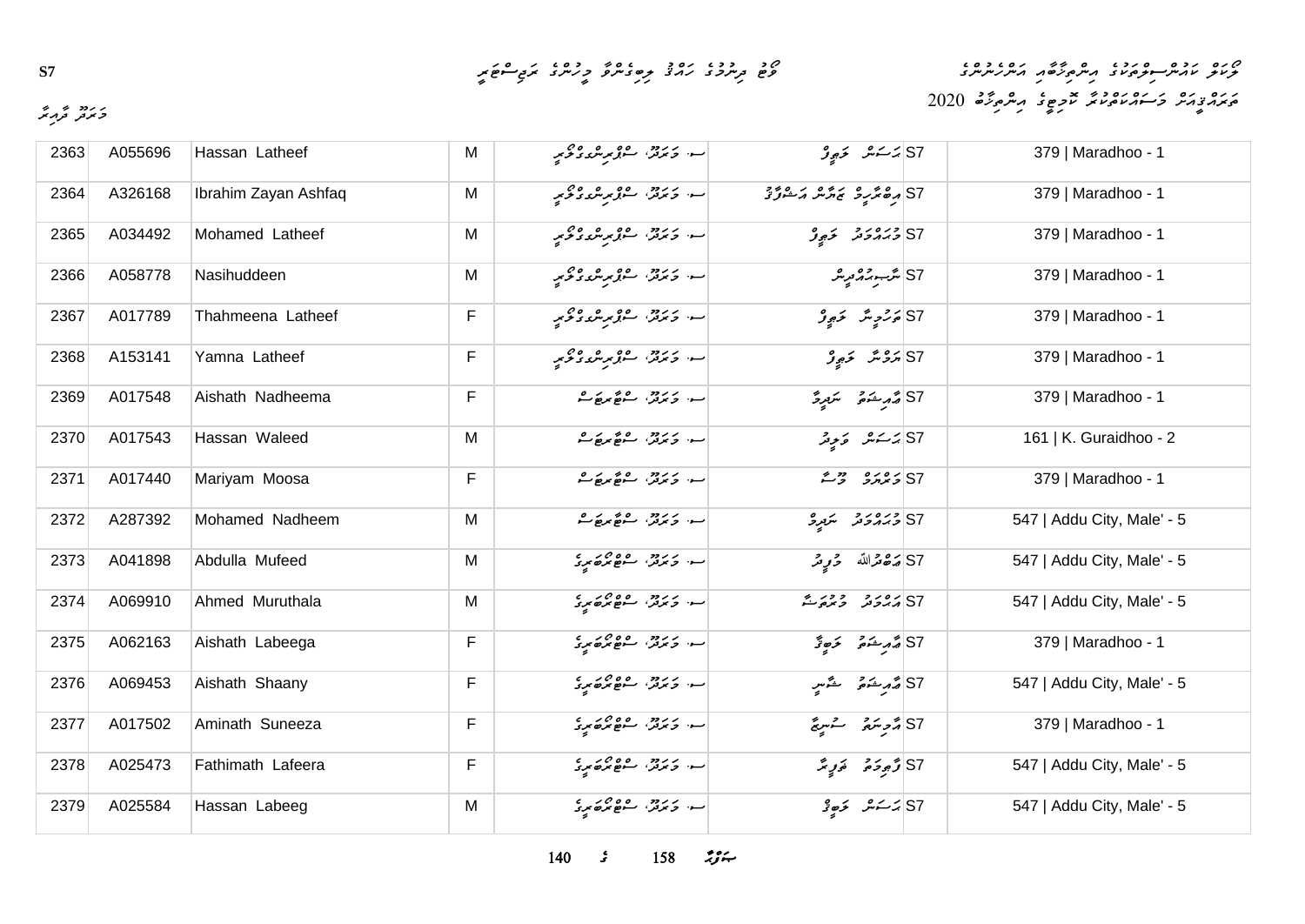| 2363 | A055696 | Hassan Latheef | M | ސ. މަރަދޫ، ސޯފިރިންގެވާދީ | S7 ޙަސަން ލަޠީފު | 379 \| Maradhoo - 1 |
|---|---|---|---|---|---|---|
| 2364 | A326168 | Ibrahim Zayan Ashfaq | M | ސ. މަރަދޫ، ސޯފިރިންގެވާދީ | S7 އިބްރާހީމް ޒަޔާން އަޝްފާޤު | 379 \| Maradhoo - 1 |
| 2365 | A034492 | Mohamed Latheef | M | ސ. މަރަދޫ، ސޯފިރިންގެވާދީ | S7 މުޙައްމަދު ލަޠީފު | 379 \| Maradhoo - 1 |
| 2366 | A058778 | Nasihuddeen | M | ސ. މަރަދޫ، ސޯފިރިންގެވާދީ | S7 ނާޞިޙުއްދީން | 379 \| Maradhoo - 1 |
| 2367 | A017789 | Thahmeena Latheef | F | ސ. މަރަދޫ، ސޯފިރިންގެވާދީ | S7 ތަހުމީނާ ލަޠީފު | 379 \| Maradhoo - 1 |
| 2368 | A153141 | Yamna Latheef | F | ސ. މަރަދޫ، ސޯފިރިންގެވާދީ | S7 ޔަމްނާ ލަޠީފު | 379 \| Maradhoo - 1 |
| 2369 | A017548 | Aishath Nadheema | F | ސ. މަރަދޫ، ސޯބާރިޗް | S7 އައިޝަތު ނަދީމާ | 379 \| Maradhoo - 1 |
| 2370 | A017543 | Hassan Waleed | M | ސ. މަރަދޫ، ސޯބާރިޗް | S7 ޙަސަން ވަލީދު | 161 \| K. Guraidhoo - 2 |
| 2371 | A017440 | Mariyam Moosa | F | ސ. މަރަދޫ، ސޯބާރިޗް | S7 މަރިޔަމް މޫސާ | 379 \| Maradhoo - 1 |
| 2372 | A287392 | Mohamed Nadheem | M | ސ. މަރަދޫ، ސޯބާރިޗް | S7 މުޙައްމަދު ނަދީމް | 547 \| Addu City, Male' - 5 |
| 2373 | A041898 | Abdulla Mufeed | M | ސ. މަރަދޫ، ސޯބުރެބަރީ | S7 އަބްދުﷲ މުފީދު | 547 \| Addu City, Male' - 5 |
| 2374 | A069910 | Ahmed Muruthala | M | ސ. މަރަދޫ، ސޯބުރެބަރީ | S7 އަޙްމަދު މުރުތަލާ | 547 \| Addu City, Male' - 5 |
| 2375 | A062163 | Aishath Labeega | F | ސ. މަރަދޫ، ސޯބުރެބަރީ | S7 އައިޝަތު ލަބީގާ | 379 \| Maradhoo - 1 |
| 2376 | A069453 | Aishath Shaany | F | ސ. މަރަދޫ، ސޯބުރެބަރީ | S7 އައިޝަތު ޝާނީ | 547 \| Addu City, Male' - 5 |
| 2377 | A017502 | Aminath Suneeza | F | ސ. މަރަދޫ، ސޯބުރެބަރީ | S7 އާމިނަތު ސުނީޒާ | 379 \| Maradhoo - 1 |
| 2378 | A025473 | Fathimath Lafeera | F | ސ. މަރަދޫ، ސޯބުރެބަރީ | S7 ފާތިމަތު ލަފީރާ | 547 \| Addu City, Male' - 5 |
| 2379 | A025584 | Hassan Labeeg | M | ސ. މަރަދޫ، ސޯބުރެބަރީ | S7 ޙަސަން ލަބީގު | 547 \| Addu City, Male' - 5 |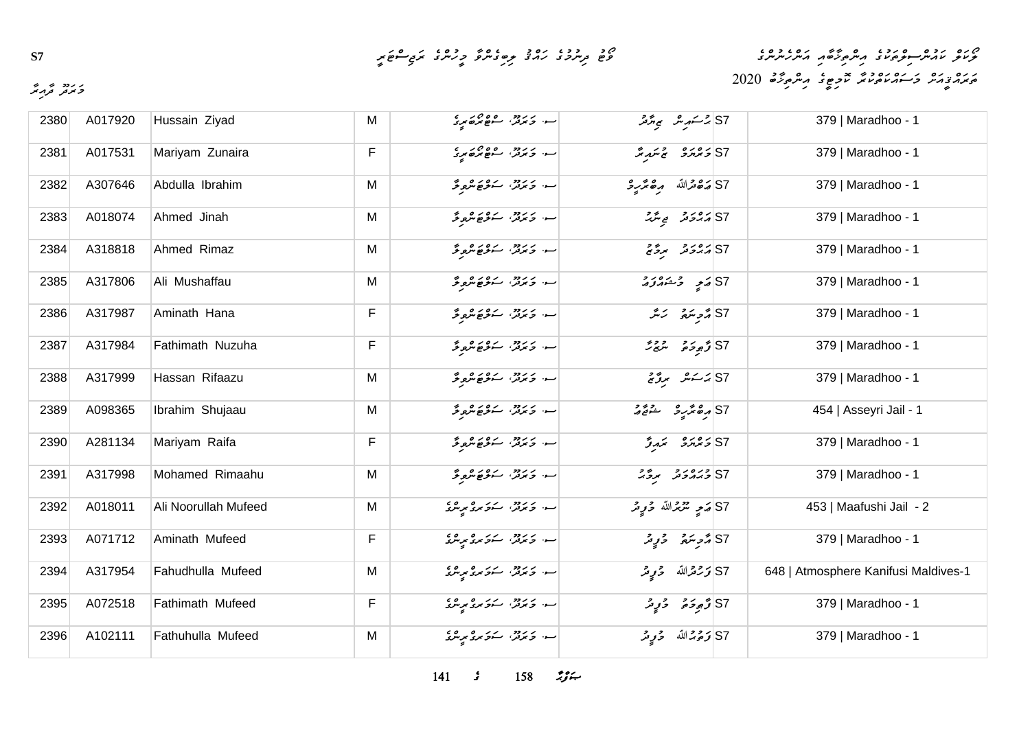| 2380 | A017920 | Hussain Ziyad | M | ސ. މަރަދޫ، ސަބްނަމީގެ | ހުސައިން ޒިޔާދު S7 | 379 \| Maradhoo - 1 |
|---|---|---|---|---|---|---|
| 2381 | A017531 | Mariyam Zunaira | F | ސ. މަރަދޫ، ސަބްނަމީގެ | މަރިޔަމް ޒުނައިރާ S7 | 379 \| Maradhoo - 1 |
| 2382 | A307646 | Abdulla Ibrahim | M | ސ. މަރަދޫ، ސަވޮއީނުވިލާ | އަބްދުﷲ އިބްރާހީމް S7 | 379 \| Maradhoo - 1 |
| 2383 | A018074 | Ahmed Jinah | M | ސ. މަރަދޫ، ސަވޮއީނުވިލާ | އަހްމަދު ޖިނާހް S7 | 379 \| Maradhoo - 1 |
| 2384 | A318818 | Ahmed Rimaz | M | ސ. މަރަދޫ، ސަވޮއީނުވިލާ | އަހްމަދު ރިމާޒް S7 | 379 \| Maradhoo - 1 |
| 2385 | A317806 | Ali Mushaffau | M | ސ. މަރަދޫ، ސަވޮއީނުވިލާ | އަލި މުޝައްފައު S7 | 379 \| Maradhoo - 1 |
| 2386 | A317987 | Aminath Hana | F | ސ. މަރަދޫ، ސަވޮއީނުވިލާ | އާމިނަތު ހަނާ S7 | 379 \| Maradhoo - 1 |
| 2387 | A317984 | Fathimath Nuzuha | F | ސ. މަރަދޫ، ސަވޮއީނުވިލާ | ފާތިމަތު ނުޒުހާ S7 | 379 \| Maradhoo - 1 |
| 2388 | A317999 | Hassan Rifaazu | M | ސ. މަރަދޫ، ސަވޮއީނުވިލާ | ހަސަން ރިފާޒު S7 | 379 \| Maradhoo - 1 |
| 2389 | A098365 | Ibrahim Shujaau | M | ސ. މަރަދޫ، ސަވޮއީނުވިލާ | އިބްރާހީމް ޝުޖާއު S7 | 454 \| Asseyri Jail - 1 |
| 2390 | A281134 | Mariyam Raifa | F | ސ. މަރަދޫ، ސަވޮއީނުވިލާ | މަރިޔަމް ރައިފާ S7 | 379 \| Maradhoo - 1 |
| 2391 | A317998 | Mohamed Rimaahu | M | ސ. މަރަދޫ، ސަވޮއީނުވިލާ | މުހައްމަދު ރިމާހު S7 | 379 \| Maradhoo - 1 |
| 2392 | A018011 | Ali Noorullah Mufeed | M | ސ. މަރަދޫ، ސަމަރުވިނގްސް | އަލި ނޫރުﷲ މުފީދު S7 | 453 \| Maafushi Jail - 2 |
| 2393 | A071712 | Aminath Mufeed | F | ސ. މަރަދޫ، ސަމަރުވިނގްސް | އާމިނަތު މުފީދު S7 | 379 \| Maradhoo - 1 |
| 2394 | A317954 | Fahudhulla Mufeed | M | ސ. މަރަދޫ، ސަމަރުވިނގްސް | ފަހުދުﷲ މުފީދު S7 | 648 \| Atmosphere Kanifusi Maldives-1 |
| 2395 | A072518 | Fathimath Mufeed | F | ސ. މަރަދޫ، ސަމަރުވިނގްސް | ފާތިމަތު މުފީދު S7 | 379 \| Maradhoo - 1 |
| 2396 | A102111 | Fathuhulla Mufeed | M | ސ. މަރަދޫ، ސަމަރުވިނގްސް | ފަތުހުﷲ މުފީދު S7 | 379 \| Maradhoo - 1 |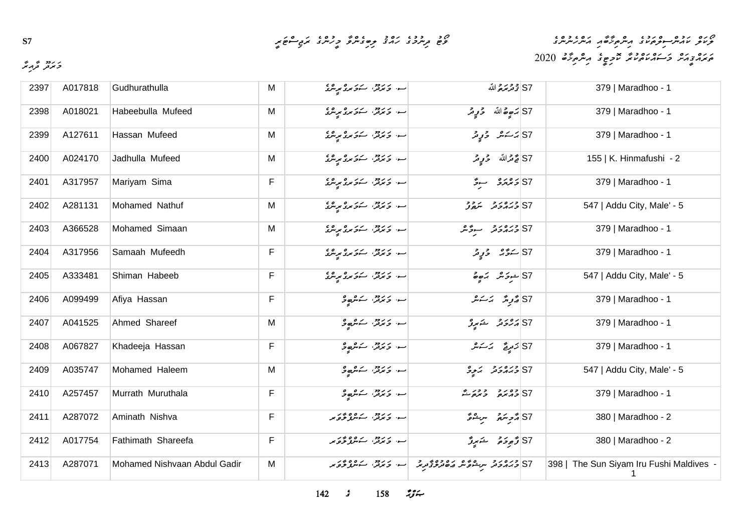| 2397 | A017818 | Gudhurathulla | M | ސ. މަރަދޫ، ސަމަރުވިލާޒް | ގުދުރަތުﷲ S7 | 379 \| Maradhoo - 1 |
|---|---|---|---|---|---|---|
| 2398 | A018021 | Habeebulla Mufeed | M | ސ. މަރަދޫ، ސަމަރުވިލާޒް | ހަބީބުﷲ މުފީދު S7 | 379 \| Maradhoo - 1 |
| 2399 | A127611 | Hassan Mufeed | M | ސ. މަރަދޫ، ސަމަރުވިލާޒް | ހަސަން މުފީދު S7 | 379 \| Maradhoo - 1 |
| 2400 | A024170 | Jadhulla Mufeed | M | ސ. މަރަދޫ، ސަމަރުވިލާޒް | ޖާދުﷲ މުފީދު S7 | 155 \| K. Hinmafushi - 2 |
| 2401 | A317957 | Mariyam Sima | F | ސ. މަރަދޫ، ސަމަރުވިލާޒް | މަރިޔަމް ސިމާ S7 | 379 \| Maradhoo - 1 |
| 2402 | A281131 | Mohamed Nathuf | M | ސ. މަރަދޫ، ސަމަރުވިލާޒް | މުޙައްމަދު ނަތޫފު S7 | 547 \| Addu City, Male' - 5 |
| 2403 | A366528 | Mohamed Simaan | M | ސ. މަރަދޫ، ސަމަރުވިލާޒް | މުޙައްމަދު ސިމާން S7 | 379 \| Maradhoo - 1 |
| 2404 | A317956 | Samaah Mufeedh | F | ސ. މަރަދޫ، ސަމަރުވިލާޒް | ސަމާހް މުފީދު S7 | 379 \| Maradhoo - 1 |
| 2405 | A333481 | Shiman Habeeb | F | ސ. މަރަދޫ، ސަމަރުވިލާޒް | ޝިމަން ހަބީބު S7 | 547 \| Addu City, Male' - 5 |
| 2406 | A099499 | Afiya Hassan | F | ސ. މަރަދޫ، ސަންބީމް | އާފިޔާ ހަސަން S7 | 379 \| Maradhoo - 1 |
| 2407 | A041525 | Ahmed Shareef | M | ސ. މަރަދޫ، ސަންބީމް | އަޙްމަދު ޝަރީފު S7 | 379 \| Maradhoo - 1 |
| 2408 | A067827 | Khadeeja Hassan | F | ސ. މަރަދޫ، ސަންބީމް | ޚަދީޖާ ހަސަން S7 | 379 \| Maradhoo - 1 |
| 2409 | A035747 | Mohamed Haleem | M | ސ. މަރަދޫ، ސަންބީމް | މުޙައްމަދު ހަލީމް S7 | 547 \| Addu City, Male' - 5 |
| 2410 | A257457 | Murrath Muruthala | F | ސ. މަރަދޫ، ސަންބީމް | މުއްރަތު މުރުތަލާ S7 | 379 \| Maradhoo - 1 |
| 2411 | A287072 | Aminath Nishva | F | ސ. މަރަދޫ، ސަންފްލަވަރ | އާމިނަތު ނިޝްވާ S7 | 380 \| Maradhoo - 2 |
| 2412 | A017754 | Fathimath Shareefa | F | ސ. މަރަދޫ، ސަންފްލަވަރ | ފާތިމަތު ޝަރީފާ S7 | 380 \| Maradhoo - 2 |
| 2413 | A287071 | Mohamed Nishvaan Abdul Gadir | M | ސ. މަރަދޫ، ސަންފްލަވަރ | މުޙައްމަދު ނިޝްވާން އަބްދުލްޤާދިރު S7 | 398 \| The Sun Siyam Iru Fushi Maldives - 1 |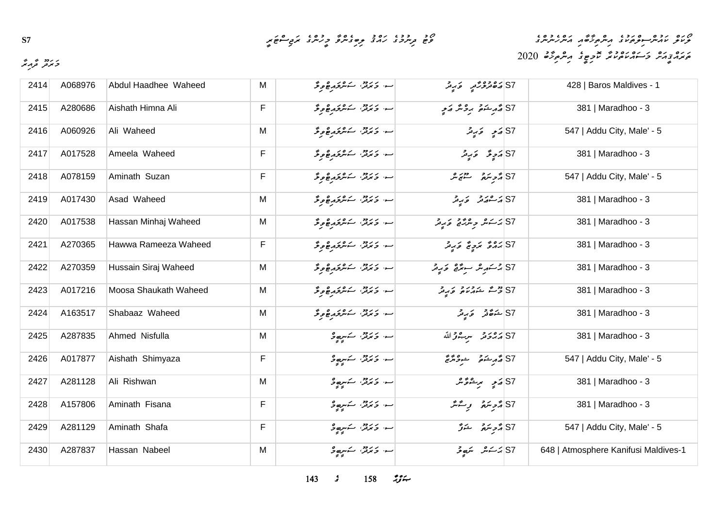| 2414 | A068976 | Abdul Haadhee Waheed | M | ސ. މަރަދޫ، ސަންގާމީވިލާ | S7 އަބްދުލްހާދީ ވަޙީދު | 428 \| Baros Maldives - 1 |
|---|---|---|---|---|---|---|
| 2415 | A280686 | Aishath Himna Ali | F | ސ. މަރަދޫ، ސަންގާމީވިލާ | S7 އާއިޝަތު ހިމްނާ ޢަލީ | 381 \| Maradhoo - 3 |
| 2416 | A060926 | Ali Waheed | M | ސ. މަރަދޫ، ސަންގާމީވިލާ | S7 ޢަލީ ވަޙީދު | 547 \| Addu City, Male' - 5 |
| 2417 | A017528 | Ameela Waheed | F | ސ. މަރަދޫ، ސަންގާމީވިލާ | S7 އަމީލާ ވަޙީދު | 381 \| Maradhoo - 3 |
| 2418 | A078159 | Aminath Suzan | F | ސ. މަރަދޫ، ސަންގާމީވިލާ | S7 އާމިނަތު ސޫޒަން | 547 \| Addu City, Male' - 5 |
| 2419 | A017430 | Asad Waheed | M | ސ. މަރަދޫ، ސަންގާމީވިލާ | S7 އަސްޢަދު ވަޙީދު | 381 \| Maradhoo - 3 |
| 2420 | A017538 | Hassan Minhaj Waheed | M | ސ. މަރަދޫ، ސަންގާމީވިލާ | S7 ޙަސަން މިންހާޖް ވަޙީދު | 381 \| Maradhoo - 3 |
| 2421 | A270365 | Hawwa Rameeza Waheed | F | ސ. މަރަދޫ، ސަންގާމީވިލާ | S7 ޙައްވާ ރަމީޒާ ވަޙީދު | 381 \| Maradhoo - 3 |
| 2422 | A270359 | Hussain Siraj Waheed | M | ސ. މަރަދޫ، ސަންގާމީވިލާ | S7 ޙުސައިން ސިރާޖް ވަޙީދު | 381 \| Maradhoo - 3 |
| 2423 | A017216 | Moosa Shaukath Waheed | M | ސ. މަރަދޫ، ސަންގާމީވިލާ | S7 މޫސާ ޝައުކަތު ވަޙީދު | 381 \| Maradhoo - 3 |
| 2424 | A163517 | Shabaaz Waheed | M | ސ. މަރަދޫ، ސަންގާމީވިލާ | S7 ޝަބާޒް ވަޙީދު | 381 \| Maradhoo - 3 |
| 2425 | A287835 | Ahmed Nisfulla | M | ސ. މަރަދޫ، ސަނބީލް | S7 އަޙްމަދު ނިސްފުﷲ | 381 \| Maradhoo - 3 |
| 2426 | A017877 | Aishath Shimyaza | F | ސ. މަރަދޫ، ސަނބީލް | S7 އާއިޝަތު ޝިމްޔާޒާ | 547 \| Addu City, Male' - 5 |
| 2427 | A281128 | Ali Rishwan | M | ސ. މަރަދޫ، ސަނބީލް | S7 ޢަލީ ރިޝްވާން | 381 \| Maradhoo - 3 |
| 2428 | A157806 | Aminath Fisana | F | ސ. މަރަދޫ، ސަނބީލް | S7 އާމިނަތު ފިސާނާ | 381 \| Maradhoo - 3 |
| 2429 | A281129 | Aminath Shafa | F | ސ. މަރަދޫ، ސަނބީލް | S7 އާމިނަތު ޝަފާ | 547 \| Addu City, Male' - 5 |
| 2430 | A287837 | Hassan Nabeel | M | ސ. މަރަދޫ، ސަނބީލް | S7 ޙަސަން ނަބީލް | 648 \| Atmosphere Kanifusi Maldives-1 |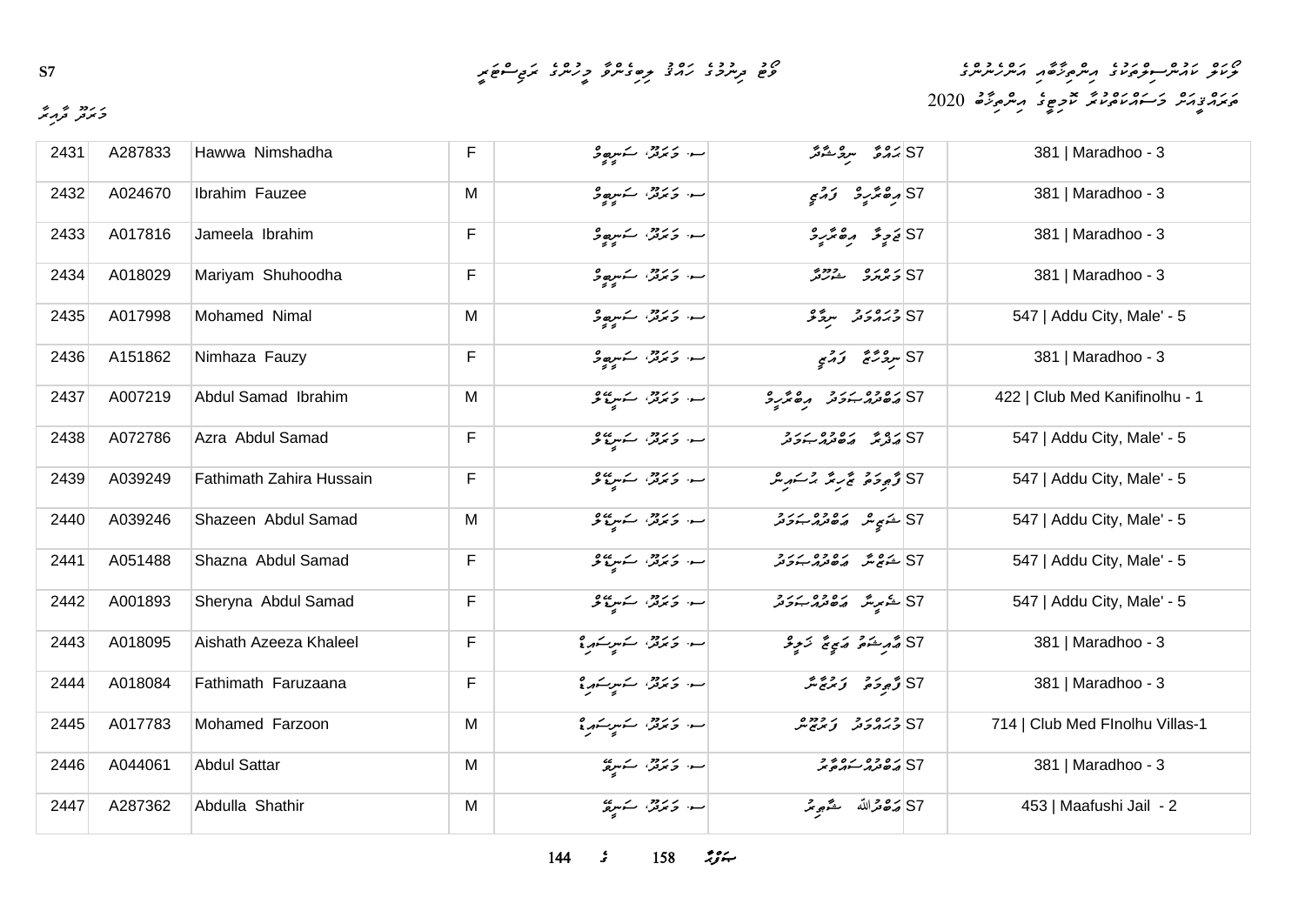| 2431 | A287833 | Hawwa Nimshadha | F | ސ. މަރަދޫ، ސަނިފީވް | S7 ހައްވާ ނިމްޝަދާ | 381 \| Maradhoo - 3 |
|---|---|---|---|---|---|---|
| 2432 | A024670 | Ibrahim Fauzee | M | ސ. މަރަދޫ، ސަނިފީވް | S7 އިބްރާހީމް ފައުޒީ | 381 \| Maradhoo - 3 |
| 2433 | A017816 | Jameela Ibrahim | F | ސ. މަރަދޫ، ސަނިފީވް | S7 ޖަމީލާ އިބްރާހީމް | 381 \| Maradhoo - 3 |
| 2434 | A018029 | Mariyam Shuhoodha | F | ސ. މަރަދޫ، ސަނިފީވް | S7 މަރިޔަމް ޝުހޫދާ | 381 \| Maradhoo - 3 |
| 2435 | A017998 | Mohamed Nimal | M | ސ. މަރަދޫ، ސަނިފީވް | S7 މުހައްމަދު ނިމާލް | 547 \| Addu City, Male' - 5 |
| 2436 | A151862 | Nimhaza Fauzy | F | ސ. މަރަދޫ، ސަނިފީވް | S7 ނިމްހާޒާ ފައުޒީ | 381 \| Maradhoo - 3 |
| 2437 | A007219 | Abdul Samad Ibrahim | M | ސ. މަރަދޫ، ސަނިސާވް | S7 އަބްދުލްސަމަދު އިބްރާހީމް | 422 \| Club Med Kanifinolhu - 1 |
| 2438 | A072786 | Azra Abdul Samad | F | ސ. މަރަދޫ، ސަނިސާވް | S7 އަޒްރާ އަބްދުލްސަމަދު | 547 \| Addu City, Male' - 5 |
| 2439 | A039249 | Fathimath Zahira Hussain | F | ސ. މަރަދޫ، ސަނިސާވް | S7 ފާތިމަތު ޒާހިރާ ހުސައިން | 547 \| Addu City, Male' - 5 |
| 2440 | A039246 | Shazeen Abdul Samad | M | ސ. މަރަދޫ، ސަނިސާވް | S7 ޝަޒީން އަބްދުލްސަމަދު | 547 \| Addu City, Male' - 5 |
| 2441 | A051488 | Shazna Abdul Samad | F | ސ. މަރަދޫ، ސަނިސާވް | S7 ޝަޒްނާ އަބްދުލްސަމަދު | 547 \| Addu City, Male' - 5 |
| 2442 | A001893 | Sheryna Abdul Samad | F | ސ. މަރަދޫ، ސަނިސާވް | S7 ޝެރީނާ އަބްދުލްސަމަދު | 547 \| Addu City, Male' - 5 |
| 2443 | A018095 | Aishath Azeeza Khaleel | F | ސ. މަރަދޫ، ސަނިސަނދު | S7 އައިޝަތު އަޒީޒާ ޚަލީލް | 381 \| Maradhoo - 3 |
| 2444 | A018084 | Fathimath Faruzaana | F | ސ. މަރަދޫ، ސަނިސަނދު | S7 ފާތިމަތު ފަރުޒާނާ | 381 \| Maradhoo - 3 |
| 2445 | A017783 | Mohamed Farzoon | M | ސ. މަރަދޫ، ސަނިސަނދު | S7 މުހައްމަދު ފަރްޒޫން | 714 \| Club Med FInolhu Villas-1 |
| 2446 | A044061 | Abdul Sattar | M | ސ. މަރަދޫ، ސަނިބީ | S7 އަބްދުލްސައްތާރު | 381 \| Maradhoo - 3 |
| 2447 | A287362 | Abdulla Shathir | M | ސ. މަރަދޫ، ސަނިބީ | S7 އަބްދުﷲ ޝާތިރު | 453 \| Maafushi Jail - 2 |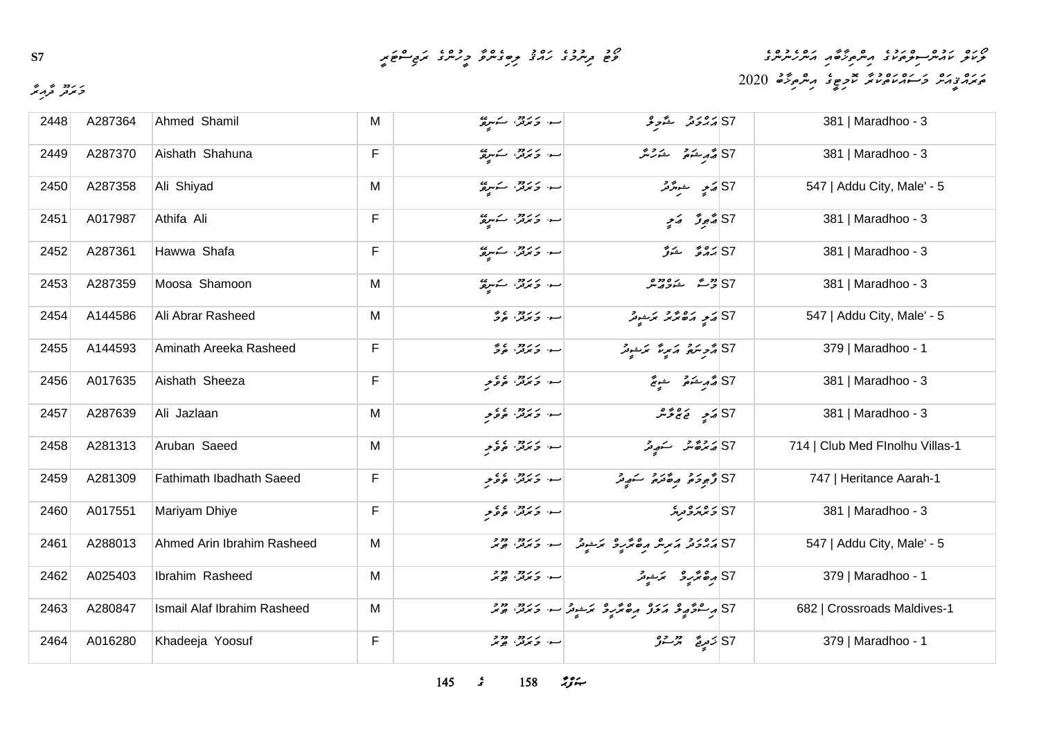| 2448 | A287364 | Ahmed Shamil | M | ސ. މަރަދޫ، ސަނިރާ | S7 އަހުމަދު ޝާމިލް | 381 \| Maradhoo - 3 |
|---|---|---|---|---|---|---|
| 2449 | A287370 | Aishath Shahuna | F | ސ. މަރަދޫ، ސަނިރާ | S7 އައިޝަތު ޝަހުނާ | 381 \| Maradhoo - 3 |
| 2450 | A287358 | Ali Shiyad | M | ސ. މަރަދޫ، ސަނިރާ | S7 އަލި ޝިޔާދު | 547 \| Addu City, Male' - 5 |
| 2451 | A017987 | Athifa Ali | F | ސ. މަރަދޫ، ސަނިރާ | S7 އާތިފާ އަލި | 381 \| Maradhoo - 3 |
| 2452 | A287361 | Hawwa Shafa | F | ސ. މަރަދޫ، ސަނިރާ | S7 ހައްވާ ޝަފާ | 381 \| Maradhoo - 3 |
| 2453 | A287359 | Moosa Shamoon | M | ސ. މަރަދޫ، ސަނިރާ | S7 މޫސާ ޝަމްޢޫން | 381 \| Maradhoo - 3 |
| 2454 | A144586 | Ali Abrar Rasheed | M | ސ. މަރަދޫ، ބިލާ | S7 އަލި އަބްރާރު ރަޝީދު | 547 \| Addu City, Male' - 5 |
| 2455 | A144593 | Aminath Areeka Rasheed | F | ސ. މަރަދޫ، ބިލާ | S7 އާމިނަތު އަރީކާ ރަޝީދު | 379 \| Maradhoo - 1 |
| 2456 | A017635 | Aishath Sheeza | F | ސ. މަރަދޫ، ބޮޑުވެ | S7 އައިޝަތު ޝީޒާ | 381 \| Maradhoo - 3 |
| 2457 | A287639 | Ali Jazlaan | M | ސ. މަރަދޫ، ބޮޑުވެ | S7 އަލި ޖަޒްލާން | 381 \| Maradhoo - 3 |
| 2458 | A281313 | Aruban Saeed | M | ސ. މަރަދޫ، ބޮޑުވެ | S7 އަރުބާން ސައީދު | 714 \| Club Med FInolhu Villas-1 |
| 2459 | A281309 | Fathimath Ibadhath Saeed | F | ސ. މަރަދޫ، ބޮޑުވެ | S7 ފާތިމަތު އިބާދަތު ސައީދު | 747 \| Heritance Aarah-1 |
| 2460 | A017551 | Mariyam Dhiye | F | ސ. މަރަދޫ، ބޮޑުވެ | S7 މަރިޔަމްދިޔެ | 381 \| Maradhoo - 3 |
| 2461 | A288013 | Ahmed Arin Ibrahim Rasheed | M | ސ. މަރަދޫ، ޖޫރު | S7 އަހުމަދު އަރިން އިބްރާހީމް ރަޝީދު | 547 \| Addu City, Male' - 5 |
| 2462 | A025403 | Ibrahim Rasheed | M | ސ. މަރަދޫ، ޖޫރު | S7 އިބްރާހީމް ރަޝީދު | 379 \| Maradhoo - 1 |
| 2463 | A280847 | Ismail Alaf Ibrahim Rasheed | M | ސ. މަރަދޫ، ޖޫރު | S7 އިސްމާއީލް އަލަފް އިބްރާހީމް ރަޝީދު | 682 \| Crossroads Maldives-1 |
| 2464 | A016280 | Khadeeja Yoosuf | F | ސ. މަރަދޫ، ޖޫރު | S7 ޚަދީޖާ ޔޫސުފު | 379 \| Maradhoo - 1 |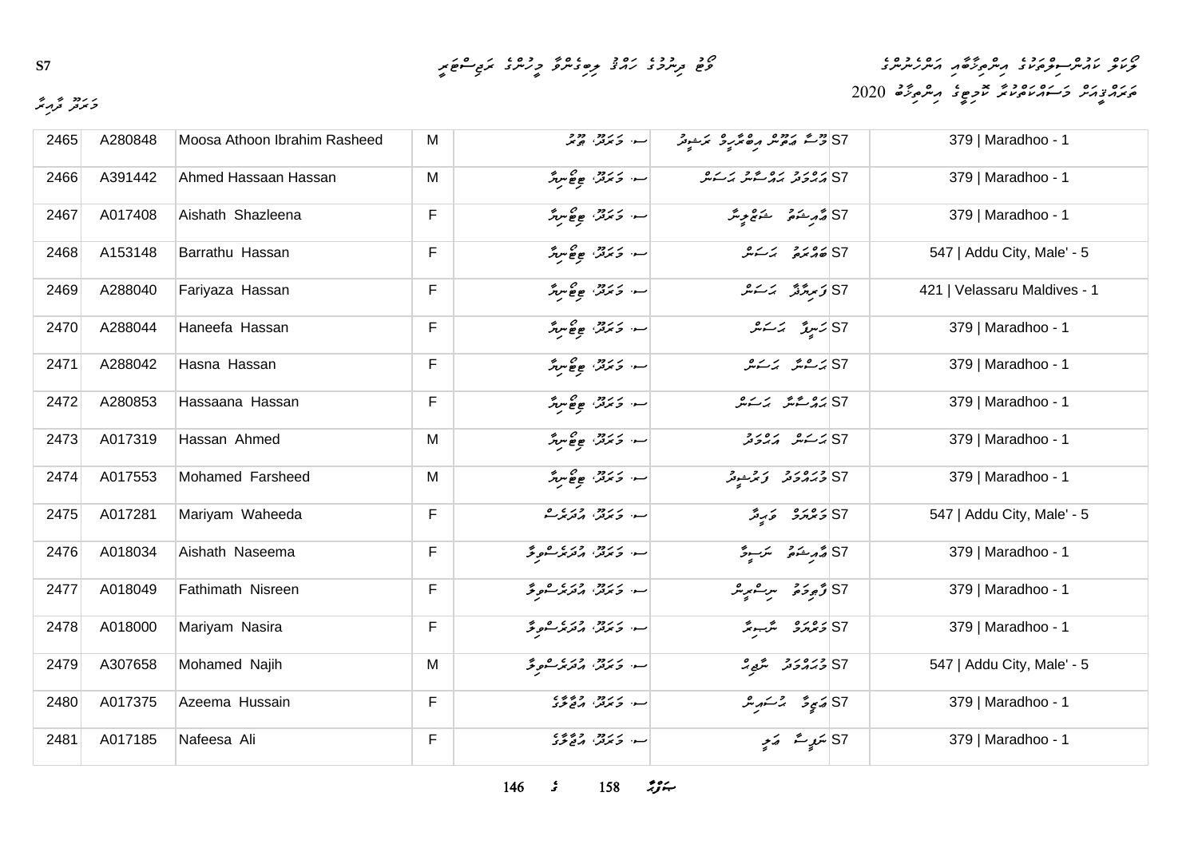| 2465 | A280848 | Moosa Athoon Ibrahim Rasheed | M | ސ. މަރަދޫ، ޢުރީ | S7 މޫސާ އަތޫން އިބްރާހީމް ރަޝީދު | 379 \| Maradhoo - 1 |
|---|---|---|---|---|---|---|
| 2466 | A391442 | Ahmed Hassaan Hassan | M | ސ. މަރަދޫ، ޖީޖީނިޔާ | S7 އަޙްމަދު ޙައްސާން ޙަސަން | 379 \| Maradhoo - 1 |
| 2467 | A017408 | Aishath Shazleena | F | ސ. މަރަދޫ، ޖީޖީނިޔާ | S7 އާއިޝަތު ޝަޒްލީނާ | 379 \| Maradhoo - 1 |
| 2468 | A153148 | Barrathu Hassan | F | ސ. މަރަދޫ، ޖީޖީނިޔާ | S7 ބައްރަތު ޙަސަން | 547 \| Addu City, Male' - 5 |
| 2469 | A288040 | Fariyaza Hassan | F | ސ. މަރަދޫ، ޖީޖީނިޔާ | S7 ފަރިޔާޒާ ޙަސަން | 421 \| Velassaru Maldives - 1 |
| 2470 | A288044 | Haneefa Hassan | F | ސ. މަރަދޫ، ޖީޖީނިޔާ | S7 ހަނީފާ ޙަސަން | 379 \| Maradhoo - 1 |
| 2471 | A288042 | Hasna Hassan | F | ސ. މަރަދޫ، ޖީޖީނިޔާ | S7 ހަސްނާ ޙަސަން | 379 \| Maradhoo - 1 |
| 2472 | A280853 | Hassaana Hassan | F | ސ. މަރަދޫ، ޖީޖީނިޔާ | S7 ހައްސާނާ ޙަސަން | 379 \| Maradhoo - 1 |
| 2473 | A017319 | Hassan Ahmed | M | ސ. މަރަދޫ، ޖީޖީނިޔާ | S7 ޙަސަން އަޙްމަދު | 379 \| Maradhoo - 1 |
| 2474 | A017553 | Mohamed Farsheed | M | ސ. މަރަދޫ، ޖީޖީނިޔާ | S7 މުޙައްމަދު ފަރްޝީދު | 379 \| Maradhoo - 1 |
| 2475 | A017281 | Mariyam Waheeda | F | ސ. މަރަދޫ، އުދަރަސް | S7 މަރިޔަމް ވަހީދާ | 547 \| Addu City, Male' - 5 |
| 2476 | A018034 | Aishath Naseema | F | ސ. މަރަދޫ، އުދަރަސްވިލާ | S7 އާއިޝަތު ނަސީމާ | 379 \| Maradhoo - 1 |
| 2477 | A018049 | Fathimath Nisreen | F | ސ. މަރަދޫ، އުދަރަސްވިލާ | S7 ފާތިމަތު ނިސްރީން | 379 \| Maradhoo - 1 |
| 2478 | A018000 | Mariyam Nasira | F | ސ. މަރަދޫ، އުދަރަސްވިލާ | S7 މަރިޔަމް ނާސިރާ | 379 \| Maradhoo - 1 |
| 2479 | A307658 | Mohamed Najih | M | ސ. މަރަދޫ، އުދަރަސްވިލާ | S7 މުޙައްމަދު ނާޖިހު | 547 \| Addu City, Male' - 5 |
| 2480 | A017375 | Azeema Hussain | F | ސ. މަރަދޫ، އުޖާލާ | S7 އަޒީމާ ހުސައިން | 379 \| Maradhoo - 1 |
| 2481 | A017185 | Nafeesa Ali | F | ސ. މަރަދޫ، އުޖާލާ | S7 ނަފީސާ އަލި | 379 \| Maradhoo - 1 |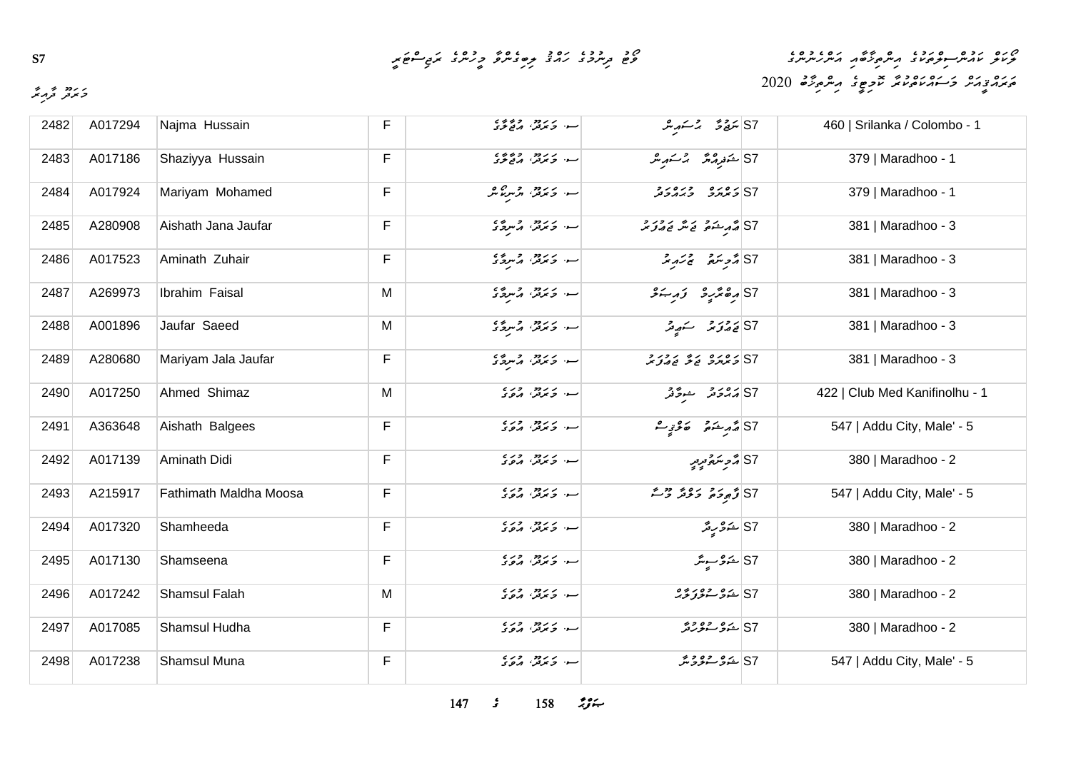| 2482 | A017294 | Najma Hussain | F | ސ. މަރަދޫ، އުޖާލާގެ | S7 ނަޖްމާ ހުސައިން | 460 \| Srilanka / Colombo - 1 |
|---|---|---|---|---|---|---|
| 2483 | A017186 | Shaziyya Hussain | F | ސ. މަރަދޫ، އުޖާލާގެ | S7 ޝަޒިއްޔާ ހުސައިން | 379 \| Maradhoo - 1 |
| 2484 | A017924 | Mariyam Mohamed | F | ސ. މަރަދޫ، އުނިމާން | S7 މަރިޔަމް މުހައްމަދު | 379 \| Maradhoo - 1 |
| 2485 | A280908 | Aishath Jana Jaufar | F | ސ. މަރަދޫ، އުނިމާގެ | S7 އާއިޝަތު ޖަނާ ޖައުފަރު | 381 \| Maradhoo - 3 |
| 2486 | A017523 | Aminath Zuhair | F | ސ. މަރަދޫ، އުނިމާގެ | S7 އާމިނަތު ޒުހައިރު | 381 \| Maradhoo - 3 |
| 2487 | A269973 | Ibrahim Faisal | M | ސ. މަރަދޫ، އުނިމާގެ | S7 އިބްރާހީމް ފައިސަލް | 381 \| Maradhoo - 3 |
| 2488 | A001896 | Jaufar Saeed | M | ސ. މަރަދޫ، އުނިމާގެ | S7 ޖައުފަރު ސައީދު | 381 \| Maradhoo - 3 |
| 2489 | A280680 | Mariyam Jala Jaufar | F | ސ. މަރަދޫ، އުނިމާގެ | S7 މަރިޔަމް ޖަލާ ޖައުފަރު | 381 \| Maradhoo - 3 |
| 2490 | A017250 | Ahmed Shimaz | M | ސ. މަރަދޫ، އުދަރެ | S7 އަހުމަދު ޝިމާޒު | 422 \| Club Med Kanifinolhu - 1 |
| 2491 | A363648 | Aishath Balgees | F | ސ. މަރަދޫ، އުދަރެ | S7 އާއިޝަތު ބަލްގީސް | 547 \| Addu City, Male' - 5 |
| 2492 | A017139 | Aminath Didi | F | ސ. މަރަދޫ، އުދަރެ | S7 އާމިނަތުދީދީ | 380 \| Maradhoo - 2 |
| 2493 | A215917 | Fathimath Maldha Moosa | F | ސ. މަރަދޫ، އުދަރެ | S7 ފާތިމަތު މަލްދާ މޫސާ | 547 \| Addu City, Male' - 5 |
| 2494 | A017320 | Shamheeda | F | ސ. މަރަދޫ، އުދަރެ | S7 ޝަމްހީދާ | 380 \| Maradhoo - 2 |
| 2495 | A017130 | Shamseena | F | ސ. މަރަދޫ، އުދަރެ | S7 ޝަމްސީނާ | 380 \| Maradhoo - 2 |
| 2496 | A017242 | Shamsul Falah | M | ސ. މަރަދޫ، އުދަރެ | S7 ޝަމްސުލްފަލާހް | 380 \| Maradhoo - 2 |
| 2497 | A017085 | Shamsul Hudha | F | ސ. މަރަދޫ، އުދަރެ | S7 ޝަމްސުލްހުދާ | 380 \| Maradhoo - 2 |
| 2498 | A017238 | Shamsul Muna | F | ސ. މަރަދޫ، އުދަރެ | S7 ޝަމްސުލްމުނާ | 547 \| Addu City, Male' - 5 |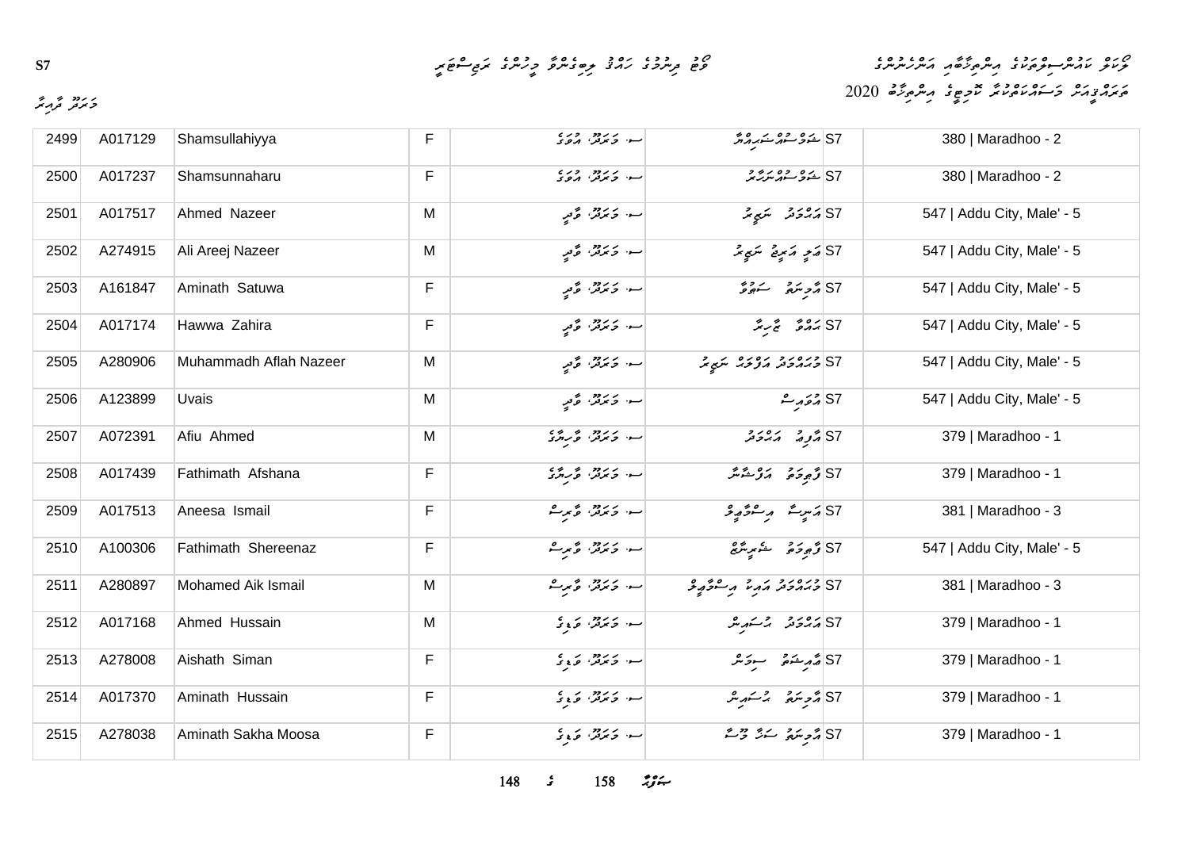| 2499 | A017129 | Shamsullahiyya | F | ސ. މަރަދޫ، އުމަގު | S7 ޝަމްސުއްލާހިއްޔާ | 380 \| Maradhoo - 2 |
|---|---|---|---|---|---|---|
| 2500 | A017237 | Shamsunnaharu | F | ސ. މަރަދޫ، އުމަގު | S7 ޝަމްސުންނަހާރު | 380 \| Maradhoo - 2 |
| 2501 | A017517 | Ahmed Nazeer | M | ސ. މަރަދޫ، ވާދީ | S7 އަޙްމަދު ނަޒީރު | 547 \| Addu City, Male' - 5 |
| 2502 | A274915 | Ali Areej Nazeer | M | ސ. މަރަދޫ، ވާދީ | S7 އަލީ އަރީޖު ނަޒީރު | 547 \| Addu City, Male' - 5 |
| 2503 | A161847 | Aminath Satuwa | F | ސ. މަރަދޫ، ވާދީ | S7 އާމިނަތު ސަތުވާ | 547 \| Addu City, Male' - 5 |
| 2504 | A017174 | Hawwa Zahira | F | ސ. މަރަދޫ، ވާދީ | S7 ހައްވާ ޒާހިރާ | 547 \| Addu City, Male' - 5 |
| 2505 | A280906 | Muhammadh Aflah Nazeer | M | ސ. މަރަދޫ، ވާދީ | S7 މުޙައްމަދު އަފްލަޙް ނަޒީރު | 547 \| Addu City, Male' - 5 |
| 2506 | A123899 | Uvais | M | ސ. މަރަދޫ، ވާދީ | S7 އުވައިސް | 547 \| Addu City, Male' - 5 |
| 2507 | A072391 | Afiu Ahmed | M | ސ. މަރަދޫ، ވާހިދާ | S7 އާފިއު އަޙްމަދު | 379 \| Maradhoo - 1 |
| 2508 | A017439 | Fathimath Afshana | F | ސ. މަރަދޫ، ވާހިދާ | S7 ފާތިމަތު އަފްޝާނާ | 379 \| Maradhoo - 1 |
| 2509 | A017513 | Aneesa Ismail | F | ސ. މަރަދޫ، ވާރިސް | S7 އަނީސާ އިސްމާޢީލް | 381 \| Maradhoo - 3 |
| 2510 | A100306 | Fathimath Shereenaz | F | ސ. މަރަދޫ، ވާރިސް | S7 ފާތިމަތު ޝެރީނާޒް | 547 \| Addu City, Male' - 5 |
| 2511 | A280897 | Mohamed Aik Ismail | M | ސ. މަރަދޫ، ވާރިސް | S7 މުޙައްމަދު އައިކް އިސްމާޢީލް | 381 \| Maradhoo - 3 |
| 2512 | A017168 | Ahmed Hussain | M | ސ. މަރަދޫ، ވަޑީގެ | S7 އަޙްމަދު ޙުސައިން | 379 \| Maradhoo - 1 |
| 2513 | A278008 | Aishath Siman | F | ސ. މަރަދޫ، ވަޑީގެ | S7 އާއިޝަތު ސިމާން | 379 \| Maradhoo - 1 |
| 2514 | A017370 | Aminath Hussain | F | ސ. މަރަދޫ، ވަޑީގެ | S7 އާމިނަތު ޙުސައިން | 379 \| Maradhoo - 1 |
| 2515 | A278038 | Aminath Sakha Moosa | F | ސ. މަރަދޫ، ވަޑީގެ | S7 އާމިނަތު ސަޚާ މޫސާ | 379 \| Maradhoo - 1 |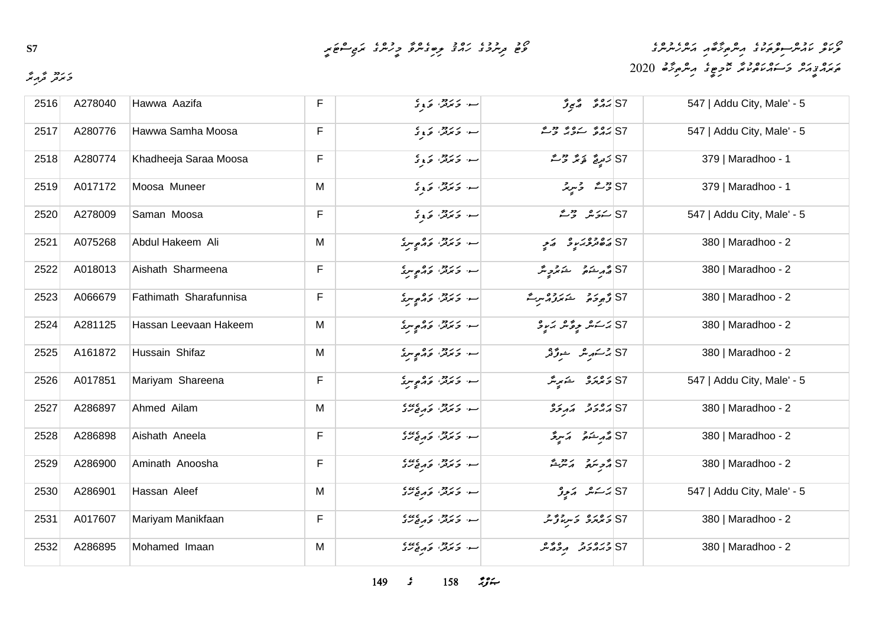| 2516 | A278040 | Hawwa Aazifa | F | ސ. މަރަދޫ، ތަޒުގެ | S7 ހައްވާ އާޒިފާ | 547 \| Addu City, Male' - 5 |
|---|---|---|---|---|---|---|
| 2517 | A280776 | Hawwa Samha Moosa | F | ސ. މަރަދޫ، ތަޒުގެ | S7 ހައްވާ ސަމްހާ މޫސާ | 547 \| Addu City, Male' - 5 |
| 2518 | A280774 | Khadheeja Saraa Moosa | F | ސ. މަރަދޫ، ތަޒުގެ | S7 ހަދީޖާ ޞަރާ މޫސާ | 379 \| Maradhoo - 1 |
| 2519 | A017172 | Moosa Muneer | M | ސ. މަރަދޫ، ތަޒުގެ | S7 މޫސާ މުނީރު | 379 \| Maradhoo - 1 |
| 2520 | A278009 | Saman Moosa | F | ސ. މަރަދޫ، ތަޒުގެ | S7 ސަމަން މޫސާ | 547 \| Addu City, Male' - 5 |
| 2521 | A075268 | Abdul Hakeem Ali | M | ސ. މަރަދޫ، ތައުލީގެ | S7 އަބްދުލްހަކީމް ޢަލީ | 380 \| Maradhoo - 2 |
| 2522 | A018013 | Aishath Sharmeena | F | ސ. މަރަދޫ، ތައުލީގެ | S7 އާއިޝަތު ޝަރްމީނާ | 380 \| Maradhoo - 2 |
| 2523 | A066679 | Fathimath Sharafunnisa | F | ސ. މަރަދޫ، ތައުލީގެ | S7 ފާތިމަތު ޝަރަފުއްނިސާ | 380 \| Maradhoo - 2 |
| 2524 | A281125 | Hassan Leevaan Hakeem | M | ސ. މަރަދޫ، ތައުލީގެ | S7 ހަސަން ލީވާން ހަކީމް | 380 \| Maradhoo - 2 |
| 2525 | A161872 | Hussain Shifaz | M | ސ. މަރަދޫ، ތައުލީގެ | S7 ހުސައިން ޝިފާޒު | 380 \| Maradhoo - 2 |
| 2526 | A017851 | Mariyam Shareena | F | ސ. މަރަދޫ، ތައުލީގެ | S7 މަރިޔަމް ޝަރީނާ | 547 \| Addu City, Male' - 5 |
| 2527 | A286897 | Ahmed Ailam | M | ސ. މަރަދޫ، ތައިލޭންޑް | S7 އަޙްމަދު އައިލަމް | 380 \| Maradhoo - 2 |
| 2528 | A286898 | Aishath Aneela | F | ސ. މަރަދޫ، ތައިލޭންޑް | S7 އާއިޝަތު އަނީލާ | 380 \| Maradhoo - 2 |
| 2529 | A286900 | Aminath Anoosha | F | ސ. މަރަދޫ، ތައިލޭންޑް | S7 އާމިނަތު އަނޫޝާ | 380 \| Maradhoo - 2 |
| 2530 | A286901 | Hassan Aleef | M | ސ. މަރަދޫ، ތައިލޭންޑް | S7 ހަސަން އަލީފު | 547 \| Addu City, Male' - 5 |
| 2531 | A017607 | Mariyam Manikfaan | F | ސ. މަރަދޫ، ތައިލޭންޑް | S7 މަރިޔަމް މަނިކުފާން | 380 \| Maradhoo - 2 |
| 2532 | A286895 | Mohamed Imaan | M | ސ. މަރަދޫ، ތައިލޭންޑް | S7 މުޙައްމަދު އިމާން | 380 \| Maradhoo - 2 |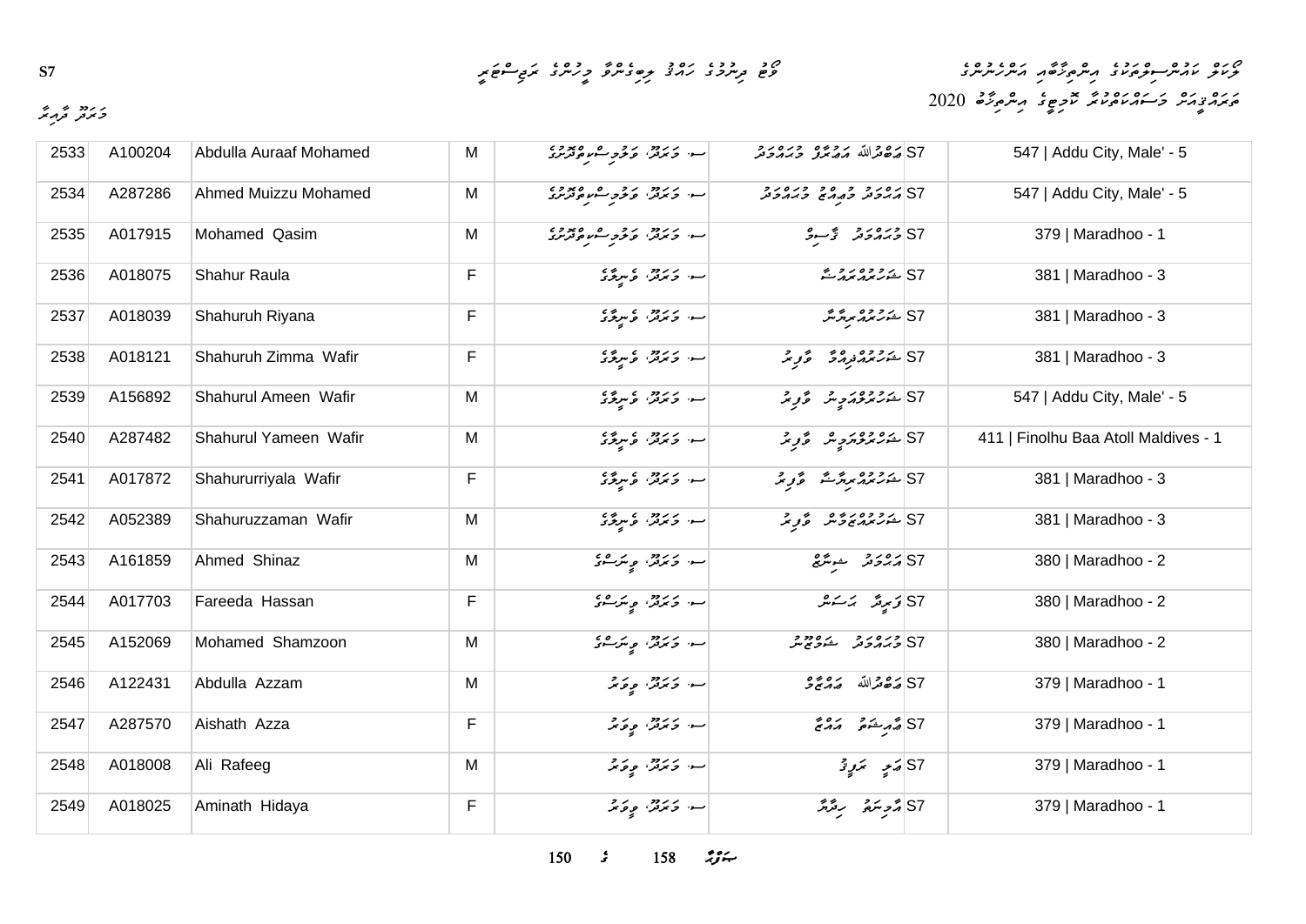| 2533 | A100204 | Abdulla Auraaf Mohamed | M | ސ. މަރަދޫ، ޖަމީލުލްއާޚިރާގެ | S7 ޢަބްދުﷲ އައުރާފު މުޙައްމަދު | 547 \| Addu City, Male' - 5 |
|---|---|---|---|---|---|---|
| 2534 | A287286 | Ahmed Muizzu Mohamed | M | ސ. މަރަދޫ، ޖަމީލުލްއާޚިރާގެ | S7 އަޙްމަދު މުޢިއްޒު މުޙައްމަދު | 547 \| Addu City, Male' - 5 |
| 2535 | A017915 | Mohamed Qasim | M | ސ. މަރަދޫ، ޖަމީލުލްއާޚިރާގެ | S7 މުޙައްމަދު ޤާސިމު | 379 \| Maradhoo - 1 |
| 2536 | A018075 | Shahur Raula | F | ސ. މަރަދޫ، ވަނިލާގެ | S7 ޝަހުރުއް ރައުލާ | 381 \| Maradhoo - 3 |
| 2537 | A018039 | Shahuruh Riyana | F | ސ. މަރަދޫ، ވަނިލާގެ | S7 ޝަހުރުއް ރިޔާނާ | 381 \| Maradhoo - 3 |
| 2538 | A018121 | Shahuruh Zimma Wafir | F | ސ. މަރަދޫ، ވަނިލާގެ | S7 ޝަހުރުއް ޒިއްމާ ވާފިރު | 381 \| Maradhoo - 3 |
| 2539 | A156892 | Shahurul Ameen Wafir | M | ސ. މަރަދޫ، ވަނިލާގެ | S7 ޝަހުރުލްއަމީން ވާފިރު | 547 \| Addu City, Male' - 5 |
| 2540 | A287482 | Shahurul Yameen Wafir | M | ސ. މަރަދޫ، ވަނިލާގެ | S7 ޝަހުރުލްޔަމީން ވާފިރު | 411 \| Finolhu Baa Atoll Maldives - 1 |
| 2541 | A017872 | Shahururriyala Wafir | F | ސ. މަރަދޫ، ވަނިލާގެ | S7 ޝަހުރުއްރިޔާލާ ވާފިރު | 381 \| Maradhoo - 3 |
| 2542 | A052389 | Shahuruzzaman Wafir | M | ސ. މަރަދޫ، ވަނިލާގެ | S7 ޝަހުރުއްޒަމާން ވާފިރު | 381 \| Maradhoo - 3 |
| 2543 | A161859 | Ahmed Shinaz | M | ސ. މަރަދޫ، ވިނަސްގެ | S7 އަޙްމަދު ޝިނާޒް | 380 \| Maradhoo - 2 |
| 2544 | A017703 | Fareeda Hassan | F | ސ. މަރަދޫ، ވިނަސްގެ | S7 ފަރީދާ ހަސަން | 380 \| Maradhoo - 2 |
| 2545 | A152069 | Mohamed Shamzoon | M | ސ. މަރަދޫ، ވިނަސްގެ | S7 މުޙައްމަދު ޝަމްޒޫން | 380 \| Maradhoo - 2 |
| 2546 | A122431 | Abdulla Azzam | M | ސ. މަރަދޫ، ވިވަރު | S7 ޢަބްދުﷲ އައްޒާމް | 379 \| Maradhoo - 1 |
| 2547 | A287570 | Aishath Azza | F | ސ. މަރަދޫ، ވިވަރު | S7 އާއިޝަތު އައްޒާ | 379 \| Maradhoo - 1 |
| 2548 | A018008 | Ali Rafeeg | M | ސ. މަރަދޫ، ވިވަރު | S7 އަލި ރަފީގު | 379 \| Maradhoo - 1 |
| 2549 | A018025 | Aminath Hidaya | F | ސ. މަރަދޫ، ވިވަރު | S7 އާމިނަތު ހިދާޔާ | 379 \| Maradhoo - 1 |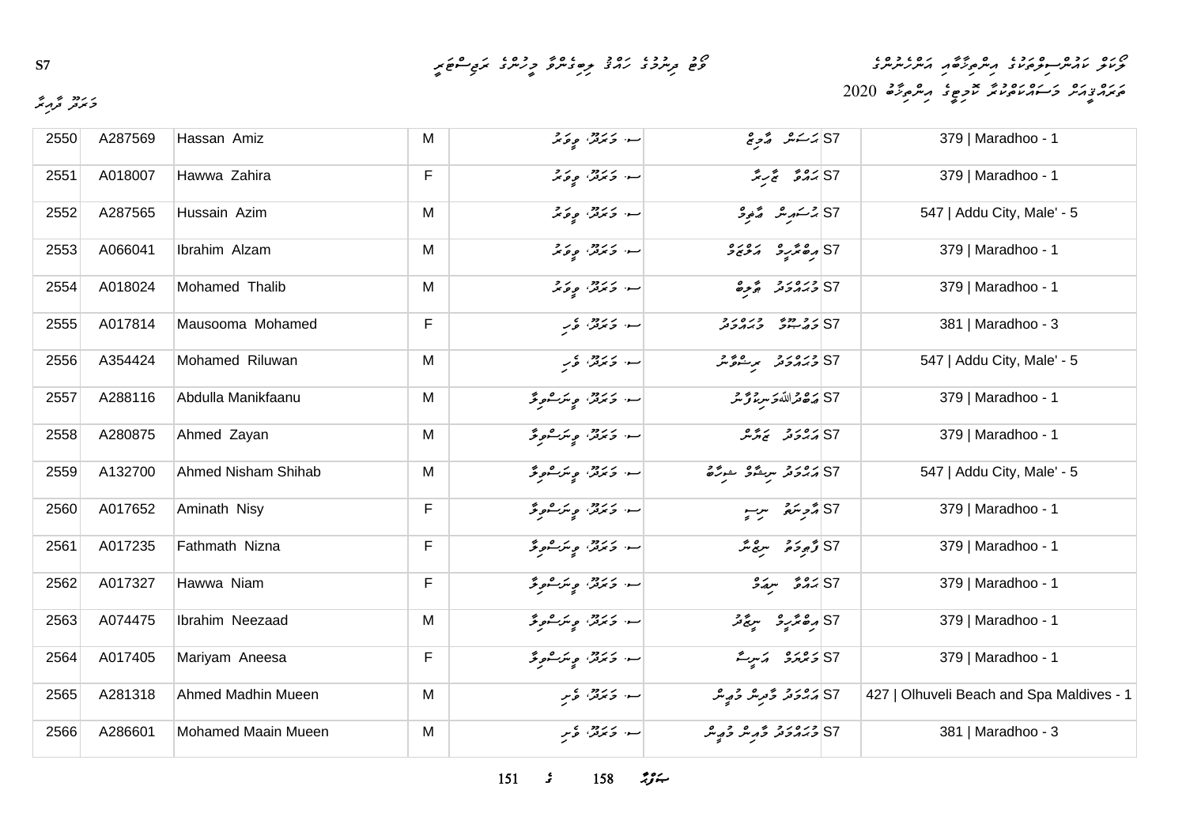| 2550 | A287569 | Hassan Amiz | M | ސ. މަރަދޫ، ވިވަރު | S7 ހަސަން އާމިޒު | 379 \| Maradhoo - 1 |
|---|---|---|---|---|---|---|
| 2551 | A018007 | Hawwa Zahira | F | ސ. މަރަދޫ، ވިވަރު | S7 ހައްވާ ޒާހިރާ | 379 \| Maradhoo - 1 |
| 2552 | A287565 | Hussain Azim | M | ސ. މަރަދޫ، ވިވަރު | S7 ހުސައިން އާޒިމް | 547 \| Addu City, Male' - 5 |
| 2553 | A066041 | Ibrahim Alzam | M | ސ. މަރަދޫ، ވިވަރު | S7 އިބްރާހިމް އަލްޒަމް | 379 \| Maradhoo - 1 |
| 2554 | A018024 | Mohamed Thalib | M | ސ. މަރަދޫ، ވިވަރު | S7 މުހައްމަދު ޠާލިބު | 379 \| Maradhoo - 1 |
| 2555 | A017814 | Mausooma Mohamed | F | ސ. މަރަދޫ، ވާރ | S7 މައުސޫމާ މުހައްމަދު | 381 \| Maradhoo - 3 |
| 2556 | A354424 | Mohamed Riluwan | M | ސ. މަރަދޫ، ވާރ | S7 މުހައްމަދު ރިޟުވާން | 547 \| Addu City, Male' - 5 |
| 2557 | A288116 | Abdulla Manikfaanu | M | ސ. މަރަދޫ، ވިނަސްޓިވާ | S7 އަބްދުﷲމަނިކުފާނު | 379 \| Maradhoo - 1 |
| 2558 | A280875 | Ahmed Zayan | M | ސ. މަރަދޫ، ވިނަސްޓިވާ | S7 އަހްމަދު ޒަޔާން | 379 \| Maradhoo - 1 |
| 2559 | A132700 | Ahmed Nisham Shihab | M | ސ. މަރަދޫ، ވިނަސްޓިވާ | S7 އަހްމަދު ނިޝާމް ޝިހާބު | 547 \| Addu City, Male' - 5 |
| 2560 | A017652 | Aminath Nisy | F | ސ. މަރަދޫ، ވިނަސްޓިވާ | S7 އާމިނަތު ނިސީ | 379 \| Maradhoo - 1 |
| 2561 | A017235 | Fathmath Nizna | F | ސ. މަރަދޫ، ވިނަސްޓިވާ | S7 ފާތިމަތު ނިޒްނާ | 379 \| Maradhoo - 1 |
| 2562 | A017327 | Hawwa Niam | F | ސ. މަރަދޫ، ވިނަސްޓިވާ | S7 ހައްވާ ނިޢަމް | 379 \| Maradhoo - 1 |
| 2563 | A074475 | Ibrahim Neezaad | M | ސ. މަރަދޫ، ވިނަސްޓިވާ | S7 އިބްރާހިމް ނީޒާދު | 379 \| Maradhoo - 1 |
| 2564 | A017405 | Mariyam Aneesa | F | ސ. މަރަދޫ، ވިނަސްޓިވާ | S7 މަރިޔަމް އަނީސާ | 379 \| Maradhoo - 1 |
| 2565 | A281318 | Ahmed Madhin Mueen | M | ސ. މަރަދޫ، ވެނ | S7 އަހްމަދު މާދިން މުއީން | 427 \| Olhuveli Beach and Spa Maldives - 1 |
| 2566 | A286601 | Mohamed Maain Mueen | M | ސ. މަރަދޫ، ވެނ | S7 މުހައްމަދު މާއިން މުއީން | 381 \| Maradhoo - 3 |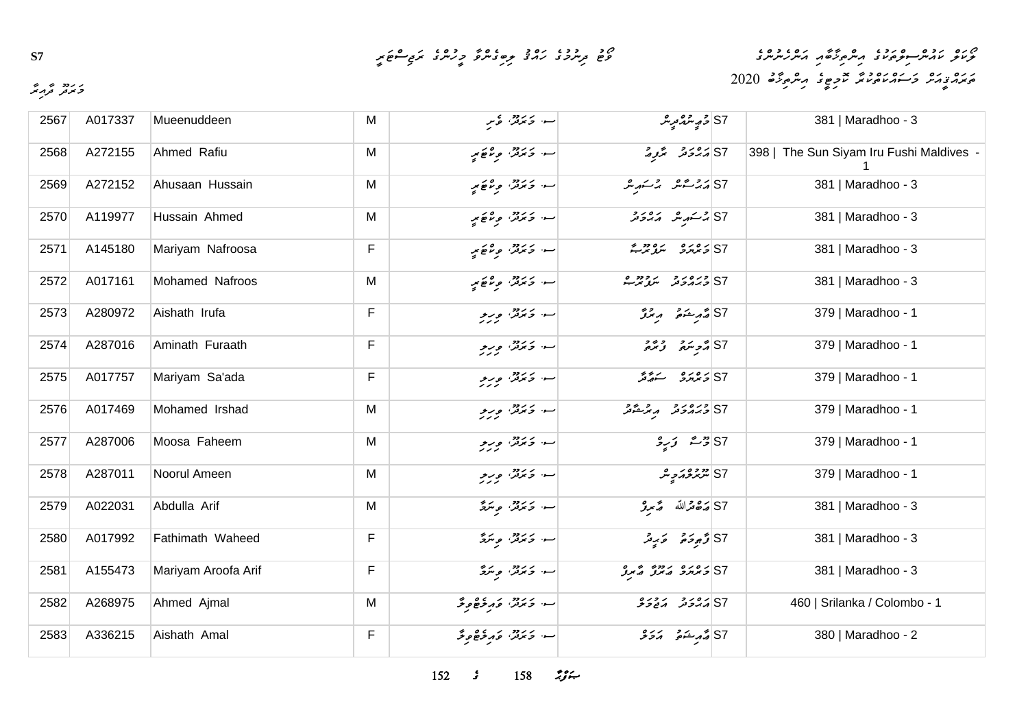| 2567 | A017337 | Mueenuddeen | M | ސ. މަރަދޫ، ވާރ | S7 މުއީނުއްދީން | 381 \| Maradhoo - 3 |
|---|---|---|---|---|---|---|
| 2568 | A272155 | Ahmed Rafiu | M | ސ. މަރަދޫ، ވިލާބަރި | S7 އަޙްމަދު ރާފިއު | 398 \| The Sun Siyam Iru Fushi Maldives - 1 |
| 2569 | A272152 | Ahusaan Hussain | M | ސ. މަރަދޫ، ވިލާބަރި | S7 އަޙުސާން ޙުސައިން | 381 \| Maradhoo - 3 |
| 2570 | A119977 | Hussain Ahmed | M | ސ. މަރަދޫ، ވިލާބަރި | S7 ޙުސައިން އަޙްމަދު | 381 \| Maradhoo - 3 |
| 2571 | A145180 | Mariyam Nafroosa | F | ސ. މަރަދޫ، ވިލާބަރި | S7 މަރިޔަމް ނަފްރޫސާ | 381 \| Maradhoo - 3 |
| 2572 | A017161 | Mohamed Nafroos | M | ސ. މަރަދޫ، ވިލާބަރި | S7 މުޙައްމަދު ނަފްރޫސް | 381 \| Maradhoo - 3 |
| 2573 | A280972 | Aishath Irufa | F | ސ. މަރަދޫ، ވިލުވި | S7 އާއިޝަތު އިރުފާ | 379 \| Maradhoo - 1 |
| 2574 | A287016 | Aminath Furaath | F | ސ. މަރަދޫ، ވިލުވި | S7 އާމިނަތު ފުރާތު | 379 \| Maradhoo - 1 |
| 2575 | A017757 | Mariyam Sa'ada | F | ސ. މަރަދޫ، ވިލުވި | S7 މަރިޔަމް ސައުދާ | 379 \| Maradhoo - 1 |
| 2576 | A017469 | Mohamed Irshad | M | ސ. މަރަދޫ، ވިލުވި | S7 މުޙައްމަދު އިރުޝާދު | 379 \| Maradhoo - 1 |
| 2577 | A287006 | Moosa Faheem | M | ސ. މަރަދޫ، ވިލުވި | S7 މޫސާ ފަހީމް | 379 \| Maradhoo - 1 |
| 2578 | A287011 | Noorul Ameen | M | ސ. މަރަދޫ، ވިލުވި | S7 ނޫރުލްއަމީން | 379 \| Maradhoo - 1 |
| 2579 | A022031 | Abdulla Arif | M | ސ. މަރަދޫ، ވިނަގާ | S7 އަބްދުﷲ އާރިފު | 381 \| Maradhoo - 3 |
| 2580 | A017992 | Fathimath Waheed | F | ސ. މަރަދޫ، ވިނަގާ | S7 ފާތިމަތު ވަހީދު | 381 \| Maradhoo - 3 |
| 2581 | A155473 | Mariyam Aroofa Arif | F | ސ. މަރަދޫ، ވިނަގާ | S7 މަރިޔަމް އަރޫފާ އާރިފު | 381 \| Maradhoo - 3 |
| 2582 | A268975 | Ahmed Ajmal | M | ސ. މަރަދޫ، ވައިލެޓްވިލާ | S7 އަޙްމަދު އަޖްމަލް | 460 \| Srilanka / Colombo - 1 |
| 2583 | A336215 | Aishath Amal | F | ސ. މަރަދޫ، ވައިލެޓްވިލާ | S7 އާއިޝަތު އަމަލް | 380 \| Maradhoo - 2 |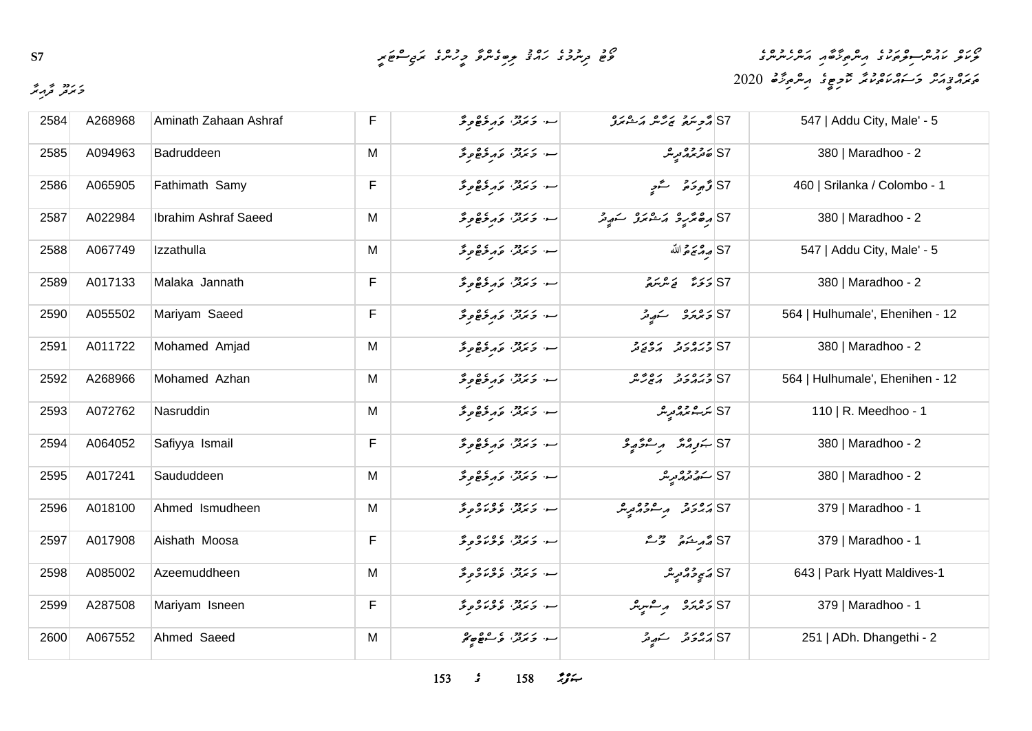| 2584 | A268968 | Aminath Zahaan Ashraf | F | ސ. މަރަދޫ، ވައިލެޓްވިލާ | S7 އާމިނަތު ޒަހާން އަޝްރަފް | 547 \| Addu City, Male' - 5 |
|---|---|---|---|---|---|---|
| 2585 | A094963 | Badruddeen | M | ސ. މަރަދޫ، ވައިލެޓްވިލާ | S7 ބަދުރުއްދީން | 380 \| Maradhoo - 2 |
| 2586 | A065905 | Fathimath Samy | F | ސ. މަރަދޫ، ވައިލެޓްވިލާ | S7 ފާތިމަތު ސާމީ | 460 \| Srilanka / Colombo - 1 |
| 2587 | A022984 | Ibrahim Ashraf Saeed | M | ސ. މަރަދޫ، ވައިލެޓްވިލާ | S7 އިބްރާހީމް އަޝްރަފް ސަޢީދު | 380 \| Maradhoo - 2 |
| 2588 | A067749 | Izzathulla | M | ސ. މަރަދޫ، ވައިލެޓްވިލާ | S7 އިއްޒަތުﷲ | 547 \| Addu City, Male' - 5 |
| 2589 | A017133 | Malaka Jannath | F | ސ. މަރަދޫ، ވައިލެޓްވިލާ | S7 މަލަކާ ޖަންނަތު | 380 \| Maradhoo - 2 |
| 2590 | A055502 | Mariyam Saeed | F | ސ. މަރަދޫ، ވައިލެޓްވިލާ | S7 މަރިޔަމް ސަޢީދު | 564 \| Hulhumale', Ehenihen - 12 |
| 2591 | A011722 | Mohamed Amjad | M | ސ. މަރަދޫ، ވައިލެޓްވިލާ | S7 މުޙައްމަދު އަމްޖަދު | 380 \| Maradhoo - 2 |
| 2592 | A268966 | Mohamed Azhan | M | ސ. މަރަދޫ، ވައިލެޓްވިލާ | S7 މުޙައްމަދު އަޒްހާން | 564 \| Hulhumale', Ehenihen - 12 |
| 2593 | A072762 | Nasruddin | M | ސ. މަރަދޫ، ވައިލެޓްވިލާ | S7 ނަޞްރުއްދީން | 110 \| R. Meedhoo - 1 |
| 2594 | A064052 | Safiyya Ismail | F | ސ. މަރަދޫ، ވައިލެޓްވިލާ | S7 ޞަފިއްޔާ އިސްމާޢީލް | 380 \| Maradhoo - 2 |
| 2595 | A017241 | Saududdeen | M | ސ. މަރަދޫ، ވައިލެޓްވިލާ | S7 ސަޢުދުއްދީން | 380 \| Maradhoo - 2 |
| 2596 | A018100 | Ahmed Ismudheen | M | ސ. މަރަދޫ، ވެލަކަވިލާ | S7 އަޙްމަދު އިސްމުއްދީން | 379 \| Maradhoo - 1 |
| 2597 | A017908 | Aishath Moosa | F | ސ. މަރަދޫ، ވެލަކަވިލާ | S7 އާއިޝަތު މޫސާ | 379 \| Maradhoo - 1 |
| 2598 | A085002 | Azeemuddheen | M | ސ. މަރަދޫ، ވެލަކަވިލާ | S7 އަޒީމުއްދީން | 643 \| Park Hyatt Maldives-1 |
| 2599 | A287508 | Mariyam Isneen | F | ސ. މަރަދޫ، ވެލަކަވިލާ | S7 މަރިޔަމް އިސްނީން | 379 \| Maradhoo - 1 |
| 2600 | A067552 | Ahmed Saeed | M | ސ. މަރަދޫ، ވެސްޓްބީޗް | S7 އަޙްމަދު ސަޢީދު | 251 \| ADh. Dhangethi - 2 |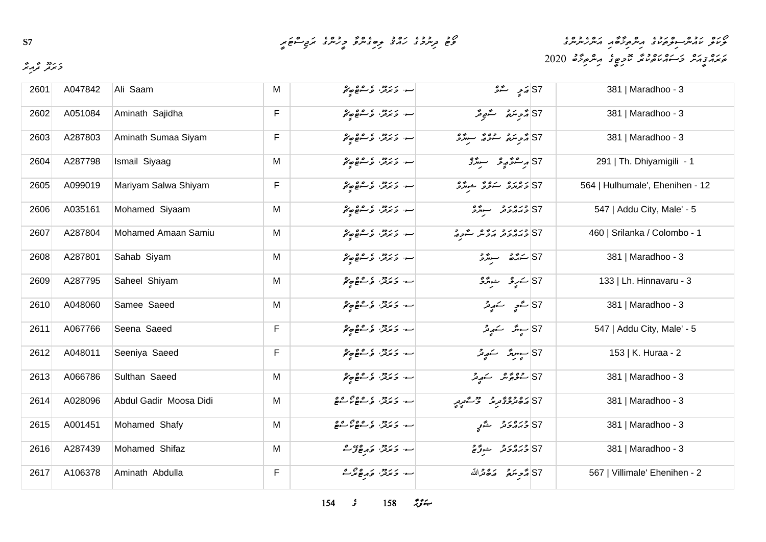| 2601 | A047842 | Ali Saam | M | ސ. މަރަދޫ، ވެސްޓްބީޗް | S7 އަލި ސާމް | 381 \| Maradhoo - 3 |
|---|---|---|---|---|---|---|
| 2602 | A051084 | Aminath Sajidha | F | ސ. މަރަދޫ، ވެސްޓްބީޗް | S7 އާމިނަތު ސާޖިދާ | 381 \| Maradhoo - 3 |
| 2603 | A287803 | Aminath Sumaa Siyam | F | ސ. މަރަދޫ، ވެސްޓްބީޗް | S7 އާމިނަތު ސުމާއާ ސިޔާމް | 381 \| Maradhoo - 3 |
| 2604 | A287798 | Ismail Siyaag | M | ސ. މަރަދޫ، ވެސްޓްބީޗް | S7 އިސްމާއީލް ސިޔާގް | 291 \| Th. Dhiyamigili - 1 |
| 2605 | A099019 | Mariyam Salwa Shiyam | F | ސ. މަރަދޫ، ވެސްޓްބީޗް | S7 މަރިޔަމް ސަލްވާ ޝިޔާމް | 564 \| Hulhumale', Ehenihen - 12 |
| 2606 | A035161 | Mohamed Siyaam | M | ސ. މަރަދޫ، ވެސްޓްބީޗް | S7 މުހައްމަދު ސިޔާމް | 547 \| Addu City, Male' - 5 |
| 2607 | A287804 | Mohamed Amaan Samiu | M | ސ. މަރަދޫ، ވެސްޓްބީޗް | S7 މުހައްމަދު އަމާން ސާމިއު | 460 \| Srilanka / Colombo - 1 |
| 2608 | A287801 | Sahab Siyam | M | ސ. މަރަދޫ، ވެސްޓްބީޗް | S7 ސަޙާބް ސިޔާމް | 381 \| Maradhoo - 3 |
| 2609 | A287795 | Saheel Shiyam | M | ސ. މަރަދޫ، ވެސްޓްބީޗް | S7 ސަހީލް ޝިޔާމް | 133 \| Lh. Hinnavaru - 3 |
| 2610 | A048060 | Samee Saeed | M | ސ. މަރަދޫ، ވެސްޓްބީޗް | S7 ސަމީ ސައީދު | 381 \| Maradhoo - 3 |
| 2611 | A067766 | Seena Saeed | F | ސ. މަރަދޫ، ވެސްޓްބީޗް | S7 ސީނާ ސައީދު | 547 \| Addu City, Male' - 5 |
| 2612 | A048011 | Seeniya Saeed | F | ސ. މަރަދޫ، ވެސްޓްބީޗް | S7 ސީނިޔާ ސައީދު | 153 \| K. Huraa - 2 |
| 2613 | A066786 | Sulthan Saeed | M | ސ. މަރަދޫ، ވެސްޓްބީޗް | S7 ސުލްޠާން ސައީދު | 381 \| Maradhoo - 3 |
| 2614 | A028096 | Abdul Gadir Moosa Didi | M | ސ. މަރަދޫ، ވެސްޓްބީޗްހައުސް | S7 އަބްދުލްޤާދިރު މޫސާދީދީ | 381 \| Maradhoo - 3 |
| 2615 | A001451 | Mohamed Shafy | M | ސ. މަރަދޫ، ވެސްޓްބީޗްހައުސް | S7 މުހައްމަދު ޝާފީ | 381 \| Maradhoo - 3 |
| 2616 | A287439 | Mohamed Shifaz | M | ސ. މަރަދޫ، ވައިޓްރޯސް | S7 މުހައްމަދު ޝިފާޒް | 381 \| Maradhoo - 3 |
| 2617 | A106378 | Aminath Abdulla | F | ސ. މަރަދޫ، ވައިޓްރޯސް | S7 އާމިނަތު އަބްދުﷲ | 567 \| Villimale' Ehenihen - 2 |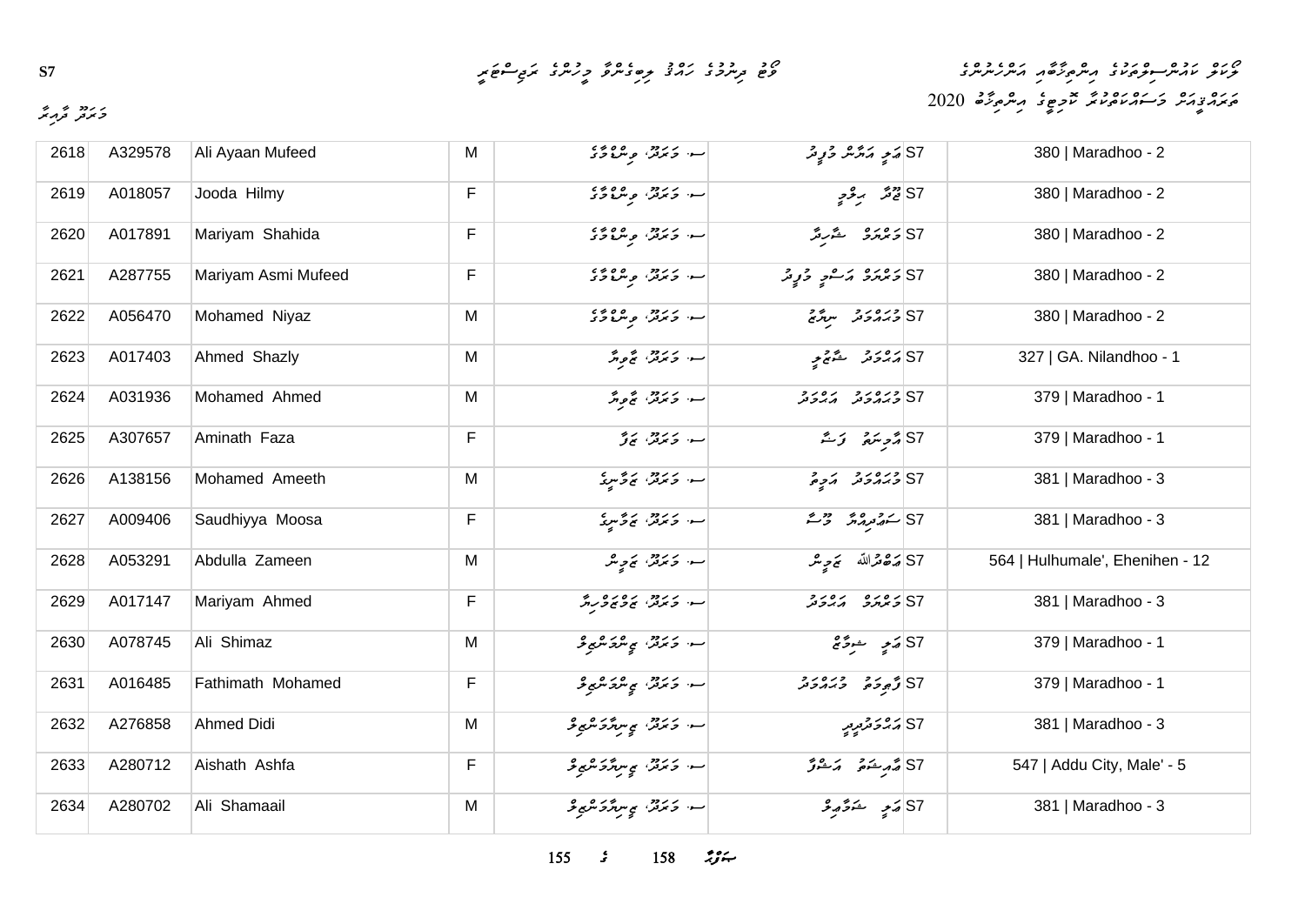| 2618 | A329578 | Ali Ayaan Mufeed | M | ސ. މަރަދޫ، ވިންޑްވާޑް | S7 | 380 \| Maradhoo - 2 |
|---|---|---|---|---|---|---|
| 2619 | A018057 | Jooda Hilmy | F | ސ. މަރަދޫ، ވިންޑްވާޑް | S7 | 380 \| Maradhoo - 2 |
| 2620 | A017891 | Mariyam Shahida | F | ސ. މަރަދޫ، ވިންޑްވާޑް | S7 | 380 \| Maradhoo - 2 |
| 2621 | A287755 | Mariyam Asmi Mufeed | F | ސ. މަރަދޫ، ވިންޑްވާޑް | S7 | 380 \| Maradhoo - 2 |
| 2622 | A056470 | Mohamed Niyaz | M | ސ. މަރަދޫ، ވިންޑްވާޑް | S7 | 380 \| Maradhoo - 2 |
| 2623 | A017403 | Ahmed Shazly | M | ސ. މަރަދޫ، ޗާލީ | S7 | 327 \| GA. Nilandhoo - 1 |
| 2624 | A031936 | Mohamed Ahmed | M | ސ. މަރަދޫ، ޗާލީ | S7 | 379 \| Maradhoo - 1 |
| 2625 | A307657 | Aminath Faza | F | ސ. މަރަދޫ، ޖަވް | S7 | 379 \| Maradhoo - 1 |
| 2626 | A138156 | Mohamed Ameeth | M | ސ. މަރަދޫ، ޖަވާހިރު | S7 | 381 \| Maradhoo - 3 |
| 2627 | A009406 | Saudhiyya Moosa | F | ސ. މަރަދޫ، ޖަވާހިރު | S7 | 381 \| Maradhoo - 3 |
| 2628 | A053291 | Abdulla Zameen | M | ސ. މަރަދޫ، ޖަމީން | S7 | 564 \| Hulhumale', Ehenihen - 12 |
| 2629 | A017147 | Mariyam Ahmed | F | ސ. މަރަދޫ، ޖަމްޖަމްވިލާ | S7 | 381 \| Maradhoo - 3 |
| 2630 | A078745 | Ali Shimaz | M | ސ. މަރަދޫ، ޕިންކަންބީޗް | S7 | 379 \| Maradhoo - 1 |
| 2631 | A016485 | Fathimath Mohamed | F | ސ. މަރަދޫ، ޕިންކަންބީޗް | S7 | 379 \| Maradhoo - 1 |
| 2632 | A276858 | Ahmed Didi | M | ސ. މަރަދޫ، ޕިނާކަންބީޗް | S7 | 381 \| Maradhoo - 3 |
| 2633 | A280712 | Aishath Ashfa | F | ސ. މަރަދޫ، ޕިނާކަންބީޗް | S7 | 547 \| Addu City, Male' - 5 |
| 2634 | A280702 | Ali Shamaail | M | ސ. މަރަދޫ، ޕިނާކަންބީޗް | S7 | 381 \| Maradhoo - 3 |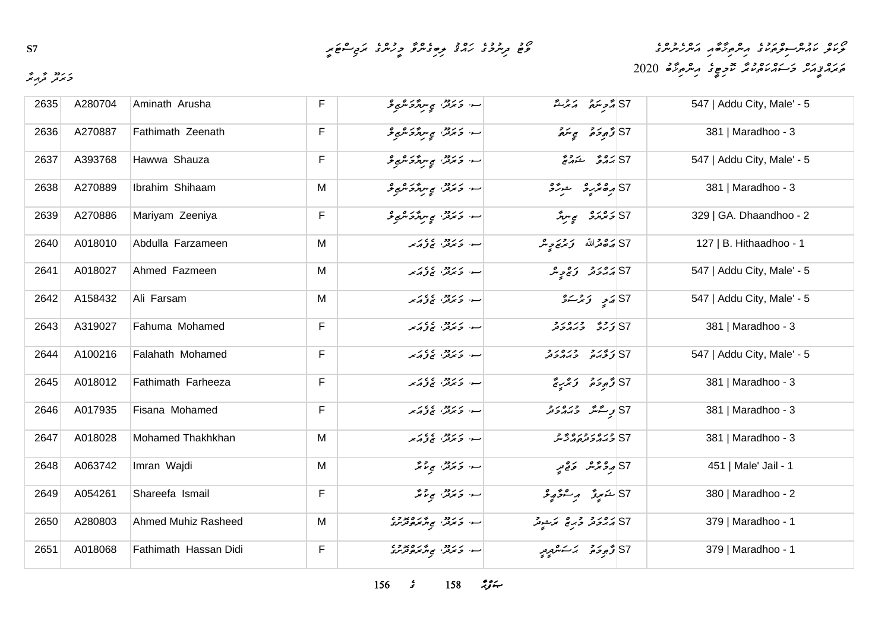| 2635 | A280704 | Aminath Arusha | F | ސ. މަރަދޫ، ޖިނިއާމަންޒިލް | S7 އާމިނަތު އަރުޝާ | 547 \| Addu City, Male' - 5 |
|---|---|---|---|---|---|---|
| 2636 | A270887 | Fathimath Zeenath | F | ސ. މަރަދޫ، ޖިނިއާމަންޒިލް | S7 ފާތިމަތު ޒީނަތު | 381 \| Maradhoo - 3 |
| 2637 | A393768 | Hawwa Shauza | F | ސ. މަރަދޫ، ޖިނިއާމަންޒިލް | S7 ހައްވާ ޝައުޒާ | 547 \| Addu City, Male' - 5 |
| 2638 | A270889 | Ibrahim Shihaam | M | ސ. މަރަދޫ، ޖިނިއާމަންޒިލް | S7 އިބްރާހީމް ޝިހާމް | 381 \| Maradhoo - 3 |
| 2639 | A270886 | Mariyam Zeeniya | F | ސ. މަރަދޫ، ޖިނިއާމަންޒިލް | S7 މަރިޔަމް ޒީނިޔާ | 329 \| GA. Dhaandhoo - 2 |
| 2640 | A018010 | Abdulla Farzameen | M | ސ. މަރަދޫ، ޖަވާހިރު | S7 އަބްދުﷲ ފަރުޒަމީން | 127 \| B. Hithaadhoo - 1 |
| 2641 | A018027 | Ahmed Fazmeen | M | ސ. މަރަދޫ، ޖަވާހިރު | S7 އަހްމަދު ފަޒްމީން | 547 \| Addu City, Male' - 5 |
| 2642 | A158432 | Ali Farsam | M | ސ. މަރަދޫ، ޖަވާހިރު | S7 އަލި ފަރުސަމް | 547 \| Addu City, Male' - 5 |
| 2643 | A319027 | Fahuma Mohamed | F | ސ. މަރަދޫ، ޖަވާހިރު | S7 ފަހުމާ މުހައްމަދު | 381 \| Maradhoo - 3 |
| 2644 | A100216 | Falahath Mohamed | F | ސ. މަރަދޫ، ޖަވާހިރު | S7 ފަލާހަތު މުހައްމަދު | 547 \| Addu City, Male' - 5 |
| 2645 | A018012 | Fathimath Farheeza | F | ސ. މަރަދޫ، ޖަވާހިރު | S7 ފާތިމަތު ފަރުހީޒާ | 381 \| Maradhoo - 3 |
| 2646 | A017935 | Fisana Mohamed | F | ސ. މަރަދޫ، ޖަވާހިރު | S7 ފިސާނާ މުހައްމަދު | 381 \| Maradhoo - 3 |
| 2647 | A018028 | Mohamed Thakhkhan | M | ސ. މަރަދޫ، ޖަވާހިރު | S7 މުހައްމަދުތައްޚާން | 381 \| Maradhoo - 3 |
| 2648 | A063742 | Imran Wajdi | M | ސ. މަރަދޫ، ޖިހާދު | S7 އިމްރާން ވަޖްދީ | 451 \| Male' Jail - 1 |
| 2649 | A054261 | Shareefa Ismail | F | ސ. މަރަދޫ، ޖިހާދު | S7 ޝަރީފާ އިސްމާޢީލް | 380 \| Maradhoo - 2 |
| 2650 | A280803 | Ahmed Muhiz Rasheed | M | ސ. މަރަދޫ، ޖިއާރަތުދޮށުގެ | S7 އަހްމަދު މުޙިޒު ރަޝީދު | 379 \| Maradhoo - 1 |
| 2651 | A018068 | Fathimath Hassan Didi | F | ސ. މަރަދޫ، ޖިއާރަތުދޮށުގެ | S7 ފާތިމަތު ހަސަންދީދީ | 379 \| Maradhoo - 1 |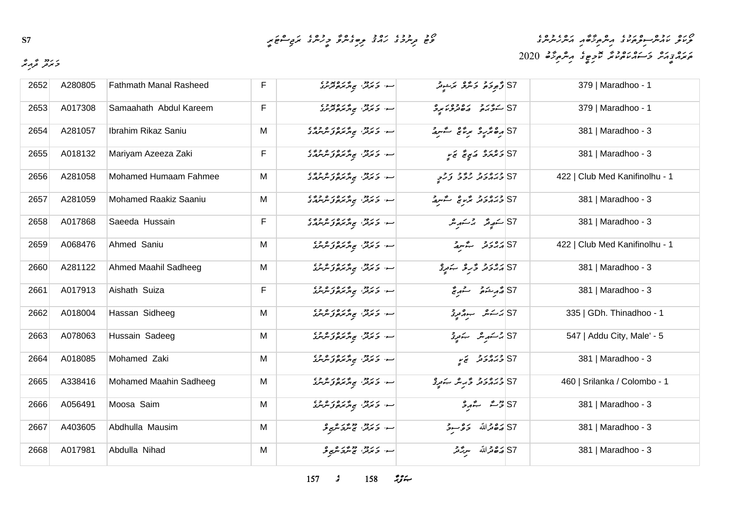| 2652 | A280805 | Fathmath Manal Rasheed | F | ސ. މަރަދޫ، ޖިޔާރަތުގެދޮރު | S7 ފާތިމަތު މަނާލް ރަޝީދު | 379 \| Maradhoo - 1 |
|---|---|---|---|---|---|---|
| 2653 | A017308 | Samaahath Abdul Kareem | F | ސ. މަރަދޫ، ޖިޔާރަތުގެދޮރު | S7 ސަމާހަތު އަބްދުލްކަރީމް | 379 \| Maradhoo - 1 |
| 2654 | A281057 | Ibrahim Rikaz Saniu | M | ސ. މަރަދޫ، ޖިޔާރަތުގެނަންދުނީގެ | S7 އިބްރާހީމް ރިކާޒް ސާނިއު | 381 \| Maradhoo - 3 |
| 2655 | A018132 | Mariyam Azeeza Zaki | F | ސ. މަރަދޫ، ޖިޔާރަތުގެނަންދުނީގެ | S7 މަރިޔަމް އަޒީޒާ ޒަކީ | 381 \| Maradhoo - 3 |
| 2656 | A281058 | Mohamed Humaam Fahmee | M | ސ. މަރަދޫ، ޖިޔާރަތުގެނަންދުނީގެ | S7 މުޙައްމަދު ހުމާމް ފަހުމީ | 422 \| Club Med Kanifinolhu - 1 |
| 2657 | A281059 | Mohamed Raakiz Saaniu | M | ސ. މަރަދޫ، ޖިޔާރަތުގެނަންދުނީގެ | S7 މުޙައްމަދު ރާކިޒް ސާނިއު | 381 \| Maradhoo - 3 |
| 2658 | A017868 | Saeeda Hussain | F | ސ. މަރަދޫ، ޖިޔާރަތުގެނަންދުނީގެ | S7 ސައީދާ ހުސައިން | 381 \| Maradhoo - 3 |
| 2659 | A068476 | Ahmed Saniu | M | ސ. މަރަދޫ، ޖިޔާރަތުގެނަންދުނީ | S7 އަހްމަދު ސާނިއު | 422 \| Club Med Kanifinolhu - 1 |
| 2660 | A281122 | Ahmed Maahil Sadheeg | M | ސ. މަރަދޫ، ޖިޔާރަތުގެނަންދުނީ | S7 އަހްމަދު މާހިލް ސަދީގު | 381 \| Maradhoo - 3 |
| 2661 | A017913 | Aishath Suiza | F | ސ. މަރަދޫ، ޖިޔާރަތުގެނަންދުނީ | S7 އާއިޝަތު ސުއިޒާ | 381 \| Maradhoo - 3 |
| 2662 | A018004 | Hassan Sidheeg | M | ސ. މަރަދޫ، ޖިޔާރަތުގެނަންދުނީ | S7 ހަސަން ސިއްދީގު | 335 \| GDh. Thinadhoo - 1 |
| 2663 | A078063 | Hussain Sadeeg | M | ސ. މަރަދޫ، ޖިޔާރަތުގެނަންދުނީ | S7 ހުސައިން ސަދީގު | 547 \| Addu City, Male' - 5 |
| 2664 | A018085 | Mohamed Zaki | M | ސ. މަރަދޫ، ޖިޔާރަތުގެނަންދުނީ | S7 މުޙައްމަދު ޒަކީ | 381 \| Maradhoo - 3 |
| 2665 | A338416 | Mohamed Maahin Sadheeg | M | ސ. މަރަދޫ، ޖިޔާރަތުގެނަންދުނީ | S7 މުޙައްމަދު މާހިން ސަދީގު | 460 \| Srilanka / Colombo - 1 |
| 2666 | A056491 | Moosa Saim | M | ސ. މަރަދޫ، ޖިޔާރަތުގެނަންދުނީ | S7 މޫސާ ސާއިމް | 381 \| Maradhoo - 3 |
| 2667 | A403605 | Abdhulla Mausim | M | ސ. މަރަދޫ، ޗަނބޭލިވިލާ | S7 އަބްދުﷲ މައުސިމް | 381 \| Maradhoo - 3 |
| 2668 | A017981 | Abdulla Nihad | M | ސ. މަރަދޫ، ޗަނބޭލިވިލާ | S7 އަބްދުﷲ ނިހާދު | 381 \| Maradhoo - 3 |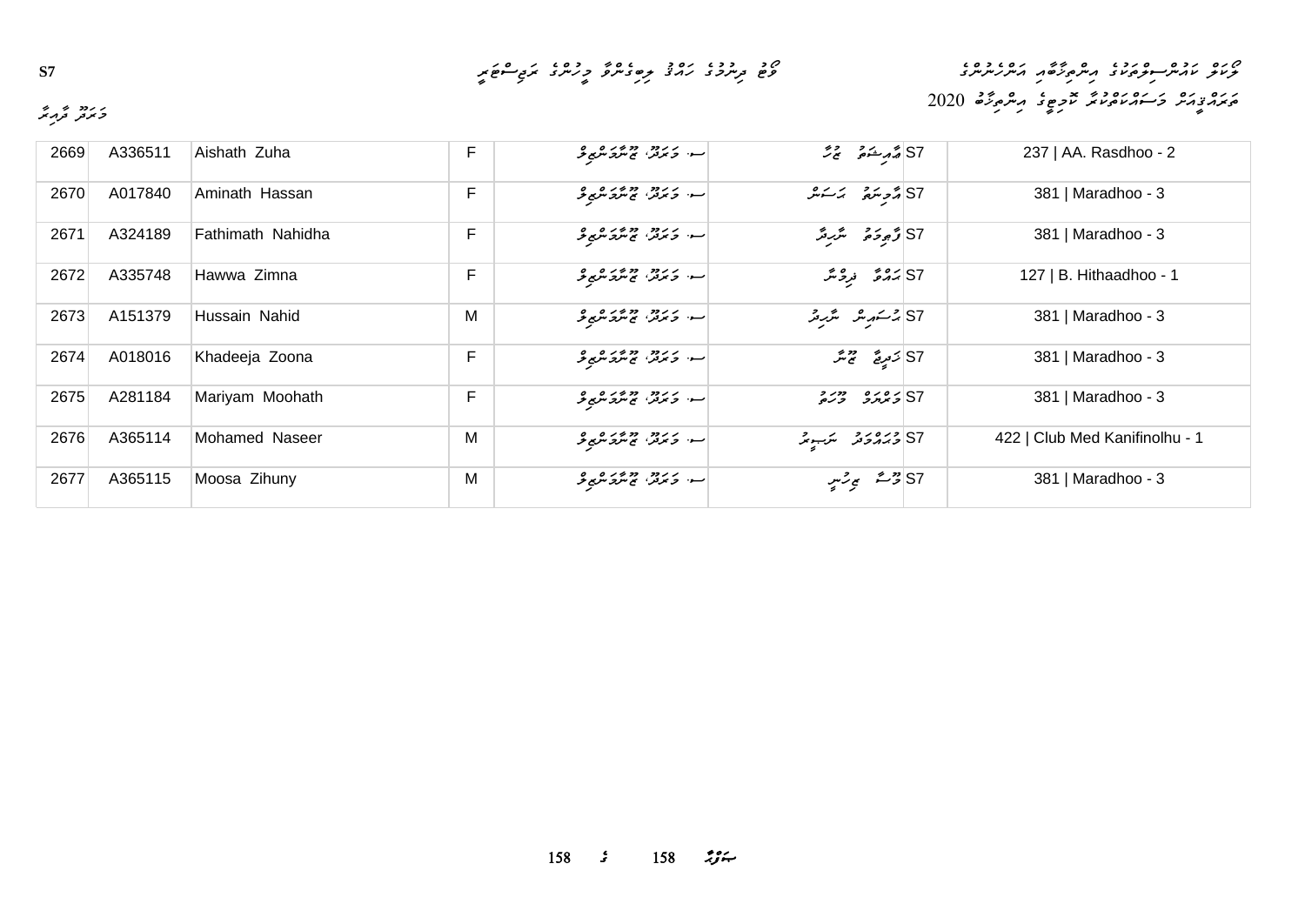| | | | | | | |
|---|---|---|---|---|---|---|
| 2669 | A336511 | Aishath Zuha | F | ސ. މަރަދޫ، ޒީނިޔާނޫޅުގެ | S7 އައިޝަތު ޒުހާ | 237 \| AA. Rasdhoo - 2 |
| 2670 | A017840 | Aminath Hassan | F | ސ. މަރަދޫ، ޒީނިޔާނޫޅުގެ | S7 އާމިނަތު ޙަސަން | 381 \| Maradhoo - 3 |
| 2671 | A324189 | Fathimath Nahidha | F | ސ. މަރަދޫ، ޒީނިޔާނޫޅުގެ | S7 ފާތިމަތު ނާހިދާ | 381 \| Maradhoo - 3 |
| 2672 | A335748 | Hawwa Zimna | F | ސ. މަރަދޫ، ޒީނިޔާނޫޅުގެ | S7 ހައްވާ ޒިމްނާ | 127 \| B. Hithaadhoo - 1 |
| 2673 | A151379 | Hussain Nahid | M | ސ. މަރަދޫ، ޒީނިޔާނޫޅުގެ | S7 ހުސައިން ނާހިދު | 381 \| Maradhoo - 3 |
| 2674 | A018016 | Khadeeja Zoona | F | ސ. މަރަދޫ، ޒީނިޔާނޫޅުގެ | S7 ޚަދީޖާ ޒޫނާ | 381 \| Maradhoo - 3 |
| 2675 | A281184 | Mariyam Moohath | F | ސ. މަރަދޫ، ޒީނިޔާނޫޅުގެ | S7 މަރިޔަމް މޫހަތު | 381 \| Maradhoo - 3 |
| 2676 | A365114 | Mohamed Naseer | M | ސ. މަރަދޫ، ޒީނިޔާނޫޅުގެ | S7 މުޙައްމަދު ނަސީރު | 422 \| Club Med Kanifinolhu - 1 |
| 2677 | A365115 | Moosa Zihuny | M | ސ. މަރަދޫ، ޒީނިޔާނޫޅުގެ | S7 މޫސާ ޒިހުނީ | 381 \| Maradhoo - 3 |